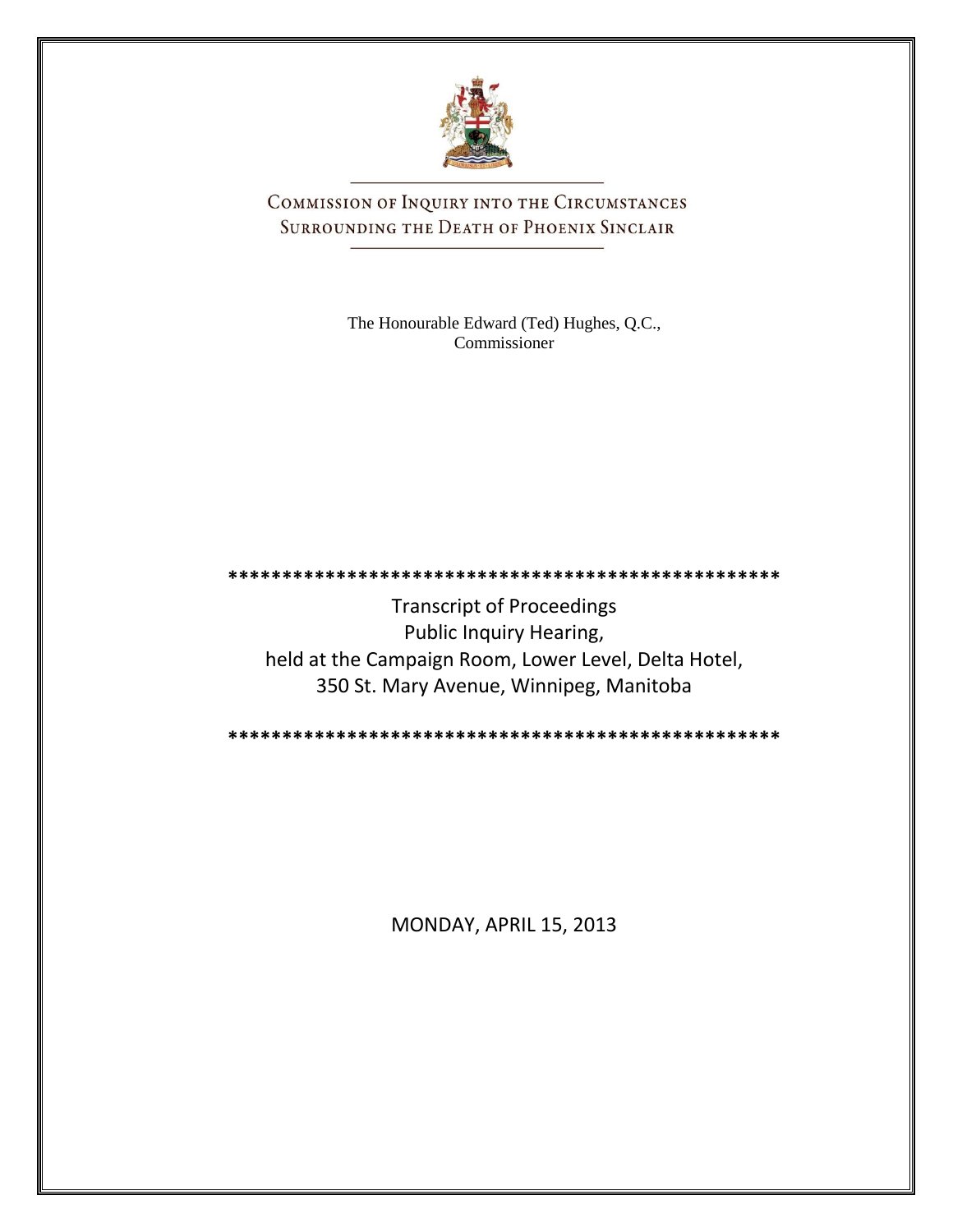# Commission of Inquiry into the Circumstances Surrounding the Death of Phoenix Sinclair

The Honourable Edward (Ted) Hughes, Q.C., Commissioner

****************************************************

Transcript of Proceedings
Public Inquiry Hearing,
held at the Campaign Room, Lower Level, Delta Hotel,
350 St. Mary Avenue, Winnipeg, Manitoba

****************************************************

MONDAY, APRIL 15, 2013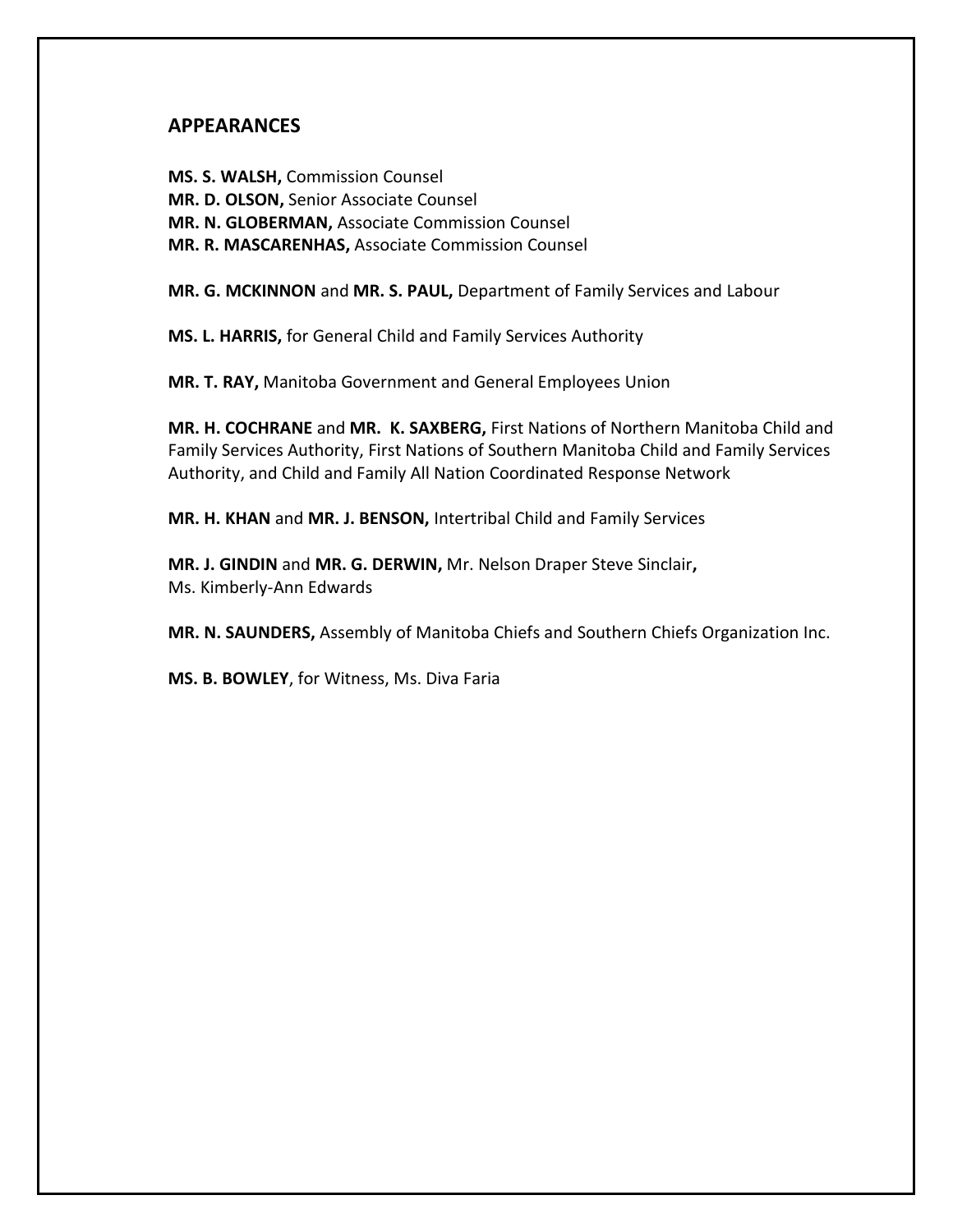## APPEARANCES

**MS. S. WALSH,** Commission Counsel
**MR. D. OLSON,** Senior Associate Counsel
**MR. N. GLOBERMAN,** Associate Commission Counsel
**MR. R. MASCARENHAS,** Associate Commission Counsel

**MR. G. MCKINNON** and **MR. S. PAUL,** Department of Family Services and Labour

**MS. L. HARRIS,** for General Child and Family Services Authority

**MR. T. RAY,** Manitoba Government and General Employees Union

**MR. H. COCHRANE** and **MR. K. SAXBERG,** First Nations of Northern Manitoba Child and Family Services Authority, First Nations of Southern Manitoba Child and Family Services Authority, and Child and Family All Nation Coordinated Response Network

**MR. H. KHAN** and **MR. J. BENSON,** Intertribal Child and Family Services

**MR. J. GINDIN** and **MR. G. DERWIN,** Mr. Nelson Draper Steve Sinclair**,**
Ms. Kimberly-Ann Edwards

**MR. N. SAUNDERS,** Assembly of Manitoba Chiefs and Southern Chiefs Organization Inc.

**MS. B. BOWLEY**, for Witness, Ms. Diva Faria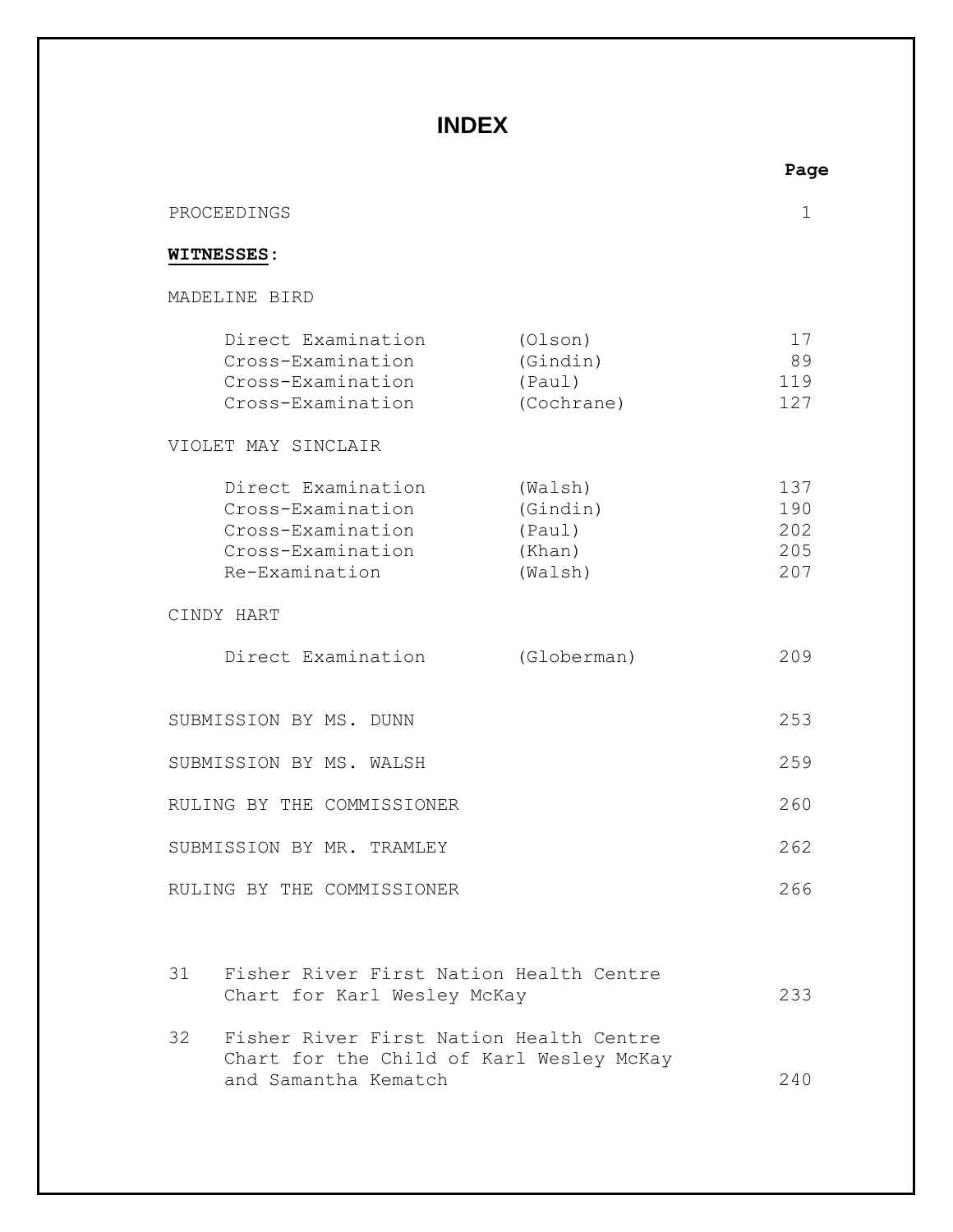# INDEX

| | | Page |
|---|---|---|
| PROCEEDINGS | | 1 |
| **WITNESSES**: | | |
| MADELINE BIRD | | |
| Direct Examination | (Olson) | 17 |
| Cross-Examination | (Gindin) | 89 |
| Cross-Examination | (Paul) | 119 |
| Cross-Examination | (Cochrane) | 127 |
| VIOLET MAY SINCLAIR | | |
| Direct Examination | (Walsh) | 137 |
| Cross-Examination | (Gindin) | 190 |
| Cross-Examination | (Paul) | 202 |
| Cross-Examination | (Khan) | 205 |
| Re-Examination | (Walsh) | 207 |
| CINDY HART | | |
| Direct Examination | (Globerman) | 209 |
| SUBMISSION BY MS. DUNN | | 253 |
| SUBMISSION BY MS. WALSH | | 259 |
| RULING BY THE COMMISSIONER | | 260 |
| SUBMISSION BY MR. TRAMLEY | | 262 |
| RULING BY THE COMMISSIONER | | 266 |

| | | |
|---|---|---|
| 31 | Fisher River First Nation Health Centre Chart for Karl Wesley McKay | 233 |
| 32 | Fisher River First Nation Health Centre Chart for the Child of Karl Wesley McKay and Samantha Kematch | 240 |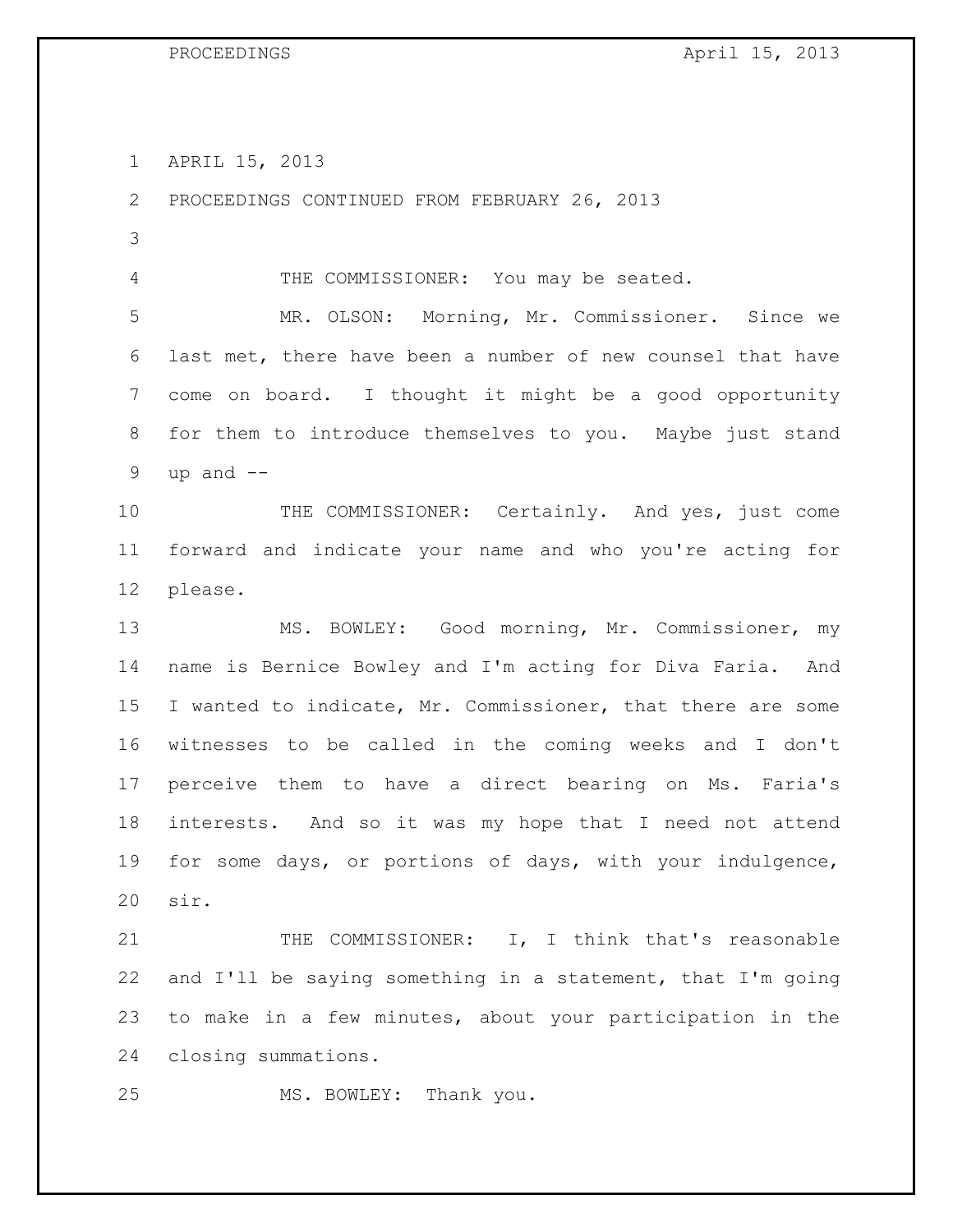APRIL 15, 2013

PROCEEDINGS CONTINUED FROM FEBRUARY 26, 2013

THE COMMISSIONER: You may be seated.

MR. OLSON: Morning, Mr. Commissioner. Since we last met, there have been a number of new counsel that have come on board. I thought it might be a good opportunity for them to introduce themselves to you. Maybe just stand up and --

THE COMMISSIONER: Certainly. And yes, just come forward and indicate your name and who you're acting for please.

MS. BOWLEY: Good morning, Mr. Commissioner, my name is Bernice Bowley and I'm acting for Diva Faria. And I wanted to indicate, Mr. Commissioner, that there are some witnesses to be called in the coming weeks and I don't perceive them to have a direct bearing on Ms. Faria's interests. And so it was my hope that I need not attend for some days, or portions of days, with your indulgence, sir.

THE COMMISSIONER: I, I think that's reasonable and I'll be saying something in a statement, that I'm going to make in a few minutes, about your participation in the closing summations.

MS. BOWLEY: Thank you.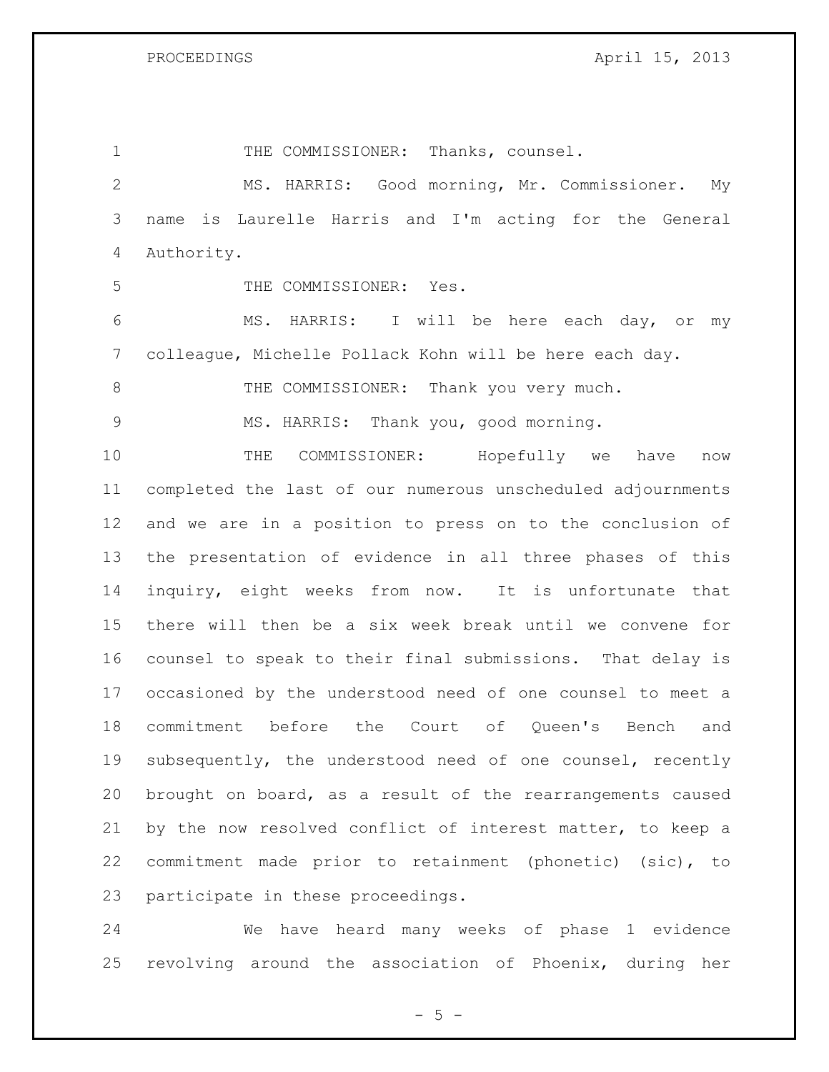THE COMMISSIONER: Thanks, counsel.

MS. HARRIS: Good morning, Mr. Commissioner. My name is Laurelle Harris and I'm acting for the General Authority.

THE COMMISSIONER: Yes.

MS. HARRIS: I will be here each day, or my colleague, Michelle Pollack Kohn will be here each day.

THE COMMISSIONER: Thank you very much.

MS. HARRIS: Thank you, good morning.

THE COMMISSIONER: Hopefully we have now completed the last of our numerous unscheduled adjournments and we are in a position to press on to the conclusion of the presentation of evidence in all three phases of this inquiry, eight weeks from now. It is unfortunate that there will then be a six week break until we convene for counsel to speak to their final submissions. That delay is occasioned by the understood need of one counsel to meet a commitment before the Court of Queen's Bench and subsequently, the understood need of one counsel, recently brought on board, as a result of the rearrangements caused by the now resolved conflict of interest matter, to keep a commitment made prior to retainment (phonetic) (sic), to participate in these proceedings.

We have heard many weeks of phase 1 evidence revolving around the association of Phoenix, during her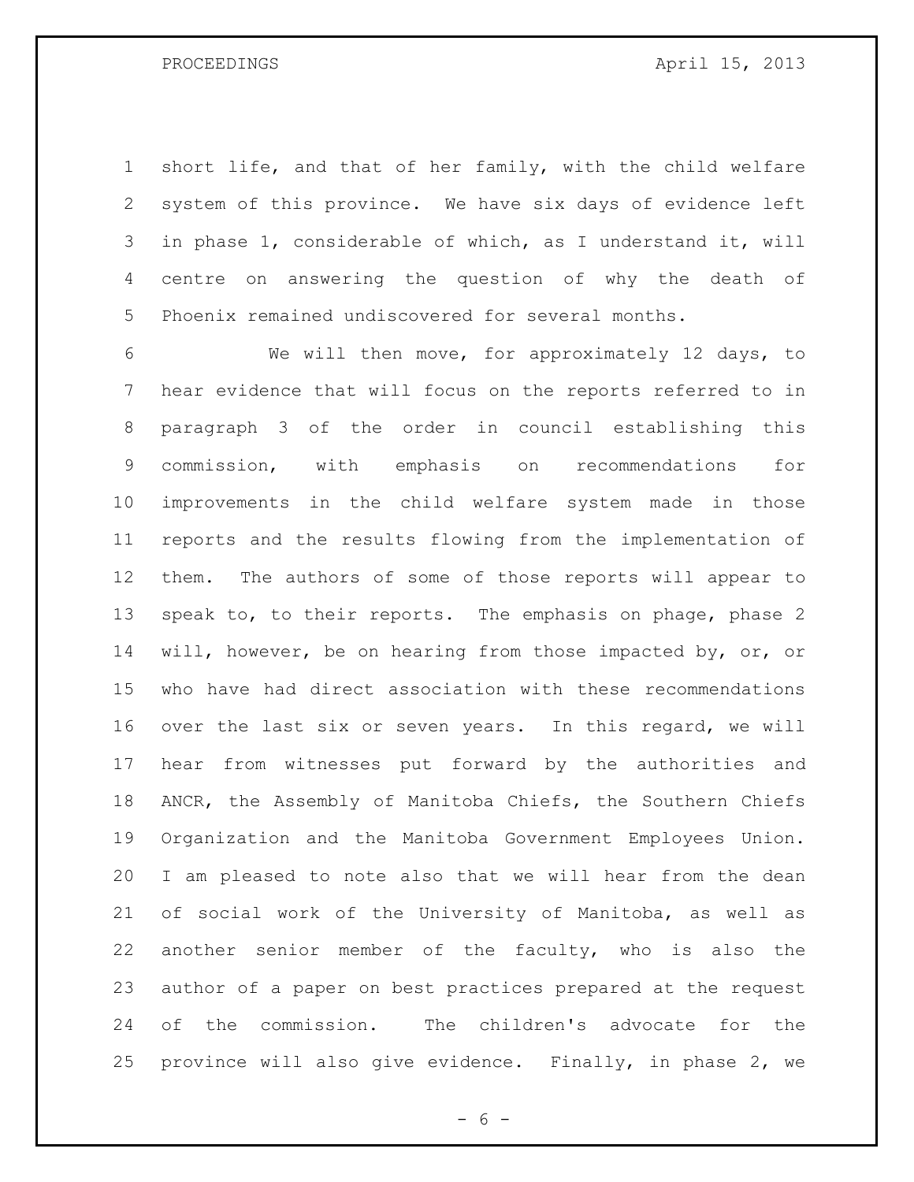short life, and that of her family, with the child welfare system of this province. We have six days of evidence left in phase 1, considerable of which, as I understand it, will centre on answering the question of why the death of Phoenix remained undiscovered for several months.

We will then move, for approximately 12 days, to hear evidence that will focus on the reports referred to in paragraph 3 of the order in council establishing this commission, with emphasis on recommendations for improvements in the child welfare system made in those reports and the results flowing from the implementation of them. The authors of some of those reports will appear to speak to, to their reports. The emphasis on phage, phase 2 will, however, be on hearing from those impacted by, or, or who have had direct association with these recommendations over the last six or seven years. In this regard, we will hear from witnesses put forward by the authorities and ANCR, the Assembly of Manitoba Chiefs, the Southern Chiefs Organization and the Manitoba Government Employees Union. I am pleased to note also that we will hear from the dean of social work of the University of Manitoba, as well as another senior member of the faculty, who is also the author of a paper on best practices prepared at the request of the commission. The children's advocate for the province will also give evidence. Finally, in phase 2, we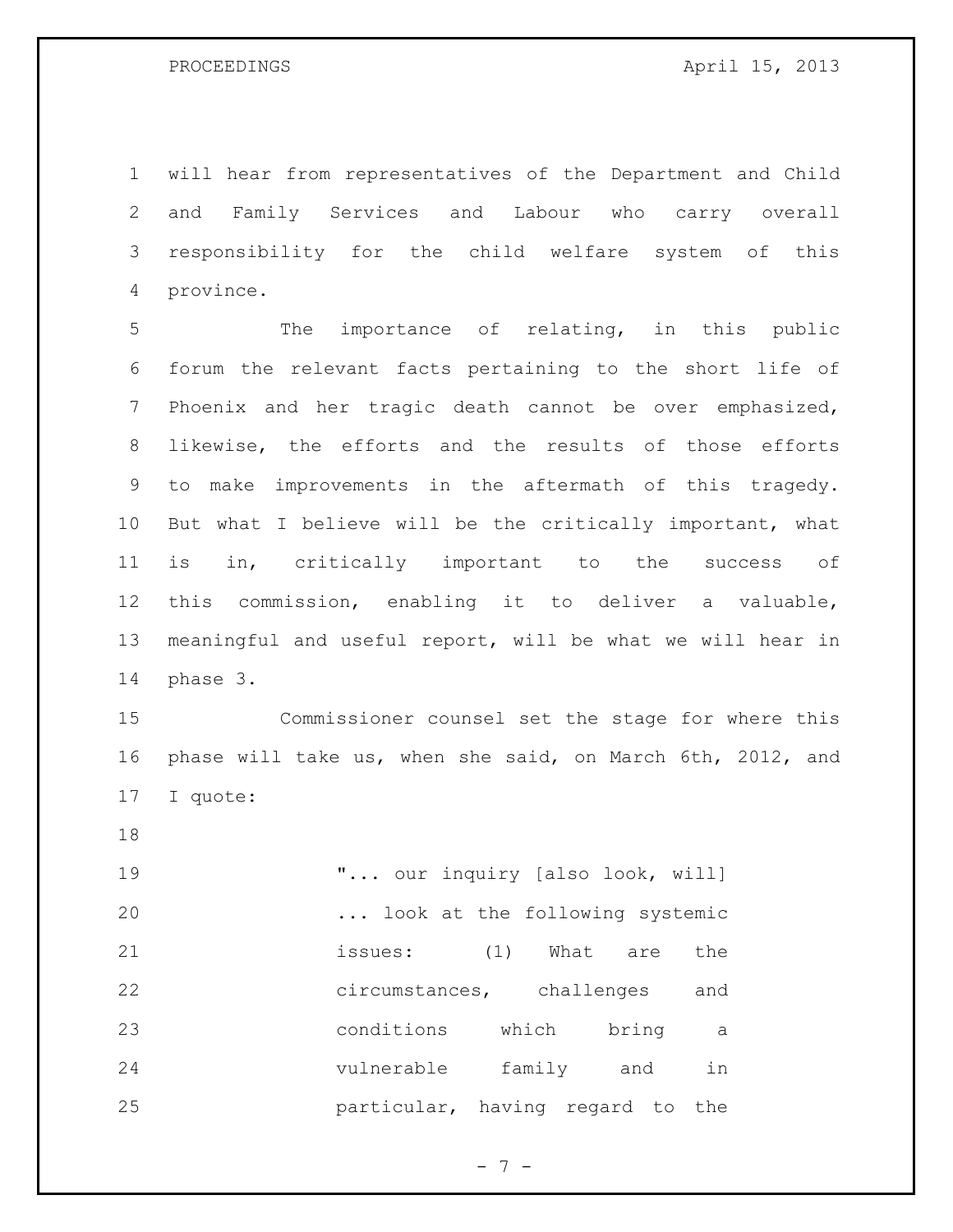will hear from representatives of the Department and Child and Family Services and Labour who carry overall responsibility for the child welfare system of this province.

The importance of relating, in this public forum the relevant facts pertaining to the short life of Phoenix and her tragic death cannot be over emphasized, likewise, the efforts and the results of those efforts to make improvements in the aftermath of this tragedy. But what I believe will be the critically important, what is in, critically important to the success of this commission, enabling it to deliver a valuable, meaningful and useful report, will be what we will hear in phase 3.

Commissioner counsel set the stage for where this phase will take us, when she said, on March 6th, 2012, and I quote:

> "... our inquiry [also look, will] ... look at the following systemic issues: (1) What are the circumstances, challenges and conditions which bring a vulnerable family and in particular, having regard to the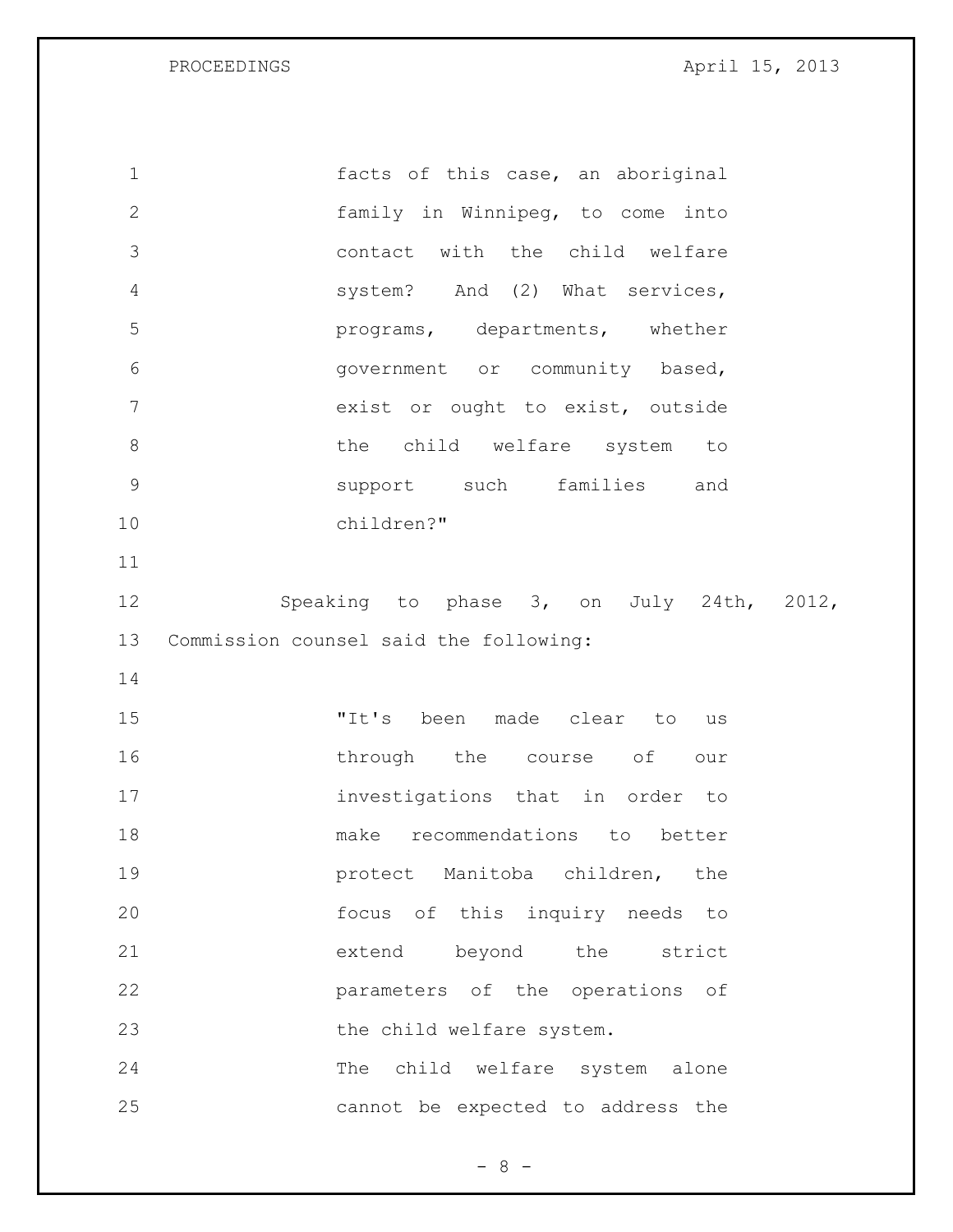> facts of this case, an aboriginal family in Winnipeg, to come into contact with the child welfare system? And (2) What services, programs, departments, whether government or community based, exist or ought to exist, outside the child welfare system to support such families and children?"

Speaking to phase 3, on July 24th, 2012, Commission counsel said the following:

> "It's been made clear to us through the course of our investigations that in order to make recommendations to better protect Manitoba children, the focus of this inquiry needs to extend beyond the strict parameters of the operations of the child welfare system.
> The child welfare system alone cannot be expected to address the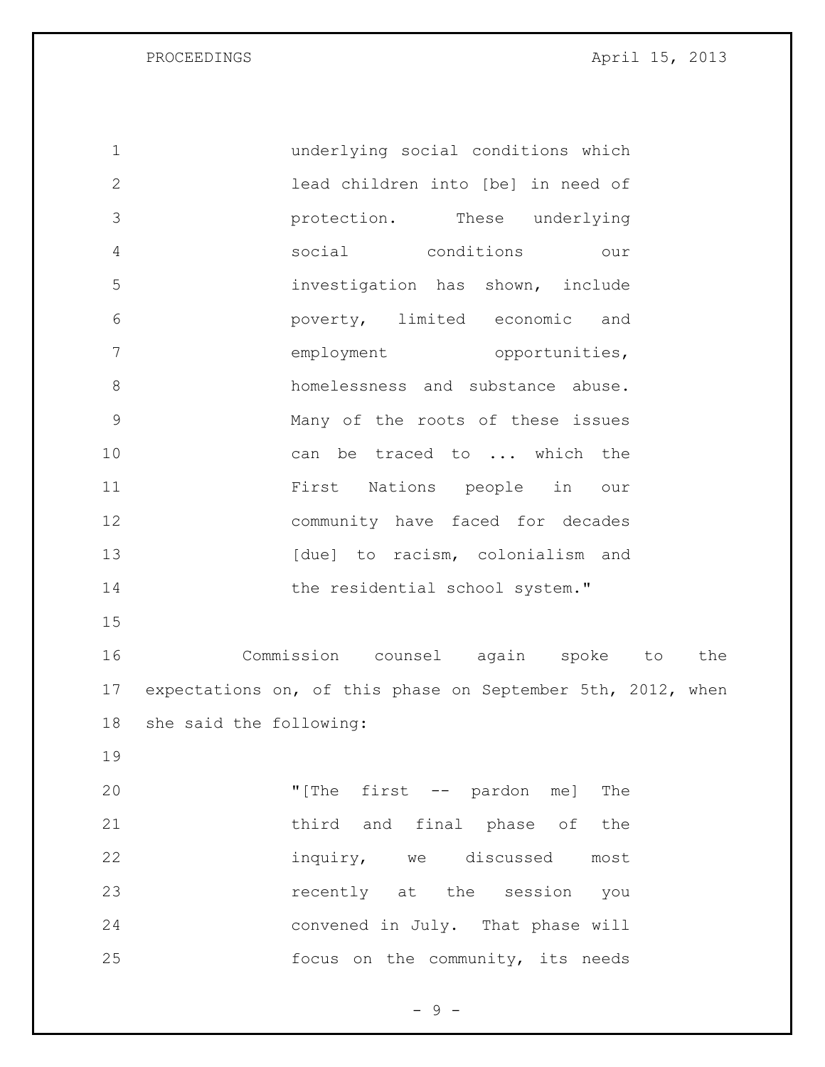> underlying social conditions which lead children into [be] in need of protection. These underlying social conditions our investigation has shown, include poverty, limited economic and employment opportunities, homelessness and substance abuse. Many of the roots of these issues can be traced to ... which the First Nations people in our community have faced for decades [due] to racism, colonialism and the residential school system."

Commission counsel again spoke to the expectations on, of this phase on September 5th, 2012, when she said the following:

> "[The first -- pardon me] The third and final phase of the inquiry, we discussed most recently at the session you convened in July. That phase will focus on the community, its needs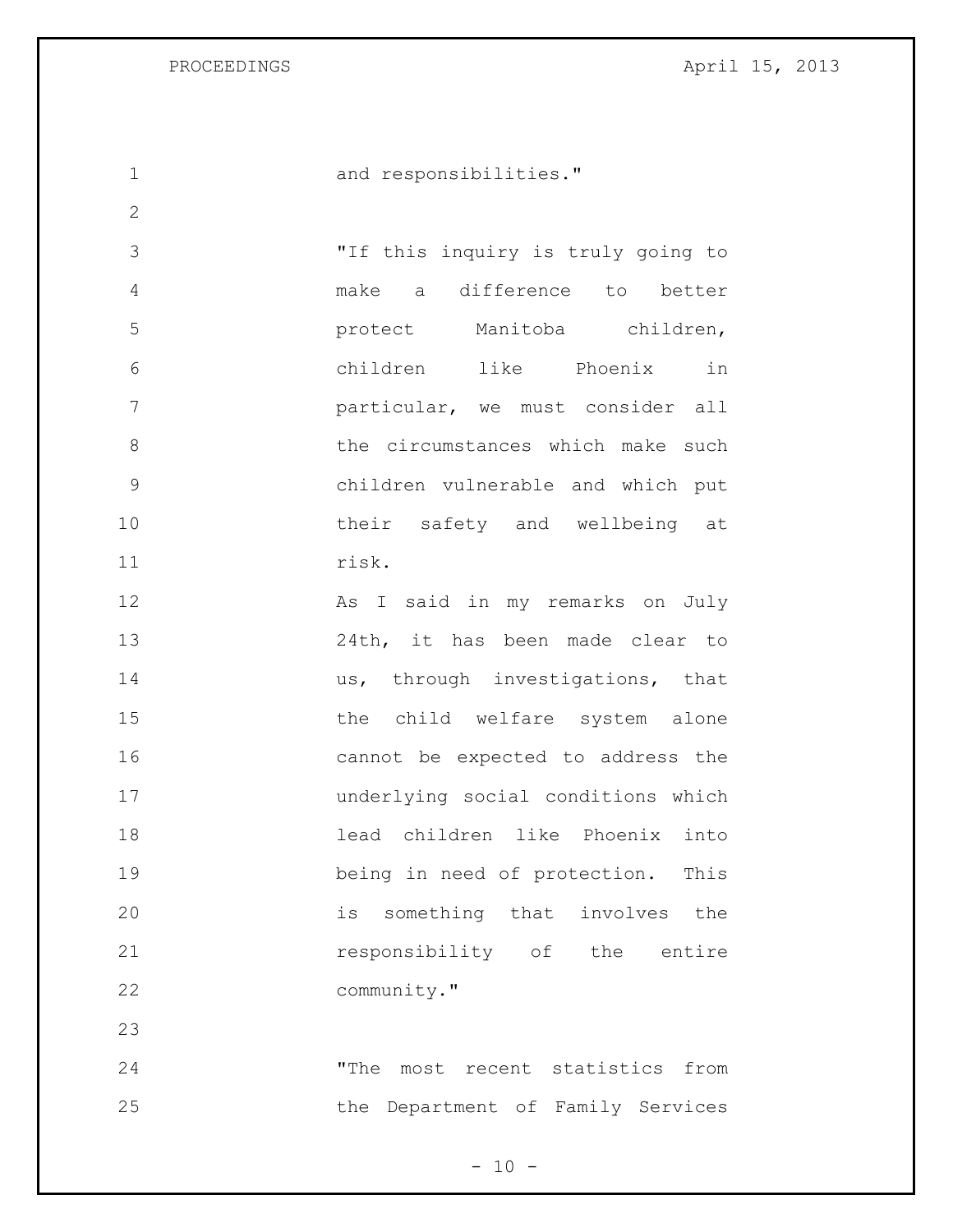and responsibilities."

"If this inquiry is truly going to make a difference to better protect Manitoba children, children like Phoenix in particular, we must consider all the circumstances which make such children vulnerable and which put their safety and wellbeing at risk.
As I said in my remarks on July 24th, it has been made clear to us, through investigations, that the child welfare system alone cannot be expected to address the underlying social conditions which lead children like Phoenix into being in need of protection. This is something that involves the responsibility of the entire community."

"The most recent statistics from the Department of Family Services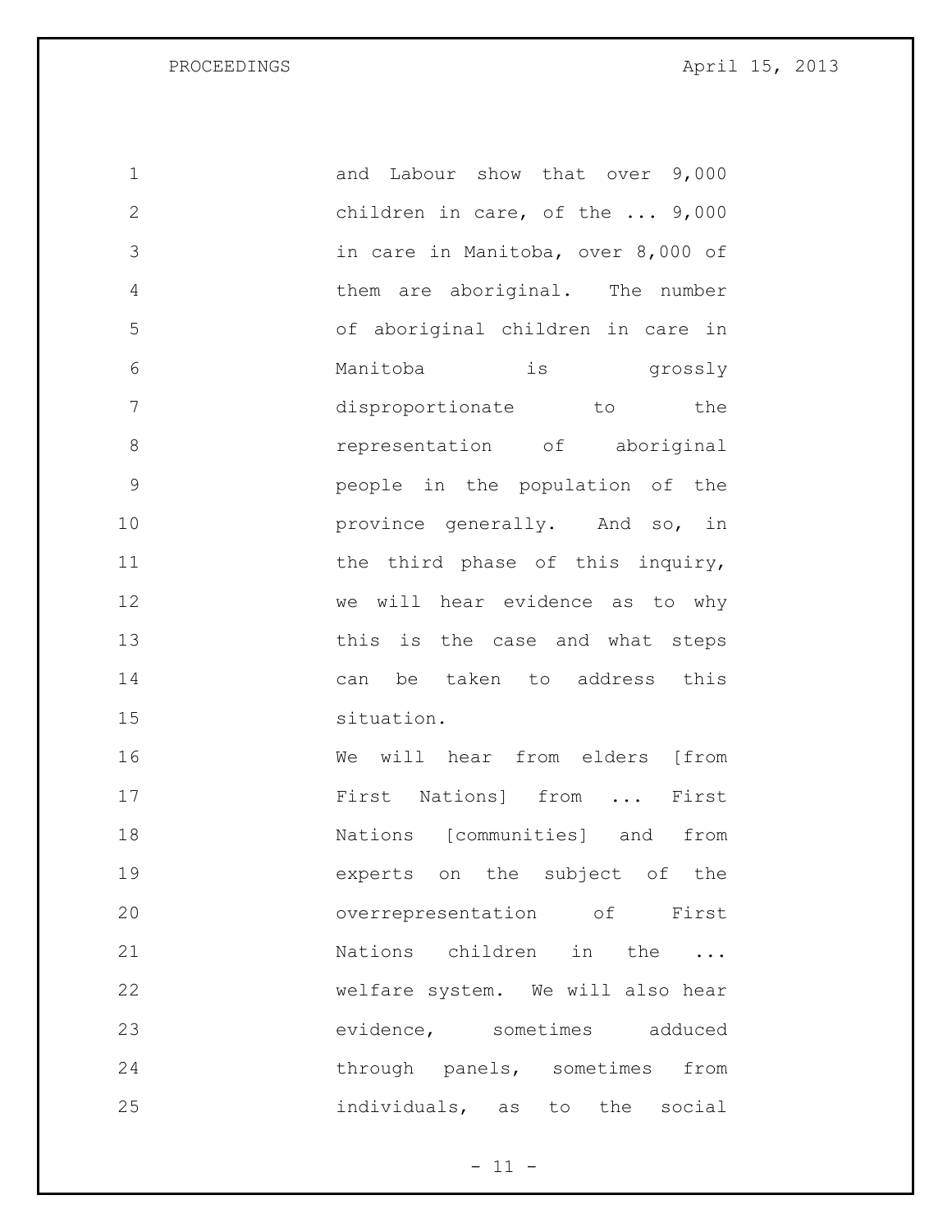and Labour show that over 9,000 children in care, of the ... 9,000 in care in Manitoba, over 8,000 of them are aboriginal. The number of aboriginal children in care in Manitoba is grossly disproportionate to the representation of aboriginal people in the population of the province generally. And so, in the third phase of this inquiry, we will hear evidence as to why this is the case and what steps can be taken to address this situation.

We will hear from elders [from First Nations] from ... First Nations [communities] and from experts on the subject of the overrepresentation of First Nations children in the ... welfare system. We will also hear evidence, sometimes adduced through panels, sometimes from individuals, as to the social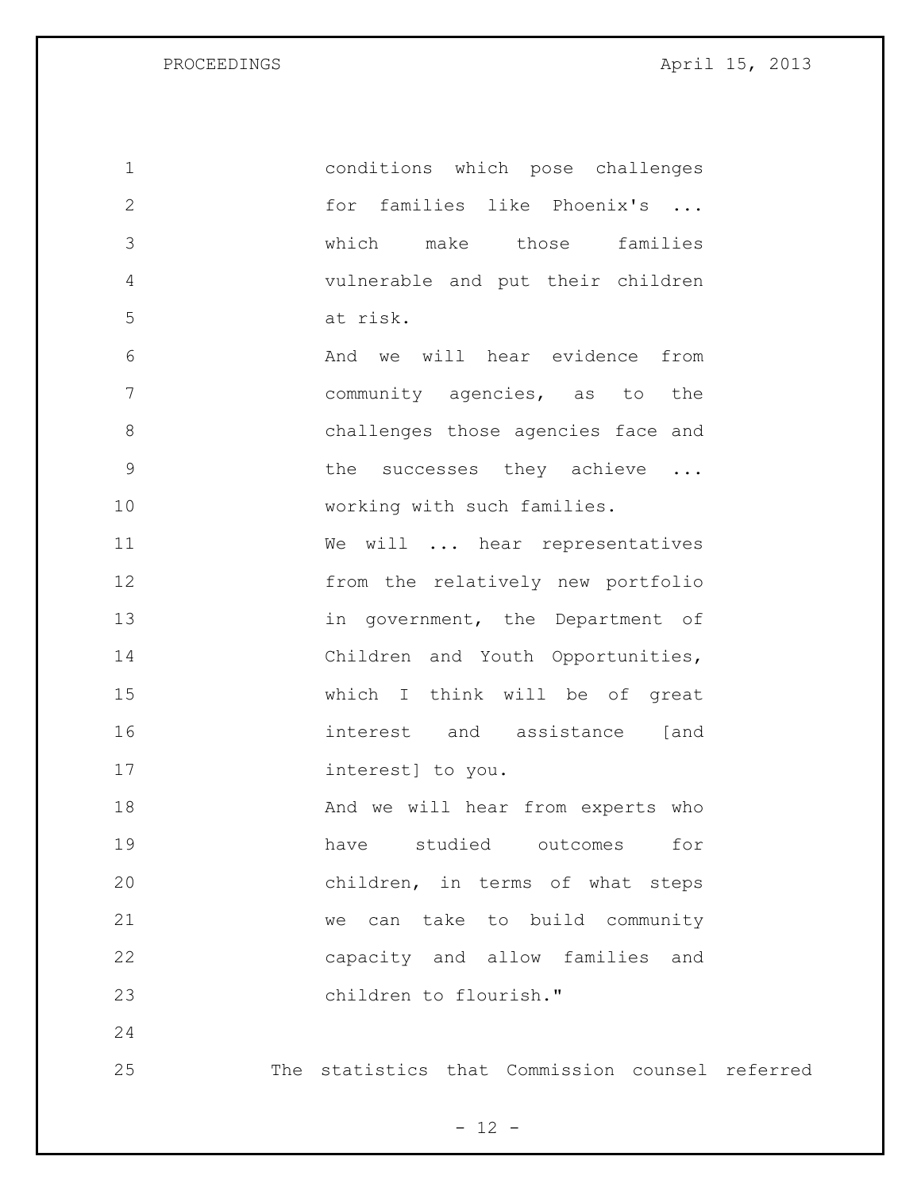conditions which pose challenges for families like Phoenix's ... which make those families vulnerable and put their children at risk.

And we will hear evidence from community agencies, as to the challenges those agencies face and the successes they achieve ... working with such families.

We will ... hear representatives from the relatively new portfolio in government, the Department of Children and Youth Opportunities, which I think will be of great interest and assistance [and interest] to you.

And we will hear from experts who have studied outcomes for children, in terms of what steps we can take to build community capacity and allow families and children to flourish."

The statistics that Commission counsel referred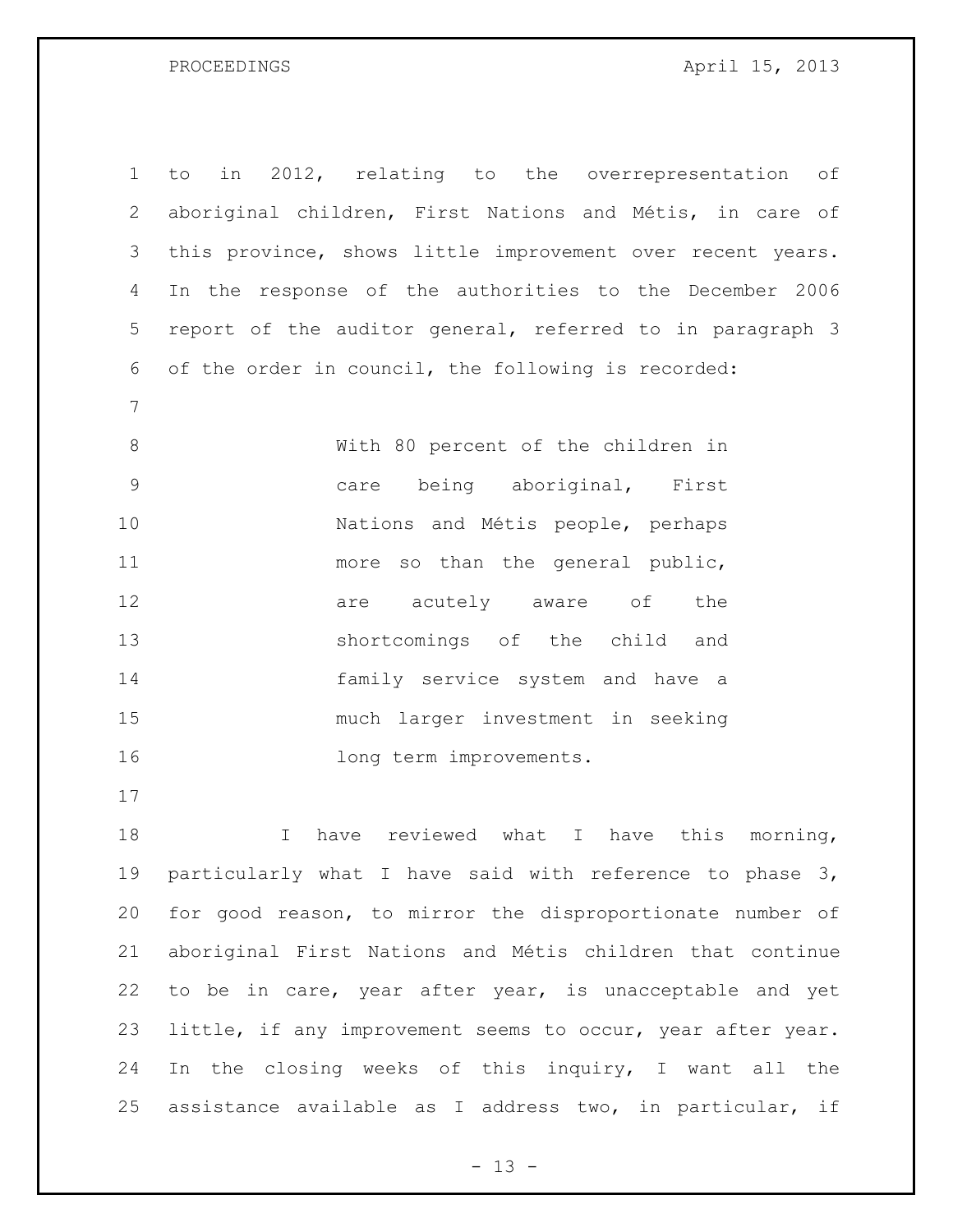to in 2012, relating to the overrepresentation of aboriginal children, First Nations and Métis, in care of this province, shows little improvement over recent years. In the response of the authorities to the December 2006 report of the auditor general, referred to in paragraph 3 of the order in council, the following is recorded:

> With 80 percent of the children in care being aboriginal, First Nations and Métis people, perhaps more so than the general public, are acutely aware of the shortcomings of the child and family service system and have a much larger investment in seeking long term improvements.

I have reviewed what I have this morning, particularly what I have said with reference to phase 3, for good reason, to mirror the disproportionate number of aboriginal First Nations and Métis children that continue to be in care, year after year, is unacceptable and yet little, if any improvement seems to occur, year after year. In the closing weeks of this inquiry, I want all the assistance available as I address two, in particular, if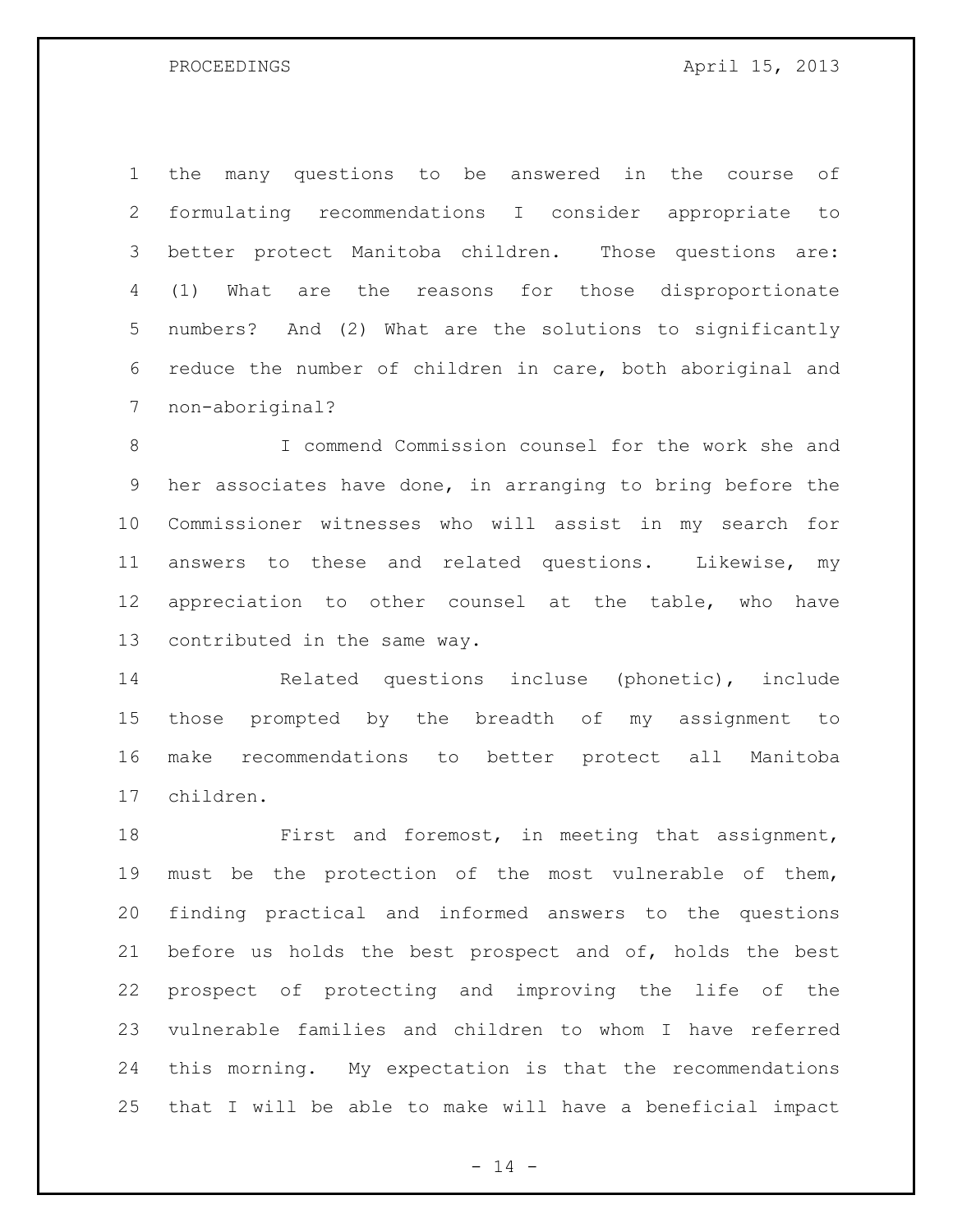the many questions to be answered in the course of formulating recommendations I consider appropriate to better protect Manitoba children. Those questions are: (1) What are the reasons for those disproportionate numbers? And (2) What are the solutions to significantly reduce the number of children in care, both aboriginal and non-aboriginal?

I commend Commission counsel for the work she and her associates have done, in arranging to bring before the Commissioner witnesses who will assist in my search for answers to these and related questions. Likewise, my appreciation to other counsel at the table, who have contributed in the same way.

Related questions incluse (phonetic), include those prompted by the breadth of my assignment to make recommendations to better protect all Manitoba children.

First and foremost, in meeting that assignment, must be the protection of the most vulnerable of them, finding practical and informed answers to the questions before us holds the best prospect and of, holds the best prospect of protecting and improving the life of the vulnerable families and children to whom I have referred this morning. My expectation is that the recommendations that I will be able to make will have a beneficial impact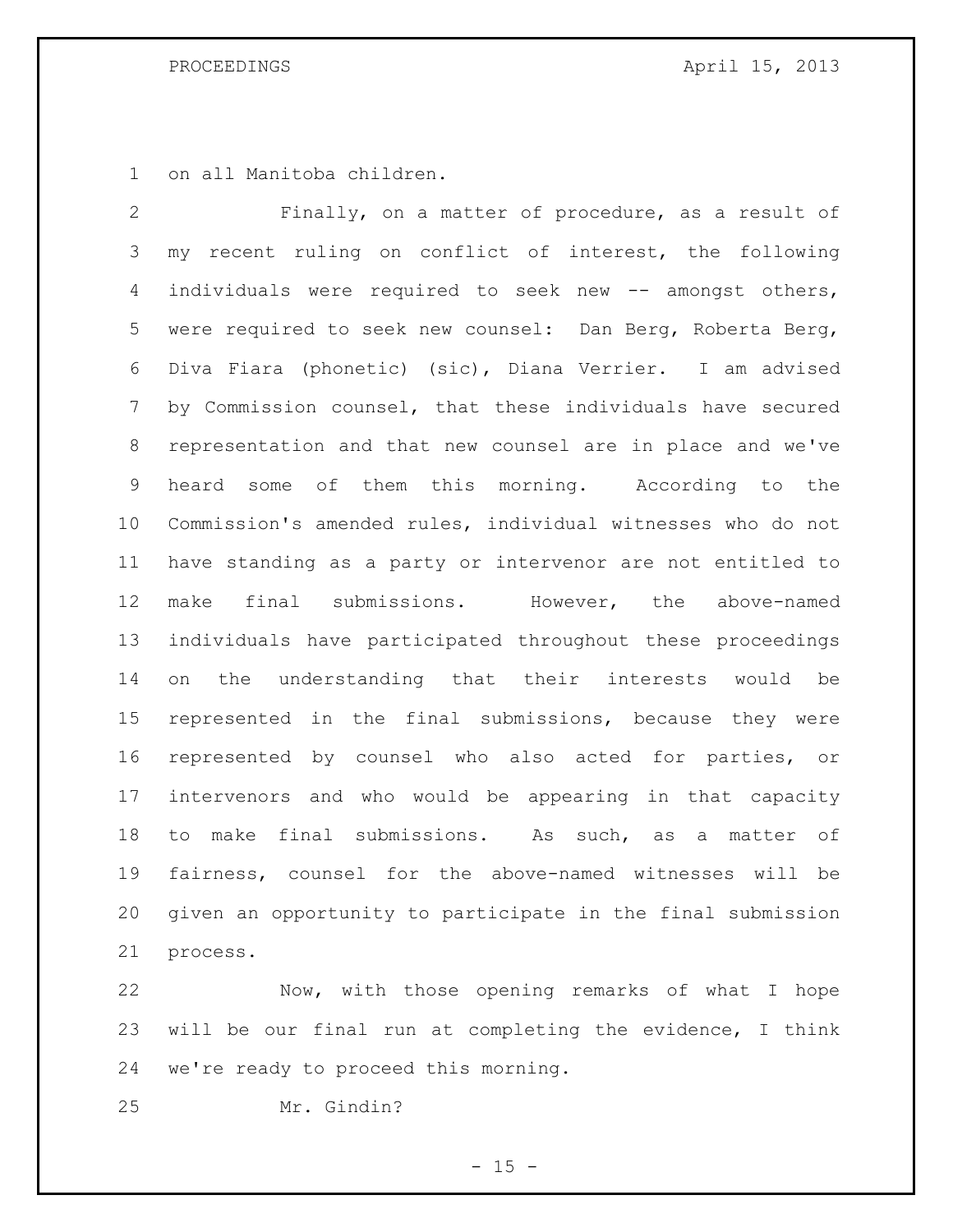on all Manitoba children.

Finally, on a matter of procedure, as a result of my recent ruling on conflict of interest, the following individuals were required to seek new -- amongst others, were required to seek new counsel: Dan Berg, Roberta Berg, Diva Fiara (phonetic) (sic), Diana Verrier. I am advised by Commission counsel, that these individuals have secured representation and that new counsel are in place and we've heard some of them this morning. According to the Commission's amended rules, individual witnesses who do not have standing as a party or intervenor are not entitled to make final submissions. However, the above-named individuals have participated throughout these proceedings on the understanding that their interests would be represented in the final submissions, because they were represented by counsel who also acted for parties, or intervenors and who would be appearing in that capacity to make final submissions. As such, as a matter of fairness, counsel for the above-named witnesses will be given an opportunity to participate in the final submission process.

Now, with those opening remarks of what I hope will be our final run at completing the evidence, I think we're ready to proceed this morning.

Mr. Gindin?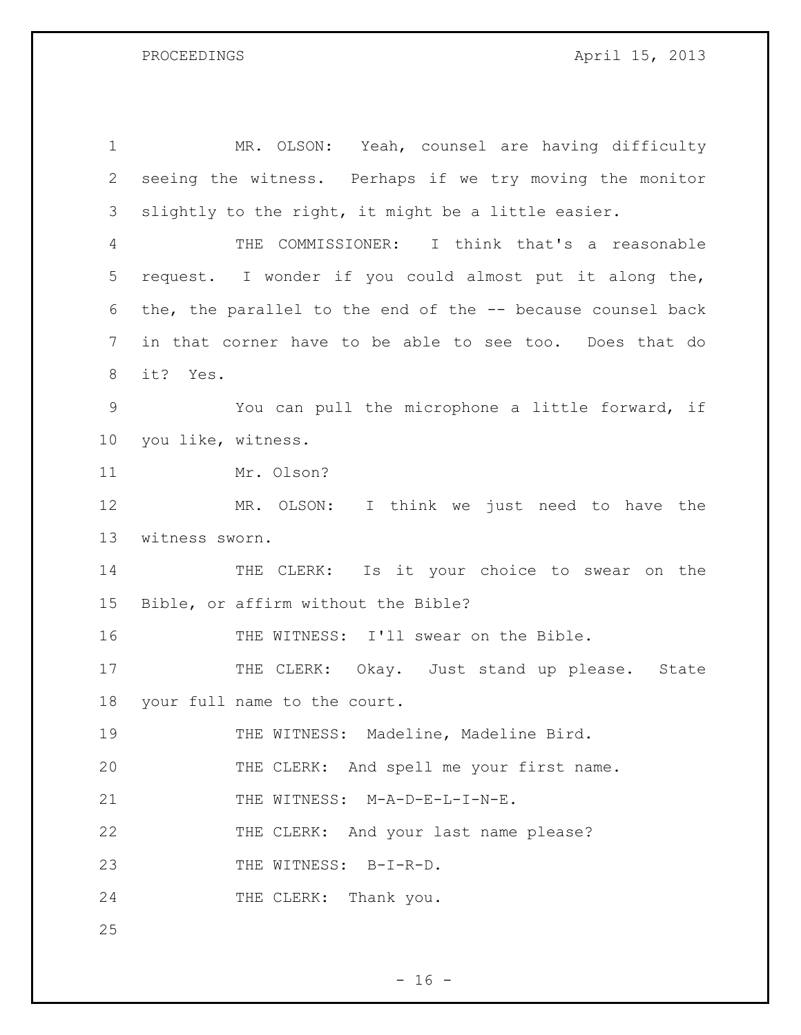MR. OLSON: Yeah, counsel are having difficulty seeing the witness. Perhaps if we try moving the monitor slightly to the right, it might be a little easier.

THE COMMISSIONER: I think that's a reasonable request. I wonder if you could almost put it along the, the, the parallel to the end of the -- because counsel back in that corner have to be able to see too. Does that do it? Yes.

You can pull the microphone a little forward, if you like, witness.

Mr. Olson?

MR. OLSON: I think we just need to have the witness sworn.

THE CLERK: Is it your choice to swear on the Bible, or affirm without the Bible?

THE WITNESS: I'll swear on the Bible.

THE CLERK: Okay. Just stand up please. State your full name to the court.

THE WITNESS: Madeline, Madeline Bird.

THE CLERK: And spell me your first name.

THE WITNESS: M-A-D-E-L-I-N-E.

THE CLERK: And your last name please?

THE WITNESS: B-I-R-D.

THE CLERK: Thank you.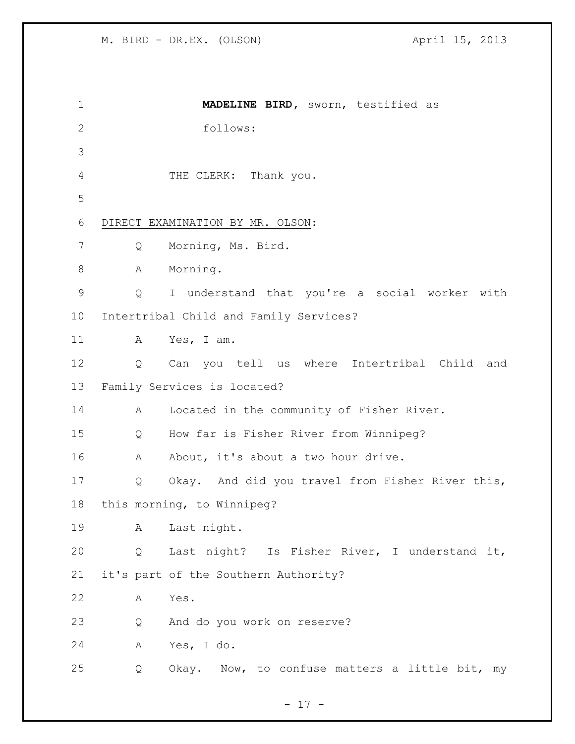**MADELINE BIRD**, sworn, testified as follows:

THE CLERK: Thank you.

DIRECT EXAMINATION BY MR. OLSON:

Q Morning, Ms. Bird.

A Morning.

Q I understand that you're a social worker with Intertribal Child and Family Services?

A Yes, I am.

Q Can you tell us where Intertribal Child and Family Services is located?

A Located in the community of Fisher River.

Q How far is Fisher River from Winnipeg?

A About, it's about a two hour drive.

Q Okay. And did you travel from Fisher River this, this morning, to Winnipeg?

A Last night.

Q Last night? Is Fisher River, I understand it, it's part of the Southern Authority?

A Yes.

Q And do you work on reserve?

A Yes, I do.

Q Okay. Now, to confuse matters a little bit, my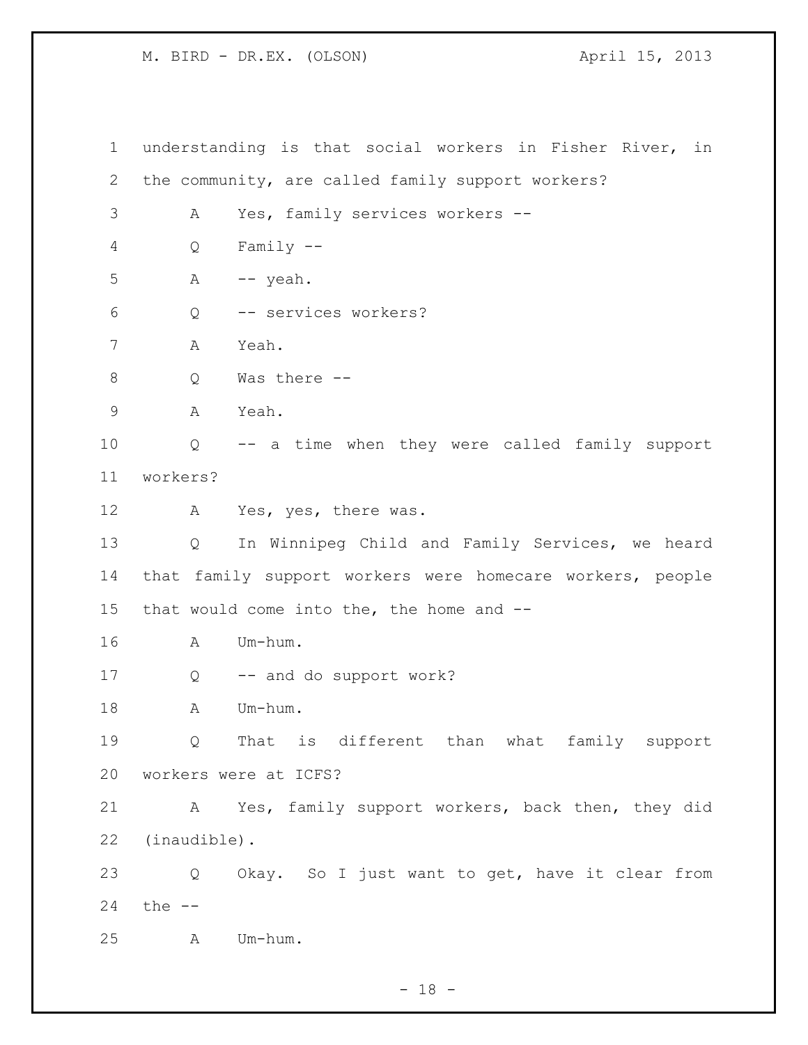understanding is that social workers in Fisher River, in the community, are called family support workers?

A Yes, family services workers --

Q Family --

A -- yeah.

Q -- services workers?

A Yeah.

Q Was there --

A Yeah.

Q -- a time when they were called family support workers?

A Yes, yes, there was.

Q In Winnipeg Child and Family Services, we heard that family support workers were homecare workers, people that would come into the, the home and --

A Um-hum.

Q -- and do support work?

A Um-hum.

Q That is different than what family support workers were at ICFS?

A Yes, family support workers, back then, they did (inaudible).

Q Okay. So I just want to get, have it clear from the --

A Um-hum.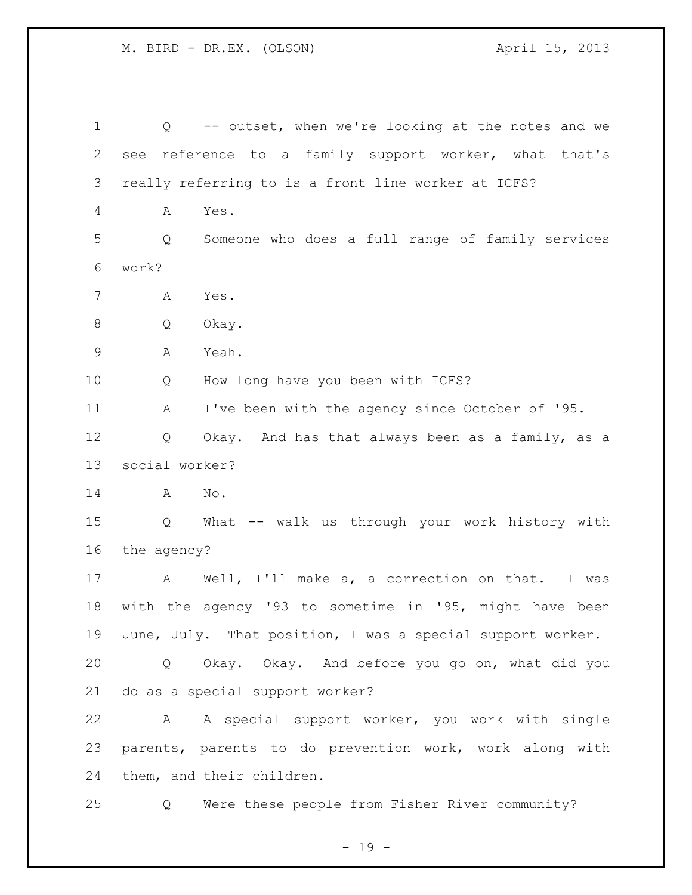Q -- outset, when we're looking at the notes and we see reference to a family support worker, what that's really referring to is a front line worker at ICFS?

A Yes.

Q Someone who does a full range of family services work?

A Yes.

Q Okay.

A Yeah.

Q How long have you been with ICFS?

A I've been with the agency since October of '95.

Q Okay. And has that always been as a family, as a social worker?

A No.

Q What -- walk us through your work history with the agency?

A Well, I'll make a, a correction on that. I was with the agency '93 to sometime in '95, might have been June, July. That position, I was a special support worker.

Q Okay. Okay. And before you go on, what did you do as a special support worker?

A A special support worker, you work with single parents, parents to do prevention work, work along with them, and their children.

Q Were these people from Fisher River community?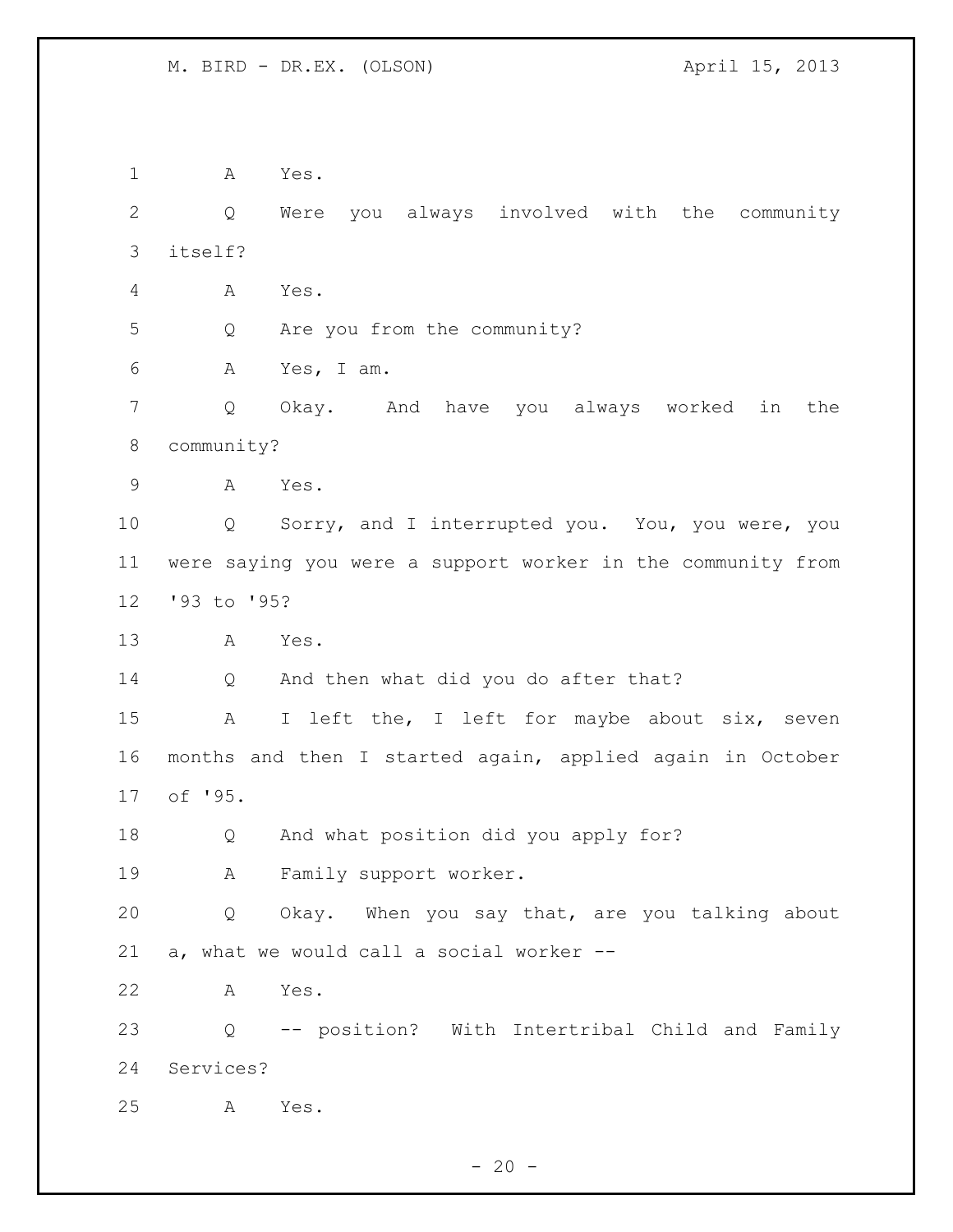A Yes.

Q Were you always involved with the community itself?

A Yes.

Q Are you from the community?

A Yes, I am.

Q Okay. And have you always worked in the community?

A Yes.

Q Sorry, and I interrupted you. You, you were, you were saying you were a support worker in the community from '93 to '95?

A Yes.

Q And then what did you do after that?

A I left the, I left for maybe about six, seven months and then I started again, applied again in October of '95.

Q And what position did you apply for?

A Family support worker.

Q Okay. When you say that, are you talking about a, what we would call a social worker --

A Yes.

Q -- position? With Intertribal Child and Family Services?

A Yes.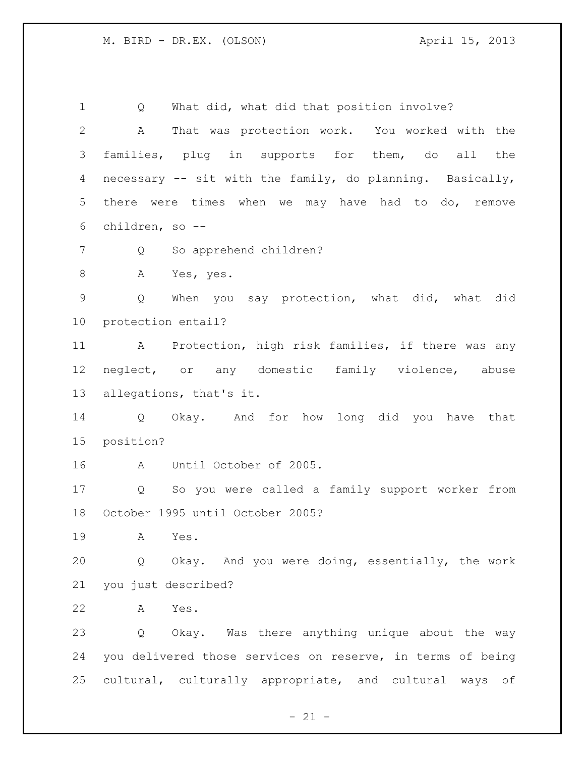Q What did, what did that position involve?

A That was protection work. You worked with the families, plug in supports for them, do all the necessary -- sit with the family, do planning. Basically, there were times when we may have had to do, remove children, so --

Q So apprehend children?

A Yes, yes.

Q When you say protection, what did, what did protection entail?

A Protection, high risk families, if there was any neglect, or any domestic family violence, abuse allegations, that's it.

Q Okay. And for how long did you have that position?

A Until October of 2005.

Q So you were called a family support worker from October 1995 until October 2005?

A Yes.

Q Okay. And you were doing, essentially, the work you just described?

A Yes.

Q Okay. Was there anything unique about the way you delivered those services on reserve, in terms of being cultural, culturally appropriate, and cultural ways of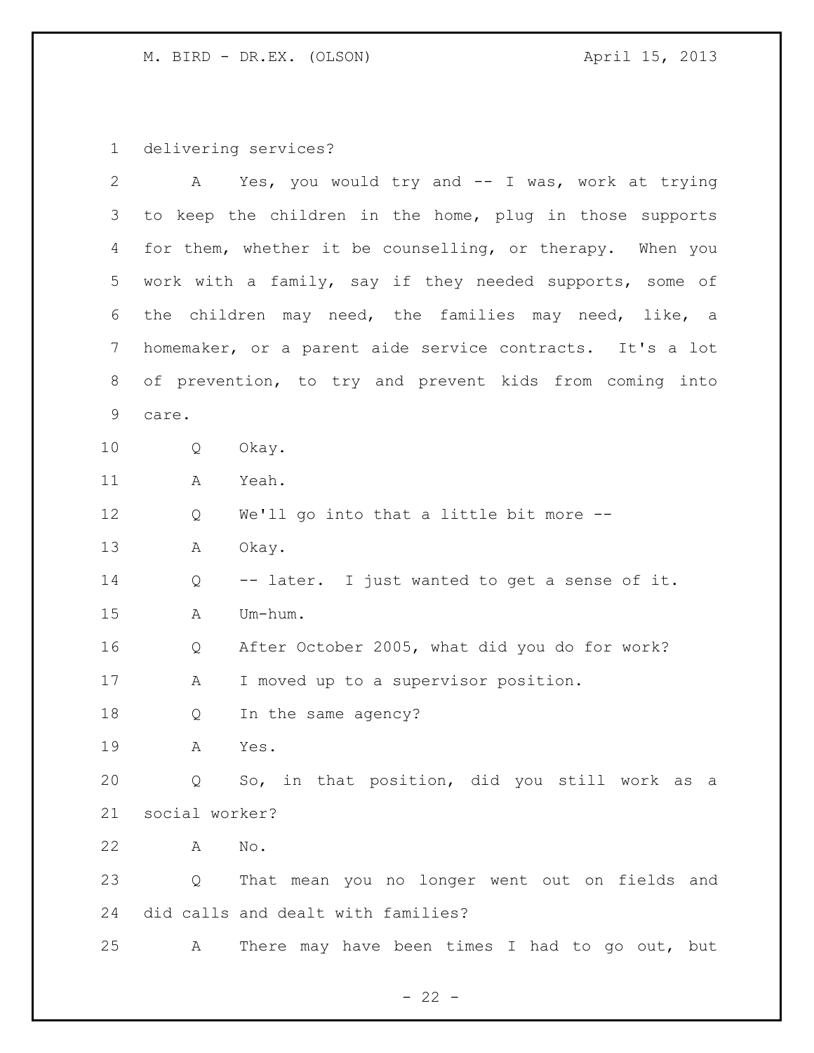delivering services?

A Yes, you would try and -- I was, work at trying to keep the children in the home, plug in those supports for them, whether it be counselling, or therapy. When you work with a family, say if they needed supports, some of the children may need, the families may need, like, a homemaker, or a parent aide service contracts. It's a lot of prevention, to try and prevent kids from coming into care.

Q Okay.

A Yeah.

Q We'll go into that a little bit more --

A Okay.

Q -- later. I just wanted to get a sense of it.

A Um-hum.

Q After October 2005, what did you do for work?

A I moved up to a supervisor position.

Q In the same agency?

A Yes.

Q So, in that position, did you still work as a social worker?

A No.

Q That mean you no longer went out on fields and did calls and dealt with families?

A There may have been times I had to go out, but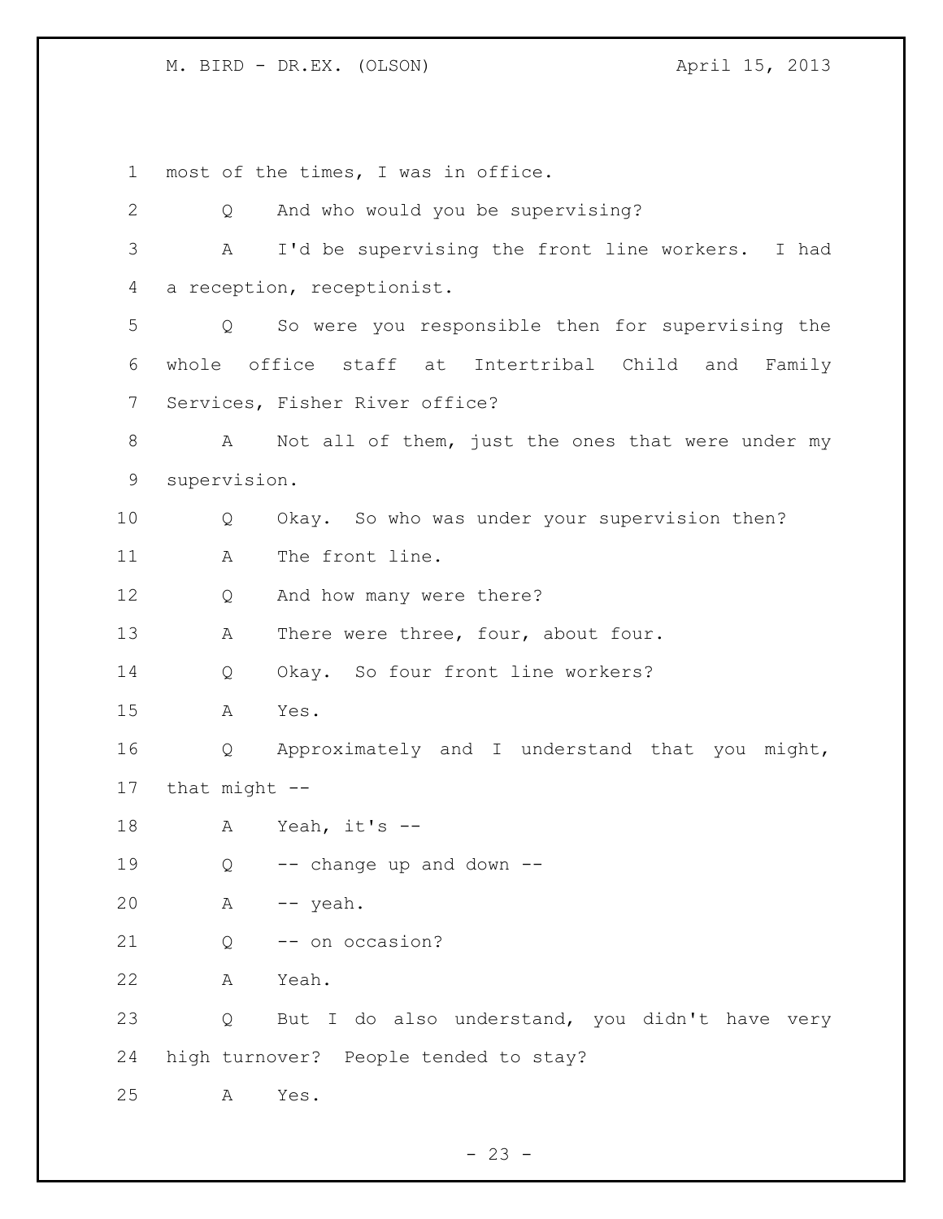most of the times, I was in office.

Q And who would you be supervising?

A I'd be supervising the front line workers. I had a reception, receptionist.

Q So were you responsible then for supervising the whole office staff at Intertribal Child and Family Services, Fisher River office?

A Not all of them, just the ones that were under my supervision.

Q Okay. So who was under your supervision then?

A The front line.

Q And how many were there?

A There were three, four, about four.

Q Okay. So four front line workers?

A Yes.

Q Approximately and I understand that you might, that might --

A Yeah, it's --

Q -- change up and down --

A -- yeah.

Q -- on occasion?

A Yeah.

Q But I do also understand, you didn't have very high turnover? People tended to stay?

A Yes.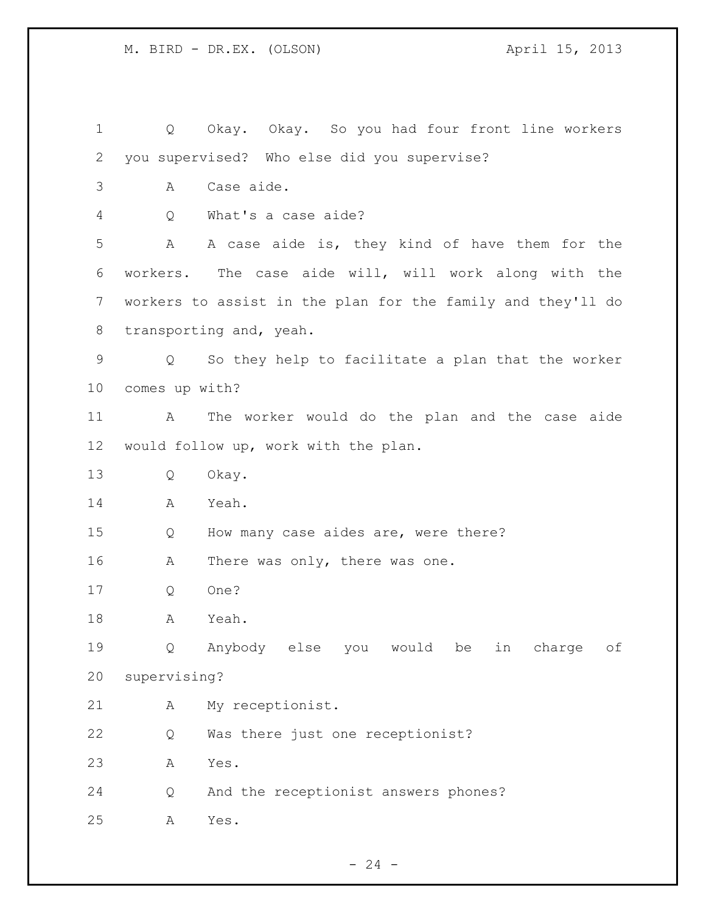Q Okay. Okay. So you had four front line workers you supervised? Who else did you supervise?

A Case aide.

Q What's a case aide?

A A case aide is, they kind of have them for the workers. The case aide will, will work along with the workers to assist in the plan for the family and they'll do transporting and, yeah.

Q So they help to facilitate a plan that the worker comes up with?

A The worker would do the plan and the case aide would follow up, work with the plan.

Q Okay.

A Yeah.

Q How many case aides are, were there?

A There was only, there was one.

Q One?

A Yeah.

Q Anybody else you would be in charge of supervising?

A My receptionist.

Q Was there just one receptionist?

A Yes.

Q And the receptionist answers phones?

A Yes.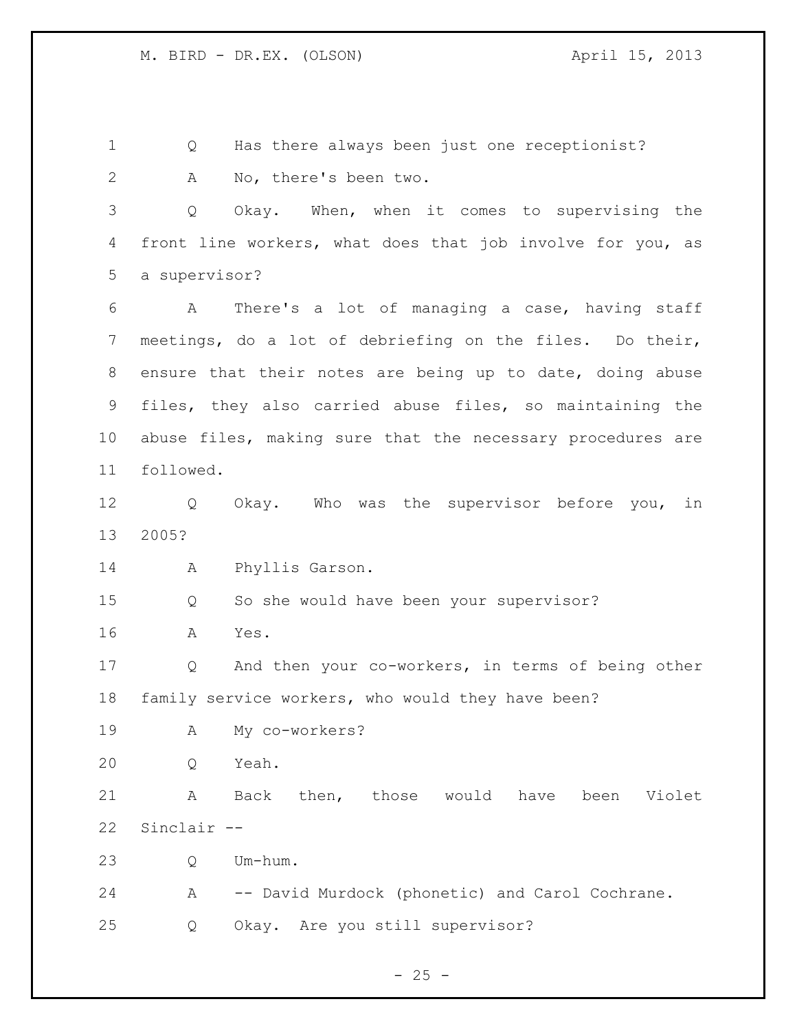Q Has there always been just one receptionist?

A No, there's been two.

Q Okay. When, when it comes to supervising the front line workers, what does that job involve for you, as a supervisor?

A There's a lot of managing a case, having staff meetings, do a lot of debriefing on the files. Do their, ensure that their notes are being up to date, doing abuse files, they also carried abuse files, so maintaining the abuse files, making sure that the necessary procedures are followed.

Q Okay. Who was the supervisor before you, in 2005?

A Phyllis Garson.

Q So she would have been your supervisor?

A Yes.

Q And then your co-workers, in terms of being other family service workers, who would they have been?

A My co-workers?

Q Yeah.

A Back then, those would have been Violet Sinclair --

Q Um-hum.

A -- David Murdock (phonetic) and Carol Cochrane.

Q Okay. Are you still supervisor?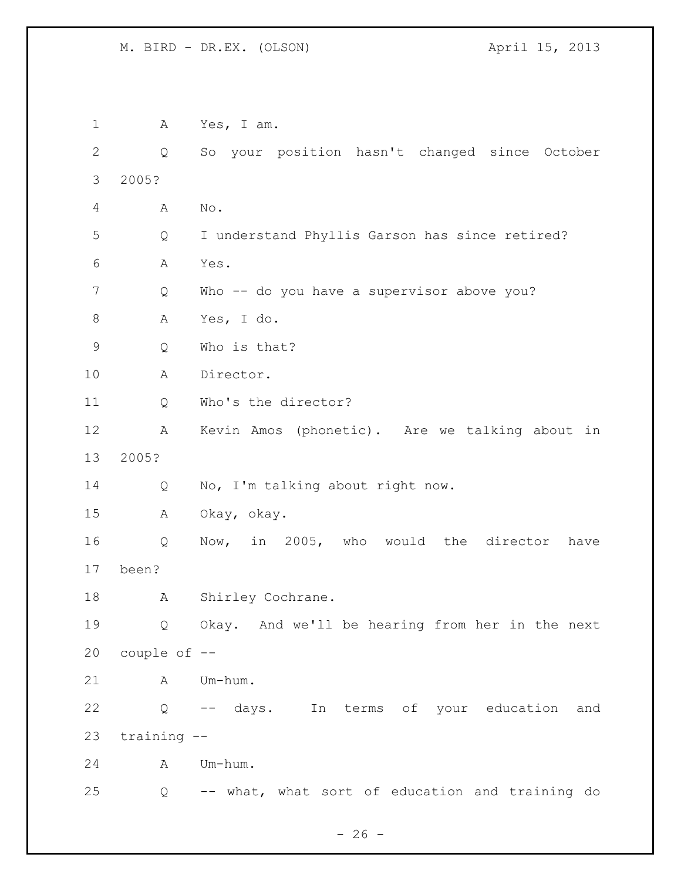A Yes, I am.

Q So your position hasn't changed since October 2005?

A No.

Q I understand Phyllis Garson has since retired?

A Yes.

Q Who -- do you have a supervisor above you?

A Yes, I do.

Q Who is that?

A Director.

Q Who's the director?

A Kevin Amos (phonetic). Are we talking about in 2005?

Q No, I'm talking about right now.

A Okay, okay.

Q Now, in 2005, who would the director have been?

A Shirley Cochrane.

Q Okay. And we'll be hearing from her in the next couple of --

A Um-hum.

Q -- days. In terms of your education and training --

A Um-hum.

Q -- what, what sort of education and training do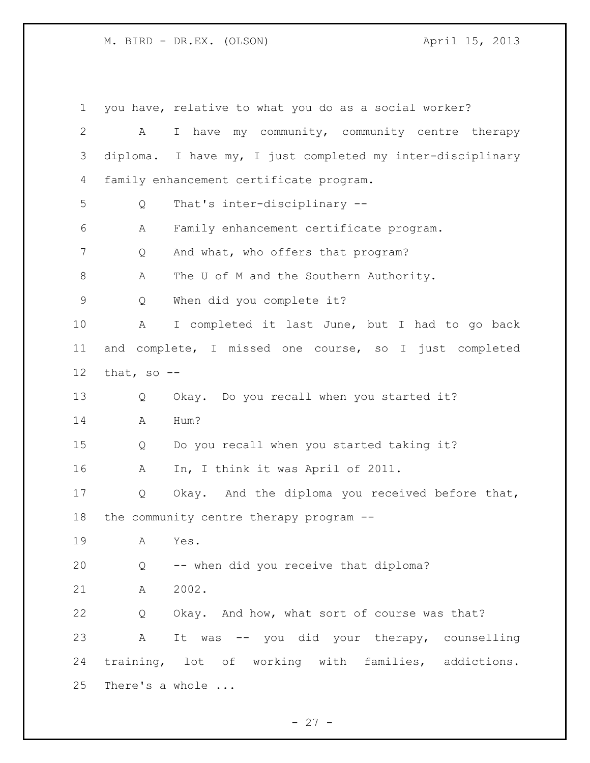you have, relative to what you do as a social worker?

A I have my community, community centre therapy diploma. I have my, I just completed my inter-disciplinary family enhancement certificate program.

Q That's inter-disciplinary --

A Family enhancement certificate program.

Q And what, who offers that program?

A The U of M and the Southern Authority.

Q When did you complete it?

A I completed it last June, but I had to go back and complete, I missed one course, so I just completed that, so --

Q Okay. Do you recall when you started it?

A Hum?

Q Do you recall when you started taking it?

A In, I think it was April of 2011.

Q Okay. And the diploma you received before that, the community centre therapy program --

A Yes.

Q -- when did you receive that diploma?

A 2002.

Q Okay. And how, what sort of course was that?

A It was -- you did your therapy, counselling training, lot of working with families, addictions. There's a whole ...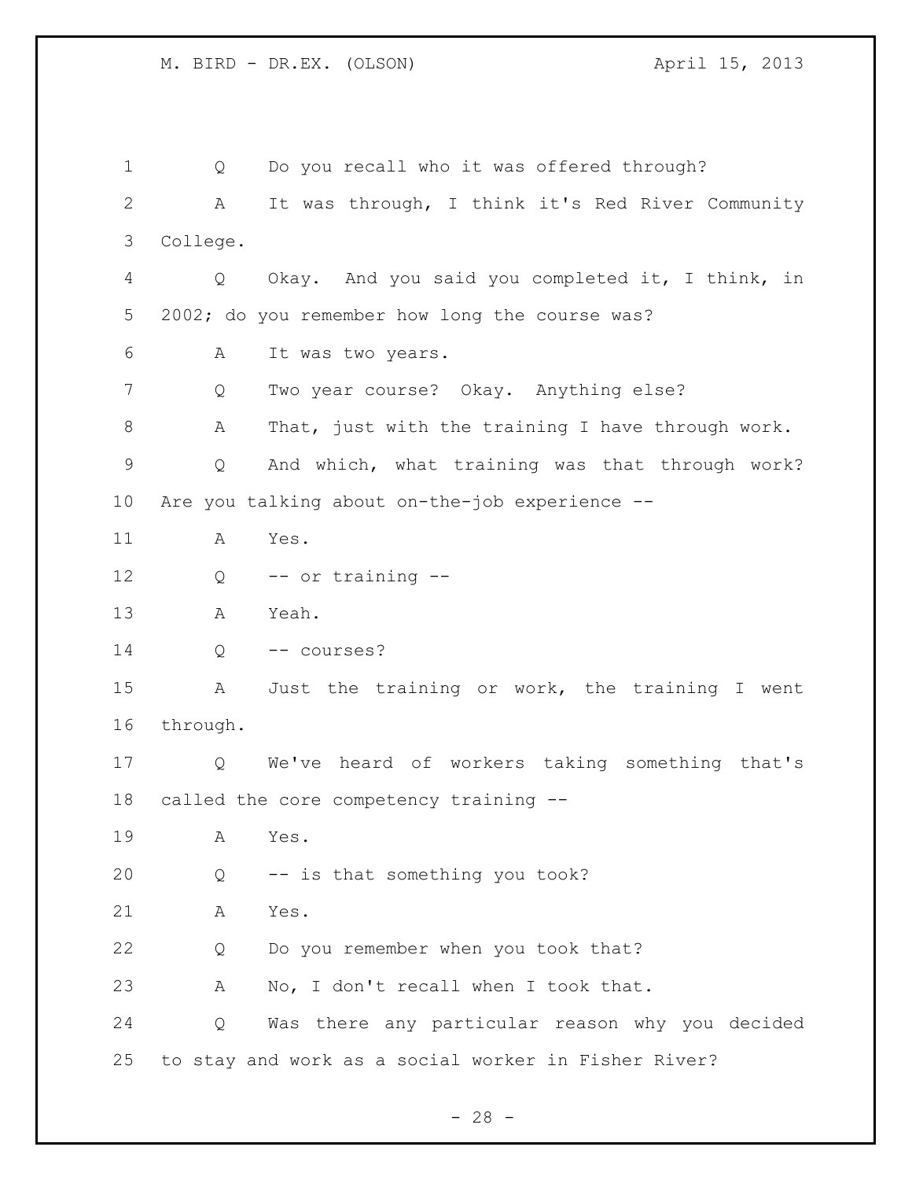Q Do you recall who it was offered through?

A It was through, I think it's Red River Community College.

Q Okay. And you said you completed it, I think, in 2002; do you remember how long the course was?

A It was two years.

Q Two year course? Okay. Anything else?

A That, just with the training I have through work.

Q And which, what training was that through work? Are you talking about on-the-job experience --

A Yes.

Q -- or training --

A Yeah.

Q -- courses?

A Just the training or work, the training I went through.

Q We've heard of workers taking something that's called the core competency training --

A Yes.

Q -- is that something you took?

A Yes.

Q Do you remember when you took that?

A No, I don't recall when I took that.

Q Was there any particular reason why you decided to stay and work as a social worker in Fisher River?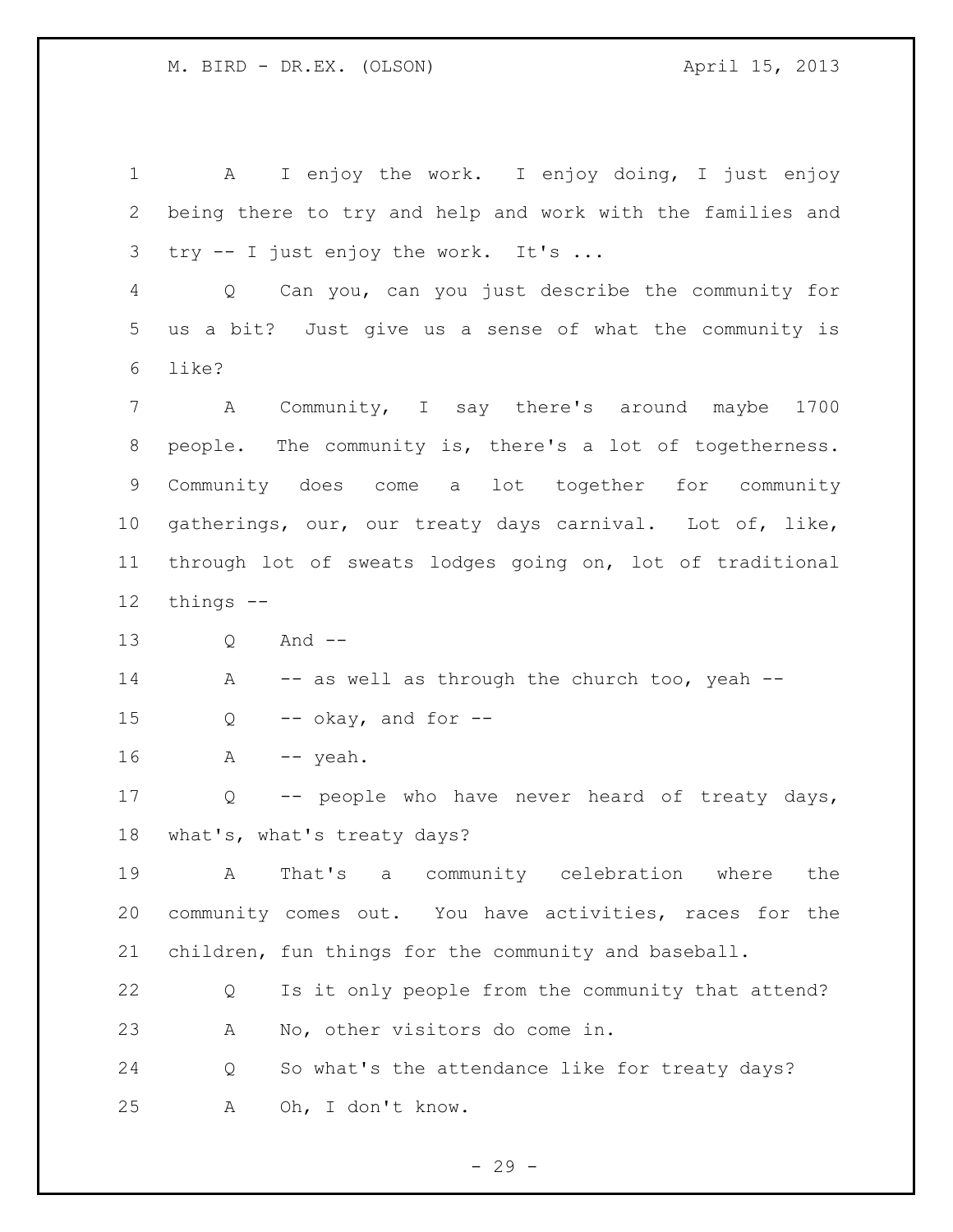A I enjoy the work. I enjoy doing, I just enjoy being there to try and help and work with the families and try -- I just enjoy the work. It's ...

Q Can you, can you just describe the community for us a bit? Just give us a sense of what the community is like?

A Community, I say there's around maybe 1700 people. The community is, there's a lot of togetherness. Community does come a lot together for community gatherings, our, our treaty days carnival. Lot of, like, through lot of sweats lodges going on, lot of traditional things --

Q And --

A -- as well as through the church too, yeah --

Q -- okay, and for --

A -- yeah.

Q -- people who have never heard of treaty days, what's, what's treaty days?

A That's a community celebration where the community comes out. You have activities, races for the children, fun things for the community and baseball.

Q Is it only people from the community that attend?

A No, other visitors do come in.

Q So what's the attendance like for treaty days?

A Oh, I don't know.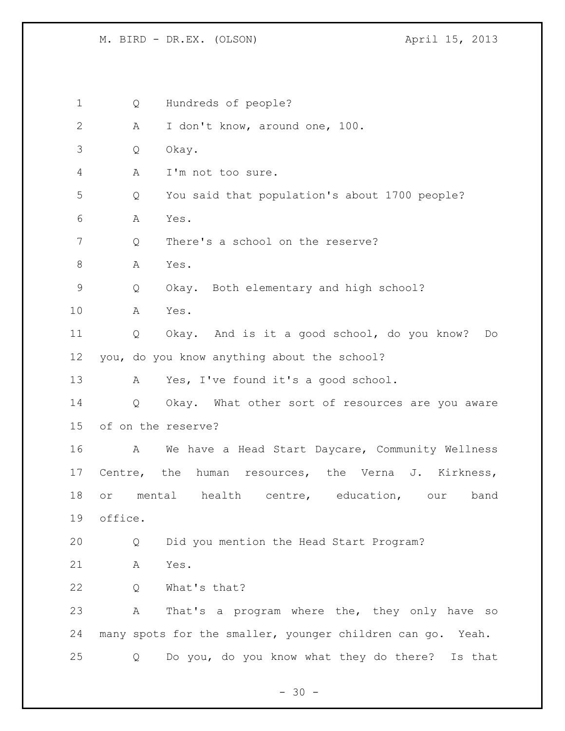Q Hundreds of people?

A I don't know, around one, 100.

Q Okay.

A I'm not too sure.

Q You said that population's about 1700 people?

A Yes.

Q There's a school on the reserve?

A Yes.

Q Okay. Both elementary and high school?

A Yes.

Q Okay. And is it a good school, do you know? Do you, do you know anything about the school?

A Yes, I've found it's a good school.

Q Okay. What other sort of resources are you aware of on the reserve?

A We have a Head Start Daycare, Community Wellness Centre, the human resources, the Verna J. Kirkness, or mental health centre, education, our band office.

Q Did you mention the Head Start Program?

A Yes.

Q What's that?

A That's a program where the, they only have so many spots for the smaller, younger children can go. Yeah.

Q Do you, do you know what they do there? Is that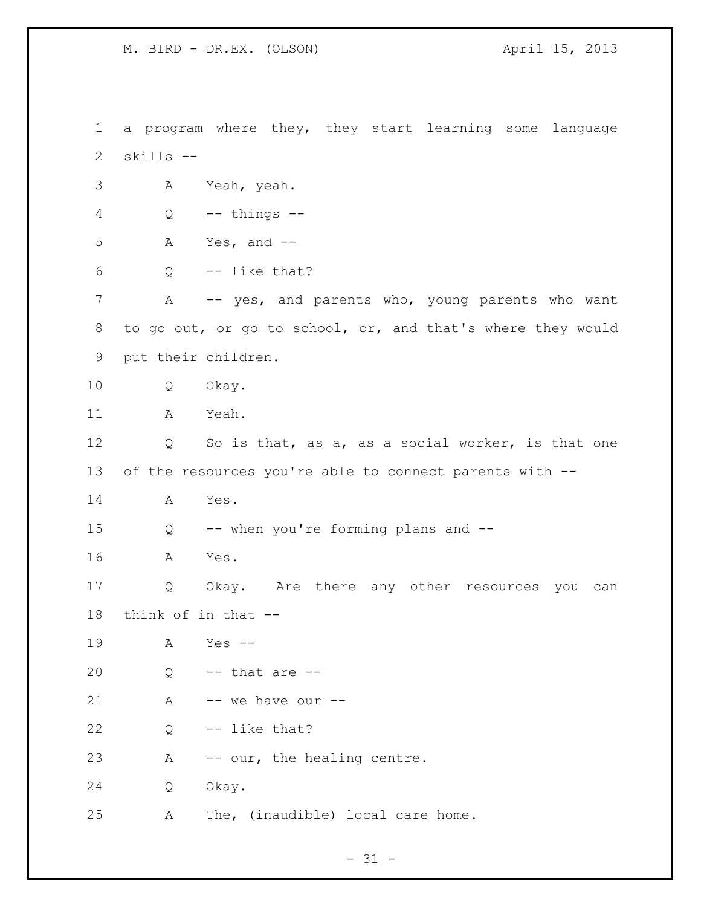a program where they, they start learning some language skills --

A Yeah, yeah.

Q -- things --

A Yes, and --

Q -- like that?

A -- yes, and parents who, young parents who want to go out, or go to school, or, and that's where they would put their children.

Q Okay.

A Yeah.

Q So is that, as a, as a social worker, is that one of the resources you're able to connect parents with --

A Yes.

Q -- when you're forming plans and --

A Yes.

Q Okay. Are there any other resources you can think of in that --

A Yes --

Q -- that are --

A -- we have our --

Q -- like that?

A -- our, the healing centre.

Q Okay.

A The, (inaudible) local care home.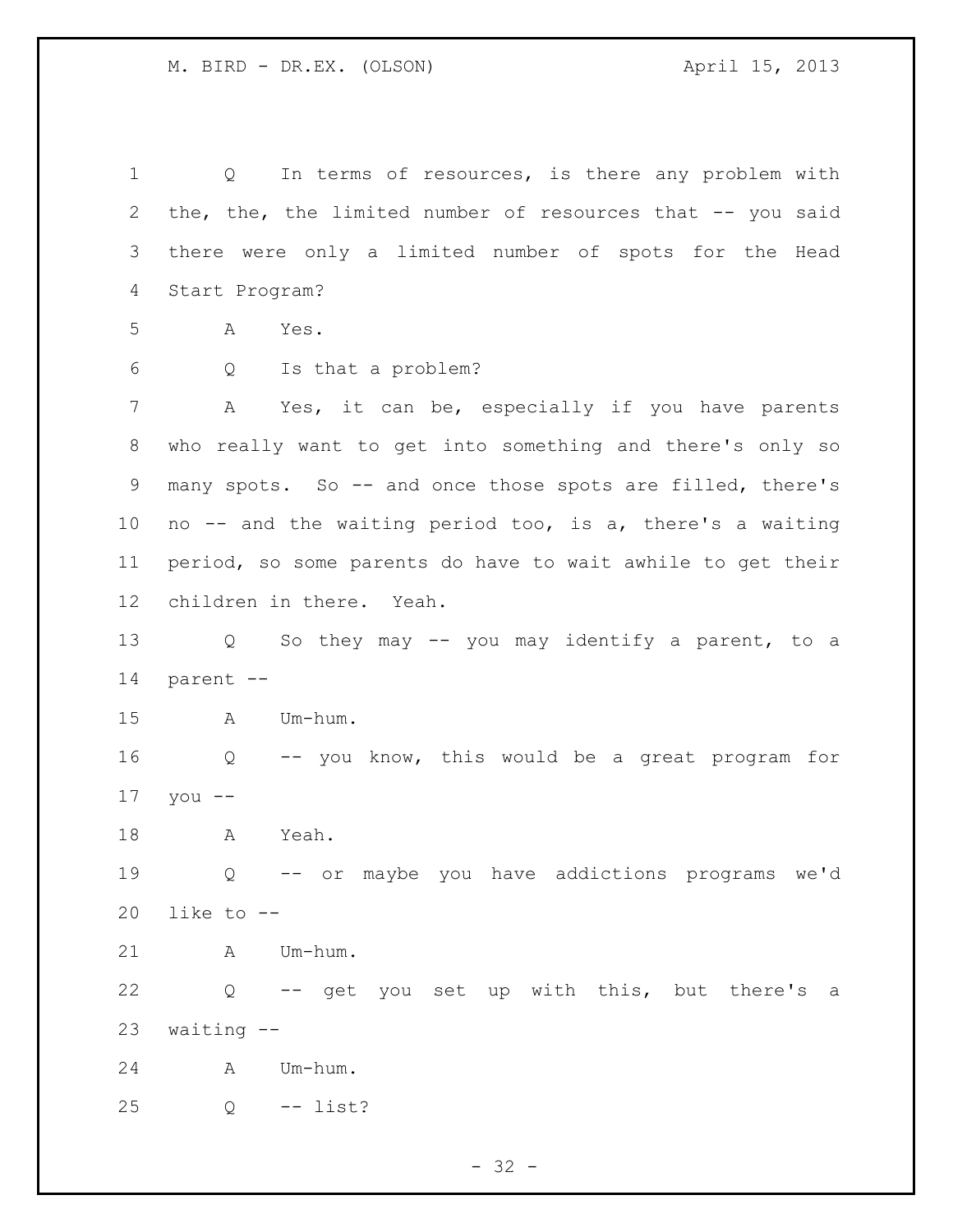Q In terms of resources, is there any problem with the, the, the limited number of resources that -- you said there were only a limited number of spots for the Head Start Program?

A Yes.

Q Is that a problem?

A Yes, it can be, especially if you have parents who really want to get into something and there's only so many spots. So -- and once those spots are filled, there's no -- and the waiting period too, is a, there's a waiting period, so some parents do have to wait awhile to get their children in there. Yeah.

Q So they may -- you may identify a parent, to a parent --

A Um-hum.

Q -- you know, this would be a great program for you --

A Yeah.

Q -- or maybe you have addictions programs we'd like to --

A Um-hum.

Q -- get you set up with this, but there's a waiting --

A Um-hum.

Q -- list?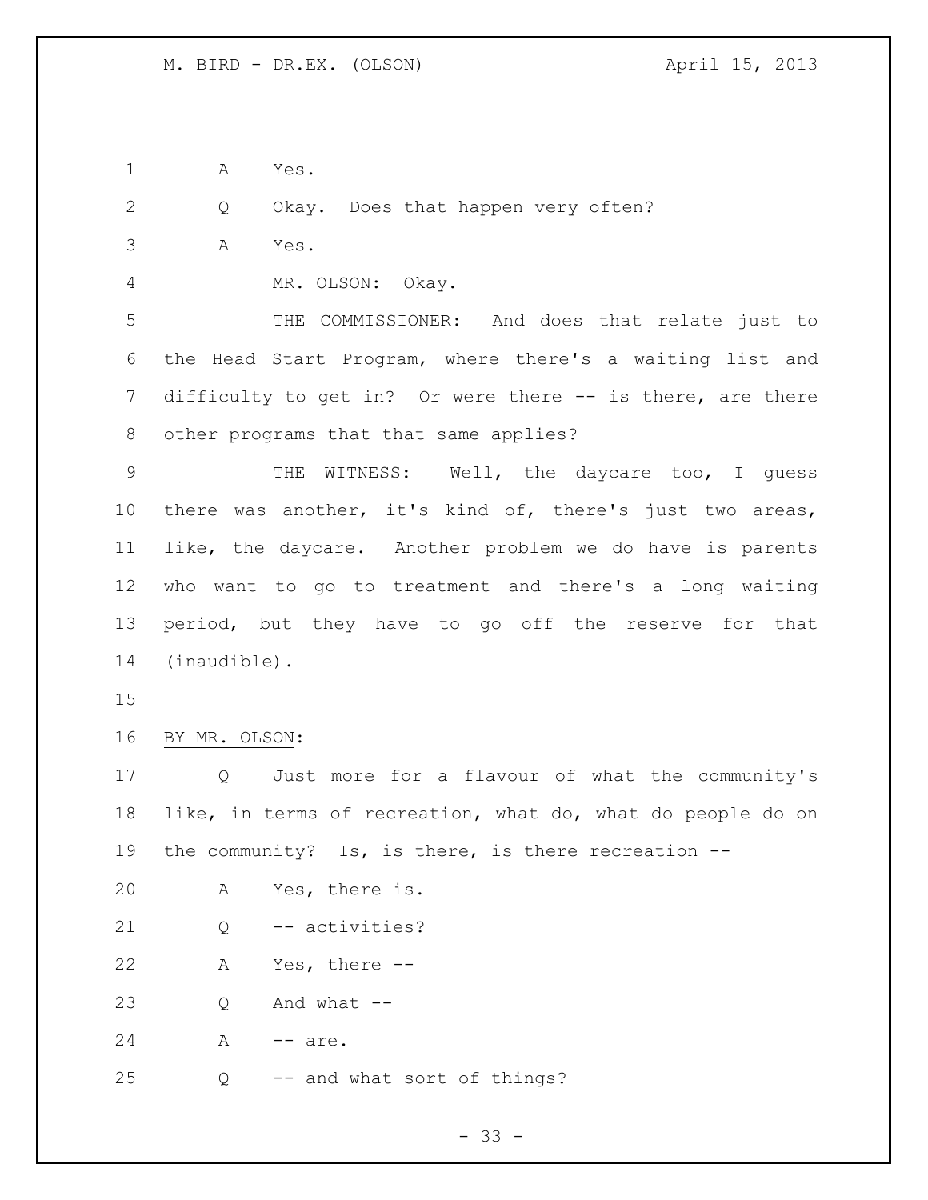A    Yes.

Q    Okay.  Does that happen very often?

A    Yes.

MR. OLSON:  Okay.

THE COMMISSIONER:  And does that relate just to the Head Start Program, where there's a waiting list and difficulty to get in?  Or were there -- is there, are there other programs that that same applies?

THE WITNESS:  Well, the daycare too, I guess there was another, it's kind of, there's just two areas, like, the daycare.  Another problem we do have is parents who want to go to treatment and there's a long waiting period, but they have to go off the reserve for that (inaudible).

BY MR. OLSON:

Q    Just more for a flavour of what the community's like, in terms of recreation, what do, what do people do on the community?  Is, is there, is there recreation --

A    Yes, there is.

Q    -- activities?

A    Yes, there --

Q    And what --

A    -- are.

Q    -- and what sort of things?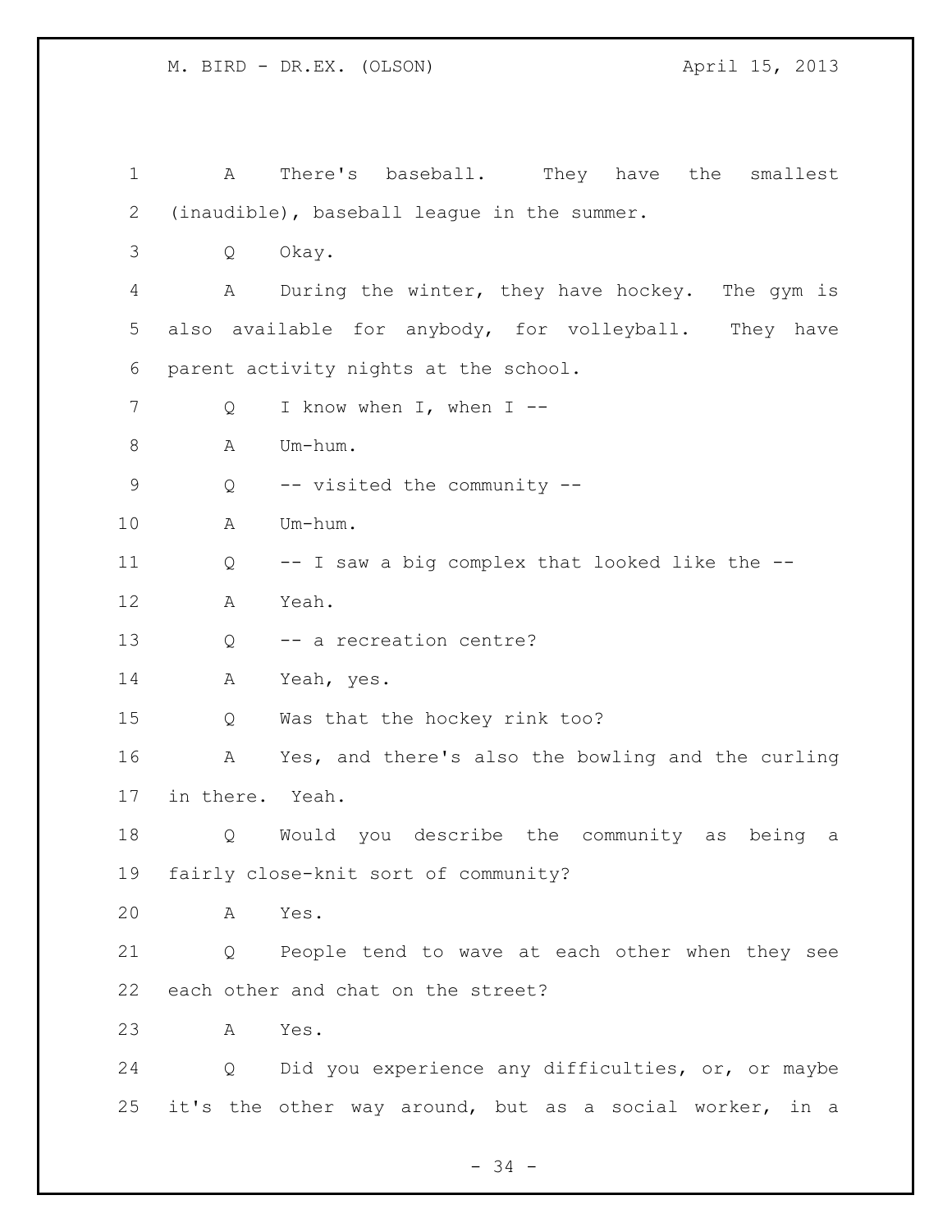A There's baseball. They have the smallest (inaudible), baseball league in the summer.

Q Okay.

A During the winter, they have hockey. The gym is also available for anybody, for volleyball. They have parent activity nights at the school.

Q I know when I, when I --

A Um-hum.

Q -- visited the community --

A Um-hum.

Q -- I saw a big complex that looked like the --

A Yeah.

Q -- a recreation centre?

A Yeah, yes.

Q Was that the hockey rink too?

A Yes, and there's also the bowling and the curling in there. Yeah.

Q Would you describe the community as being a fairly close-knit sort of community?

A Yes.

Q People tend to wave at each other when they see each other and chat on the street?

A Yes.

Q Did you experience any difficulties, or, or maybe it's the other way around, but as a social worker, in a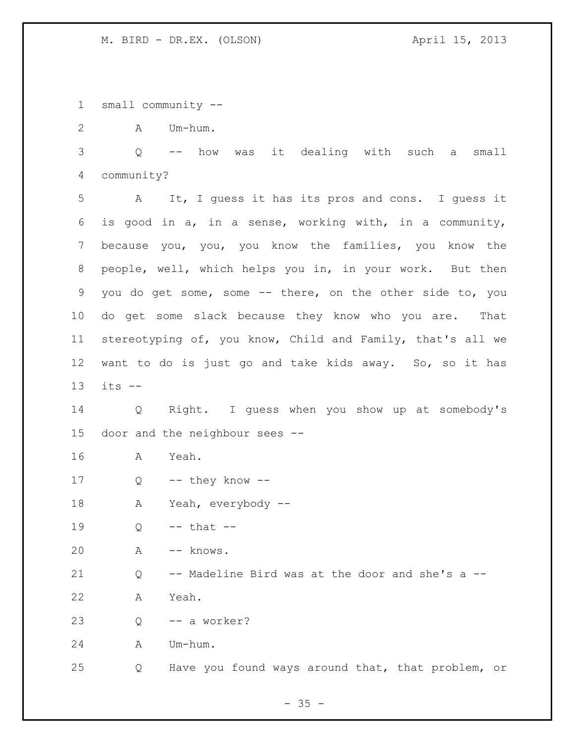small community --

A Um-hum.

Q -- how was it dealing with such a small community?

A It, I guess it has its pros and cons. I guess it is good in a, in a sense, working with, in a community, because you, you, you know the families, you know the people, well, which helps you in, in your work. But then you do get some, some -- there, on the other side to, you do get some slack because they know who you are. That stereotyping of, you know, Child and Family, that's all we want to do is just go and take kids away. So, so it has its --

Q Right. I guess when you show up at somebody's door and the neighbour sees --

A Yeah.

Q -- they know --

A Yeah, everybody --

Q -- that --

A -- knows.

Q -- Madeline Bird was at the door and she's a --

A Yeah.

Q -- a worker?

A Um-hum.

Q Have you found ways around that, that problem, or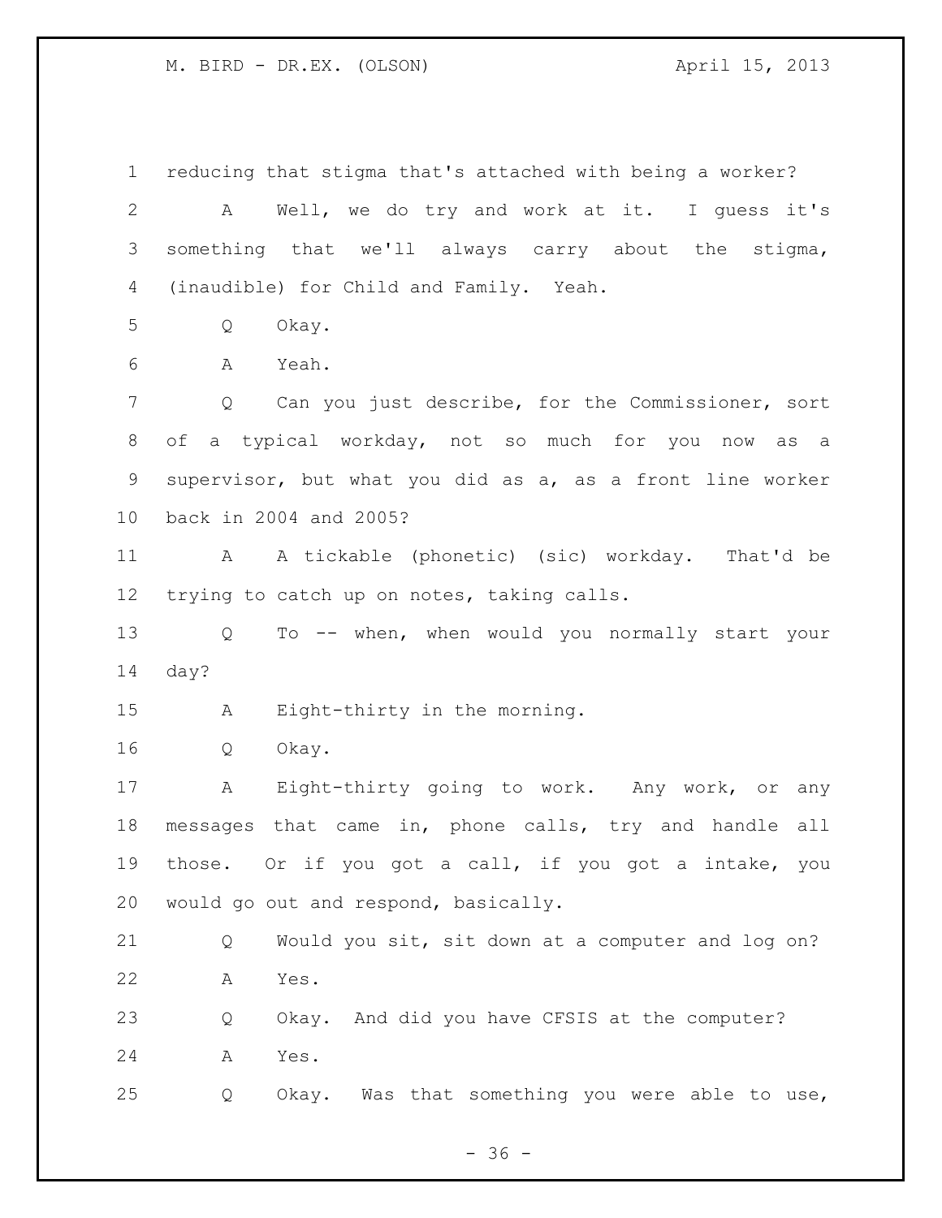reducing that stigma that's attached with being a worker?

A Well, we do try and work at it. I guess it's something that we'll always carry about the stigma, (inaudible) for Child and Family. Yeah.

Q Okay.

A Yeah.

Q Can you just describe, for the Commissioner, sort of a typical workday, not so much for you now as a supervisor, but what you did as a, as a front line worker back in 2004 and 2005?

A A tickable (phonetic) (sic) workday. That'd be trying to catch up on notes, taking calls.

Q To -- when, when would you normally start your day?

A Eight-thirty in the morning.

Q Okay.

A Eight-thirty going to work. Any work, or any messages that came in, phone calls, try and handle all those. Or if you got a call, if you got a intake, you would go out and respond, basically.

Q Would you sit, sit down at a computer and log on?

A Yes.

Q Okay. And did you have CFSIS at the computer?

A Yes.

Q Okay. Was that something you were able to use,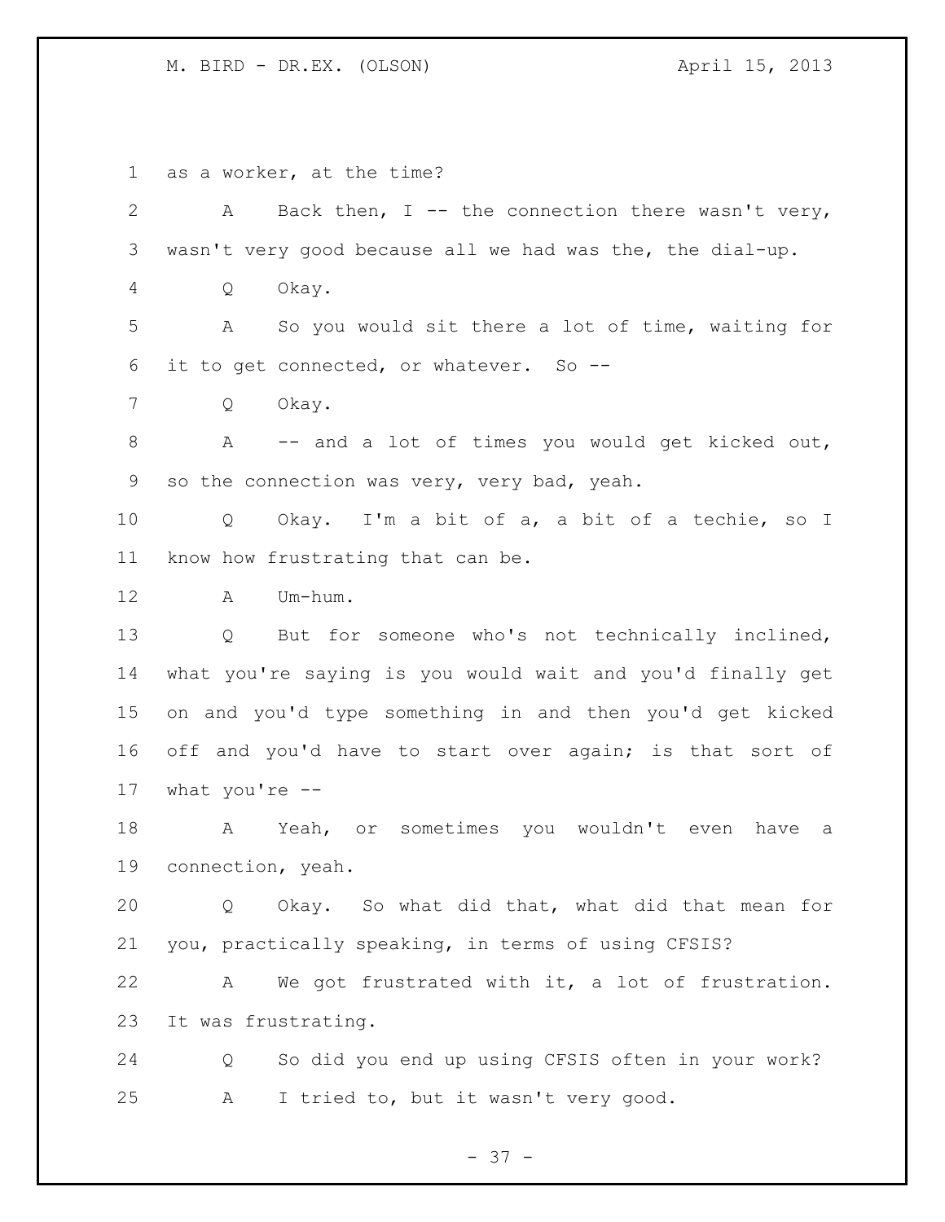as a worker, at the time?

A Back then, I -- the connection there wasn't very, wasn't very good because all we had was the, the dial-up.

Q Okay.

A So you would sit there a lot of time, waiting for it to get connected, or whatever. So --

Q Okay.

A -- and a lot of times you would get kicked out, so the connection was very, very bad, yeah.

Q Okay. I'm a bit of a, a bit of a techie, so I know how frustrating that can be.

A Um-hum.

Q But for someone who's not technically inclined, what you're saying is you would wait and you'd finally get on and you'd type something in and then you'd get kicked off and you'd have to start over again; is that sort of what you're --

A Yeah, or sometimes you wouldn't even have a connection, yeah.

Q Okay. So what did that, what did that mean for you, practically speaking, in terms of using CFSIS?

A We got frustrated with it, a lot of frustration. It was frustrating.

Q So did you end up using CFSIS often in your work?

A I tried to, but it wasn't very good.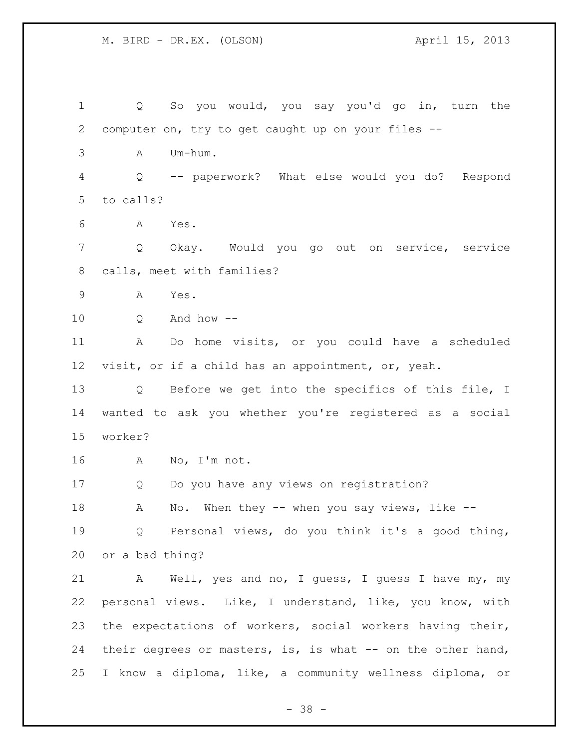Q So you would, you say you'd go in, turn the computer on, try to get caught up on your files --

A Um-hum.

Q -- paperwork? What else would you do? Respond to calls?

A Yes.

Q Okay. Would you go out on service, service calls, meet with families?

A Yes.

Q And how --

A Do home visits, or you could have a scheduled visit, or if a child has an appointment, or, yeah.

Q Before we get into the specifics of this file, I wanted to ask you whether you're registered as a social worker?

A No, I'm not.

Q Do you have any views on registration?

A No. When they -- when you say views, like --

Q Personal views, do you think it's a good thing, or a bad thing?

A Well, yes and no, I guess, I guess I have my, my personal views. Like, I understand, like, you know, with the expectations of workers, social workers having their, their degrees or masters, is, is what -- on the other hand, I know a diploma, like, a community wellness diploma, or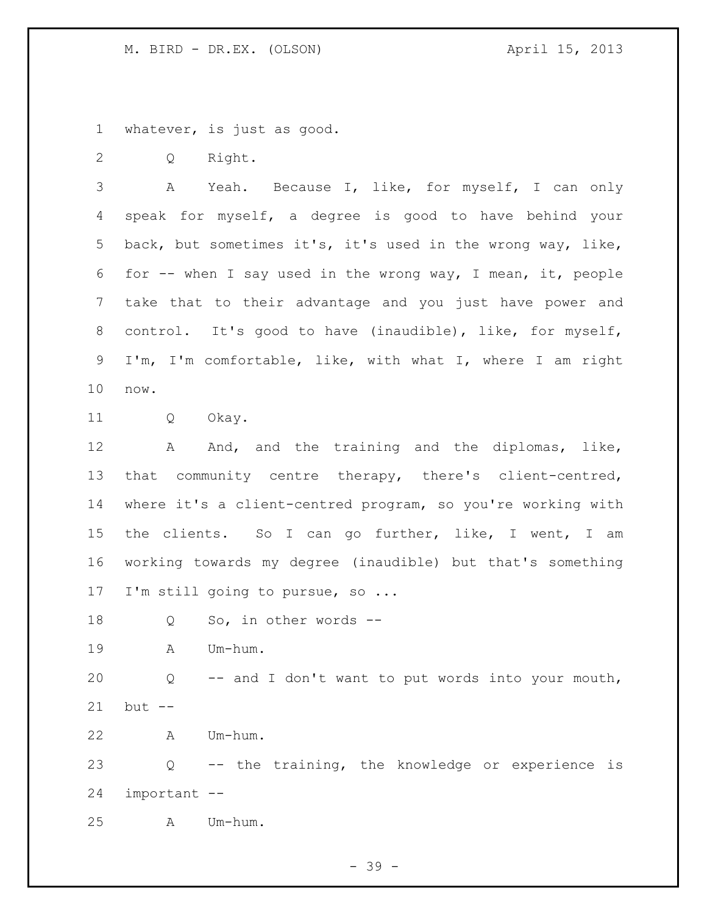whatever, is just as good.

Q Right.

A Yeah. Because I, like, for myself, I can only speak for myself, a degree is good to have behind your back, but sometimes it's, it's used in the wrong way, like, for -- when I say used in the wrong way, I mean, it, people take that to their advantage and you just have power and control. It's good to have (inaudible), like, for myself, I'm, I'm comfortable, like, with what I, where I am right now.

Q Okay.

A And, and the training and the diplomas, like, that community centre therapy, there's client-centred, where it's a client-centred program, so you're working with the clients. So I can go further, like, I went, I am working towards my degree (inaudible) but that's something I'm still going to pursue, so ...

Q So, in other words --

A Um-hum.

Q -- and I don't want to put words into your mouth, but --

A Um-hum.

Q -- the training, the knowledge or experience is important --

A Um-hum.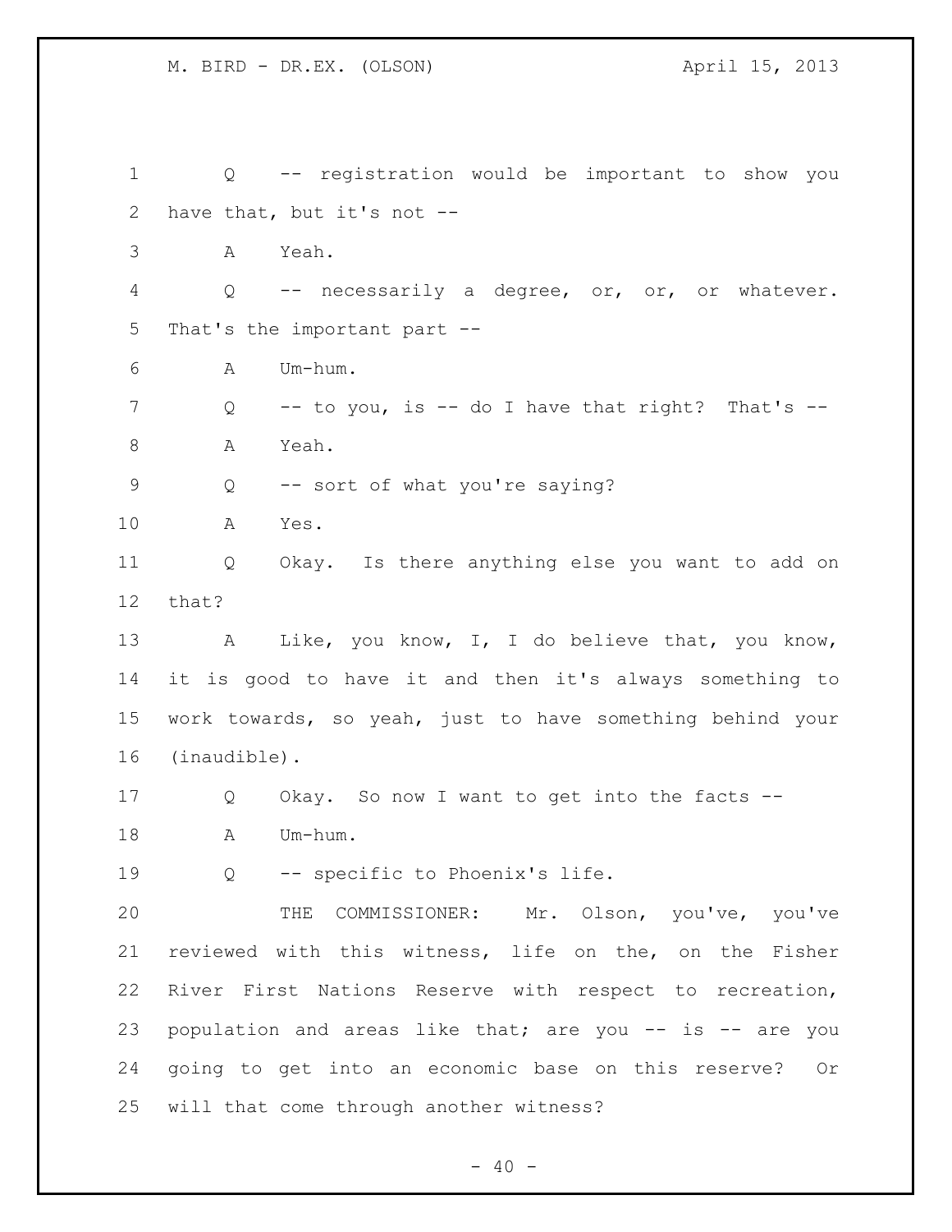Q -- registration would be important to show you have that, but it's not --

A Yeah.

Q -- necessarily a degree, or, or, or whatever. That's the important part --

A Um-hum.

Q -- to you, is -- do I have that right? That's --

A Yeah.

Q -- sort of what you're saying?

A Yes.

Q Okay. Is there anything else you want to add on that?

A Like, you know, I, I do believe that, you know, it is good to have it and then it's always something to work towards, so yeah, just to have something behind your (inaudible).

Q Okay. So now I want to get into the facts --

A Um-hum.

Q -- specific to Phoenix's life.

THE COMMISSIONER: Mr. Olson, you've, you've reviewed with this witness, life on the, on the Fisher River First Nations Reserve with respect to recreation, population and areas like that; are you -- is -- are you going to get into an economic base on this reserve? Or will that come through another witness?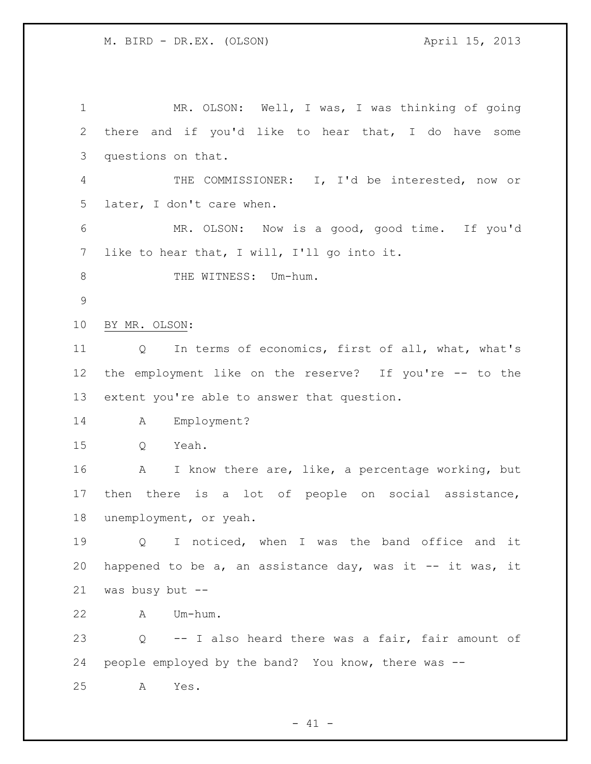MR. OLSON: Well, I was, I was thinking of going there and if you'd like to hear that, I do have some questions on that.

THE COMMISSIONER: I, I'd be interested, now or later, I don't care when.

MR. OLSON: Now is a good, good time. If you'd like to hear that, I will, I'll go into it.

THE WITNESS: Um-hum.

BY MR. OLSON:

Q In terms of economics, first of all, what, what's the employment like on the reserve? If you're -- to the extent you're able to answer that question.

A Employment?

Q Yeah.

A I know there are, like, a percentage working, but then there is a lot of people on social assistance, unemployment, or yeah.

Q I noticed, when I was the band office and it happened to be a, an assistance day, was it -- it was, it was busy but --

A Um-hum.

Q -- I also heard there was a fair, fair amount of people employed by the band? You know, there was --

A Yes.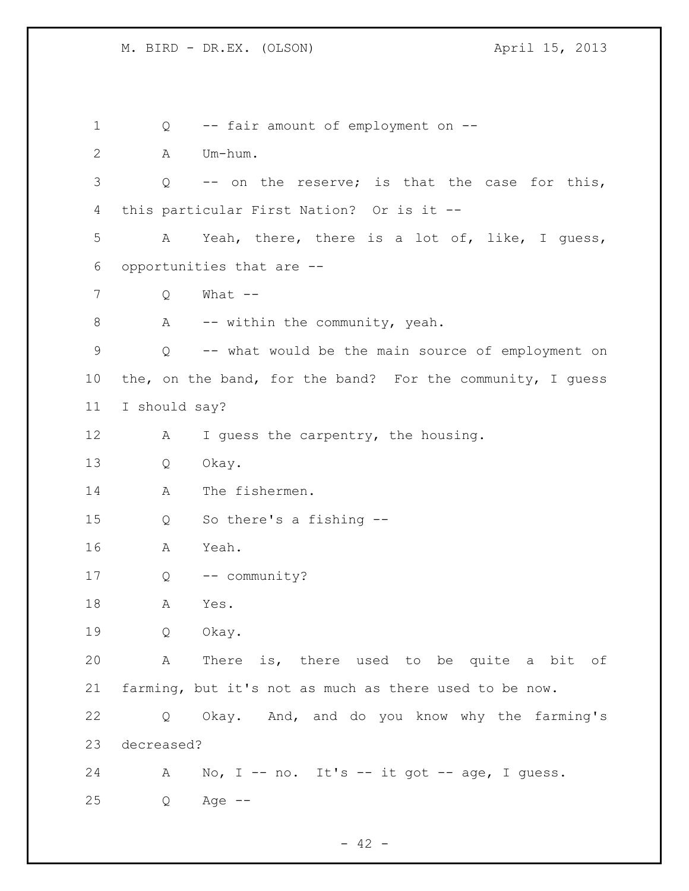Q -- fair amount of employment on --

A Um-hum.

Q -- on the reserve; is that the case for this, this particular First Nation? Or is it --

A Yeah, there, there is a lot of, like, I guess, opportunities that are --

Q What --

A -- within the community, yeah.

Q -- what would be the main source of employment on the, on the band, for the band? For the community, I guess I should say?

A I guess the carpentry, the housing.

Q Okay.

A The fishermen.

Q So there's a fishing --

A Yeah.

Q -- community?

A Yes.

Q Okay.

A There is, there used to be quite a bit of farming, but it's not as much as there used to be now.

Q Okay. And, and do you know why the farming's decreased?

A No, I -- no. It's -- it got -- age, I guess.

Q Age --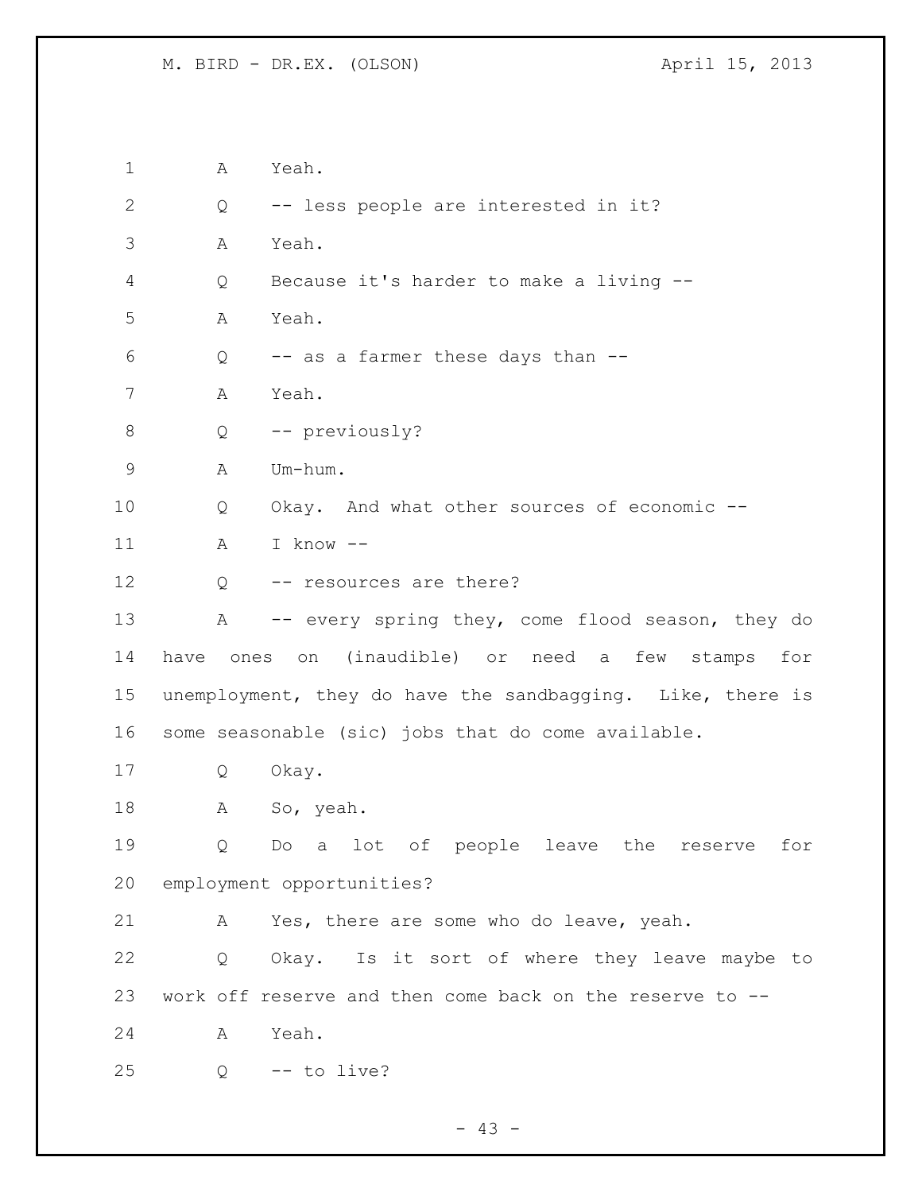A Yeah.

Q -- less people are interested in it?

A Yeah.

Q Because it's harder to make a living --

A Yeah.

Q -- as a farmer these days than --

A Yeah.

Q -- previously?

A Um-hum.

Q Okay. And what other sources of economic --

A I know --

Q -- resources are there?

A -- every spring they, come flood season, they do have ones on (inaudible) or need a few stamps for unemployment, they do have the sandbagging. Like, there is some seasonable (sic) jobs that do come available.

Q Okay.

A So, yeah.

Q Do a lot of people leave the reserve for employment opportunities?

A Yes, there are some who do leave, yeah.

Q Okay. Is it sort of where they leave maybe to work off reserve and then come back on the reserve to --

A Yeah.

Q -- to live?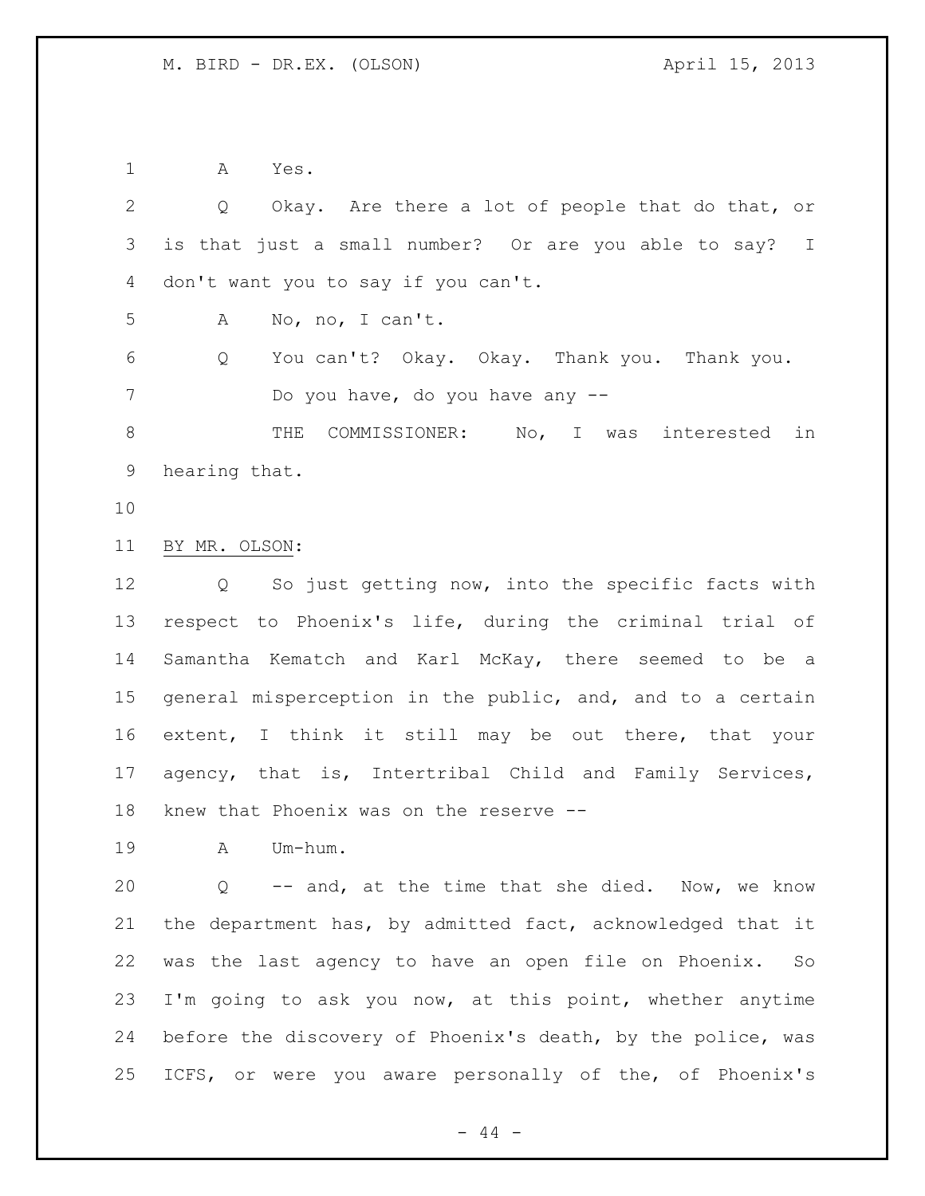A Yes.

Q Okay. Are there a lot of people that do that, or is that just a small number? Or are you able to say? I don't want you to say if you can't.

A No, no, I can't.

Q You can't? Okay. Okay. Thank you. Thank you.

Do you have, do you have any --

THE COMMISSIONER: No, I was interested in hearing that.

BY MR. OLSON:

Q So just getting now, into the specific facts with respect to Phoenix's life, during the criminal trial of Samantha Kematch and Karl McKay, there seemed to be a general misperception in the public, and, and to a certain extent, I think it still may be out there, that your agency, that is, Intertribal Child and Family Services, knew that Phoenix was on the reserve --

A Um-hum.

Q -- and, at the time that she died. Now, we know the department has, by admitted fact, acknowledged that it was the last agency to have an open file on Phoenix. So I'm going to ask you now, at this point, whether anytime before the discovery of Phoenix's death, by the police, was ICFS, or were you aware personally of the, of Phoenix's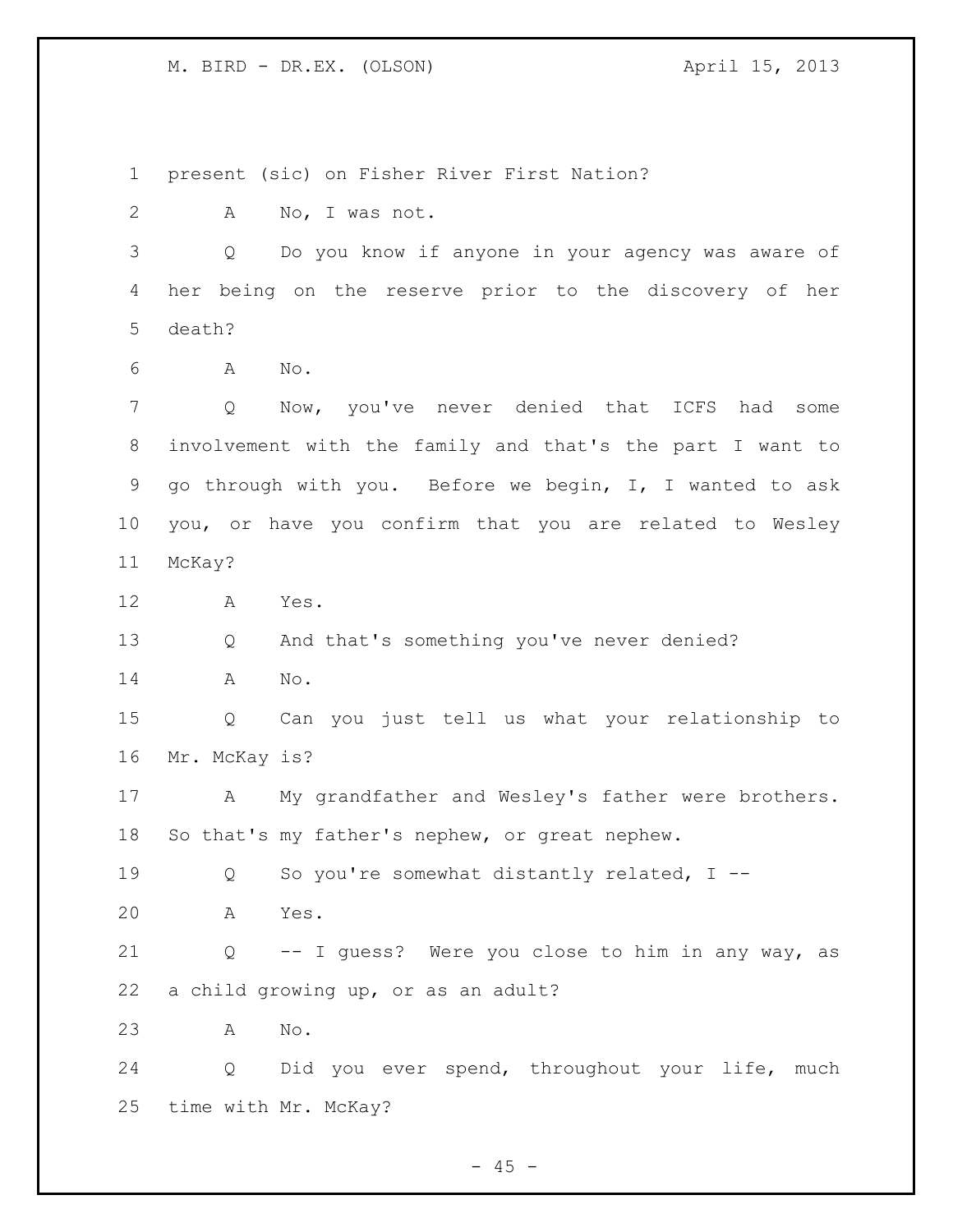present (sic) on Fisher River First Nation?

A No, I was not.

Q Do you know if anyone in your agency was aware of her being on the reserve prior to the discovery of her death?

A No.

Q Now, you've never denied that ICFS had some involvement with the family and that's the part I want to go through with you. Before we begin, I, I wanted to ask you, or have you confirm that you are related to Wesley McKay?

A Yes.

Q And that's something you've never denied?

A No.

Q Can you just tell us what your relationship to Mr. McKay is?

A My grandfather and Wesley's father were brothers. So that's my father's nephew, or great nephew.

Q So you're somewhat distantly related, I --

A Yes.

Q -- I guess? Were you close to him in any way, as a child growing up, or as an adult?

A No.

Q Did you ever spend, throughout your life, much time with Mr. McKay?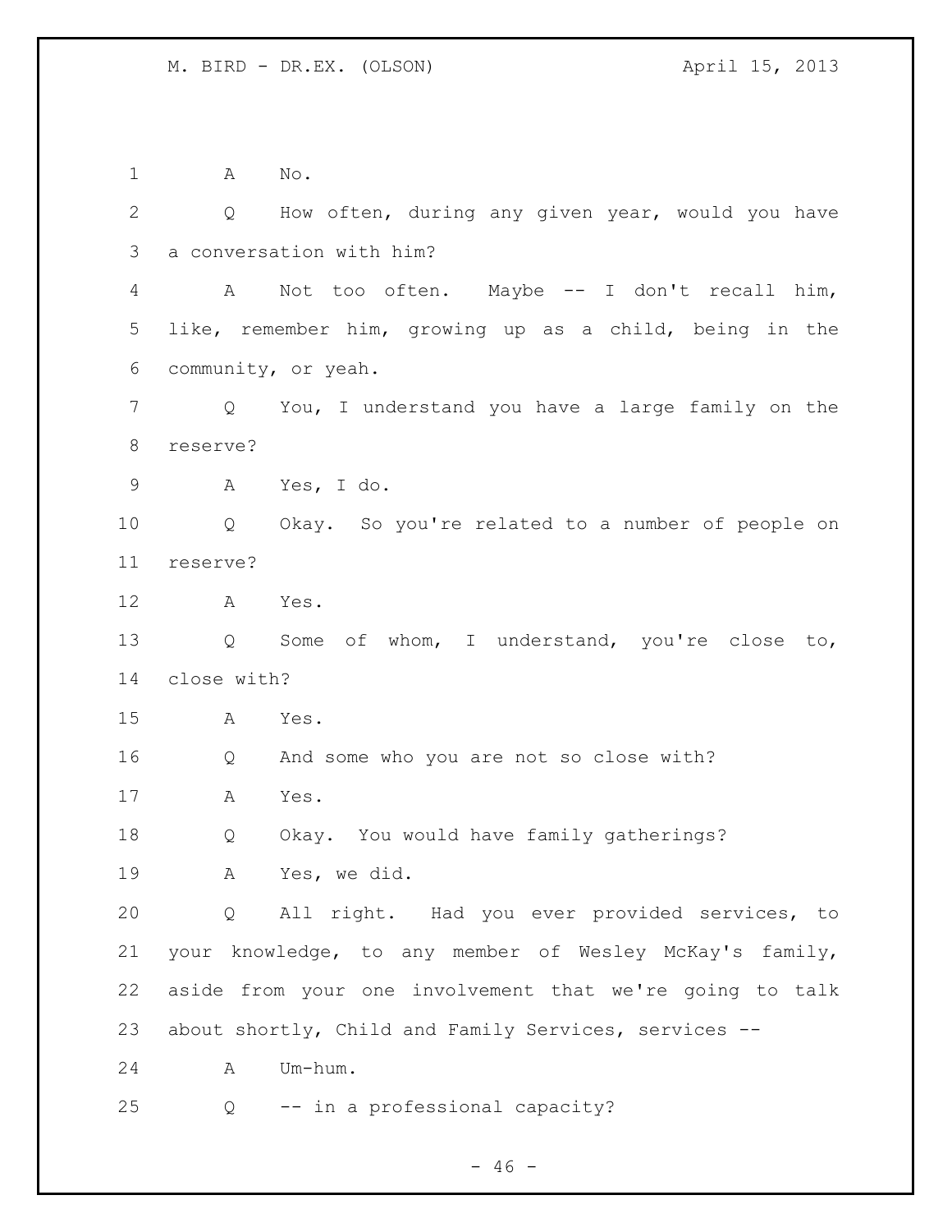A No.

Q How often, during any given year, would you have a conversation with him?

A Not too often. Maybe -- I don't recall him, like, remember him, growing up as a child, being in the community, or yeah.

Q You, I understand you have a large family on the reserve?

A Yes, I do.

Q Okay. So you're related to a number of people on reserve?

A Yes.

Q Some of whom, I understand, you're close to, close with?

A Yes.

Q And some who you are not so close with?

A Yes.

Q Okay. You would have family gatherings?

A Yes, we did.

Q All right. Had you ever provided services, to your knowledge, to any member of Wesley McKay's family, aside from your one involvement that we're going to talk about shortly, Child and Family Services, services --

A Um-hum.

Q -- in a professional capacity?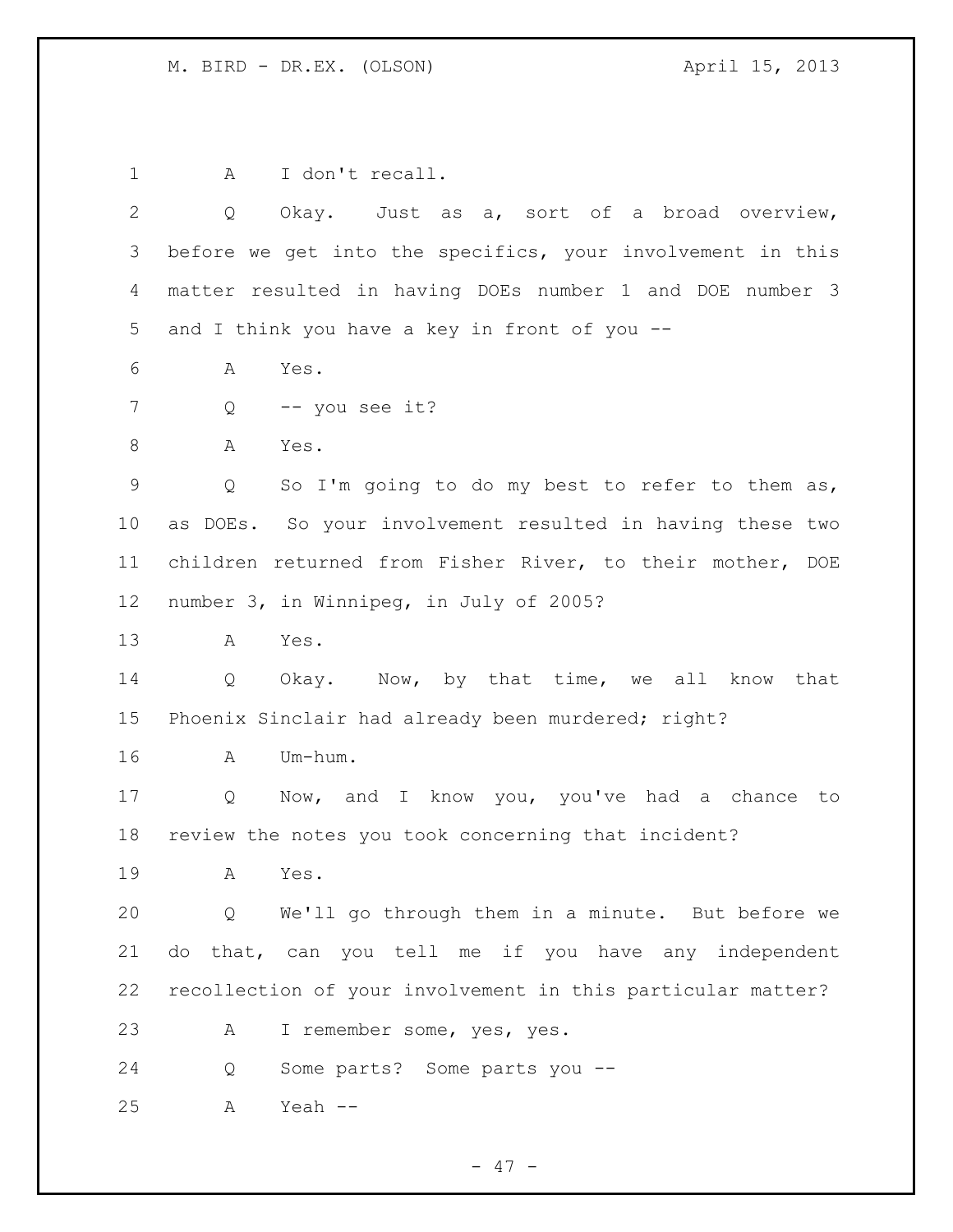1 A I don't recall.

2 Q Okay. Just as a, sort of a broad overview,
3 before we get into the specifics, your involvement in this
4 matter resulted in having DOEs number 1 and DOE number 3
5 and I think you have a key in front of you --

6 A Yes.

7 Q -- you see it?

8 A Yes.

9 Q So I'm going to do my best to refer to them as,
10 as DOEs. So your involvement resulted in having these two
11 children returned from Fisher River, to their mother, DOE
12 number 3, in Winnipeg, in July of 2005?

13 A Yes.

14 Q Okay. Now, by that time, we all know that
15 Phoenix Sinclair had already been murdered; right?

16 A Um-hum.

17 Q Now, and I know you, you've had a chance to
18 review the notes you took concerning that incident?

19 A Yes.

20 Q We'll go through them in a minute. But before we
21 do that, can you tell me if you have any independent
22 recollection of your involvement in this particular matter?

23 A I remember some, yes, yes.

24 Q Some parts? Some parts you --

25 A Yeah --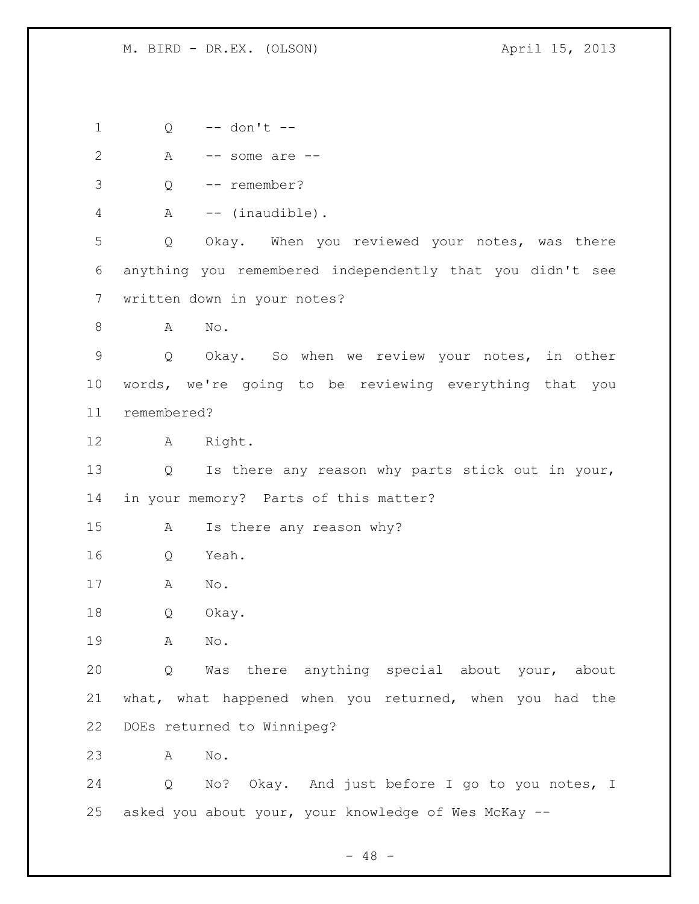Q -- don't --

A -- some are --

Q -- remember?

A -- (inaudible).

Q Okay. When you reviewed your notes, was there anything you remembered independently that you didn't see written down in your notes?

A No.

Q Okay. So when we review your notes, in other words, we're going to be reviewing everything that you remembered?

A Right.

Q Is there any reason why parts stick out in your, in your memory? Parts of this matter?

A Is there any reason why?

Q Yeah.

A No.

Q Okay.

A No.

Q Was there anything special about your, about what, what happened when you returned, when you had the DOEs returned to Winnipeg?

A No.

Q No? Okay. And just before I go to you notes, I asked you about your, your knowledge of Wes McKay --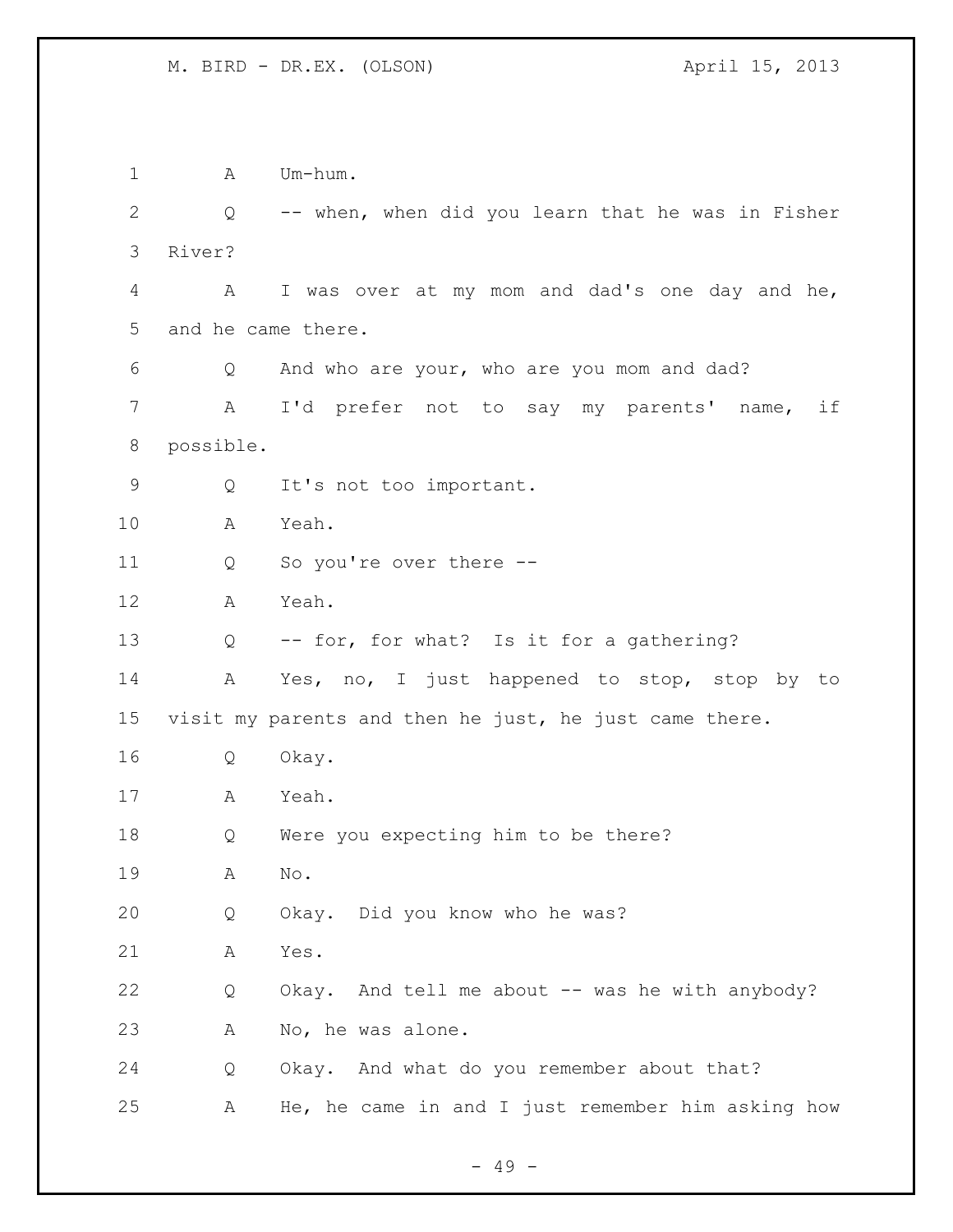A Um-hum.

Q -- when, when did you learn that he was in Fisher River?

A I was over at my mom and dad's one day and he, and he came there.

Q And who are your, who are you mom and dad?

A I'd prefer not to say my parents' name, if possible.

Q It's not too important.

A Yeah.

Q So you're over there --

A Yeah.

Q -- for, for what? Is it for a gathering?

A Yes, no, I just happened to stop, stop by to visit my parents and then he just, he just came there.

Q Okay.

A Yeah.

Q Were you expecting him to be there?

A No.

Q Okay. Did you know who he was?

A Yes.

Q Okay. And tell me about -- was he with anybody?

A No, he was alone.

Q Okay. And what do you remember about that?

A He, he came in and I just remember him asking how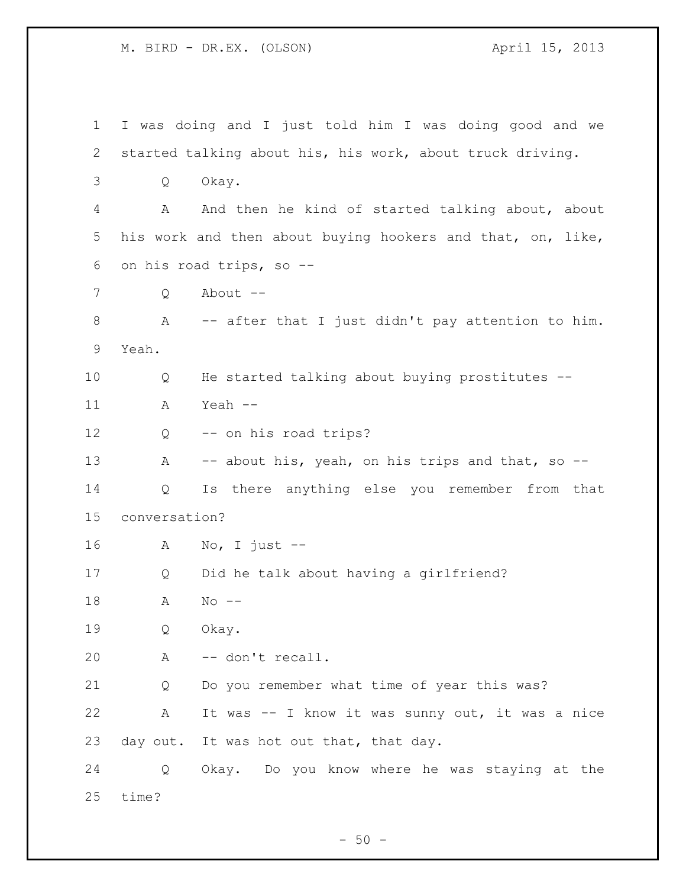I was doing and I just told him I was doing good and we started talking about his, his work, about truck driving.

Q Okay.

A And then he kind of started talking about, about his work and then about buying hookers and that, on, like, on his road trips, so --

Q About --

A -- after that I just didn't pay attention to him. Yeah.

Q He started talking about buying prostitutes --

A Yeah --

Q -- on his road trips?

A -- about his, yeah, on his trips and that, so --

Q Is there anything else you remember from that conversation?

A No, I just --

Q Did he talk about having a girlfriend?

A No --

Q Okay.

A -- don't recall.

Q Do you remember what time of year this was?

A It was -- I know it was sunny out, it was a nice day out. It was hot out that, that day.

Q Okay. Do you know where he was staying at the time?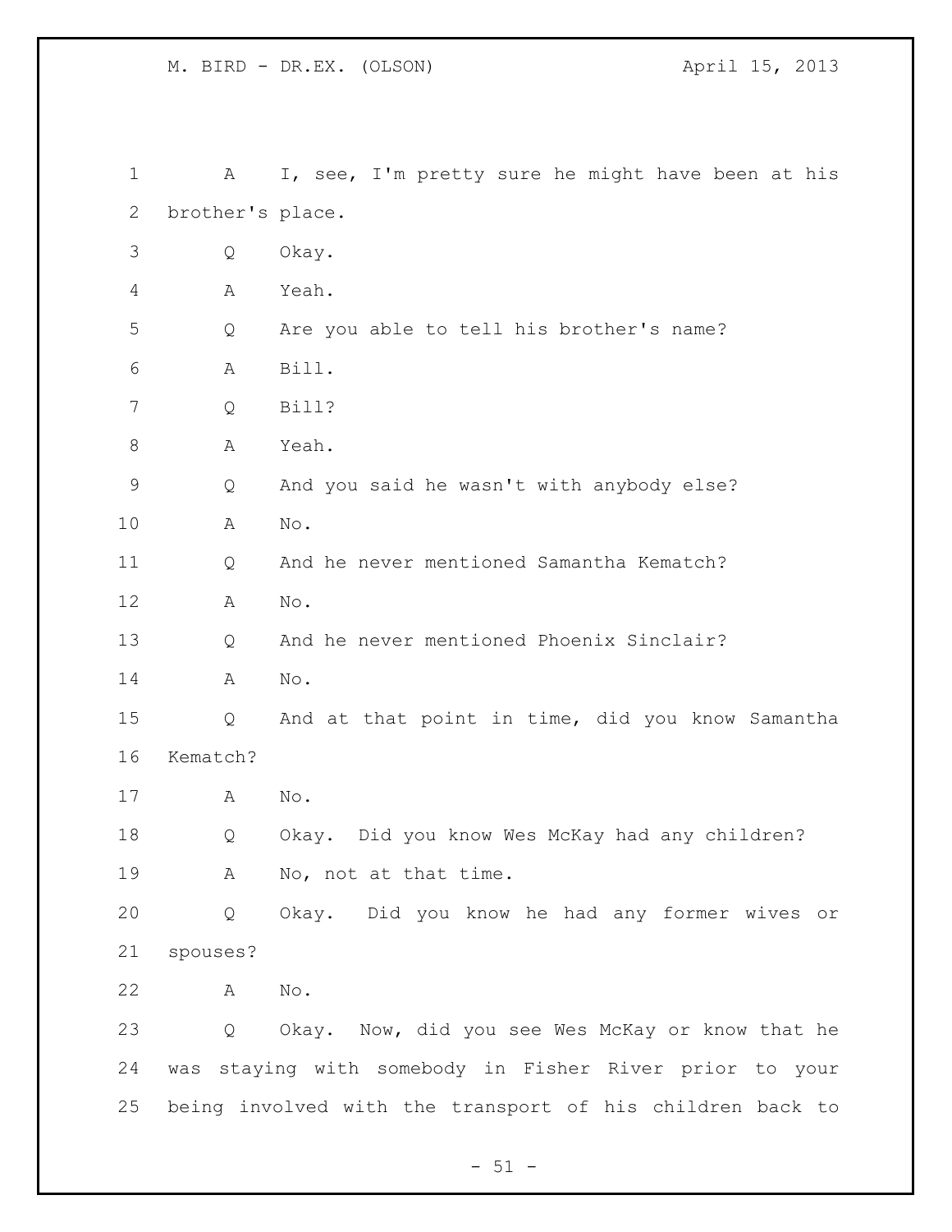A I, see, I'm pretty sure he might have been at his brother's place.

Q Okay.

A Yeah.

Q Are you able to tell his brother's name?

A Bill.

Q Bill?

A Yeah.

Q And you said he wasn't with anybody else?

A No.

Q And he never mentioned Samantha Kematch?

A No.

Q And he never mentioned Phoenix Sinclair?

A No.

Q And at that point in time, did you know Samantha Kematch?

A No.

Q Okay. Did you know Wes McKay had any children?

A No, not at that time.

Q Okay. Did you know he had any former wives or spouses?

A No.

Q Okay. Now, did you see Wes McKay or know that he was staying with somebody in Fisher River prior to your being involved with the transport of his children back to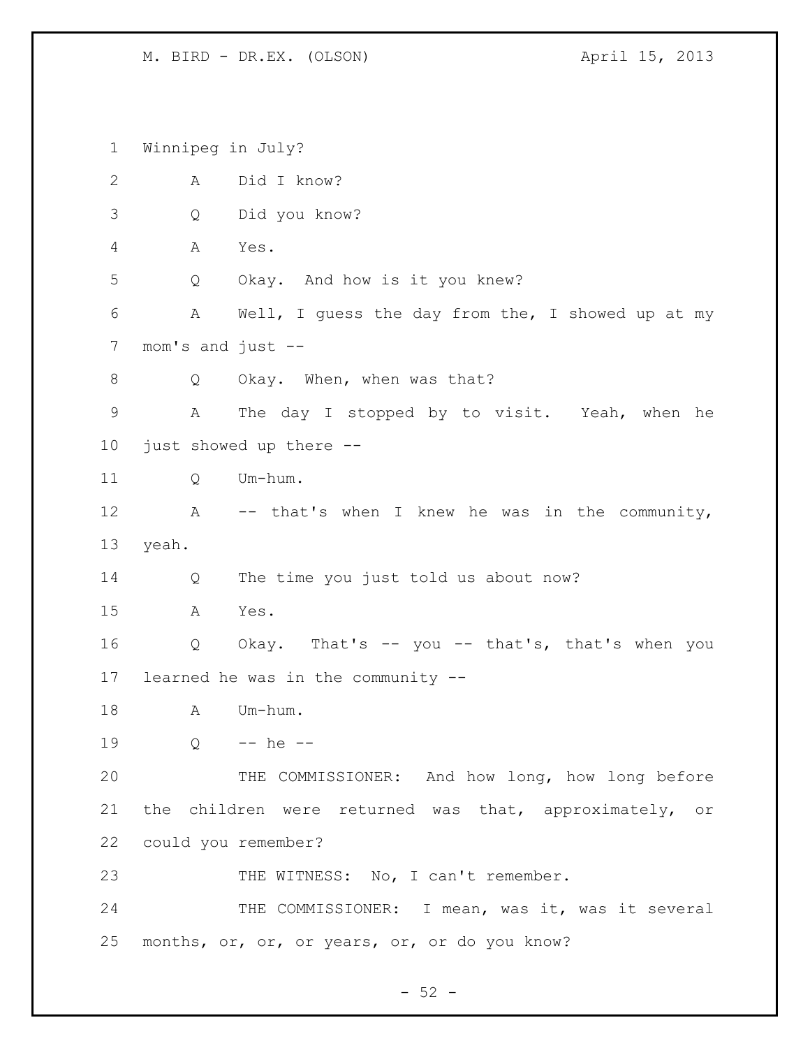Winnipeg in July?

A Did I know?

Q Did you know?

A Yes.

Q Okay. And how is it you knew?

A Well, I guess the day from the, I showed up at my mom's and just --

Q Okay. When, when was that?

A The day I stopped by to visit. Yeah, when he just showed up there --

Q Um-hum.

A -- that's when I knew he was in the community, yeah.

Q The time you just told us about now?

A Yes.

Q Okay. That's -- you -- that's, that's when you learned he was in the community --

A Um-hum.

Q -- he --

THE COMMISSIONER: And how long, how long before the children were returned was that, approximately, or could you remember?

THE WITNESS: No, I can't remember.

THE COMMISSIONER: I mean, was it, was it several months, or, or, or years, or, or do you know?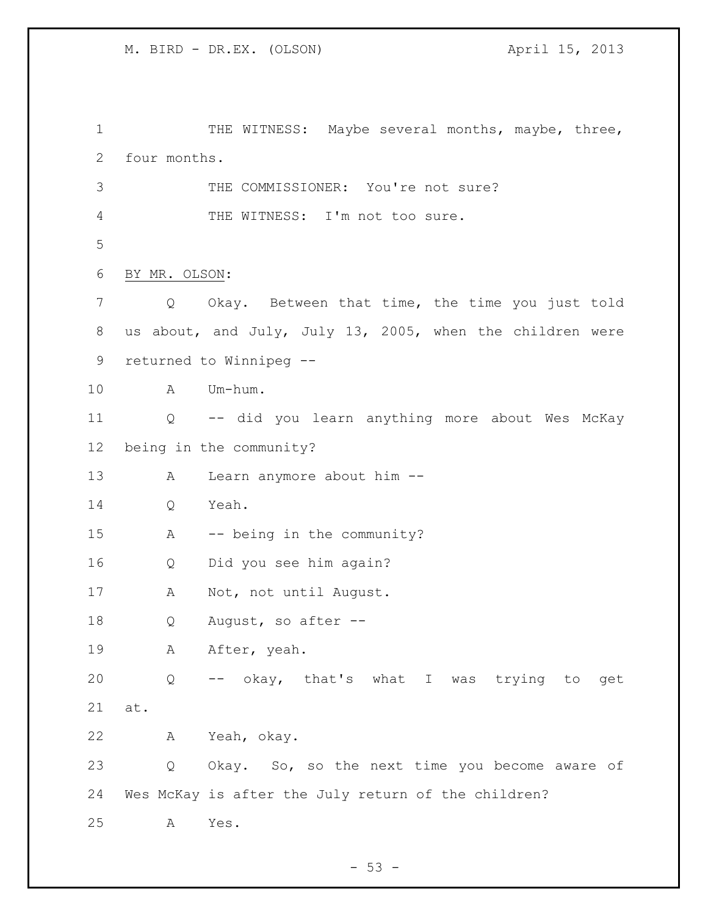THE WITNESS: Maybe several months, maybe, three, four months.

THE COMMISSIONER: You're not sure?

THE WITNESS: I'm not too sure.

BY MR. OLSON:

Q Okay. Between that time, the time you just told us about, and July, July 13, 2005, when the children were returned to Winnipeg --

A Um-hum.

Q -- did you learn anything more about Wes McKay being in the community?

A Learn anymore about him --

Q Yeah.

A -- being in the community?

Q Did you see him again?

A Not, not until August.

Q August, so after --

A After, yeah.

Q -- okay, that's what I was trying to get at.

A Yeah, okay.

Q Okay. So, so the next time you become aware of Wes McKay is after the July return of the children?

A Yes.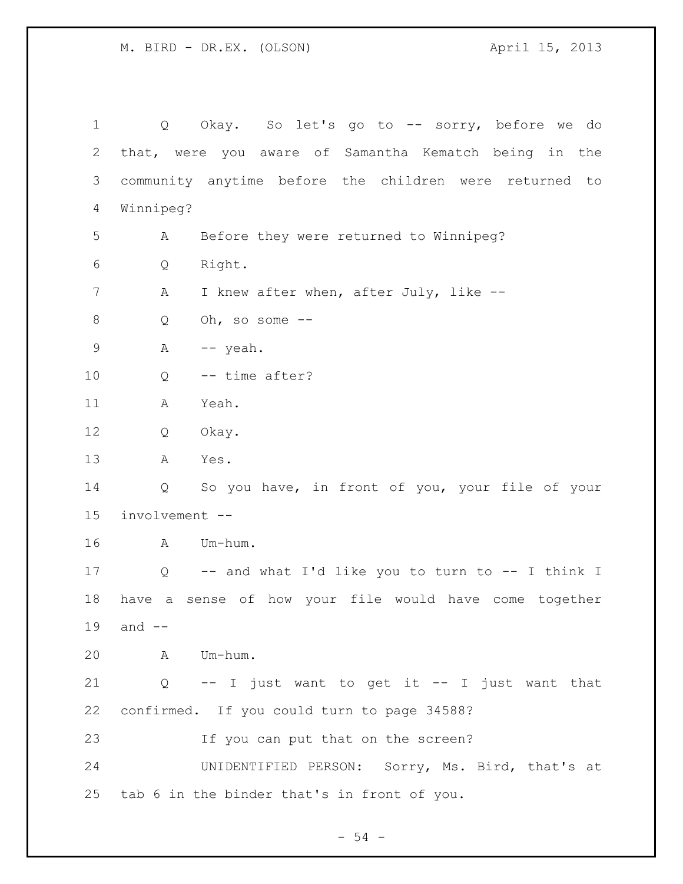Q Okay. So let's go to -- sorry, before we do that, were you aware of Samantha Kematch being in the community anytime before the children were returned to Winnipeg?

A Before they were returned to Winnipeg?

Q Right.

A I knew after when, after July, like --

Q Oh, so some --

A -- yeah.

Q -- time after?

A Yeah.

Q Okay.

A Yes.

Q So you have, in front of you, your file of your involvement --

A Um-hum.

Q -- and what I'd like you to turn to -- I think I have a sense of how your file would have come together and --

A Um-hum.

Q -- I just want to get it -- I just want that confirmed. If you could turn to page 34588?

If you can put that on the screen?

UNIDENTIFIED PERSON: Sorry, Ms. Bird, that's at tab 6 in the binder that's in front of you.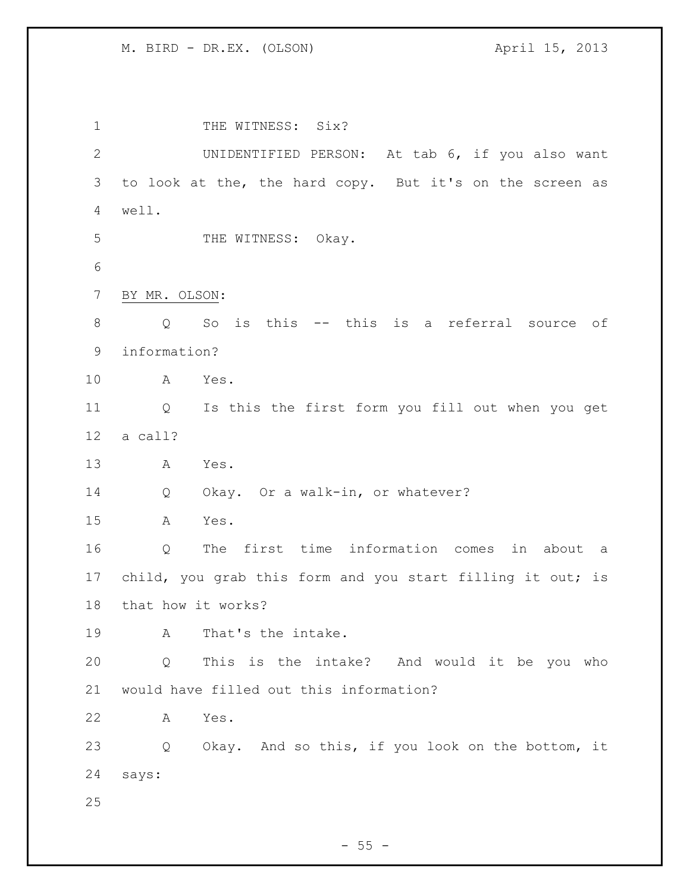THE WITNESS: Six?

UNIDENTIFIED PERSON: At tab 6, if you also want to look at the, the hard copy. But it's on the screen as well.

THE WITNESS: Okay.

BY MR. OLSON:

Q So is this -- this is a referral source of information?

A Yes.

Q Is this the first form you fill out when you get a call?

A Yes.

Q Okay. Or a walk-in, or whatever?

A Yes.

Q The first time information comes in about a child, you grab this form and you start filling it out; is that how it works?

A That's the intake.

Q This is the intake? And would it be you who would have filled out this information?

A Yes.

Q Okay. And so this, if you look on the bottom, it says: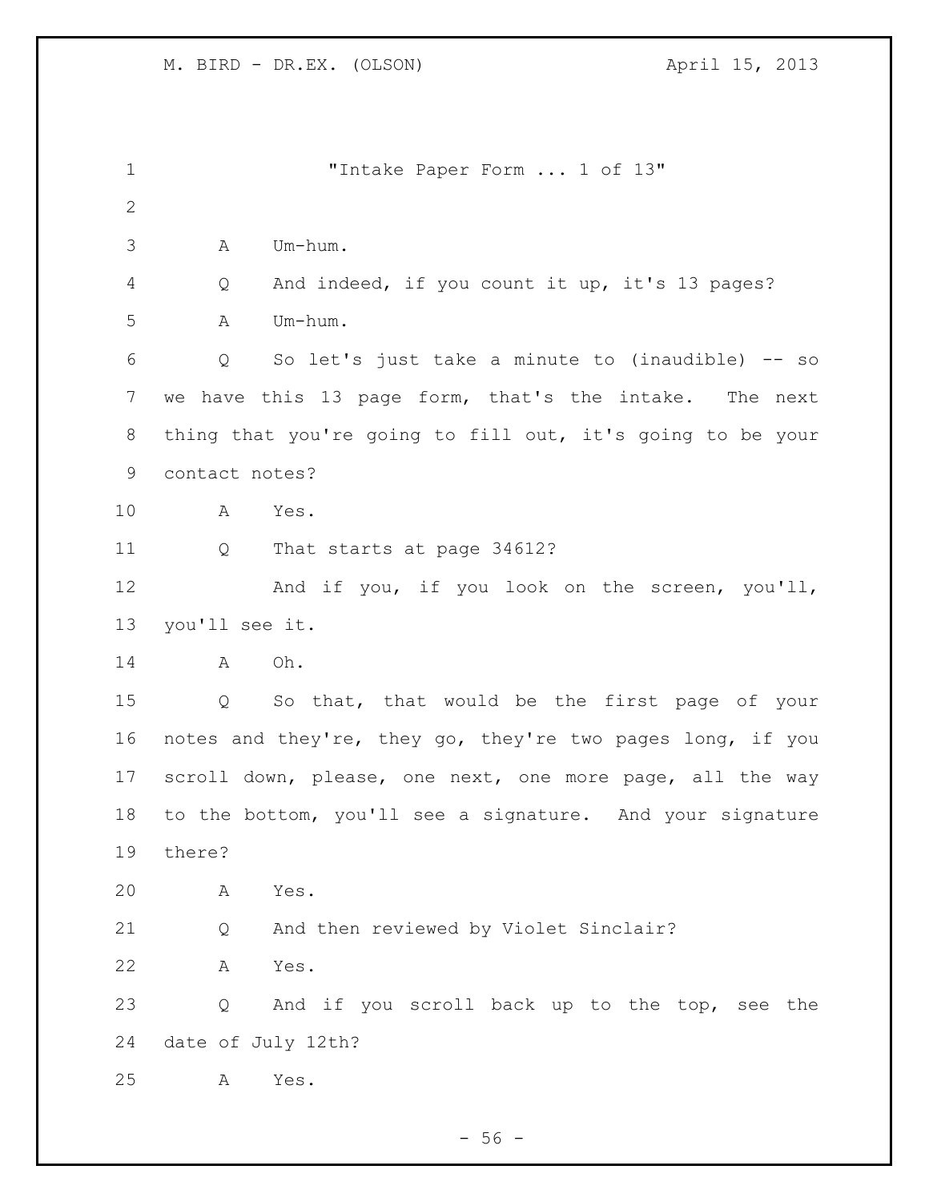"Intake Paper Form ... 1 of 13"

A Um-hum.

Q And indeed, if you count it up, it's 13 pages?

A Um-hum.

Q So let's just take a minute to (inaudible) -- so we have this 13 page form, that's the intake. The next thing that you're going to fill out, it's going to be your contact notes?

A Yes.

Q That starts at page 34612?

And if you, if you look on the screen, you'll, you'll see it.

A Oh.

Q So that, that would be the first page of your notes and they're, they go, they're two pages long, if you scroll down, please, one next, one more page, all the way to the bottom, you'll see a signature. And your signature there?

A Yes.

Q And then reviewed by Violet Sinclair?

A Yes.

Q And if you scroll back up to the top, see the date of July 12th?

A Yes.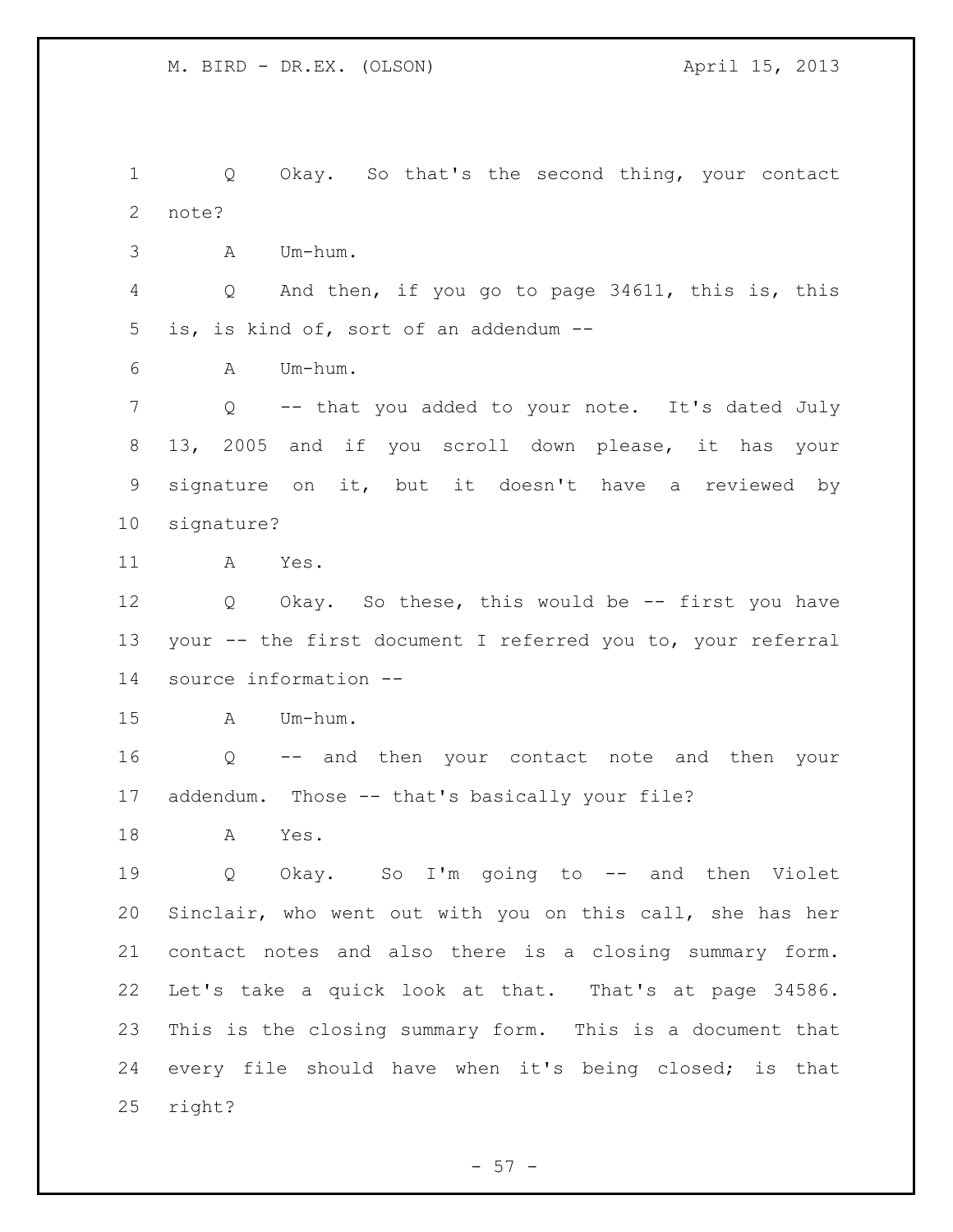Q Okay. So that's the second thing, your contact note?

A Um-hum.

Q And then, if you go to page 34611, this is, this is, is kind of, sort of an addendum --

A Um-hum.

Q -- that you added to your note. It's dated July 13, 2005 and if you scroll down please, it has your signature on it, but it doesn't have a reviewed by signature?

A Yes.

Q Okay. So these, this would be -- first you have your -- the first document I referred you to, your referral source information --

A Um-hum.

Q -- and then your contact note and then your addendum. Those -- that's basically your file?

A Yes.

Q Okay. So I'm going to -- and then Violet Sinclair, who went out with you on this call, she has her contact notes and also there is a closing summary form. Let's take a quick look at that. That's at page 34586. This is the closing summary form. This is a document that every file should have when it's being closed; is that right?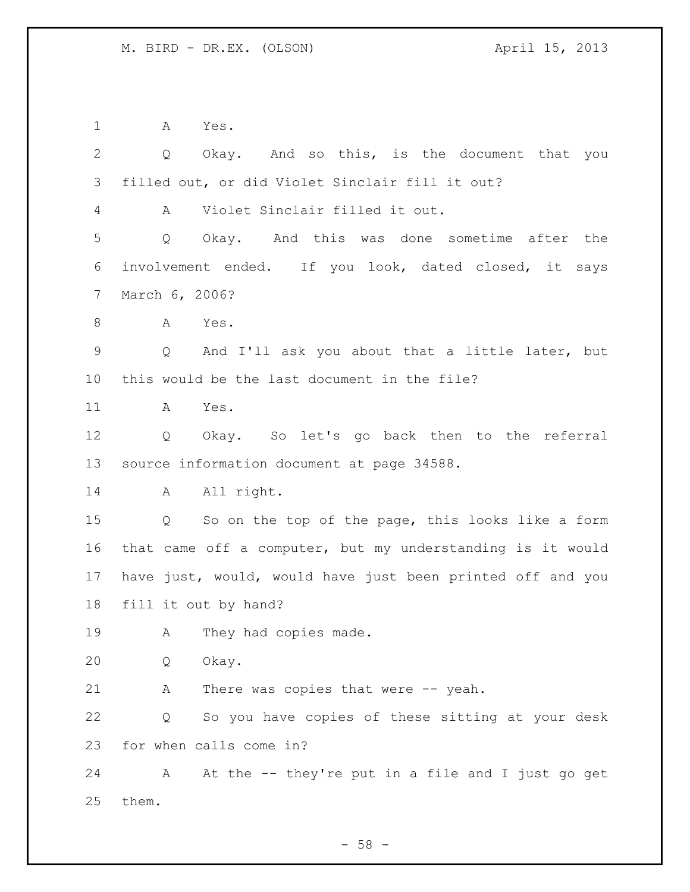A Yes.

Q Okay. And so this, is the document that you filled out, or did Violet Sinclair fill it out?

A Violet Sinclair filled it out.

Q Okay. And this was done sometime after the involvement ended. If you look, dated closed, it says March 6, 2006?

A Yes.

Q And I'll ask you about that a little later, but this would be the last document in the file?

A Yes.

Q Okay. So let's go back then to the referral source information document at page 34588.

A All right.

Q So on the top of the page, this looks like a form that came off a computer, but my understanding is it would have just, would, would have just been printed off and you fill it out by hand?

A They had copies made.

Q Okay.

A There was copies that were -- yeah.

Q So you have copies of these sitting at your desk for when calls come in?

A At the -- they're put in a file and I just go get them.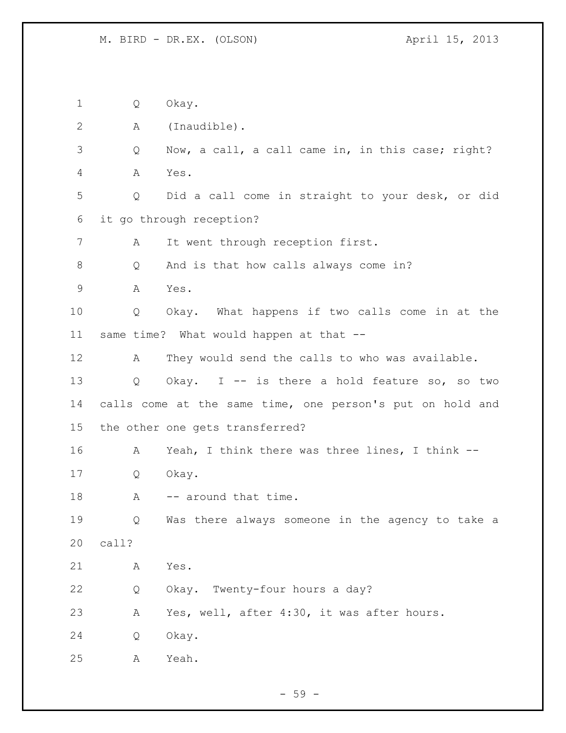1 Q Okay.

2 A (Inaudible).

3 Q Now, a call, a call came in, in this case; right?

4 A Yes.

5 Q Did a call come in straight to your desk, or did

6 it go through reception?

7 A It went through reception first.

8 Q And is that how calls always come in?

9 A Yes.

10 Q Okay. What happens if two calls come in at the

11 same time? What would happen at that --

12 A They would send the calls to who was available.

13 Q Okay. I -- is there a hold feature so, so two

14 calls come at the same time, one person's put on hold and

15 the other one gets transferred?

16 A Yeah, I think there was three lines, I think --

17 Q Okay.

18 A -- around that time.

19 Q Was there always someone in the agency to take a

20 call?

21 A Yes.

22 Q Okay. Twenty-four hours a day?

23 A Yes, well, after 4:30, it was after hours.

24 Q Okay.

25 A Yeah.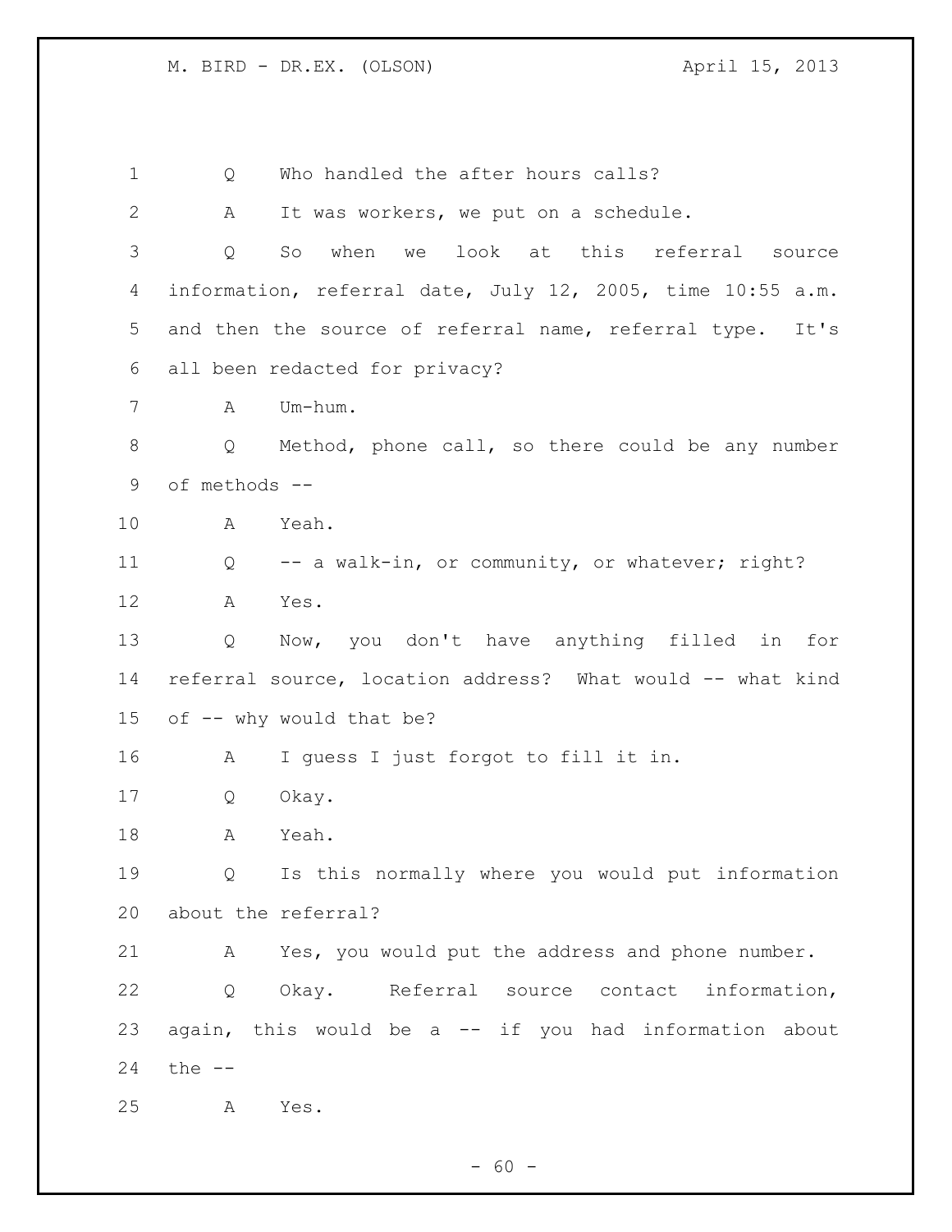Q Who handled the after hours calls?

A It was workers, we put on a schedule.

Q So when we look at this referral source information, referral date, July 12, 2005, time 10:55 a.m. and then the source of referral name, referral type. It's all been redacted for privacy?

A Um-hum.

Q Method, phone call, so there could be any number of methods --

A Yeah.

Q -- a walk-in, or community, or whatever; right?

A Yes.

Q Now, you don't have anything filled in for referral source, location address? What would -- what kind of -- why would that be?

A I guess I just forgot to fill it in.

Q Okay.

A Yeah.

Q Is this normally where you would put information about the referral?

A Yes, you would put the address and phone number.

Q Okay. Referral source contact information, again, this would be a -- if you had information about the --

A Yes.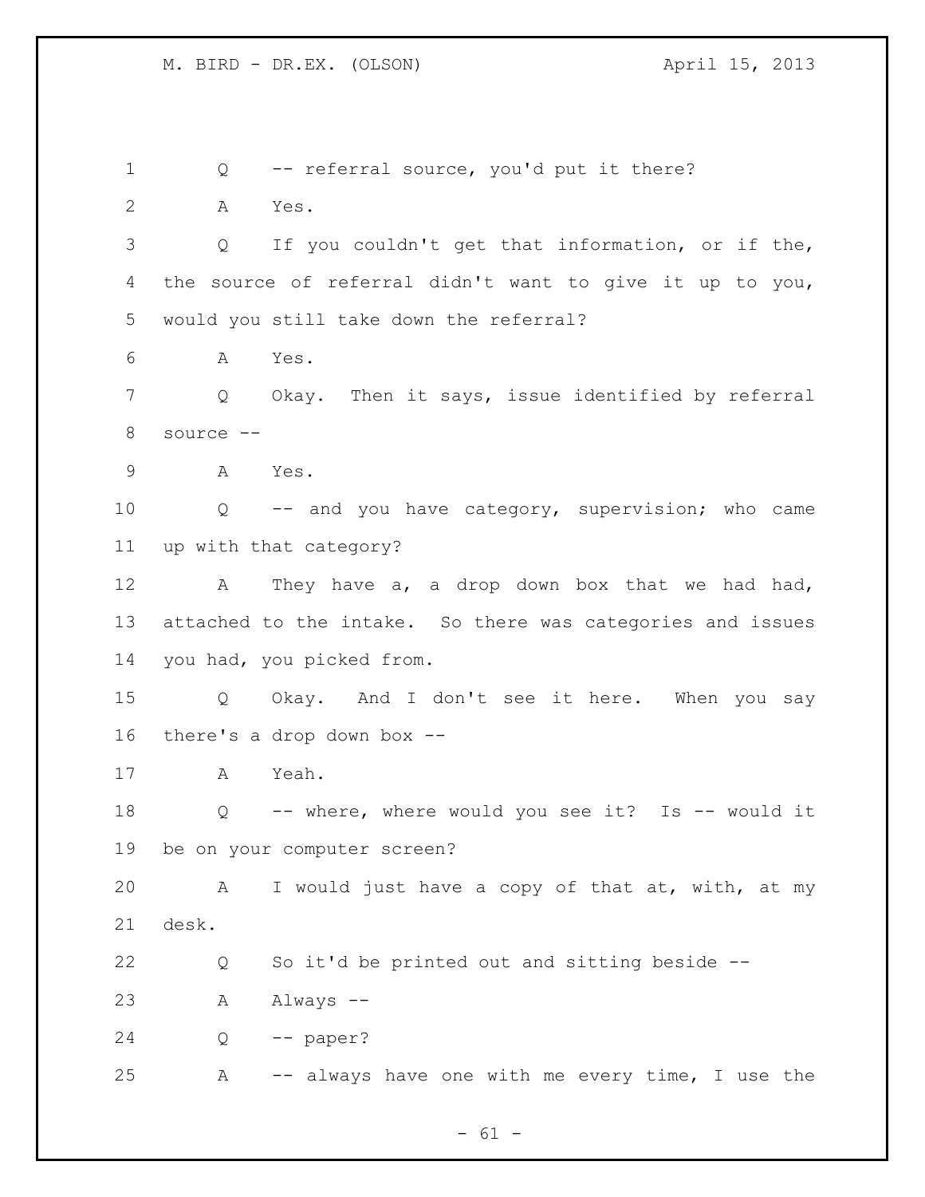1 Q -- referral source, you'd put it there?

2 A Yes.

3 Q If you couldn't get that information, or if the,

4 the source of referral didn't want to give it up to you,

5 would you still take down the referral?

6 A Yes.

7 Q Okay. Then it says, issue identified by referral

8 source --

9 A Yes.

10 Q -- and you have category, supervision; who came

11 up with that category?

12 A They have a, a drop down box that we had had,

13 attached to the intake. So there was categories and issues

14 you had, you picked from.

15 Q Okay. And I don't see it here. When you say

16 there's a drop down box --

17 A Yeah.

18 Q -- where, where would you see it? Is -- would it

19 be on your computer screen?

20 A I would just have a copy of that at, with, at my

21 desk.

22 Q So it'd be printed out and sitting beside --

23 A Always --

24 Q -- paper?

25 A -- always have one with me every time, I use the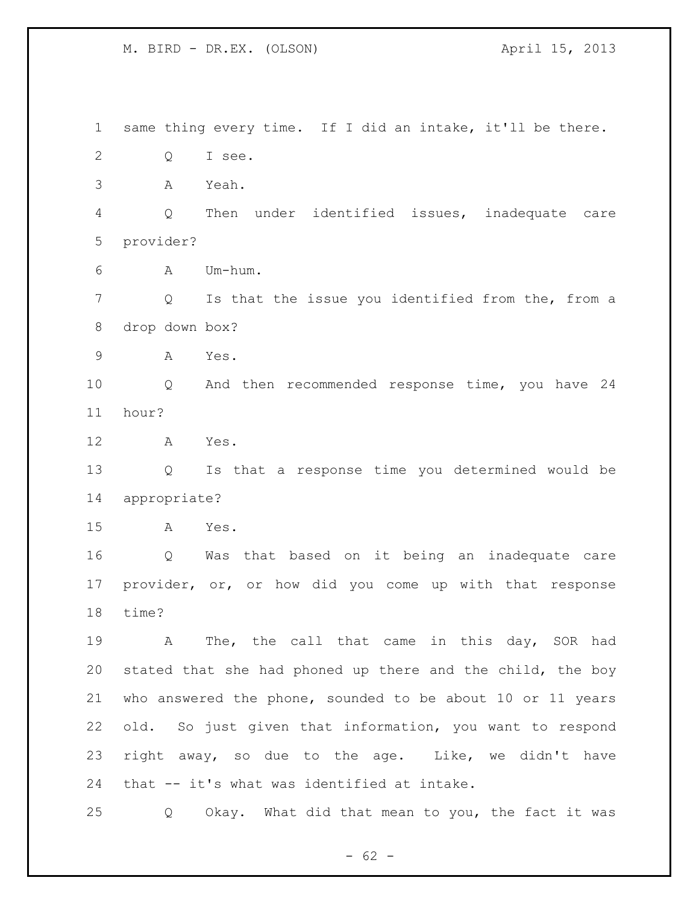same thing every time. If I did an intake, it'll be there.

Q I see.

A Yeah.

Q Then under identified issues, inadequate care provider?

A Um-hum.

Q Is that the issue you identified from the, from a drop down box?

A Yes.

Q And then recommended response time, you have 24 hour?

A Yes.

Q Is that a response time you determined would be appropriate?

A Yes.

Q Was that based on it being an inadequate care provider, or, or how did you come up with that response time?

A The, the call that came in this day, SOR had stated that she had phoned up there and the child, the boy who answered the phone, sounded to be about 10 or 11 years old. So just given that information, you want to respond right away, so due to the age. Like, we didn't have that -- it's what was identified at intake.

Q Okay. What did that mean to you, the fact it was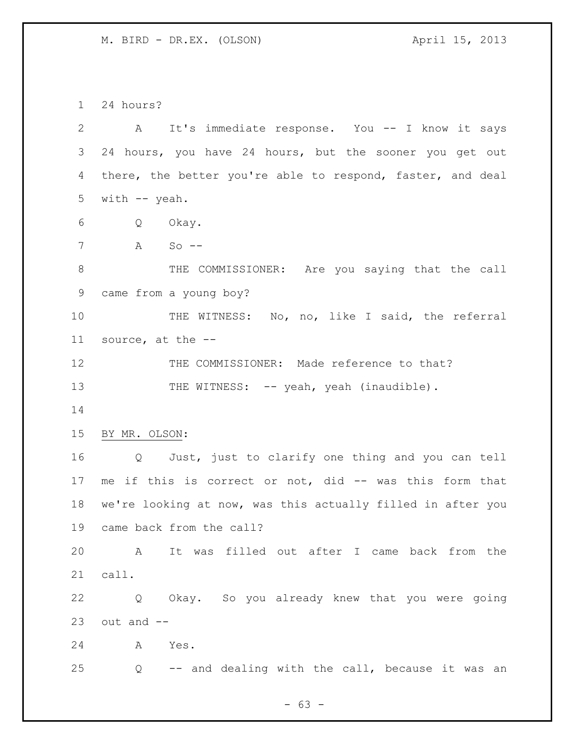24 hours?

A It's immediate response. You -- I know it says 24 hours, you have 24 hours, but the sooner you get out there, the better you're able to respond, faster, and deal with -- yeah.

Q Okay.

A So --

THE COMMISSIONER: Are you saying that the call came from a young boy?

THE WITNESS: No, no, like I said, the referral source, at the --

THE COMMISSIONER: Made reference to that?

THE WITNESS: -- yeah, yeah (inaudible).

BY MR. OLSON:

Q Just, just to clarify one thing and you can tell me if this is correct or not, did -- was this form that we're looking at now, was this actually filled in after you came back from the call?

A It was filled out after I came back from the call.

Q Okay. So you already knew that you were going out and --

A Yes.

Q -- and dealing with the call, because it was an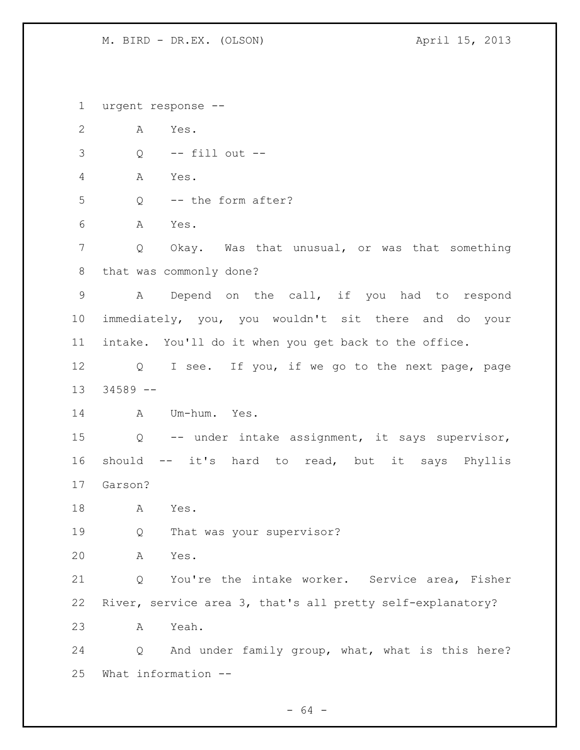urgent response --

A Yes.

Q -- fill out --

A Yes.

Q -- the form after?

A Yes.

Q Okay. Was that unusual, or was that something that was commonly done?

A Depend on the call, if you had to respond immediately, you, you wouldn't sit there and do your intake. You'll do it when you get back to the office.

Q I see. If you, if we go to the next page, page 34589 --

A Um-hum. Yes.

Q -- under intake assignment, it says supervisor, should -- it's hard to read, but it says Phyllis Garson?

A Yes.

Q That was your supervisor?

A Yes.

Q You're the intake worker. Service area, Fisher River, service area 3, that's all pretty self-explanatory?

A Yeah.

Q And under family group, what, what is this here? What information --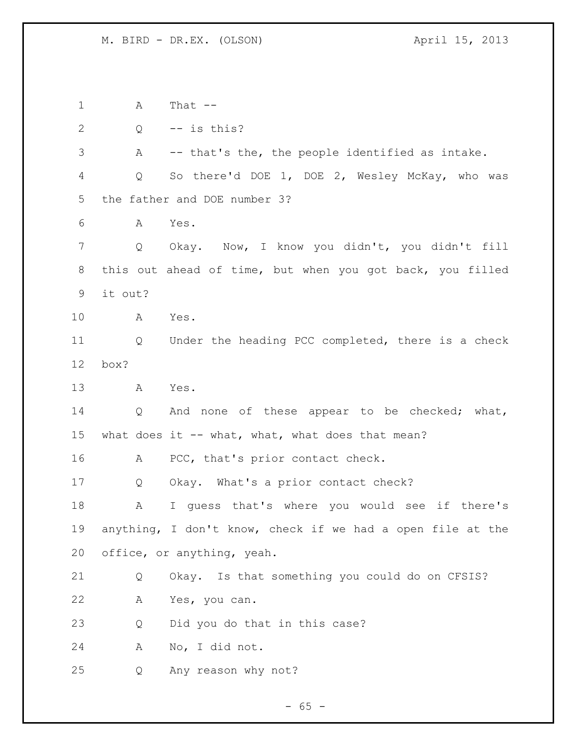A That --

Q -- is this?

A -- that's the, the people identified as intake.

Q So there'd DOE 1, DOE 2, Wesley McKay, who was the father and DOE number 3?

A Yes.

Q Okay. Now, I know you didn't, you didn't fill this out ahead of time, but when you got back, you filled it out?

A Yes.

Q Under the heading PCC completed, there is a check box?

A Yes.

Q And none of these appear to be checked; what, what does it -- what, what, what does that mean?

A PCC, that's prior contact check.

Q Okay. What's a prior contact check?

A I guess that's where you would see if there's anything, I don't know, check if we had a open file at the office, or anything, yeah.

Q Okay. Is that something you could do on CFSIS?

A Yes, you can.

Q Did you do that in this case?

A No, I did not.

Q Any reason why not?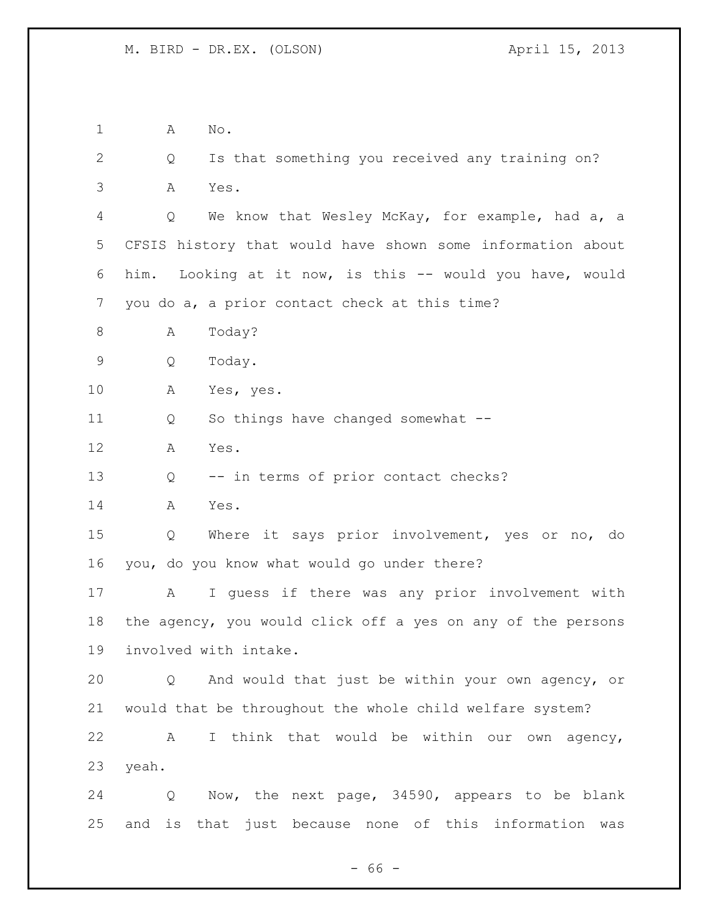1 A No.

2 Q Is that something you received any training on?

3 A Yes.

4 Q We know that Wesley McKay, for example, had a, a
5 CFSIS history that would have shown some information about
6 him. Looking at it now, is this -- would you have, would
7 you do a, a prior contact check at this time?

8 A Today?

9 Q Today.

10 A Yes, yes.

11 Q So things have changed somewhat --

12 A Yes.

13 Q -- in terms of prior contact checks?

14 A Yes.

15 Q Where it says prior involvement, yes or no, do
16 you, do you know what would go under there?

17 A I guess if there was any prior involvement with
18 the agency, you would click off a yes on any of the persons
19 involved with intake.

20 Q And would that just be within your own agency, or
21 would that be throughout the whole child welfare system?

22 A I think that would be within our own agency,
23 yeah.

24 Q Now, the next page, 34590, appears to be blank
25 and is that just because none of this information was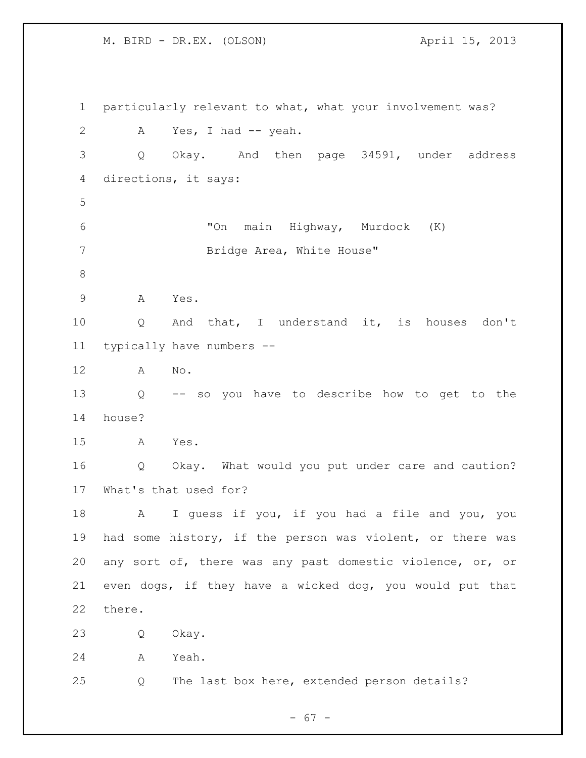particularly relevant to what, what your involvement was?

A Yes, I had -- yeah.

Q Okay. And then page 34591, under address directions, it says:

> "On main Highway, Murdock (K) Bridge Area, White House"

A Yes.

Q And that, I understand it, is houses don't typically have numbers --

A No.

Q -- so you have to describe how to get to the house?

A Yes.

Q Okay. What would you put under care and caution? What's that used for?

A I guess if you, if you had a file and you, you had some history, if the person was violent, or there was any sort of, there was any past domestic violence, or, or even dogs, if they have a wicked dog, you would put that there.

Q Okay.

A Yeah.

Q The last box here, extended person details?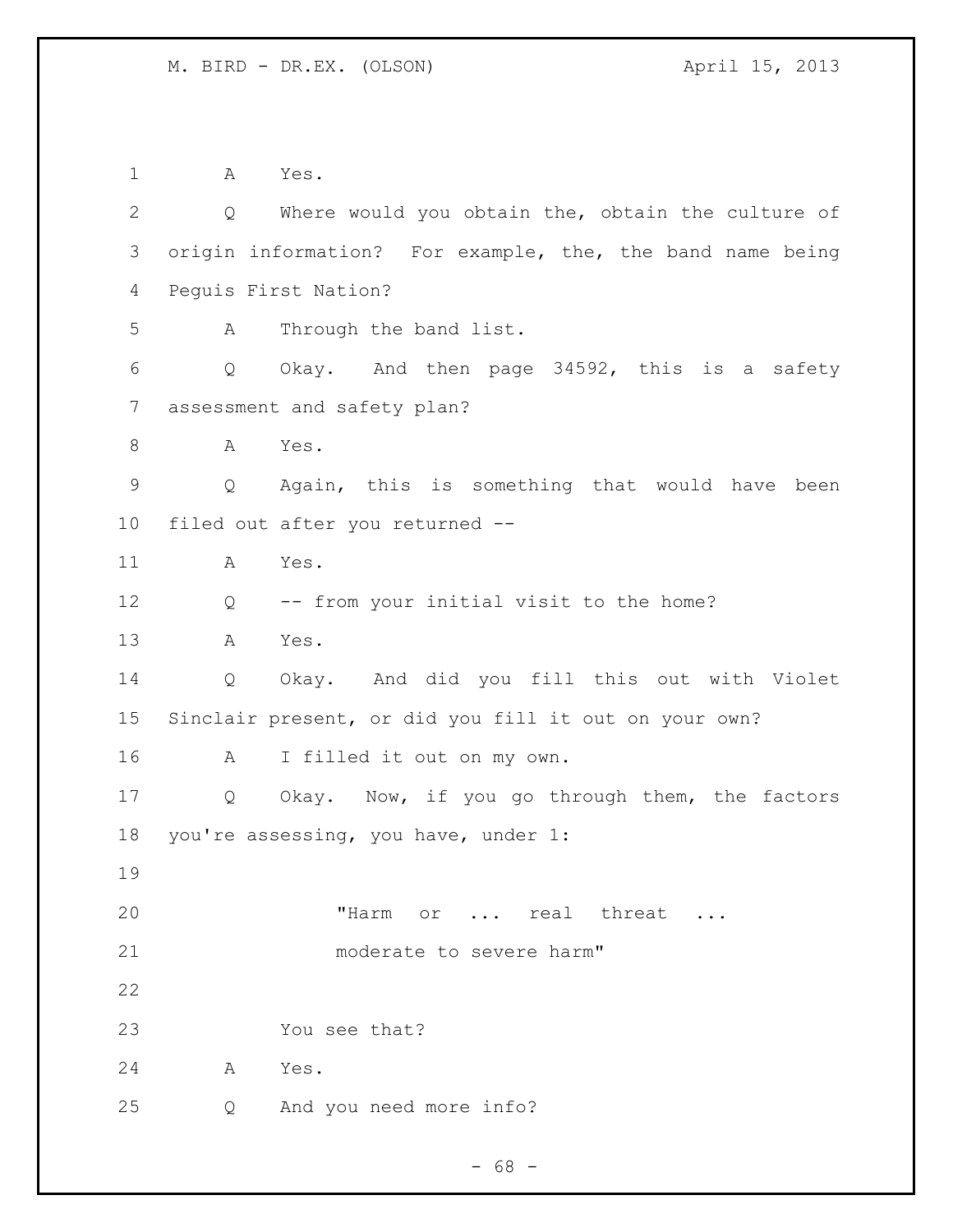A Yes.

Q Where would you obtain the, obtain the culture of origin information? For example, the, the band name being Peguis First Nation?

A Through the band list.

Q Okay. And then page 34592, this is a safety assessment and safety plan?

A Yes.

Q Again, this is something that would have been filed out after you returned --

A Yes.

Q -- from your initial visit to the home?

A Yes.

Q Okay. And did you fill this out with Violet Sinclair present, or did you fill it out on your own?

A I filled it out on my own.

Q Okay. Now, if you go through them, the factors you're assessing, you have, under 1:

> "Harm or ... real threat ... moderate to severe harm"

You see that?

A Yes.

Q And you need more info?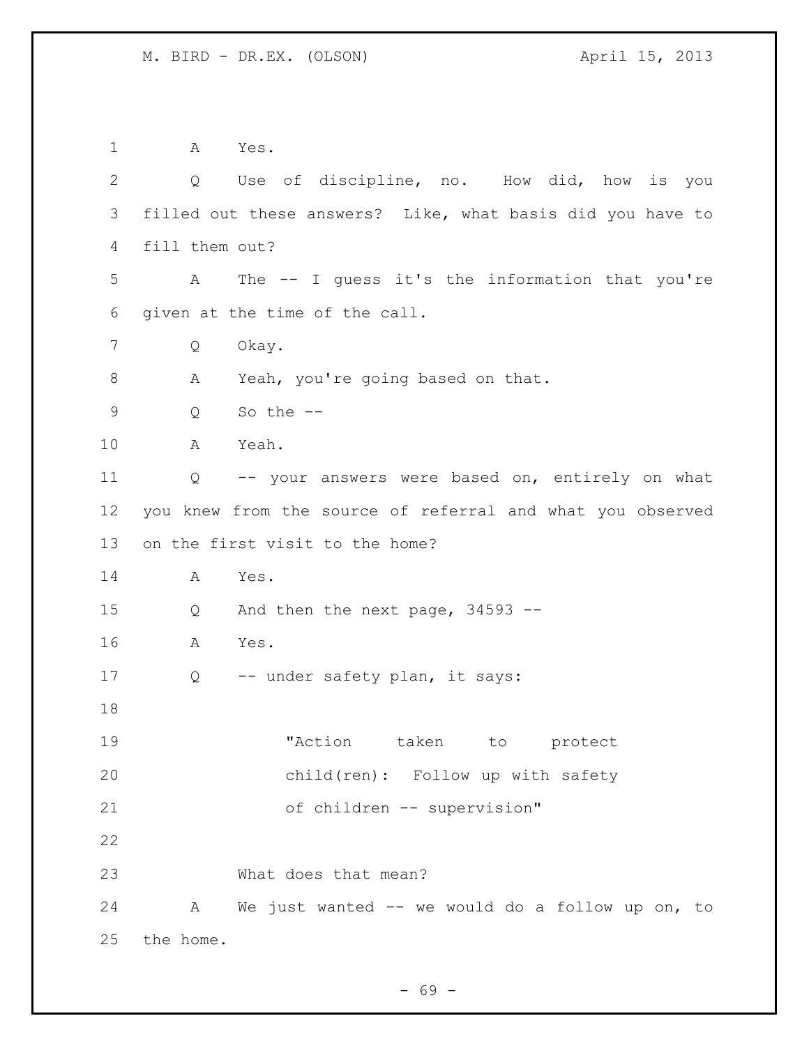A Yes.

Q Use of discipline, no. How did, how is you filled out these answers? Like, what basis did you have to fill them out?

A The -- I guess it's the information that you're given at the time of the call.

Q Okay.

A Yeah, you're going based on that.

Q So the --

A Yeah.

Q -- your answers were based on, entirely on what you knew from the source of referral and what you observed on the first visit to the home?

A Yes.

Q And then the next page, 34593 --

A Yes.

Q -- under safety plan, it says:

> "Action taken to protect child(ren): Follow up with safety of children -- supervision"

What does that mean?

A We just wanted -- we would do a follow up on, to the home.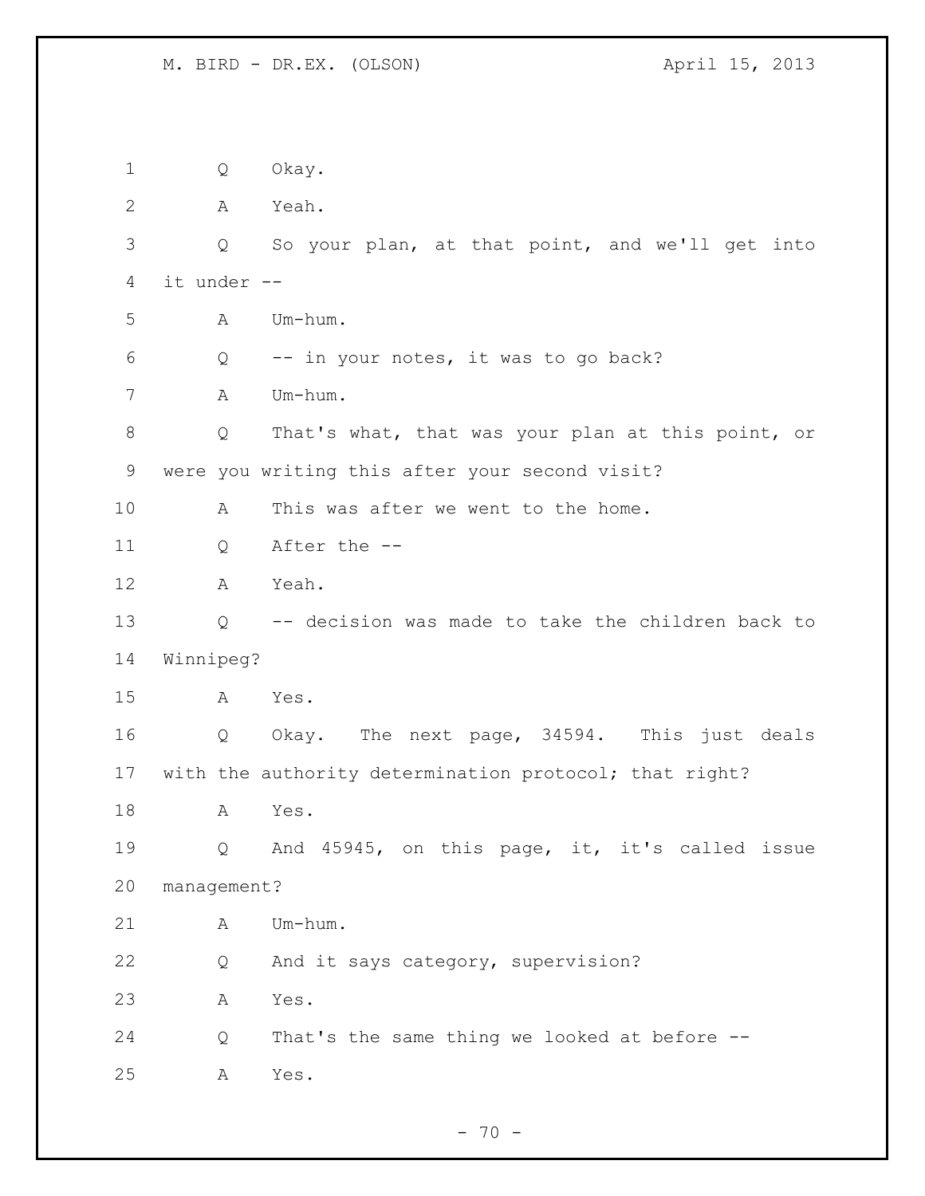Q Okay.

A Yeah.

Q So your plan, at that point, and we'll get into it under --

A Um-hum.

Q -- in your notes, it was to go back?

A Um-hum.

Q That's what, that was your plan at this point, or were you writing this after your second visit?

A This was after we went to the home.

Q After the --

A Yeah.

Q -- decision was made to take the children back to Winnipeg?

A Yes.

Q Okay. The next page, 34594. This just deals with the authority determination protocol; that right?

A Yes.

Q And 45945, on this page, it, it's called issue management?

A Um-hum.

Q And it says category, supervision?

A Yes.

Q That's the same thing we looked at before --

A Yes.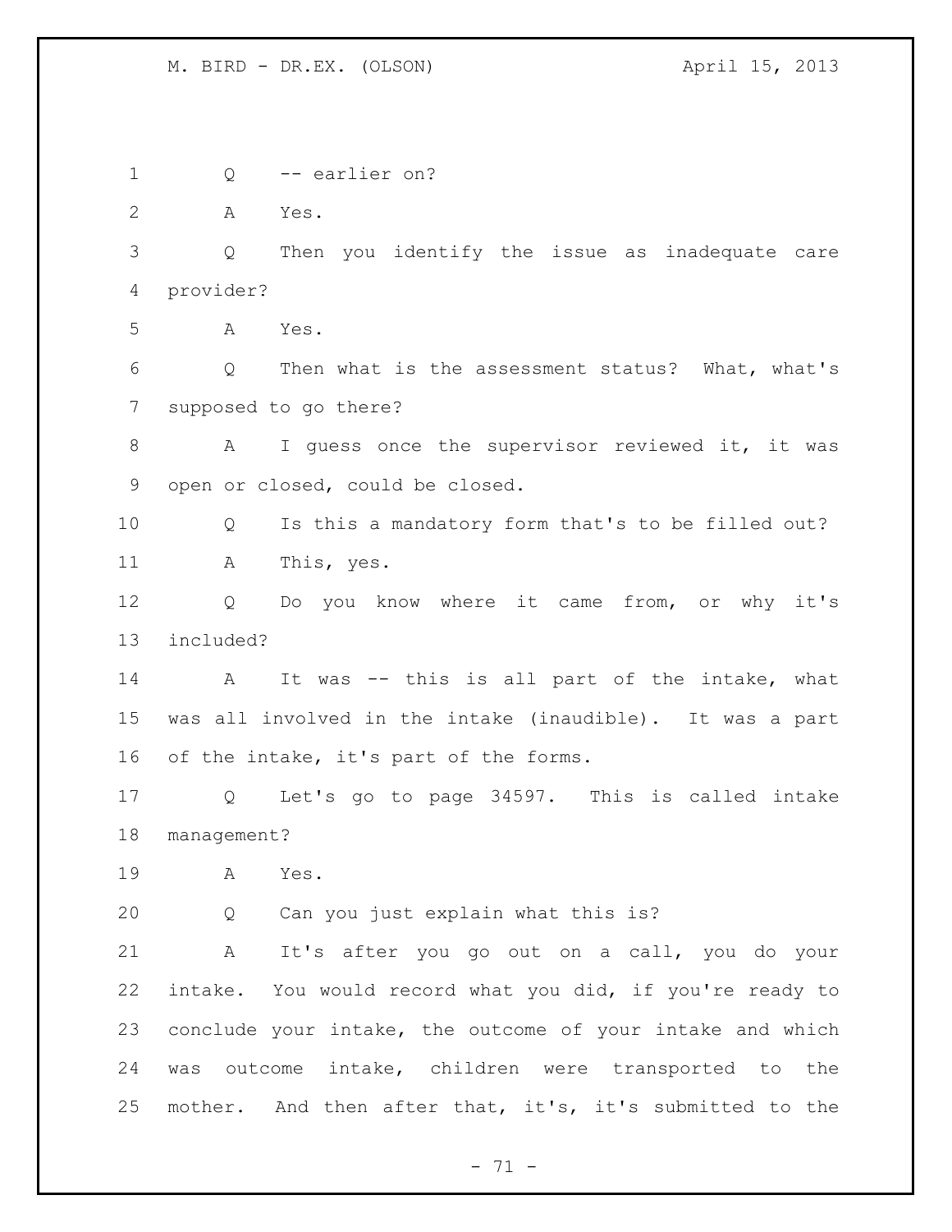Q -- earlier on?

A Yes.

Q Then you identify the issue as inadequate care provider?

A Yes.

Q Then what is the assessment status? What, what's supposed to go there?

A I guess once the supervisor reviewed it, it was open or closed, could be closed.

Q Is this a mandatory form that's to be filled out?

A This, yes.

Q Do you know where it came from, or why it's included?

A It was -- this is all part of the intake, what was all involved in the intake (inaudible). It was a part of the intake, it's part of the forms.

Q Let's go to page 34597. This is called intake management?

A Yes.

Q Can you just explain what this is?

A It's after you go out on a call, you do your intake. You would record what you did, if you're ready to conclude your intake, the outcome of your intake and which was outcome intake, children were transported to the mother. And then after that, it's, it's submitted to the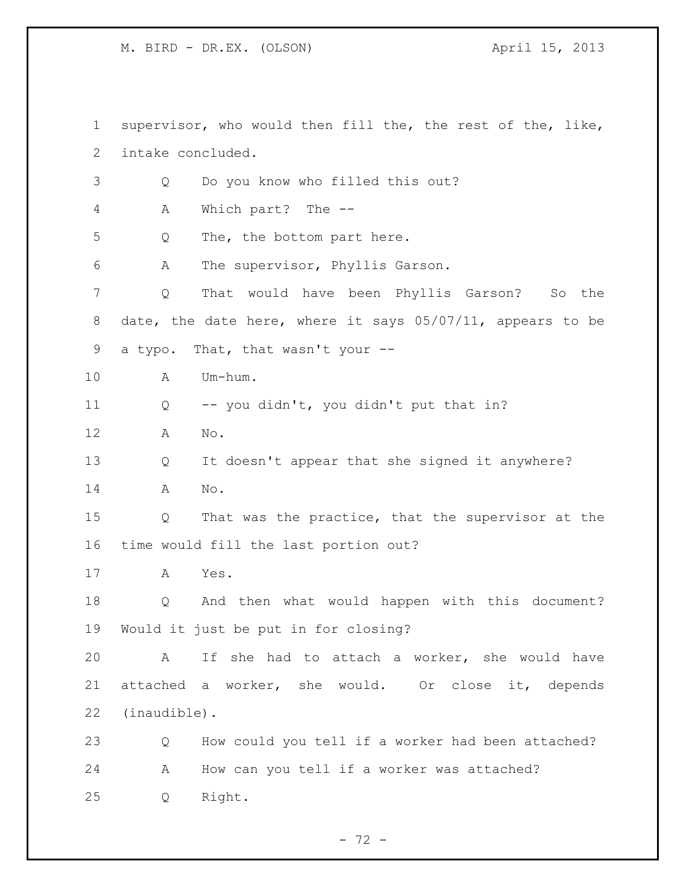supervisor, who would then fill the, the rest of the, like, intake concluded.

Q Do you know who filled this out?

A Which part? The --

Q The, the bottom part here.

A The supervisor, Phyllis Garson.

Q That would have been Phyllis Garson? So the date, the date here, where it says 05/07/11, appears to be a typo. That, that wasn't your --

A Um-hum.

Q -- you didn't, you didn't put that in?

A No.

Q It doesn't appear that she signed it anywhere?

A No.

Q That was the practice, that the supervisor at the time would fill the last portion out?

A Yes.

Q And then what would happen with this document? Would it just be put in for closing?

A If she had to attach a worker, she would have attached a worker, she would. Or close it, depends (inaudible).

Q How could you tell if a worker had been attached?

A How can you tell if a worker was attached?

Q Right.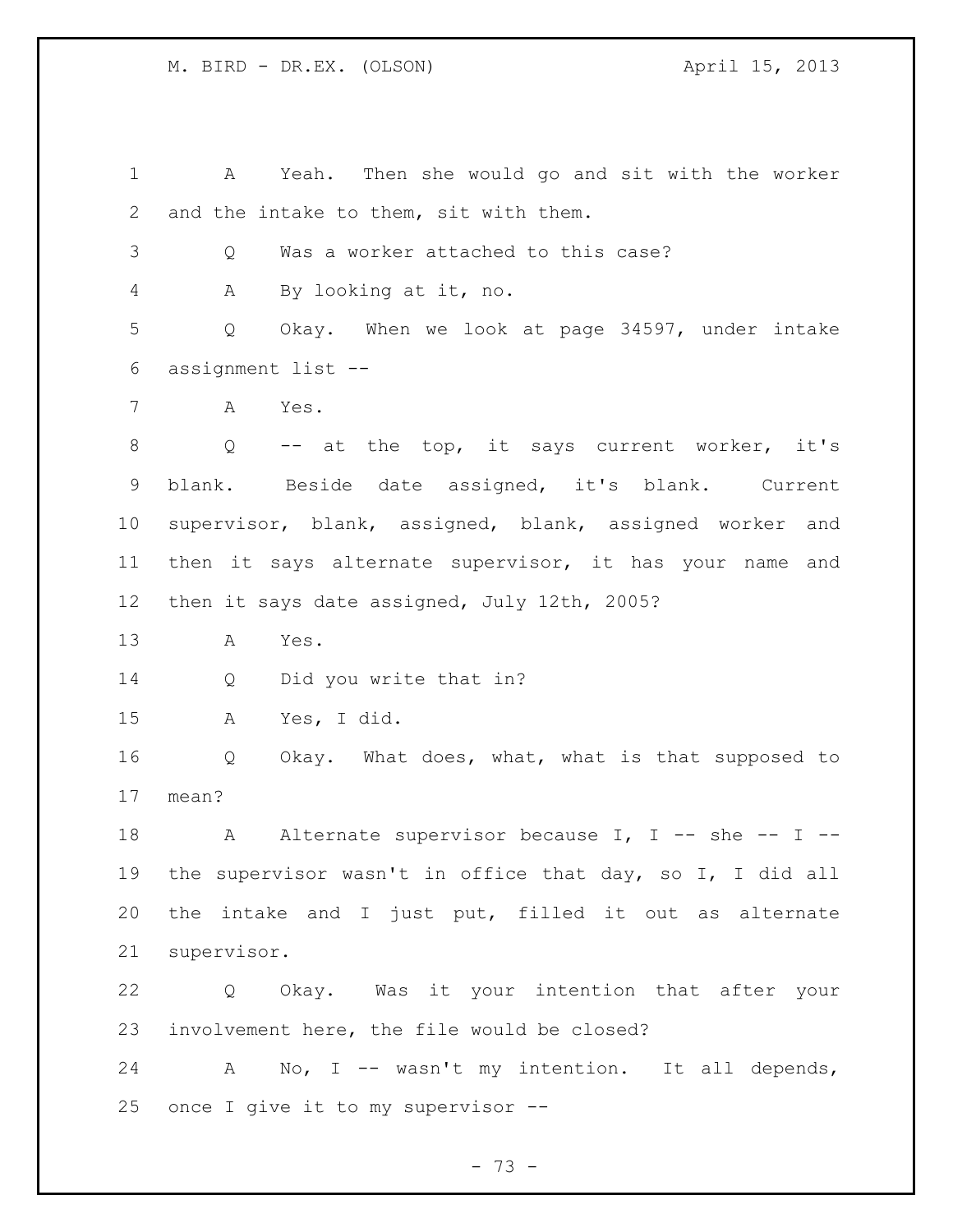A Yeah. Then she would go and sit with the worker and the intake to them, sit with them.

Q Was a worker attached to this case?

A By looking at it, no.

Q Okay. When we look at page 34597, under intake assignment list --

A Yes.

Q -- at the top, it says current worker, it's blank. Beside date assigned, it's blank. Current supervisor, blank, assigned, blank, assigned worker and then it says alternate supervisor, it has your name and then it says date assigned, July 12th, 2005?

A Yes.

Q Did you write that in?

A Yes, I did.

Q Okay. What does, what, what is that supposed to mean?

A Alternate supervisor because I, I -- she -- I -- the supervisor wasn't in office that day, so I, I did all the intake and I just put, filled it out as alternate supervisor.

Q Okay. Was it your intention that after your involvement here, the file would be closed?

A No, I -- wasn't my intention. It all depends, once I give it to my supervisor --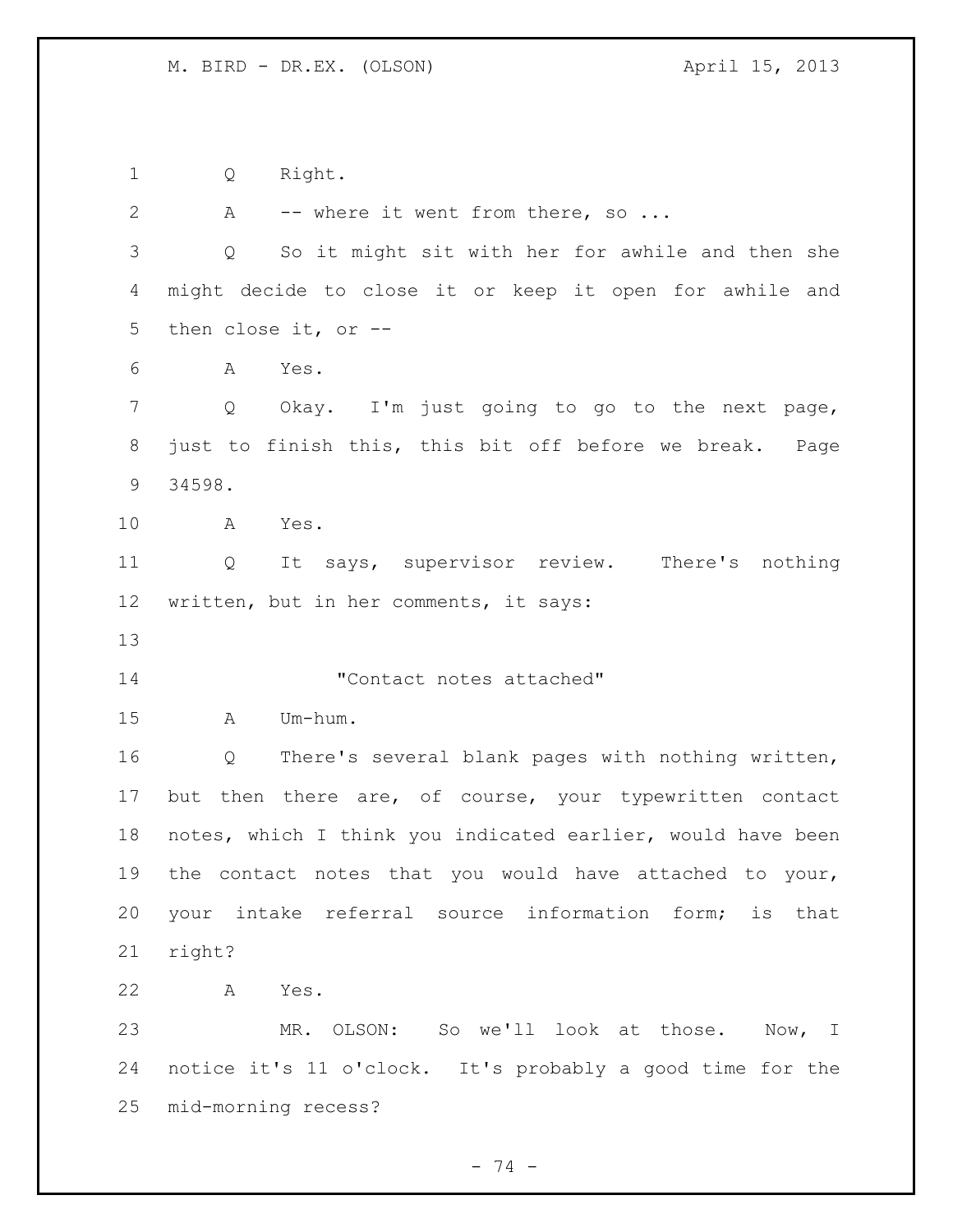Q Right.

A -- where it went from there, so ...

Q So it might sit with her for awhile and then she might decide to close it or keep it open for awhile and then close it, or --

A Yes.

Q Okay. I'm just going to go to the next page, just to finish this, this bit off before we break. Page 34598.

A Yes.

Q It says, supervisor review. There's nothing written, but in her comments, it says:

"Contact notes attached"

A Um-hum.

Q There's several blank pages with nothing written, but then there are, of course, your typewritten contact notes, which I think you indicated earlier, would have been the contact notes that you would have attached to your, your intake referral source information form; is that right?

A Yes.

MR. OLSON: So we'll look at those. Now, I notice it's 11 o'clock. It's probably a good time for the mid-morning recess?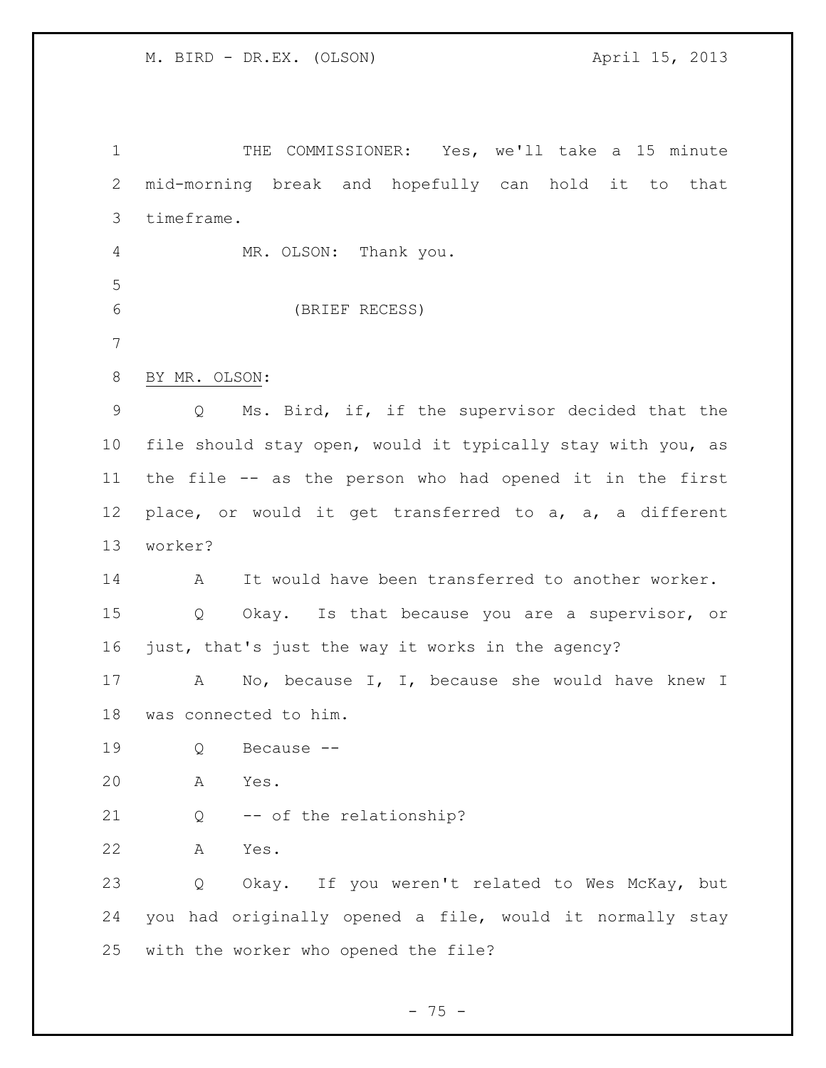THE COMMISSIONER: Yes, we'll take a 15 minute mid-morning break and hopefully can hold it to that timeframe.

MR. OLSON: Thank you.

(BRIEF RECESS)

BY MR. OLSON:

Q Ms. Bird, if, if the supervisor decided that the file should stay open, would it typically stay with you, as the file -- as the person who had opened it in the first place, or would it get transferred to a, a, a different worker?

A It would have been transferred to another worker.

Q Okay. Is that because you are a supervisor, or just, that's just the way it works in the agency?

A No, because I, I, because she would have knew I was connected to him.

Q Because --

A Yes.

Q -- of the relationship?

A Yes.

Q Okay. If you weren't related to Wes McKay, but you had originally opened a file, would it normally stay with the worker who opened the file?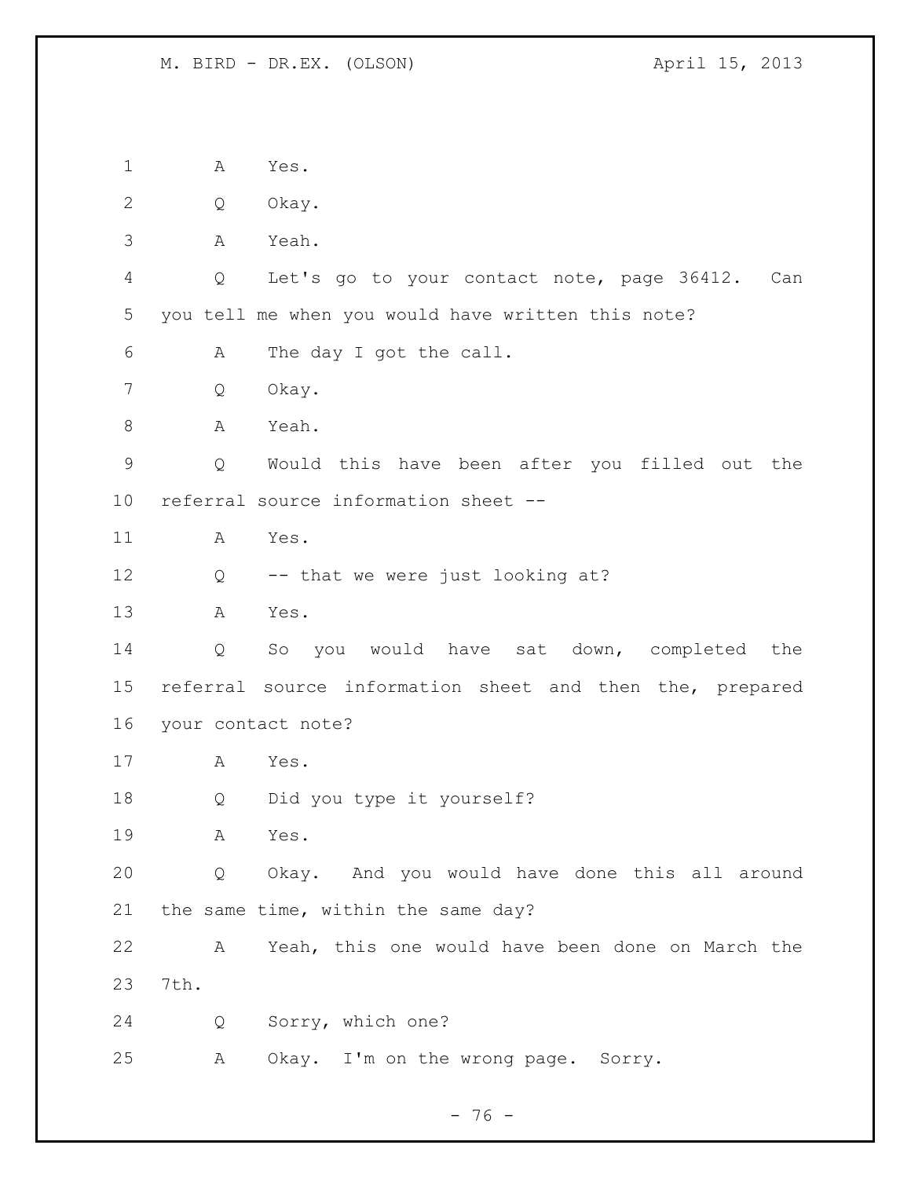A Yes.

Q Okay.

A Yeah.

Q Let's go to your contact note, page 36412. Can you tell me when you would have written this note?

A The day I got the call.

Q Okay.

A Yeah.

Q Would this have been after you filled out the referral source information sheet --

A Yes.

Q -- that we were just looking at?

A Yes.

Q So you would have sat down, completed the referral source information sheet and then the, prepared your contact note?

A Yes.

Q Did you type it yourself?

A Yes.

Q Okay. And you would have done this all around the same time, within the same day?

A Yeah, this one would have been done on March the 7th.

Q Sorry, which one?

A Okay. I'm on the wrong page. Sorry.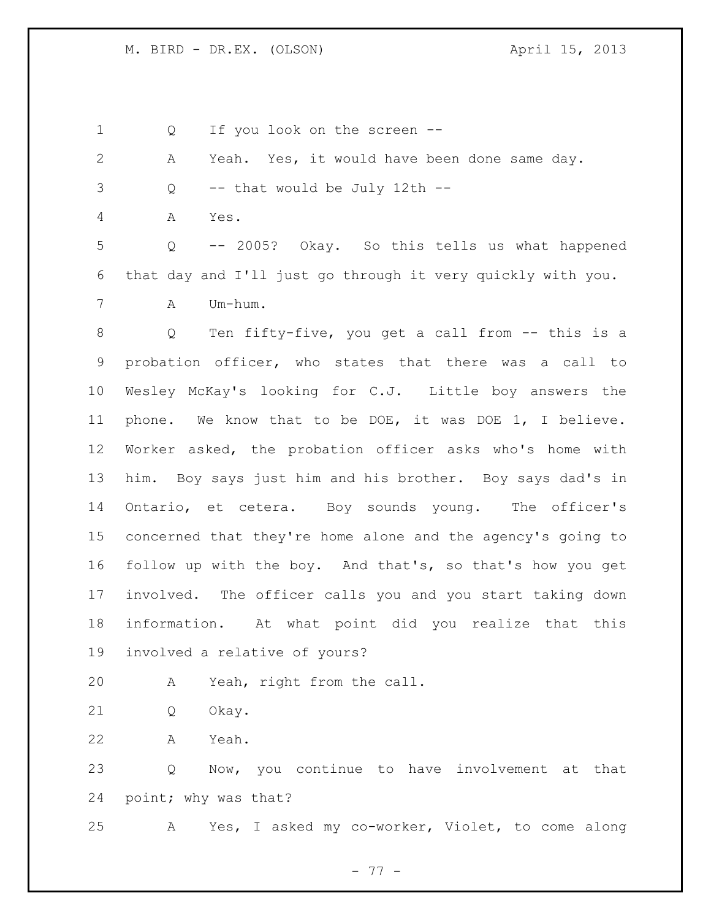Q If you look on the screen --

A Yeah. Yes, it would have been done same day.

Q -- that would be July 12th --

A Yes.

Q -- 2005? Okay. So this tells us what happened that day and I'll just go through it very quickly with you.

A Um-hum.

Q Ten fifty-five, you get a call from -- this is a probation officer, who states that there was a call to Wesley McKay's looking for C.J. Little boy answers the phone. We know that to be DOE, it was DOE 1, I believe. Worker asked, the probation officer asks who's home with him. Boy says just him and his brother. Boy says dad's in Ontario, et cetera. Boy sounds young. The officer's concerned that they're home alone and the agency's going to follow up with the boy. And that's, so that's how you get involved. The officer calls you and you start taking down information. At what point did you realize that this involved a relative of yours?

A Yeah, right from the call.

Q Okay.

A Yeah.

Q Now, you continue to have involvement at that point; why was that?

A Yes, I asked my co-worker, Violet, to come along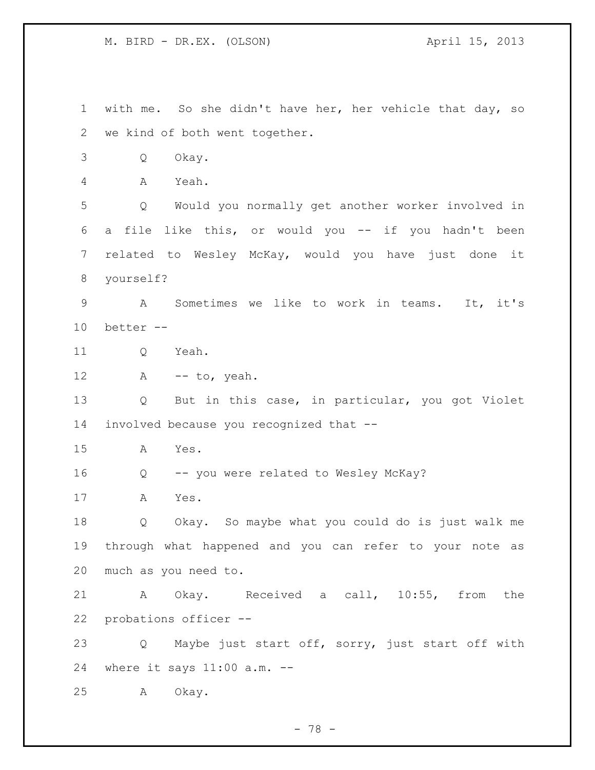with me. So she didn't have her, her vehicle that day, so we kind of both went together.

Q Okay.

A Yeah.

Q Would you normally get another worker involved in a file like this, or would you -- if you hadn't been related to Wesley McKay, would you have just done it yourself?

A Sometimes we like to work in teams. It, it's better --

Q Yeah.

A -- to, yeah.

Q But in this case, in particular, you got Violet involved because you recognized that --

A Yes.

Q -- you were related to Wesley McKay?

A Yes.

Q Okay. So maybe what you could do is just walk me through what happened and you can refer to your note as much as you need to.

A Okay. Received a call, 10:55, from the probations officer --

Q Maybe just start off, sorry, just start off with where it says 11:00 a.m. --

A Okay.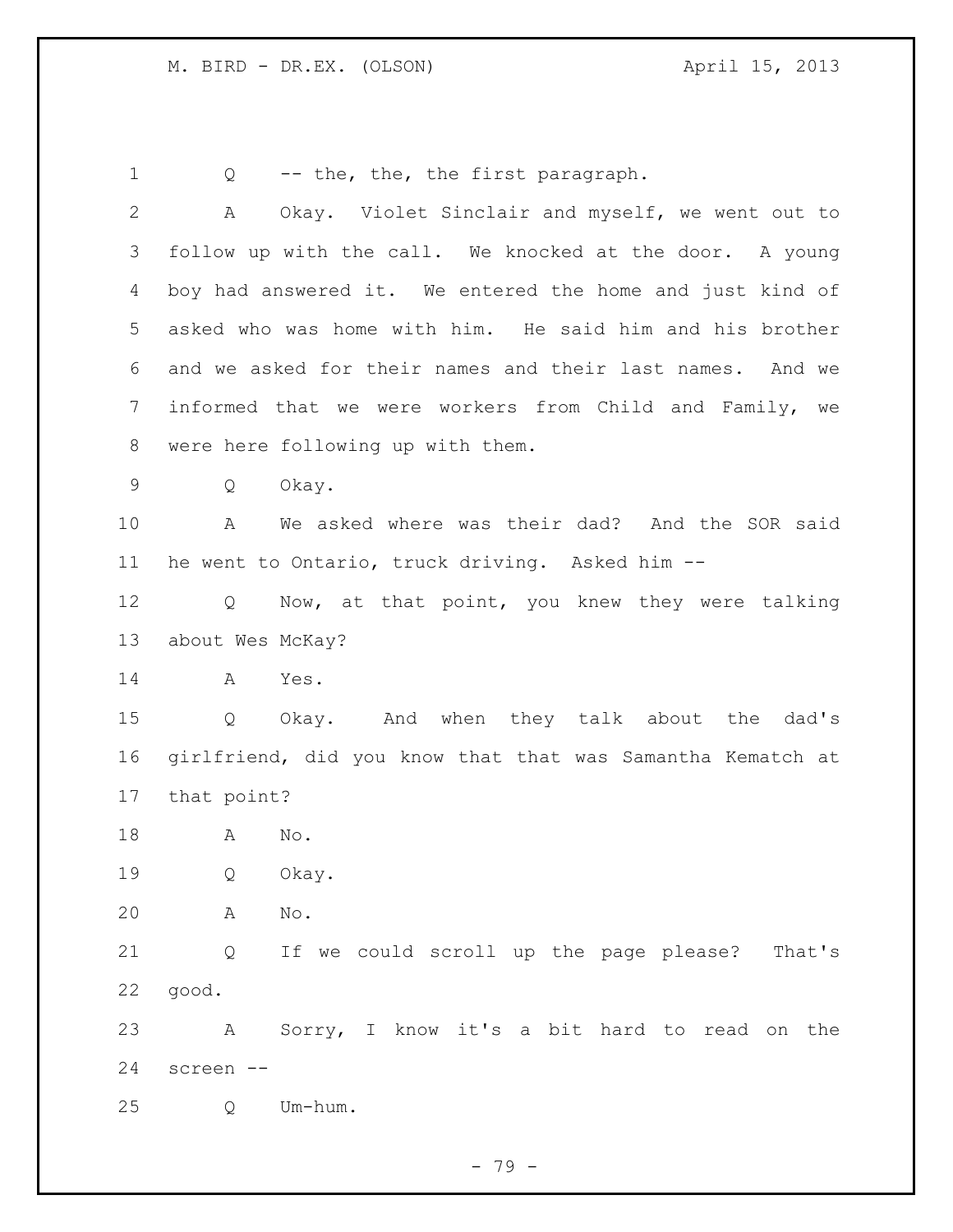Q -- the, the, the first paragraph.

A Okay. Violet Sinclair and myself, we went out to follow up with the call. We knocked at the door. A young boy had answered it. We entered the home and just kind of asked who was home with him. He said him and his brother and we asked for their names and their last names. And we informed that we were workers from Child and Family, we were here following up with them.

Q Okay.

A We asked where was their dad? And the SOR said he went to Ontario, truck driving. Asked him --

Q Now, at that point, you knew they were talking about Wes McKay?

A Yes.

Q Okay. And when they talk about the dad's girlfriend, did you know that that was Samantha Kematch at that point?

A No.

Q Okay.

A No.

Q If we could scroll up the page please? That's good.

A Sorry, I know it's a bit hard to read on the screen --

Q Um-hum.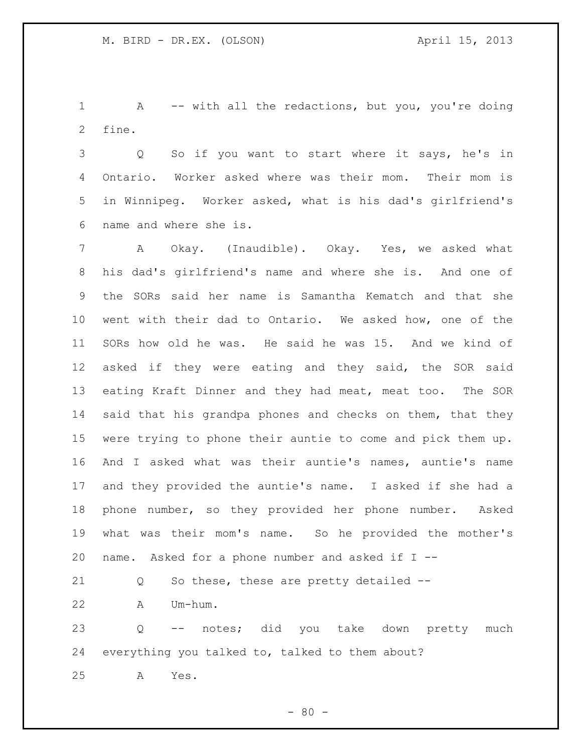A -- with all the redactions, but you, you're doing fine.

Q So if you want to start where it says, he's in Ontario. Worker asked where was their mom. Their mom is in Winnipeg. Worker asked, what is his dad's girlfriend's name and where she is.

A Okay. (Inaudible). Okay. Yes, we asked what his dad's girlfriend's name and where she is. And one of the SORs said her name is Samantha Kematch and that she went with their dad to Ontario. We asked how, one of the SORs how old he was. He said he was 15. And we kind of asked if they were eating and they said, the SOR said eating Kraft Dinner and they had meat, meat too. The SOR said that his grandpa phones and checks on them, that they were trying to phone their auntie to come and pick them up. And I asked what was their auntie's names, auntie's name and they provided the auntie's name. I asked if she had a phone number, so they provided her phone number. Asked what was their mom's name. So he provided the mother's name. Asked for a phone number and asked if I --

Q So these, these are pretty detailed --

A Um-hum.

Q -- notes; did you take down pretty much everything you talked to, talked to them about?

A Yes.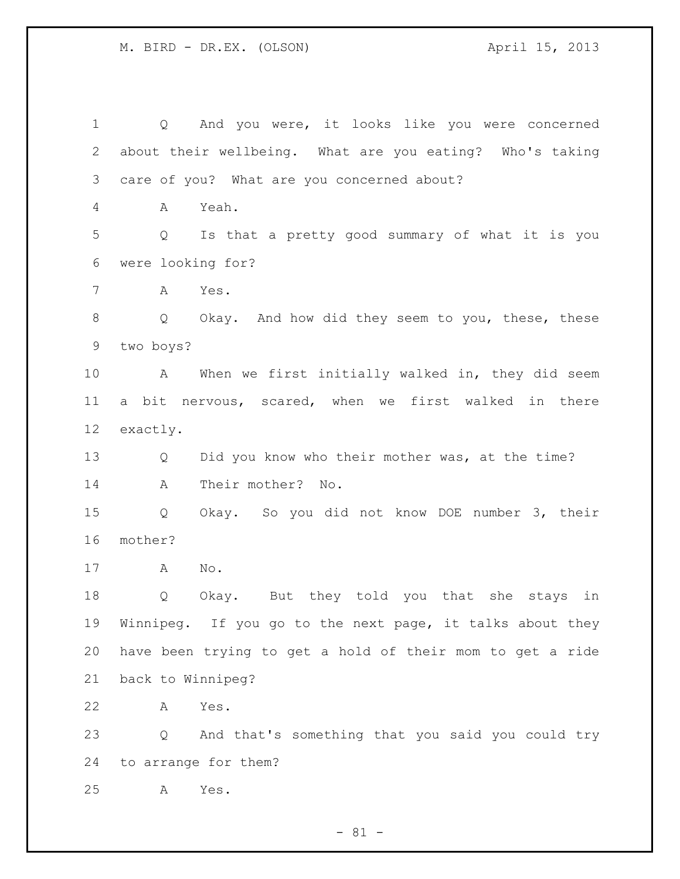Q And you were, it looks like you were concerned about their wellbeing. What are you eating? Who's taking care of you? What are you concerned about?

A Yeah.

Q Is that a pretty good summary of what it is you were looking for?

A Yes.

Q Okay. And how did they seem to you, these, these two boys?

A When we first initially walked in, they did seem a bit nervous, scared, when we first walked in there exactly.

Q Did you know who their mother was, at the time?

A Their mother? No.

Q Okay. So you did not know DOE number 3, their mother?

A No.

Q Okay. But they told you that she stays in Winnipeg. If you go to the next page, it talks about they have been trying to get a hold of their mom to get a ride back to Winnipeg?

A Yes.

Q And that's something that you said you could try to arrange for them?

A Yes.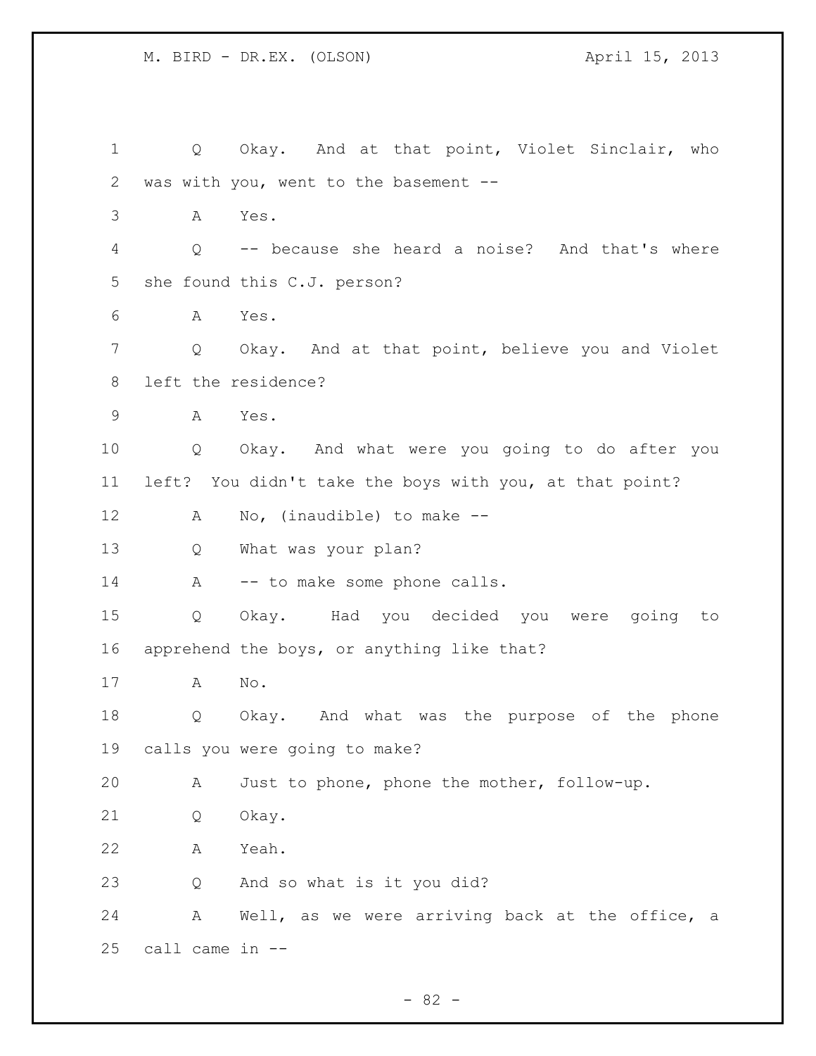Q Okay. And at that point, Violet Sinclair, who was with you, went to the basement --

A Yes.

Q -- because she heard a noise? And that's where she found this C.J. person?

A Yes.

Q Okay. And at that point, believe you and Violet left the residence?

A Yes.

Q Okay. And what were you going to do after you left? You didn't take the boys with you, at that point?

A No, (inaudible) to make --

Q What was your plan?

A -- to make some phone calls.

Q Okay. Had you decided you were going to apprehend the boys, or anything like that?

A No.

Q Okay. And what was the purpose of the phone calls you were going to make?

A Just to phone, phone the mother, follow-up.

Q Okay.

A Yeah.

Q And so what is it you did?

A Well, as we were arriving back at the office, a call came in --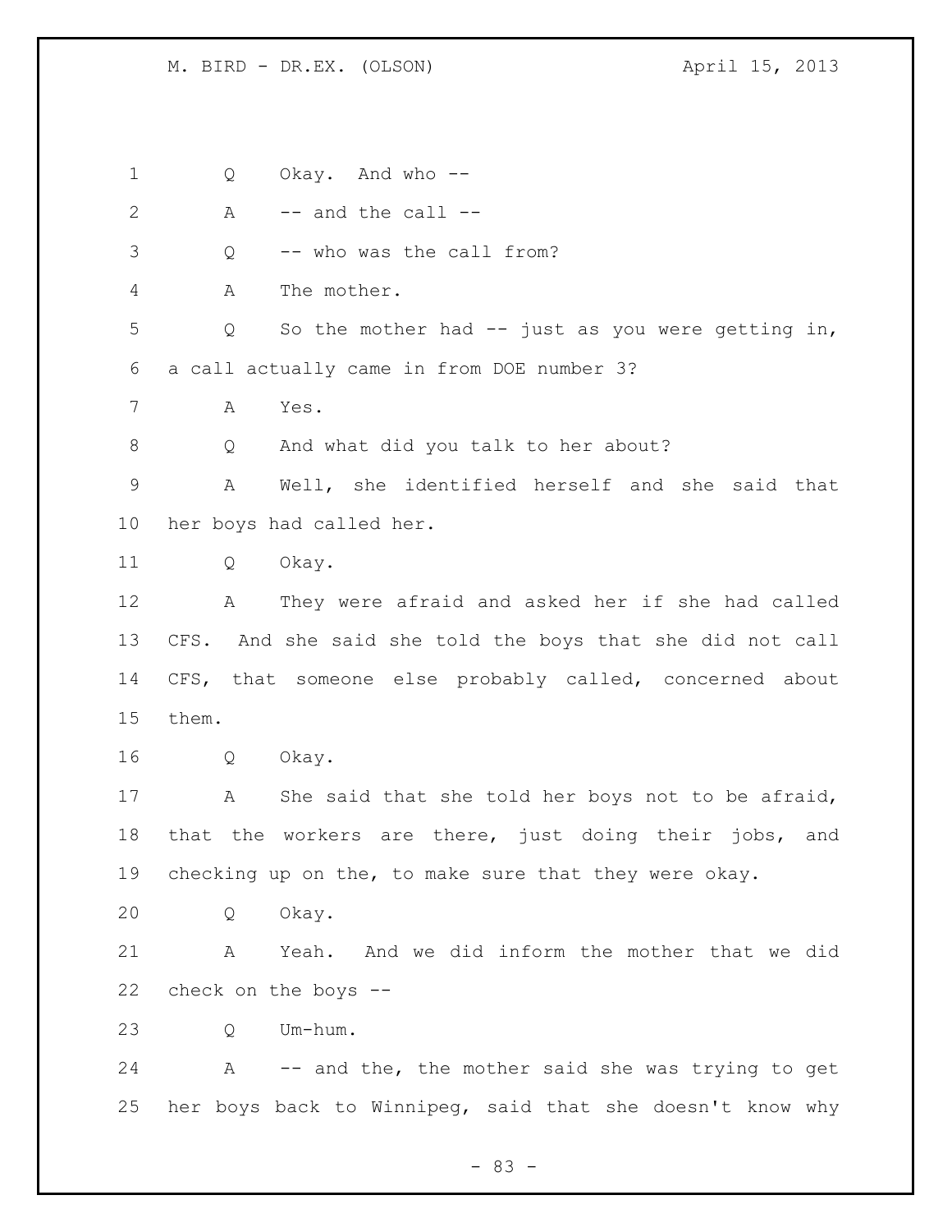Q Okay. And who --

A -- and the call --

Q -- who was the call from?

A The mother.

Q So the mother had -- just as you were getting in, a call actually came in from DOE number 3?

A Yes.

Q And what did you talk to her about?

A Well, she identified herself and she said that her boys had called her.

Q Okay.

A They were afraid and asked her if she had called CFS. And she said she told the boys that she did not call CFS, that someone else probably called, concerned about them.

Q Okay.

A She said that she told her boys not to be afraid, that the workers are there, just doing their jobs, and checking up on the, to make sure that they were okay.

Q Okay.

A Yeah. And we did inform the mother that we did check on the boys --

Q Um-hum.

A -- and the, the mother said she was trying to get her boys back to Winnipeg, said that she doesn't know why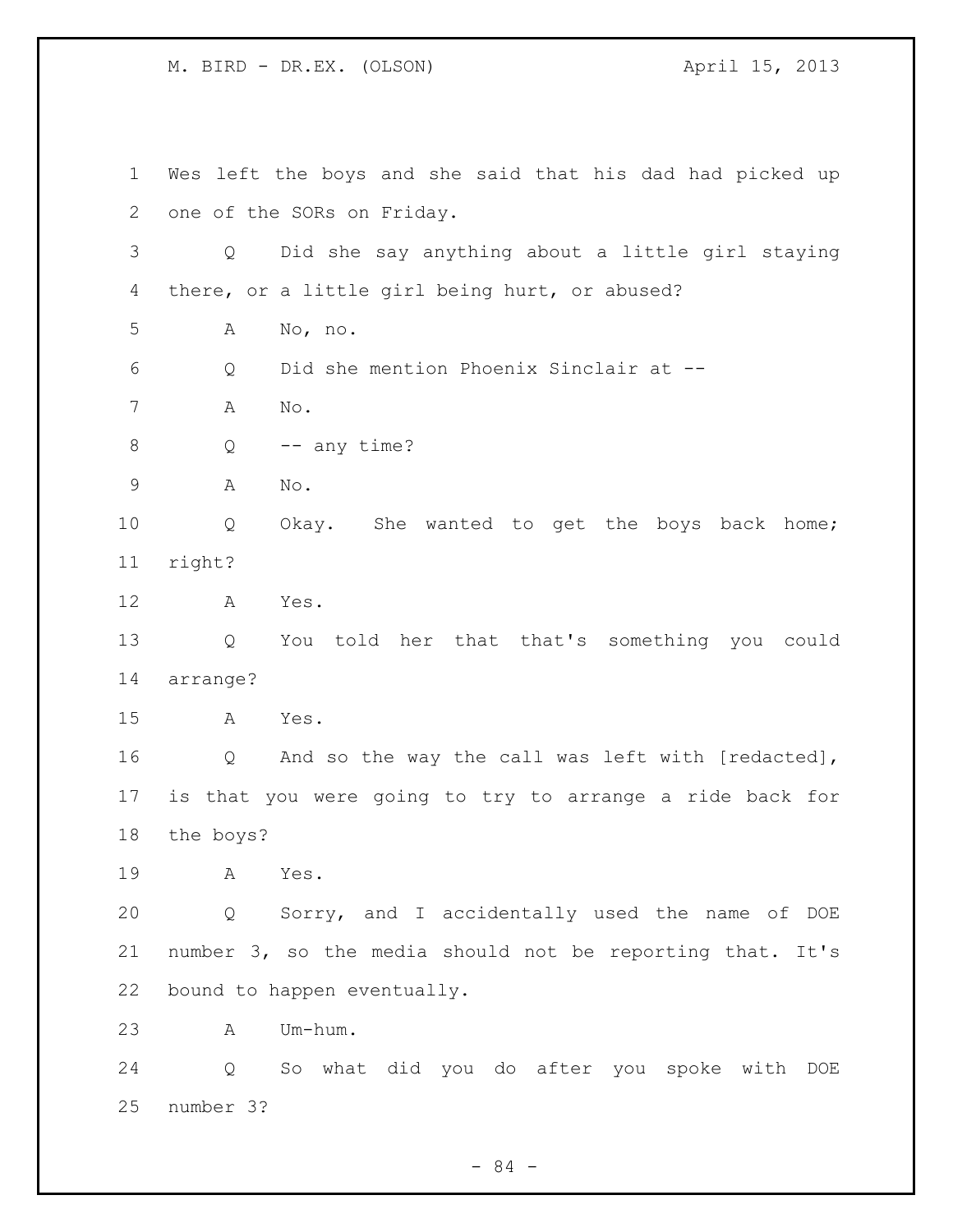Wes left the boys and she said that his dad had picked up one of the SORs on Friday.

Q Did she say anything about a little girl staying there, or a little girl being hurt, or abused?

A No, no.

Q Did she mention Phoenix Sinclair at --

A No.

Q -- any time?

A No.

Q Okay. She wanted to get the boys back home; right?

A Yes.

Q You told her that that's something you could arrange?

A Yes.

Q And so the way the call was left with [redacted], is that you were going to try to arrange a ride back for the boys?

A Yes.

Q Sorry, and I accidentally used the name of DOE number 3, so the media should not be reporting that. It's bound to happen eventually.

A Um-hum.

Q So what did you do after you spoke with DOE number 3?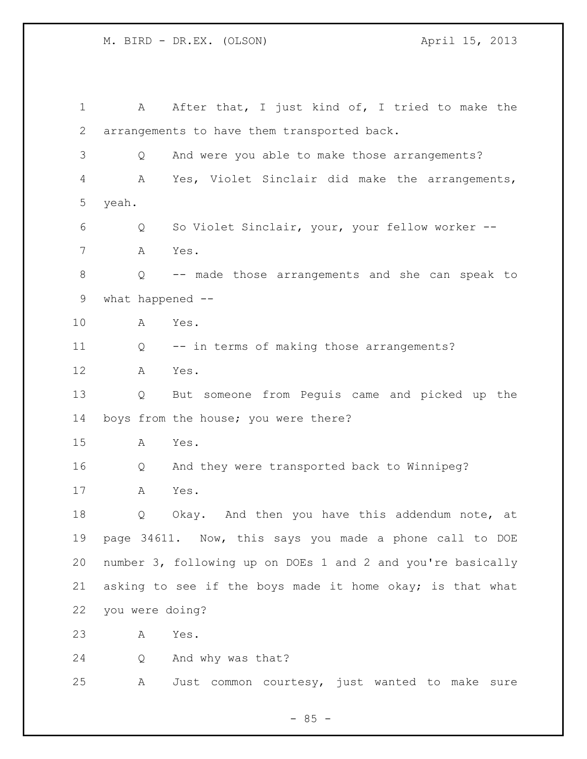A After that, I just kind of, I tried to make the arrangements to have them transported back.

Q And were you able to make those arrangements?

A Yes, Violet Sinclair did make the arrangements, yeah.

Q So Violet Sinclair, your, your fellow worker --

A Yes.

Q -- made those arrangements and she can speak to what happened --

A Yes.

Q -- in terms of making those arrangements?

A Yes.

Q But someone from Peguis came and picked up the boys from the house; you were there?

A Yes.

Q And they were transported back to Winnipeg?

A Yes.

Q Okay. And then you have this addendum note, at page 34611. Now, this says you made a phone call to DOE number 3, following up on DOEs 1 and 2 and you're basically asking to see if the boys made it home okay; is that what you were doing?

A Yes.

Q And why was that?

A Just common courtesy, just wanted to make sure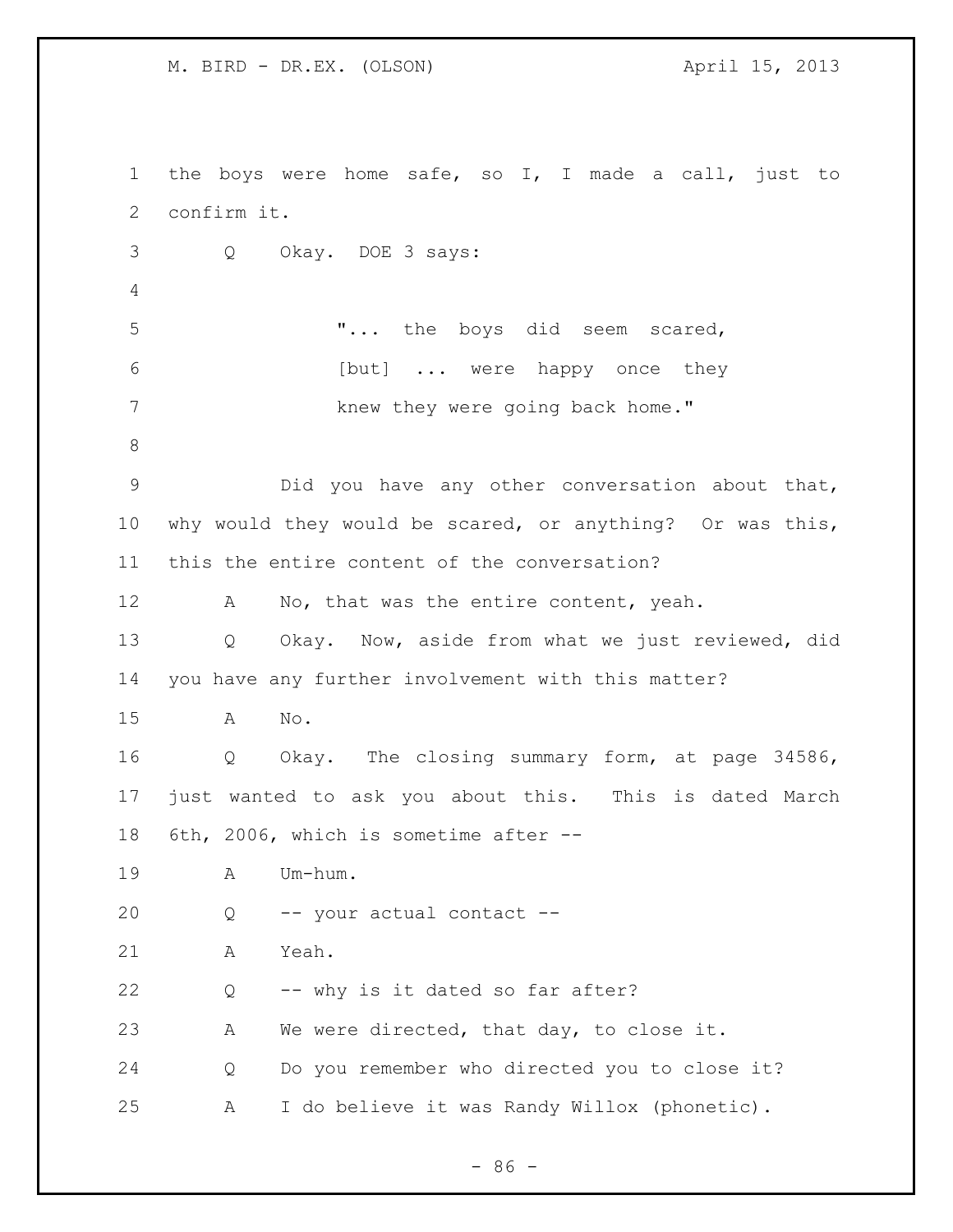the boys were home safe, so I, I made a call, just to confirm it.

Q Okay. DOE 3 says:

> "... the boys did seem scared, [but] ... were happy once they knew they were going back home."

Did you have any other conversation about that, why would they would be scared, or anything? Or was this, this the entire content of the conversation?

A No, that was the entire content, yeah.

Q Okay. Now, aside from what we just reviewed, did you have any further involvement with this matter?

A No.

Q Okay. The closing summary form, at page 34586, just wanted to ask you about this. This is dated March 6th, 2006, which is sometime after --

A Um-hum.

Q -- your actual contact --

A Yeah.

Q -- why is it dated so far after?

A We were directed, that day, to close it.

Q Do you remember who directed you to close it?

A I do believe it was Randy Willox (phonetic).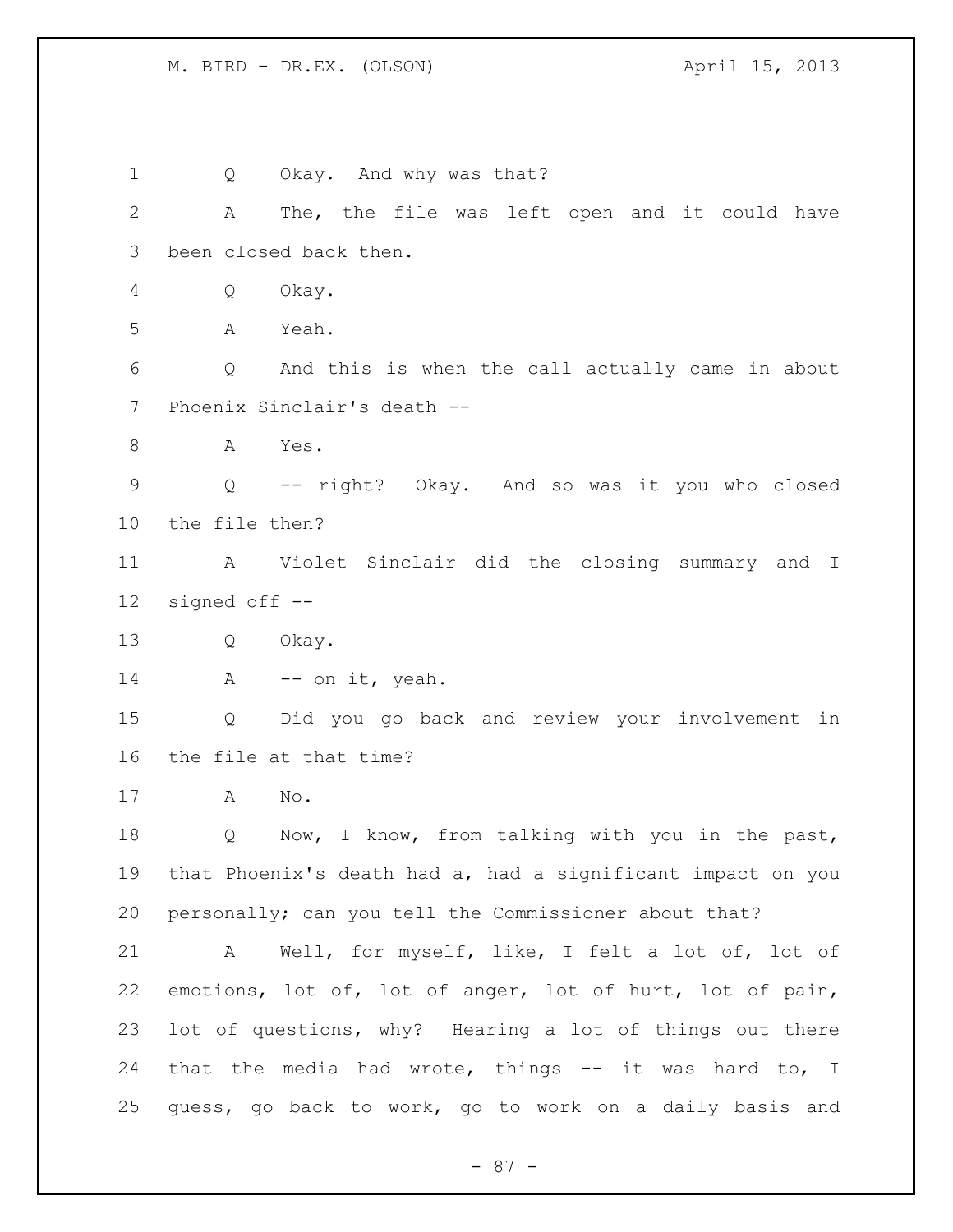1 Q Okay. And why was that?

2 A The, the file was left open and it could have

3 been closed back then.

4 Q Okay.

5 A Yeah.

6 Q And this is when the call actually came in about

7 Phoenix Sinclair's death --

8 A Yes.

9 Q -- right? Okay. And so was it you who closed

10 the file then?

11 A Violet Sinclair did the closing summary and I

12 signed off --

13 Q Okay.

14 A -- on it, yeah.

15 Q Did you go back and review your involvement in

16 the file at that time?

17 A No.

18 Q Now, I know, from talking with you in the past,

19 that Phoenix's death had a, had a significant impact on you

20 personally; can you tell the Commissioner about that?

21 A Well, for myself, like, I felt a lot of, lot of

22 emotions, lot of, lot of anger, lot of hurt, lot of pain,

23 lot of questions, why? Hearing a lot of things out there

24 that the media had wrote, things -- it was hard to, I

25 guess, go back to work, go to work on a daily basis and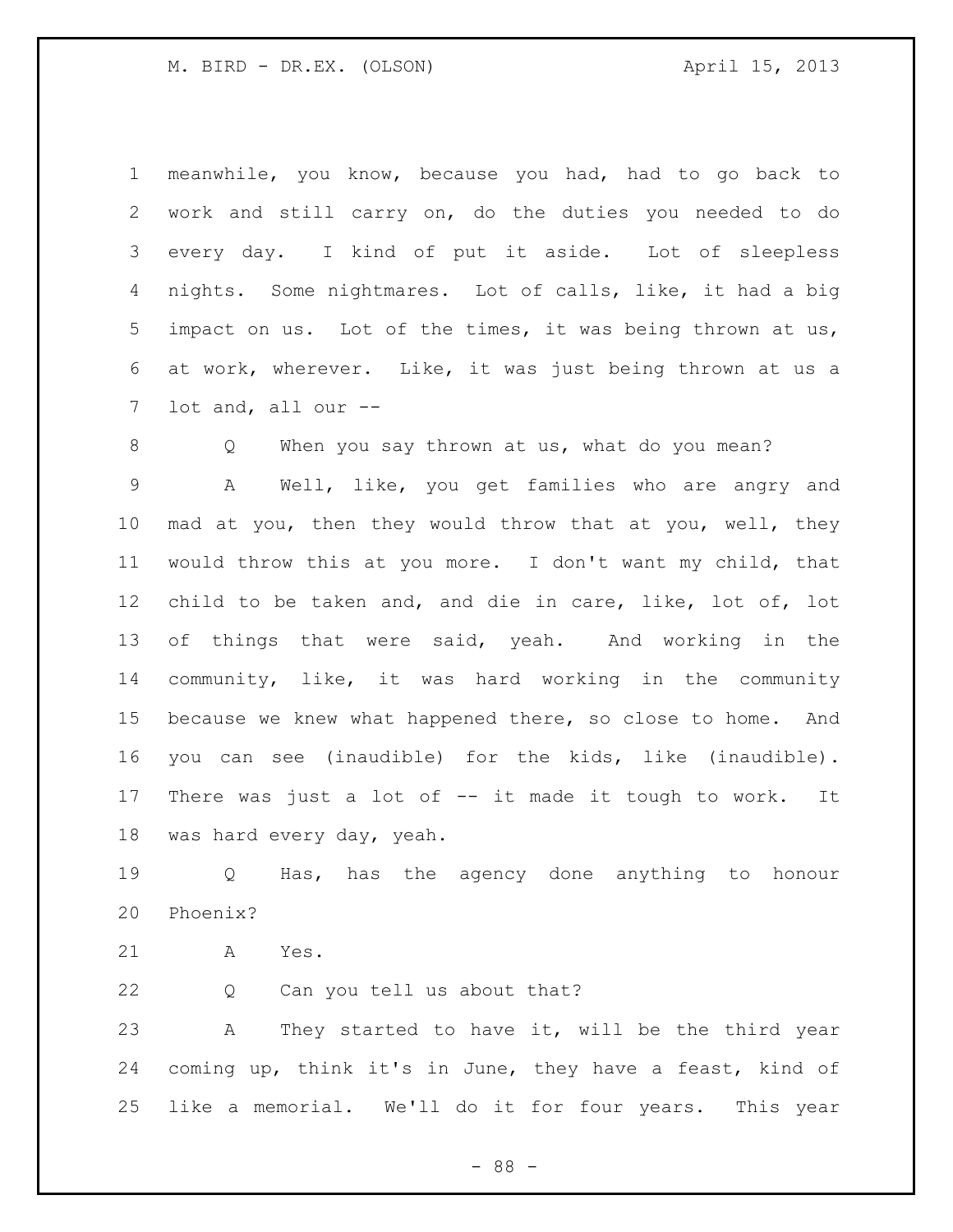meanwhile, you know, because you had, had to go back to work and still carry on, do the duties you needed to do every day. I kind of put it aside. Lot of sleepless nights. Some nightmares. Lot of calls, like, it had a big impact on us. Lot of the times, it was being thrown at us, at work, wherever. Like, it was just being thrown at us a lot and, all our --

Q When you say thrown at us, what do you mean?

A Well, like, you get families who are angry and mad at you, then they would throw that at you, well, they would throw this at you more. I don't want my child, that child to be taken and, and die in care, like, lot of, lot of things that were said, yeah. And working in the community, like, it was hard working in the community because we knew what happened there, so close to home. And you can see (inaudible) for the kids, like (inaudible). There was just a lot of -- it made it tough to work. It was hard every day, yeah.

Q Has, has the agency done anything to honour Phoenix?

A Yes.

Q Can you tell us about that?

A They started to have it, will be the third year coming up, think it's in June, they have a feast, kind of like a memorial. We'll do it for four years. This year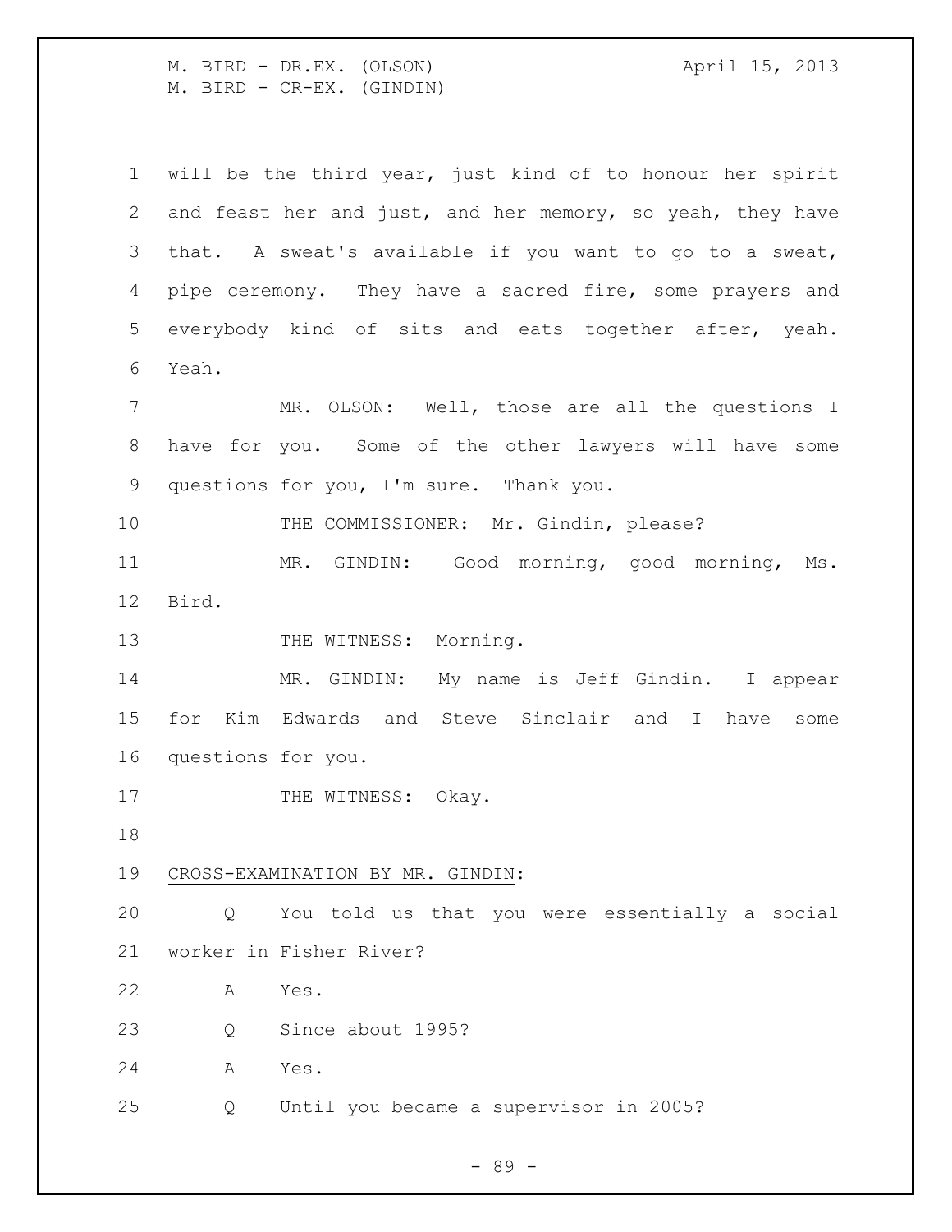will be the third year, just kind of to honour her spirit and feast her and just, and her memory, so yeah, they have that. A sweat's available if you want to go to a sweat, pipe ceremony. They have a sacred fire, some prayers and everybody kind of sits and eats together after, yeah. Yeah.

MR. OLSON: Well, those are all the questions I have for you. Some of the other lawyers will have some questions for you, I'm sure. Thank you.

THE COMMISSIONER: Mr. Gindin, please?

MR. GINDIN: Good morning, good morning, Ms. Bird.

THE WITNESS: Morning.

MR. GINDIN: My name is Jeff Gindin. I appear for Kim Edwards and Steve Sinclair and I have some questions for you.

THE WITNESS: Okay.

CROSS-EXAMINATION BY MR. GINDIN:

Q You told us that you were essentially a social worker in Fisher River?

A Yes.

Q Since about 1995?

A Yes.

Q Until you became a supervisor in 2005?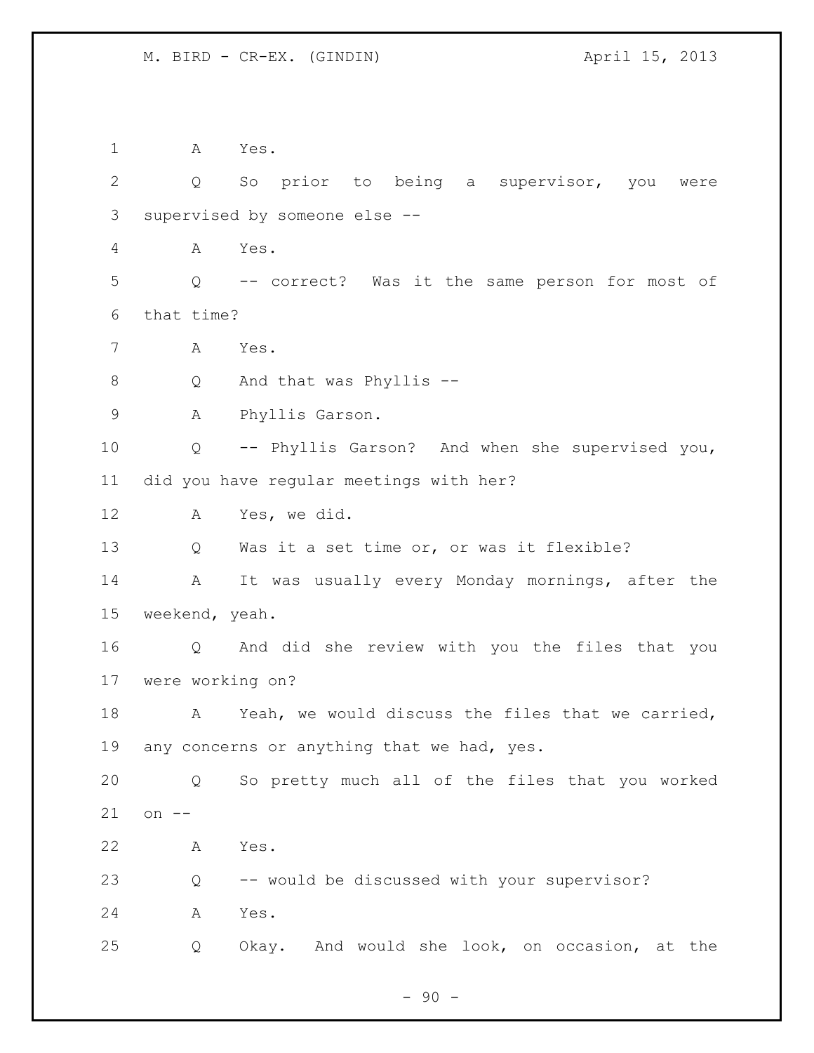A Yes.

Q So prior to being a supervisor, you were supervised by someone else --

A Yes.

Q -- correct? Was it the same person for most of that time?

A Yes.

Q And that was Phyllis --

A Phyllis Garson.

Q -- Phyllis Garson? And when she supervised you, did you have regular meetings with her?

A Yes, we did.

Q Was it a set time or, or was it flexible?

A It was usually every Monday mornings, after the weekend, yeah.

Q And did she review with you the files that you were working on?

A Yeah, we would discuss the files that we carried, any concerns or anything that we had, yes.

Q So pretty much all of the files that you worked on --

A Yes.

Q -- would be discussed with your supervisor?

A Yes.

Q Okay. And would she look, on occasion, at the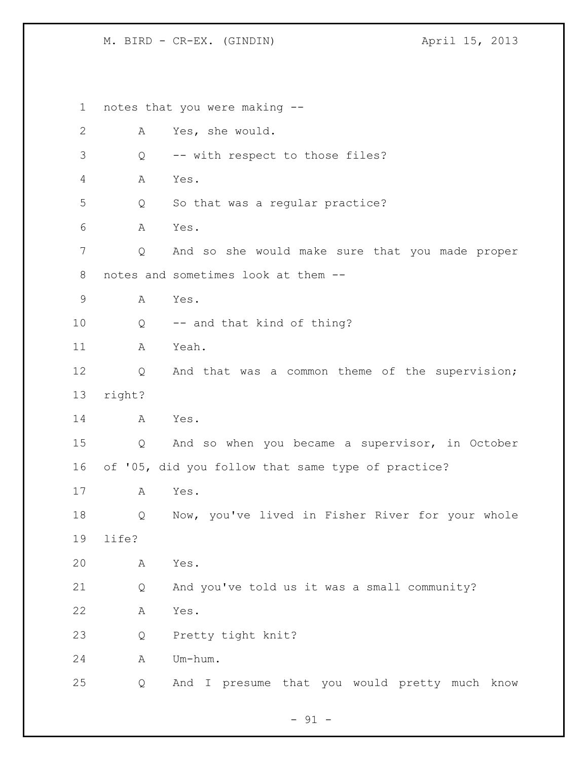notes that you were making --

A Yes, she would.

Q -- with respect to those files?

A Yes.

Q So that was a regular practice?

A Yes.

Q And so she would make sure that you made proper notes and sometimes look at them --

A Yes.

Q -- and that kind of thing?

A Yeah.

Q And that was a common theme of the supervision; right?

A Yes.

Q And so when you became a supervisor, in October of '05, did you follow that same type of practice?

A Yes.

Q Now, you've lived in Fisher River for your whole life?

A Yes.

Q And you've told us it was a small community?

A Yes.

Q Pretty tight knit?

A Um-hum.

Q And I presume that you would pretty much know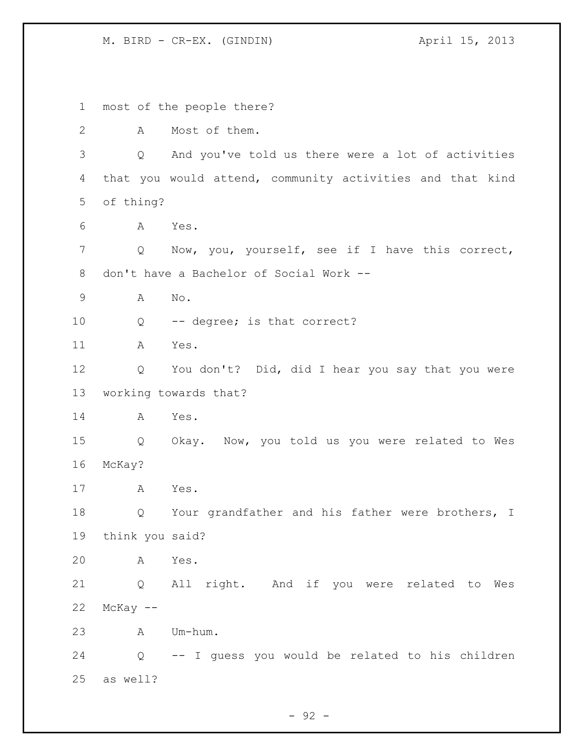most of the people there?

A Most of them.

Q And you've told us there were a lot of activities that you would attend, community activities and that kind of thing?

A Yes.

Q Now, you, yourself, see if I have this correct, don't have a Bachelor of Social Work --

A No.

Q -- degree; is that correct?

A Yes.

Q You don't? Did, did I hear you say that you were working towards that?

A Yes.

Q Okay. Now, you told us you were related to Wes McKay?

A Yes.

Q Your grandfather and his father were brothers, I think you said?

A Yes.

Q All right. And if you were related to Wes McKay --

A Um-hum.

Q -- I guess you would be related to his children as well?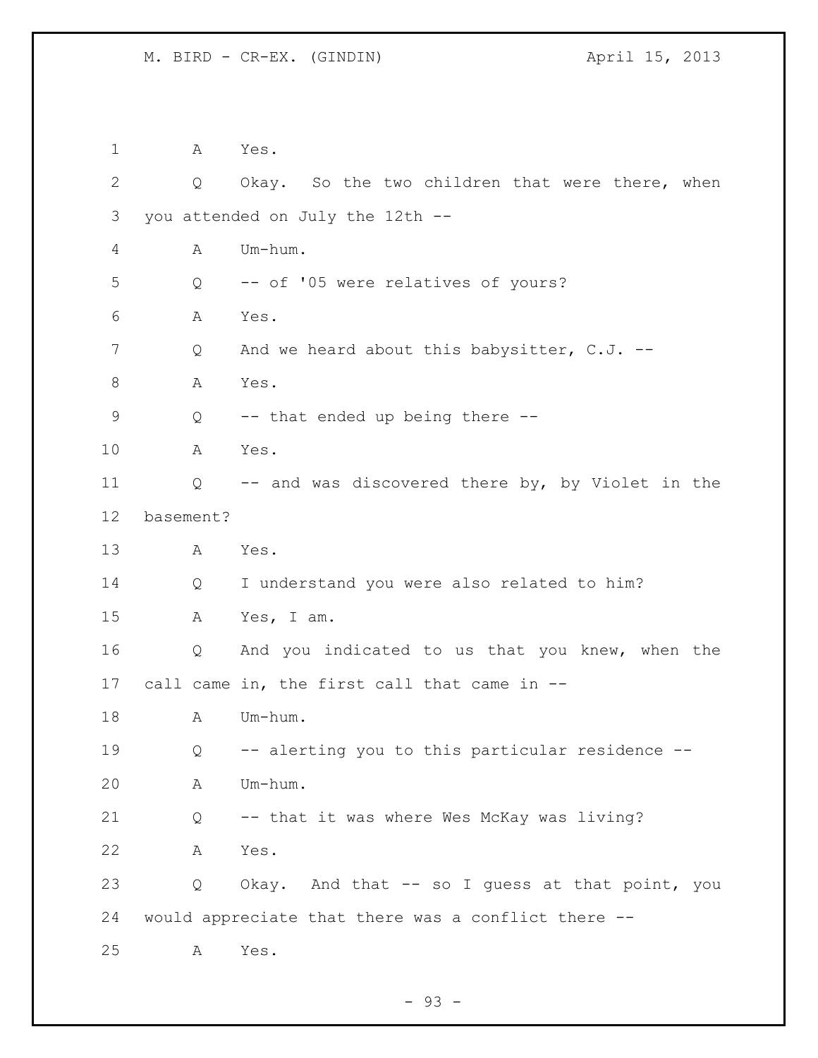1 A Yes.

2 Q Okay. So the two children that were there, when

3 you attended on July the 12th --

4 A Um-hum.

5 Q -- of '05 were relatives of yours?

6 A Yes.

7 Q And we heard about this babysitter, C.J. --

8 A Yes.

9 Q -- that ended up being there --

10 A Yes.

11 Q -- and was discovered there by, by Violet in the

12 basement?

13 A Yes.

14 Q I understand you were also related to him?

15 A Yes, I am.

16 Q And you indicated to us that you knew, when the

17 call came in, the first call that came in --

18 A Um-hum.

19 Q -- alerting you to this particular residence --

20 A Um-hum.

21 Q -- that it was where Wes McKay was living?

22 A Yes.

23 Q Okay. And that -- so I guess at that point, you

24 would appreciate that there was a conflict there --

25 A Yes.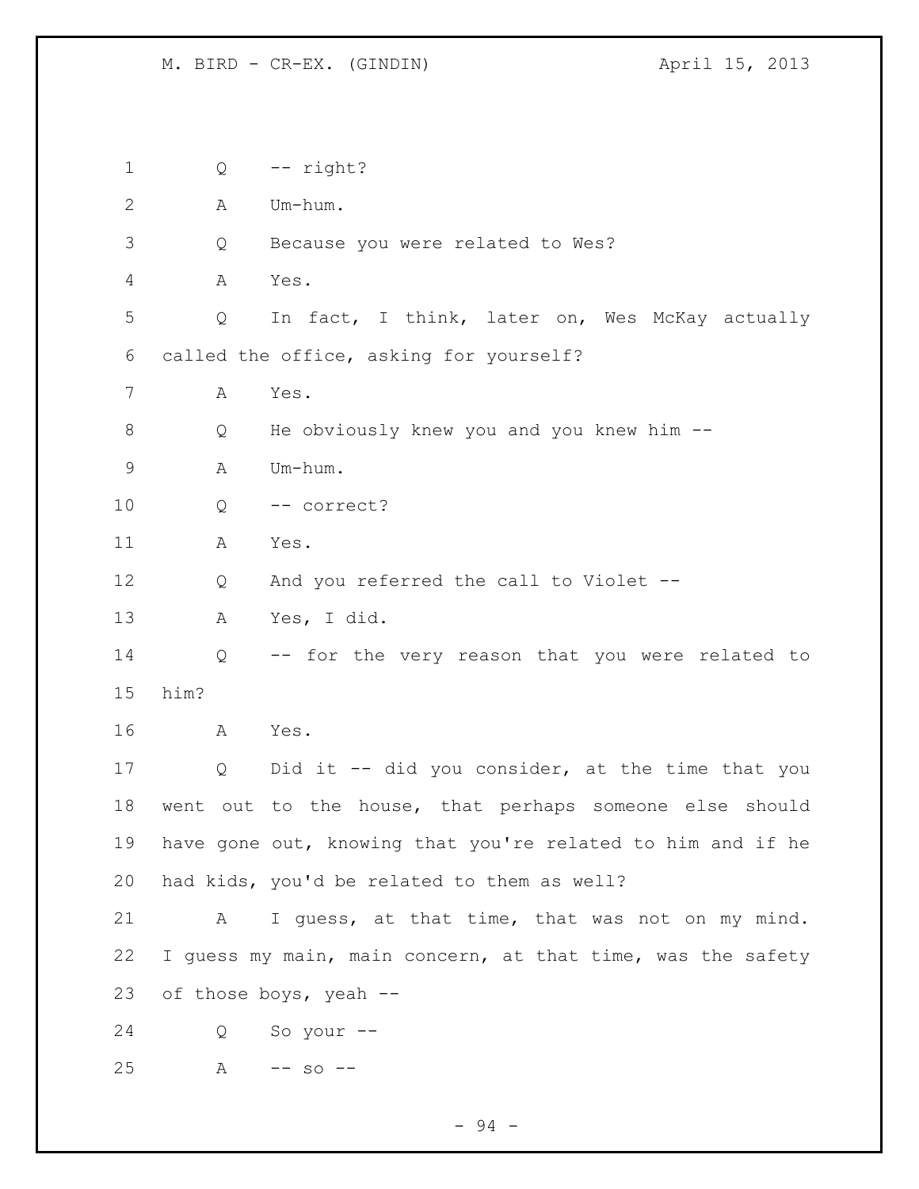Q -- right?

A Um-hum.

Q Because you were related to Wes?

A Yes.

Q In fact, I think, later on, Wes McKay actually called the office, asking for yourself?

A Yes.

Q He obviously knew you and you knew him --

A Um-hum.

Q -- correct?

A Yes.

Q And you referred the call to Violet --

A Yes, I did.

Q -- for the very reason that you were related to him?

A Yes.

Q Did it -- did you consider, at the time that you went out to the house, that perhaps someone else should have gone out, knowing that you're related to him and if he had kids, you'd be related to them as well?

A I guess, at that time, that was not on my mind. I guess my main, main concern, at that time, was the safety of those boys, yeah --

Q So your --

A -- so --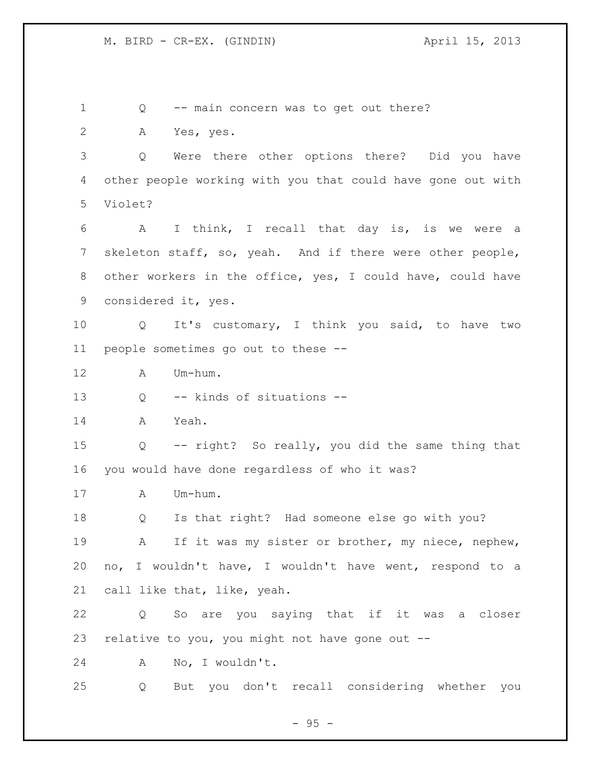Q -- main concern was to get out there?

A Yes, yes.

Q Were there other options there? Did you have other people working with you that could have gone out with Violet?

A I think, I recall that day is, is we were a skeleton staff, so, yeah. And if there were other people, other workers in the office, yes, I could have, could have considered it, yes.

Q It's customary, I think you said, to have two people sometimes go out to these --

A Um-hum.

Q -- kinds of situations --

A Yeah.

Q -- right? So really, you did the same thing that you would have done regardless of who it was?

A Um-hum.

Q Is that right? Had someone else go with you?

A If it was my sister or brother, my niece, nephew, no, I wouldn't have, I wouldn't have went, respond to a call like that, like, yeah.

Q So are you saying that if it was a closer relative to you, you might not have gone out --

A No, I wouldn't.

Q But you don't recall considering whether you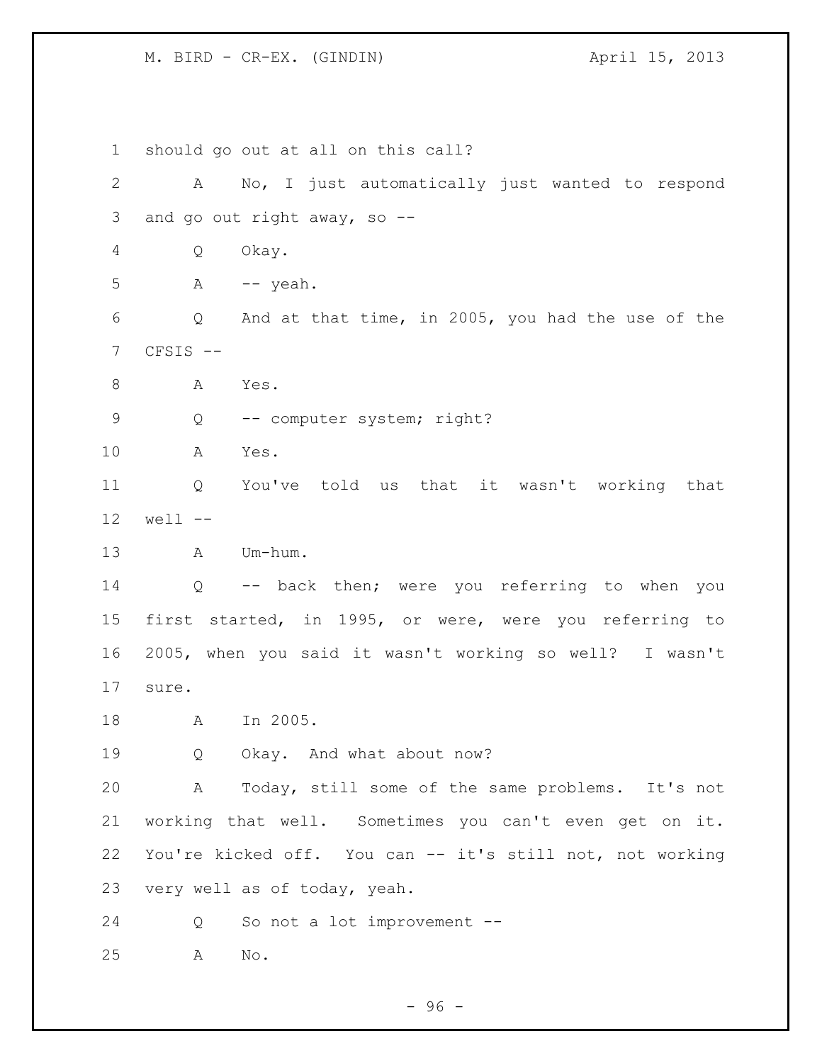should go out at all on this call?

A No, I just automatically just wanted to respond and go out right away, so --

Q Okay.

A -- yeah.

Q And at that time, in 2005, you had the use of the CFSIS --

A Yes.

Q -- computer system; right?

A Yes.

Q You've told us that it wasn't working that well --

A Um-hum.

Q -- back then; were you referring to when you first started, in 1995, or were, were you referring to 2005, when you said it wasn't working so well? I wasn't sure.

A In 2005.

Q Okay. And what about now?

A Today, still some of the same problems. It's not working that well. Sometimes you can't even get on it. You're kicked off. You can -- it's still not, not working very well as of today, yeah.

Q So not a lot improvement --

A No.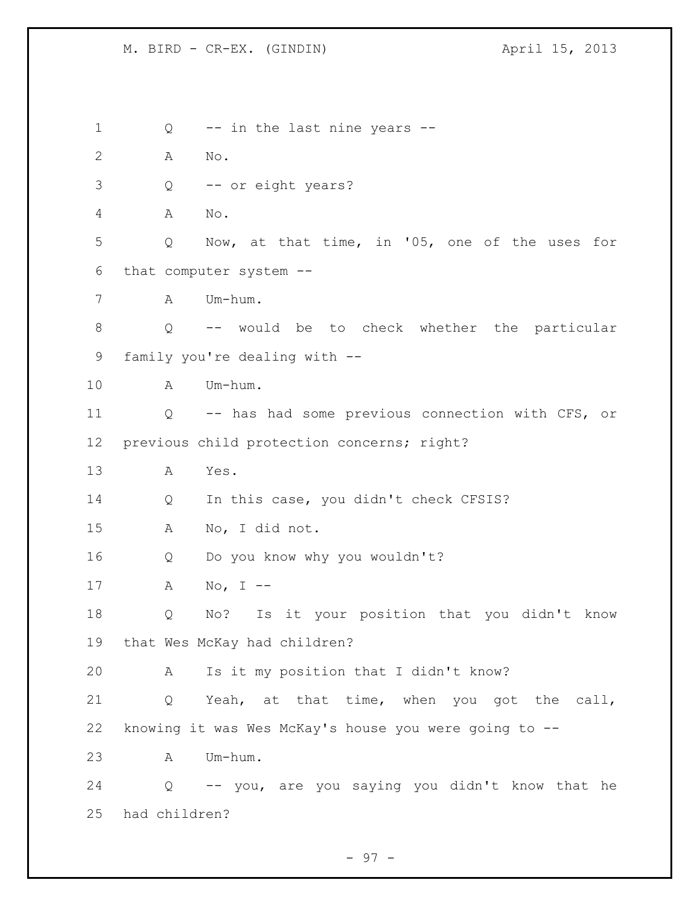Q -- in the last nine years --

A No.

Q -- or eight years?

A No.

Q Now, at that time, in '05, one of the uses for that computer system --

A Um-hum.

Q -- would be to check whether the particular family you're dealing with --

A Um-hum.

Q -- has had some previous connection with CFS, or previous child protection concerns; right?

A Yes.

Q In this case, you didn't check CFSIS?

A No, I did not.

Q Do you know why you wouldn't?

A No, I --

Q No? Is it your position that you didn't know that Wes McKay had children?

A Is it my position that I didn't know?

Q Yeah, at that time, when you got the call, knowing it was Wes McKay's house you were going to --

A Um-hum.

Q -- you, are you saying you didn't know that he had children?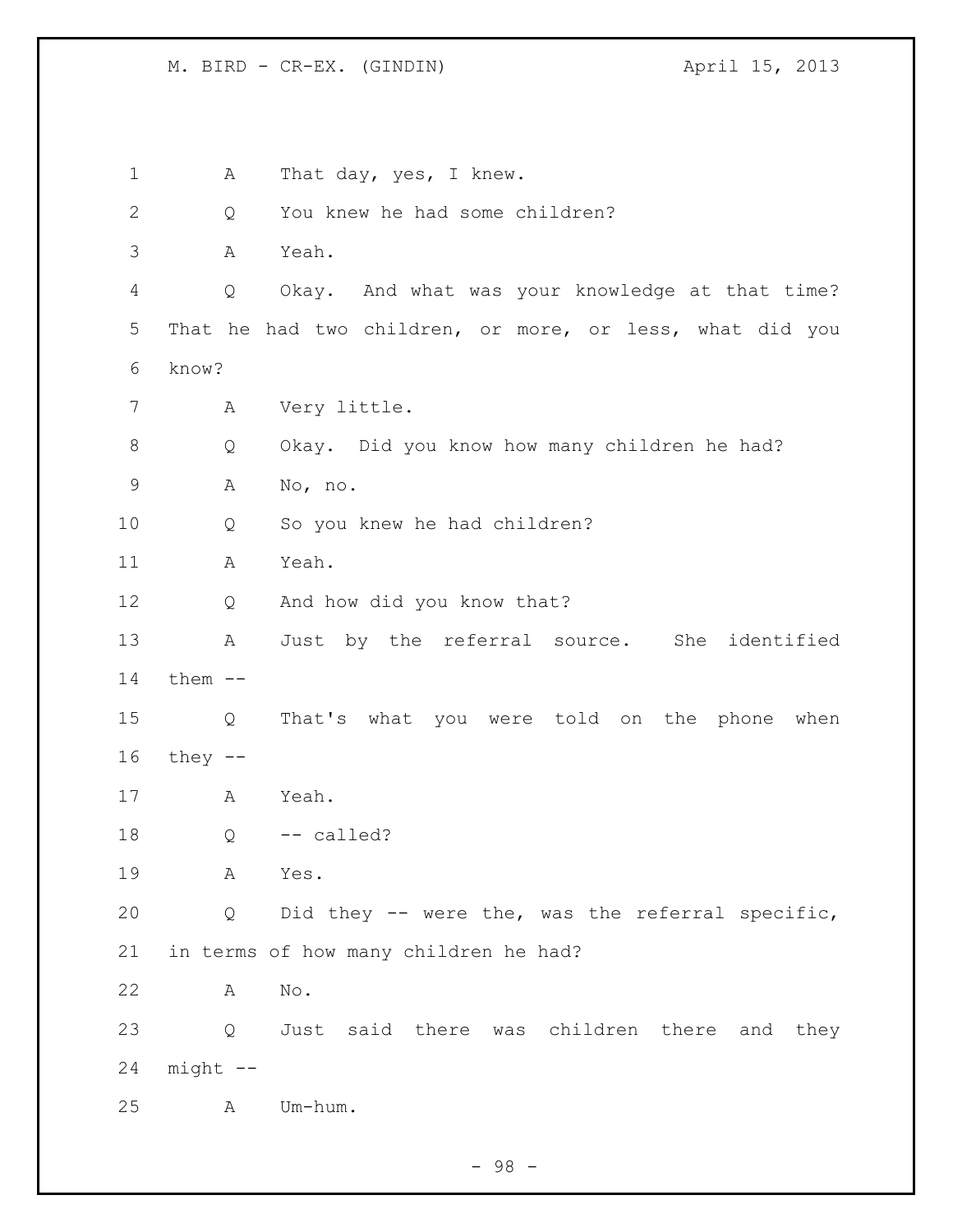A That day, yes, I knew.

Q You knew he had some children?

A Yeah.

Q Okay. And what was your knowledge at that time? That he had two children, or more, or less, what did you know?

A Very little.

Q Okay. Did you know how many children he had?

A No, no.

Q So you knew he had children?

A Yeah.

Q And how did you know that?

A Just by the referral source. She identified them --

Q That's what you were told on the phone when they --

A Yeah.

Q -- called?

A Yes.

Q Did they -- were the, was the referral specific, in terms of how many children he had?

A No.

Q Just said there was children there and they might --

A Um-hum.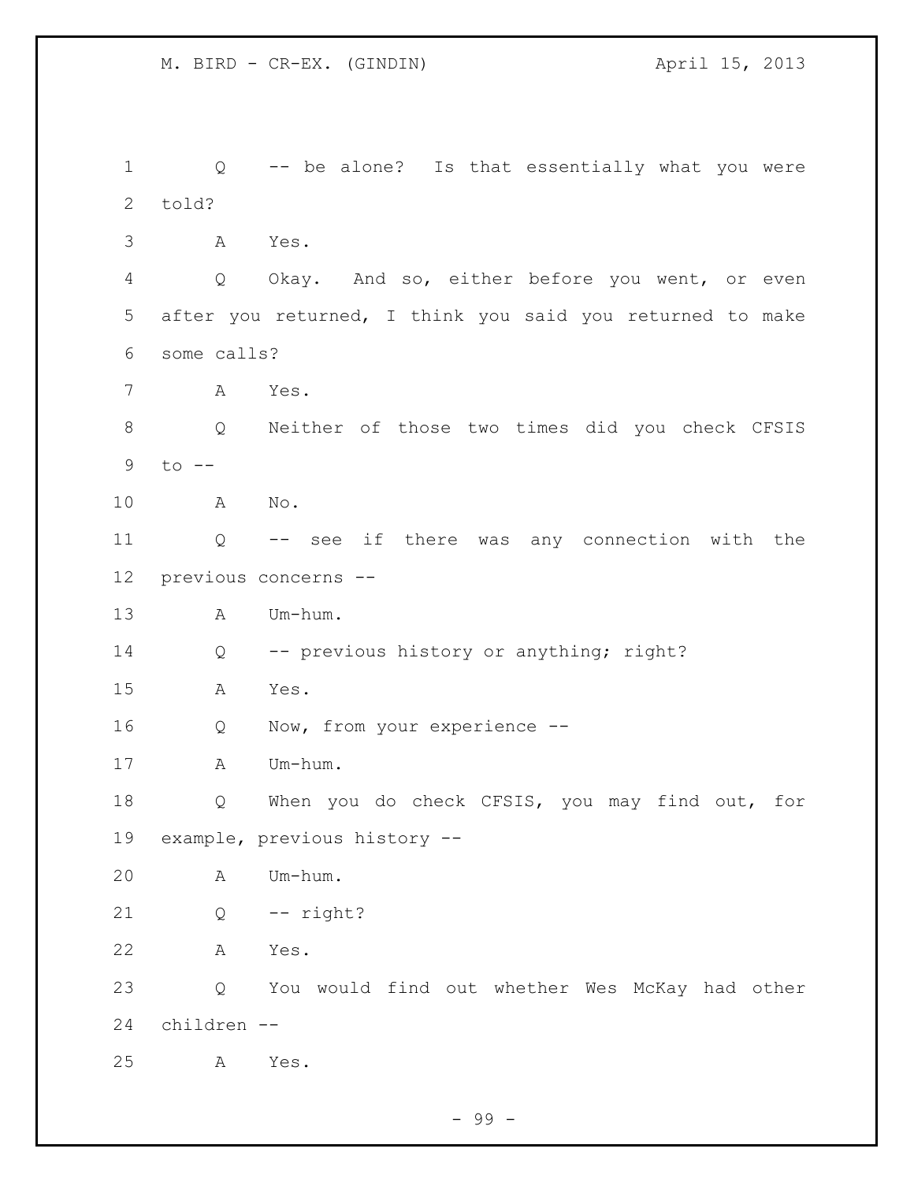Q -- be alone? Is that essentially what you were told?

A Yes.

Q Okay. And so, either before you went, or even after you returned, I think you said you returned to make some calls?

A Yes.

Q Neither of those two times did you check CFSIS to --

A No.

Q -- see if there was any connection with the previous concerns --

A Um-hum.

Q -- previous history or anything; right?

A Yes.

Q Now, from your experience --

A Um-hum.

Q When you do check CFSIS, you may find out, for example, previous history --

A Um-hum.

Q -- right?

A Yes.

Q You would find out whether Wes McKay had other children --

A Yes.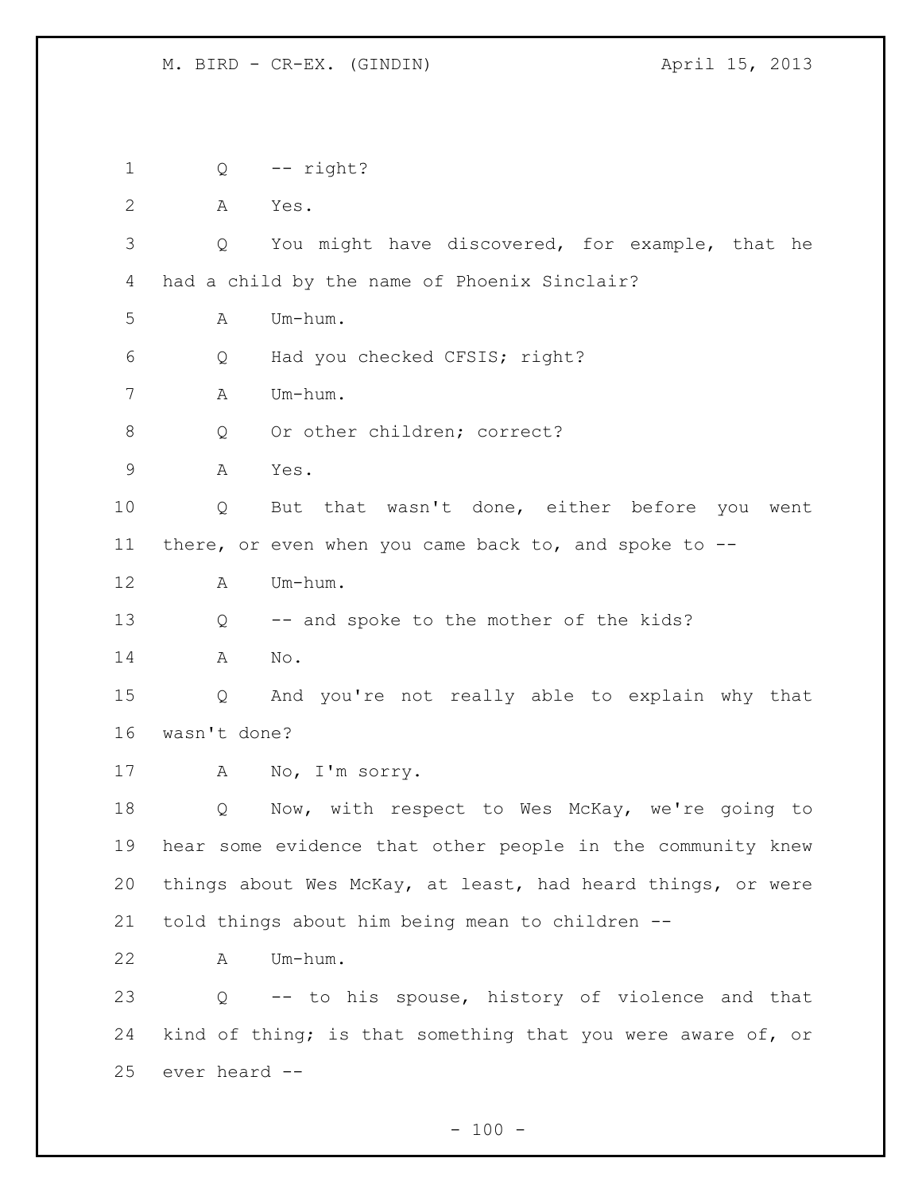Q -- right?

A Yes.

Q You might have discovered, for example, that he had a child by the name of Phoenix Sinclair?

A Um-hum.

Q Had you checked CFSIS; right?

A Um-hum.

Q Or other children; correct?

A Yes.

Q But that wasn't done, either before you went there, or even when you came back to, and spoke to --

A Um-hum.

Q -- and spoke to the mother of the kids?

A No.

Q And you're not really able to explain why that wasn't done?

A No, I'm sorry.

Q Now, with respect to Wes McKay, we're going to hear some evidence that other people in the community knew things about Wes McKay, at least, had heard things, or were told things about him being mean to children --

A Um-hum.

Q -- to his spouse, history of violence and that kind of thing; is that something that you were aware of, or ever heard --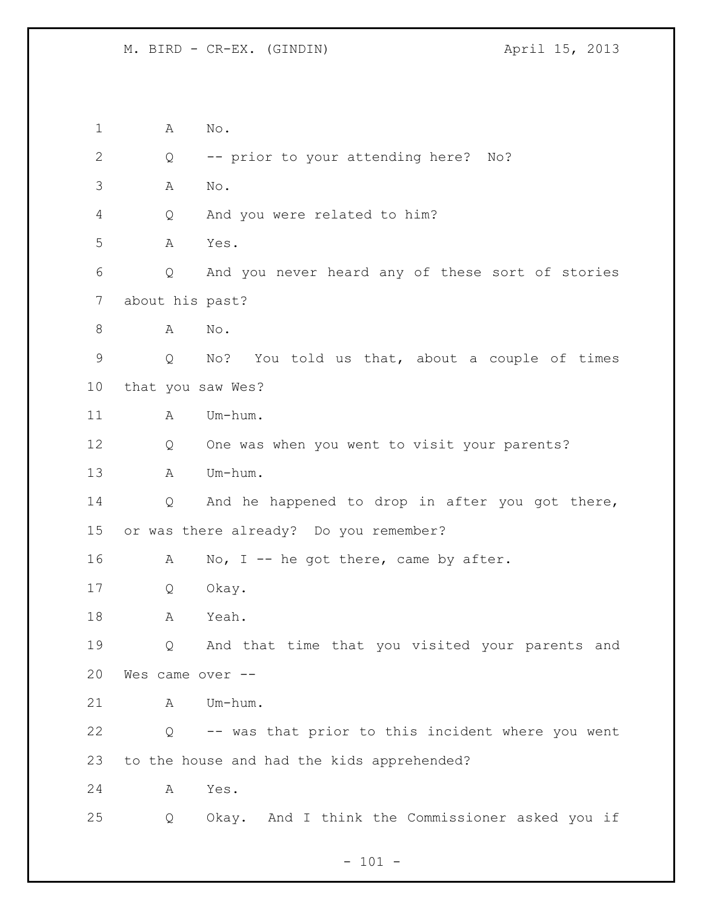1 A No.

2 Q -- prior to your attending here? No?

3 A No.

4 Q And you were related to him?

5 A Yes.

6 Q And you never heard any of these sort of stories

7 about his past?

8 A No.

9 Q No? You told us that, about a couple of times

10 that you saw Wes?

11 A Um-hum.

12 Q One was when you went to visit your parents?

13 A Um-hum.

14 Q And he happened to drop in after you got there,

15 or was there already? Do you remember?

16 A No, I -- he got there, came by after.

17 Q Okay.

18 A Yeah.

19 Q And that time that you visited your parents and

20 Wes came over --

21 A Um-hum.

22 Q -- was that prior to this incident where you went

23 to the house and had the kids apprehended?

24 A Yes.

25 Q Okay. And I think the Commissioner asked you if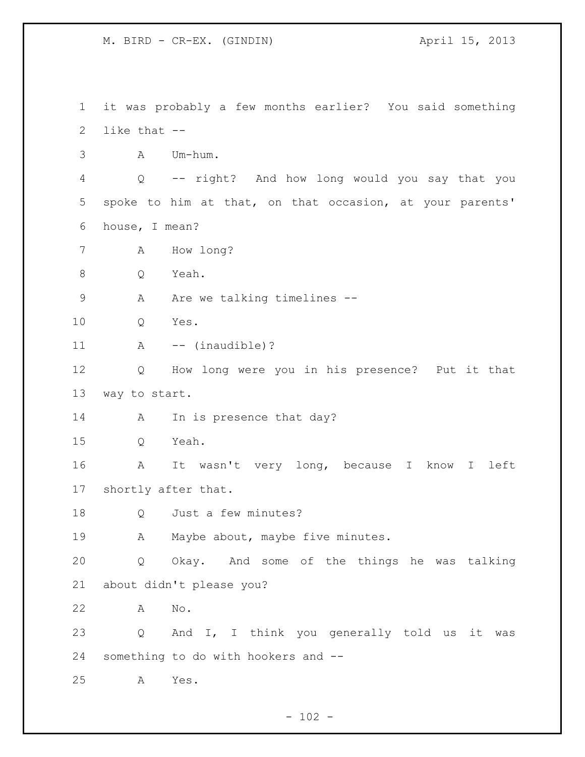it was probably a few months earlier? You said something like that --

A Um-hum.

Q -- right? And how long would you say that you spoke to him at that, on that occasion, at your parents' house, I mean?

A How long?

Q Yeah.

A Are we talking timelines --

Q Yes.

A -- (inaudible)?

Q How long were you in his presence? Put it that way to start.

A In is presence that day?

Q Yeah.

A It wasn't very long, because I know I left shortly after that.

Q Just a few minutes?

A Maybe about, maybe five minutes.

Q Okay. And some of the things he was talking about didn't please you?

A No.

Q And I, I think you generally told us it was something to do with hookers and --

A Yes.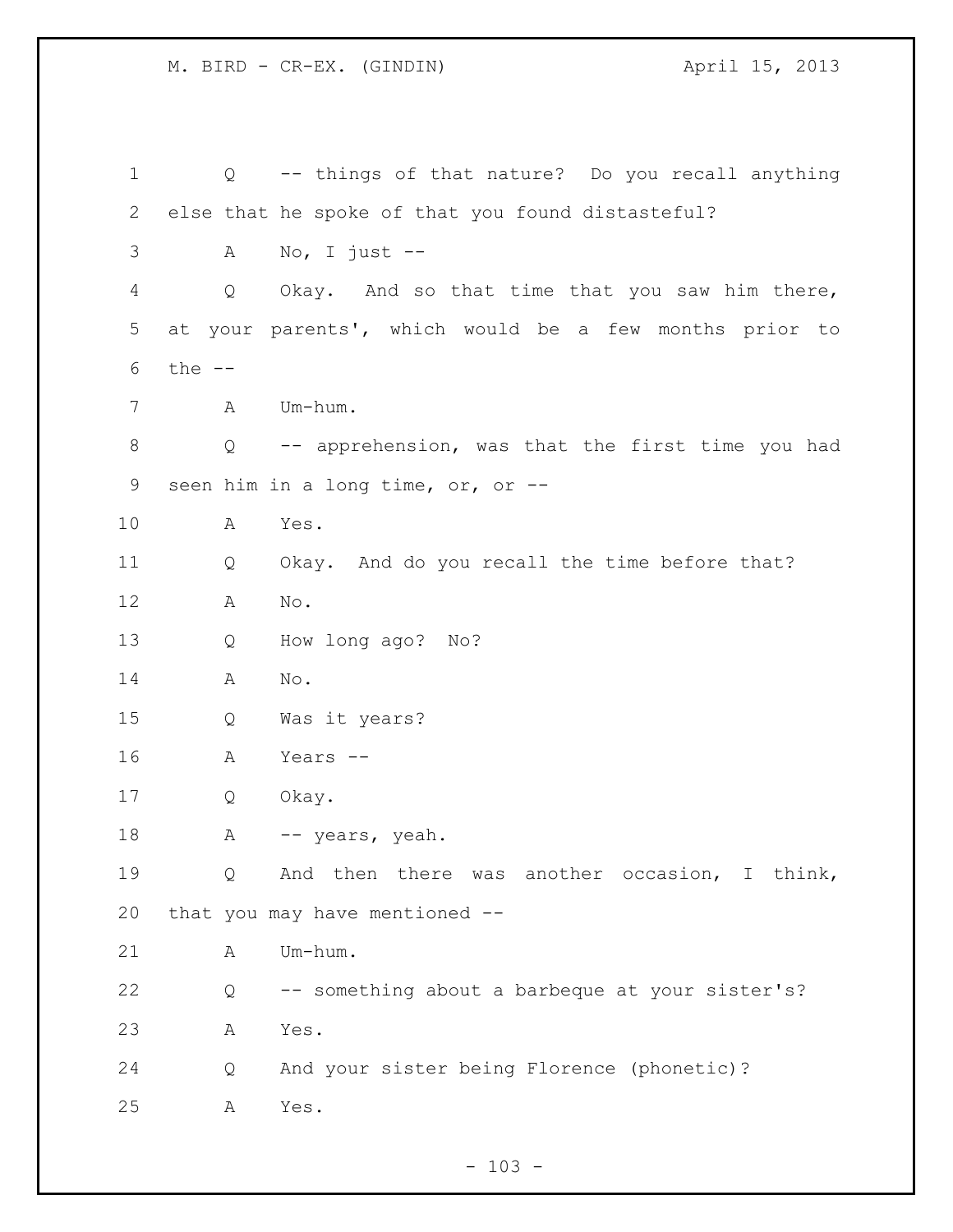Q -- things of that nature? Do you recall anything else that he spoke of that you found distasteful?

A No, I just --

Q Okay. And so that time that you saw him there, at your parents', which would be a few months prior to the --

A Um-hum.

Q -- apprehension, was that the first time you had seen him in a long time, or, or --

A Yes.

Q Okay. And do you recall the time before that?

A No.

Q How long ago? No?

A No.

Q Was it years?

A Years --

Q Okay.

A -- years, yeah.

Q And then there was another occasion, I think, that you may have mentioned --

A Um-hum.

Q -- something about a barbeque at your sister's?

A Yes.

Q And your sister being Florence (phonetic)?

A Yes.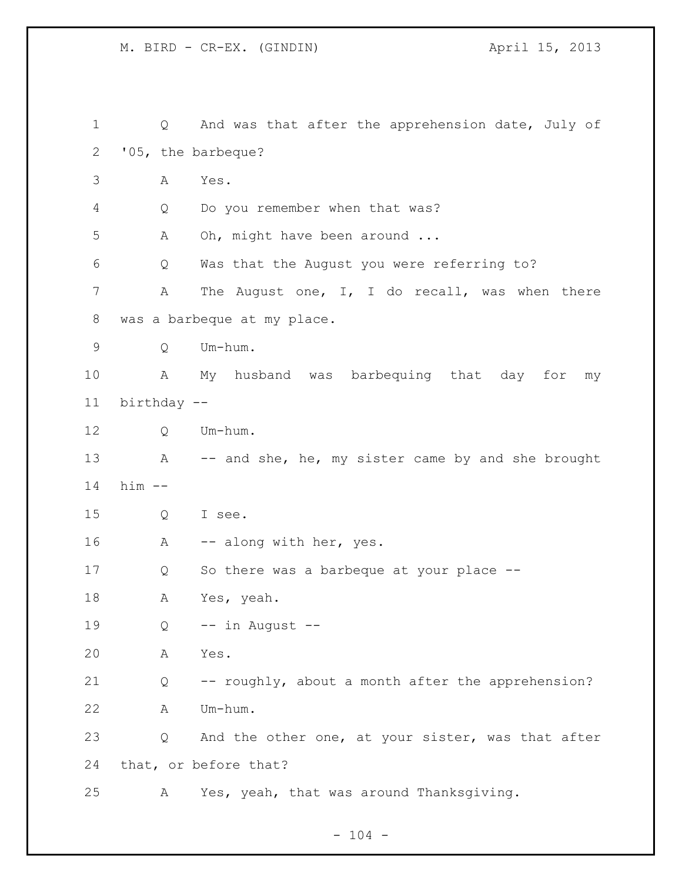Q And was that after the apprehension date, July of '05, the barbeque?

A Yes.

Q Do you remember when that was?

A Oh, might have been around ...

Q Was that the August you were referring to?

A The August one, I, I do recall, was when there was a barbeque at my place.

Q Um-hum.

A My husband was barbequing that day for my birthday --

Q Um-hum.

A -- and she, he, my sister came by and she brought him --

Q I see.

A -- along with her, yes.

Q So there was a barbeque at your place --

A Yes, yeah.

Q -- in August --

A Yes.

Q -- roughly, about a month after the apprehension?

A Um-hum.

Q And the other one, at your sister, was that after that, or before that?

A Yes, yeah, that was around Thanksgiving.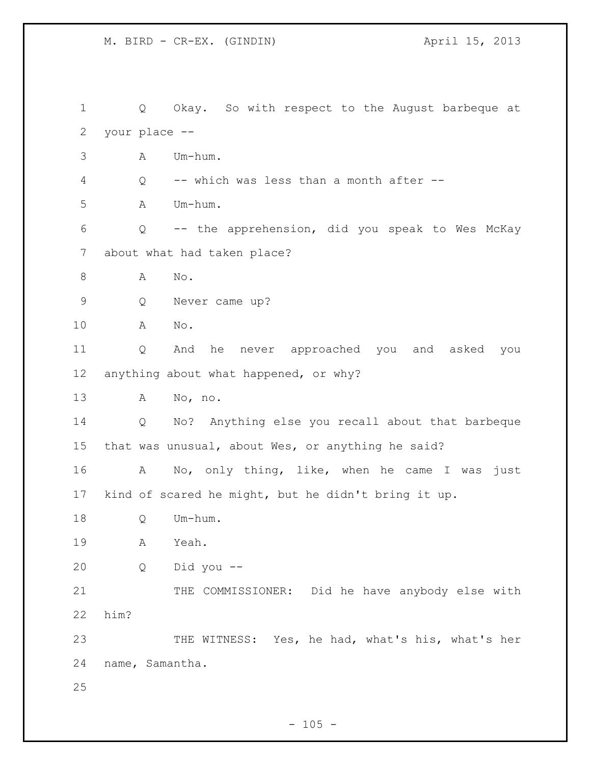Q Okay. So with respect to the August barbeque at your place --

A Um-hum.

Q -- which was less than a month after --

A Um-hum.

Q -- the apprehension, did you speak to Wes McKay about what had taken place?

A No.

Q Never came up?

A No.

Q And he never approached you and asked you anything about what happened, or why?

A No, no.

Q No? Anything else you recall about that barbeque that was unusual, about Wes, or anything he said?

A No, only thing, like, when he came I was just kind of scared he might, but he didn't bring it up.

Q Um-hum.

A Yeah.

Q Did you --

THE COMMISSIONER: Did he have anybody else with him?

THE WITNESS: Yes, he had, what's his, what's her name, Samantha.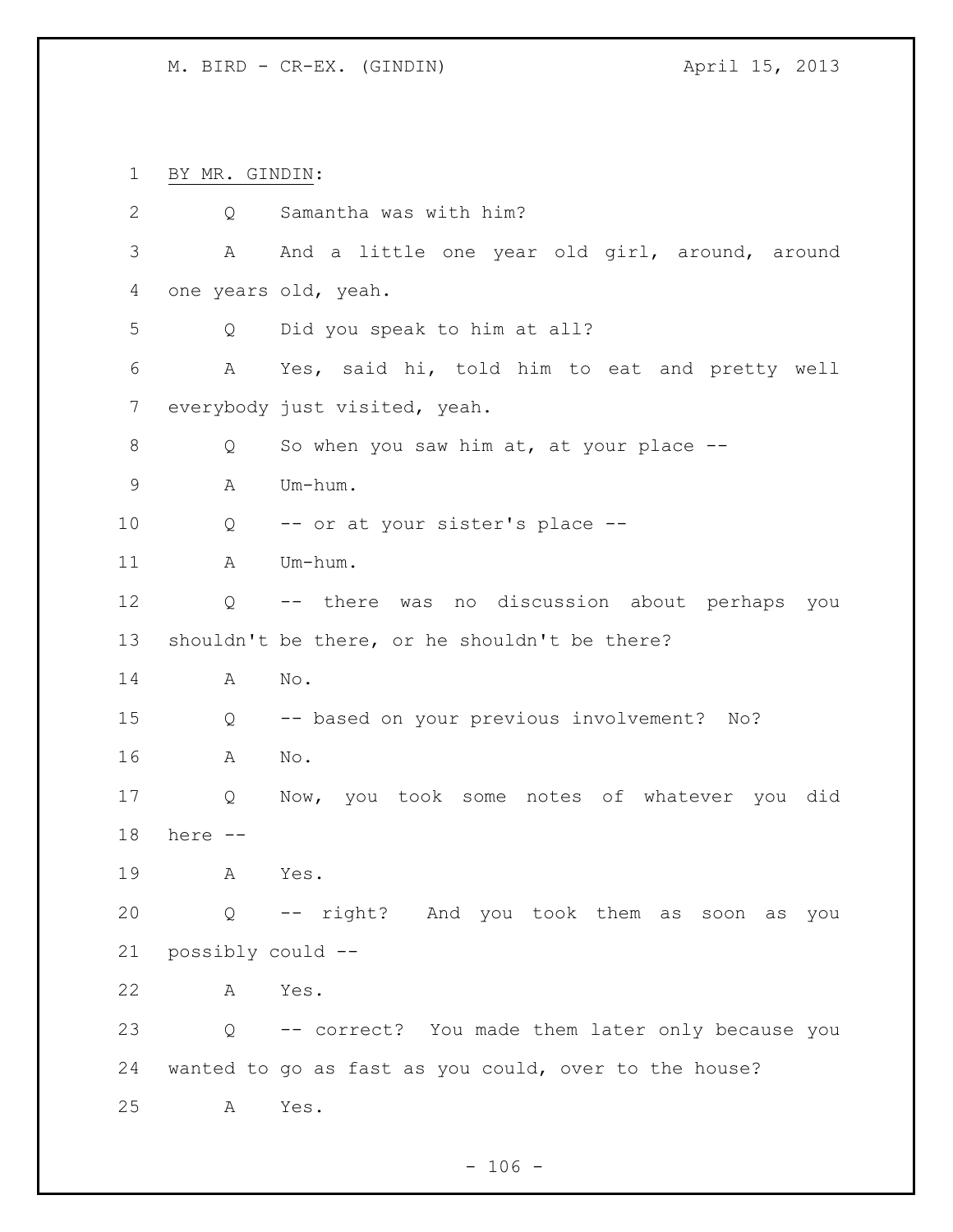BY MR. GINDIN:

Q Samantha was with him?

A And a little one year old girl, around, around one years old, yeah.

Q Did you speak to him at all?

A Yes, said hi, told him to eat and pretty well everybody just visited, yeah.

Q So when you saw him at, at your place --

A Um-hum.

Q -- or at your sister's place --

A Um-hum.

Q -- there was no discussion about perhaps you shouldn't be there, or he shouldn't be there?

A No.

Q -- based on your previous involvement? No?

A No.

Q Now, you took some notes of whatever you did here --

A Yes.

Q -- right? And you took them as soon as you possibly could --

A Yes.

Q -- correct? You made them later only because you wanted to go as fast as you could, over to the house?

A Yes.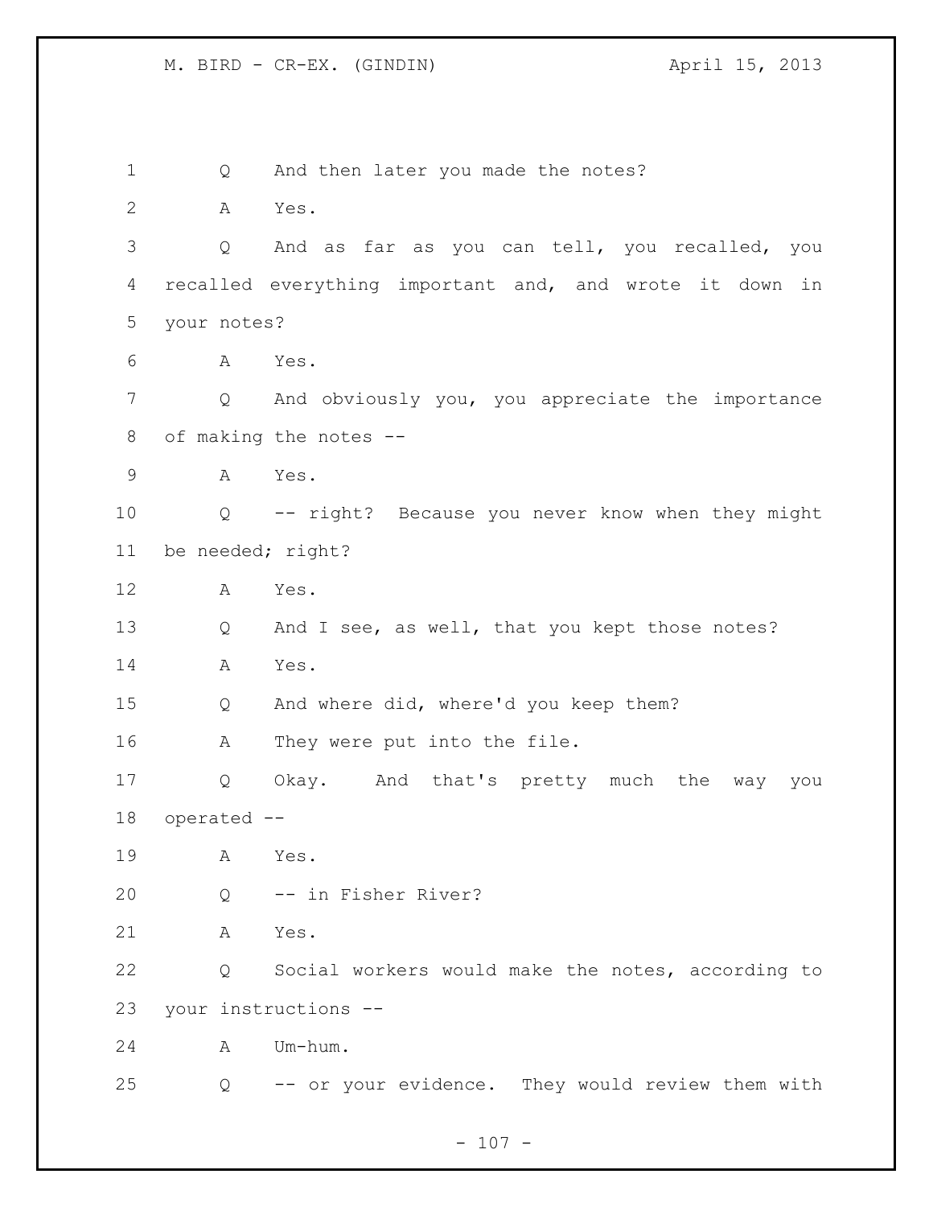Q And then later you made the notes?

A Yes.

Q And as far as you can tell, you recalled, you recalled everything important and, and wrote it down in your notes?

A Yes.

Q And obviously you, you appreciate the importance of making the notes --

A Yes.

Q -- right? Because you never know when they might be needed; right?

A Yes.

Q And I see, as well, that you kept those notes?

A Yes.

Q And where did, where'd you keep them?

A They were put into the file.

Q Okay. And that's pretty much the way you operated --

A Yes.

Q -- in Fisher River?

A Yes.

Q Social workers would make the notes, according to your instructions --

A Um-hum.

Q -- or your evidence. They would review them with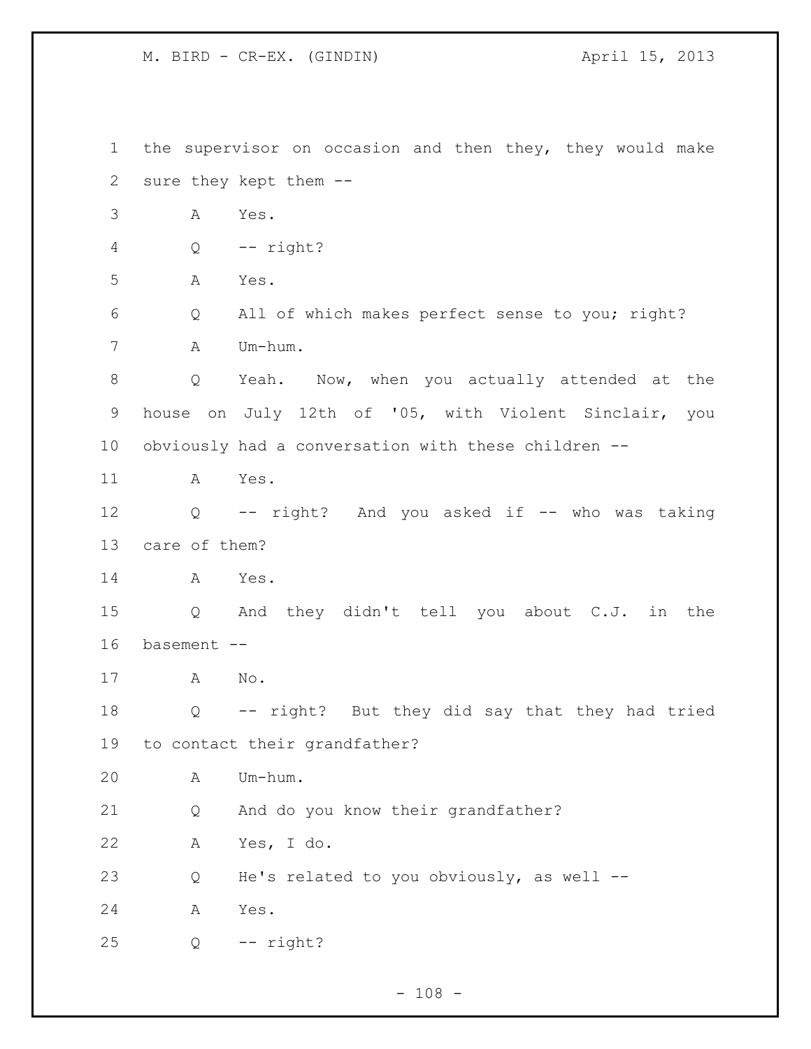the supervisor on occasion and then they, they would make sure they kept them --

A Yes.

Q -- right?

A Yes.

Q All of which makes perfect sense to you; right?

A Um-hum.

Q Yeah. Now, when you actually attended at the house on July 12th of '05, with Violent Sinclair, you obviously had a conversation with these children --

A Yes.

Q -- right? And you asked if -- who was taking care of them?

A Yes.

Q And they didn't tell you about C.J. in the basement --

A No.

Q -- right? But they did say that they had tried to contact their grandfather?

A Um-hum.

Q And do you know their grandfather?

A Yes, I do.

Q He's related to you obviously, as well --

A Yes.

Q -- right?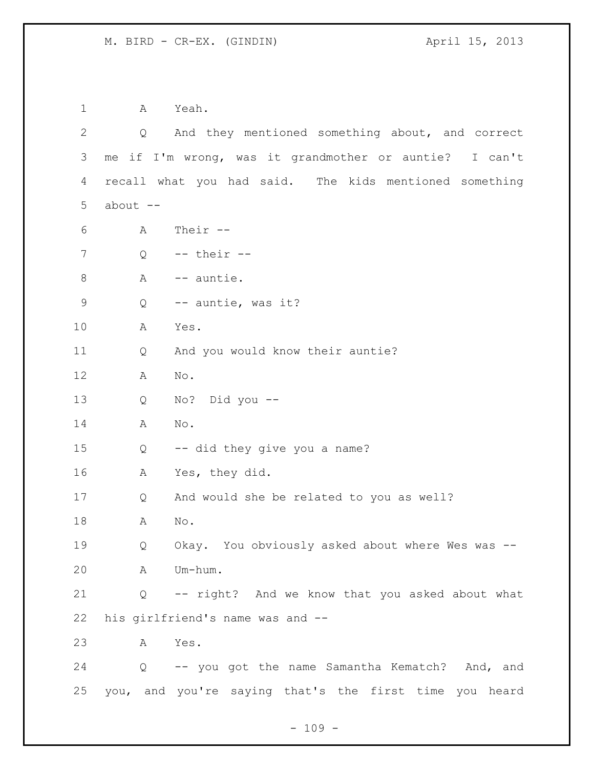1 A Yeah.

2 Q And they mentioned something about, and correct

3 me if I'm wrong, was it grandmother or auntie? I can't

4 recall what you had said. The kids mentioned something

5 about --

6 A Their --

7 Q -- their --

8 A -- auntie.

9 Q -- auntie, was it?

10 A Yes.

11 Q And you would know their auntie?

12 A No.

13 Q No? Did you --

14 A No.

15 Q -- did they give you a name?

16 A Yes, they did.

17 Q And would she be related to you as well?

18 A No.

19 Q Okay. You obviously asked about where Wes was --

20 A Um-hum.

21 Q -- right? And we know that you asked about what

22 his girlfriend's name was and --

23 A Yes.

24 Q -- you got the name Samantha Kematch? And, and

25 you, and you're saying that's the first time you heard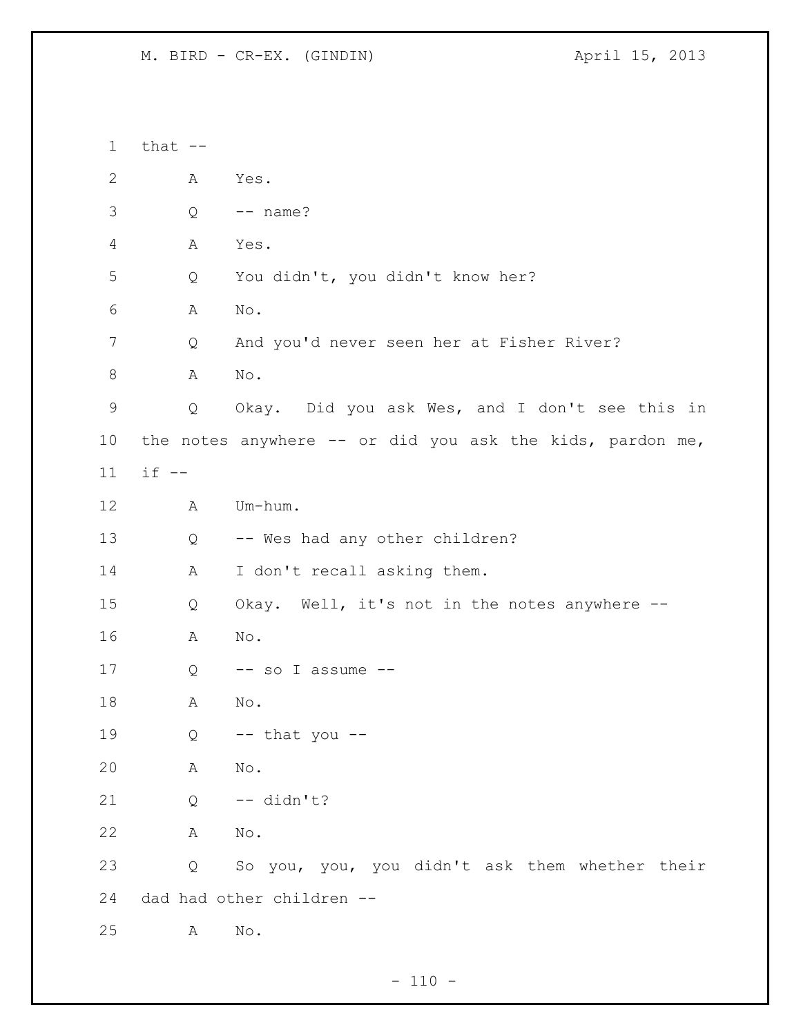that --

A Yes.

Q -- name?

A Yes.

Q You didn't, you didn't know her?

A No.

Q And you'd never seen her at Fisher River?

A No.

Q Okay. Did you ask Wes, and I don't see this in the notes anywhere -- or did you ask the kids, pardon me, if --

A Um-hum.

Q -- Wes had any other children?

A I don't recall asking them.

Q Okay. Well, it's not in the notes anywhere --

A No.

Q -- so I assume --

A No.

Q -- that you --

A No.

Q -- didn't?

A No.

Q So you, you, you didn't ask them whether their dad had other children --

A No.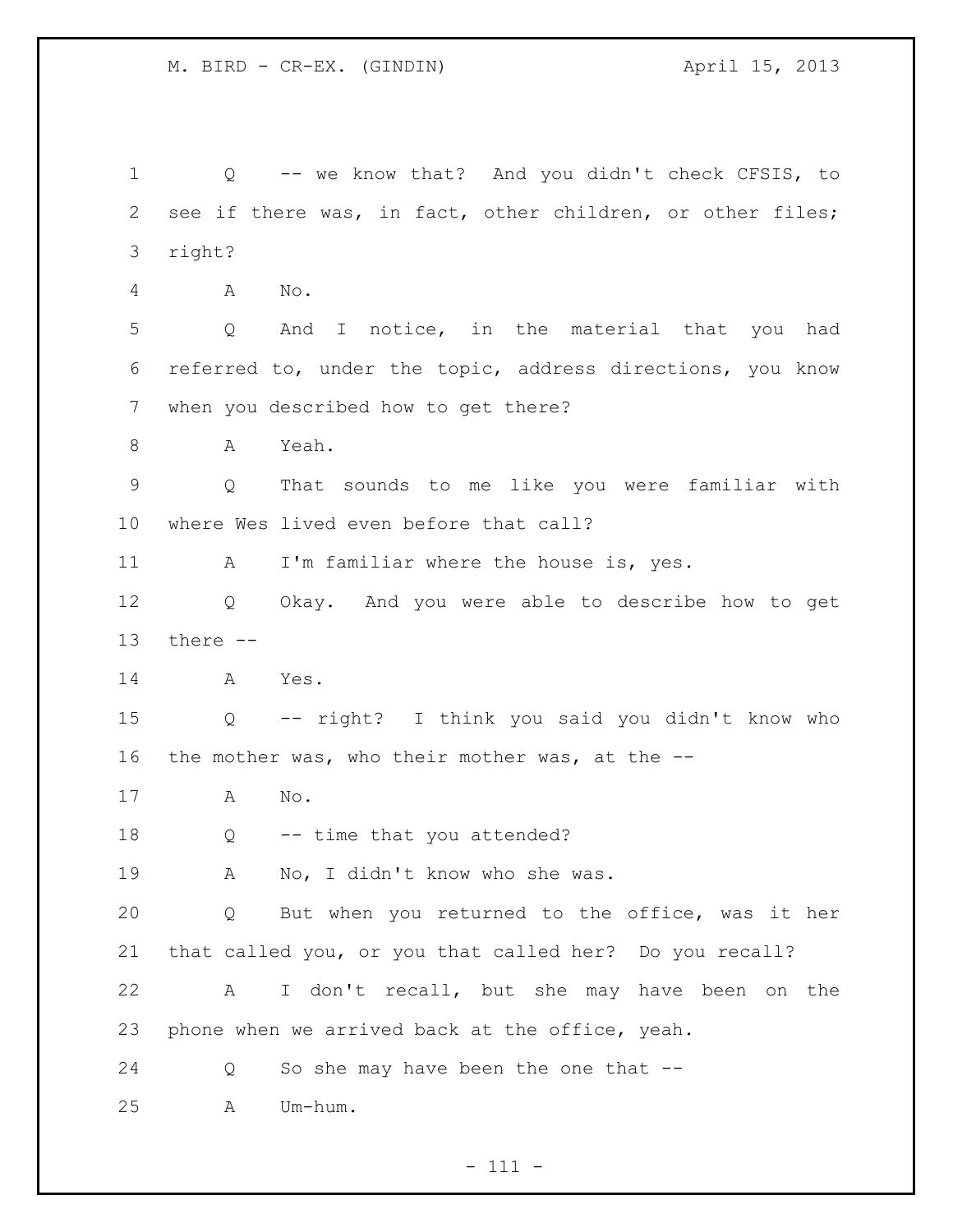Q -- we know that? And you didn't check CFSIS, to see if there was, in fact, other children, or other files; right?

A No.

Q And I notice, in the material that you had referred to, under the topic, address directions, you know when you described how to get there?

A Yeah.

Q That sounds to me like you were familiar with where Wes lived even before that call?

A I'm familiar where the house is, yes.

Q Okay. And you were able to describe how to get there --

A Yes.

Q -- right? I think you said you didn't know who the mother was, who their mother was, at the --

A No.

Q -- time that you attended?

A No, I didn't know who she was.

Q But when you returned to the office, was it her that called you, or you that called her? Do you recall?

A I don't recall, but she may have been on the phone when we arrived back at the office, yeah.

Q So she may have been the one that --

A Um-hum.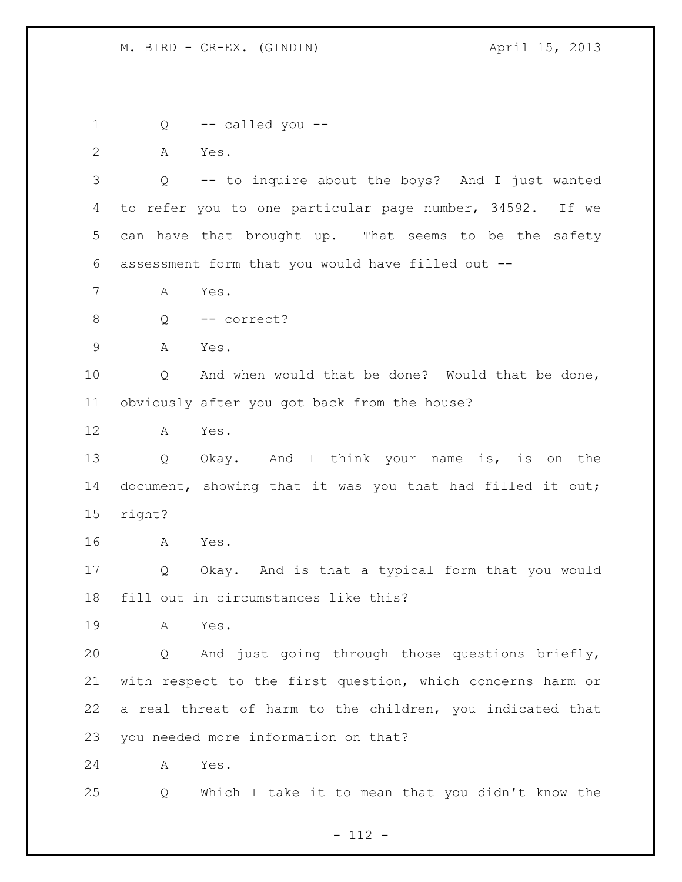Q -- called you --

A Yes.

Q -- to inquire about the boys? And I just wanted to refer you to one particular page number, 34592. If we can have that brought up. That seems to be the safety assessment form that you would have filled out --

A Yes.

Q -- correct?

A Yes.

Q And when would that be done? Would that be done, obviously after you got back from the house?

A Yes.

Q Okay. And I think your name is, is on the document, showing that it was you that had filled it out; right?

A Yes.

Q Okay. And is that a typical form that you would fill out in circumstances like this?

A Yes.

Q And just going through those questions briefly, with respect to the first question, which concerns harm or a real threat of harm to the children, you indicated that you needed more information on that?

A Yes.

Q Which I take it to mean that you didn't know the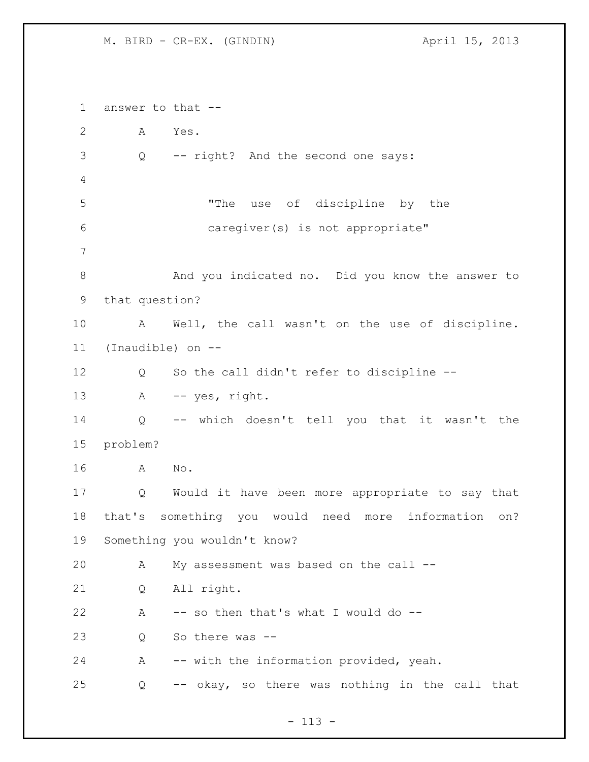answer to that --

A Yes.

Q -- right? And the second one says:

> "The use of discipline by the caregiver(s) is not appropriate"

And you indicated no. Did you know the answer to that question?

A Well, the call wasn't on the use of discipline. (Inaudible) on --

Q So the call didn't refer to discipline --

A -- yes, right.

Q -- which doesn't tell you that it wasn't the problem?

A No.

Q Would it have been more appropriate to say that that's something you would need more information on? Something you wouldn't know?

A My assessment was based on the call --

Q All right.

A -- so then that's what I would do --

Q So there was --

A -- with the information provided, yeah.

Q -- okay, so there was nothing in the call that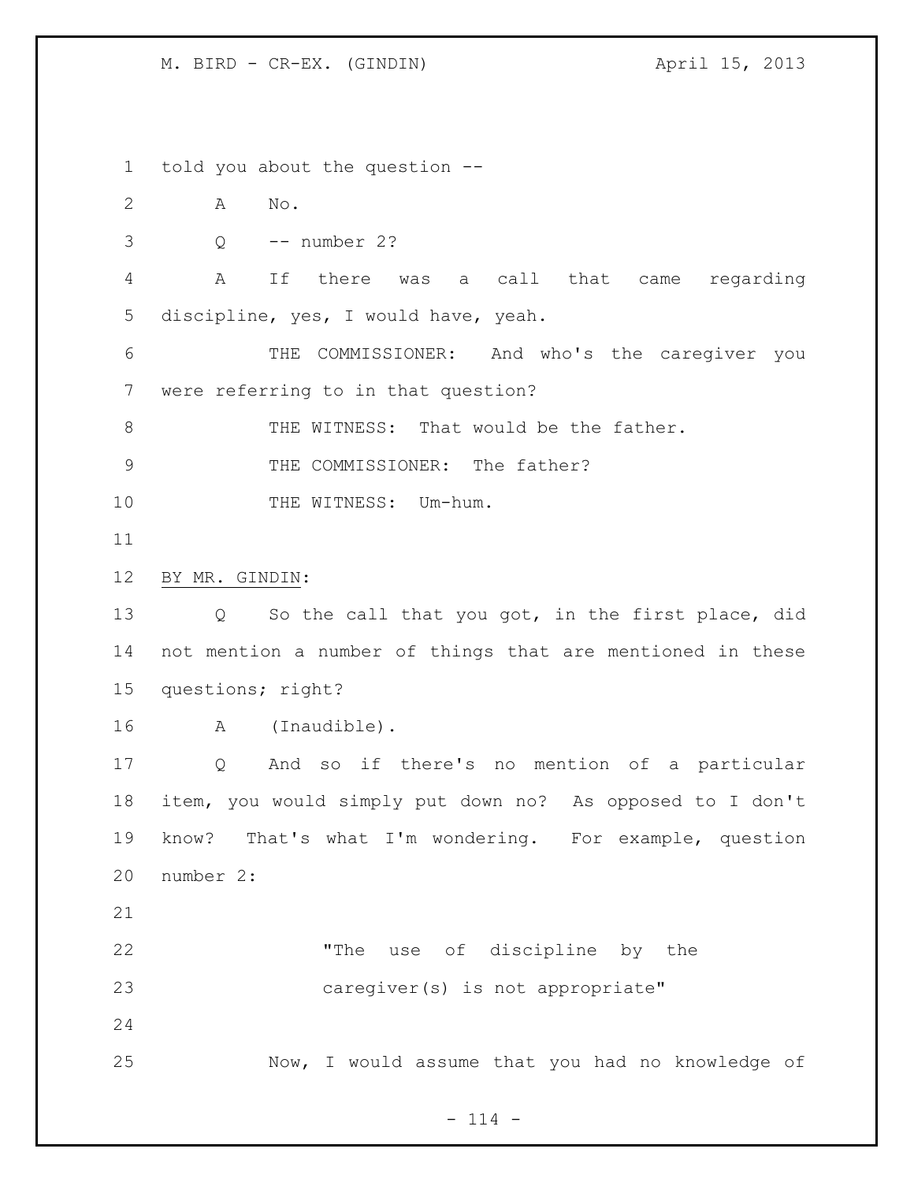told you about the question --

A No.

Q -- number 2?

A If there was a call that came regarding discipline, yes, I would have, yeah.

THE COMMISSIONER: And who's the caregiver you were referring to in that question?

THE WITNESS: That would be the father.

THE COMMISSIONER: The father?

THE WITNESS: Um-hum.

BY MR. GINDIN:

Q So the call that you got, in the first place, did not mention a number of things that are mentioned in these questions; right?

A (Inaudible).

Q And so if there's no mention of a particular item, you would simply put down no? As opposed to I don't know? That's what I'm wondering. For example, question number 2:

> "The use of discipline by the caregiver(s) is not appropriate"

Now, I would assume that you had no knowledge of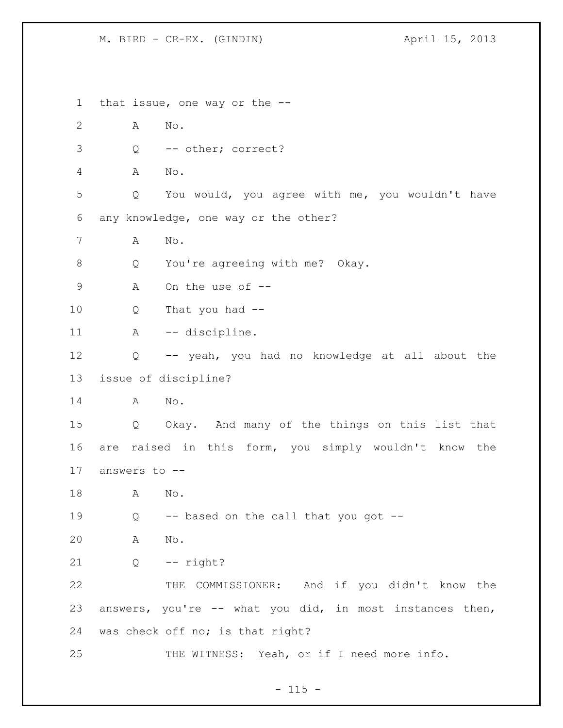that issue, one way or the --

A No.

Q -- other; correct?

A No.

Q You would, you agree with me, you wouldn't have any knowledge, one way or the other?

A No.

Q You're agreeing with me? Okay.

A On the use of --

Q That you had --

A -- discipline.

Q -- yeah, you had no knowledge at all about the issue of discipline?

A No.

Q Okay. And many of the things on this list that are raised in this form, you simply wouldn't know the answers to --

A No.

Q -- based on the call that you got --

A No.

Q -- right?

THE COMMISSIONER: And if you didn't know the answers, you're -- what you did, in most instances then, was check off no; is that right?

THE WITNESS: Yeah, or if I need more info.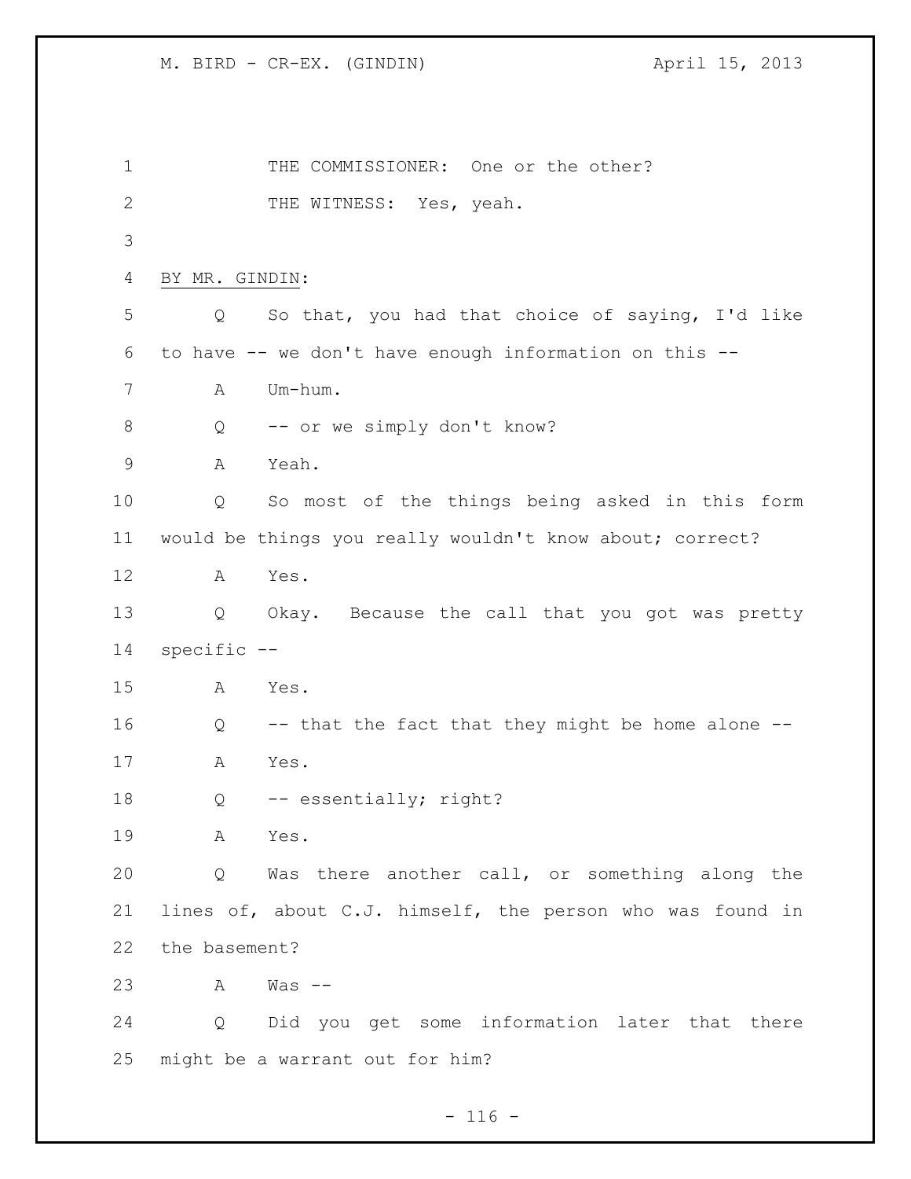THE COMMISSIONER: One or the other?

THE WITNESS: Yes, yeah.

BY MR. GINDIN:

Q So that, you had that choice of saying, I'd like to have -- we don't have enough information on this --

A Um-hum.

Q -- or we simply don't know?

A Yeah.

Q So most of the things being asked in this form would be things you really wouldn't know about; correct?

A Yes.

Q Okay. Because the call that you got was pretty specific --

A Yes.

Q -- that the fact that they might be home alone --

A Yes.

Q -- essentially; right?

A Yes.

Q Was there another call, or something along the lines of, about C.J. himself, the person who was found in the basement?

A Was --

Q Did you get some information later that there might be a warrant out for him?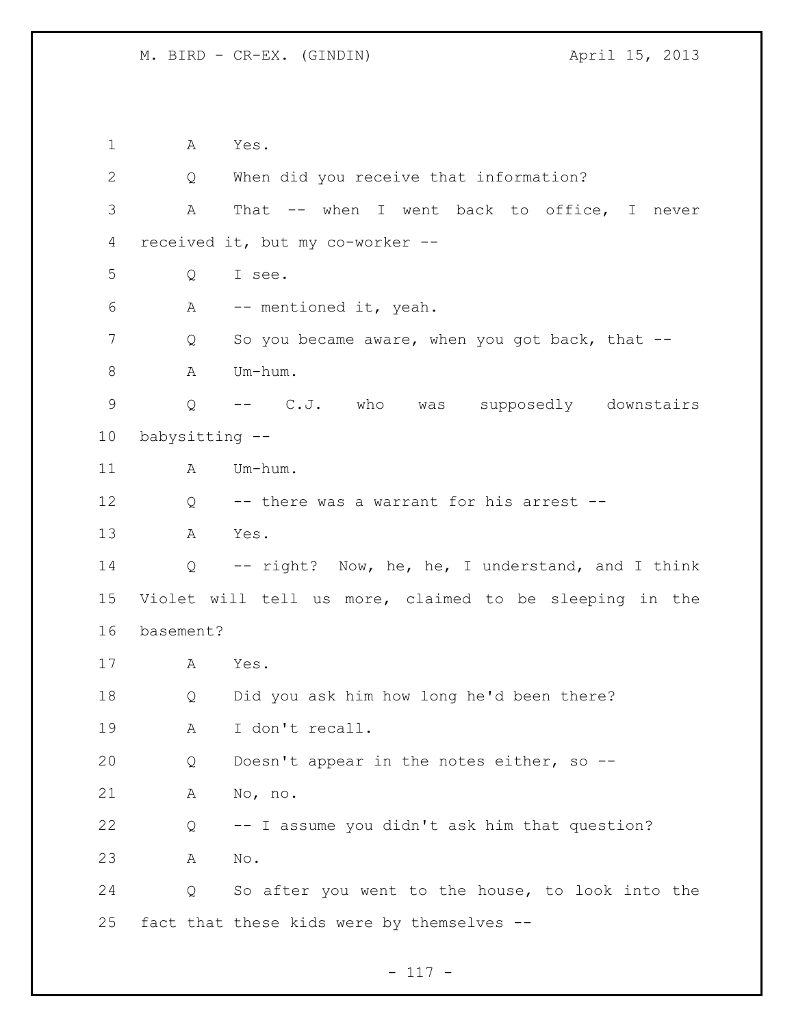A Yes.

Q When did you receive that information?

A That -- when I went back to office, I never received it, but my co-worker --

Q I see.

A -- mentioned it, yeah.

Q So you became aware, when you got back, that --

A Um-hum.

Q -- C.J. who was supposedly downstairs babysitting --

A Um-hum.

Q -- there was a warrant for his arrest --

A Yes.

Q -- right? Now, he, he, I understand, and I think Violet will tell us more, claimed to be sleeping in the basement?

A Yes.

Q Did you ask him how long he'd been there?

A I don't recall.

Q Doesn't appear in the notes either, so --

A No, no.

Q -- I assume you didn't ask him that question?

A No.

Q So after you went to the house, to look into the fact that these kids were by themselves --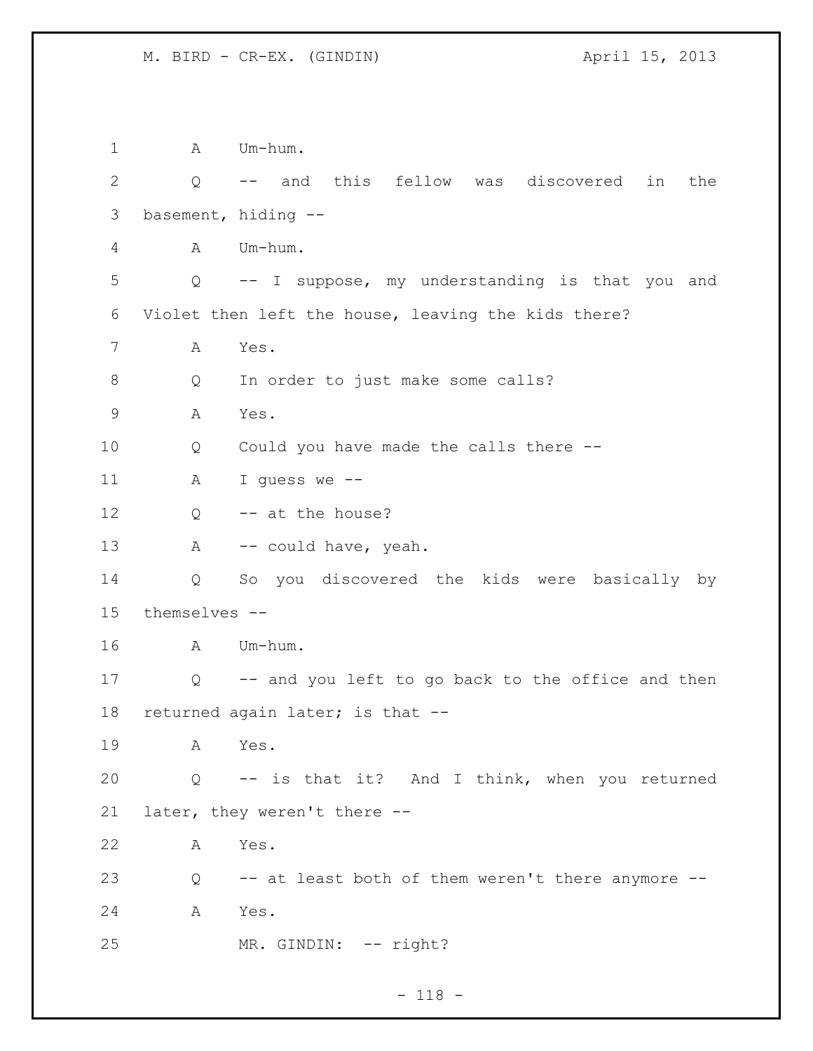A Um-hum.

Q -- and this fellow was discovered in the basement, hiding --

A Um-hum.

Q -- I suppose, my understanding is that you and Violet then left the house, leaving the kids there?

A Yes.

Q In order to just make some calls?

A Yes.

Q Could you have made the calls there --

A I guess we --

Q -- at the house?

A -- could have, yeah.

Q So you discovered the kids were basically by themselves --

A Um-hum.

Q -- and you left to go back to the office and then returned again later; is that --

A Yes.

Q -- is that it? And I think, when you returned later, they weren't there --

A Yes.

Q -- at least both of them weren't there anymore --

A Yes.

MR. GINDIN: -- right?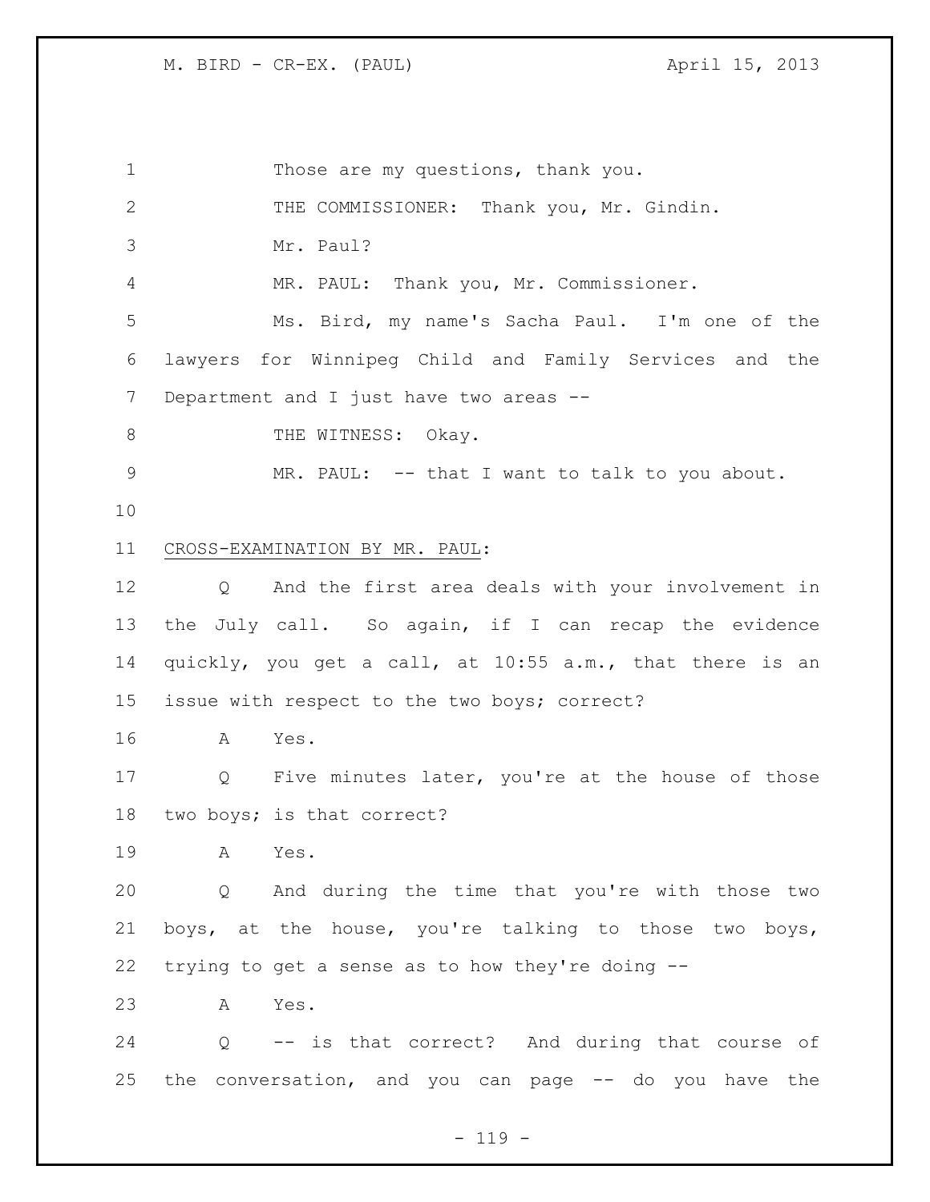Those are my questions, thank you.

THE COMMISSIONER: Thank you, Mr. Gindin.

Mr. Paul?

MR. PAUL: Thank you, Mr. Commissioner.

Ms. Bird, my name's Sacha Paul. I'm one of the lawyers for Winnipeg Child and Family Services and the Department and I just have two areas --

THE WITNESS: Okay.

MR. PAUL: -- that I want to talk to you about.

<u>CROSS-EXAMINATION BY MR. PAUL</u>:

Q And the first area deals with your involvement in the July call. So again, if I can recap the evidence quickly, you get a call, at 10:55 a.m., that there is an issue with respect to the two boys; correct?

A Yes.

Q Five minutes later, you're at the house of those two boys; is that correct?

A Yes.

Q And during the time that you're with those two boys, at the house, you're talking to those two boys, trying to get a sense as to how they're doing --

A Yes.

Q -- is that correct? And during that course of the conversation, and you can page -- do you have the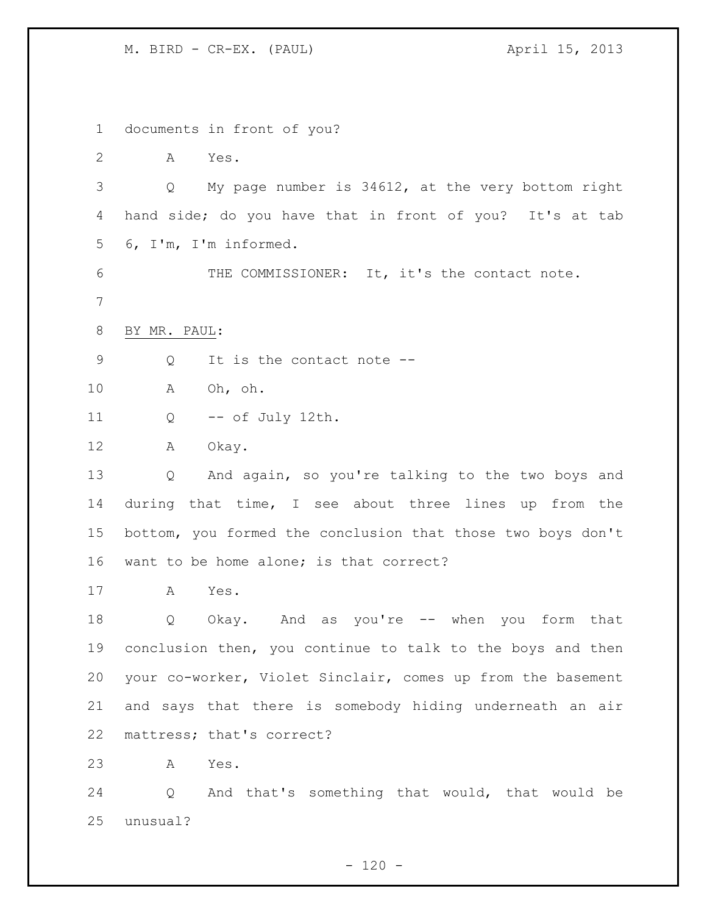documents in front of you?

A Yes.

Q My page number is 34612, at the very bottom right hand side; do you have that in front of you? It's at tab 6, I'm, I'm informed.

THE COMMISSIONER: It, it's the contact note.

BY MR. PAUL:

Q It is the contact note --

A Oh, oh.

Q -- of July 12th.

A Okay.

Q And again, so you're talking to the two boys and during that time, I see about three lines up from the bottom, you formed the conclusion that those two boys don't want to be home alone; is that correct?

A Yes.

Q Okay. And as you're -- when you form that conclusion then, you continue to talk to the boys and then your co-worker, Violet Sinclair, comes up from the basement and says that there is somebody hiding underneath an air mattress; that's correct?

A Yes.

Q And that's something that would, that would be unusual?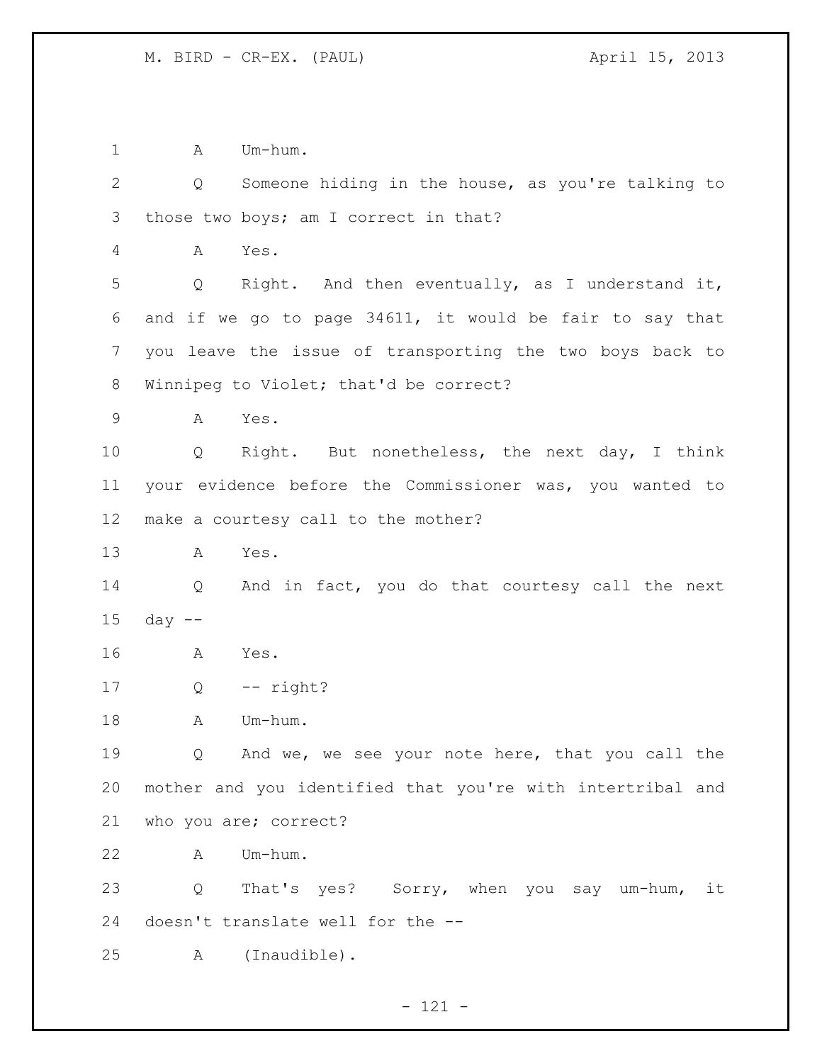A Um-hum.

Q Someone hiding in the house, as you're talking to those two boys; am I correct in that?

A Yes.

Q Right. And then eventually, as I understand it, and if we go to page 34611, it would be fair to say that you leave the issue of transporting the two boys back to Winnipeg to Violet; that'd be correct?

A Yes.

Q Right. But nonetheless, the next day, I think your evidence before the Commissioner was, you wanted to make a courtesy call to the mother?

A Yes.

Q And in fact, you do that courtesy call the next day --

A Yes.

Q -- right?

A Um-hum.

Q And we, we see your note here, that you call the mother and you identified that you're with intertribal and who you are; correct?

A Um-hum.

Q That's yes? Sorry, when you say um-hum, it doesn't translate well for the --

A (Inaudible).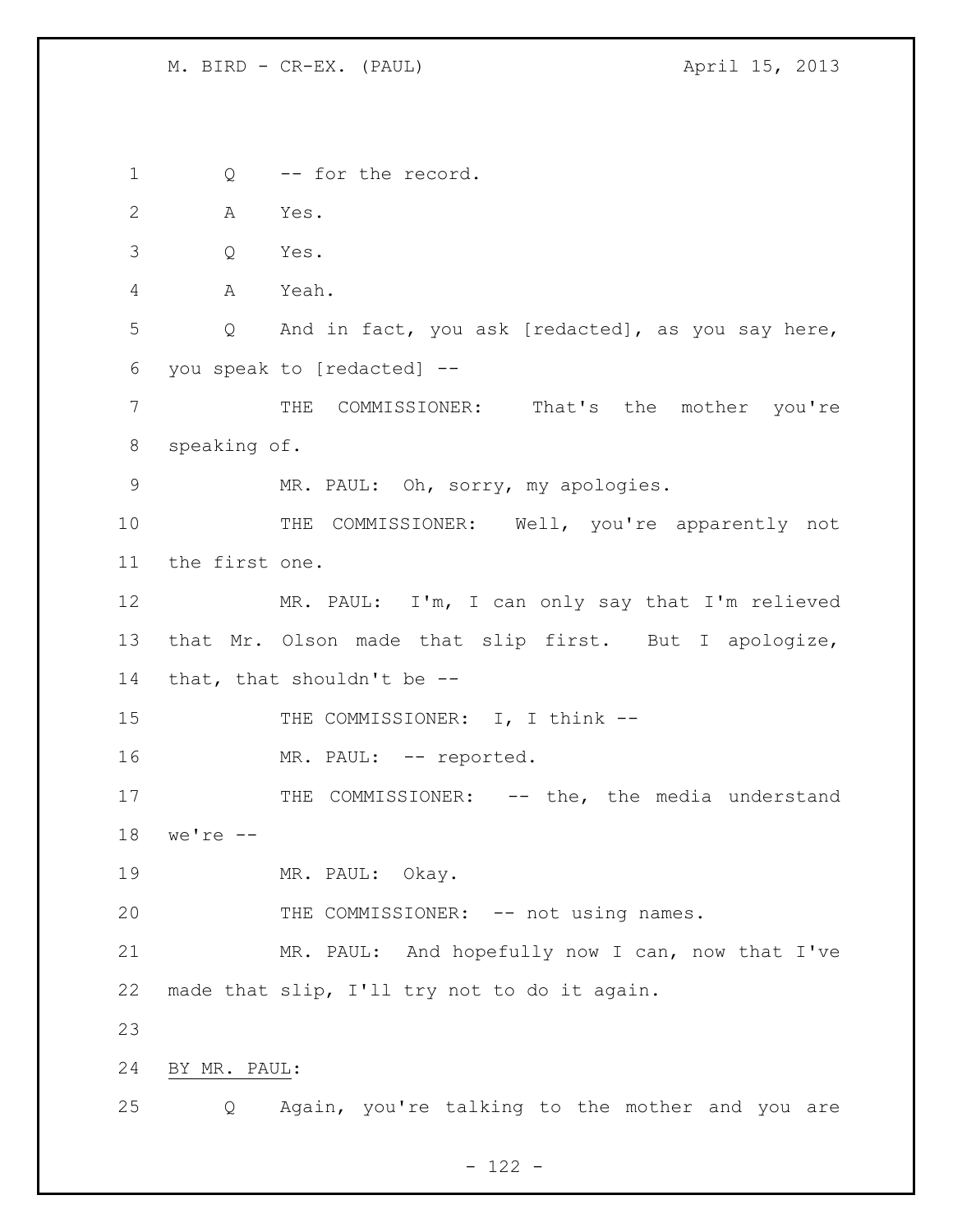Q -- for the record.

A Yes.

Q Yes.

A Yeah.

Q And in fact, you ask [redacted], as you say here, you speak to [redacted] --

THE COMMISSIONER: That's the mother you're speaking of.

MR. PAUL: Oh, sorry, my apologies.

THE COMMISSIONER: Well, you're apparently not the first one.

MR. PAUL: I'm, I can only say that I'm relieved that Mr. Olson made that slip first. But I apologize, that, that shouldn't be --

THE COMMISSIONER: I, I think --

MR. PAUL: -- reported.

THE COMMISSIONER: -- the, the media understand we're --

MR. PAUL: Okay.

THE COMMISSIONER: -- not using names.

MR. PAUL: And hopefully now I can, now that I've made that slip, I'll try not to do it again.

BY MR. PAUL:

Q Again, you're talking to the mother and you are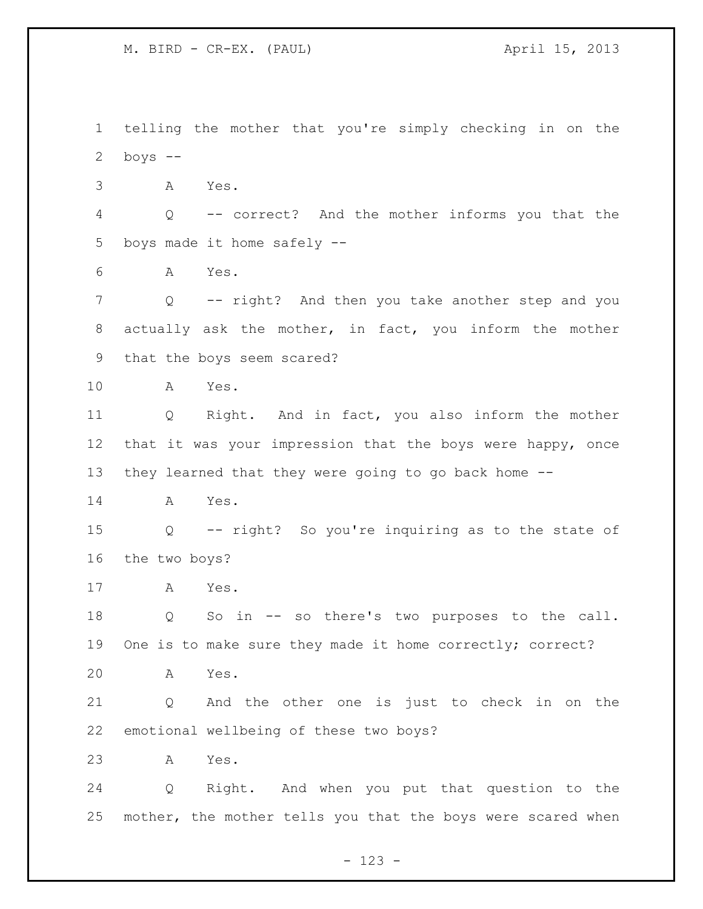telling the mother that you're simply checking in on the boys --

A Yes.

Q -- correct? And the mother informs you that the boys made it home safely --

A Yes.

Q -- right? And then you take another step and you actually ask the mother, in fact, you inform the mother that the boys seem scared?

A Yes.

Q Right. And in fact, you also inform the mother that it was your impression that the boys were happy, once they learned that they were going to go back home --

A Yes.

Q -- right? So you're inquiring as to the state of the two boys?

A Yes.

Q So in -- so there's two purposes to the call. One is to make sure they made it home correctly; correct?

A Yes.

Q And the other one is just to check in on the emotional wellbeing of these two boys?

A Yes.

Q Right. And when you put that question to the mother, the mother tells you that the boys were scared when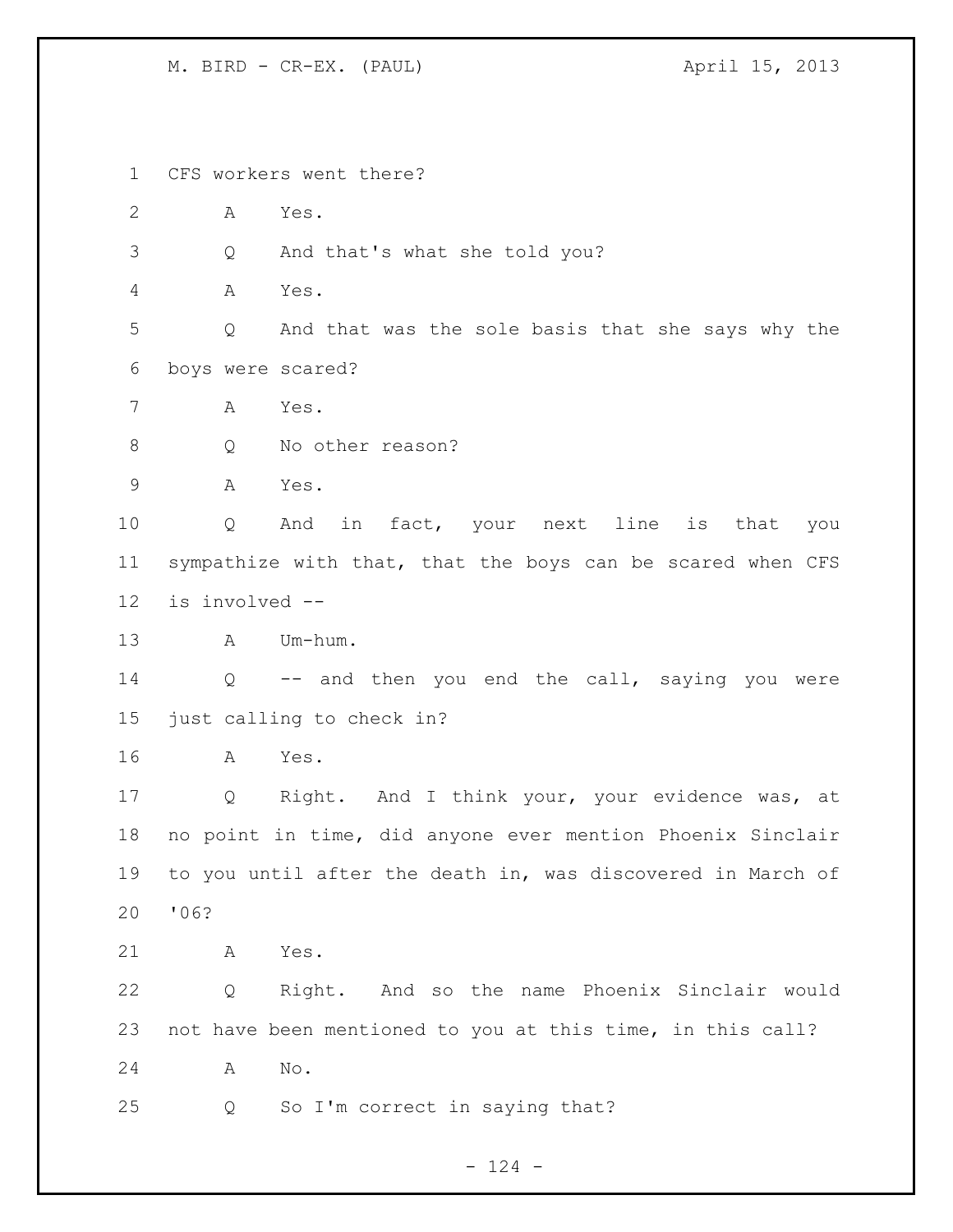CFS workers went there?

A Yes.

Q And that's what she told you?

A Yes.

Q And that was the sole basis that she says why the boys were scared?

A Yes.

Q No other reason?

A Yes.

Q And in fact, your next line is that you sympathize with that, that the boys can be scared when CFS is involved --

A Um-hum.

Q -- and then you end the call, saying you were just calling to check in?

A Yes.

Q Right. And I think your, your evidence was, at no point in time, did anyone ever mention Phoenix Sinclair to you until after the death in, was discovered in March of '06?

A Yes.

Q Right. And so the name Phoenix Sinclair would not have been mentioned to you at this time, in this call?

A No.

Q So I'm correct in saying that?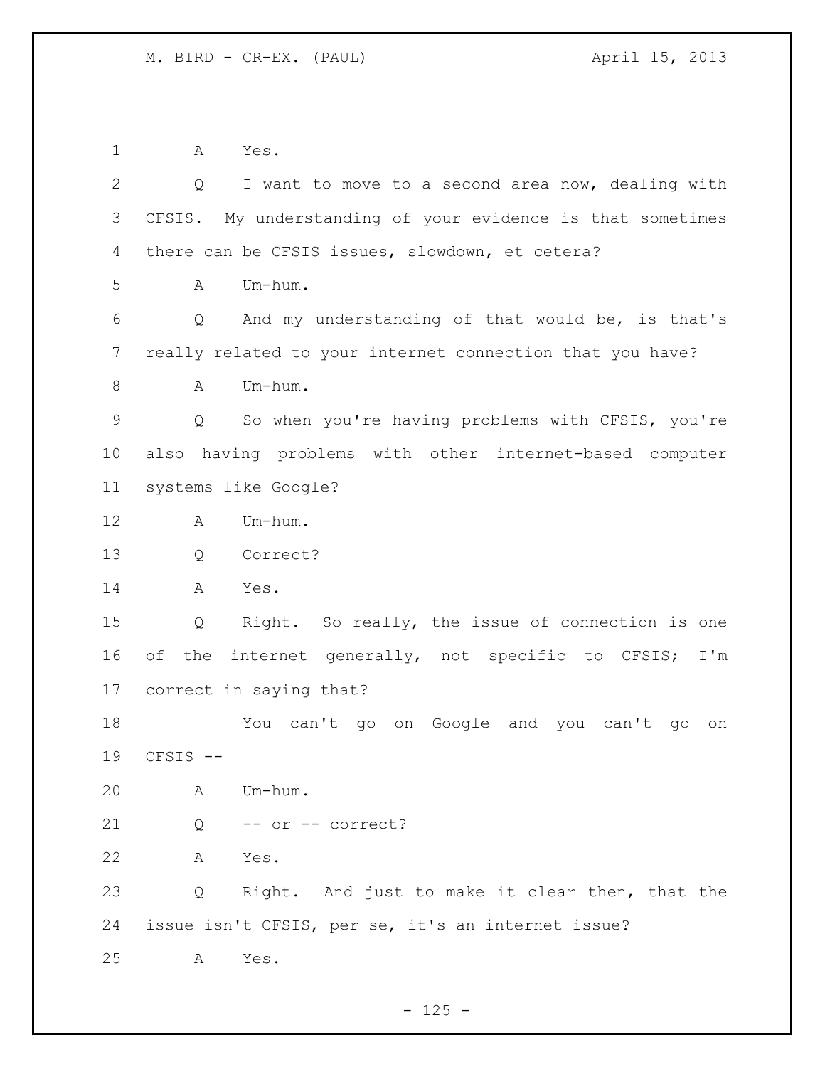A Yes.

Q I want to move to a second area now, dealing with CFSIS. My understanding of your evidence is that sometimes there can be CFSIS issues, slowdown, et cetera?

A Um-hum.

Q And my understanding of that would be, is that's really related to your internet connection that you have?

A Um-hum.

Q So when you're having problems with CFSIS, you're also having problems with other internet-based computer systems like Google?

A Um-hum.

Q Correct?

A Yes.

Q Right. So really, the issue of connection is one of the internet generally, not specific to CFSIS; I'm correct in saying that?

You can't go on Google and you can't go on CFSIS --

A Um-hum.

Q -- or -- correct?

A Yes.

Q Right. And just to make it clear then, that the issue isn't CFSIS, per se, it's an internet issue?

A Yes.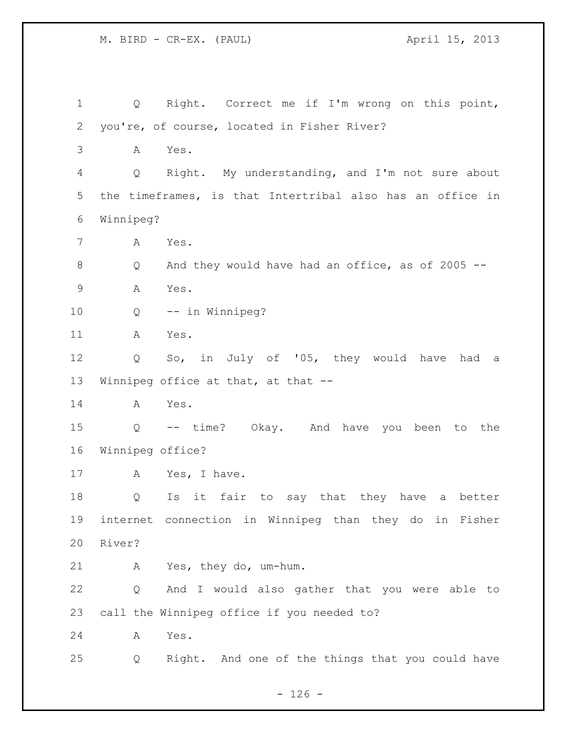Q Right. Correct me if I'm wrong on this point, you're, of course, located in Fisher River?

A Yes.

Q Right. My understanding, and I'm not sure about the timeframes, is that Intertribal also has an office in Winnipeg?

A Yes.

Q And they would have had an office, as of 2005 --

A Yes.

Q -- in Winnipeg?

A Yes.

Q So, in July of '05, they would have had a Winnipeg office at that, at that --

A Yes.

Q -- time? Okay. And have you been to the Winnipeg office?

A Yes, I have.

Q Is it fair to say that they have a better internet connection in Winnipeg than they do in Fisher River?

A Yes, they do, um-hum.

Q And I would also gather that you were able to call the Winnipeg office if you needed to?

A Yes.

Q Right. And one of the things that you could have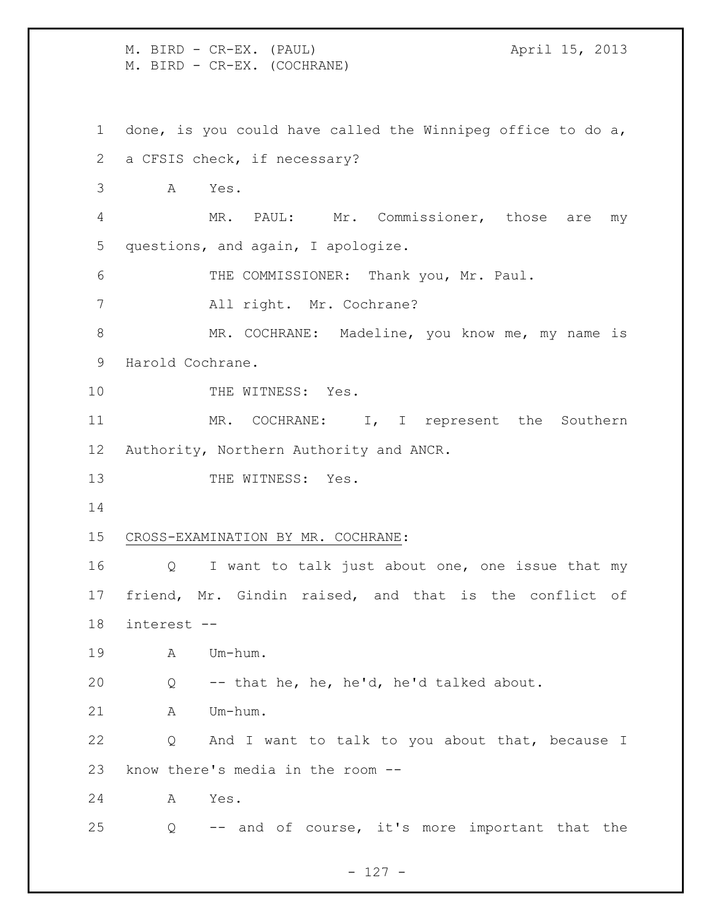done, is you could have called the Winnipeg office to do a, a CFSIS check, if necessary?

A Yes.

MR. PAUL: Mr. Commissioner, those are my questions, and again, I apologize.

THE COMMISSIONER: Thank you, Mr. Paul.

All right. Mr. Cochrane?

MR. COCHRANE: Madeline, you know me, my name is Harold Cochrane.

THE WITNESS: Yes.

MR. COCHRANE: I, I represent the Southern Authority, Northern Authority and ANCR.

THE WITNESS: Yes.

CROSS-EXAMINATION BY MR. COCHRANE:

Q I want to talk just about one, one issue that my friend, Mr. Gindin raised, and that is the conflict of interest --

A Um-hum.

Q -- that he, he, he'd, he'd talked about.

A Um-hum.

Q And I want to talk to you about that, because I know there's media in the room --

A Yes.

Q -- and of course, it's more important that the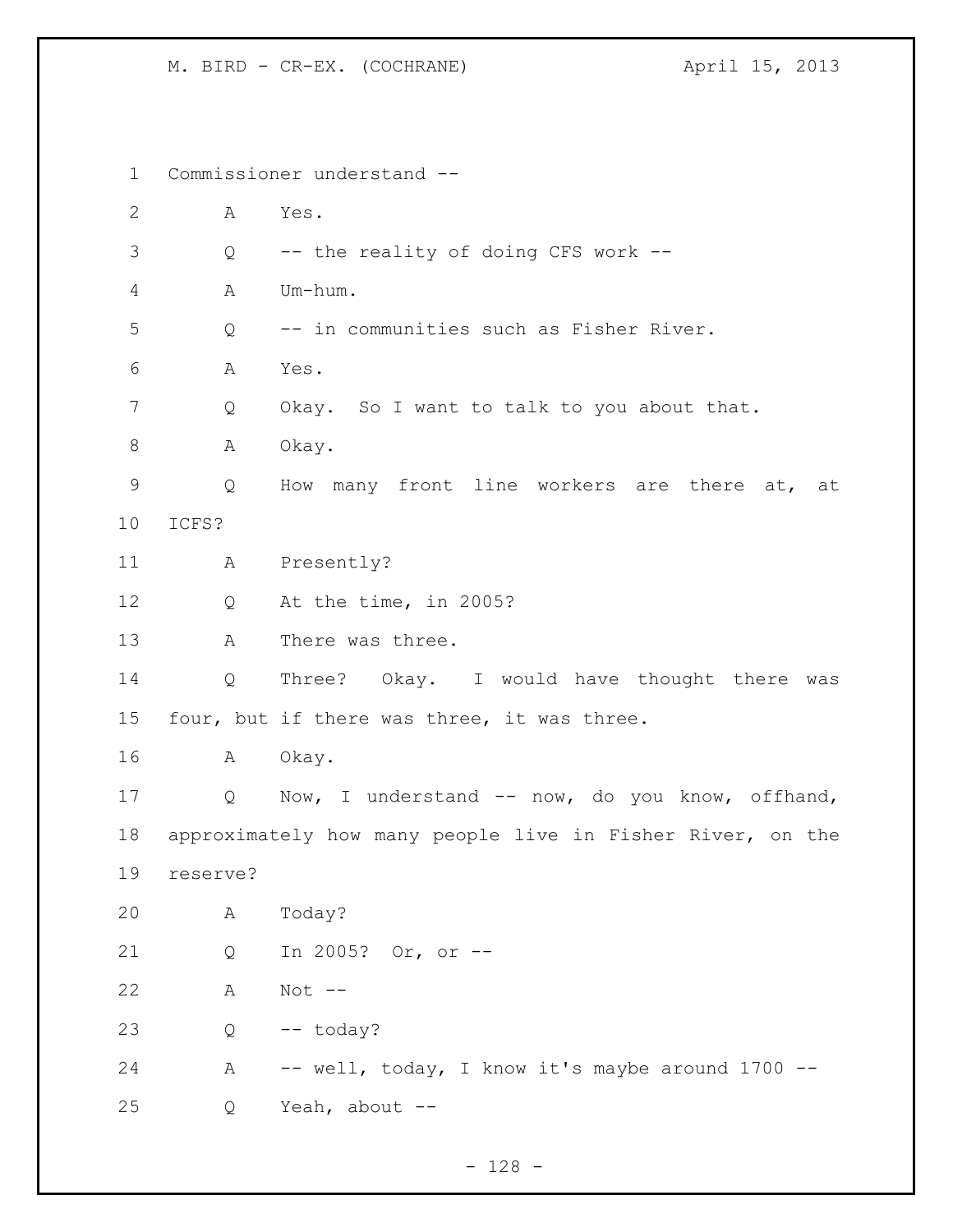Commissioner understand --

A Yes.

Q -- the reality of doing CFS work --

A Um-hum.

Q -- in communities such as Fisher River.

A Yes.

Q Okay. So I want to talk to you about that.

A Okay.

Q How many front line workers are there at, at ICFS?

A Presently?

Q At the time, in 2005?

A There was three.

Q Three? Okay. I would have thought there was four, but if there was three, it was three.

A Okay.

Q Now, I understand -- now, do you know, offhand, approximately how many people live in Fisher River, on the reserve?

A Today?

Q In 2005? Or, or --

A Not --

Q -- today?

A -- well, today, I know it's maybe around 1700 --

Q Yeah, about --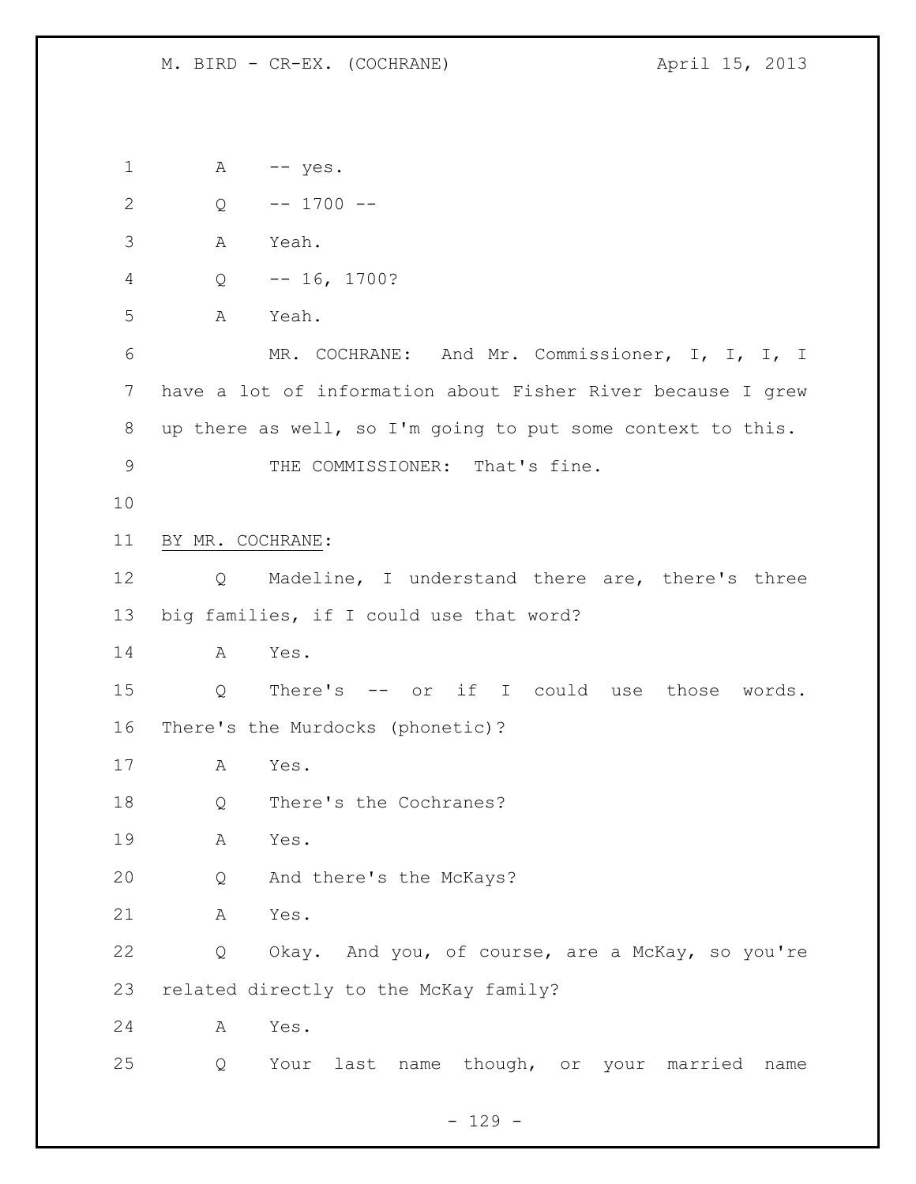A -- yes.

Q -- 1700 --

A Yeah.

Q -- 16, 1700?

A Yeah.

MR. COCHRANE: And Mr. Commissioner, I, I, I, I have a lot of information about Fisher River because I grew up there as well, so I'm going to put some context to this.

THE COMMISSIONER: That's fine.

BY MR. COCHRANE:

Q Madeline, I understand there are, there's three big families, if I could use that word?

A Yes.

Q There's -- or if I could use those words. There's the Murdocks (phonetic)?

A Yes.

Q There's the Cochranes?

A Yes.

Q And there's the McKays?

A Yes.

Q Okay. And you, of course, are a McKay, so you're related directly to the McKay family?

A Yes.

Q Your last name though, or your married name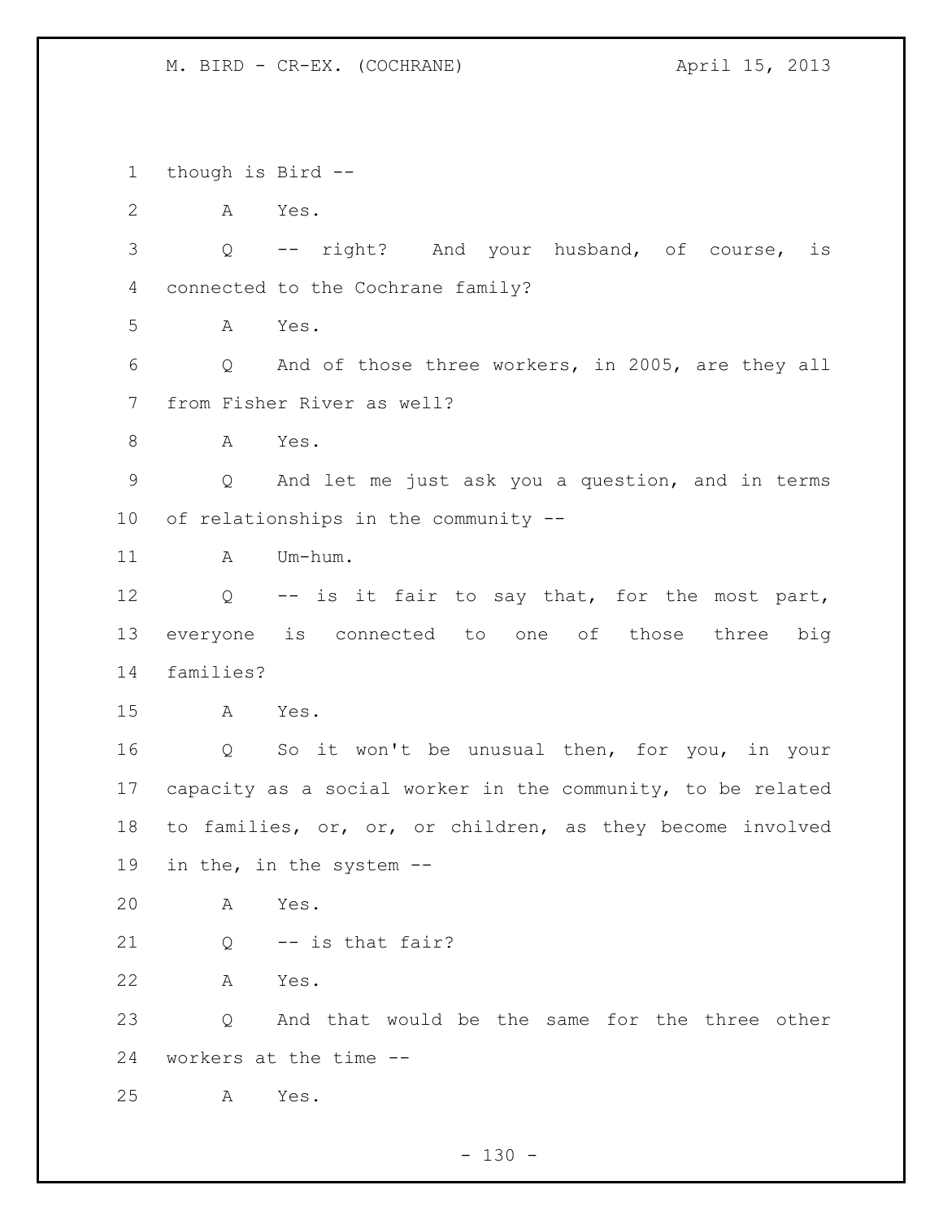though is Bird --

A Yes.

Q -- right? And your husband, of course, is connected to the Cochrane family?

A Yes.

Q And of those three workers, in 2005, are they all from Fisher River as well?

A Yes.

Q And let me just ask you a question, and in terms of relationships in the community --

A Um-hum.

Q -- is it fair to say that, for the most part, everyone is connected to one of those three big families?

A Yes.

Q So it won't be unusual then, for you, in your capacity as a social worker in the community, to be related to families, or, or, or children, as they become involved in the, in the system --

A Yes.

Q -- is that fair?

A Yes.

Q And that would be the same for the three other workers at the time --

A Yes.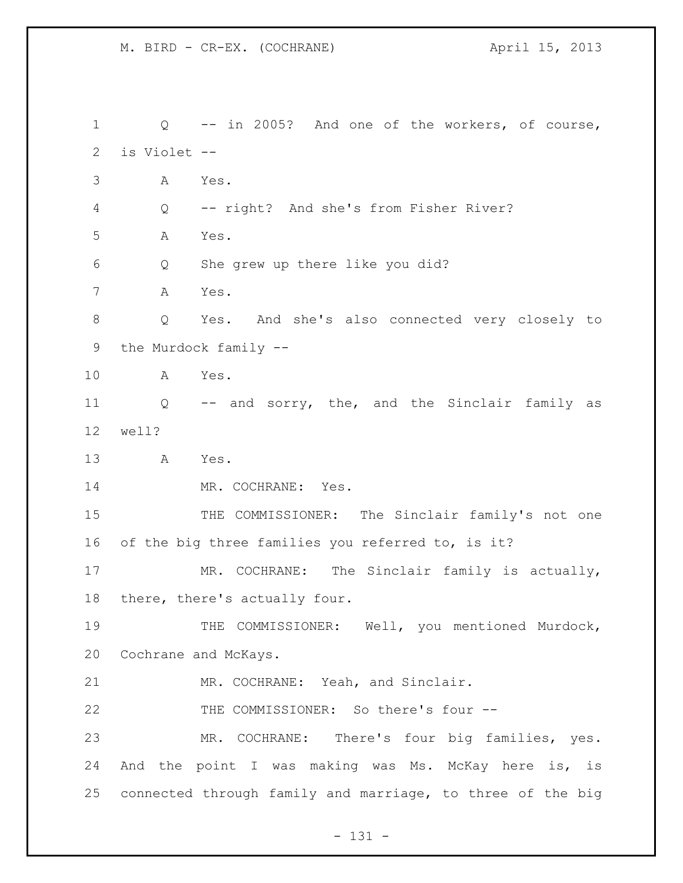Q -- in 2005? And one of the workers, of course, is Violet --

A Yes.

Q -- right? And she's from Fisher River?

A Yes.

Q She grew up there like you did?

A Yes.

Q Yes. And she's also connected very closely to the Murdock family --

A Yes.

Q -- and sorry, the, and the Sinclair family as well?

A Yes.

MR. COCHRANE: Yes.

THE COMMISSIONER: The Sinclair family's not one of the big three families you referred to, is it?

MR. COCHRANE: The Sinclair family is actually, there, there's actually four.

THE COMMISSIONER: Well, you mentioned Murdock, Cochrane and McKays.

MR. COCHRANE: Yeah, and Sinclair.

THE COMMISSIONER: So there's four --

MR. COCHRANE: There's four big families, yes. And the point I was making was Ms. McKay here is, is connected through family and marriage, to three of the big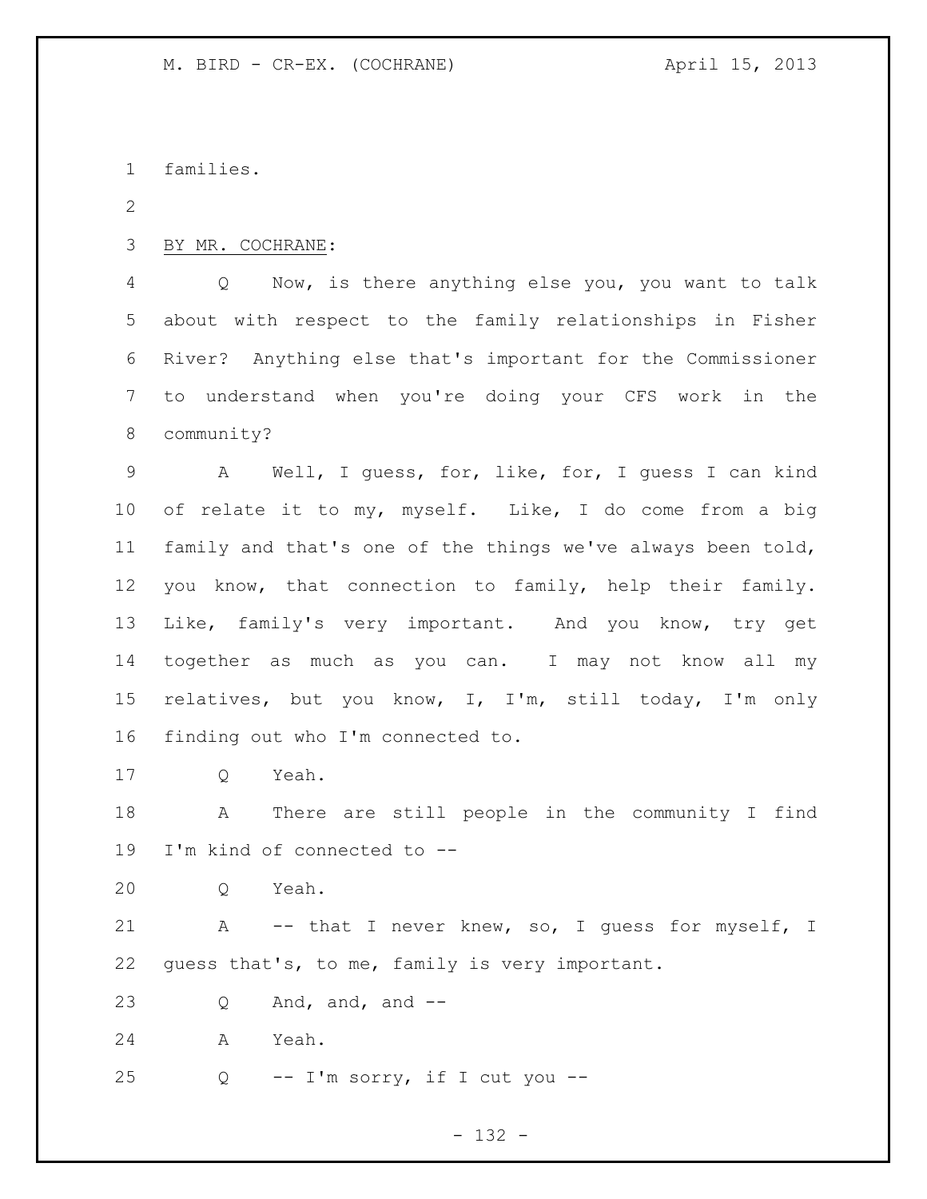families.

BY MR. COCHRANE:

Q Now, is there anything else you, you want to talk about with respect to the family relationships in Fisher River? Anything else that's important for the Commissioner to understand when you're doing your CFS work in the community?

A Well, I guess, for, like, for, I guess I can kind of relate it to my, myself. Like, I do come from a big family and that's one of the things we've always been told, you know, that connection to family, help their family. Like, family's very important. And you know, try get together as much as you can. I may not know all my relatives, but you know, I, I'm, still today, I'm only finding out who I'm connected to.

Q Yeah.

A There are still people in the community I find I'm kind of connected to --

Q Yeah.

A -- that I never knew, so, I guess for myself, I guess that's, to me, family is very important.

Q And, and, and --

A Yeah.

Q -- I'm sorry, if I cut you --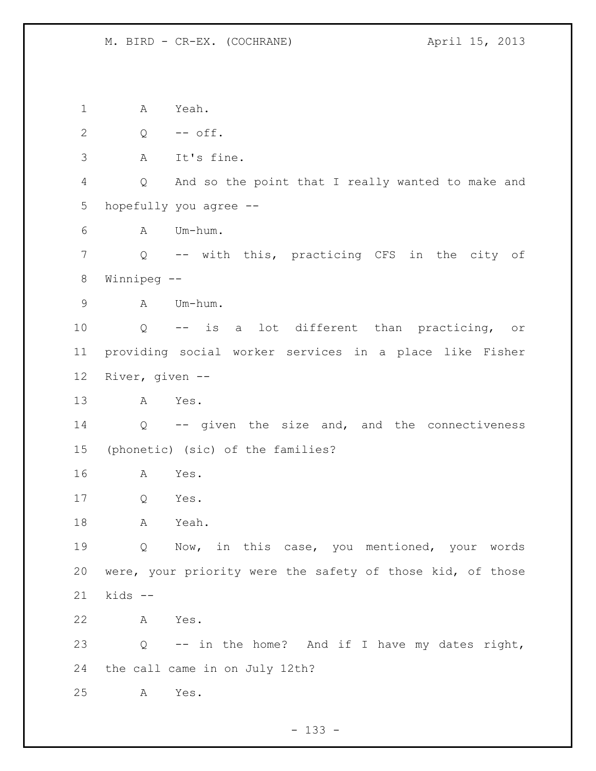A Yeah.

Q -- off.

A It's fine.

Q And so the point that I really wanted to make and hopefully you agree --

A Um-hum.

Q -- with this, practicing CFS in the city of Winnipeg --

A Um-hum.

Q -- is a lot different than practicing, or providing social worker services in a place like Fisher River, given --

A Yes.

Q -- given the size and, and the connectiveness (phonetic) (sic) of the families?

A Yes.

Q Yes.

A Yeah.

Q Now, in this case, you mentioned, your words were, your priority were the safety of those kid, of those kids --

A Yes.

Q -- in the home? And if I have my dates right, the call came in on July 12th?

A Yes.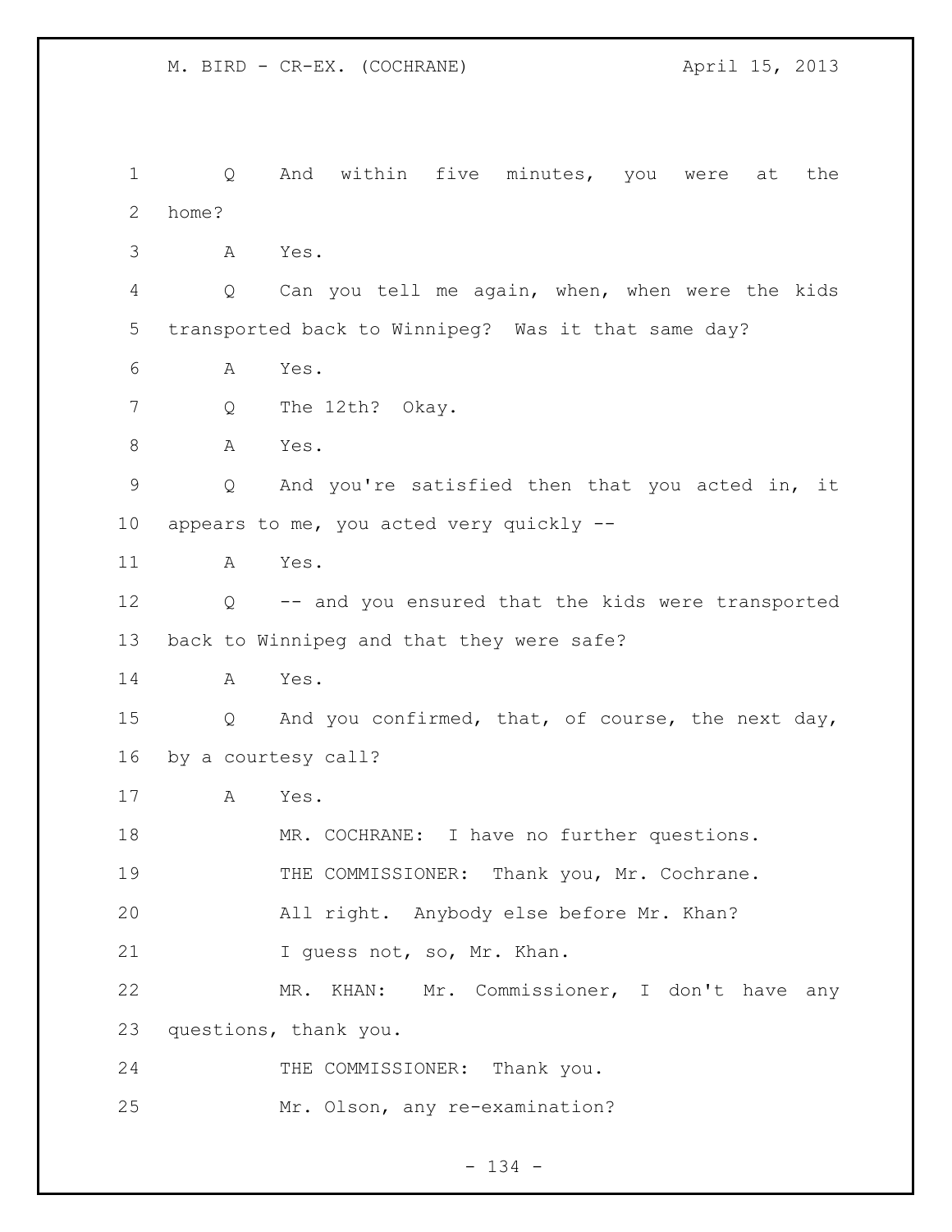Q And within five minutes, you were at the home?

A Yes.

Q Can you tell me again, when, when were the kids transported back to Winnipeg? Was it that same day?

A Yes.

Q The 12th? Okay.

A Yes.

Q And you're satisfied then that you acted in, it appears to me, you acted very quickly --

A Yes.

Q -- and you ensured that the kids were transported back to Winnipeg and that they were safe?

A Yes.

Q And you confirmed, that, of course, the next day, by a courtesy call?

A Yes.

MR. COCHRANE: I have no further questions.

THE COMMISSIONER: Thank you, Mr. Cochrane.

All right. Anybody else before Mr. Khan?

I guess not, so, Mr. Khan.

MR. KHAN: Mr. Commissioner, I don't have any questions, thank you.

THE COMMISSIONER: Thank you.

Mr. Olson, any re-examination?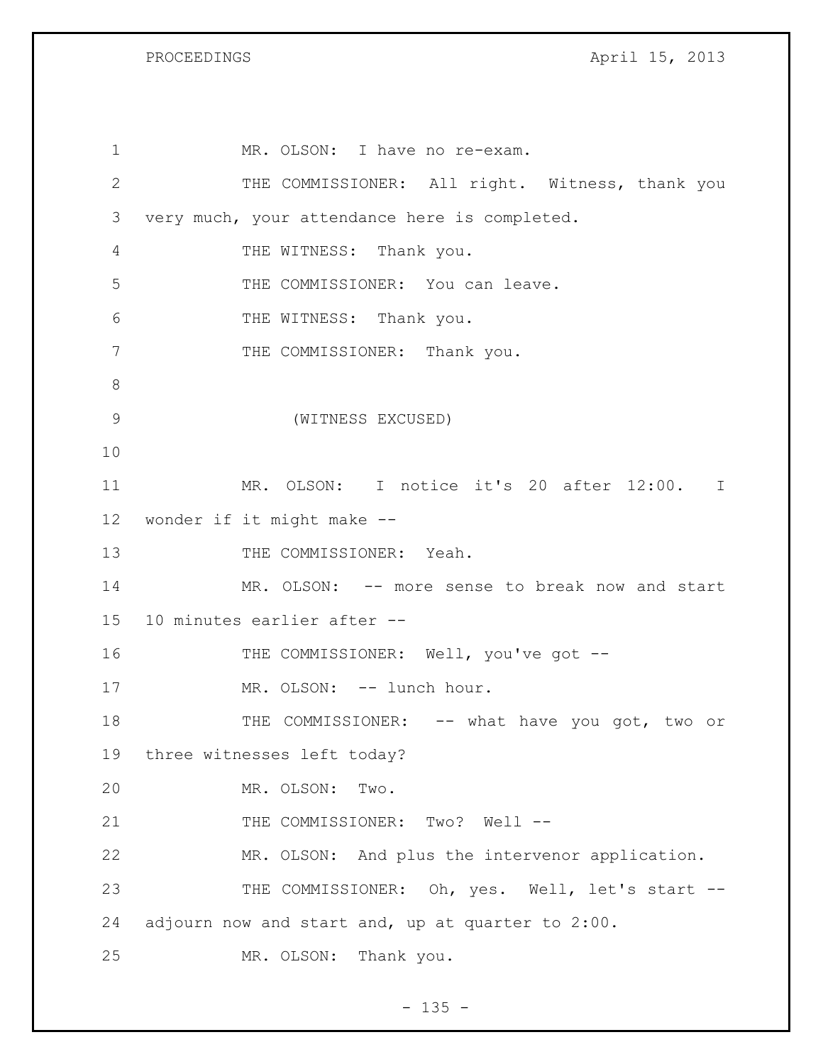MR. OLSON: I have no re-exam.

THE COMMISSIONER: All right. Witness, thank you very much, your attendance here is completed.

THE WITNESS: Thank you.

THE COMMISSIONER: You can leave.

THE WITNESS: Thank you.

THE COMMISSIONER: Thank you.

(WITNESS EXCUSED)

MR. OLSON: I notice it's 20 after 12:00. I wonder if it might make --

THE COMMISSIONER: Yeah.

MR. OLSON: -- more sense to break now and start 10 minutes earlier after --

THE COMMISSIONER: Well, you've got --

MR. OLSON: -- lunch hour.

THE COMMISSIONER: -- what have you got, two or three witnesses left today?

MR. OLSON: Two.

THE COMMISSIONER: Two? Well --

MR. OLSON: And plus the intervenor application.

THE COMMISSIONER: Oh, yes. Well, let's start -- adjourn now and start and, up at quarter to 2:00.

MR. OLSON: Thank you.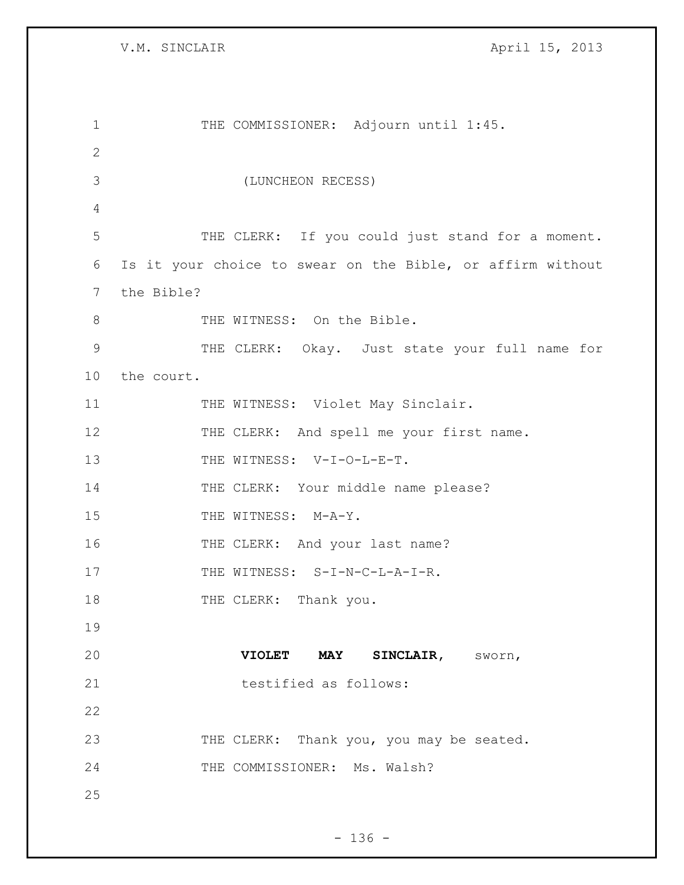THE COMMISSIONER: Adjourn until 1:45.

(LUNCHEON RECESS)

THE CLERK: If you could just stand for a moment. Is it your choice to swear on the Bible, or affirm without the Bible?

THE WITNESS: On the Bible.

THE CLERK: Okay. Just state your full name for the court.

THE WITNESS: Violet May Sinclair.

THE CLERK: And spell me your first name.

THE WITNESS: V-I-O-L-E-T.

THE CLERK: Your middle name please?

THE WITNESS: M-A-Y.

THE CLERK: And your last name?

THE WITNESS: S-I-N-C-L-A-I-R.

THE CLERK: Thank you.

**VIOLET MAY SINCLAIR**, sworn, testified as follows:

THE CLERK: Thank you, you may be seated.

THE COMMISSIONER: Ms. Walsh?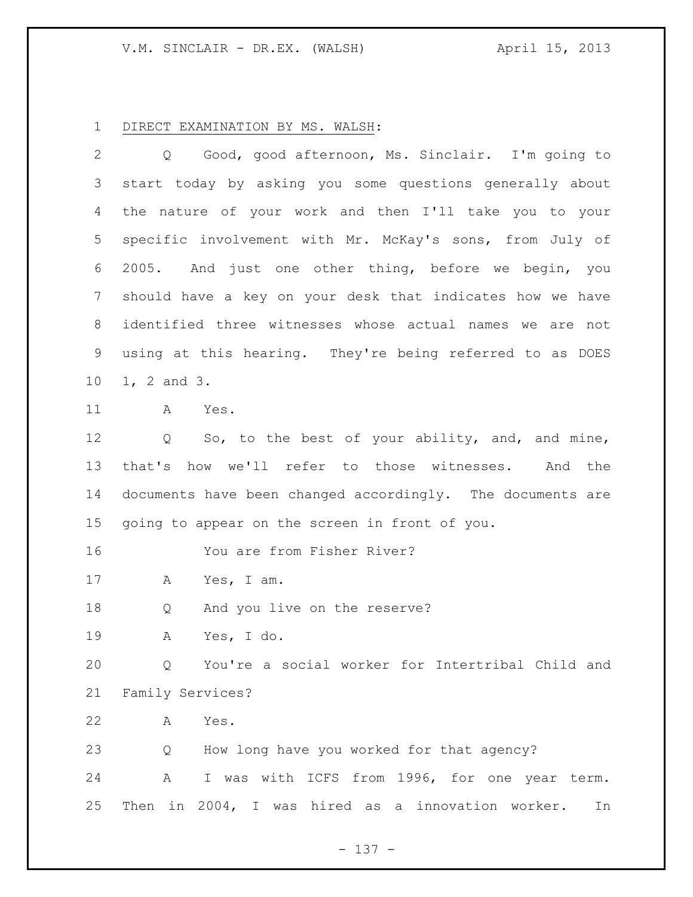DIRECT EXAMINATION BY MS. WALSH:

Q Good, good afternoon, Ms. Sinclair. I'm going to start today by asking you some questions generally about the nature of your work and then I'll take you to your specific involvement with Mr. McKay's sons, from July of 2005. And just one other thing, before we begin, you should have a key on your desk that indicates how we have identified three witnesses whose actual names we are not using at this hearing. They're being referred to as DOES 1, 2 and 3.

A Yes.

Q So, to the best of your ability, and, and mine, that's how we'll refer to those witnesses. And the documents have been changed accordingly. The documents are going to appear on the screen in front of you.

You are from Fisher River?

A Yes, I am.

Q And you live on the reserve?

A Yes, I do.

Q You're a social worker for Intertribal Child and Family Services?

A Yes.

Q How long have you worked for that agency?

A I was with ICFS from 1996, for one year term. Then in 2004, I was hired as a innovation worker. In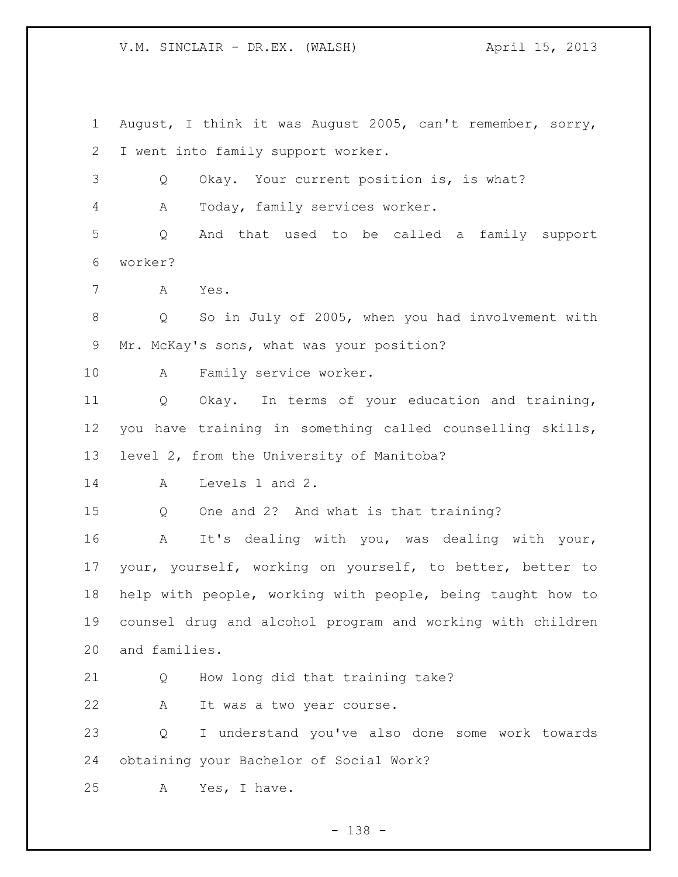August, I think it was August 2005, can't remember, sorry, I went into family support worker.

Q Okay. Your current position is, is what?

A Today, family services worker.

Q And that used to be called a family support worker?

A Yes.

Q So in July of 2005, when you had involvement with Mr. McKay's sons, what was your position?

A Family service worker.

Q Okay. In terms of your education and training, you have training in something called counselling skills, level 2, from the University of Manitoba?

A Levels 1 and 2.

Q One and 2? And what is that training?

A It's dealing with you, was dealing with your, your, yourself, working on yourself, to better, better to help with people, working with people, being taught how to counsel drug and alcohol program and working with children and families.

Q How long did that training take?

A It was a two year course.

Q I understand you've also done some work towards obtaining your Bachelor of Social Work?

A Yes, I have.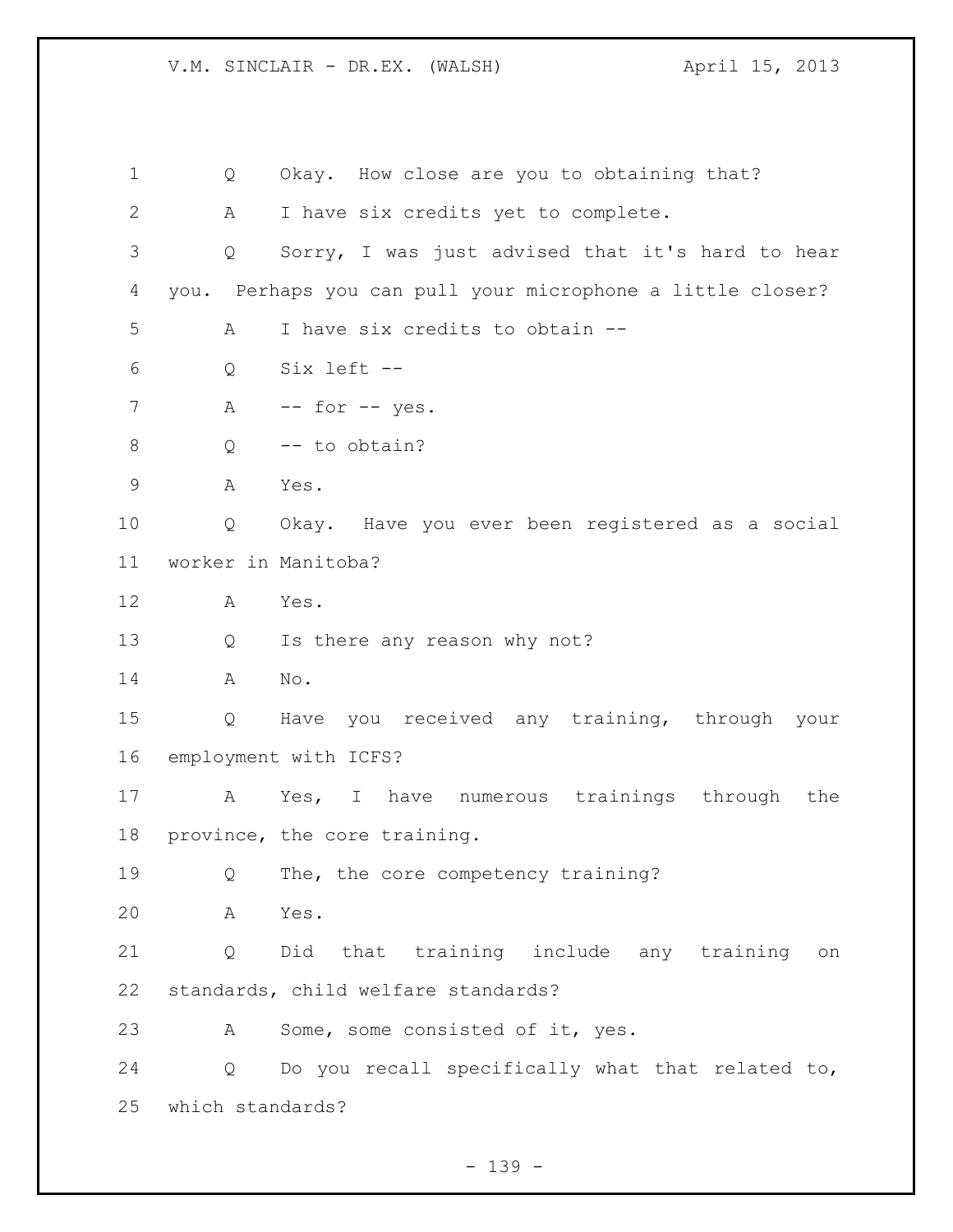Q Okay. How close are you to obtaining that?

A I have six credits yet to complete.

Q Sorry, I was just advised that it's hard to hear you. Perhaps you can pull your microphone a little closer?

A I have six credits to obtain --

Q Six left --

A -- for -- yes.

Q -- to obtain?

A Yes.

Q Okay. Have you ever been registered as a social worker in Manitoba?

A Yes.

Q Is there any reason why not?

A No.

Q Have you received any training, through your employment with ICFS?

A Yes, I have numerous trainings through the province, the core training.

Q The, the core competency training?

A Yes.

Q Did that training include any training on standards, child welfare standards?

A Some, some consisted of it, yes.

Q Do you recall specifically what that related to, which standards?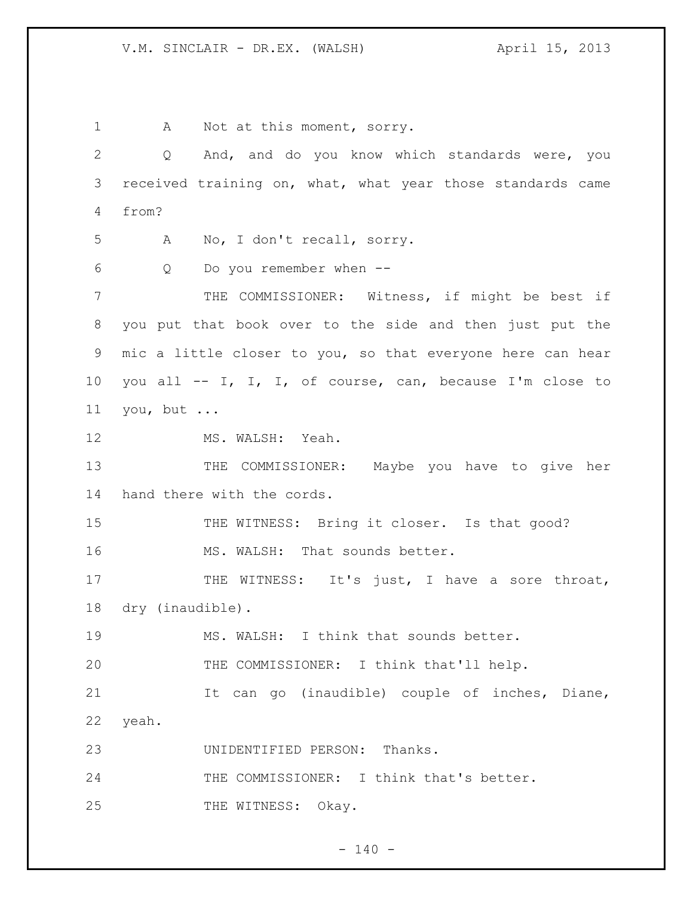A Not at this moment, sorry.

Q And, and do you know which standards were, you received training on, what, what year those standards came from?

A No, I don't recall, sorry.

Q Do you remember when --

THE COMMISSIONER: Witness, if might be best if you put that book over to the side and then just put the mic a little closer to you, so that everyone here can hear you all -- I, I, I, of course, can, because I'm close to you, but ...

MS. WALSH: Yeah.

THE COMMISSIONER: Maybe you have to give her hand there with the cords.

THE WITNESS: Bring it closer. Is that good?

MS. WALSH: That sounds better.

THE WITNESS: It's just, I have a sore throat, dry (inaudible).

MS. WALSH: I think that sounds better.

THE COMMISSIONER: I think that'll help.

It can go (inaudible) couple of inches, Diane, yeah.

UNIDENTIFIED PERSON: Thanks.

THE COMMISSIONER: I think that's better.

THE WITNESS: Okay.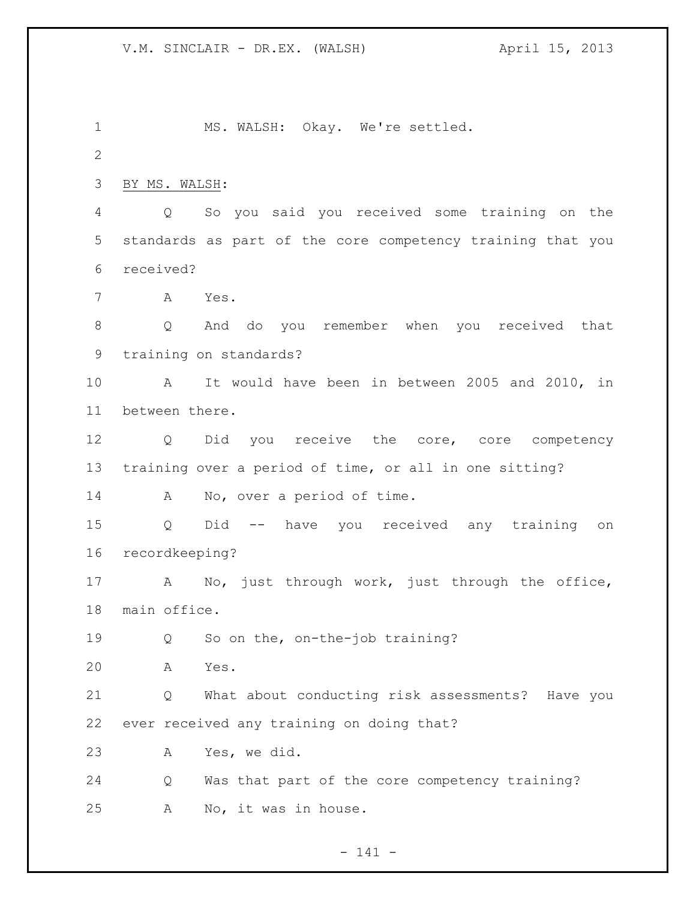MS. WALSH: Okay. We're settled.

BY MS. WALSH:

Q So you said you received some training on the standards as part of the core competency training that you received?

A Yes.

Q And do you remember when you received that training on standards?

A It would have been in between 2005 and 2010, in between there.

Q Did you receive the core, core competency training over a period of time, or all in one sitting?

A No, over a period of time.

Q Did -- have you received any training on recordkeeping?

A No, just through work, just through the office, main office.

Q So on the, on-the-job training?

A Yes.

Q What about conducting risk assessments? Have you ever received any training on doing that?

A Yes, we did.

Q Was that part of the core competency training?

A No, it was in house.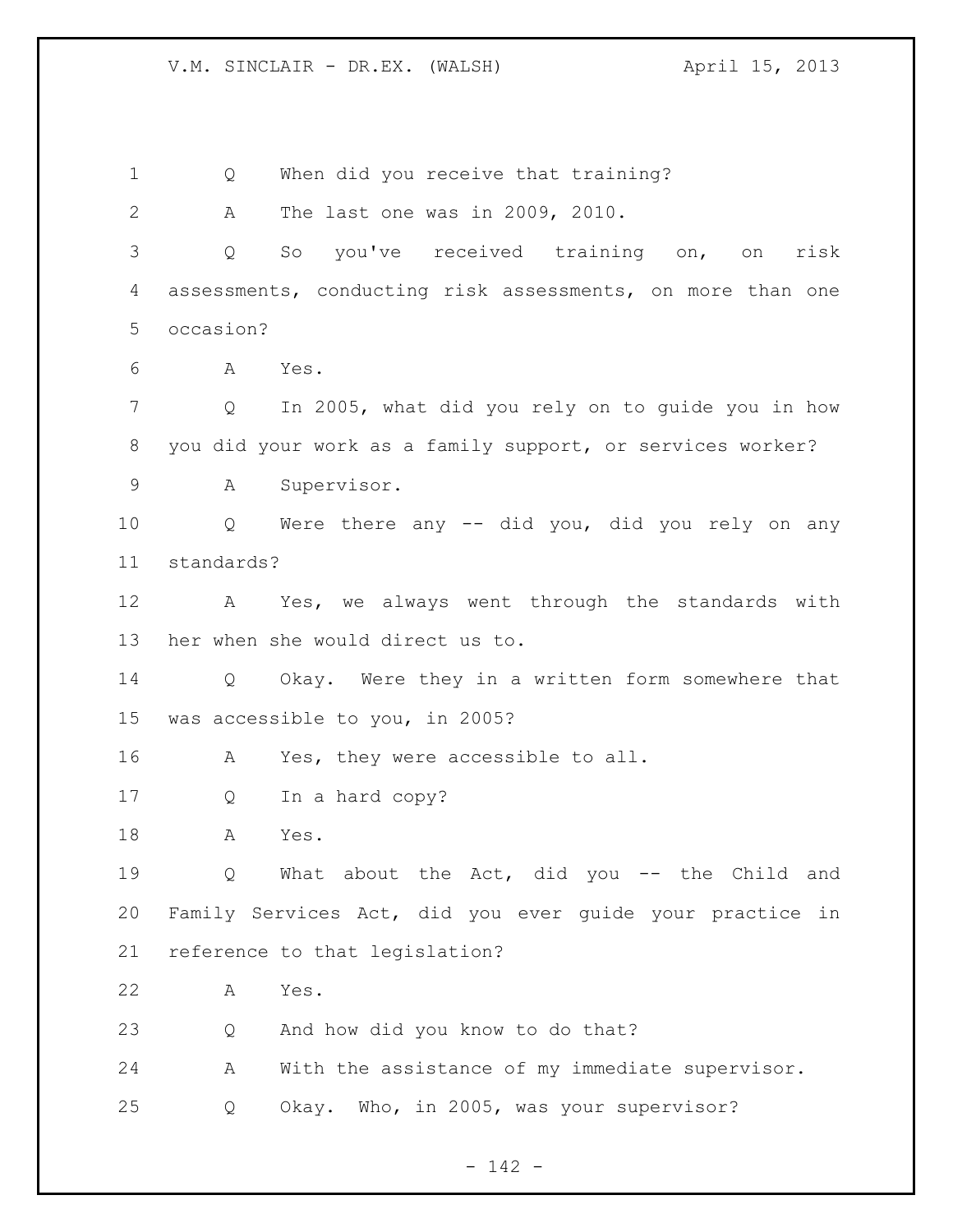Q When did you receive that training?

A The last one was in 2009, 2010.

Q So you've received training on, on risk assessments, conducting risk assessments, on more than one occasion?

A Yes.

Q In 2005, what did you rely on to guide you in how you did your work as a family support, or services worker?

A Supervisor.

Q Were there any -- did you, did you rely on any standards?

A Yes, we always went through the standards with her when she would direct us to.

Q Okay. Were they in a written form somewhere that was accessible to you, in 2005?

A Yes, they were accessible to all.

Q In a hard copy?

A Yes.

Q What about the Act, did you -- the Child and Family Services Act, did you ever guide your practice in reference to that legislation?

A Yes.

Q And how did you know to do that?

A With the assistance of my immediate supervisor.

Q Okay. Who, in 2005, was your supervisor?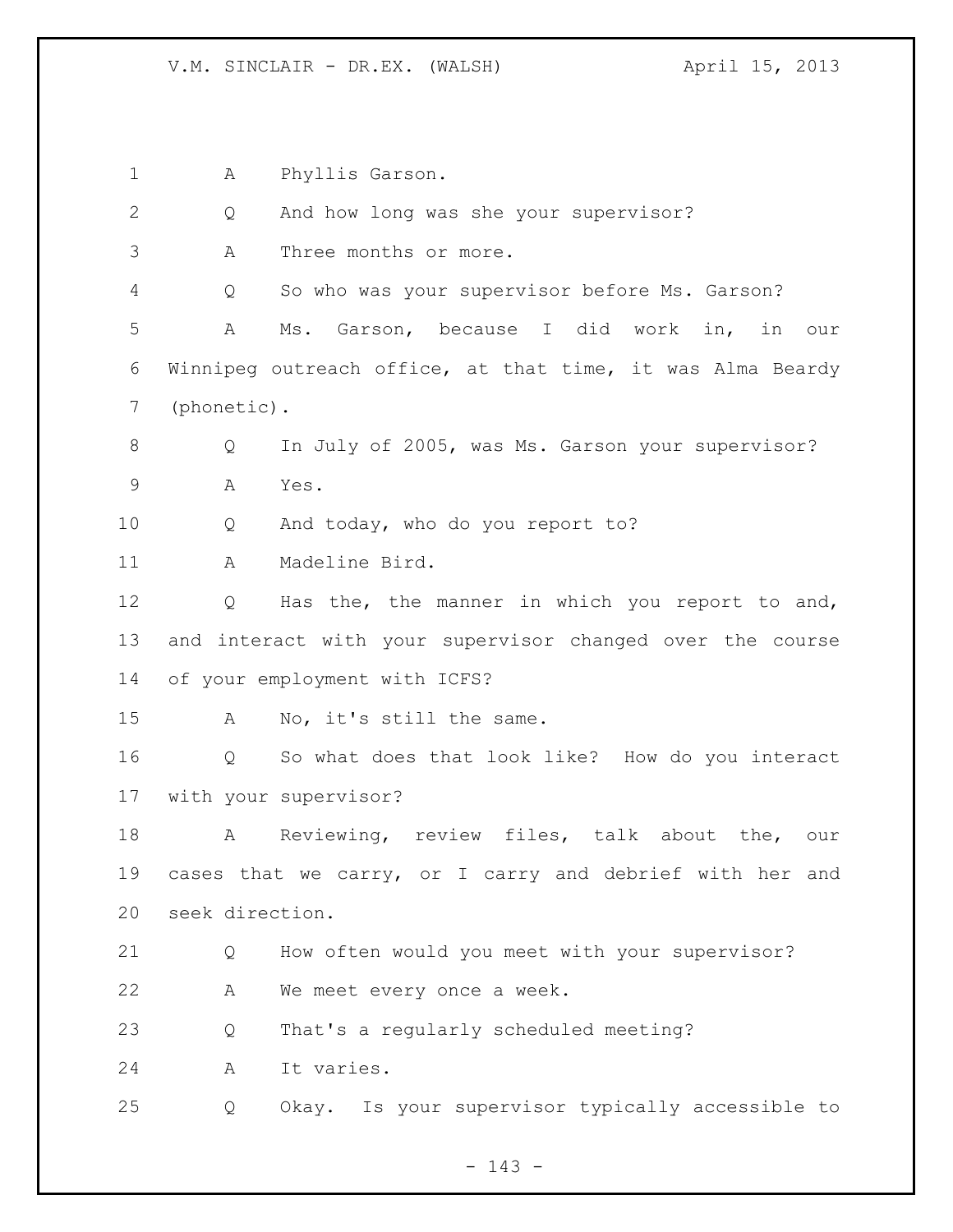A Phyllis Garson.

Q And how long was she your supervisor?

A Three months or more.

Q So who was your supervisor before Ms. Garson?

A Ms. Garson, because I did work in, in our Winnipeg outreach office, at that time, it was Alma Beardy (phonetic).

Q In July of 2005, was Ms. Garson your supervisor?

A Yes.

Q And today, who do you report to?

A Madeline Bird.

Q Has the, the manner in which you report to and, and interact with your supervisor changed over the course of your employment with ICFS?

A No, it's still the same.

Q So what does that look like? How do you interact with your supervisor?

A Reviewing, review files, talk about the, our cases that we carry, or I carry and debrief with her and seek direction.

Q How often would you meet with your supervisor?

A We meet every once a week.

Q That's a regularly scheduled meeting?

A It varies.

Q Okay. Is your supervisor typically accessible to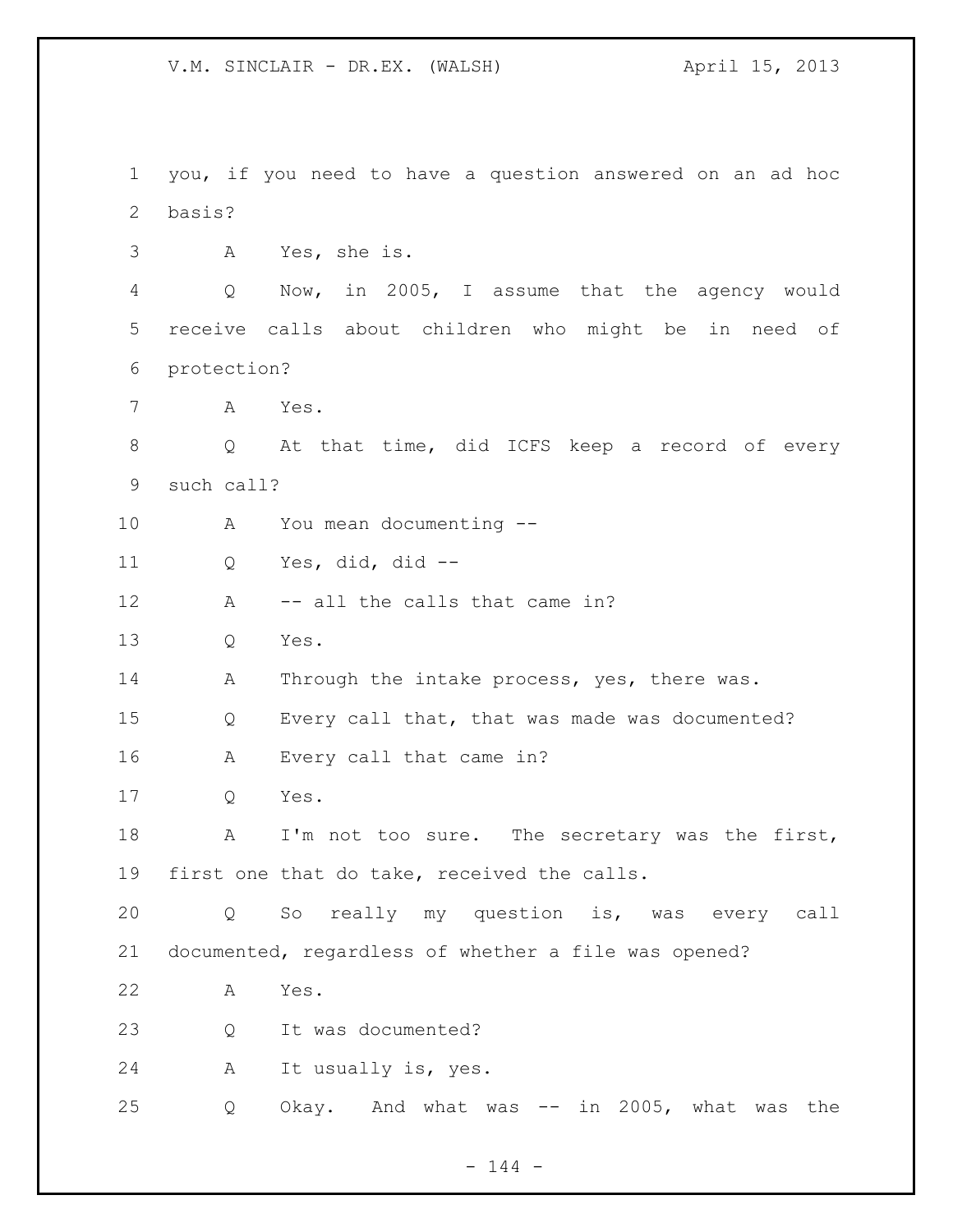you, if you need to have a question answered on an ad hoc basis?

A Yes, she is.

Q Now, in 2005, I assume that the agency would receive calls about children who might be in need of protection?

A Yes.

Q At that time, did ICFS keep a record of every such call?

A You mean documenting --

Q Yes, did, did --

A -- all the calls that came in?

Q Yes.

A Through the intake process, yes, there was.

Q Every call that, that was made was documented?

A Every call that came in?

Q Yes.

A I'm not too sure. The secretary was the first, first one that do take, received the calls.

Q So really my question is, was every call documented, regardless of whether a file was opened?

A Yes.

Q It was documented?

A It usually is, yes.

Q Okay. And what was -- in 2005, what was the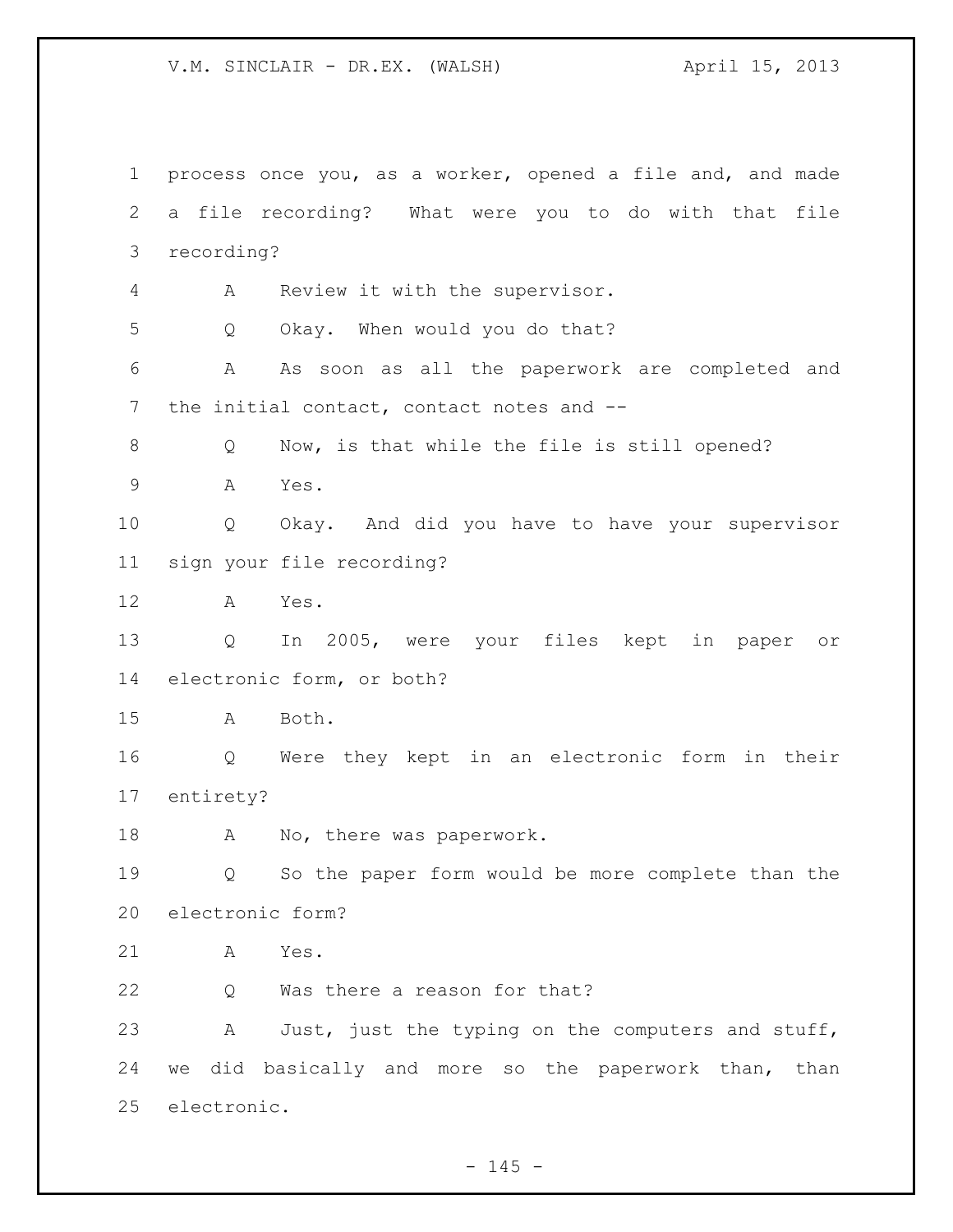process once you, as a worker, opened a file and, and made a file recording? What were you to do with that file recording?

A Review it with the supervisor.

Q Okay. When would you do that?

A As soon as all the paperwork are completed and the initial contact, contact notes and --

Q Now, is that while the file is still opened?

A Yes.

Q Okay. And did you have to have your supervisor sign your file recording?

A Yes.

Q In 2005, were your files kept in paper or electronic form, or both?

A Both.

Q Were they kept in an electronic form in their entirety?

A No, there was paperwork.

Q So the paper form would be more complete than the electronic form?

A Yes.

Q Was there a reason for that?

A Just, just the typing on the computers and stuff, we did basically and more so the paperwork than, than electronic.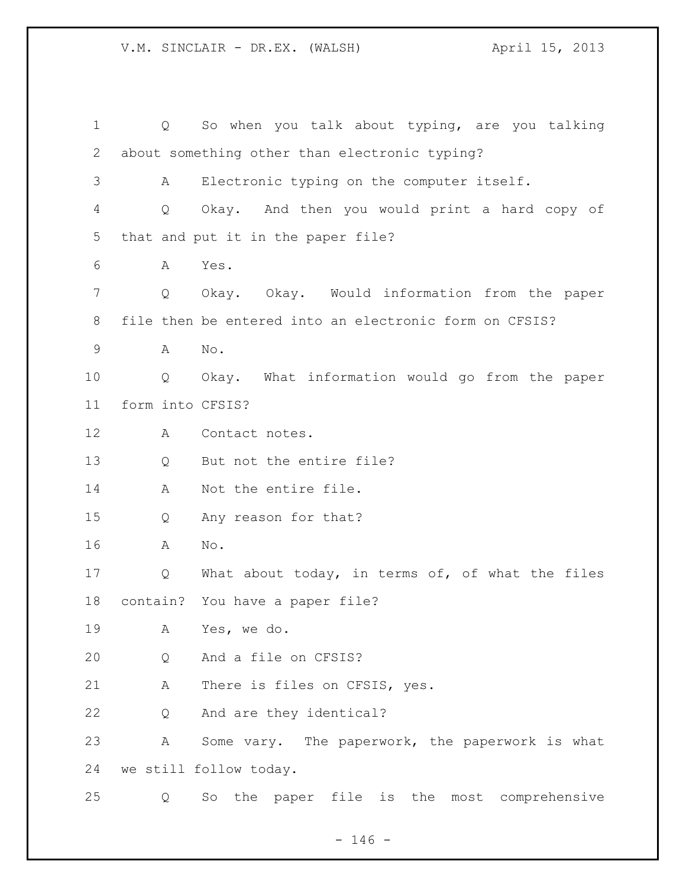Q So when you talk about typing, are you talking about something other than electronic typing?

A Electronic typing on the computer itself.

Q Okay. And then you would print a hard copy of that and put it in the paper file?

A Yes.

Q Okay. Okay. Would information from the paper file then be entered into an electronic form on CFSIS?

A No.

Q Okay. What information would go from the paper form into CFSIS?

A Contact notes.

Q But not the entire file?

A Not the entire file.

Q Any reason for that?

A No.

Q What about today, in terms of, of what the files contain? You have a paper file?

A Yes, we do.

Q And a file on CFSIS?

A There is files on CFSIS, yes.

Q And are they identical?

A Some vary. The paperwork, the paperwork is what we still follow today.

Q So the paper file is the most comprehensive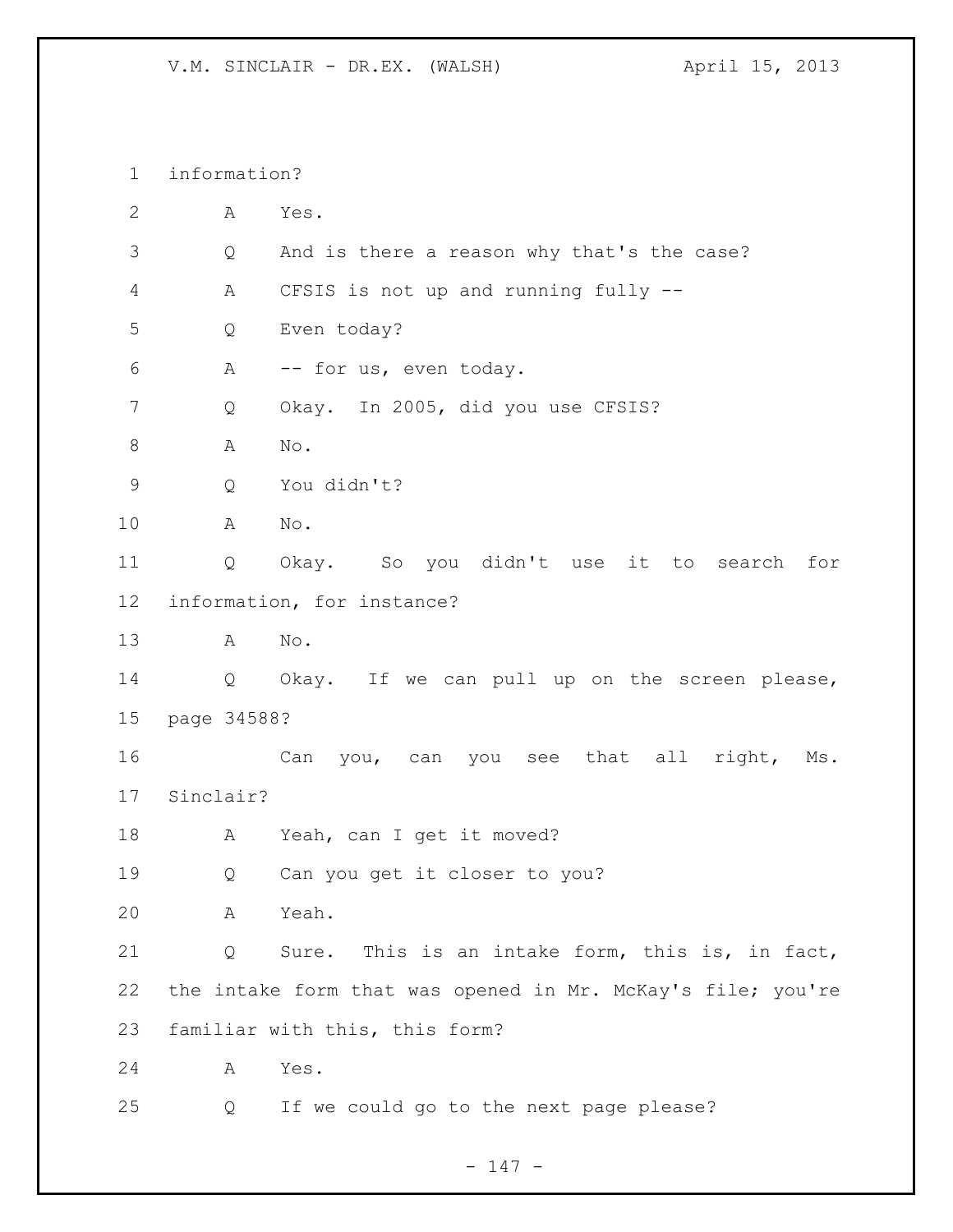information?

A Yes.

Q And is there a reason why that's the case?

A CFSIS is not up and running fully --

Q Even today?

A -- for us, even today.

Q Okay. In 2005, did you use CFSIS?

A No.

Q You didn't?

A No.

Q Okay. So you didn't use it to search for information, for instance?

A No.

Q Okay. If we can pull up on the screen please, page 34588?

Can you, can you see that all right, Ms. Sinclair?

A Yeah, can I get it moved?

Q Can you get it closer to you?

A Yeah.

Q Sure. This is an intake form, this is, in fact, the intake form that was opened in Mr. McKay's file; you're familiar with this, this form?

A Yes.

Q If we could go to the next page please?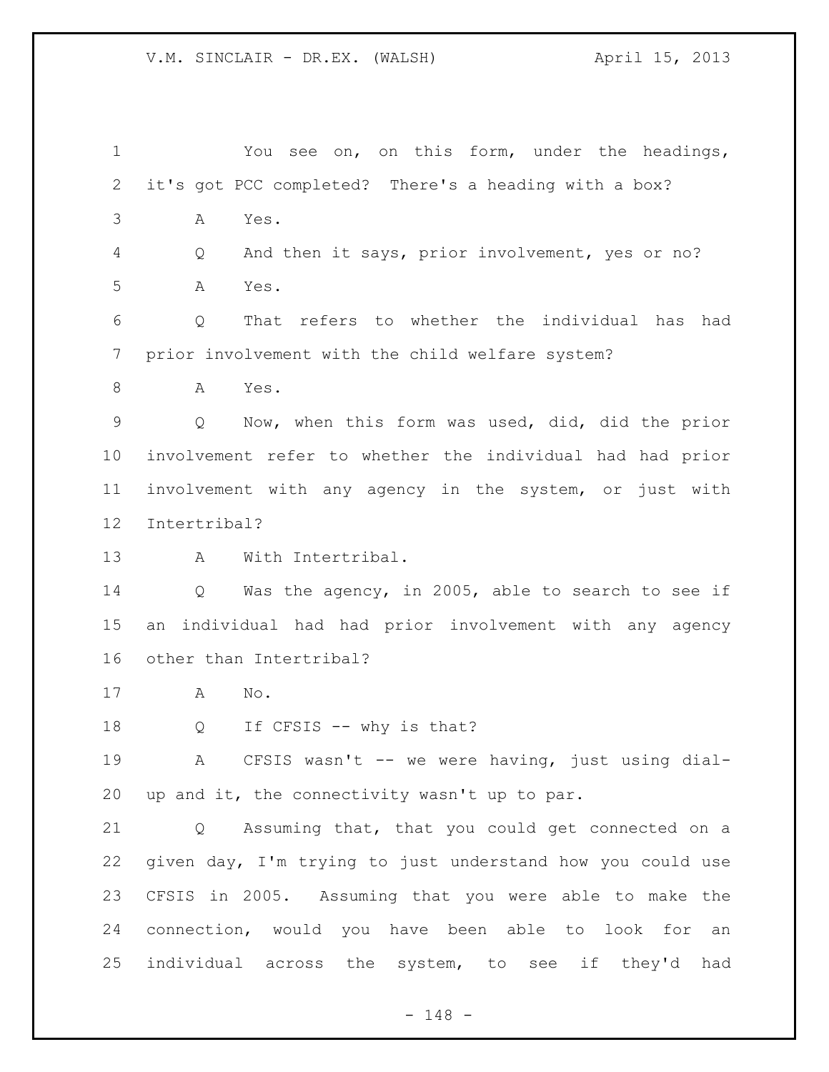You see on, on this form, under the headings, it's got PCC completed? There's a heading with a box?

A Yes.

Q And then it says, prior involvement, yes or no?

A Yes.

Q That refers to whether the individual has had prior involvement with the child welfare system?

A Yes.

Q Now, when this form was used, did, did the prior involvement refer to whether the individual had had prior involvement with any agency in the system, or just with Intertribal?

A With Intertribal.

Q Was the agency, in 2005, able to search to see if an individual had had prior involvement with any agency other than Intertribal?

A No.

Q If CFSIS -- why is that?

A CFSIS wasn't -- we were having, just using dial-up and it, the connectivity wasn't up to par.

Q Assuming that, that you could get connected on a given day, I'm trying to just understand how you could use CFSIS in 2005. Assuming that you were able to make the connection, would you have been able to look for an individual across the system, to see if they'd had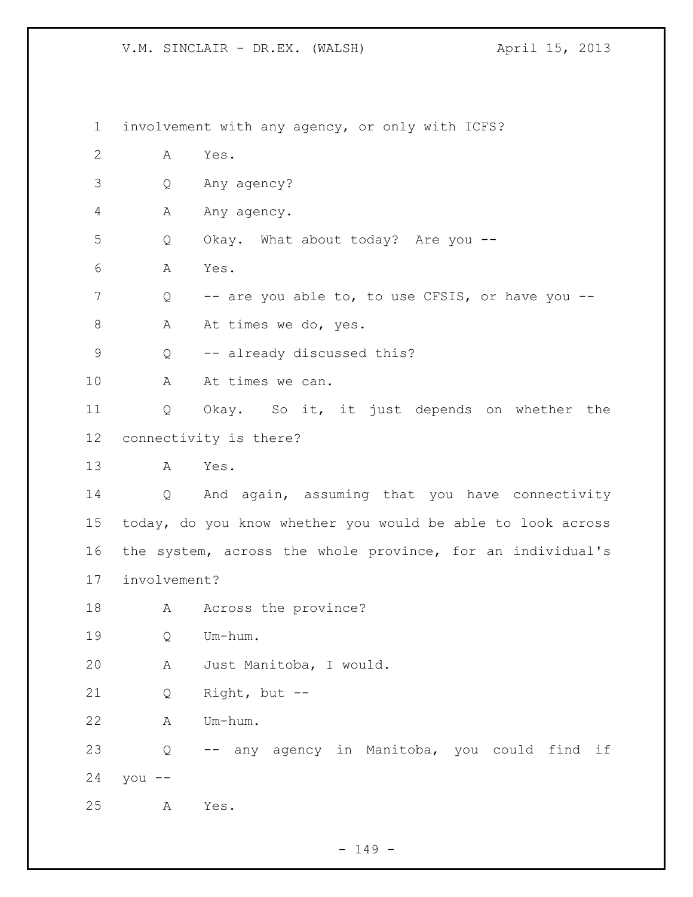1 involvement with any agency, or only with ICFS?

2 A Yes.

3 Q Any agency?

4 A Any agency.

5 Q Okay. What about today? Are you --

6 A Yes.

7 Q -- are you able to, to use CFSIS, or have you --

8 A At times we do, yes.

9 Q -- already discussed this?

10 A At times we can.

11 Q Okay. So it, it just depends on whether the

12 connectivity is there?

13 A Yes.

14 Q And again, assuming that you have connectivity

15 today, do you know whether you would be able to look across

16 the system, across the whole province, for an individual's

17 involvement?

18 A Across the province?

19 Q Um-hum.

20 A Just Manitoba, I would.

21 Q Right, but --

22 A Um-hum.

23 Q -- any agency in Manitoba, you could find if

24 you --

25 A Yes.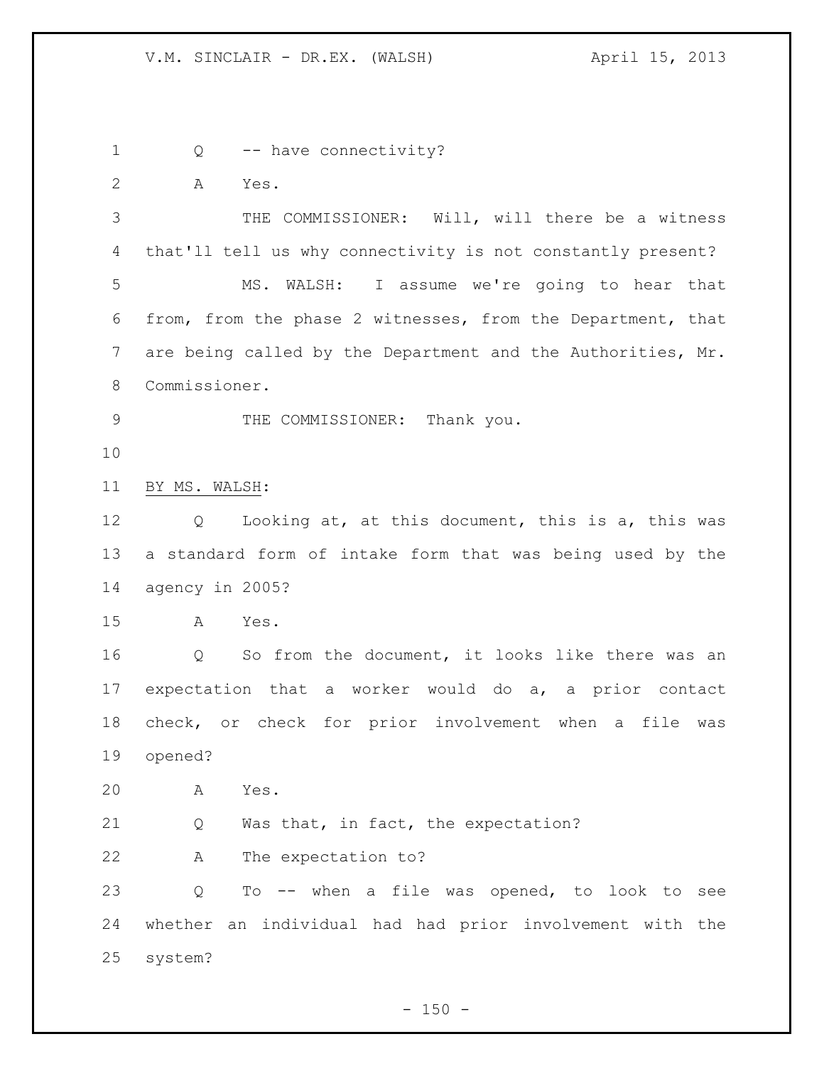Q -- have connectivity?

A Yes.

THE COMMISSIONER: Will, will there be a witness that'll tell us why connectivity is not constantly present?

MS. WALSH: I assume we're going to hear that from, from the phase 2 witnesses, from the Department, that are being called by the Department and the Authorities, Mr. Commissioner.

THE COMMISSIONER: Thank you.

BY MS. WALSH:

Q Looking at, at this document, this is a, this was a standard form of intake form that was being used by the agency in 2005?

A Yes.

Q So from the document, it looks like there was an expectation that a worker would do a, a prior contact check, or check for prior involvement when a file was opened?

A Yes.

Q Was that, in fact, the expectation?

A The expectation to?

Q To -- when a file was opened, to look to see whether an individual had had prior involvement with the system?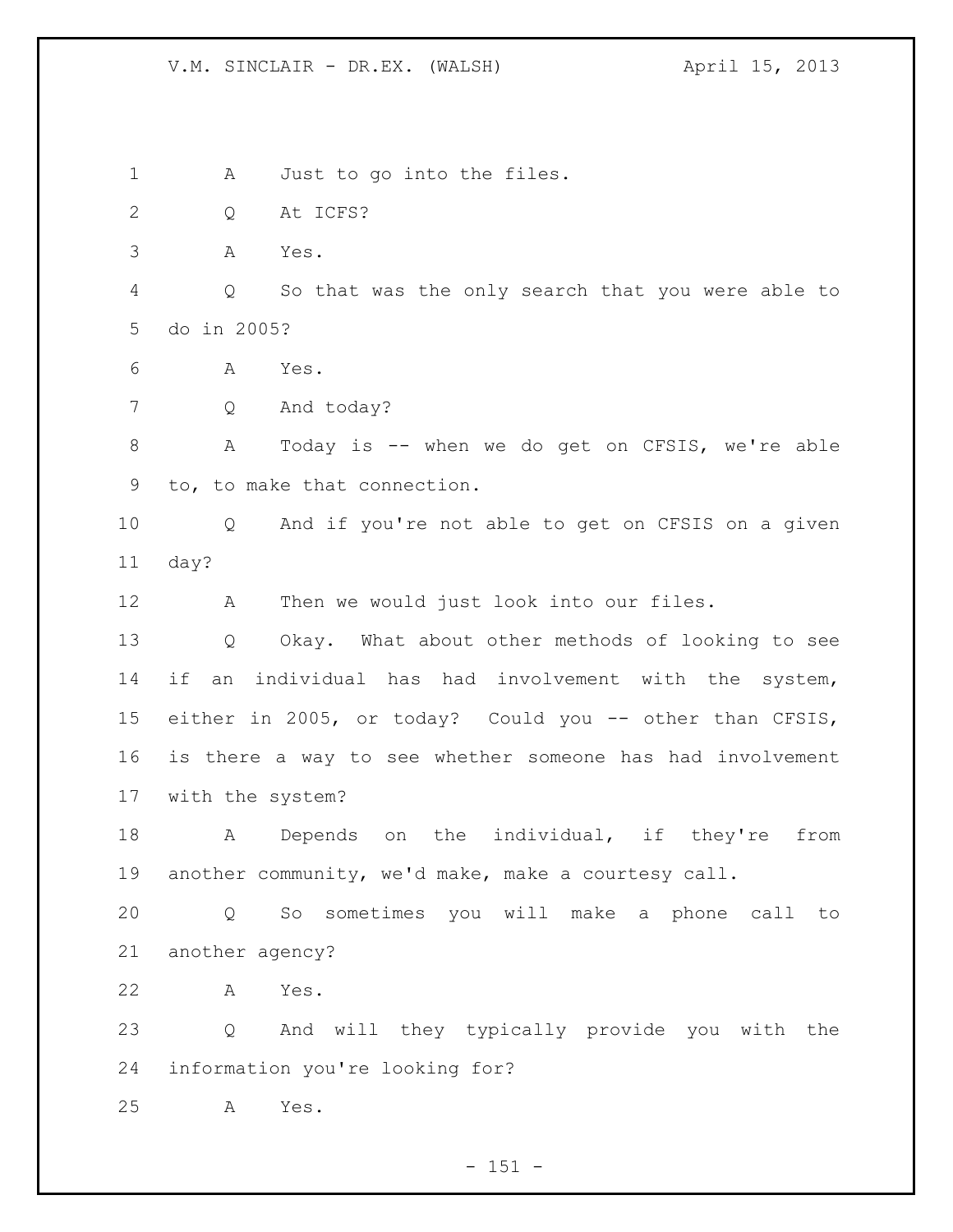A Just to go into the files.

Q At ICFS?

A Yes.

Q So that was the only search that you were able to do in 2005?

A Yes.

Q And today?

A Today is -- when we do get on CFSIS, we're able to, to make that connection.

Q And if you're not able to get on CFSIS on a given day?

A Then we would just look into our files.

Q Okay. What about other methods of looking to see if an individual has had involvement with the system, either in 2005, or today? Could you -- other than CFSIS, is there a way to see whether someone has had involvement with the system?

A Depends on the individual, if they're from another community, we'd make, make a courtesy call.

Q So sometimes you will make a phone call to another agency?

A Yes.

Q And will they typically provide you with the information you're looking for?

A Yes.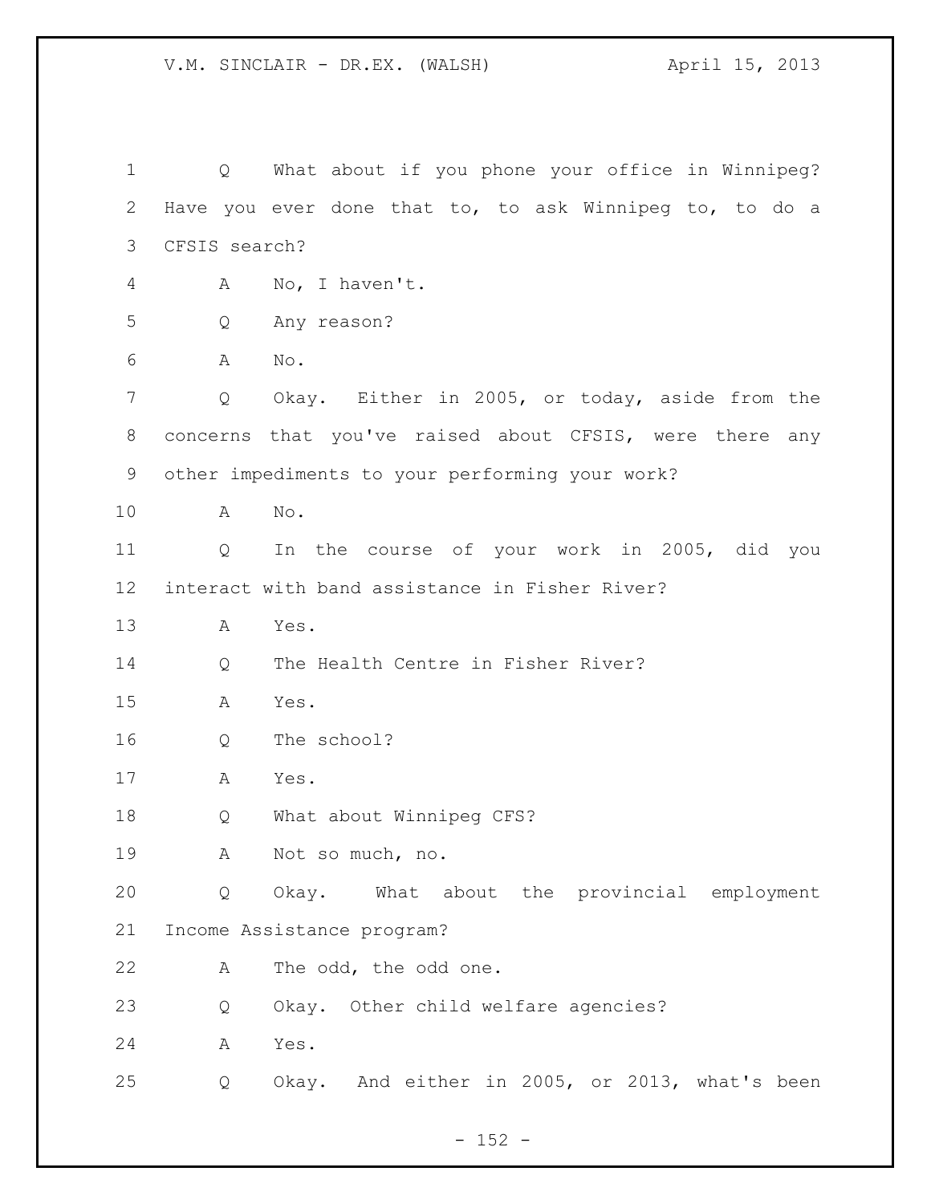Q What about if you phone your office in Winnipeg? Have you ever done that to, to ask Winnipeg to, to do a CFSIS search?

A No, I haven't.

Q Any reason?

A No.

Q Okay. Either in 2005, or today, aside from the concerns that you've raised about CFSIS, were there any other impediments to your performing your work?

A No.

Q In the course of your work in 2005, did you interact with band assistance in Fisher River?

A Yes.

Q The Health Centre in Fisher River?

A Yes.

Q The school?

A Yes.

Q What about Winnipeg CFS?

A Not so much, no.

Q Okay. What about the provincial employment Income Assistance program?

A The odd, the odd one.

Q Okay. Other child welfare agencies?

A Yes.

Q Okay. And either in 2005, or 2013, what's been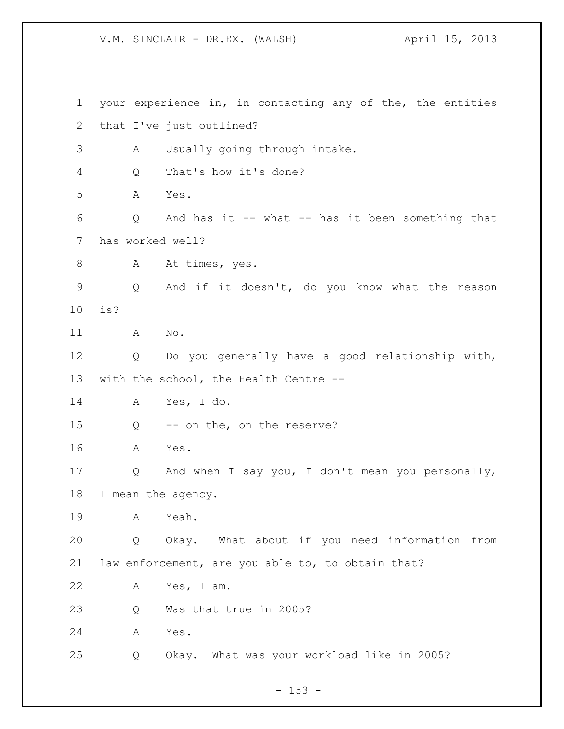your experience in, in contacting any of the, the entities that I've just outlined?

A Usually going through intake.

Q That's how it's done?

A Yes.

Q And has it -- what -- has it been something that has worked well?

A At times, yes.

Q And if it doesn't, do you know what the reason is?

A No.

Q Do you generally have a good relationship with, with the school, the Health Centre --

A Yes, I do.

Q -- on the, on the reserve?

A Yes.

Q And when I say you, I don't mean you personally, I mean the agency.

A Yeah.

Q Okay. What about if you need information from law enforcement, are you able to, to obtain that?

A Yes, I am.

Q Was that true in 2005?

A Yes.

Q Okay. What was your workload like in 2005?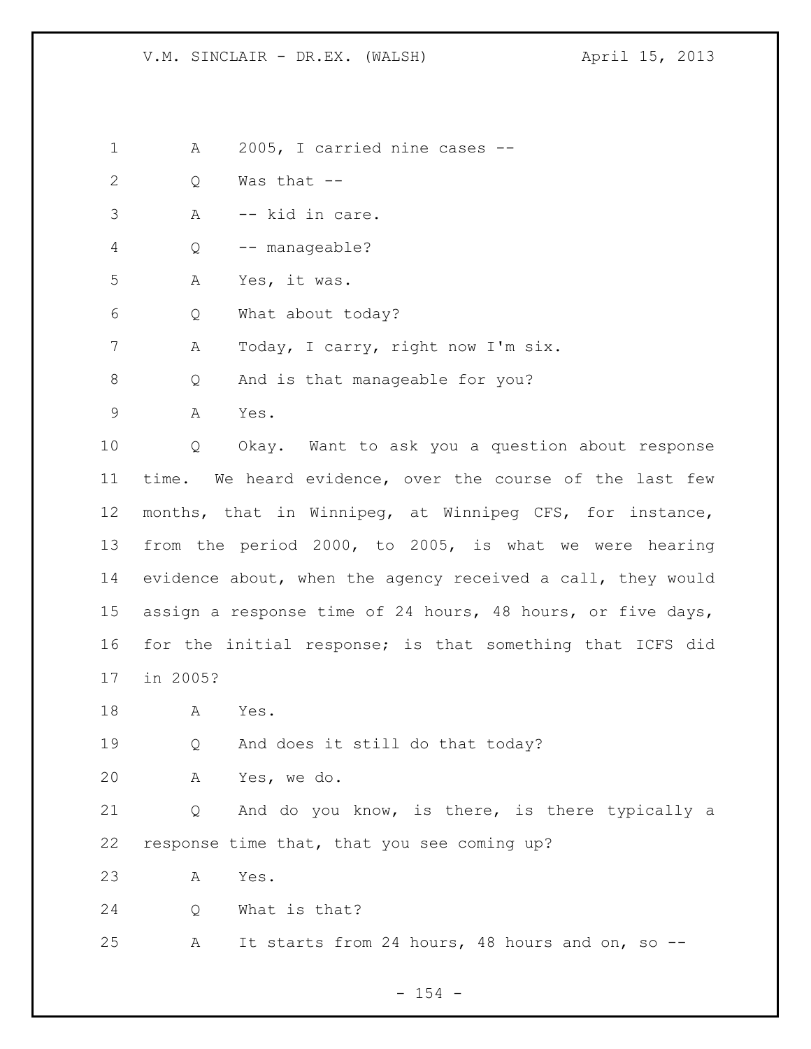A 2005, I carried nine cases --

Q Was that --

A -- kid in care.

Q -- manageable?

A Yes, it was.

Q What about today?

A Today, I carry, right now I'm six.

Q And is that manageable for you?

A Yes.

Q Okay. Want to ask you a question about response time. We heard evidence, over the course of the last few months, that in Winnipeg, at Winnipeg CFS, for instance, from the period 2000, to 2005, is what we were hearing evidence about, when the agency received a call, they would assign a response time of 24 hours, 48 hours, or five days, for the initial response; is that something that ICFS did in 2005?

A Yes.

Q And does it still do that today?

A Yes, we do.

Q And do you know, is there, is there typically a response time that, that you see coming up?

A Yes.

Q What is that?

A It starts from 24 hours, 48 hours and on, so --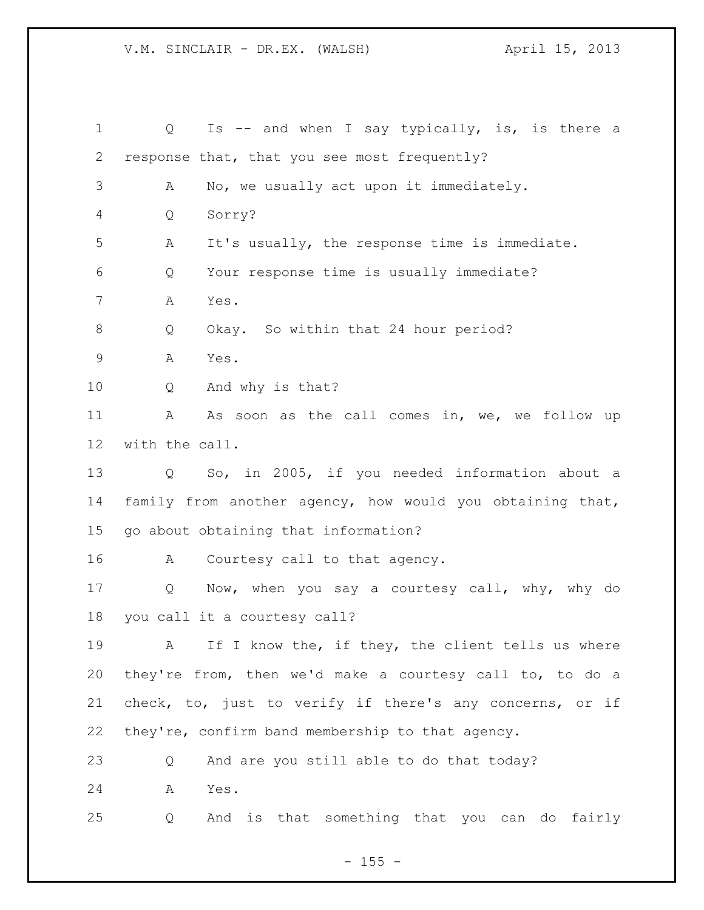Q Is -- and when I say typically, is, is there a response that, that you see most frequently?

A No, we usually act upon it immediately.

Q Sorry?

A It's usually, the response time is immediate.

Q Your response time is usually immediate?

A Yes.

Q Okay. So within that 24 hour period?

A Yes.

Q And why is that?

A As soon as the call comes in, we, we follow up with the call.

Q So, in 2005, if you needed information about a family from another agency, how would you obtaining that, go about obtaining that information?

A Courtesy call to that agency.

Q Now, when you say a courtesy call, why, why do you call it a courtesy call?

A If I know the, if they, the client tells us where they're from, then we'd make a courtesy call to, to do a check, to, just to verify if there's any concerns, or if they're, confirm band membership to that agency.

Q And are you still able to do that today?

A Yes.

Q And is that something that you can do fairly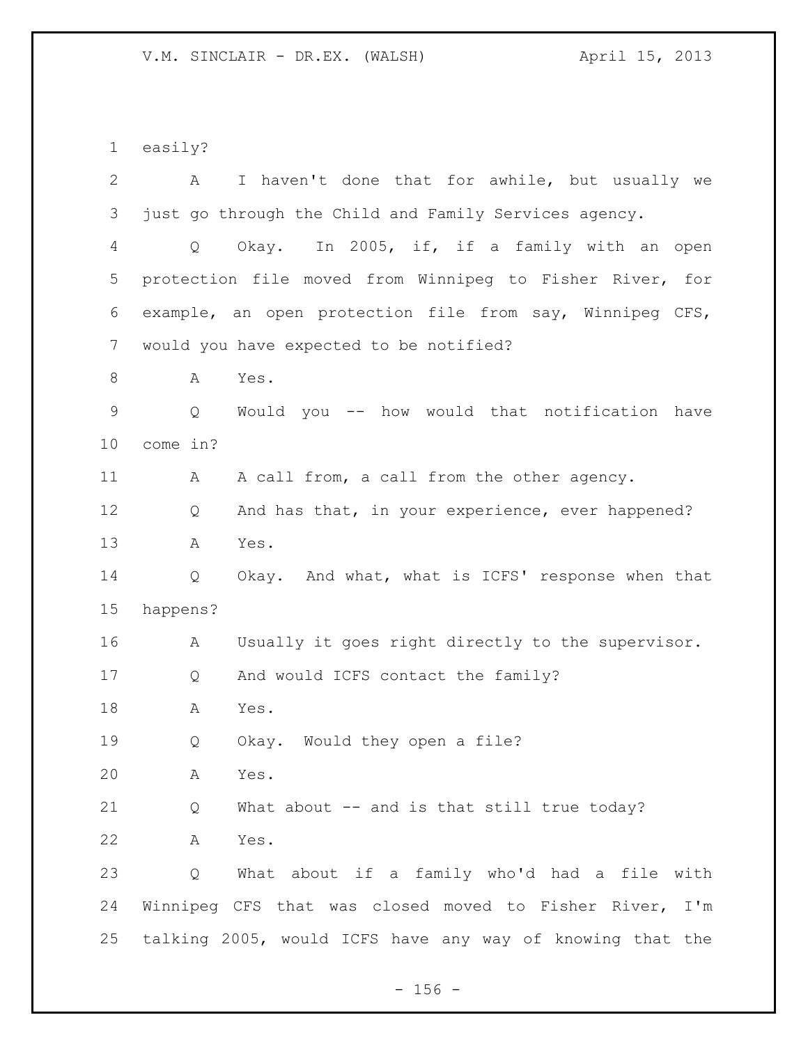easily?

A I haven't done that for awhile, but usually we just go through the Child and Family Services agency.

Q Okay. In 2005, if, if a family with an open protection file moved from Winnipeg to Fisher River, for example, an open protection file from say, Winnipeg CFS, would you have expected to be notified?

A Yes.

Q Would you -- how would that notification have come in?

A A call from, a call from the other agency.

Q And has that, in your experience, ever happened?

A Yes.

Q Okay. And what, what is ICFS' response when that happens?

A Usually it goes right directly to the supervisor.

Q And would ICFS contact the family?

A Yes.

Q Okay. Would they open a file?

A Yes.

Q What about -- and is that still true today?

A Yes.

Q What about if a family who'd had a file with Winnipeg CFS that was closed moved to Fisher River, I'm talking 2005, would ICFS have any way of knowing that the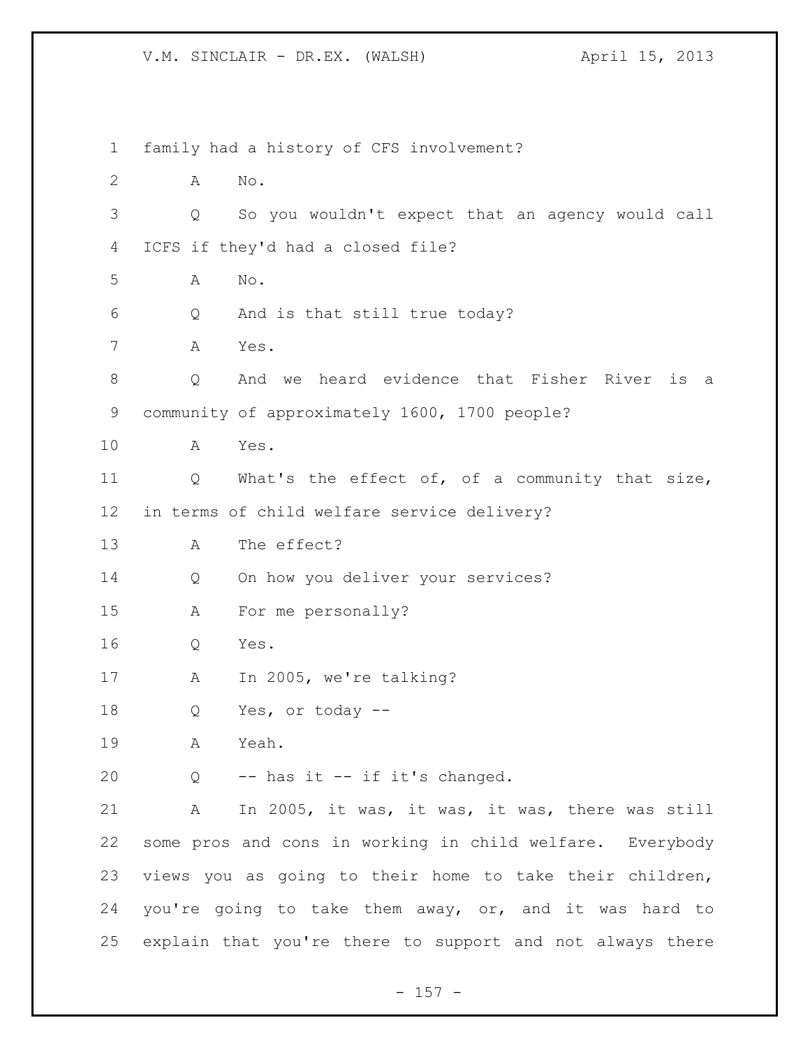family had a history of CFS involvement?

A No.

Q So you wouldn't expect that an agency would call ICFS if they'd had a closed file?

A No.

Q And is that still true today?

A Yes.

Q And we heard evidence that Fisher River is a community of approximately 1600, 1700 people?

A Yes.

Q What's the effect of, of a community that size, in terms of child welfare service delivery?

A The effect?

Q On how you deliver your services?

A For me personally?

Q Yes.

A In 2005, we're talking?

Q Yes, or today --

A Yeah.

Q -- has it -- if it's changed.

A In 2005, it was, it was, it was, there was still some pros and cons in working in child welfare. Everybody views you as going to their home to take their children, you're going to take them away, or, and it was hard to explain that you're there to support and not always there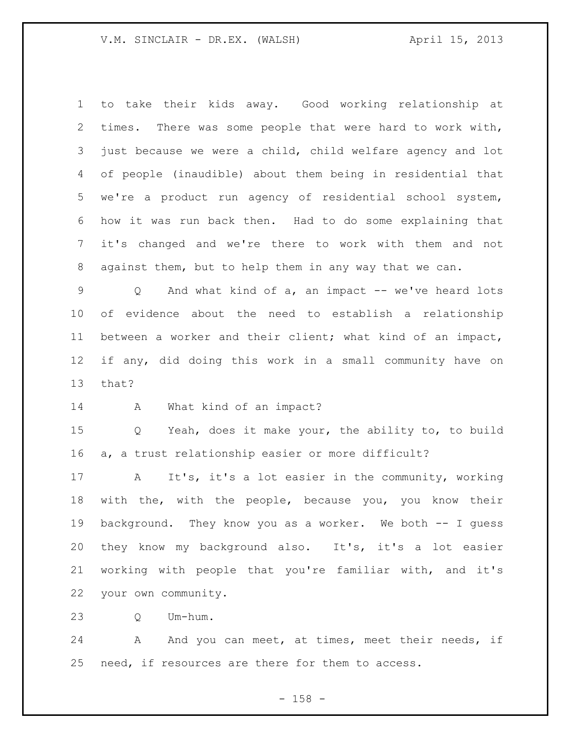to take their kids away. Good working relationship at times. There was some people that were hard to work with, just because we were a child, child welfare agency and lot of people (inaudible) about them being in residential that we're a product run agency of residential school system, how it was run back then. Had to do some explaining that it's changed and we're there to work with them and not against them, but to help them in any way that we can.

Q And what kind of a, an impact -- we've heard lots of evidence about the need to establish a relationship between a worker and their client; what kind of an impact, if any, did doing this work in a small community have on that?

A What kind of an impact?

Q Yeah, does it make your, the ability to, to build a, a trust relationship easier or more difficult?

A It's, it's a lot easier in the community, working with the, with the people, because you, you know their background. They know you as a worker. We both -- I guess they know my background also. It's, it's a lot easier working with people that you're familiar with, and it's your own community.

Q Um-hum.

A And you can meet, at times, meet their needs, if need, if resources are there for them to access.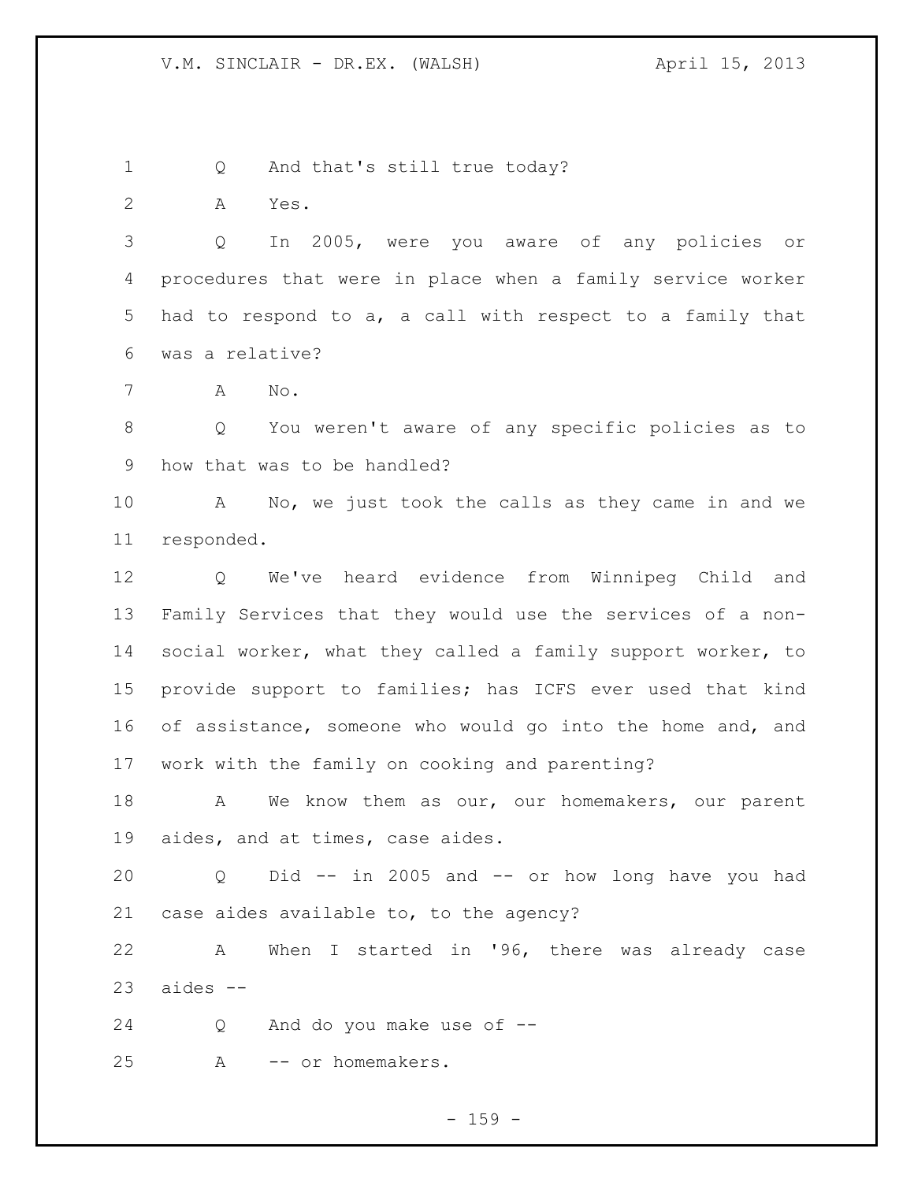Q And that's still true today?

A Yes.

Q In 2005, were you aware of any policies or procedures that were in place when a family service worker had to respond to a, a call with respect to a family that was a relative?

A No.

Q You weren't aware of any specific policies as to how that was to be handled?

A No, we just took the calls as they came in and we responded.

Q We've heard evidence from Winnipeg Child and Family Services that they would use the services of a non-social worker, what they called a family support worker, to provide support to families; has ICFS ever used that kind of assistance, someone who would go into the home and, and work with the family on cooking and parenting?

A We know them as our, our homemakers, our parent aides, and at times, case aides.

Q Did -- in 2005 and -- or how long have you had case aides available to, to the agency?

A When I started in '96, there was already case aides --

Q And do you make use of --

A -- or homemakers.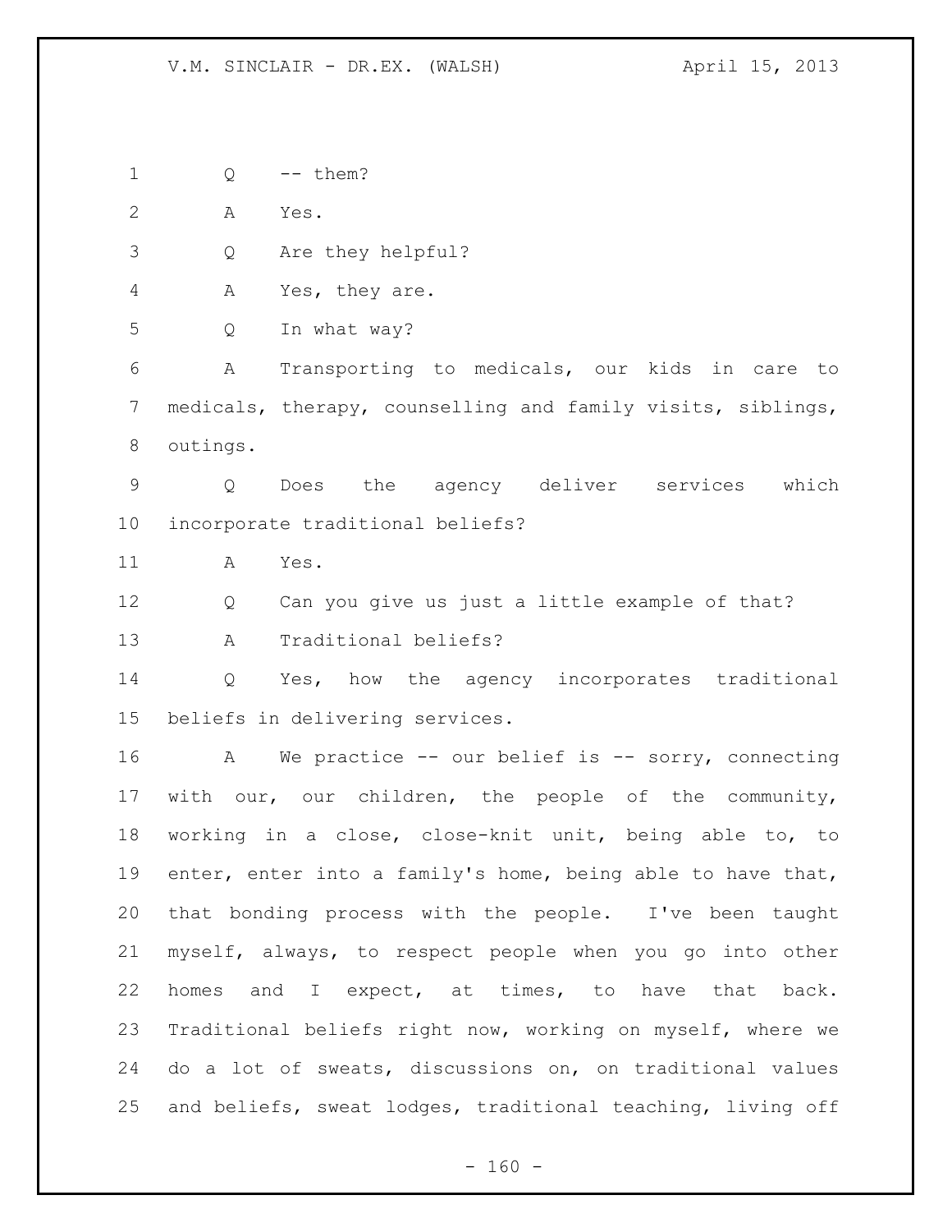Q -- them?

A Yes.

Q Are they helpful?

A Yes, they are.

Q In what way?

A Transporting to medicals, our kids in care to medicals, therapy, counselling and family visits, siblings, outings.

Q Does the agency deliver services which incorporate traditional beliefs?

A Yes.

Q Can you give us just a little example of that?

A Traditional beliefs?

Q Yes, how the agency incorporates traditional beliefs in delivering services.

A We practice -- our belief is -- sorry, connecting with our, our children, the people of the community, working in a close, close-knit unit, being able to, to enter, enter into a family's home, being able to have that, that bonding process with the people. I've been taught myself, always, to respect people when you go into other homes and I expect, at times, to have that back. Traditional beliefs right now, working on myself, where we do a lot of sweats, discussions on, on traditional values and beliefs, sweat lodges, traditional teaching, living off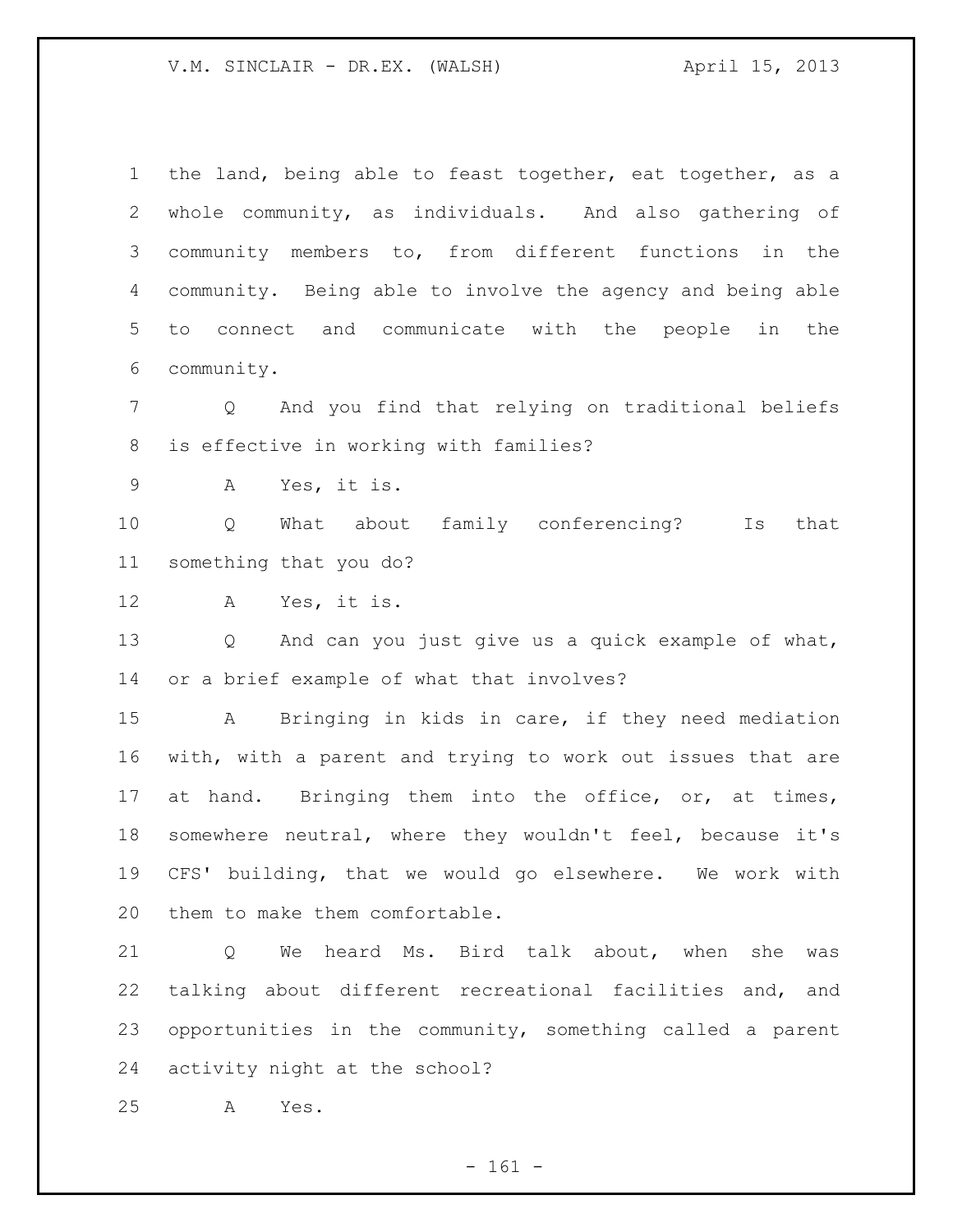the land, being able to feast together, eat together, as a whole community, as individuals. And also gathering of community members to, from different functions in the community. Being able to involve the agency and being able to connect and communicate with the people in the community.

Q And you find that relying on traditional beliefs is effective in working with families?

A Yes, it is.

Q What about family conferencing? Is that something that you do?

A Yes, it is.

Q And can you just give us a quick example of what, or a brief example of what that involves?

A Bringing in kids in care, if they need mediation with, with a parent and trying to work out issues that are at hand. Bringing them into the office, or, at times, somewhere neutral, where they wouldn't feel, because it's CFS' building, that we would go elsewhere. We work with them to make them comfortable.

Q We heard Ms. Bird talk about, when she was talking about different recreational facilities and, and opportunities in the community, something called a parent activity night at the school?

A Yes.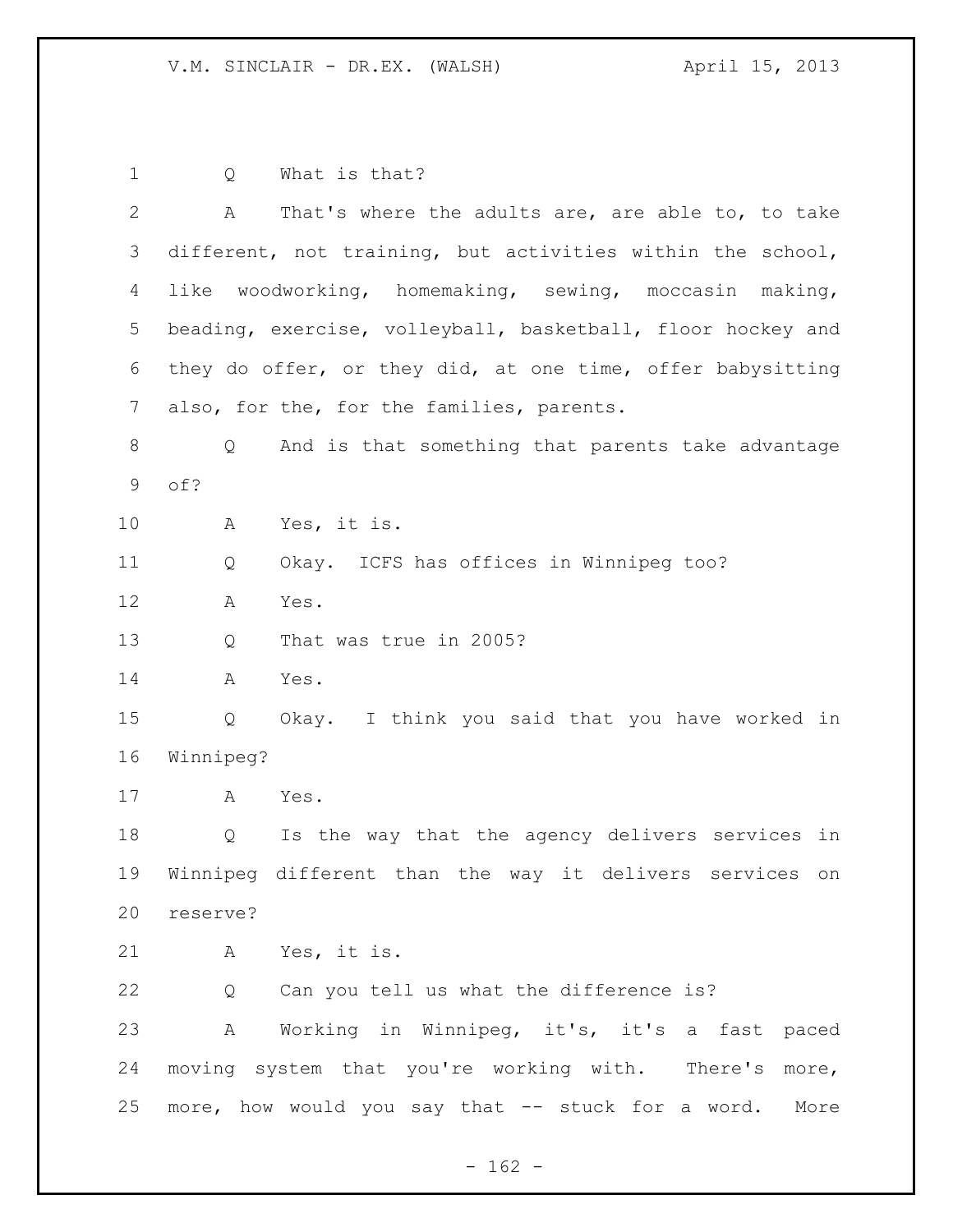Q What is that?

A That's where the adults are, are able to, to take different, not training, but activities within the school, like woodworking, homemaking, sewing, moccasin making, beading, exercise, volleyball, basketball, floor hockey and they do offer, or they did, at one time, offer babysitting also, for the, for the families, parents.

Q And is that something that parents take advantage of?

A Yes, it is.

Q Okay. ICFS has offices in Winnipeg too?

A Yes.

Q That was true in 2005?

A Yes.

Q Okay. I think you said that you have worked in Winnipeg?

A Yes.

Q Is the way that the agency delivers services in Winnipeg different than the way it delivers services on reserve?

A Yes, it is.

Q Can you tell us what the difference is?

A Working in Winnipeg, it's, it's a fast paced moving system that you're working with. There's more, more, how would you say that -- stuck for a word. More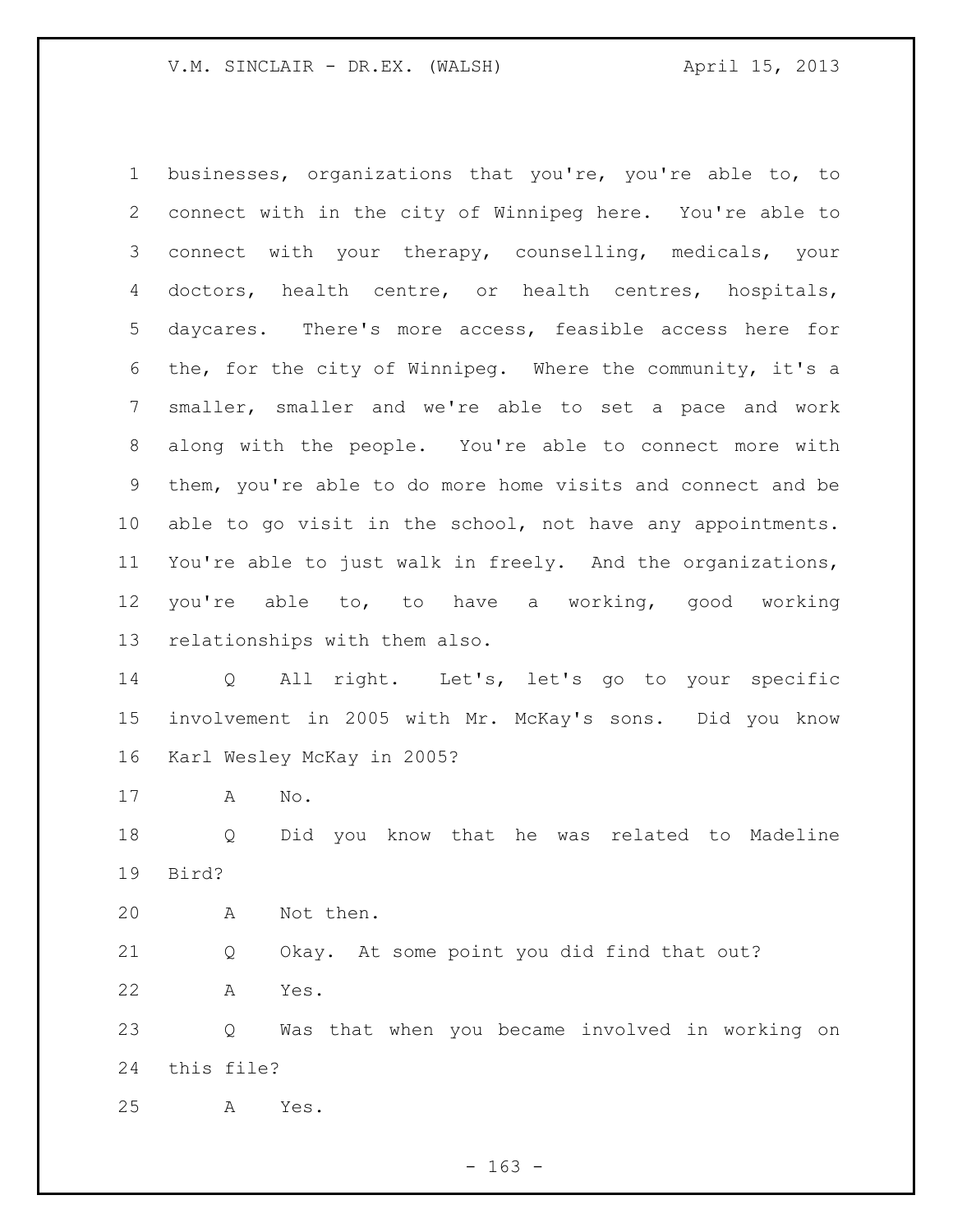businesses, organizations that you're, you're able to, to connect with in the city of Winnipeg here. You're able to connect with your therapy, counselling, medicals, your doctors, health centre, or health centres, hospitals, daycares. There's more access, feasible access here for the, for the city of Winnipeg. Where the community, it's a smaller, smaller and we're able to set a pace and work along with the people. You're able to connect more with them, you're able to do more home visits and connect and be able to go visit in the school, not have any appointments. You're able to just walk in freely. And the organizations, you're able to, to have a working, good working relationships with them also.

Q All right. Let's, let's go to your specific involvement in 2005 with Mr. McKay's sons. Did you know Karl Wesley McKay in 2005?

A No.

Q Did you know that he was related to Madeline Bird?

A Not then.

Q Okay. At some point you did find that out?

A Yes.

Q Was that when you became involved in working on this file?

A Yes.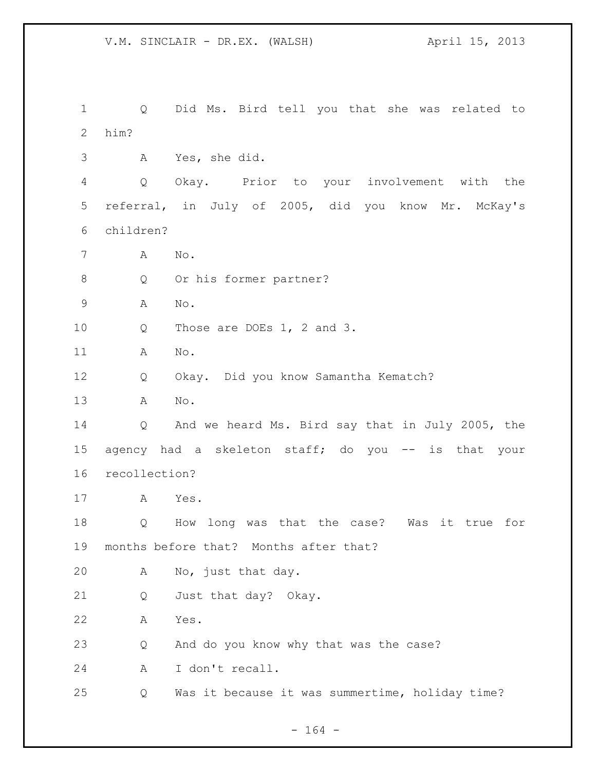Q Did Ms. Bird tell you that she was related to him?

A Yes, she did.

Q Okay. Prior to your involvement with the referral, in July of 2005, did you know Mr. McKay's children?

A No.

Q Or his former partner?

A No.

Q Those are DOEs 1, 2 and 3.

A No.

Q Okay. Did you know Samantha Kematch?

A No.

Q And we heard Ms. Bird say that in July 2005, the agency had a skeleton staff; do you -- is that your recollection?

A Yes.

Q How long was that the case? Was it true for months before that? Months after that?

A No, just that day.

Q Just that day? Okay.

A Yes.

Q And do you know why that was the case?

A I don't recall.

Q Was it because it was summertime, holiday time?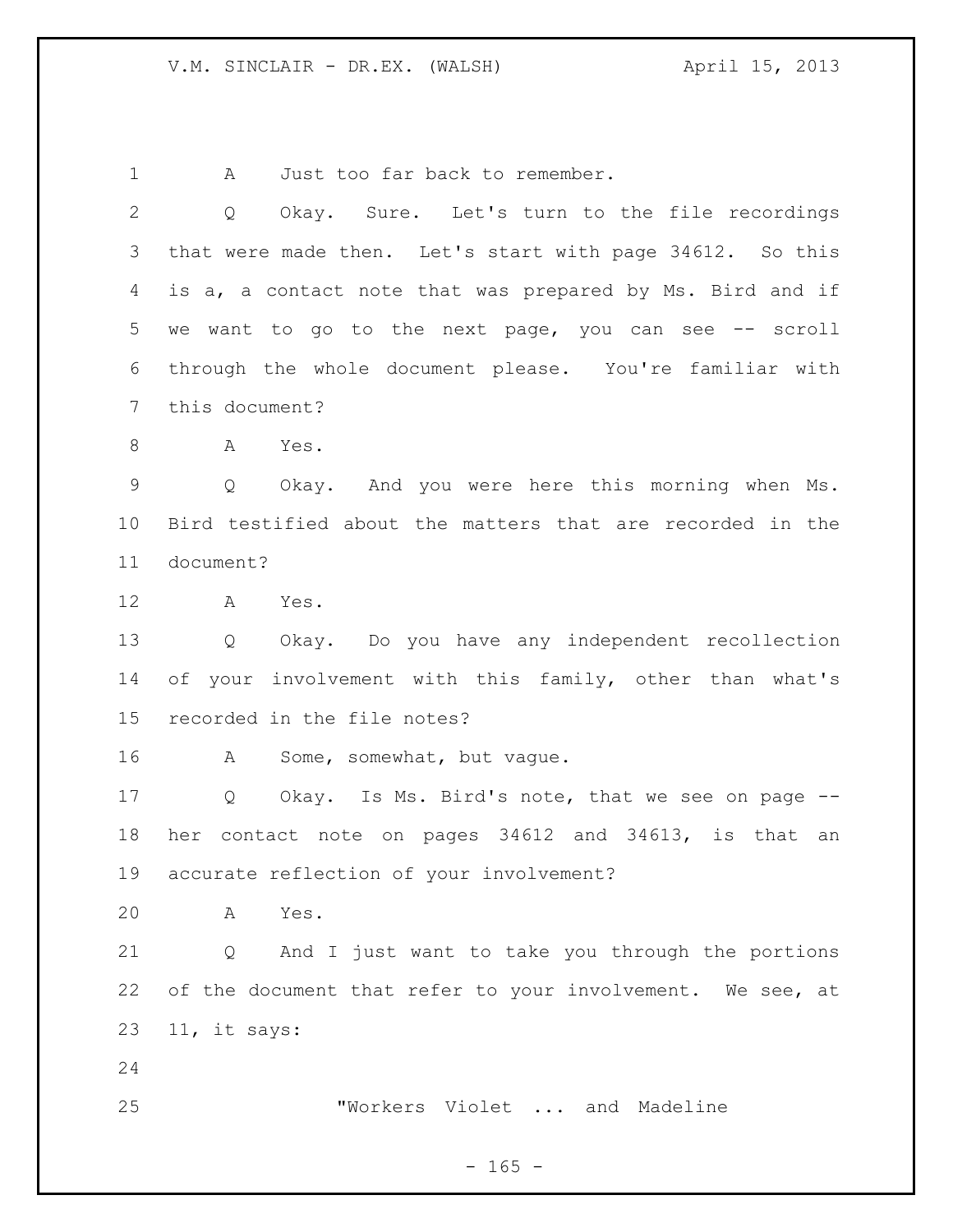A Just too far back to remember.

Q Okay. Sure. Let's turn to the file recordings that were made then. Let's start with page 34612. So this is a, a contact note that was prepared by Ms. Bird and if we want to go to the next page, you can see -- scroll through the whole document please. You're familiar with this document?

A Yes.

Q Okay. And you were here this morning when Ms. Bird testified about the matters that are recorded in the document?

A Yes.

Q Okay. Do you have any independent recollection of your involvement with this family, other than what's recorded in the file notes?

A Some, somewhat, but vague.

Q Okay. Is Ms. Bird's note, that we see on page -- her contact note on pages 34612 and 34613, is that an accurate reflection of your involvement?

A Yes.

Q And I just want to take you through the portions of the document that refer to your involvement. We see, at 11, it says:

"Workers Violet ... and Madeline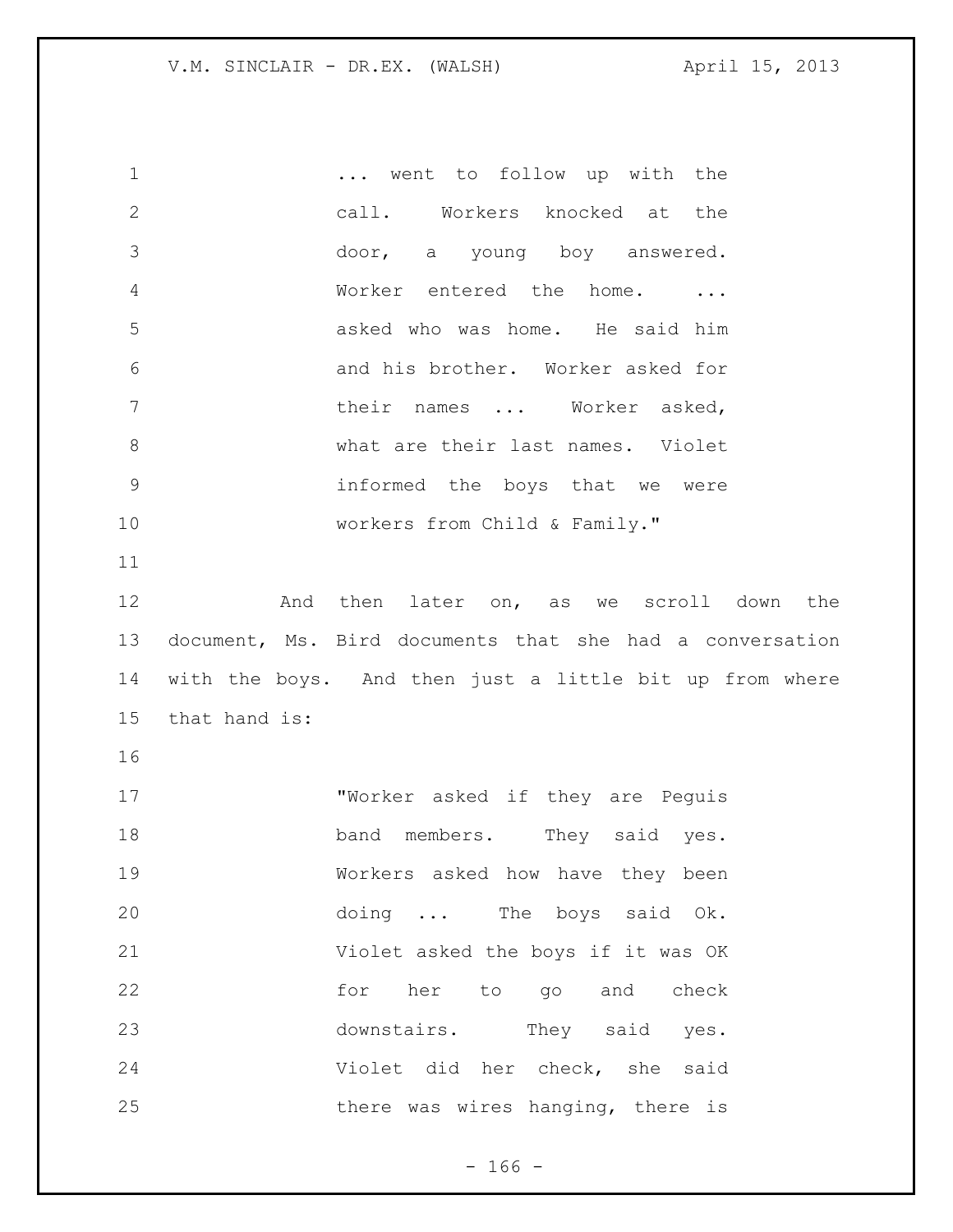> ... went to follow up with the call. Workers knocked at the door, a young boy answered. Worker entered the home. ... asked who was home. He said him and his brother. Worker asked for their names ... Worker asked, what are their last names. Violet informed the boys that we were workers from Child & Family."

And then later on, as we scroll down the document, Ms. Bird documents that she had a conversation with the boys. And then just a little bit up from where that hand is:

> "Worker asked if they are Peguis band members. They said yes. Workers asked how have they been doing ... The boys said Ok. Violet asked the boys if it was OK for her to go and check downstairs. They said yes. Violet did her check, she said there was wires hanging, there is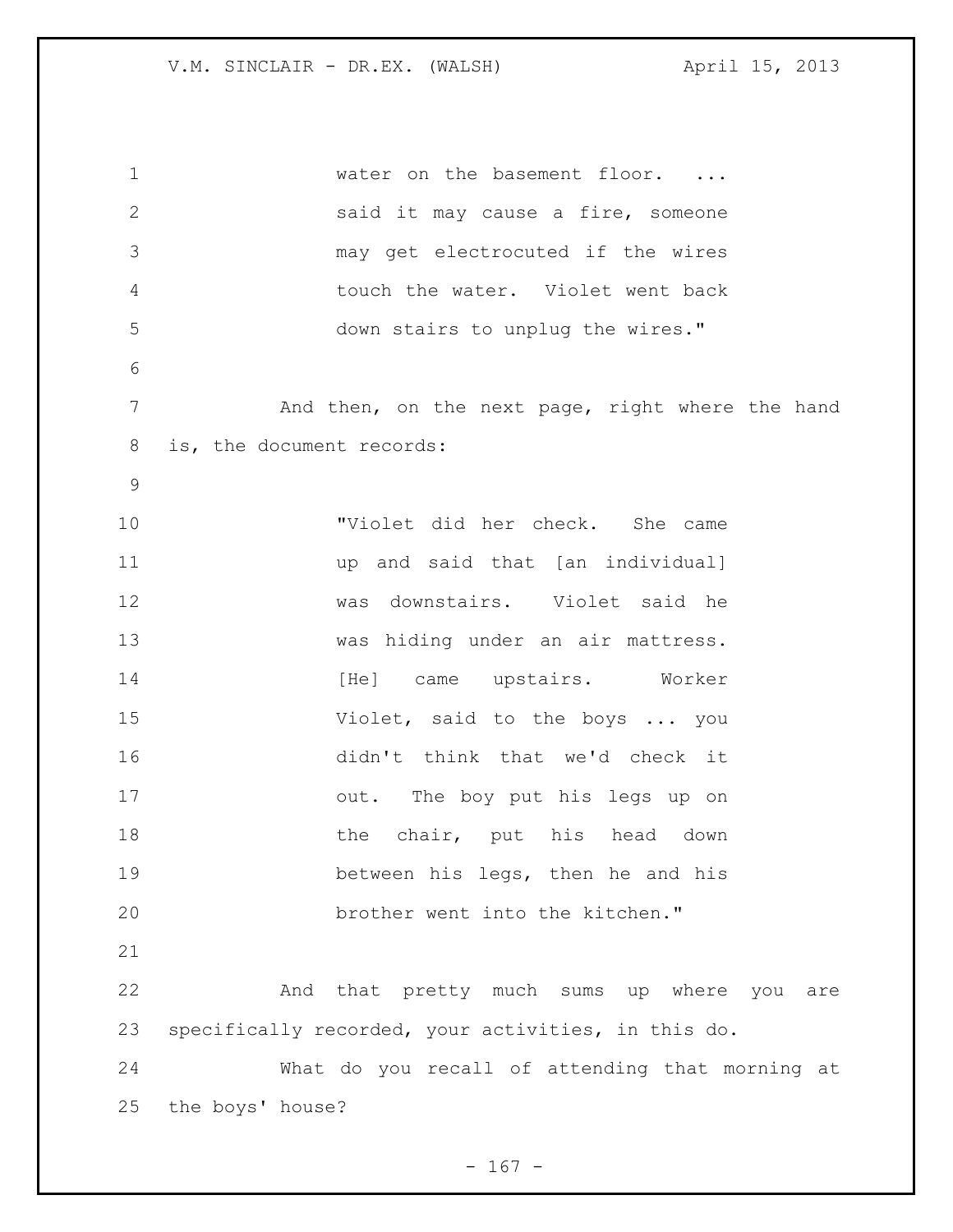water on the basement floor. ... said it may cause a fire, someone may get electrocuted if the wires touch the water. Violet went back down stairs to unplug the wires."

And then, on the next page, right where the hand is, the document records:

"Violet did her check. She came up and said that [an individual] was downstairs. Violet said he was hiding under an air mattress. [He] came upstairs. Worker Violet, said to the boys ... you didn't think that we'd check it out. The boy put his legs up on the chair, put his head down between his legs, then he and his brother went into the kitchen."

And that pretty much sums up where you are specifically recorded, your activities, in this do.

What do you recall of attending that morning at the boys' house?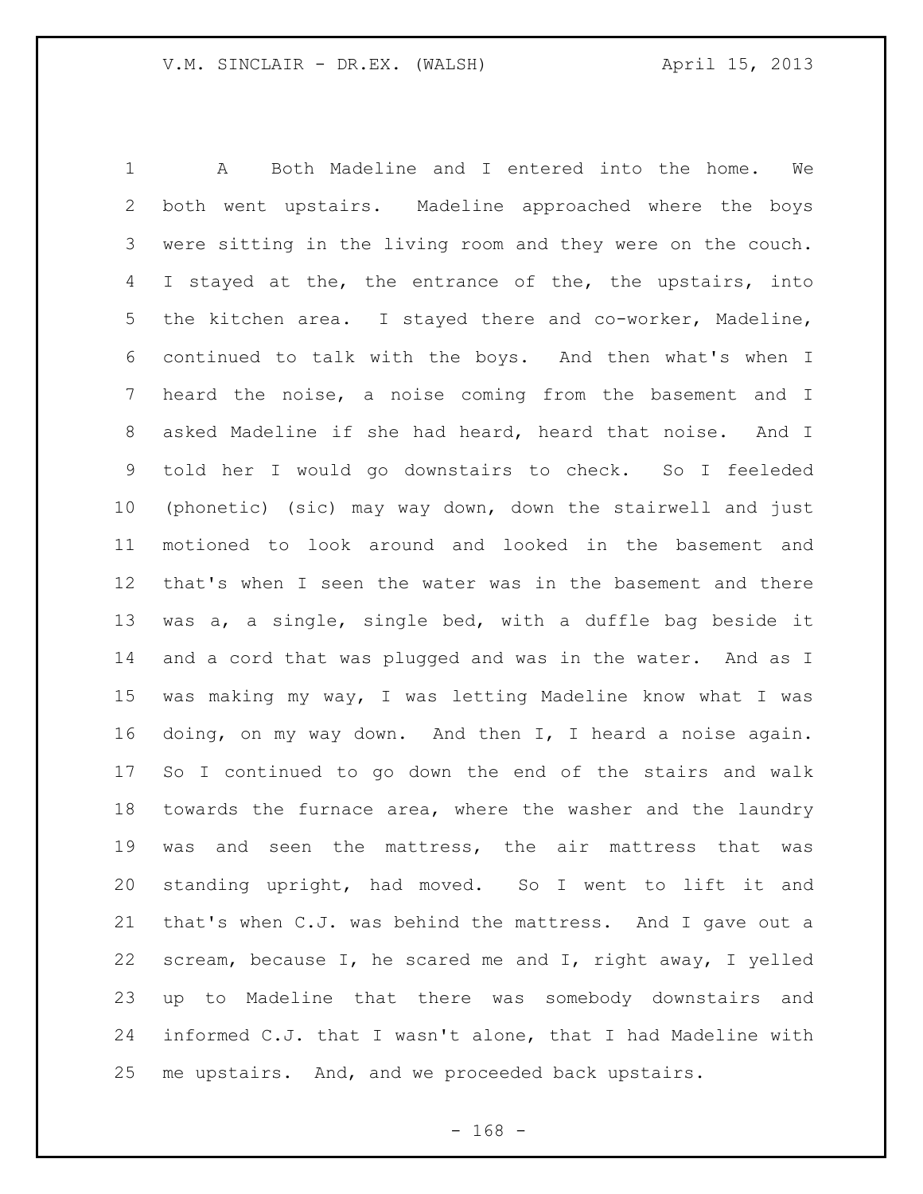A Both Madeline and I entered into the home. We both went upstairs. Madeline approached where the boys were sitting in the living room and they were on the couch. I stayed at the, the entrance of the, the upstairs, into the kitchen area. I stayed there and co-worker, Madeline, continued to talk with the boys. And then what's when I heard the noise, a noise coming from the basement and I asked Madeline if she had heard, heard that noise. And I told her I would go downstairs to check. So I feeleded (phonetic) (sic) may way down, down the stairwell and just motioned to look around and looked in the basement and that's when I seen the water was in the basement and there was a, a single, single bed, with a duffle bag beside it and a cord that was plugged and was in the water. And as I was making my way, I was letting Madeline know what I was doing, on my way down. And then I, I heard a noise again. So I continued to go down the end of the stairs and walk towards the furnace area, where the washer and the laundry was and seen the mattress, the air mattress that was standing upright, had moved. So I went to lift it and that's when C.J. was behind the mattress. And I gave out a scream, because I, he scared me and I, right away, I yelled up to Madeline that there was somebody downstairs and informed C.J. that I wasn't alone, that I had Madeline with me upstairs. And, and we proceeded back upstairs.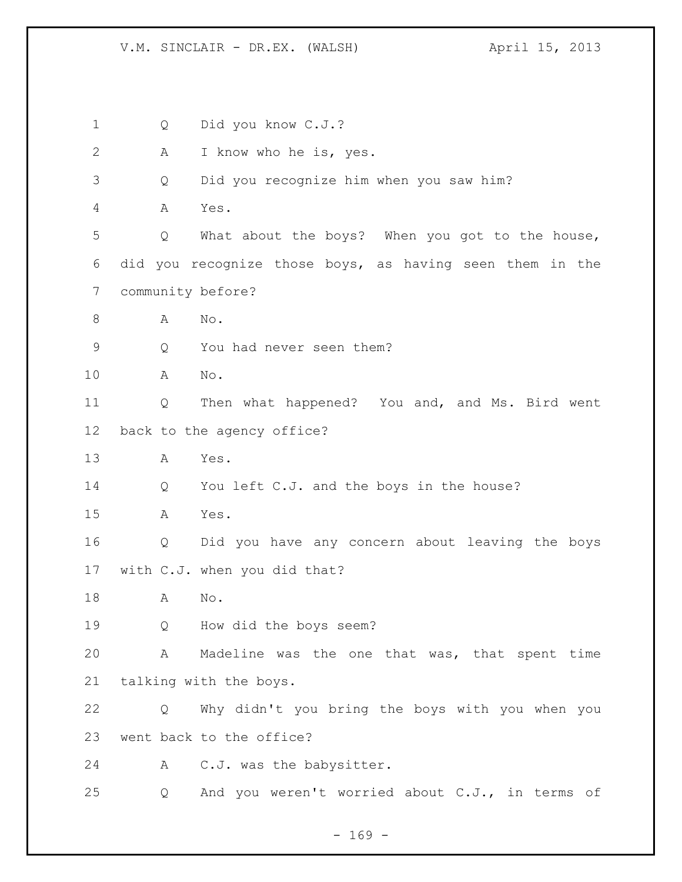Q Did you know C.J.?

A I know who he is, yes.

Q Did you recognize him when you saw him?

A Yes.

Q What about the boys? When you got to the house, did you recognize those boys, as having seen them in the community before?

A No.

Q You had never seen them?

A No.

Q Then what happened? You and, and Ms. Bird went back to the agency office?

A Yes.

Q You left C.J. and the boys in the house?

A Yes.

Q Did you have any concern about leaving the boys with C.J. when you did that?

A No.

Q How did the boys seem?

A Madeline was the one that was, that spent time talking with the boys.

Q Why didn't you bring the boys with you when you went back to the office?

A C.J. was the babysitter.

Q And you weren't worried about C.J., in terms of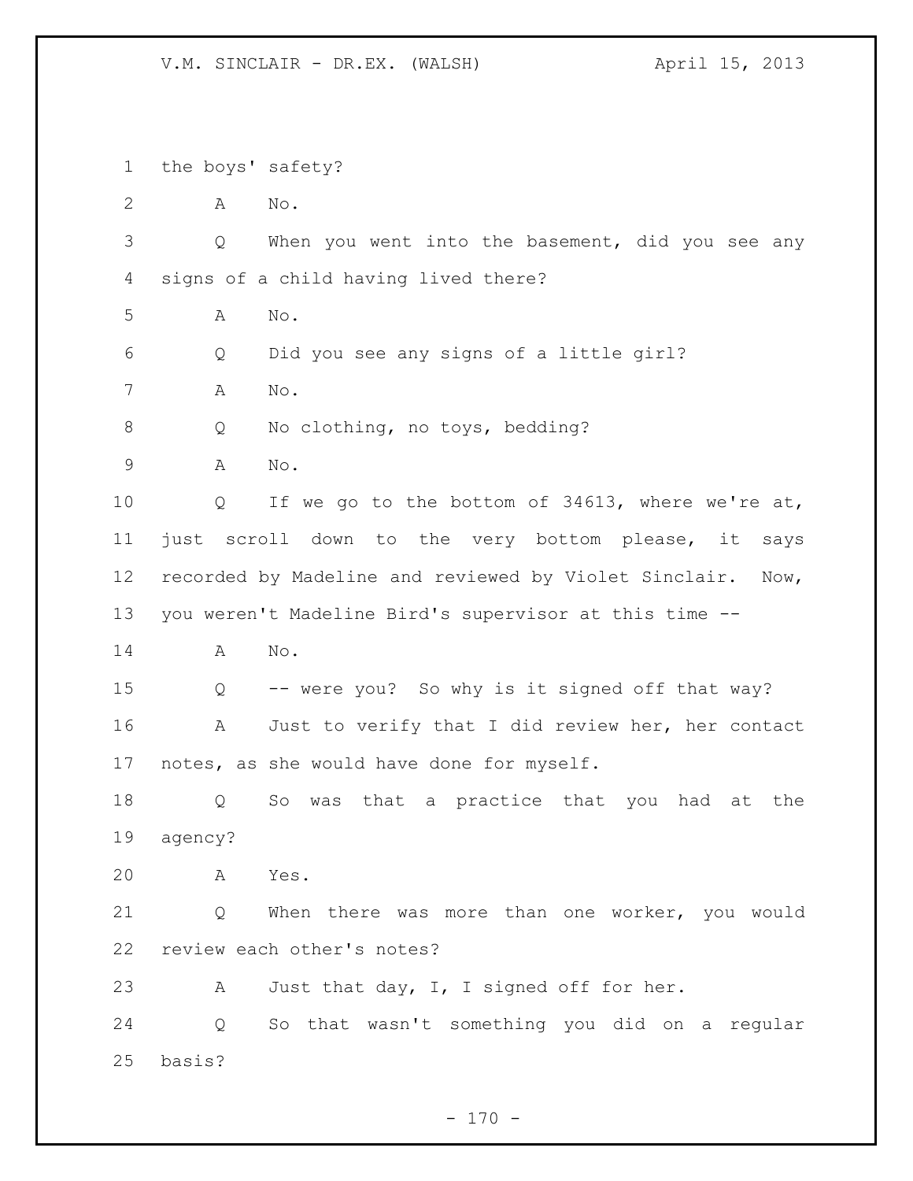1 the boys' safety?

2 A No.

3 Q When you went into the basement, did you see any

4 signs of a child having lived there?

5 A No.

6 Q Did you see any signs of a little girl?

7 A No.

8 Q No clothing, no toys, bedding?

9 A No.

10 Q If we go to the bottom of 34613, where we're at,

11 just scroll down to the very bottom please, it says

12 recorded by Madeline and reviewed by Violet Sinclair. Now,

13 you weren't Madeline Bird's supervisor at this time --

14 A No.

15 Q -- were you? So why is it signed off that way?

16 A Just to verify that I did review her, her contact

17 notes, as she would have done for myself.

18 Q So was that a practice that you had at the

19 agency?

20 A Yes.

21 Q When there was more than one worker, you would

22 review each other's notes?

23 A Just that day, I, I signed off for her.

24 Q So that wasn't something you did on a regular

25 basis?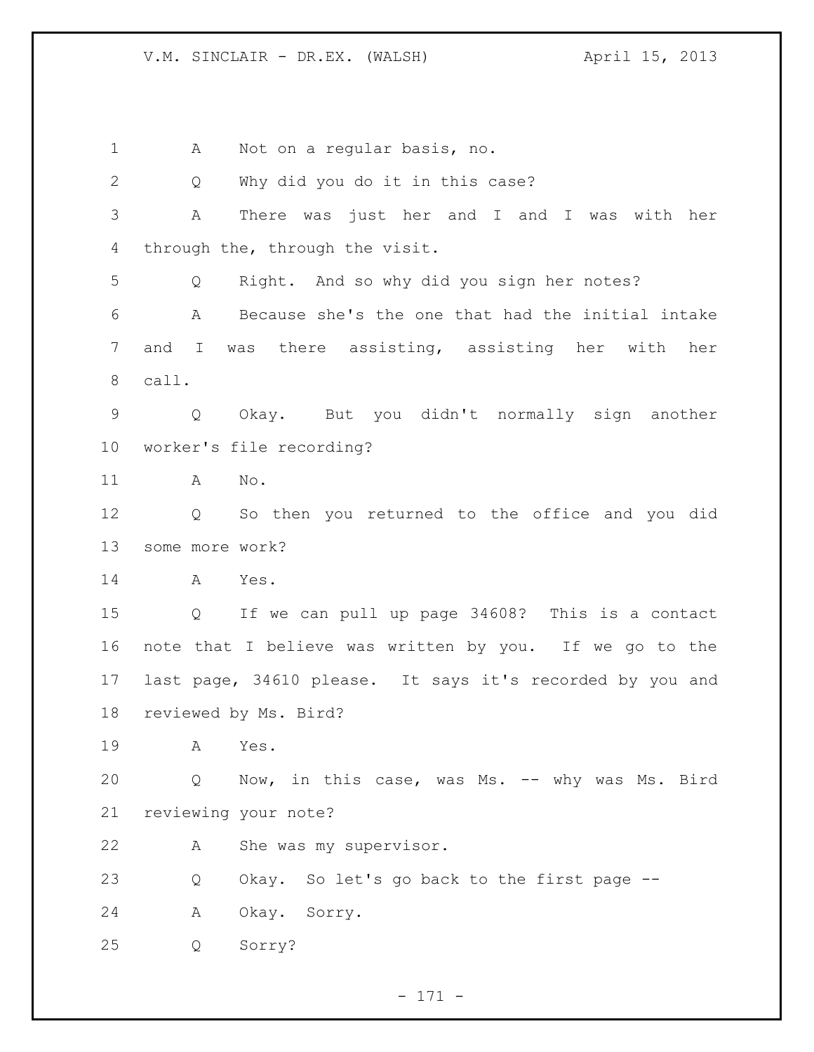A Not on a regular basis, no.

Q Why did you do it in this case?

A There was just her and I and I was with her through the, through the visit.

Q Right. And so why did you sign her notes?

A Because she's the one that had the initial intake and I was there assisting, assisting her with her call.

Q Okay. But you didn't normally sign another worker's file recording?

A No.

Q So then you returned to the office and you did some more work?

A Yes.

Q If we can pull up page 34608? This is a contact note that I believe was written by you. If we go to the last page, 34610 please. It says it's recorded by you and reviewed by Ms. Bird?

A Yes.

Q Now, in this case, was Ms. -- why was Ms. Bird reviewing your note?

A She was my supervisor.

Q Okay. So let's go back to the first page --

A Okay. Sorry.

Q Sorry?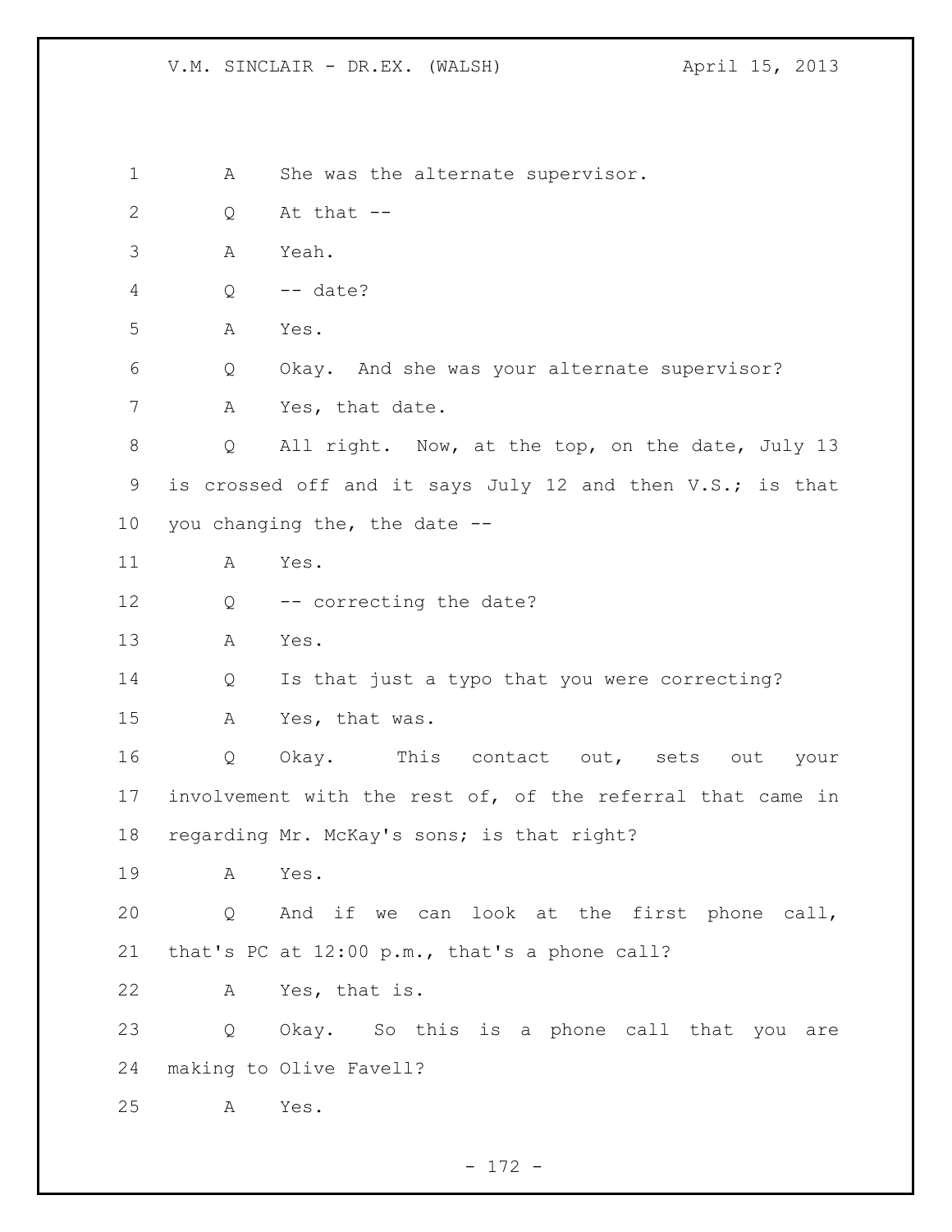1 A She was the alternate supervisor.

2 Q At that --

3 A Yeah.

4 Q -- date?

5 A Yes.

6 Q Okay. And she was your alternate supervisor?

7 A Yes, that date.

8 Q All right. Now, at the top, on the date, July 13

9 is crossed off and it says July 12 and then V.S.; is that

10 you changing the, the date --

11 A Yes.

12 Q -- correcting the date?

13 A Yes.

14 Q Is that just a typo that you were correcting?

15 A Yes, that was.

16 Q Okay. This contact out, sets out your

17 involvement with the rest of, of the referral that came in

18 regarding Mr. McKay's sons; is that right?

19 A Yes.

20 Q And if we can look at the first phone call,

21 that's PC at 12:00 p.m., that's a phone call?

22 A Yes, that is.

23 Q Okay. So this is a phone call that you are

24 making to Olive Favell?

25 A Yes.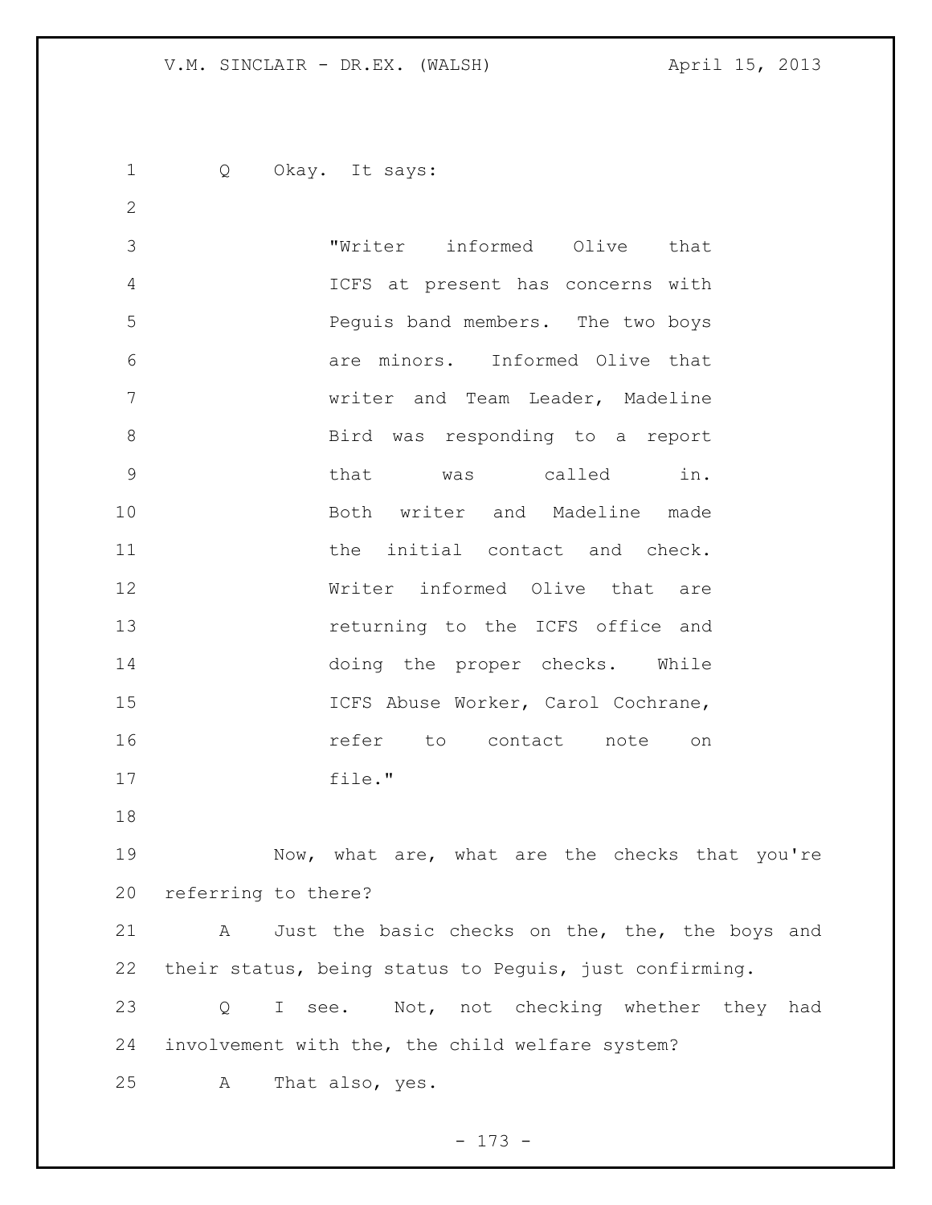Q Okay. It says:

> "Writer informed Olive that ICFS at present has concerns with Peguis band members. The two boys are minors. Informed Olive that writer and Team Leader, Madeline Bird was responding to a report that was called in. Both writer and Madeline made the initial contact and check. Writer informed Olive that are returning to the ICFS office and doing the proper checks. While ICFS Abuse Worker, Carol Cochrane, refer to contact note on file."

Now, what are, what are the checks that you're referring to there?

A Just the basic checks on the, the, the boys and their status, being status to Peguis, just confirming.

Q I see. Not, not checking whether they had involvement with the, the child welfare system?

A That also, yes.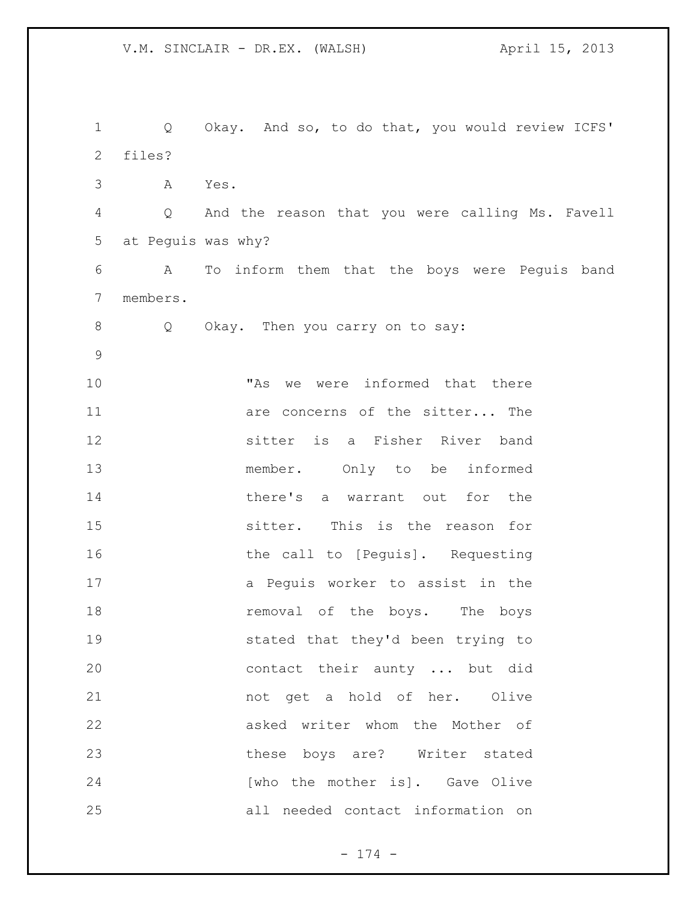Q Okay. And so, to do that, you would review ICFS' files?

A Yes.

Q And the reason that you were calling Ms. Favell at Peguis was why?

A To inform them that the boys were Peguis band members.

Q Okay. Then you carry on to say:

> "As we were informed that there are concerns of the sitter... The sitter is a Fisher River band member. Only to be informed there's a warrant out for the sitter. This is the reason for the call to [Peguis]. Requesting a Peguis worker to assist in the removal of the boys. The boys stated that they'd been trying to contact their aunty ... but did not get a hold of her. Olive asked writer whom the Mother of these boys are? Writer stated [who the mother is]. Gave Olive all needed contact information on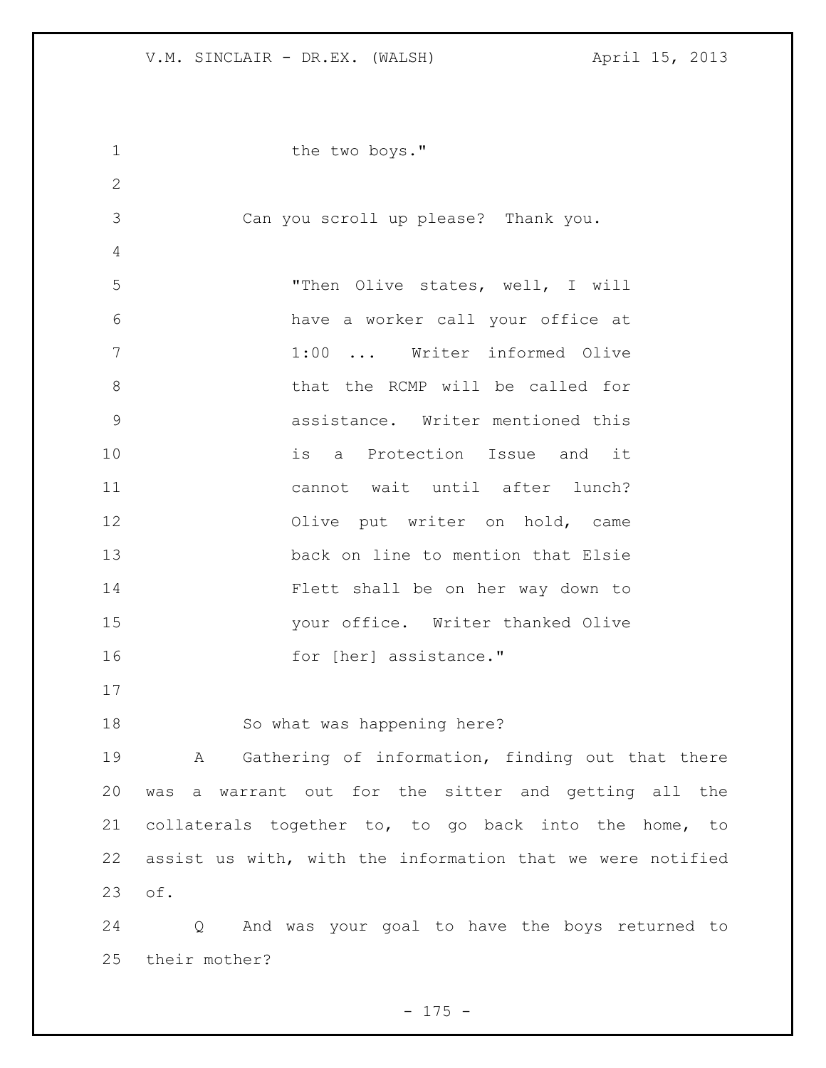the two boys."

Can you scroll up please? Thank you.

> "Then Olive states, well, I will have a worker call your office at 1:00 ... Writer informed Olive that the RCMP will be called for assistance. Writer mentioned this is a Protection Issue and it cannot wait until after lunch? Olive put writer on hold, came back on line to mention that Elsie Flett shall be on her way down to your office. Writer thanked Olive for [her] assistance."

So what was happening here?

A Gathering of information, finding out that there was a warrant out for the sitter and getting all the collaterals together to, to go back into the home, to assist us with, with the information that we were notified of.

Q And was your goal to have the boys returned to their mother?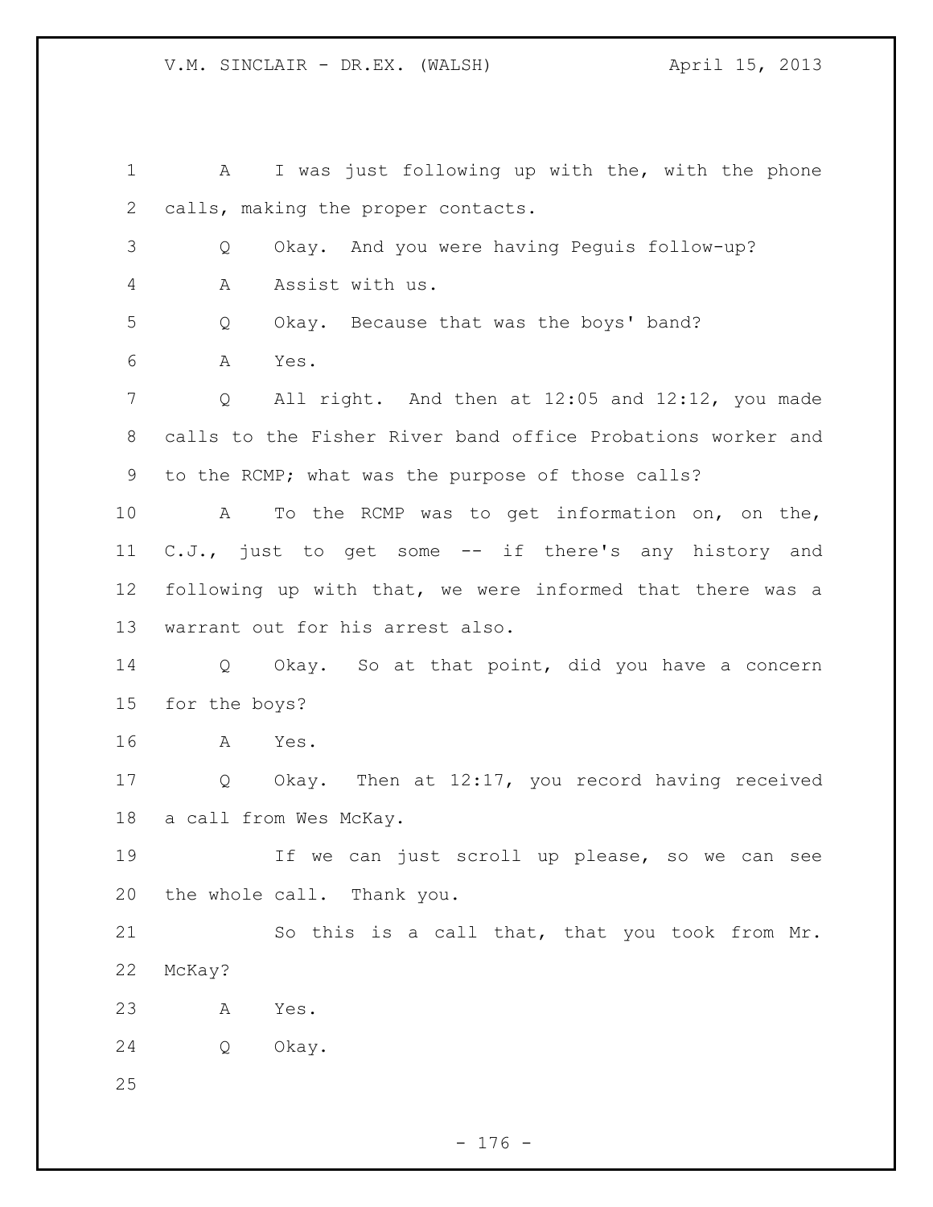A I was just following up with the, with the phone calls, making the proper contacts.

Q Okay. And you were having Peguis follow-up?

A Assist with us.

Q Okay. Because that was the boys' band?

A Yes.

Q All right. And then at 12:05 and 12:12, you made calls to the Fisher River band office Probations worker and to the RCMP; what was the purpose of those calls?

A To the RCMP was to get information on, on the, C.J., just to get some -- if there's any history and following up with that, we were informed that there was a warrant out for his arrest also.

Q Okay. So at that point, did you have a concern for the boys?

A Yes.

Q Okay. Then at 12:17, you record having received a call from Wes McKay.

If we can just scroll up please, so we can see the whole call. Thank you.

So this is a call that, that you took from Mr. McKay?

A Yes.

Q Okay.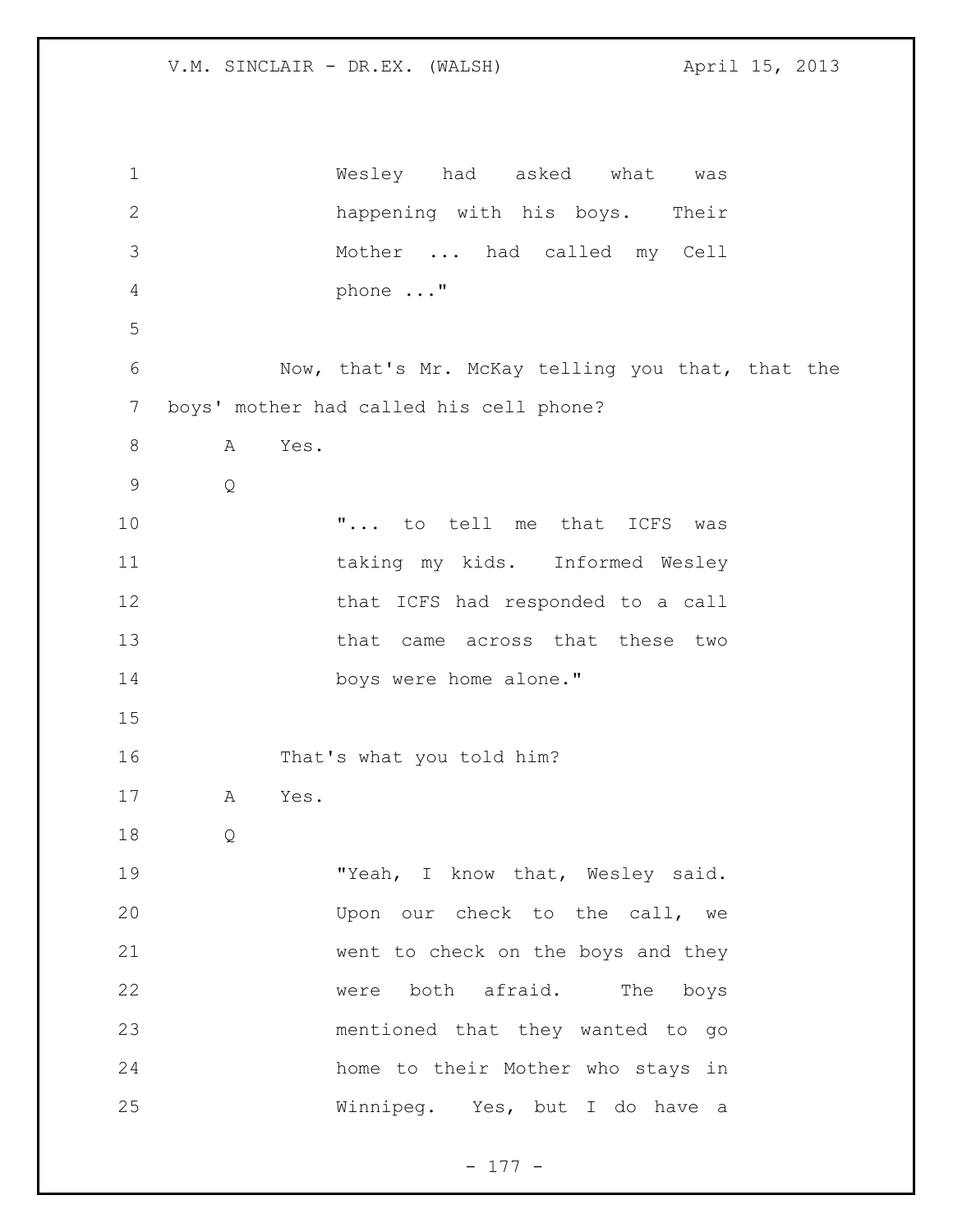Wesley had asked what was happening with his boys. Their Mother ... had called my Cell phone ..."

Now, that's Mr. McKay telling you that, that the boys' mother had called his cell phone?

A Yes.

Q

"... to tell me that ICFS was taking my kids. Informed Wesley that ICFS had responded to a call that came across that these two boys were home alone."

That's what you told him?

A Yes.

Q

"Yeah, I know that, Wesley said. Upon our check to the call, we went to check on the boys and they were both afraid. The boys mentioned that they wanted to go home to their Mother who stays in Winnipeg. Yes, but I do have a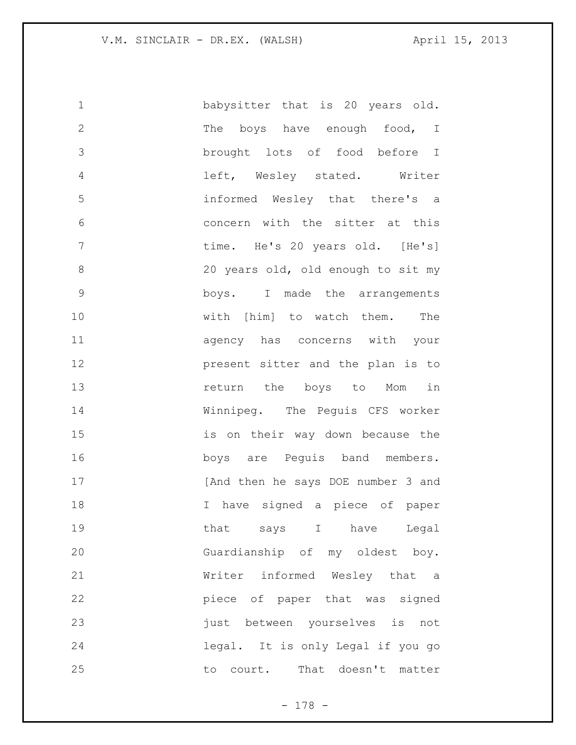babysitter that is 20 years old. The boys have enough food, I brought lots of food before I left, Wesley stated. Writer informed Wesley that there's a concern with the sitter at this time. He's 20 years old. [He's] 20 years old, old enough to sit my boys. I made the arrangements with [him] to watch them. The agency has concerns with your present sitter and the plan is to return the boys to Mom in Winnipeg. The Peguis CFS worker is on their way down because the boys are Peguis band members. [And then he says DOE number 3 and I have signed a piece of paper that says I have Legal Guardianship of my oldest boy. Writer informed Wesley that a piece of paper that was signed just between yourselves is not legal. It is only Legal if you go to court. That doesn't matter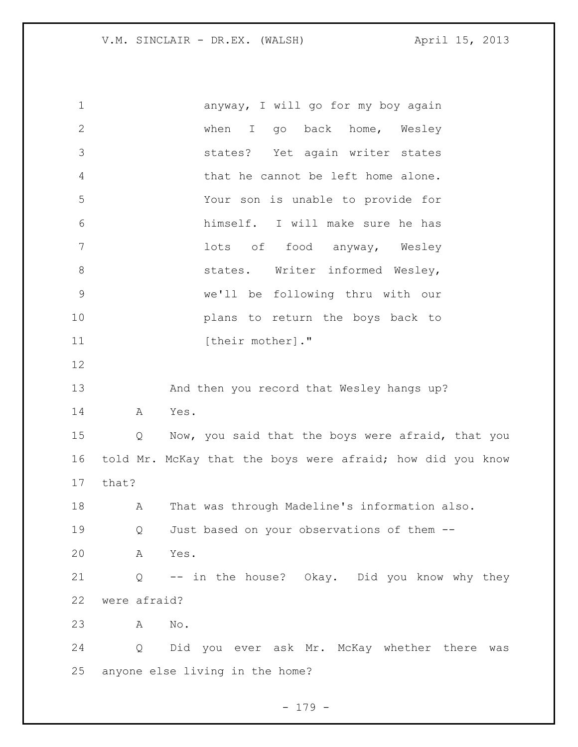anyway, I will go for my boy again when I go back home, Wesley states? Yet again writer states that he cannot be left home alone. Your son is unable to provide for himself. I will make sure he has lots of food anyway, Wesley states. Writer informed Wesley, we'll be following thru with our plans to return the boys back to [their mother]."

And then you record that Wesley hangs up?

A Yes.

Q Now, you said that the boys were afraid, that you told Mr. McKay that the boys were afraid; how did you know that?

A That was through Madeline's information also.

Q Just based on your observations of them --

A Yes.

Q -- in the house? Okay. Did you know why they were afraid?

A No.

Q Did you ever ask Mr. McKay whether there was anyone else living in the home?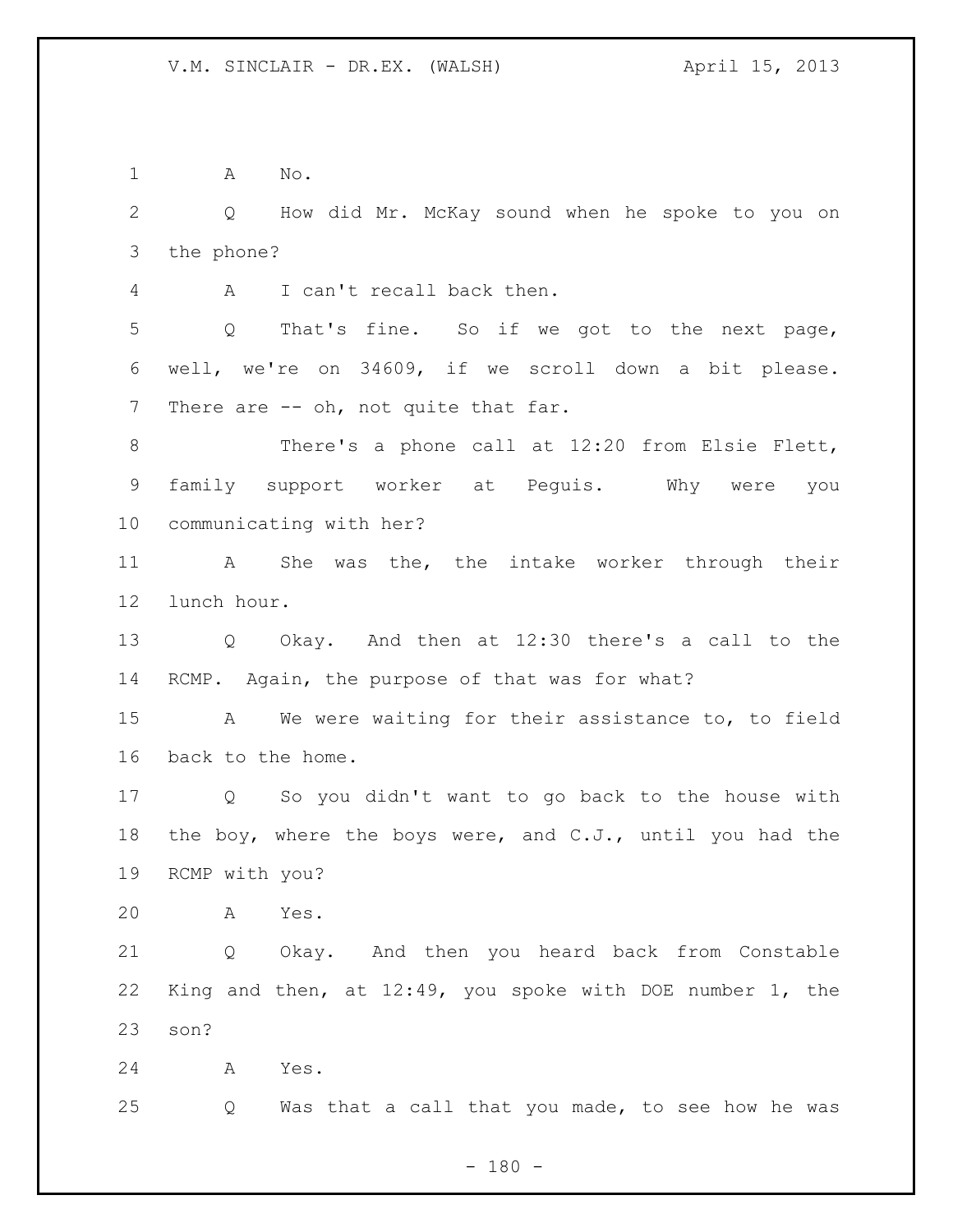A No.

Q How did Mr. McKay sound when he spoke to you on the phone?

A I can't recall back then.

Q That's fine. So if we got to the next page, well, we're on 34609, if we scroll down a bit please. There are -- oh, not quite that far.

There's a phone call at 12:20 from Elsie Flett, family support worker at Peguis. Why were you communicating with her?

A She was the, the intake worker through their lunch hour.

Q Okay. And then at 12:30 there's a call to the RCMP. Again, the purpose of that was for what?

A We were waiting for their assistance to, to field back to the home.

Q So you didn't want to go back to the house with the boy, where the boys were, and C.J., until you had the RCMP with you?

A Yes.

Q Okay. And then you heard back from Constable King and then, at 12:49, you spoke with DOE number 1, the son?

A Yes.

Q Was that a call that you made, to see how he was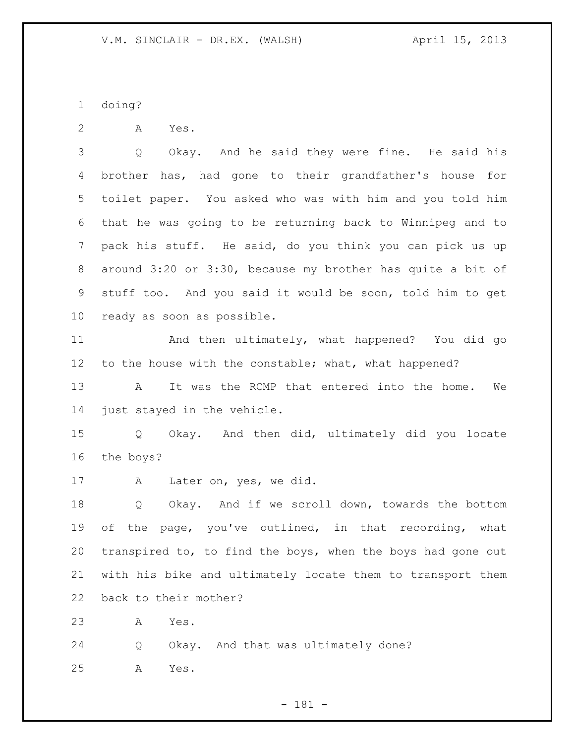doing?

A Yes.

Q Okay. And he said they were fine. He said his brother has, had gone to their grandfather's house for toilet paper. You asked who was with him and you told him that he was going to be returning back to Winnipeg and to pack his stuff. He said, do you think you can pick us up around 3:20 or 3:30, because my brother has quite a bit of stuff too. And you said it would be soon, told him to get ready as soon as possible.

And then ultimately, what happened? You did go to the house with the constable; what, what happened?

A It was the RCMP that entered into the home. We just stayed in the vehicle.

Q Okay. And then did, ultimately did you locate the boys?

A Later on, yes, we did.

Q Okay. And if we scroll down, towards the bottom of the page, you've outlined, in that recording, what transpired to, to find the boys, when the boys had gone out with his bike and ultimately locate them to transport them back to their mother?

A Yes.

Q Okay. And that was ultimately done?

A Yes.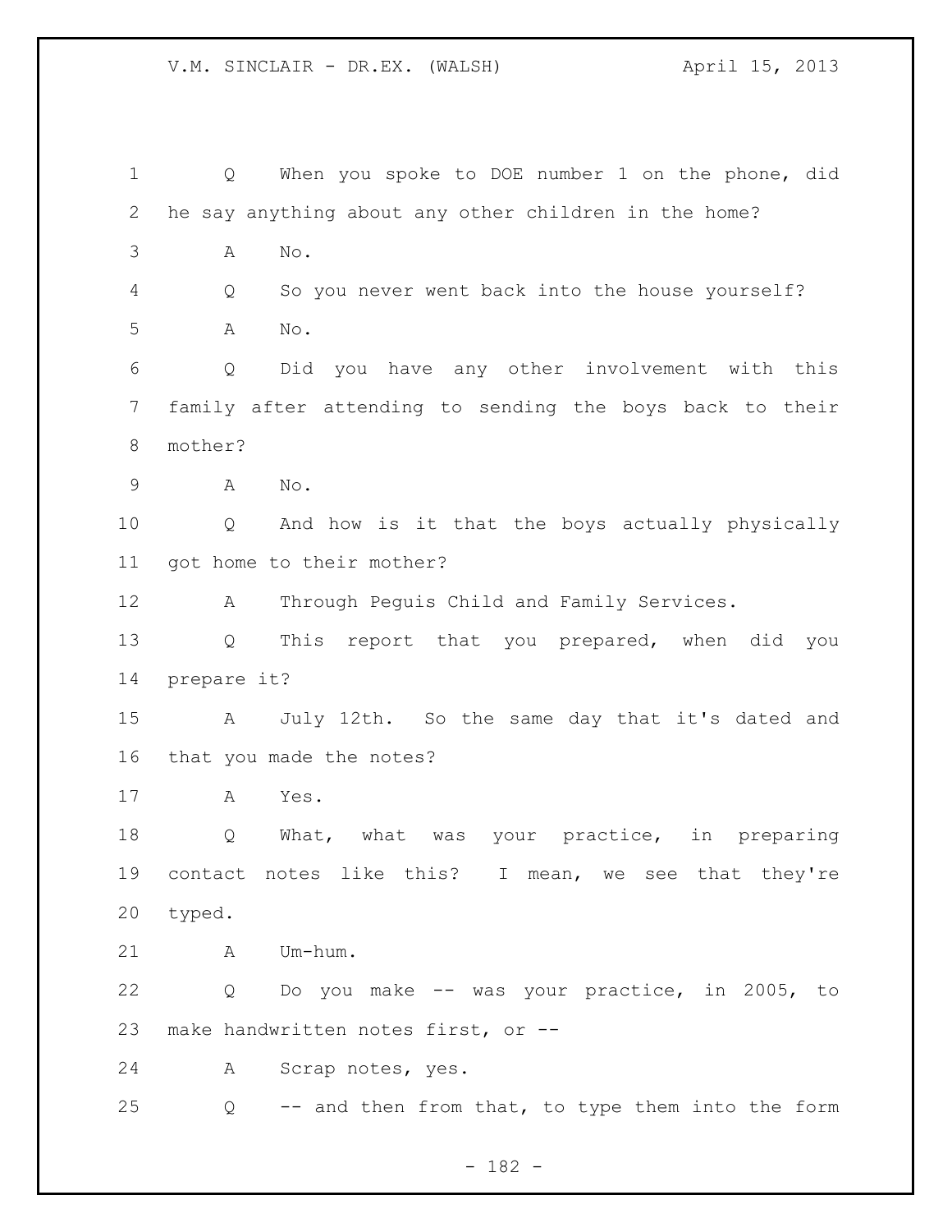Q When you spoke to DOE number 1 on the phone, did he say anything about any other children in the home?

A No.

Q So you never went back into the house yourself?

A No.

Q Did you have any other involvement with this family after attending to sending the boys back to their mother?

A No.

Q And how is it that the boys actually physically got home to their mother?

A Through Peguis Child and Family Services.

Q This report that you prepared, when did you prepare it?

A July 12th. So the same day that it's dated and that you made the notes?

A Yes.

Q What, what was your practice, in preparing contact notes like this? I mean, we see that they're typed.

A Um-hum.

Q Do you make -- was your practice, in 2005, to make handwritten notes first, or --

A Scrap notes, yes.

Q -- and then from that, to type them into the form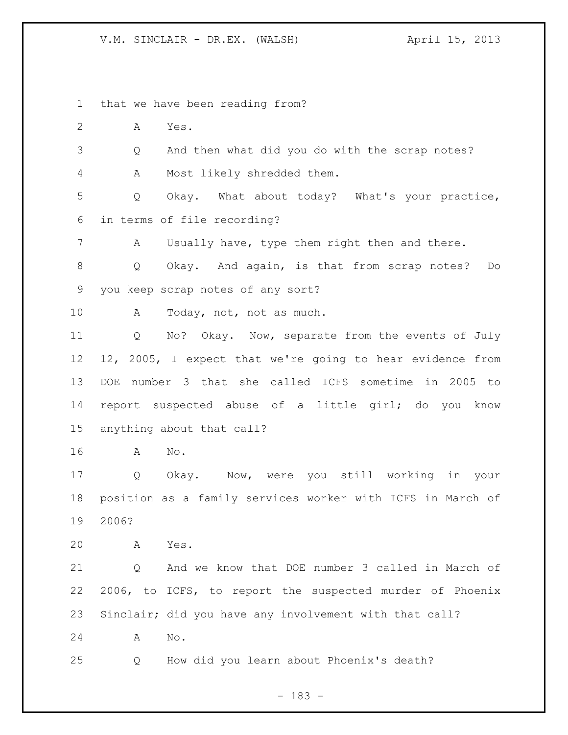that we have been reading from?

A Yes.

Q And then what did you do with the scrap notes?

A Most likely shredded them.

Q Okay. What about today? What's your practice, in terms of file recording?

A Usually have, type them right then and there.

Q Okay. And again, is that from scrap notes? Do you keep scrap notes of any sort?

A Today, not, not as much.

Q No? Okay. Now, separate from the events of July 12, 2005, I expect that we're going to hear evidence from DOE number 3 that she called ICFS sometime in 2005 to report suspected abuse of a little girl; do you know anything about that call?

A No.

Q Okay. Now, were you still working in your position as a family services worker with ICFS in March of 2006?

A Yes.

Q And we know that DOE number 3 called in March of 2006, to ICFS, to report the suspected murder of Phoenix Sinclair; did you have any involvement with that call?

A No.

Q How did you learn about Phoenix's death?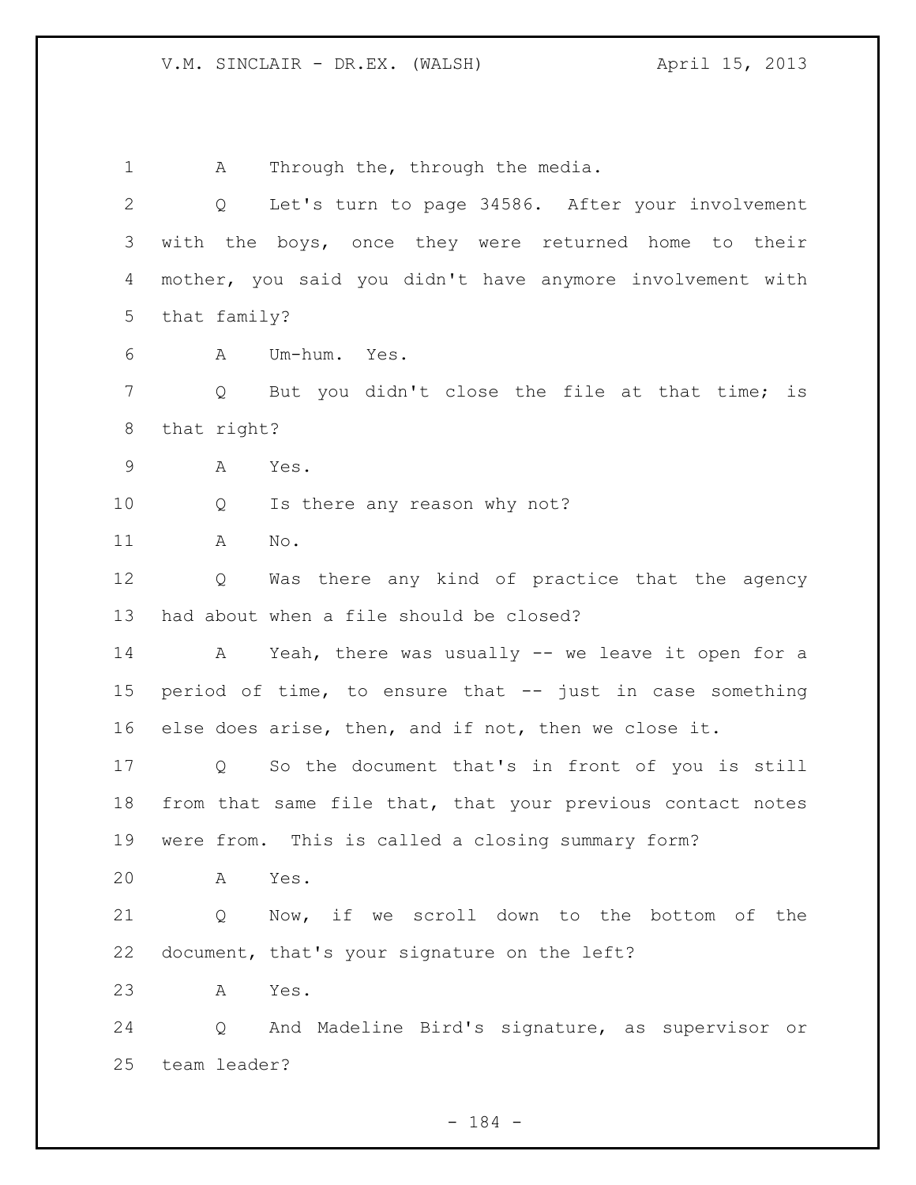A Through the, through the media.

Q Let's turn to page 34586. After your involvement with the boys, once they were returned home to their mother, you said you didn't have anymore involvement with that family?

A Um-hum. Yes.

Q But you didn't close the file at that time; is that right?

A Yes.

Q Is there any reason why not?

A No.

Q Was there any kind of practice that the agency had about when a file should be closed?

A Yeah, there was usually -- we leave it open for a period of time, to ensure that -- just in case something else does arise, then, and if not, then we close it.

Q So the document that's in front of you is still from that same file that, that your previous contact notes were from. This is called a closing summary form?

A Yes.

Q Now, if we scroll down to the bottom of the document, that's your signature on the left?

A Yes.

Q And Madeline Bird's signature, as supervisor or team leader?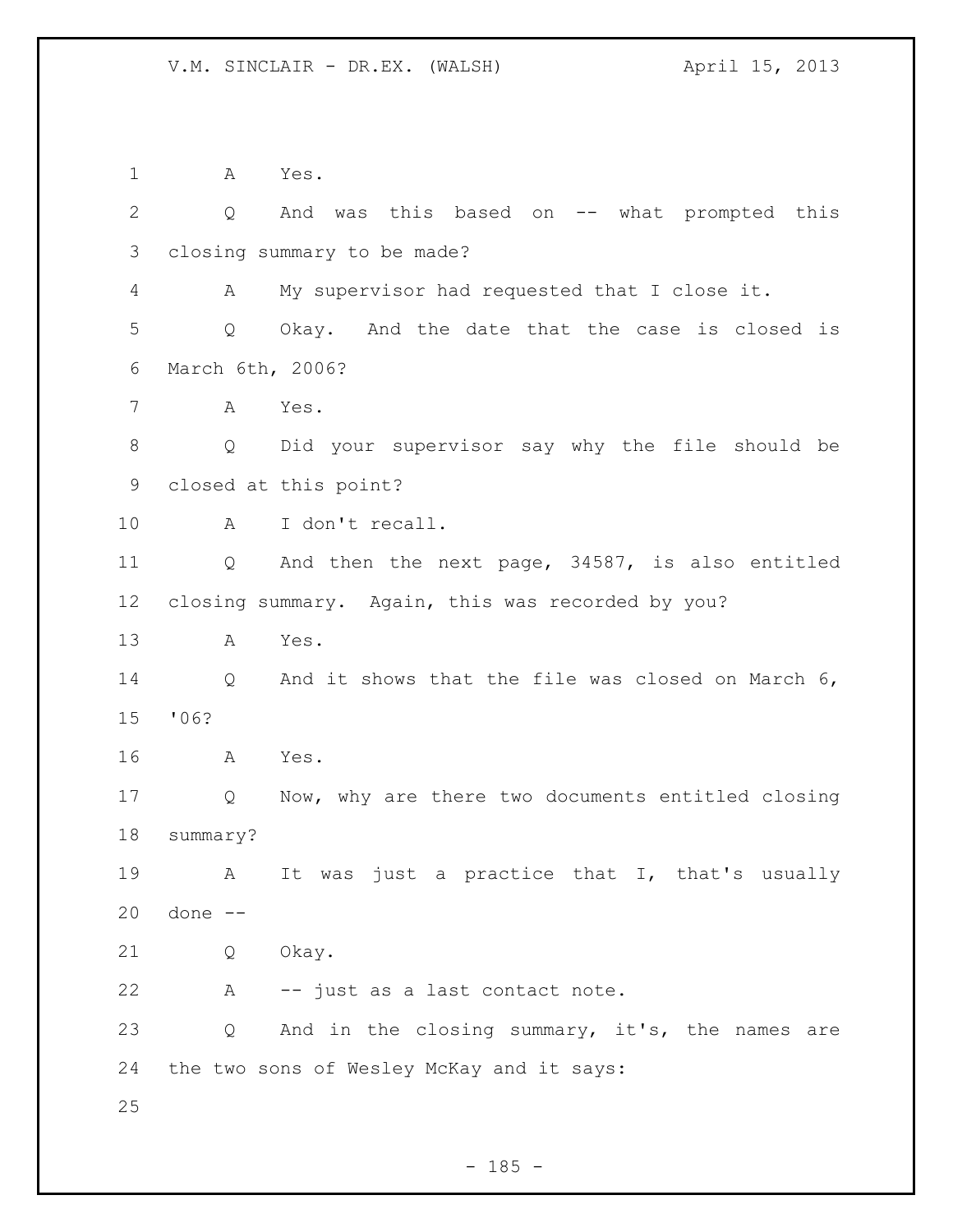A Yes.

Q And was this based on -- what prompted this closing summary to be made?

A My supervisor had requested that I close it.

Q Okay. And the date that the case is closed is March 6th, 2006?

A Yes.

Q Did your supervisor say why the file should be closed at this point?

A I don't recall.

Q And then the next page, 34587, is also entitled closing summary. Again, this was recorded by you?

A Yes.

Q And it shows that the file was closed on March 6, '06?

A Yes.

Q Now, why are there two documents entitled closing summary?

A It was just a practice that I, that's usually done --

Q Okay.

A -- just as a last contact note.

Q And in the closing summary, it's, the names are the two sons of Wesley McKay and it says: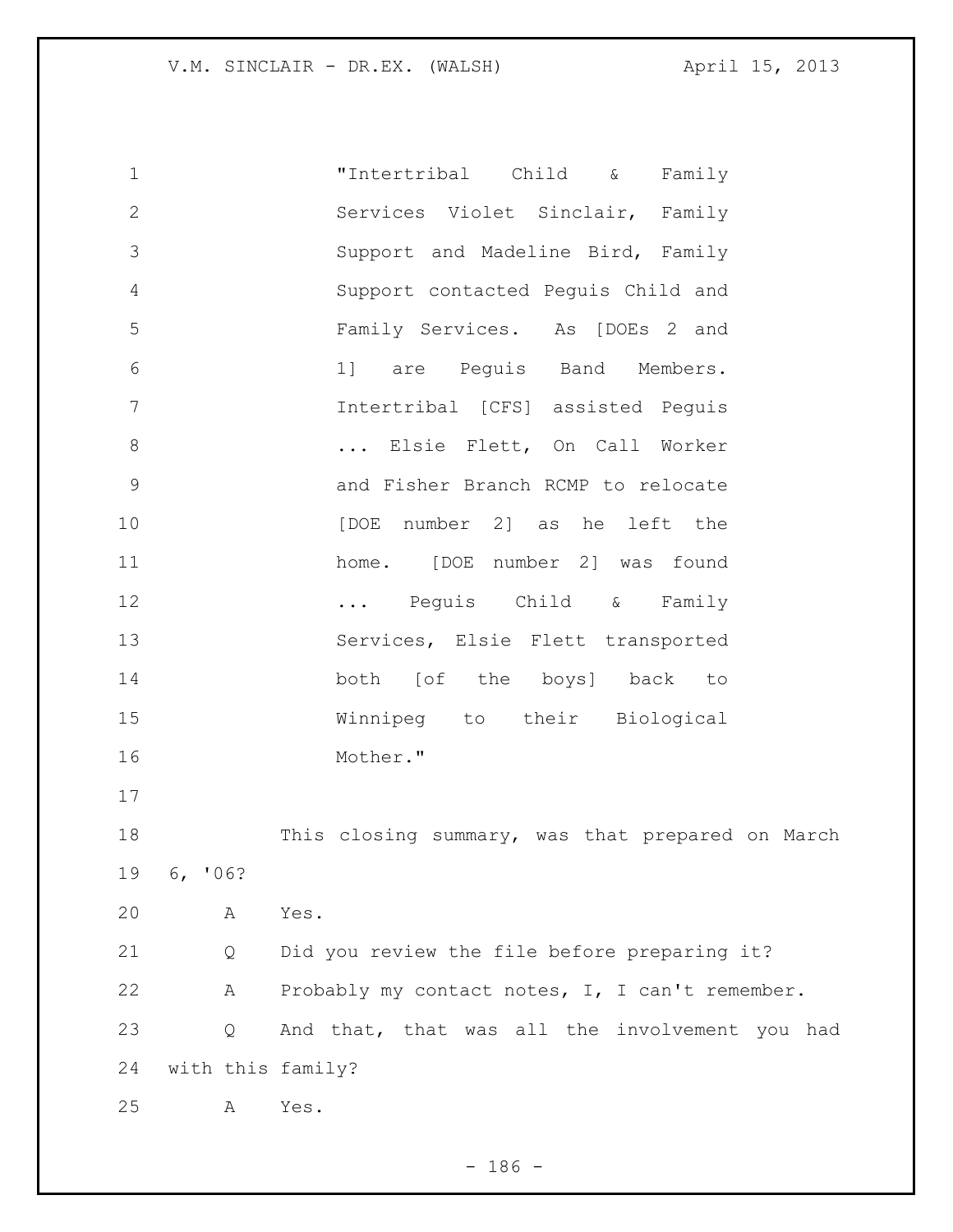"Intertribal Child & Family Services Violet Sinclair, Family Support and Madeline Bird, Family Support contacted Peguis Child and Family Services. As [DOEs 2 and 1] are Peguis Band Members. Intertribal [CFS] assisted Peguis ... Elsie Flett, On Call Worker and Fisher Branch RCMP to relocate [DOE number 2] as he left the home. [DOE number 2] was found ... Peguis Child & Family Services, Elsie Flett transported both [of the boys] back to Winnipeg to their Biological Mother."

This closing summary, was that prepared on March 6, '06?

A Yes.

Q Did you review the file before preparing it?

A Probably my contact notes, I, I can't remember.

Q And that, that was all the involvement you had with this family?

A Yes.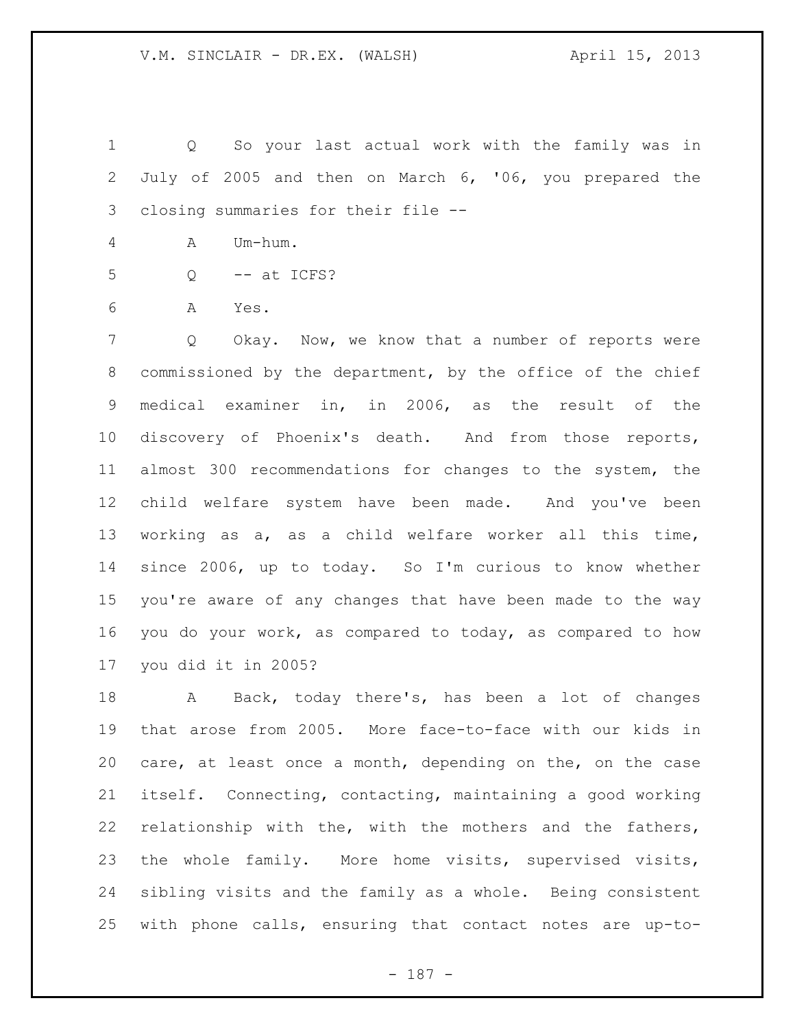Q So your last actual work with the family was in July of 2005 and then on March 6, '06, you prepared the closing summaries for their file --

A Um-hum.

Q -- at ICFS?

A Yes.

Q Okay. Now, we know that a number of reports were commissioned by the department, by the office of the chief medical examiner in, in 2006, as the result of the discovery of Phoenix's death. And from those reports, almost 300 recommendations for changes to the system, the child welfare system have been made. And you've been working as a, as a child welfare worker all this time, since 2006, up to today. So I'm curious to know whether you're aware of any changes that have been made to the way you do your work, as compared to today, as compared to how you did it in 2005?

A Back, today there's, has been a lot of changes that arose from 2005. More face-to-face with our kids in care, at least once a month, depending on the, on the case itself. Connecting, contacting, maintaining a good working relationship with the, with the mothers and the fathers, the whole family. More home visits, supervised visits, sibling visits and the family as a whole. Being consistent with phone calls, ensuring that contact notes are up-to-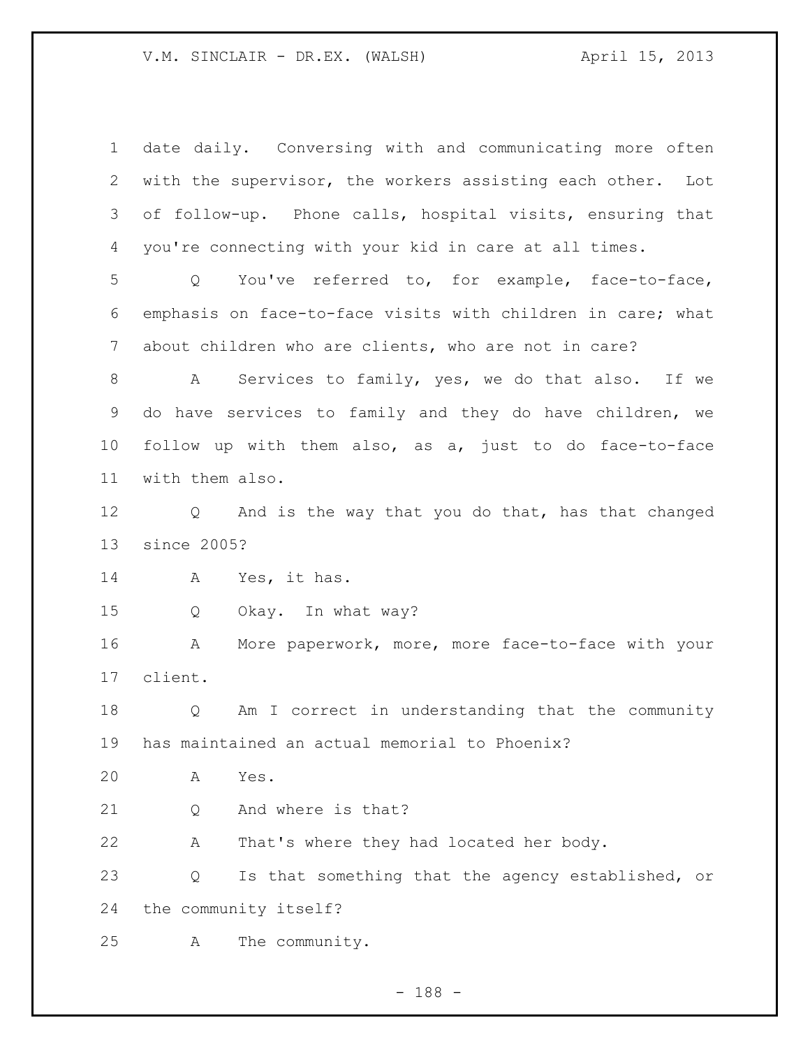date daily. Conversing with and communicating more often with the supervisor, the workers assisting each other. Lot of follow-up. Phone calls, hospital visits, ensuring that you're connecting with your kid in care at all times.

Q You've referred to, for example, face-to-face, emphasis on face-to-face visits with children in care; what about children who are clients, who are not in care?

A Services to family, yes, we do that also. If we do have services to family and they do have children, we follow up with them also, as a, just to do face-to-face with them also.

Q And is the way that you do that, has that changed since 2005?

A Yes, it has.

Q Okay. In what way?

A More paperwork, more, more face-to-face with your client.

Q Am I correct in understanding that the community has maintained an actual memorial to Phoenix?

A Yes.

Q And where is that?

A That's where they had located her body.

Q Is that something that the agency established, or the community itself?

A The community.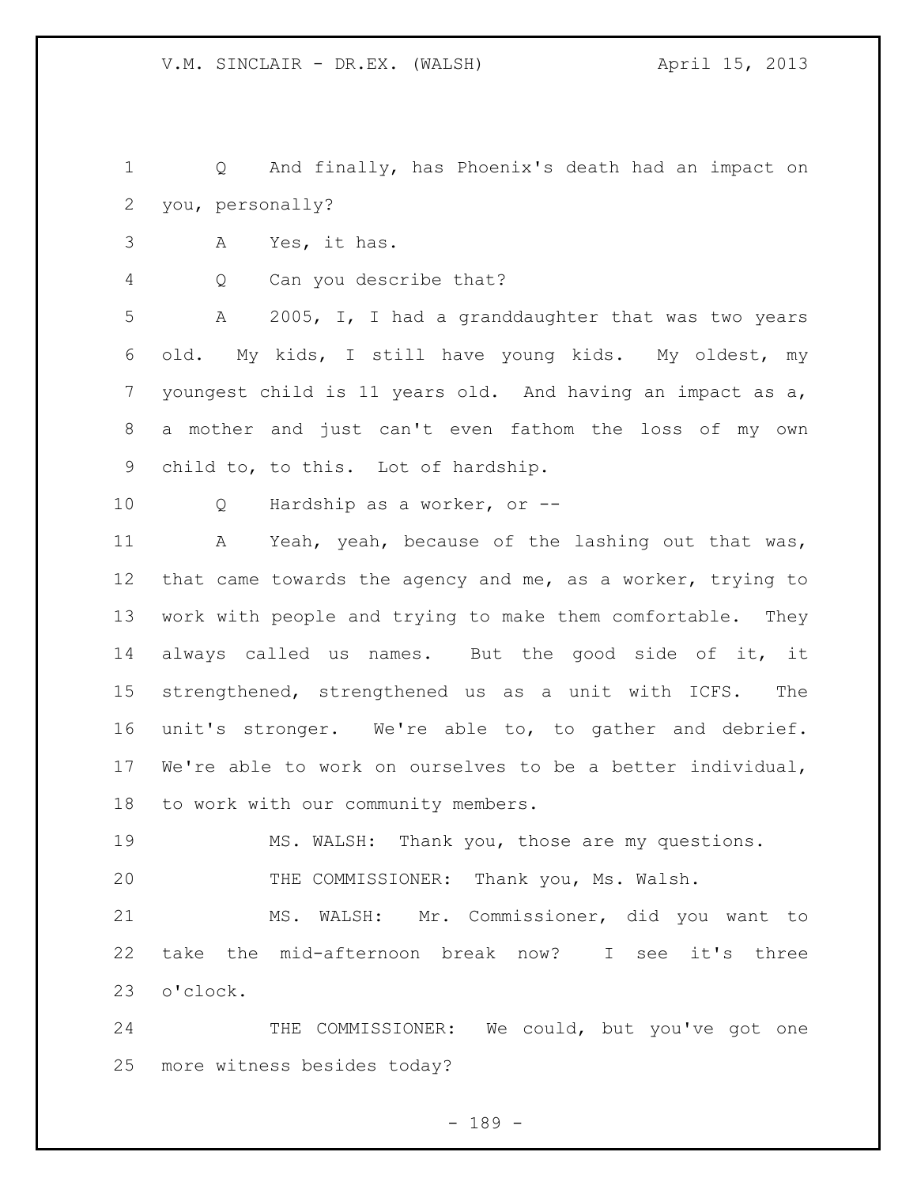Q  And finally, has Phoenix's death had an impact on you, personally?

A  Yes, it has.

Q  Can you describe that?

A  2005, I, I had a granddaughter that was two years old. My kids, I still have young kids. My oldest, my youngest child is 11 years old. And having an impact as a, a mother and just can't even fathom the loss of my own child to, to this. Lot of hardship.

Q  Hardship as a worker, or --

A  Yeah, yeah, because of the lashing out that was, that came towards the agency and me, as a worker, trying to work with people and trying to make them comfortable. They always called us names. But the good side of it, it strengthened, strengthened us as a unit with ICFS. The unit's stronger. We're able to, to gather and debrief. We're able to work on ourselves to be a better individual, to work with our community members.

MS. WALSH: Thank you, those are my questions.

THE COMMISSIONER: Thank you, Ms. Walsh.

MS. WALSH: Mr. Commissioner, did you want to take the mid-afternoon break now? I see it's three o'clock.

THE COMMISSIONER: We could, but you've got one more witness besides today?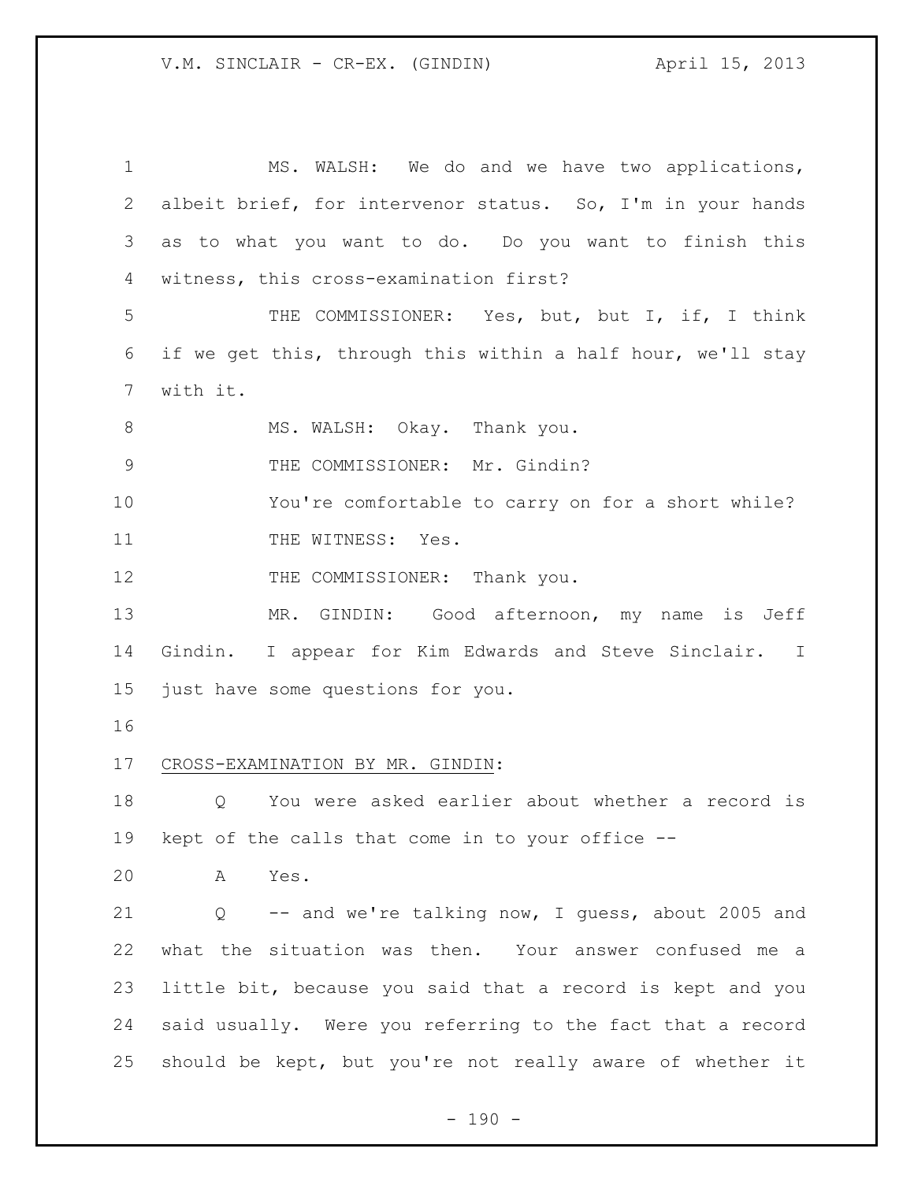MS. WALSH: We do and we have two applications, albeit brief, for intervenor status. So, I'm in your hands as to what you want to do. Do you want to finish this witness, this cross-examination first?

THE COMMISSIONER: Yes, but, but I, if, I think if we get this, through this within a half hour, we'll stay with it.

MS. WALSH: Okay. Thank you.

THE COMMISSIONER: Mr. Gindin?

You're comfortable to carry on for a short while?

THE WITNESS: Yes.

THE COMMISSIONER: Thank you.

MR. GINDIN: Good afternoon, my name is Jeff Gindin. I appear for Kim Edwards and Steve Sinclair. I just have some questions for you.

CROSS-EXAMINATION BY MR. GINDIN:

Q You were asked earlier about whether a record is kept of the calls that come in to your office --

A Yes.

Q -- and we're talking now, I guess, about 2005 and what the situation was then. Your answer confused me a little bit, because you said that a record is kept and you said usually. Were you referring to the fact that a record should be kept, but you're not really aware of whether it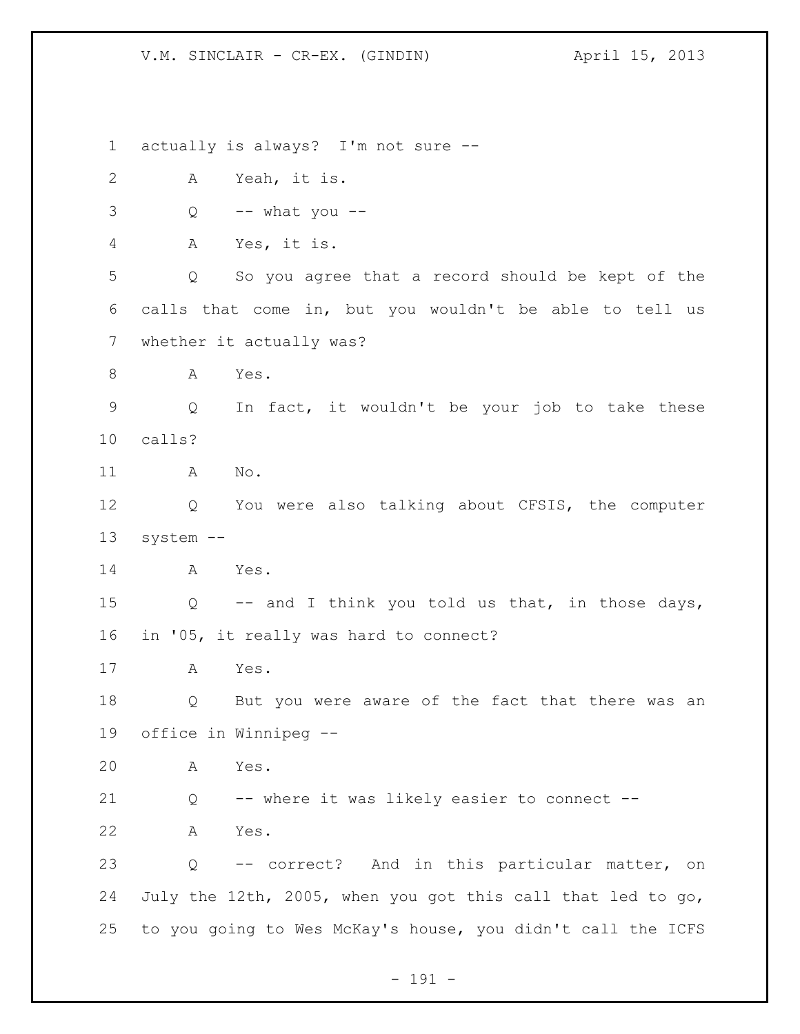actually is always? I'm not sure --

A Yeah, it is.

Q -- what you --

A Yes, it is.

Q So you agree that a record should be kept of the calls that come in, but you wouldn't be able to tell us whether it actually was?

A Yes.

Q In fact, it wouldn't be your job to take these calls?

A No.

Q You were also talking about CFSIS, the computer system --

A Yes.

Q -- and I think you told us that, in those days, in '05, it really was hard to connect?

A Yes.

Q But you were aware of the fact that there was an office in Winnipeg --

A Yes.

Q -- where it was likely easier to connect --

A Yes.

Q -- correct? And in this particular matter, on July the 12th, 2005, when you got this call that led to go, to you going to Wes McKay's house, you didn't call the ICFS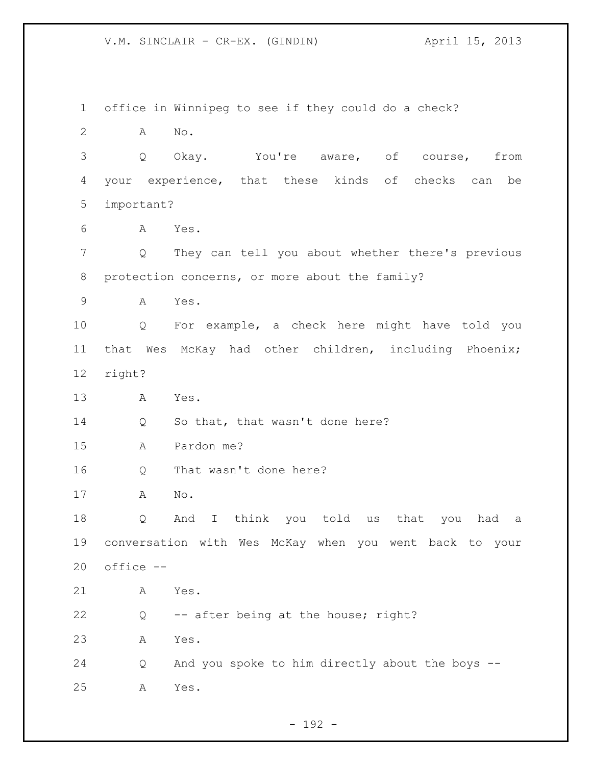office in Winnipeg to see if they could do a check?

A No.

Q Okay. You're aware, of course, from your experience, that these kinds of checks can be important?

A Yes.

Q They can tell you about whether there's previous protection concerns, or more about the family?

A Yes.

Q For example, a check here might have told you that Wes McKay had other children, including Phoenix; right?

A Yes.

Q So that, that wasn't done here?

A Pardon me?

Q That wasn't done here?

A No.

Q And I think you told us that you had a conversation with Wes McKay when you went back to your office --

A Yes.

Q -- after being at the house; right?

A Yes.

Q And you spoke to him directly about the boys --

A Yes.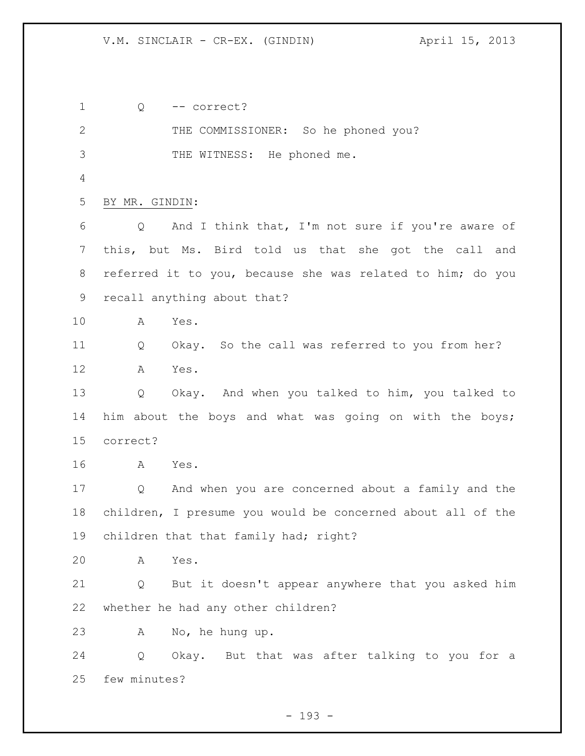Q -- correct?

THE COMMISSIONER: So he phoned you?

THE WITNESS: He phoned me.

BY MR. GINDIN:

Q And I think that, I'm not sure if you're aware of this, but Ms. Bird told us that she got the call and referred it to you, because she was related to him; do you recall anything about that?

A Yes.

Q Okay. So the call was referred to you from her?

A Yes.

Q Okay. And when you talked to him, you talked to him about the boys and what was going on with the boys; correct?

A Yes.

Q And when you are concerned about a family and the children, I presume you would be concerned about all of the children that that family had; right?

A Yes.

Q But it doesn't appear anywhere that you asked him whether he had any other children?

A No, he hung up.

Q Okay. But that was after talking to you for a few minutes?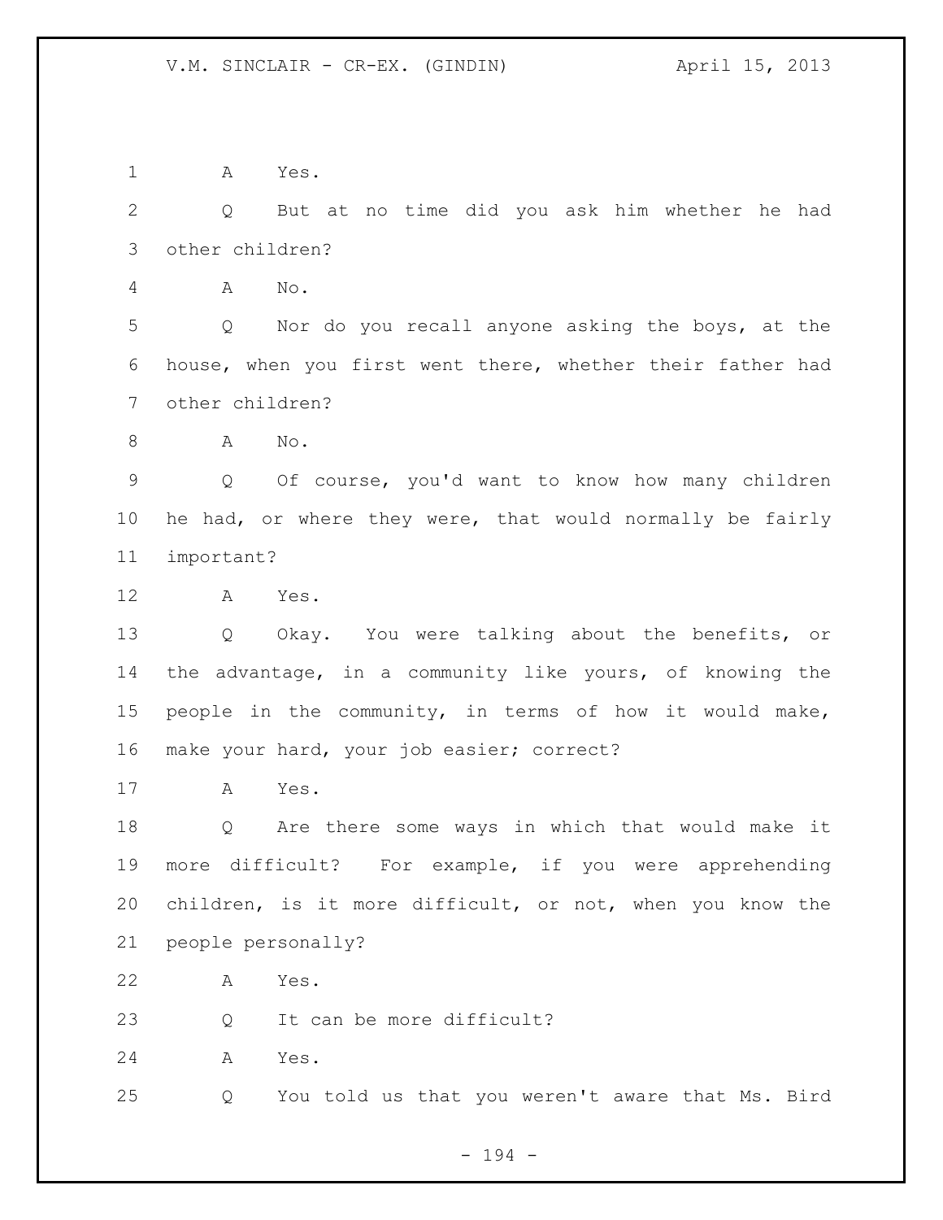A Yes.

Q But at no time did you ask him whether he had other children?

A No.

Q Nor do you recall anyone asking the boys, at the house, when you first went there, whether their father had other children?

A No.

Q Of course, you'd want to know how many children he had, or where they were, that would normally be fairly important?

A Yes.

Q Okay. You were talking about the benefits, or the advantage, in a community like yours, of knowing the people in the community, in terms of how it would make, make your hard, your job easier; correct?

A Yes.

Q Are there some ways in which that would make it more difficult? For example, if you were apprehending children, is it more difficult, or not, when you know the people personally?

A Yes.

Q It can be more difficult?

A Yes.

Q You told us that you weren't aware that Ms. Bird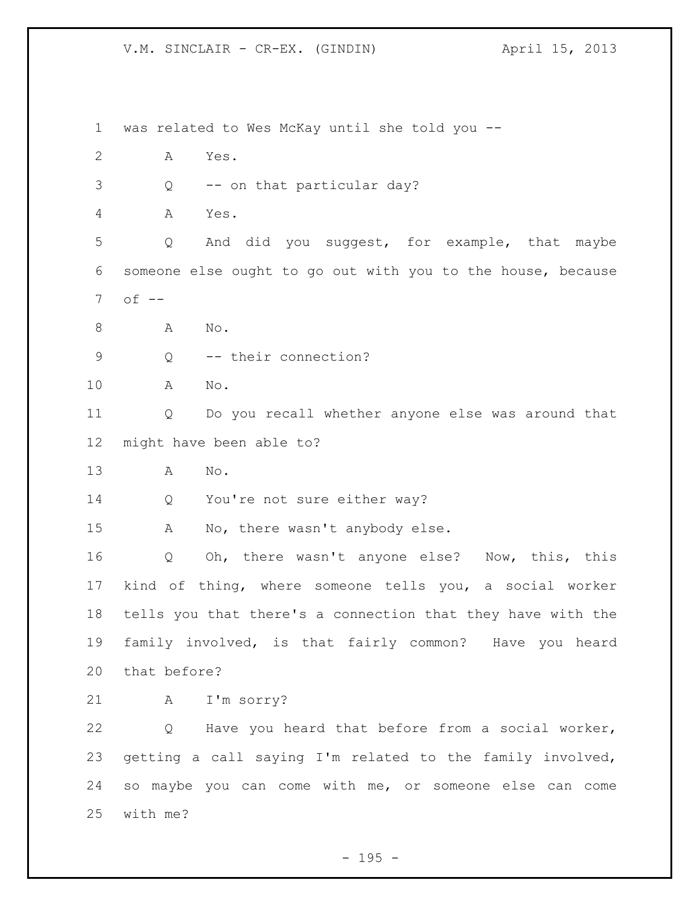was related to Wes McKay until she told you --

A Yes.

Q -- on that particular day?

A Yes.

Q And did you suggest, for example, that maybe someone else ought to go out with you to the house, because of --

A No.

Q -- their connection?

A No.

Q Do you recall whether anyone else was around that might have been able to?

A No.

Q You're not sure either way?

A No, there wasn't anybody else.

Q Oh, there wasn't anyone else? Now, this, this kind of thing, where someone tells you, a social worker tells you that there's a connection that they have with the family involved, is that fairly common? Have you heard that before?

A I'm sorry?

Q Have you heard that before from a social worker, getting a call saying I'm related to the family involved, so maybe you can come with me, or someone else can come with me?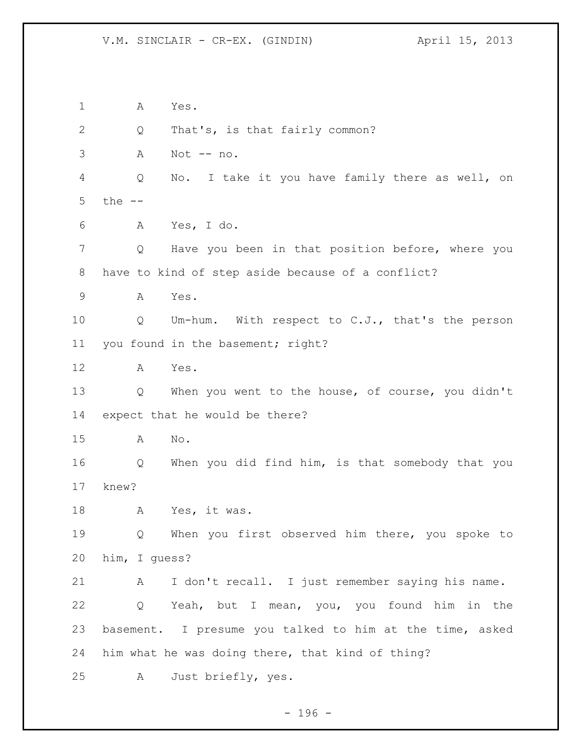A Yes.

Q That's, is that fairly common?

A Not -- no.

Q No. I take it you have family there as well, on the --

A Yes, I do.

Q Have you been in that position before, where you have to kind of step aside because of a conflict?

A Yes.

Q Um-hum. With respect to C.J., that's the person you found in the basement; right?

A Yes.

Q When you went to the house, of course, you didn't expect that he would be there?

A No.

Q When you did find him, is that somebody that you knew?

A Yes, it was.

Q When you first observed him there, you spoke to him, I guess?

A I don't recall. I just remember saying his name.

Q Yeah, but I mean, you, you found him in the basement. I presume you talked to him at the time, asked him what he was doing there, that kind of thing?

A Just briefly, yes.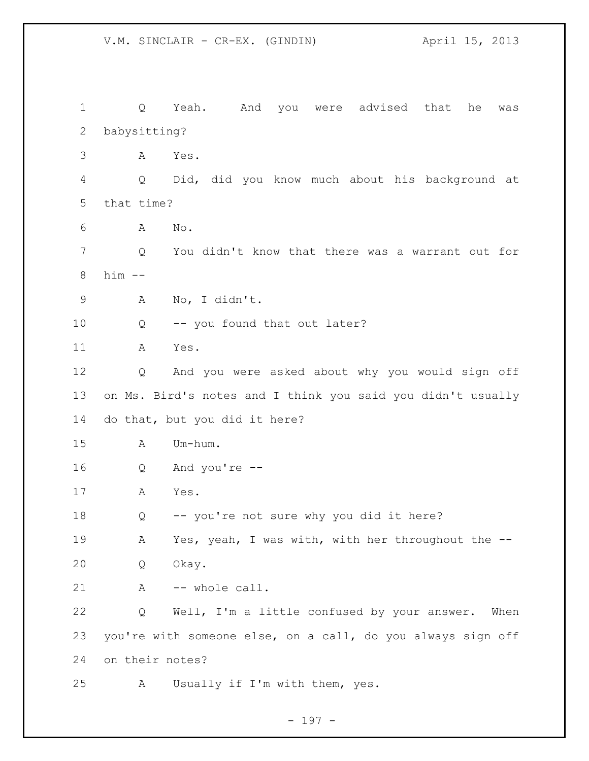Q Yeah. And you were advised that he was babysitting?

A Yes.

Q Did, did you know much about his background at that time?

A No.

Q You didn't know that there was a warrant out for him --

A No, I didn't.

Q -- you found that out later?

A Yes.

Q And you were asked about why you would sign off on Ms. Bird's notes and I think you said you didn't usually do that, but you did it here?

A Um-hum.

Q And you're --

A Yes.

Q -- you're not sure why you did it here?

A Yes, yeah, I was with, with her throughout the --

Q Okay.

A -- whole call.

Q Well, I'm a little confused by your answer. When you're with someone else, on a call, do you always sign off on their notes?

A Usually if I'm with them, yes.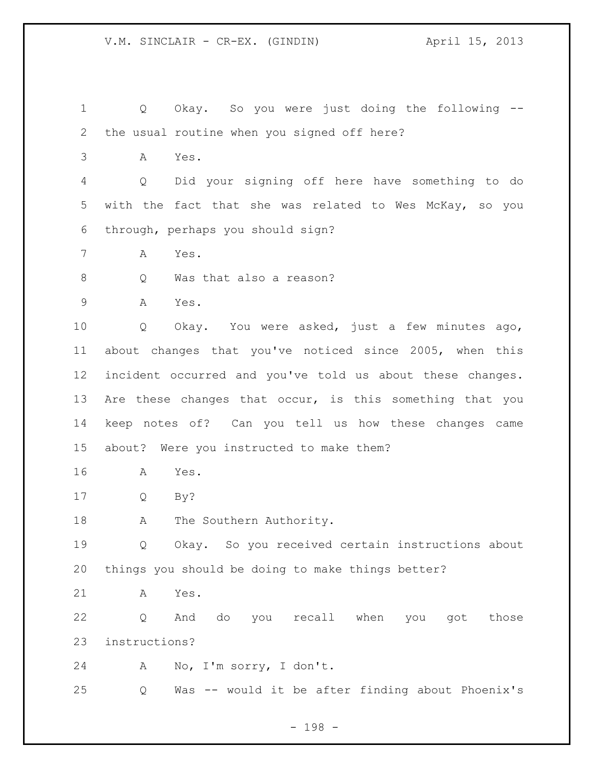Q Okay. So you were just doing the following -- the usual routine when you signed off here?

A Yes.

Q Did your signing off here have something to do with the fact that she was related to Wes McKay, so you through, perhaps you should sign?

A Yes.

Q Was that also a reason?

A Yes.

Q Okay. You were asked, just a few minutes ago, about changes that you've noticed since 2005, when this incident occurred and you've told us about these changes. Are these changes that occur, is this something that you keep notes of? Can you tell us how these changes came about? Were you instructed to make them?

A Yes.

Q By?

A The Southern Authority.

Q Okay. So you received certain instructions about things you should be doing to make things better?

A Yes.

Q And do you recall when you got those instructions?

A No, I'm sorry, I don't.

Q Was -- would it be after finding about Phoenix's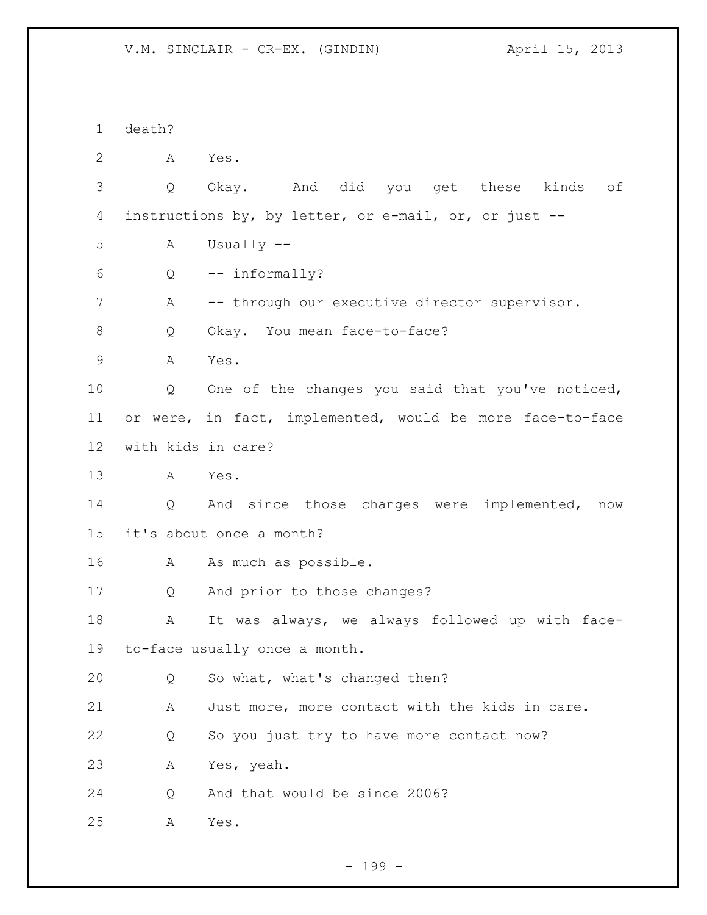1 death?

2 A Yes.

3 Q Okay. And did you get these kinds of

4 instructions by, by letter, or e-mail, or, or just --

5 A Usually --

6 Q -- informally?

7 A -- through our executive director supervisor.

8 Q Okay. You mean face-to-face?

9 A Yes.

10 Q One of the changes you said that you've noticed,

11 or were, in fact, implemented, would be more face-to-face

12 with kids in care?

13 A Yes.

14 Q And since those changes were implemented, now

15 it's about once a month?

16 A As much as possible.

17 Q And prior to those changes?

18 A It was always, we always followed up with face-

19 to-face usually once a month.

20 Q So what, what's changed then?

21 A Just more, more contact with the kids in care.

22 Q So you just try to have more contact now?

23 A Yes, yeah.

24 Q And that would be since 2006?

25 A Yes.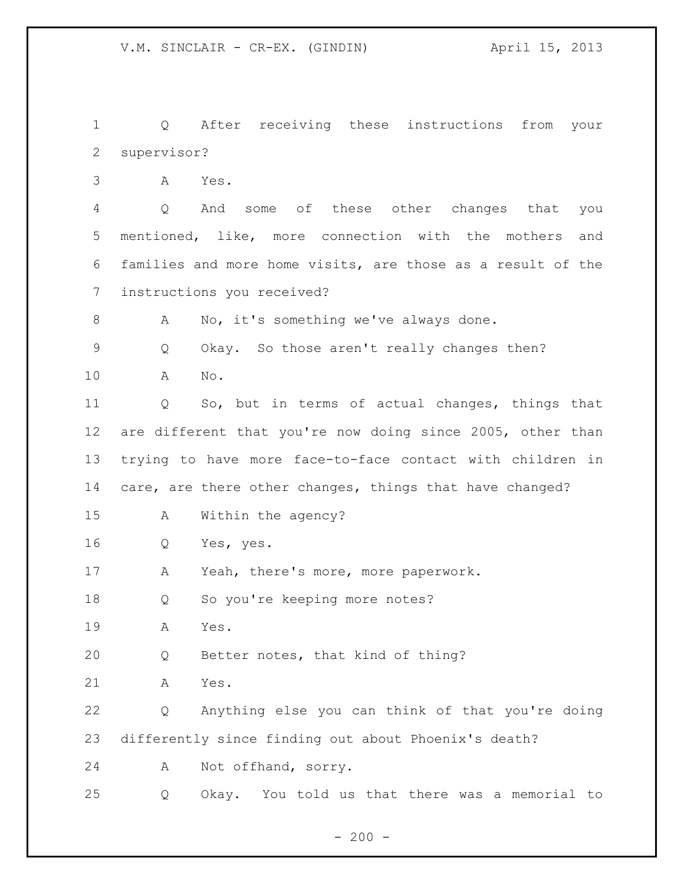Q After receiving these instructions from your supervisor?

A Yes.

Q And some of these other changes that you mentioned, like, more connection with the mothers and families and more home visits, are those as a result of the instructions you received?

A No, it's something we've always done.

Q Okay. So those aren't really changes then?

A No.

Q So, but in terms of actual changes, things that are different that you're now doing since 2005, other than trying to have more face-to-face contact with children in care, are there other changes, things that have changed?

A Within the agency?

Q Yes, yes.

A Yeah, there's more, more paperwork.

Q So you're keeping more notes?

A Yes.

Q Better notes, that kind of thing?

A Yes.

Q Anything else you can think of that you're doing differently since finding out about Phoenix's death?

A Not offhand, sorry.

Q Okay. You told us that there was a memorial to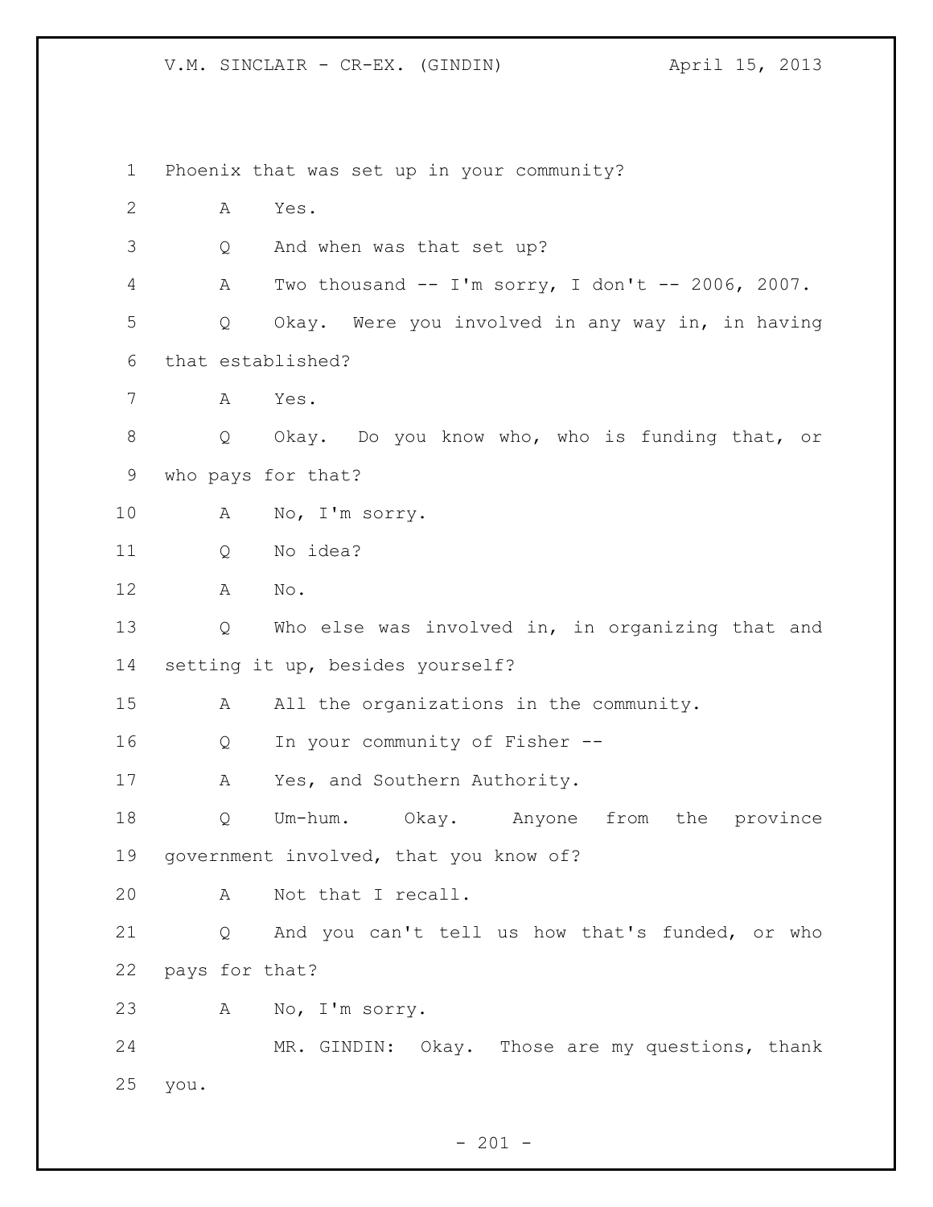Phoenix that was set up in your community?

A Yes.

Q And when was that set up?

A Two thousand -- I'm sorry, I don't -- 2006, 2007.

Q Okay. Were you involved in any way in, in having that established?

A Yes.

Q Okay. Do you know who, who is funding that, or who pays for that?

A No, I'm sorry.

Q No idea?

A No.

Q Who else was involved in, in organizing that and setting it up, besides yourself?

A All the organizations in the community.

Q In your community of Fisher --

A Yes, and Southern Authority.

Q Um-hum. Okay. Anyone from the province government involved, that you know of?

A Not that I recall.

Q And you can't tell us how that's funded, or who pays for that?

A No, I'm sorry.

MR. GINDIN: Okay. Those are my questions, thank you.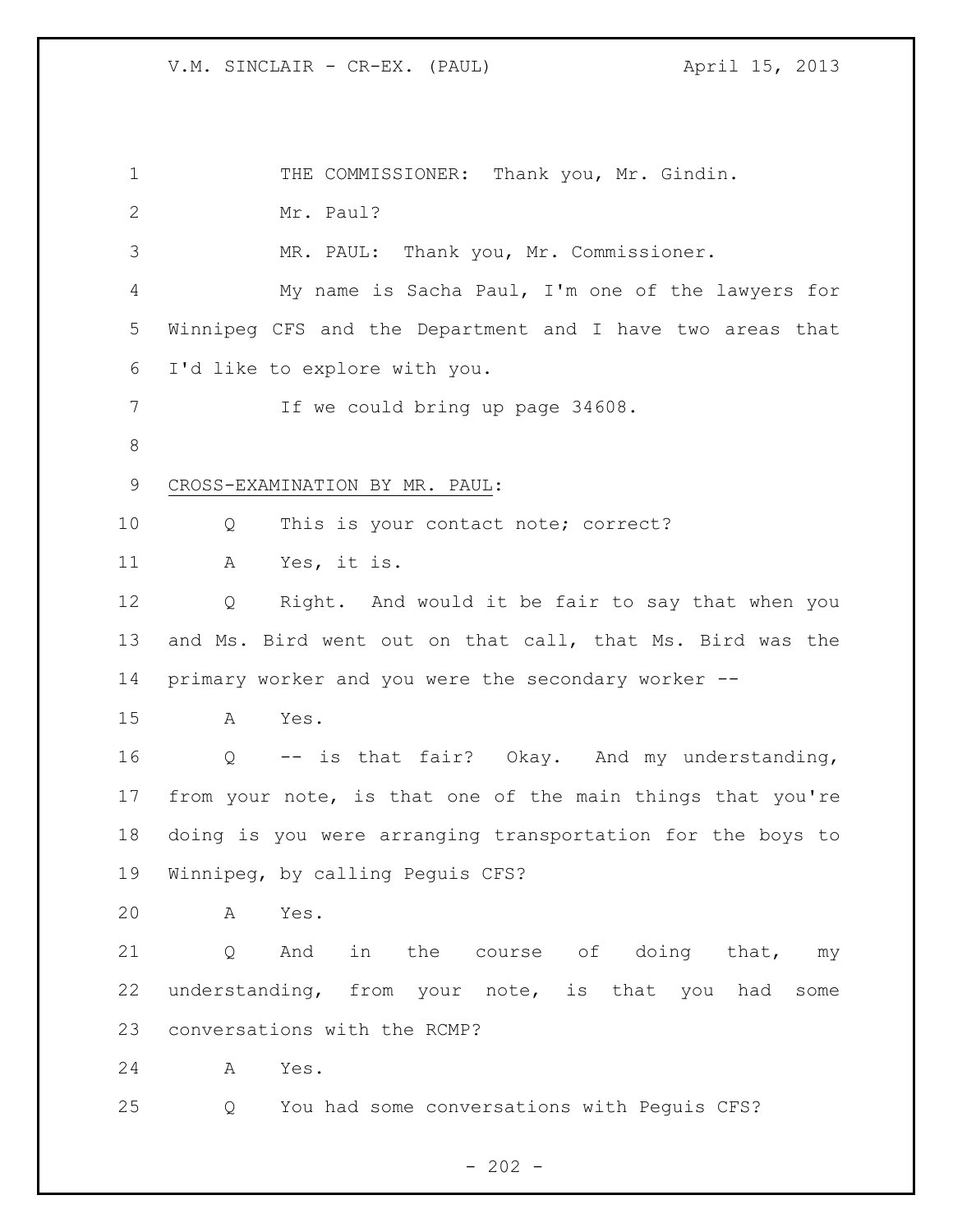THE COMMISSIONER: Thank you, Mr. Gindin.

Mr. Paul?

MR. PAUL: Thank you, Mr. Commissioner.

My name is Sacha Paul, I'm one of the lawyers for Winnipeg CFS and the Department and I have two areas that I'd like to explore with you.

If we could bring up page 34608.

CROSS-EXAMINATION BY MR. PAUL:

Q This is your contact note; correct?

A Yes, it is.

Q Right. And would it be fair to say that when you and Ms. Bird went out on that call, that Ms. Bird was the primary worker and you were the secondary worker --

A Yes.

Q -- is that fair? Okay. And my understanding, from your note, is that one of the main things that you're doing is you were arranging transportation for the boys to Winnipeg, by calling Peguis CFS?

A Yes.

Q And in the course of doing that, my understanding, from your note, is that you had some conversations with the RCMP?

A Yes.

Q You had some conversations with Peguis CFS?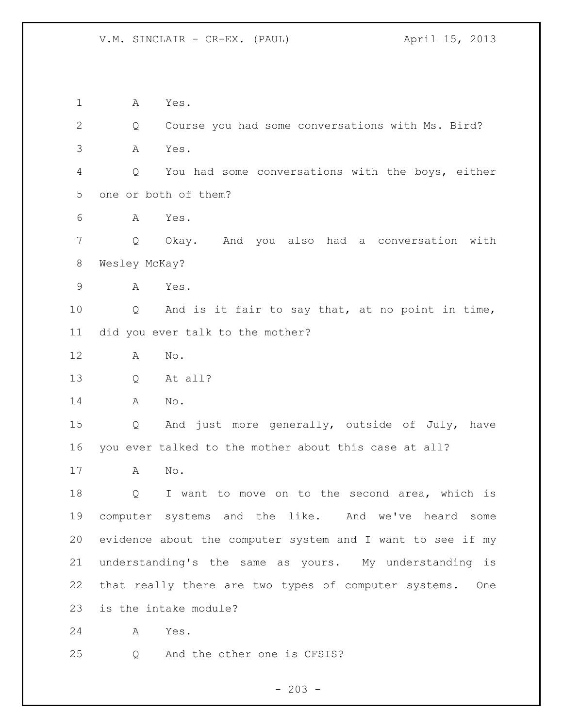1 A Yes.

2 Q Course you had some conversations with Ms. Bird?

3 A Yes.

4 Q You had some conversations with the boys, either

5 one or both of them?

6 A Yes.

7 Q Okay. And you also had a conversation with

8 Wesley McKay?

9 A Yes.

10 Q And is it fair to say that, at no point in time,

11 did you ever talk to the mother?

12 A No.

13 Q At all?

14 A No.

15 Q And just more generally, outside of July, have

16 you ever talked to the mother about this case at all?

17 A No.

18 Q I want to move on to the second area, which is

19 computer systems and the like. And we've heard some

20 evidence about the computer system and I want to see if my

21 understanding's the same as yours. My understanding is

22 that really there are two types of computer systems. One

23 is the intake module?

24 A Yes.

25 Q And the other one is CFSIS?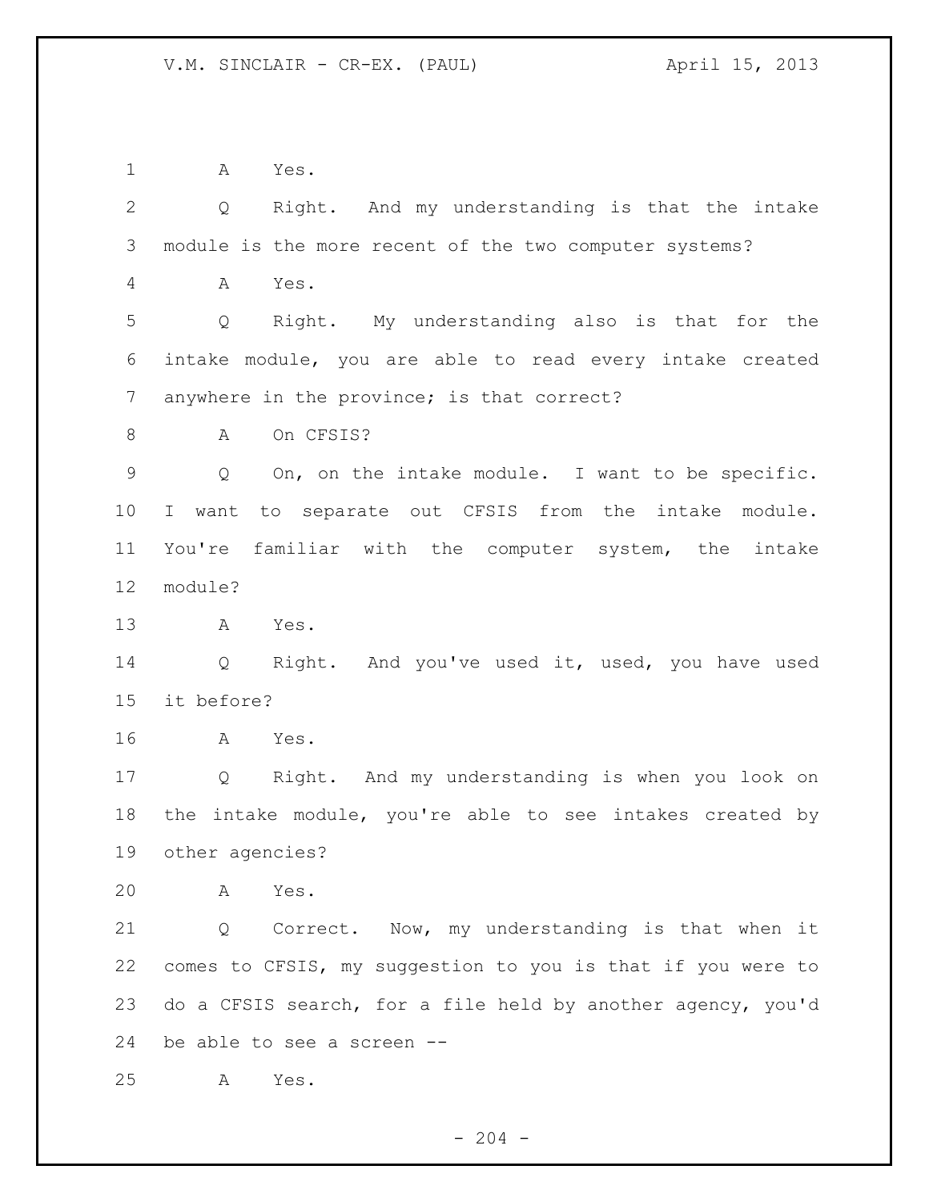A Yes.

Q Right. And my understanding is that the intake module is the more recent of the two computer systems?

A Yes.

Q Right. My understanding also is that for the intake module, you are able to read every intake created anywhere in the province; is that correct?

A On CFSIS?

Q On, on the intake module. I want to be specific. I want to separate out CFSIS from the intake module. You're familiar with the computer system, the intake module?

A Yes.

Q Right. And you've used it, used, you have used it before?

A Yes.

Q Right. And my understanding is when you look on the intake module, you're able to see intakes created by other agencies?

A Yes.

Q Correct. Now, my understanding is that when it comes to CFSIS, my suggestion to you is that if you were to do a CFSIS search, for a file held by another agency, you'd be able to see a screen --

A Yes.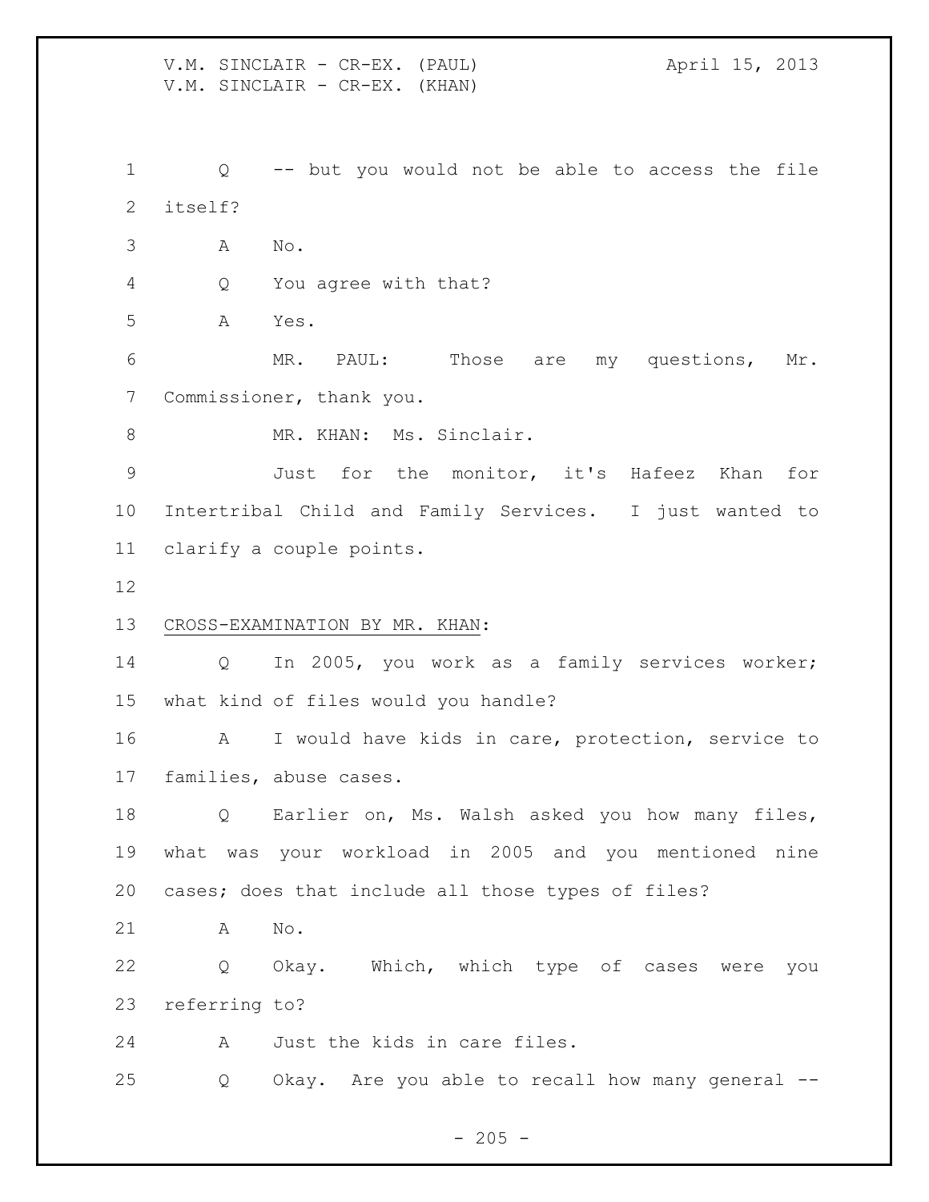Q -- but you would not be able to access the file itself?

A No.

Q You agree with that?

A Yes.

MR. PAUL: Those are my questions, Mr. Commissioner, thank you.

MR. KHAN: Ms. Sinclair.

Just for the monitor, it's Hafeez Khan for Intertribal Child and Family Services. I just wanted to clarify a couple points.

CROSS-EXAMINATION BY MR. KHAN:

Q In 2005, you work as a family services worker; what kind of files would you handle?

A I would have kids in care, protection, service to families, abuse cases.

Q Earlier on, Ms. Walsh asked you how many files, what was your workload in 2005 and you mentioned nine cases; does that include all those types of files?

A No.

Q Okay. Which, which type of cases were you referring to?

A Just the kids in care files.

Q Okay. Are you able to recall how many general --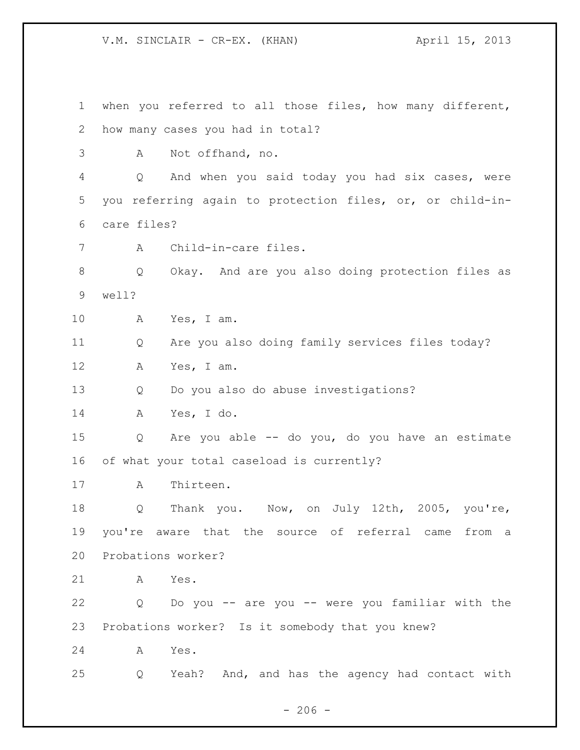when you referred to all those files, how many different, how many cases you had in total?

A Not offhand, no.

Q And when you said today you had six cases, were you referring again to protection files, or, or child-in-care files?

A Child-in-care files.

Q Okay. And are you also doing protection files as well?

A Yes, I am.

Q Are you also doing family services files today?

A Yes, I am.

Q Do you also do abuse investigations?

A Yes, I do.

Q Are you able -- do you, do you have an estimate of what your total caseload is currently?

A Thirteen.

Q Thank you. Now, on July 12th, 2005, you're, you're aware that the source of referral came from a Probations worker?

A Yes.

Q Do you -- are you -- were you familiar with the Probations worker? Is it somebody that you knew?

A Yes.

Q Yeah? And, and has the agency had contact with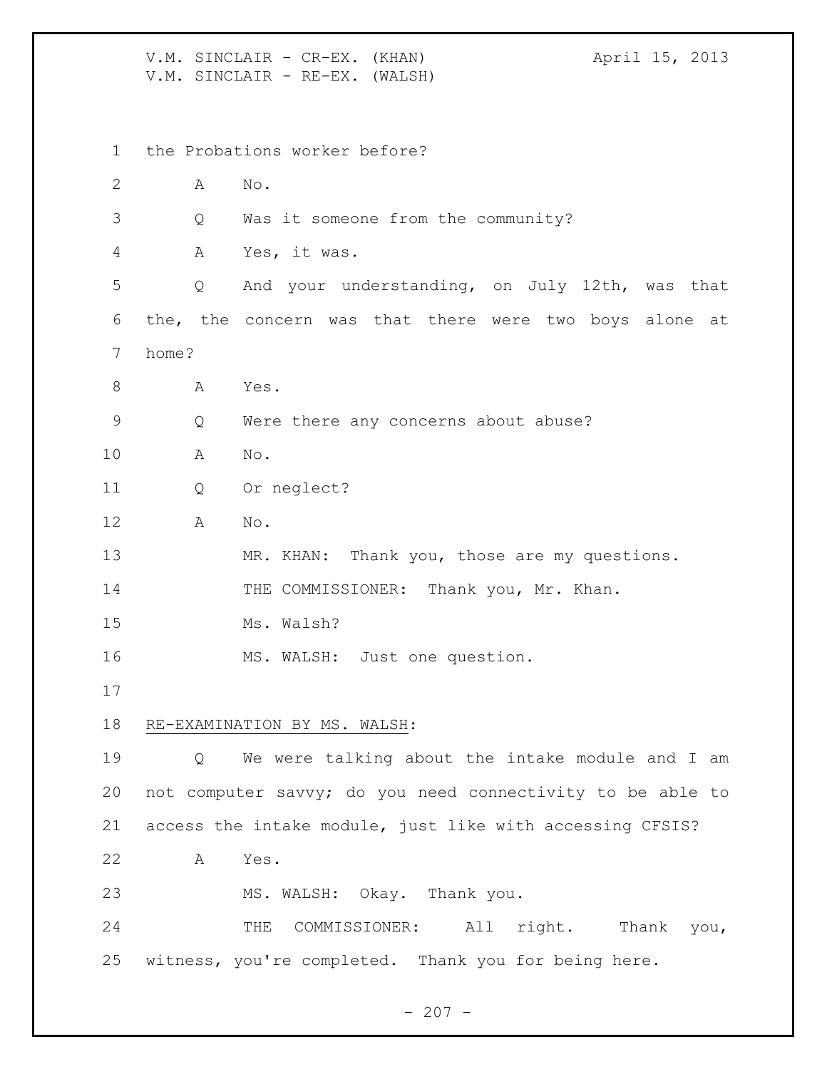the Probations worker before?

A No.

Q Was it someone from the community?

A Yes, it was.

Q And your understanding, on July 12th, was that the, the concern was that there were two boys alone at home?

A Yes.

Q Were there any concerns about abuse?

A No.

Q Or neglect?

A No.

MR. KHAN: Thank you, those are my questions.

THE COMMISSIONER: Thank you, Mr. Khan.

Ms. Walsh?

MS. WALSH: Just one question.

RE-EXAMINATION BY MS. WALSH:

Q We were talking about the intake module and I am not computer savvy; do you need connectivity to be able to access the intake module, just like with accessing CFSIS?

A Yes.

MS. WALSH: Okay. Thank you.

THE COMMISSIONER: All right. Thank you, witness, you're completed. Thank you for being here.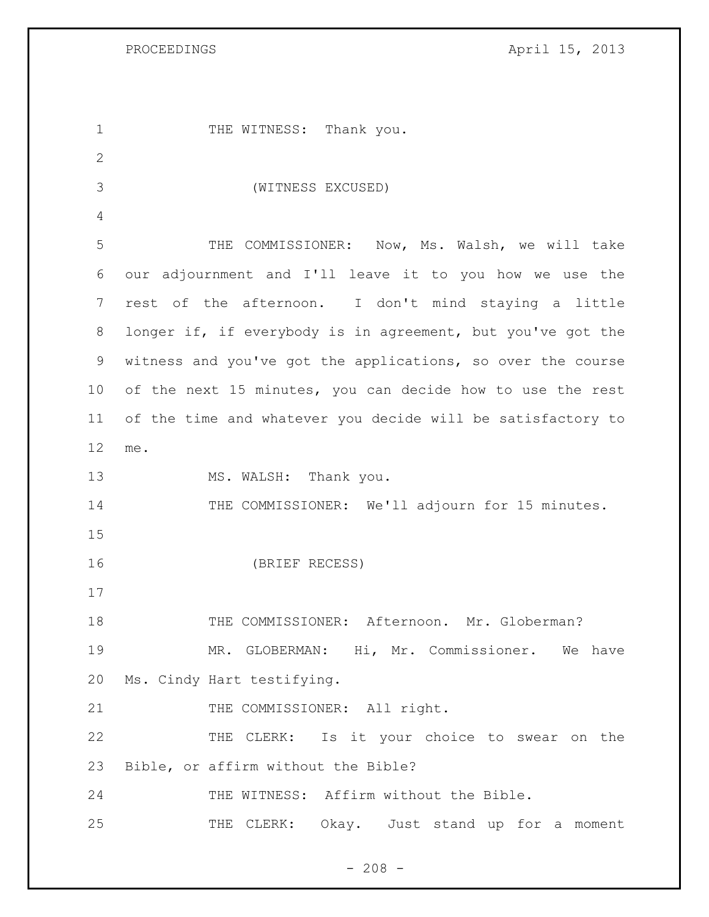THE WITNESS: Thank you.

(WITNESS EXCUSED)

THE COMMISSIONER: Now, Ms. Walsh, we will take our adjournment and I'll leave it to you how we use the rest of the afternoon. I don't mind staying a little longer if, if everybody is in agreement, but you've got the witness and you've got the applications, so over the course of the next 15 minutes, you can decide how to use the rest of the time and whatever you decide will be satisfactory to me.

MS. WALSH: Thank you.

THE COMMISSIONER: We'll adjourn for 15 minutes.

(BRIEF RECESS)

THE COMMISSIONER: Afternoon. Mr. Globerman?

MR. GLOBERMAN: Hi, Mr. Commissioner. We have Ms. Cindy Hart testifying.

THE COMMISSIONER: All right.

THE CLERK: Is it your choice to swear on the Bible, or affirm without the Bible?

THE WITNESS: Affirm without the Bible.

THE CLERK: Okay. Just stand up for a moment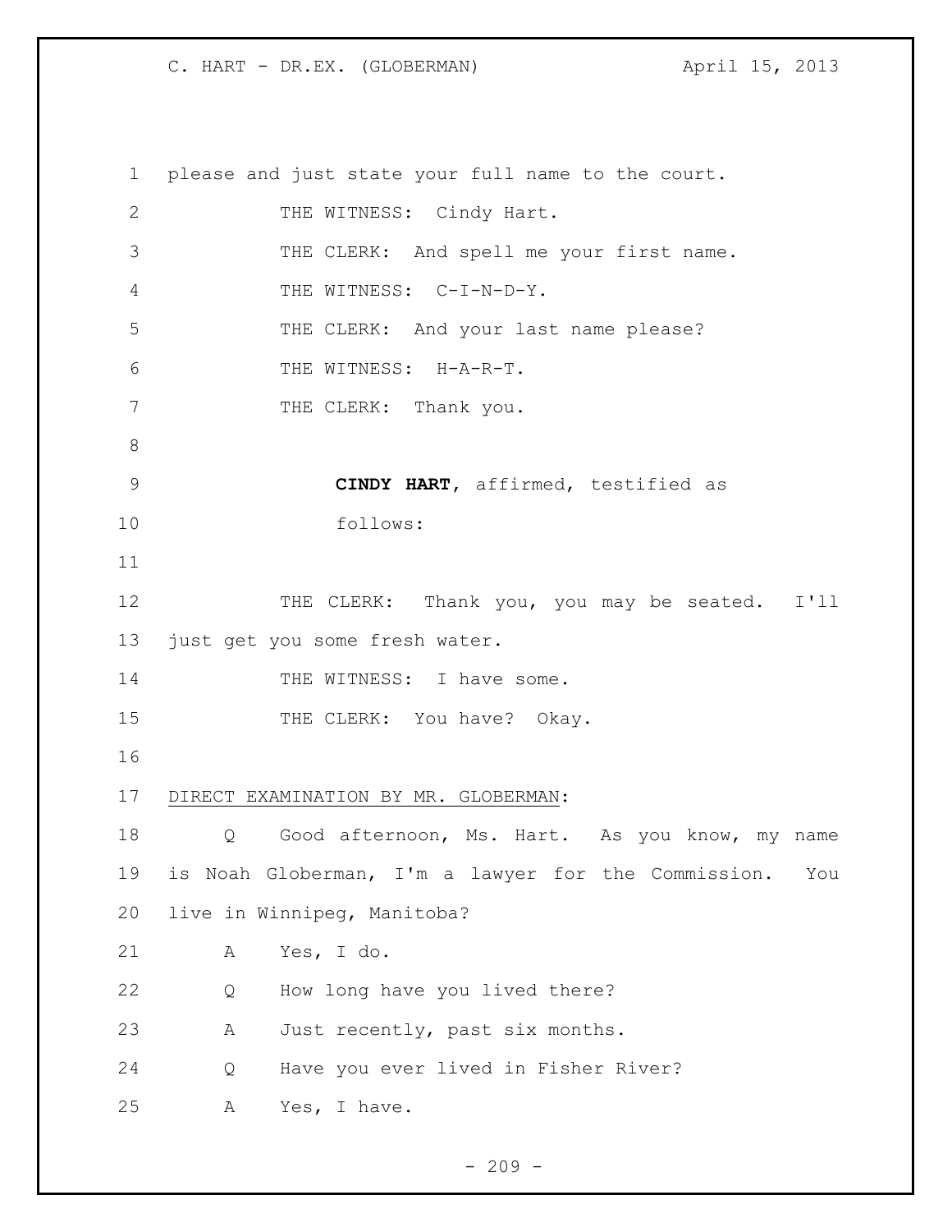please and just state your full name to the court.

THE WITNESS: Cindy Hart.

THE CLERK: And spell me your first name.

THE WITNESS: C-I-N-D-Y.

THE CLERK: And your last name please?

THE WITNESS: H-A-R-T.

THE CLERK: Thank you.

**CINDY HART**, affirmed, testified as follows:

THE CLERK: Thank you, you may be seated. I'll just get you some fresh water.

THE WITNESS: I have some.

THE CLERK: You have? Okay.

DIRECT EXAMINATION BY MR. GLOBERMAN:

Q Good afternoon, Ms. Hart. As you know, my name is Noah Globerman, I'm a lawyer for the Commission. You live in Winnipeg, Manitoba?

A Yes, I do.

Q How long have you lived there?

A Just recently, past six months.

Q Have you ever lived in Fisher River?

A Yes, I have.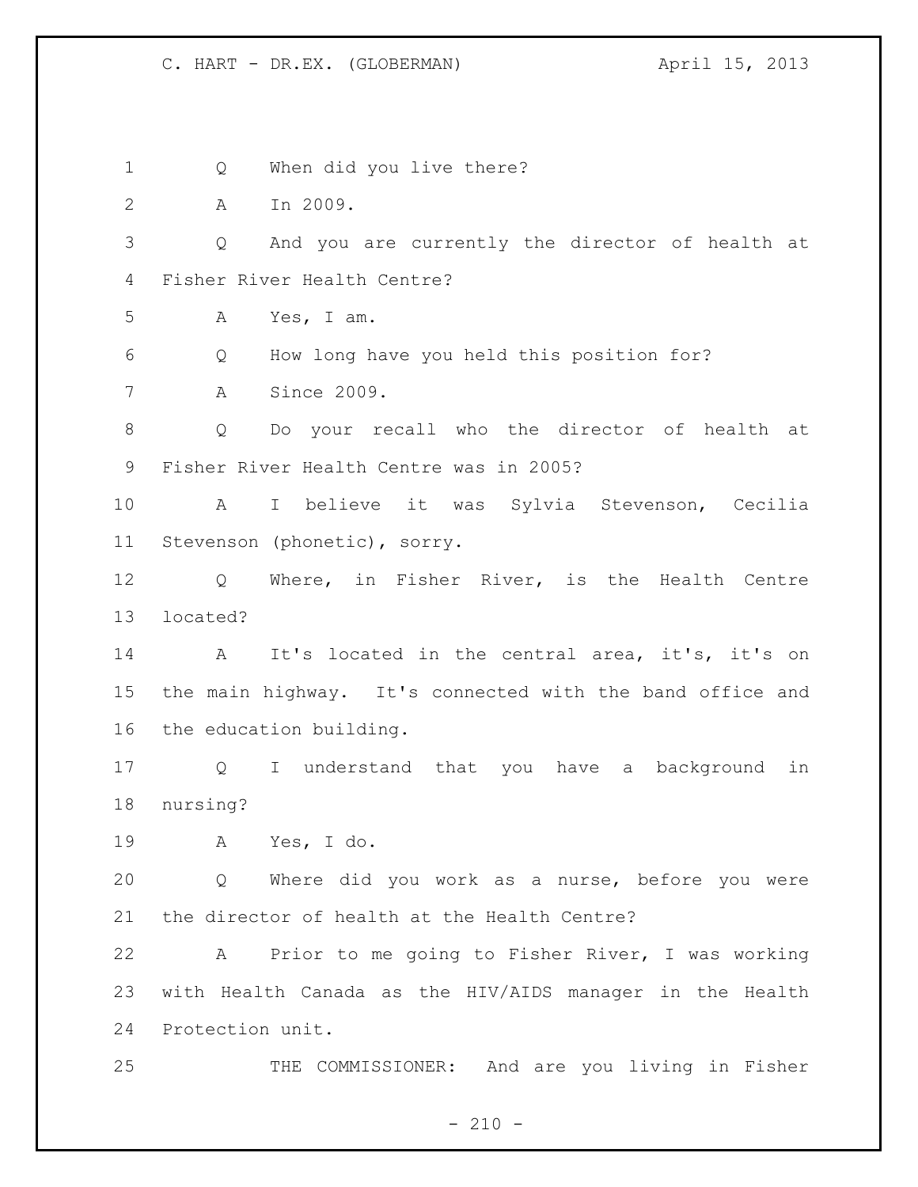Q When did you live there?

A In 2009.

Q And you are currently the director of health at Fisher River Health Centre?

A Yes, I am.

Q How long have you held this position for?

A Since 2009.

Q Do your recall who the director of health at Fisher River Health Centre was in 2005?

A I believe it was Sylvia Stevenson, Cecilia Stevenson (phonetic), sorry.

Q Where, in Fisher River, is the Health Centre located?

A It's located in the central area, it's, it's on the main highway. It's connected with the band office and the education building.

Q I understand that you have a background in nursing?

A Yes, I do.

Q Where did you work as a nurse, before you were the director of health at the Health Centre?

A Prior to me going to Fisher River, I was working with Health Canada as the HIV/AIDS manager in the Health Protection unit.

THE COMMISSIONER: And are you living in Fisher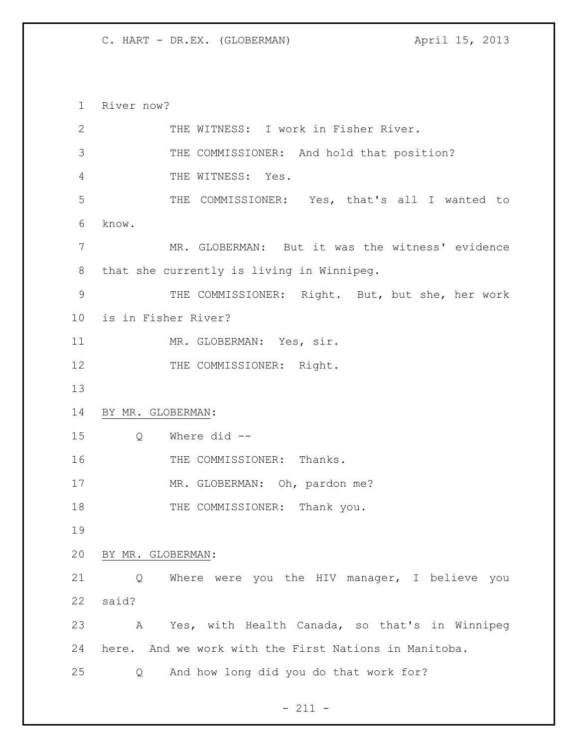River now?

THE WITNESS: I work in Fisher River.

THE COMMISSIONER: And hold that position?

THE WITNESS: Yes.

THE COMMISSIONER: Yes, that's all I wanted to know.

MR. GLOBERMAN: But it was the witness' evidence that she currently is living in Winnipeg.

THE COMMISSIONER: Right. But, but she, her work is in Fisher River?

MR. GLOBERMAN: Yes, sir.

THE COMMISSIONER: Right.

BY MR. GLOBERMAN:

Q Where did --

THE COMMISSIONER: Thanks.

MR. GLOBERMAN: Oh, pardon me?

THE COMMISSIONER: Thank you.

BY MR. GLOBERMAN:

Q Where were you the HIV manager, I believe you said?

A Yes, with Health Canada, so that's in Winnipeg here. And we work with the First Nations in Manitoba.

Q And how long did you do that work for?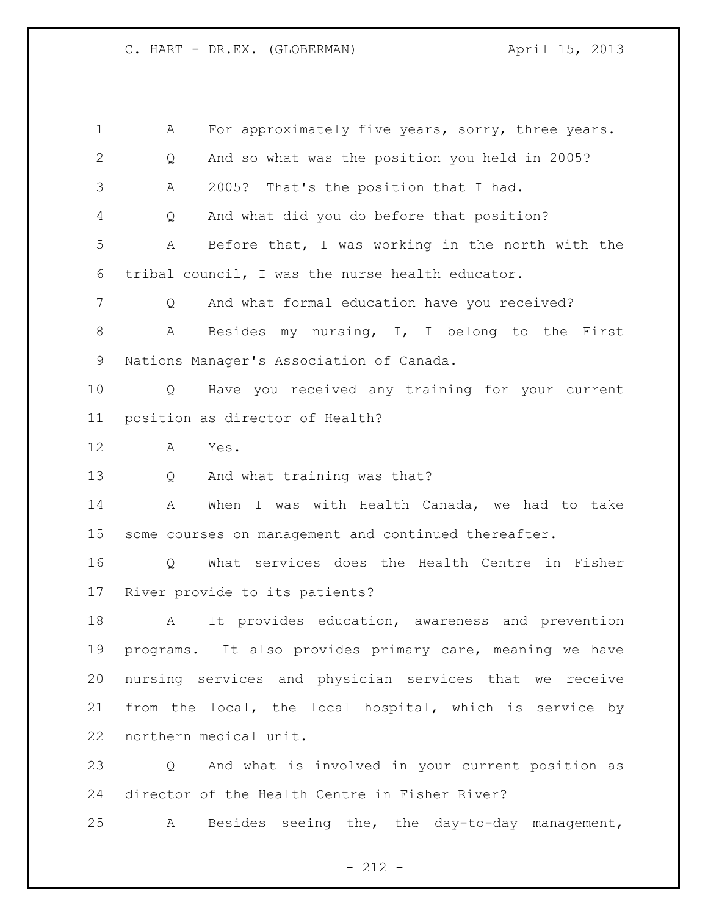A For approximately five years, sorry, three years.

Q And so what was the position you held in 2005?

A 2005? That's the position that I had.

Q And what did you do before that position?

A Before that, I was working in the north with the tribal council, I was the nurse health educator.

Q And what formal education have you received?

A Besides my nursing, I, I belong to the First Nations Manager's Association of Canada.

Q Have you received any training for your current position as director of Health?

A Yes.

Q And what training was that?

A When I was with Health Canada, we had to take some courses on management and continued thereafter.

Q What services does the Health Centre in Fisher River provide to its patients?

A It provides education, awareness and prevention programs. It also provides primary care, meaning we have nursing services and physician services that we receive from the local, the local hospital, which is service by northern medical unit.

Q And what is involved in your current position as director of the Health Centre in Fisher River?

A Besides seeing the, the day-to-day management,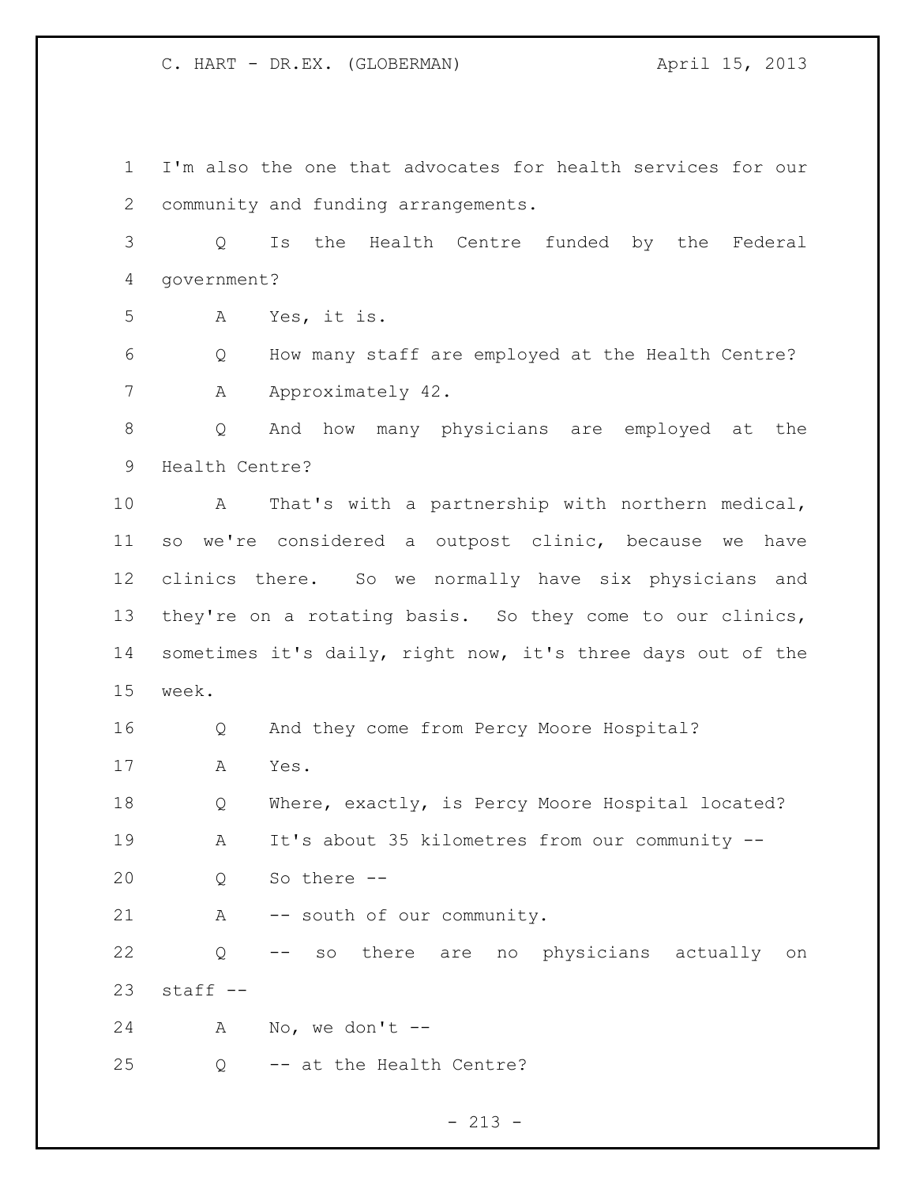I'm also the one that advocates for health services for our community and funding arrangements.

Q Is the Health Centre funded by the Federal government?

A Yes, it is.

Q How many staff are employed at the Health Centre?

A Approximately 42.

Q And how many physicians are employed at the Health Centre?

A That's with a partnership with northern medical, so we're considered a outpost clinic, because we have clinics there. So we normally have six physicians and they're on a rotating basis. So they come to our clinics, sometimes it's daily, right now, it's three days out of the week.

Q And they come from Percy Moore Hospital?

A Yes.

Q Where, exactly, is Percy Moore Hospital located?

A It's about 35 kilometres from our community --

Q So there --

A -- south of our community.

Q -- so there are no physicians actually on staff --

A No, we don't --

Q -- at the Health Centre?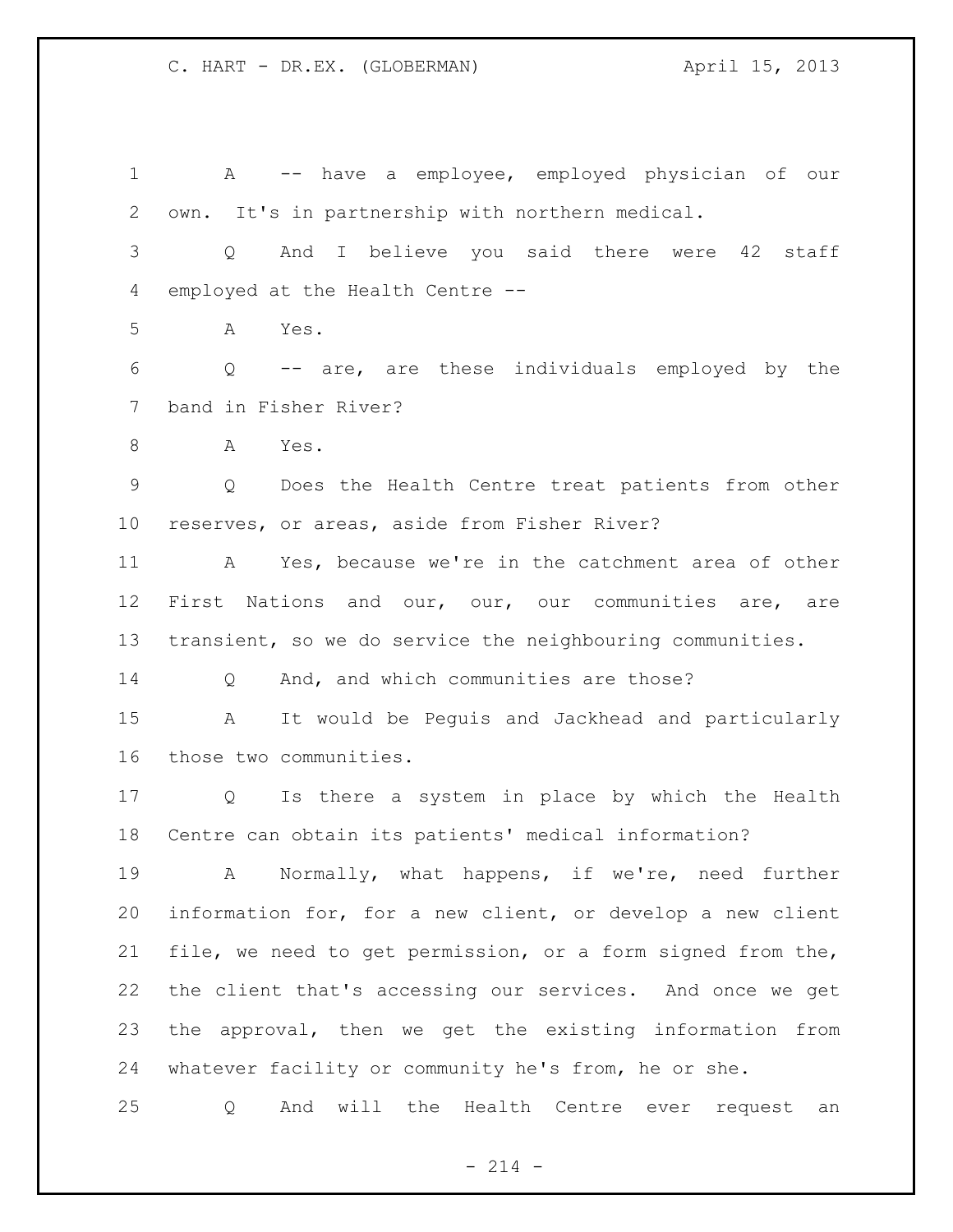A -- have a employee, employed physician of our own. It's in partnership with northern medical.

Q And I believe you said there were 42 staff employed at the Health Centre --

A Yes.

Q -- are, are these individuals employed by the band in Fisher River?

A Yes.

Q Does the Health Centre treat patients from other reserves, or areas, aside from Fisher River?

A Yes, because we're in the catchment area of other First Nations and our, our, our communities are, are transient, so we do service the neighbouring communities.

Q And, and which communities are those?

A It would be Peguis and Jackhead and particularly those two communities.

Q Is there a system in place by which the Health Centre can obtain its patients' medical information?

A Normally, what happens, if we're, need further information for, for a new client, or develop a new client file, we need to get permission, or a form signed from the, the client that's accessing our services. And once we get the approval, then we get the existing information from whatever facility or community he's from, he or she.

Q And will the Health Centre ever request an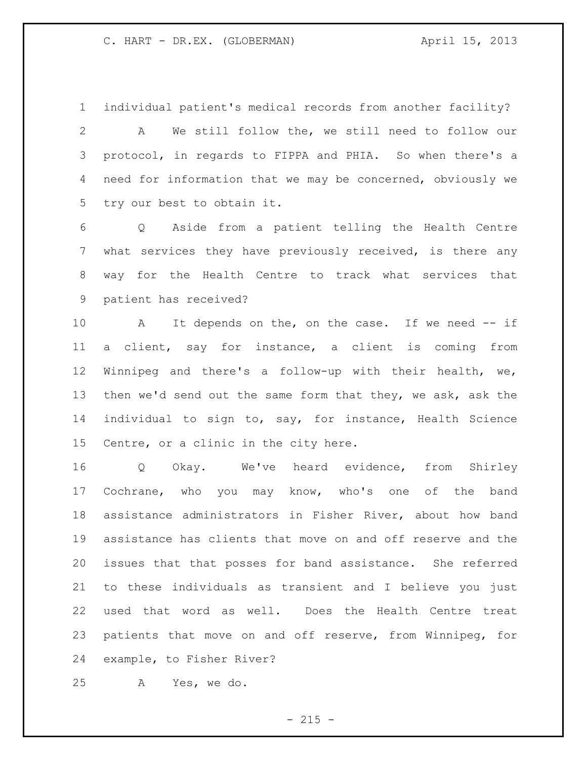individual patient's medical records from another facility?

A We still follow the, we still need to follow our protocol, in regards to FIPPA and PHIA. So when there's a need for information that we may be concerned, obviously we try our best to obtain it.

Q Aside from a patient telling the Health Centre what services they have previously received, is there any way for the Health Centre to track what services that patient has received?

A It depends on the, on the case. If we need -- if a client, say for instance, a client is coming from Winnipeg and there's a follow-up with their health, we, then we'd send out the same form that they, we ask, ask the individual to sign to, say, for instance, Health Science Centre, or a clinic in the city here.

Q Okay. We've heard evidence, from Shirley Cochrane, who you may know, who's one of the band assistance administrators in Fisher River, about how band assistance has clients that move on and off reserve and the issues that that posses for band assistance. She referred to these individuals as transient and I believe you just used that word as well. Does the Health Centre treat patients that move on and off reserve, from Winnipeg, for example, to Fisher River?

A Yes, we do.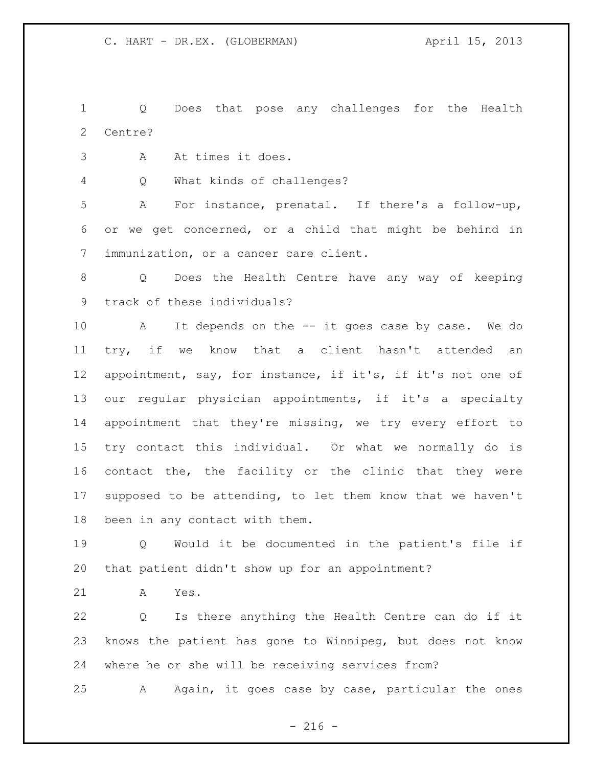Q Does that pose any challenges for the Health Centre?

A At times it does.

Q What kinds of challenges?

A For instance, prenatal. If there's a follow-up, or we get concerned, or a child that might be behind in immunization, or a cancer care client.

Q Does the Health Centre have any way of keeping track of these individuals?

A It depends on the -- it goes case by case. We do try, if we know that a client hasn't attended an appointment, say, for instance, if it's, if it's not one of our regular physician appointments, if it's a specialty appointment that they're missing, we try every effort to try contact this individual. Or what we normally do is contact the, the facility or the clinic that they were supposed to be attending, to let them know that we haven't been in any contact with them.

Q Would it be documented in the patient's file if that patient didn't show up for an appointment?

A Yes.

Q Is there anything the Health Centre can do if it knows the patient has gone to Winnipeg, but does not know where he or she will be receiving services from?

A Again, it goes case by case, particular the ones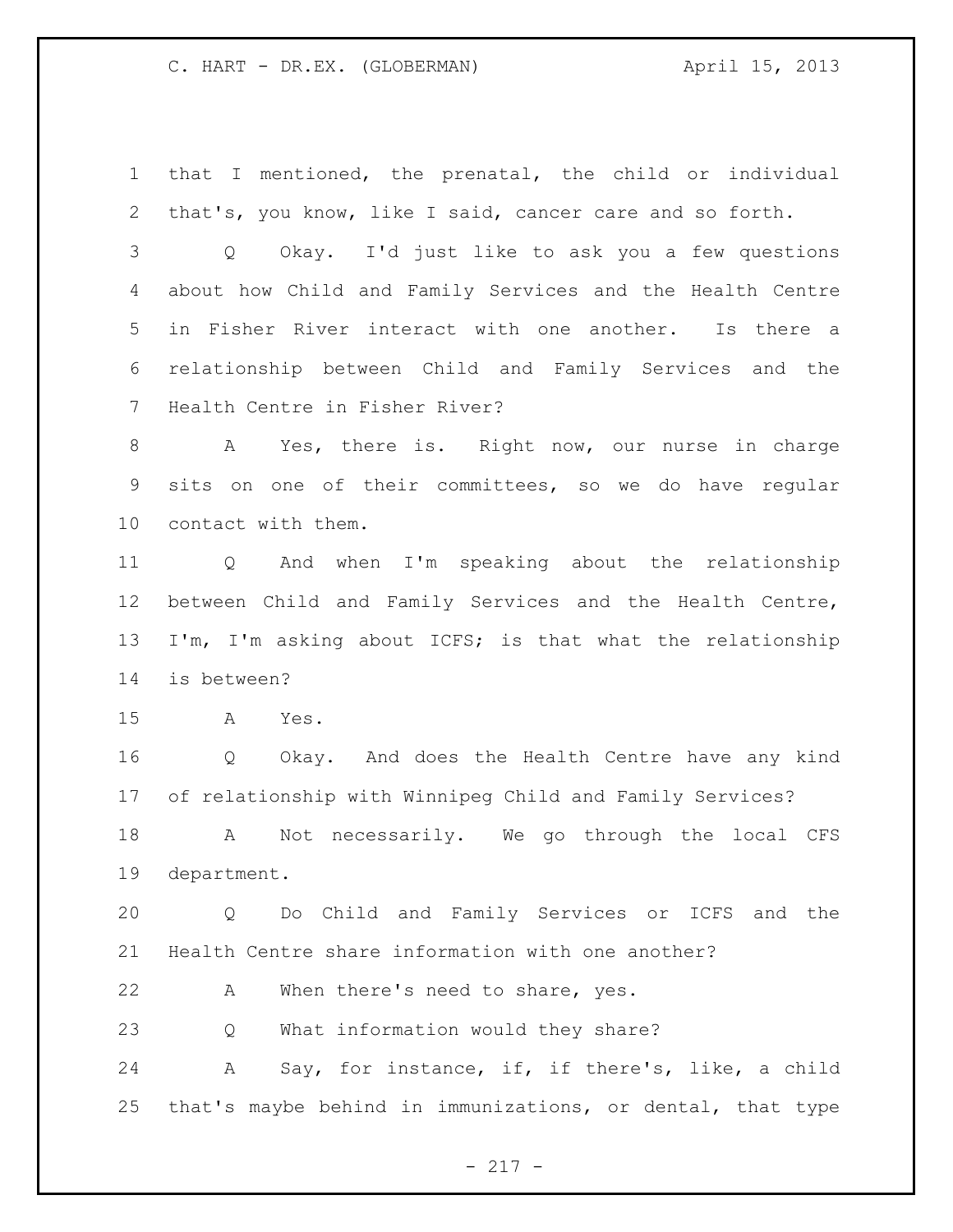that I mentioned, the prenatal, the child or individual that's, you know, like I said, cancer care and so forth.

Q Okay. I'd just like to ask you a few questions about how Child and Family Services and the Health Centre in Fisher River interact with one another. Is there a relationship between Child and Family Services and the Health Centre in Fisher River?

A Yes, there is. Right now, our nurse in charge sits on one of their committees, so we do have regular contact with them.

Q And when I'm speaking about the relationship between Child and Family Services and the Health Centre, I'm, I'm asking about ICFS; is that what the relationship is between?

A Yes.

Q Okay. And does the Health Centre have any kind of relationship with Winnipeg Child and Family Services?

A Not necessarily. We go through the local CFS department.

Q Do Child and Family Services or ICFS and the Health Centre share information with one another?

A When there's need to share, yes.

Q What information would they share?

A Say, for instance, if, if there's, like, a child that's maybe behind in immunizations, or dental, that type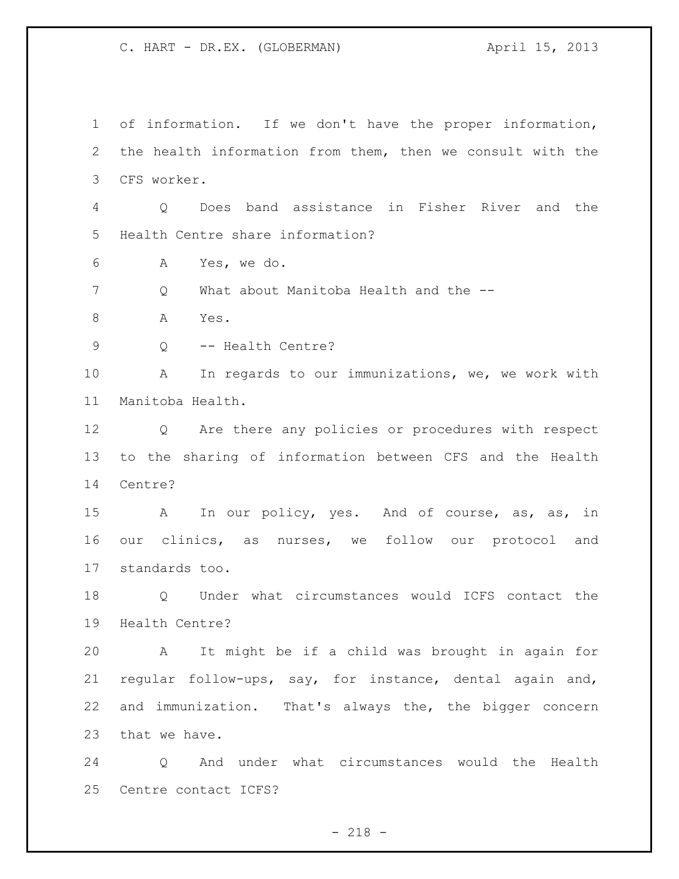of information. If we don't have the proper information, the health information from them, then we consult with the CFS worker.

Q Does band assistance in Fisher River and the Health Centre share information?

A Yes, we do.

Q What about Manitoba Health and the --

A Yes.

Q -- Health Centre?

A In regards to our immunizations, we, we work with Manitoba Health.

Q Are there any policies or procedures with respect to the sharing of information between CFS and the Health Centre?

A In our policy, yes. And of course, as, as, in our clinics, as nurses, we follow our protocol and standards too.

Q Under what circumstances would ICFS contact the Health Centre?

A It might be if a child was brought in again for regular follow-ups, say, for instance, dental again and, and immunization. That's always the, the bigger concern that we have.

Q And under what circumstances would the Health Centre contact ICFS?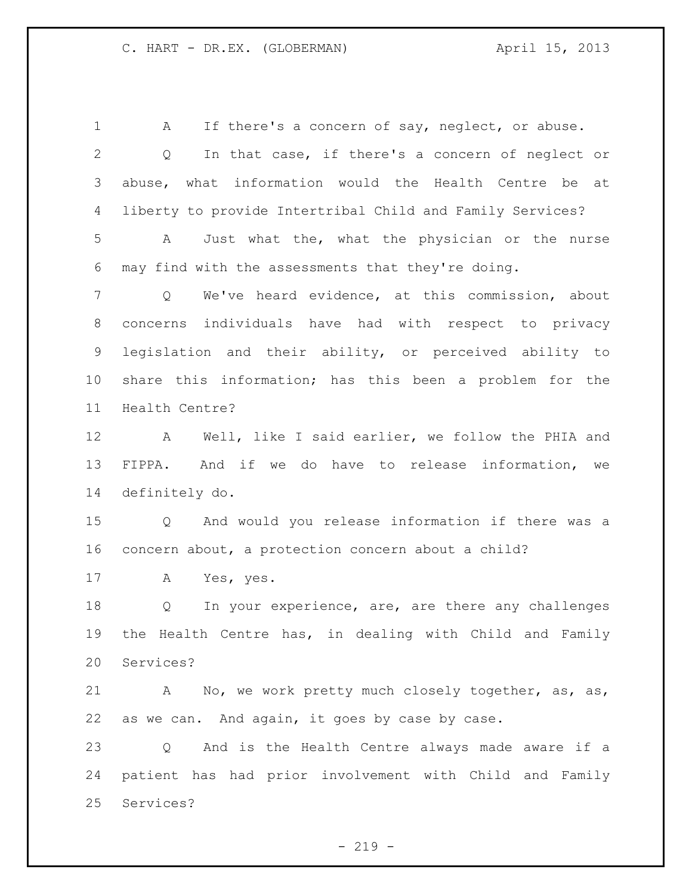A If there's a concern of say, neglect, or abuse.

Q In that case, if there's a concern of neglect or abuse, what information would the Health Centre be at liberty to provide Intertribal Child and Family Services?

A Just what the, what the physician or the nurse may find with the assessments that they're doing.

Q We've heard evidence, at this commission, about concerns individuals have had with respect to privacy legislation and their ability, or perceived ability to share this information; has this been a problem for the Health Centre?

A Well, like I said earlier, we follow the PHIA and FIPPA. And if we do have to release information, we definitely do.

Q And would you release information if there was a concern about, a protection concern about a child?

A Yes, yes.

Q In your experience, are, are there any challenges the Health Centre has, in dealing with Child and Family Services?

A No, we work pretty much closely together, as, as, as we can. And again, it goes by case by case.

Q And is the Health Centre always made aware if a patient has had prior involvement with Child and Family Services?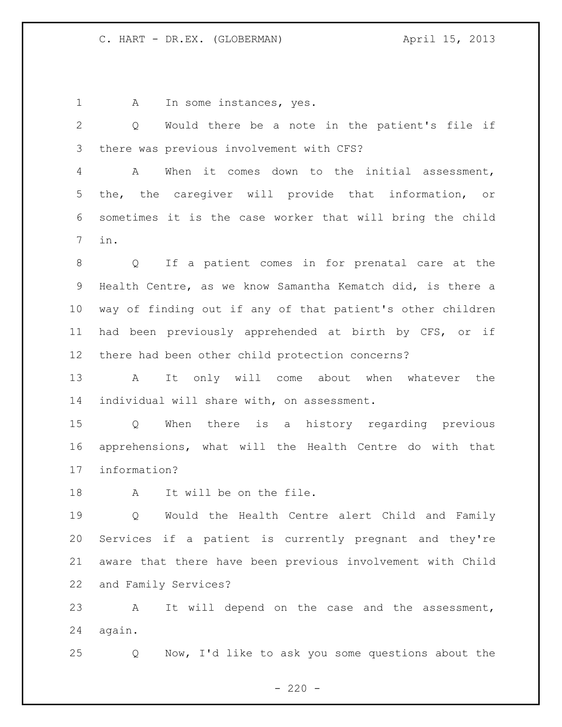A In some instances, yes.

Q Would there be a note in the patient's file if there was previous involvement with CFS?

A When it comes down to the initial assessment, the, the caregiver will provide that information, or sometimes it is the case worker that will bring the child in.

Q If a patient comes in for prenatal care at the Health Centre, as we know Samantha Kematch did, is there a way of finding out if any of that patient's other children had been previously apprehended at birth by CFS, or if there had been other child protection concerns?

A It only will come about when whatever the individual will share with, on assessment.

Q When there is a history regarding previous apprehensions, what will the Health Centre do with that information?

A It will be on the file.

Q Would the Health Centre alert Child and Family Services if a patient is currently pregnant and they're aware that there have been previous involvement with Child and Family Services?

A It will depend on the case and the assessment, again.

Q Now, I'd like to ask you some questions about the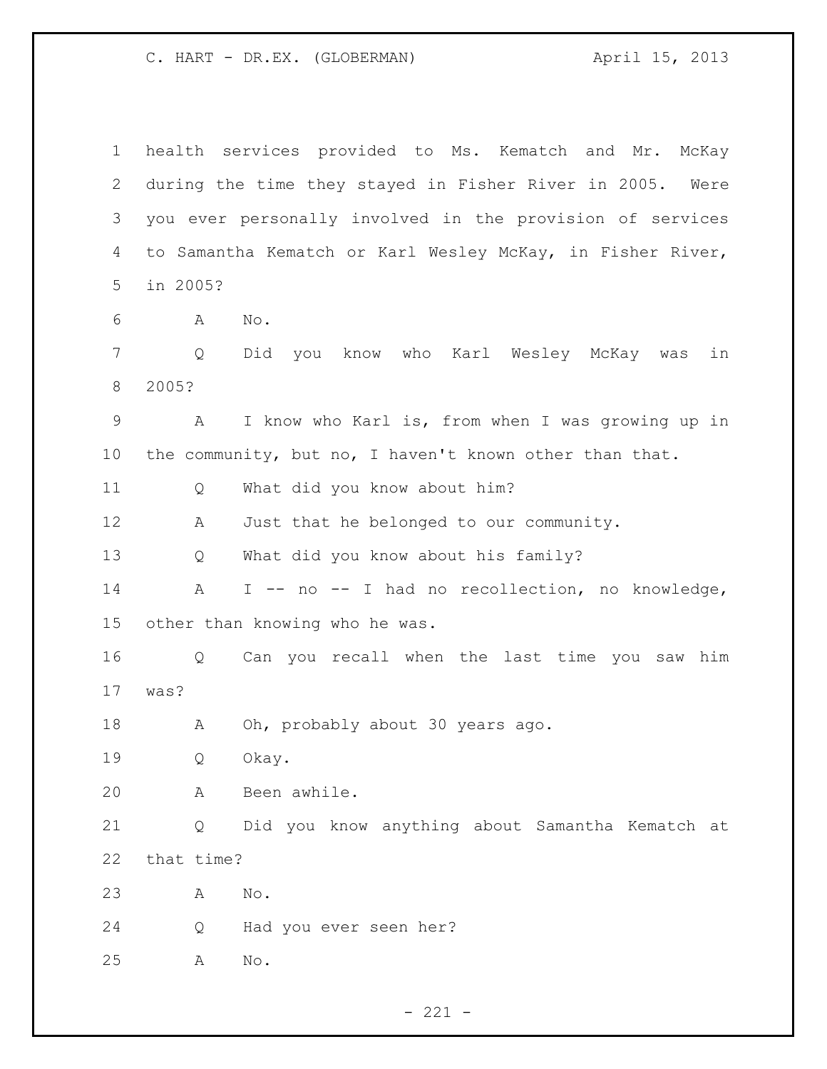health services provided to Ms. Kematch and Mr. McKay during the time they stayed in Fisher River in 2005. Were you ever personally involved in the provision of services to Samantha Kematch or Karl Wesley McKay, in Fisher River, in 2005?

A No.

Q Did you know who Karl Wesley McKay was in 2005?

A I know who Karl is, from when I was growing up in the community, but no, I haven't known other than that.

Q What did you know about him?

A Just that he belonged to our community.

Q What did you know about his family?

A I -- no -- I had no recollection, no knowledge, other than knowing who he was.

Q Can you recall when the last time you saw him was?

A Oh, probably about 30 years ago.

Q Okay.

A Been awhile.

Q Did you know anything about Samantha Kematch at that time?

A No.

Q Had you ever seen her?

A No.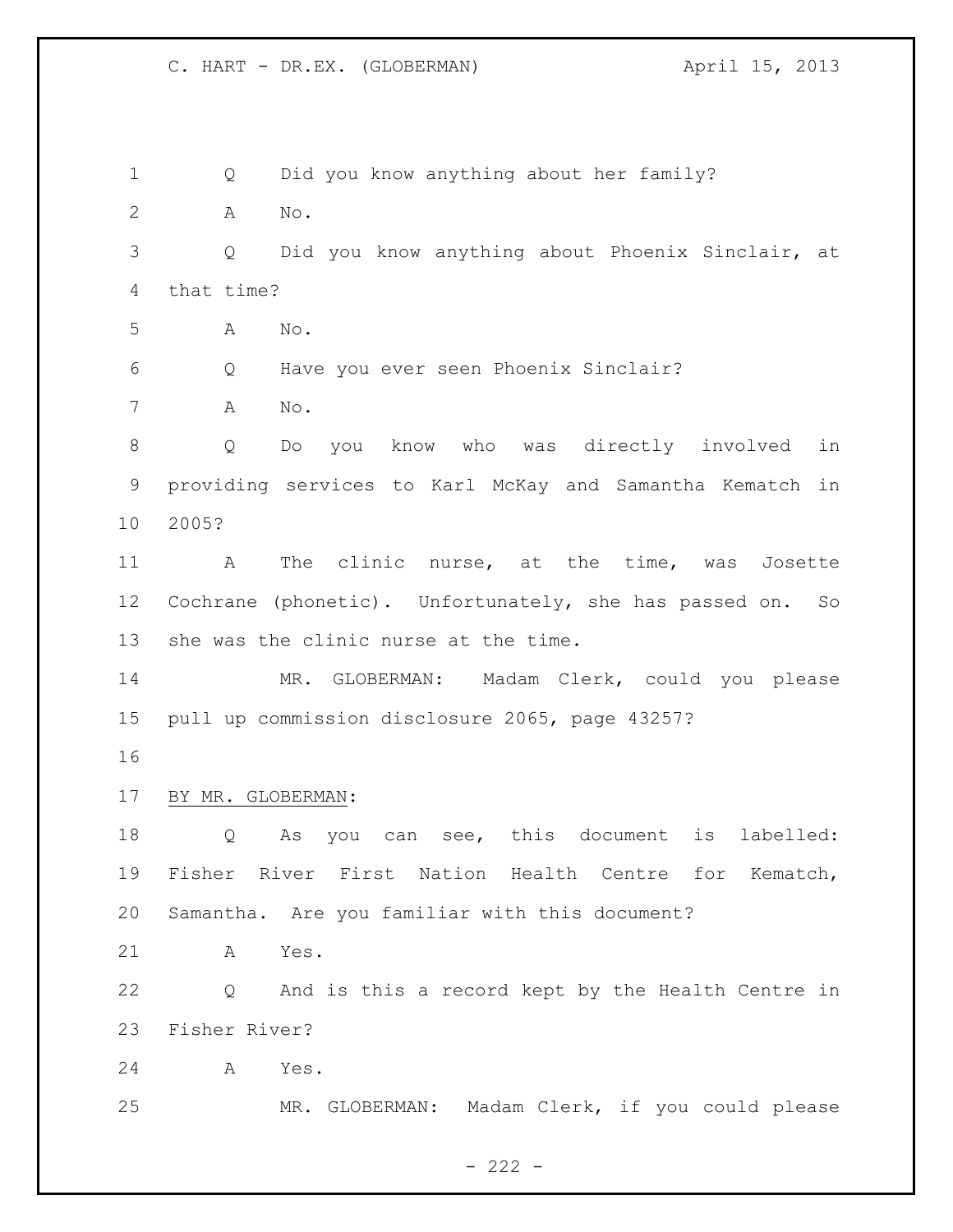Q Did you know anything about her family?

A No.

Q Did you know anything about Phoenix Sinclair, at that time?

A No.

Q Have you ever seen Phoenix Sinclair?

A No.

Q Do you know who was directly involved in providing services to Karl McKay and Samantha Kematch in 2005?

A The clinic nurse, at the time, was Josette Cochrane (phonetic). Unfortunately, she has passed on. So she was the clinic nurse at the time.

MR. GLOBERMAN: Madam Clerk, could you please pull up commission disclosure 2065, page 43257?

BY MR. GLOBERMAN:

Q As you can see, this document is labelled: Fisher River First Nation Health Centre for Kematch, Samantha. Are you familiar with this document?

A Yes.

Q And is this a record kept by the Health Centre in Fisher River?

A Yes.

MR. GLOBERMAN: Madam Clerk, if you could please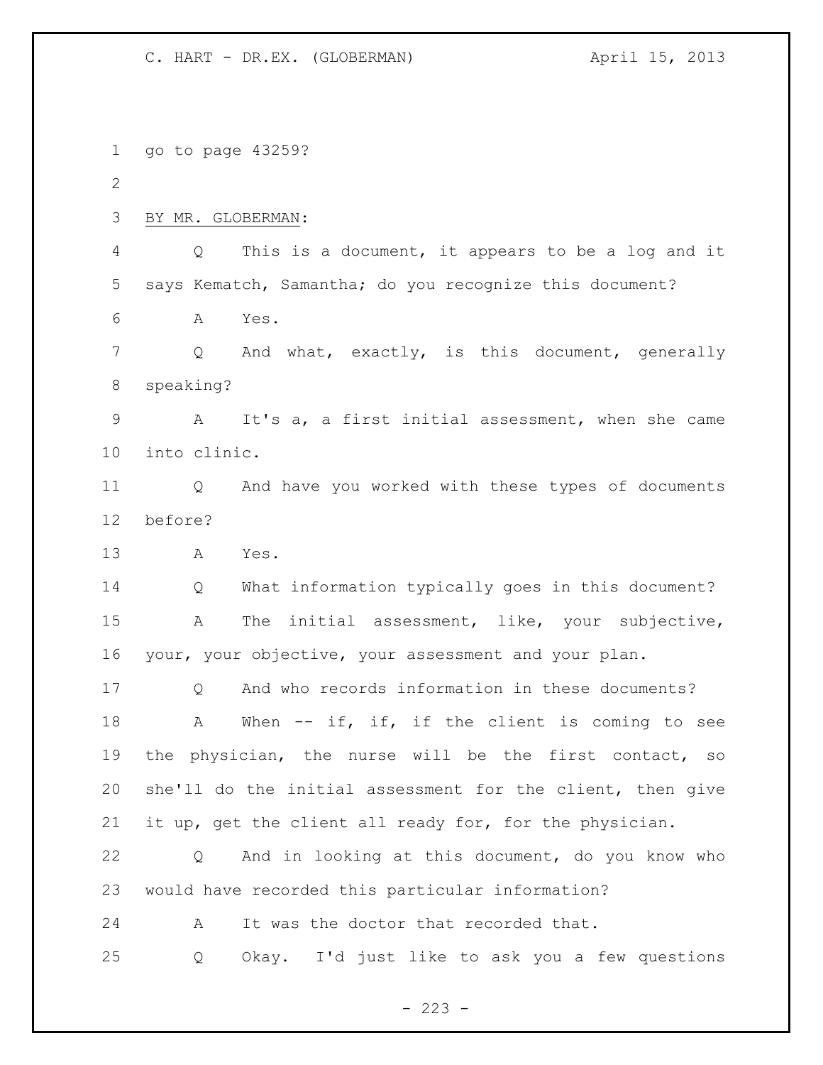go to page 43259?

BY MR. GLOBERMAN:

Q This is a document, it appears to be a log and it says Kematch, Samantha; do you recognize this document?

A Yes.

Q And what, exactly, is this document, generally speaking?

A It's a, a first initial assessment, when she came into clinic.

Q And have you worked with these types of documents before?

A Yes.

Q What information typically goes in this document?

A The initial assessment, like, your subjective, your, your objective, your assessment and your plan.

Q And who records information in these documents?

A When -- if, if, if the client is coming to see the physician, the nurse will be the first contact, so she'll do the initial assessment for the client, then give it up, get the client all ready for, for the physician.

Q And in looking at this document, do you know who would have recorded this particular information?

A It was the doctor that recorded that.

Q Okay. I'd just like to ask you a few questions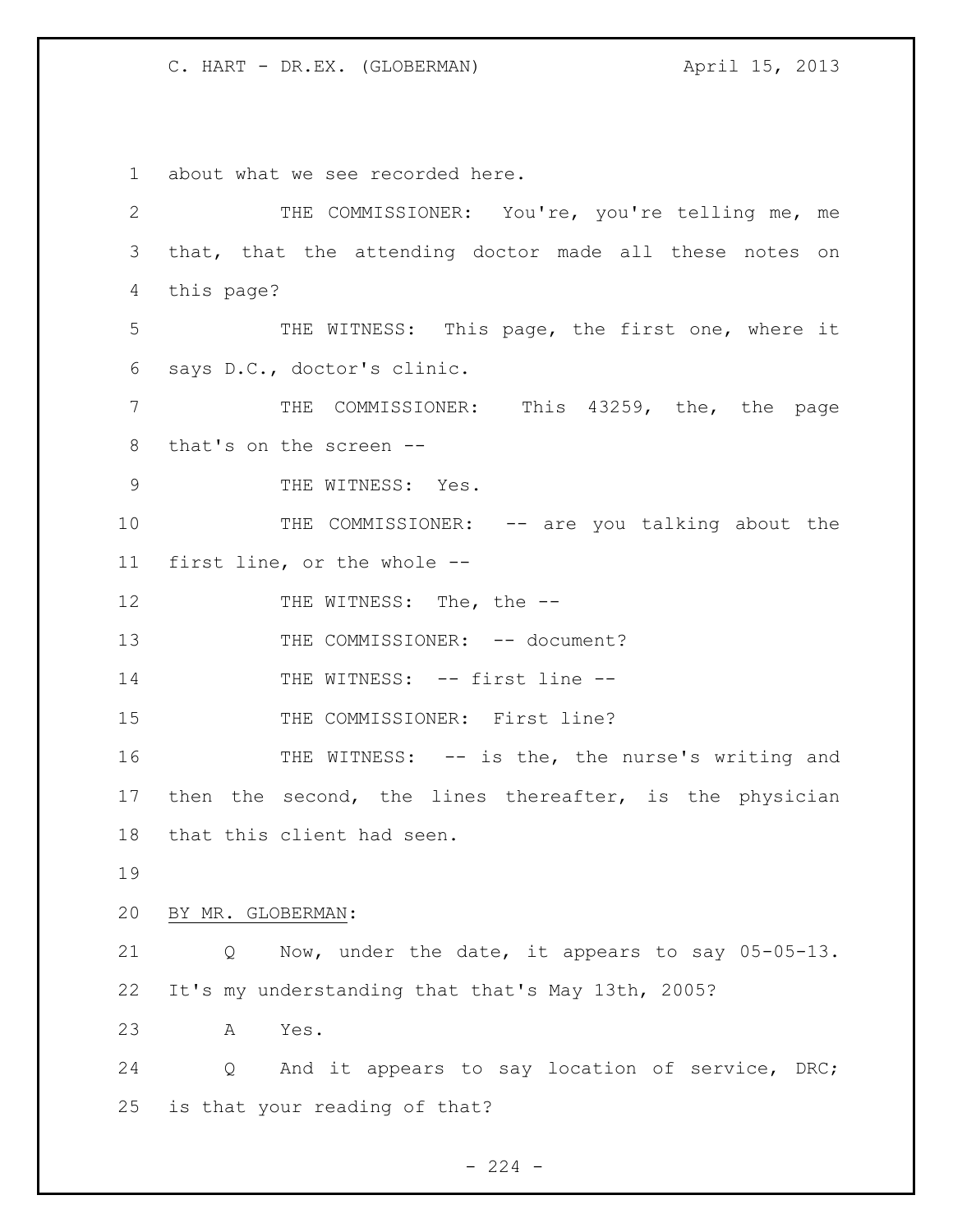about what we see recorded here.

THE COMMISSIONER: You're, you're telling me, me that, that the attending doctor made all these notes on this page?

THE WITNESS: This page, the first one, where it says D.C., doctor's clinic.

THE COMMISSIONER: This 43259, the, the page that's on the screen --

THE WITNESS: Yes.

THE COMMISSIONER: -- are you talking about the first line, or the whole --

THE WITNESS: The, the --

THE COMMISSIONER: -- document?

THE WITNESS: -- first line --

THE COMMISSIONER: First line?

THE WITNESS: -- is the, the nurse's writing and then the second, the lines thereafter, is the physician that this client had seen.

BY MR. GLOBERMAN:

Q Now, under the date, it appears to say 05-05-13. It's my understanding that that's May 13th, 2005?

A Yes.

Q And it appears to say location of service, DRC; is that your reading of that?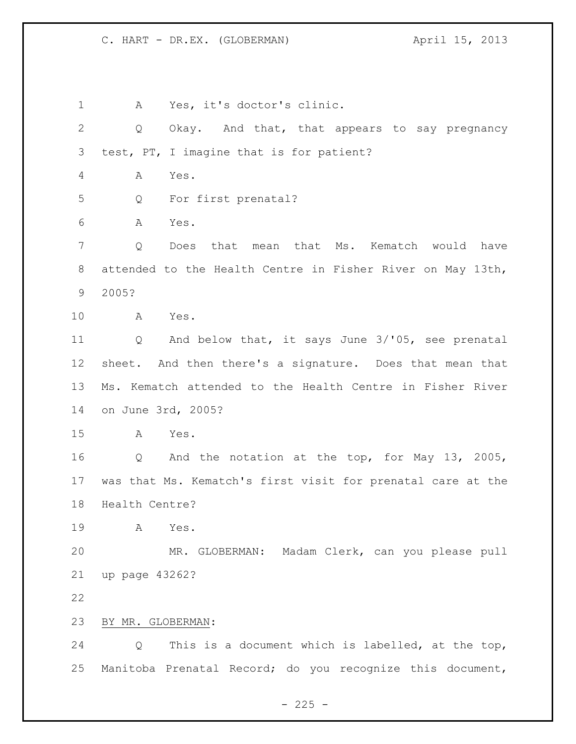1 A Yes, it's doctor's clinic.

2 Q Okay. And that, that appears to say pregnancy

3 test, PT, I imagine that is for patient?

4 A Yes.

5 Q For first prenatal?

6 A Yes.

7 Q Does that mean that Ms. Kematch would have

8 attended to the Health Centre in Fisher River on May 13th,

9 2005?

10 A Yes.

11 Q And below that, it says June 3/'05, see prenatal

12 sheet. And then there's a signature. Does that mean that

13 Ms. Kematch attended to the Health Centre in Fisher River

14 on June 3rd, 2005?

15 A Yes.

16 Q And the notation at the top, for May 13, 2005,

17 was that Ms. Kematch's first visit for prenatal care at the

18 Health Centre?

19 A Yes.

20 MR. GLOBERMAN: Madam Clerk, can you please pull

21 up page 43262?

22

23 BY MR. GLOBERMAN:

24 Q This is a document which is labelled, at the top,

25 Manitoba Prenatal Record; do you recognize this document,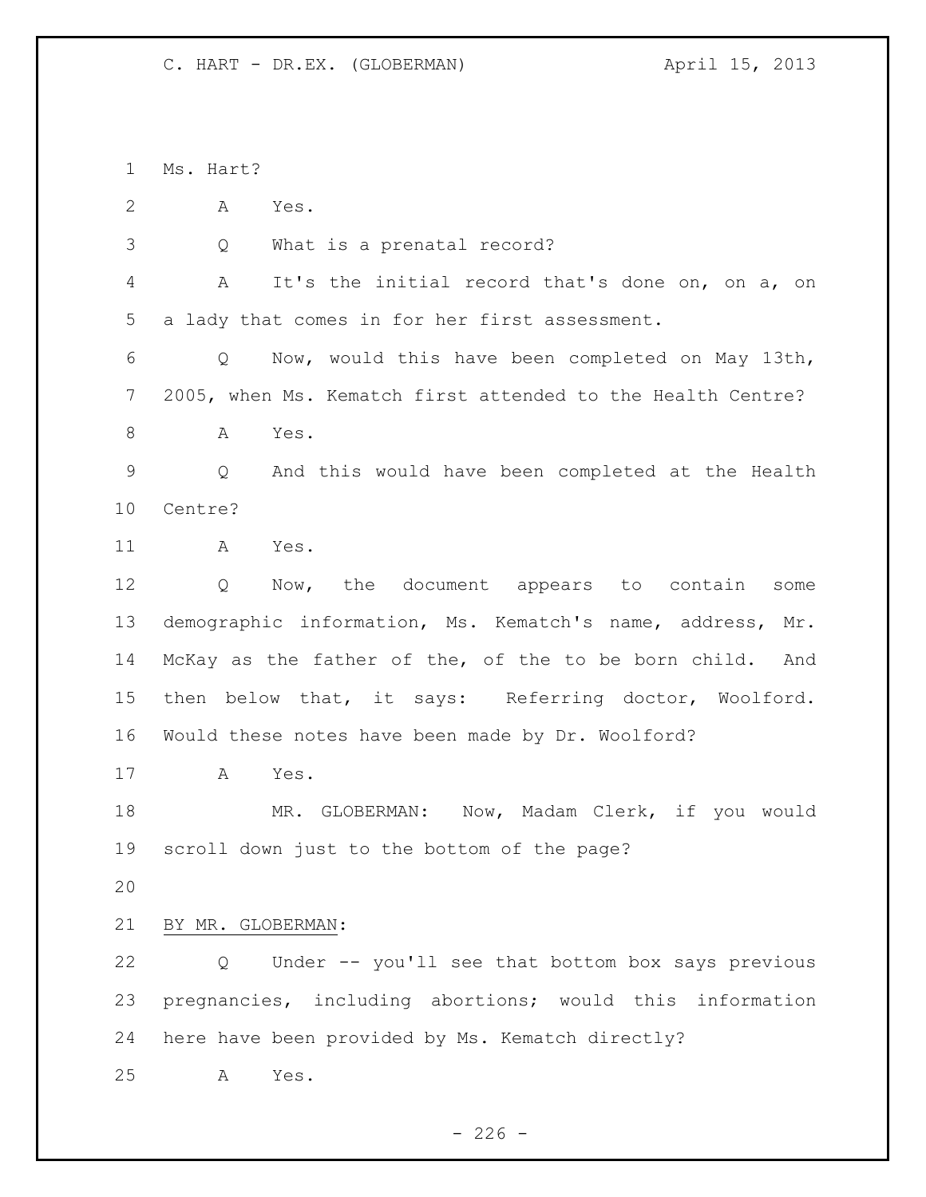Ms. Hart?

A Yes.

Q What is a prenatal record?

A It's the initial record that's done on, on a, on a lady that comes in for her first assessment.

Q Now, would this have been completed on May 13th, 2005, when Ms. Kematch first attended to the Health Centre?

A Yes.

Q And this would have been completed at the Health Centre?

A Yes.

Q Now, the document appears to contain some demographic information, Ms. Kematch's name, address, Mr. McKay as the father of the, of the to be born child. And then below that, it says: Referring doctor, Woolford. Would these notes have been made by Dr. Woolford?

A Yes.

MR. GLOBERMAN: Now, Madam Clerk, if you would scroll down just to the bottom of the page?

BY MR. GLOBERMAN:

Q Under -- you'll see that bottom box says previous pregnancies, including abortions; would this information here have been provided by Ms. Kematch directly?

A Yes.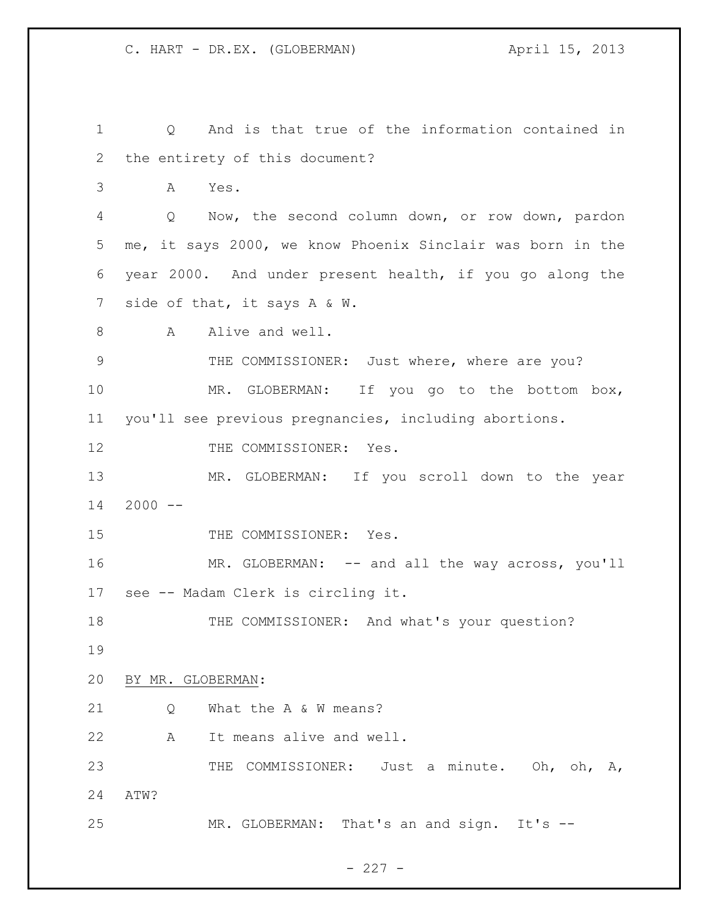Q And is that true of the information contained in the entirety of this document?

A Yes.

Q Now, the second column down, or row down, pardon me, it says 2000, we know Phoenix Sinclair was born in the year 2000. And under present health, if you go along the side of that, it says A & W.

A Alive and well.

THE COMMISSIONER: Just where, where are you?

MR. GLOBERMAN: If you go to the bottom box, you'll see previous pregnancies, including abortions.

THE COMMISSIONER: Yes.

MR. GLOBERMAN: If you scroll down to the year 2000 --

THE COMMISSIONER: Yes.

MR. GLOBERMAN: -- and all the way across, you'll see -- Madam Clerk is circling it.

THE COMMISSIONER: And what's your question?

BY MR. GLOBERMAN:

Q What the A & W means?

A It means alive and well.

THE COMMISSIONER: Just a minute. Oh, oh, A, ATW?

MR. GLOBERMAN: That's an and sign. It's --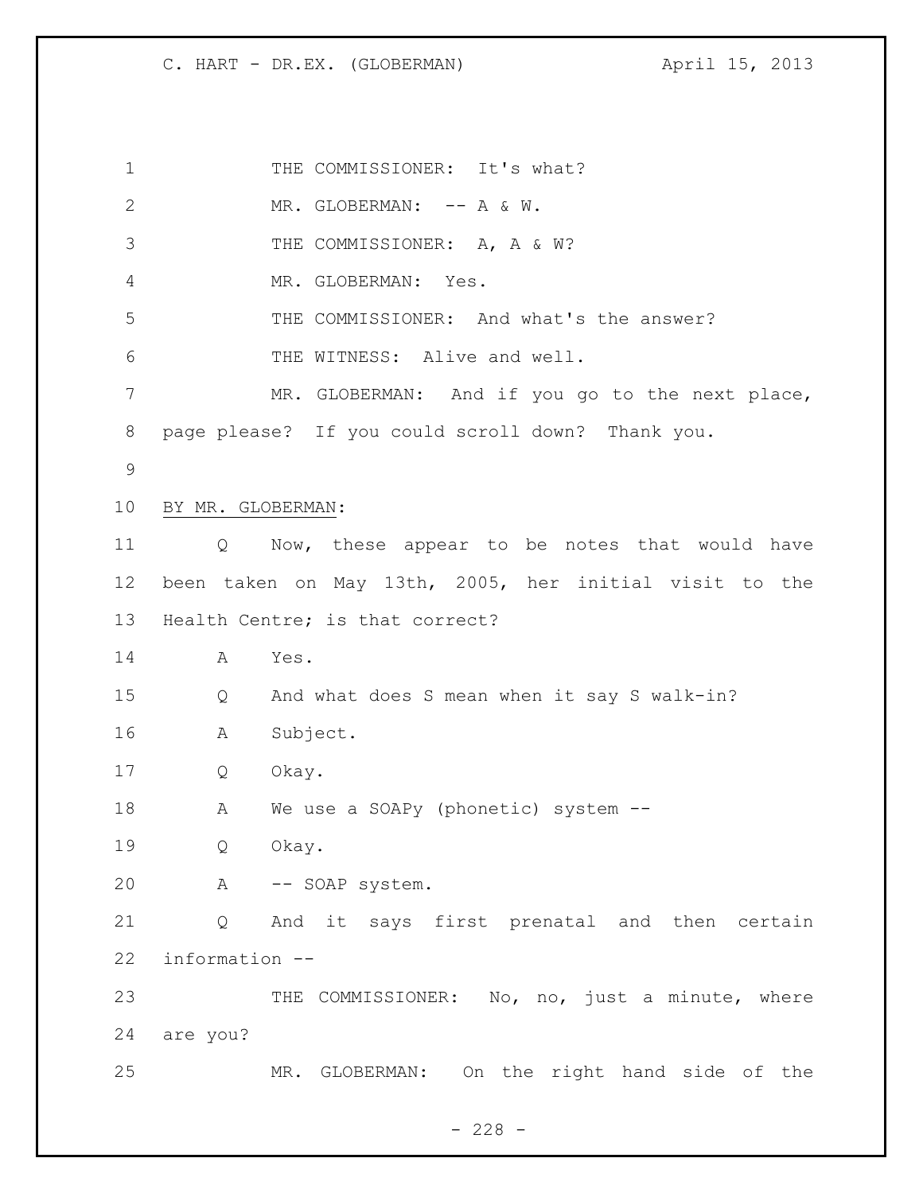THE COMMISSIONER: It's what?

MR. GLOBERMAN: -- A & W.

THE COMMISSIONER: A, A & W?

MR. GLOBERMAN: Yes.

THE COMMISSIONER: And what's the answer?

THE WITNESS: Alive and well.

MR. GLOBERMAN: And if you go to the next place, page please? If you could scroll down? Thank you.

BY MR. GLOBERMAN:

Q Now, these appear to be notes that would have been taken on May 13th, 2005, her initial visit to the Health Centre; is that correct?

A Yes.

Q And what does S mean when it say S walk-in?

A Subject.

Q Okay.

A We use a SOAPy (phonetic) system --

Q Okay.

A -- SOAP system.

Q And it says first prenatal and then certain information --

THE COMMISSIONER: No, no, just a minute, where are you?

MR. GLOBERMAN: On the right hand side of the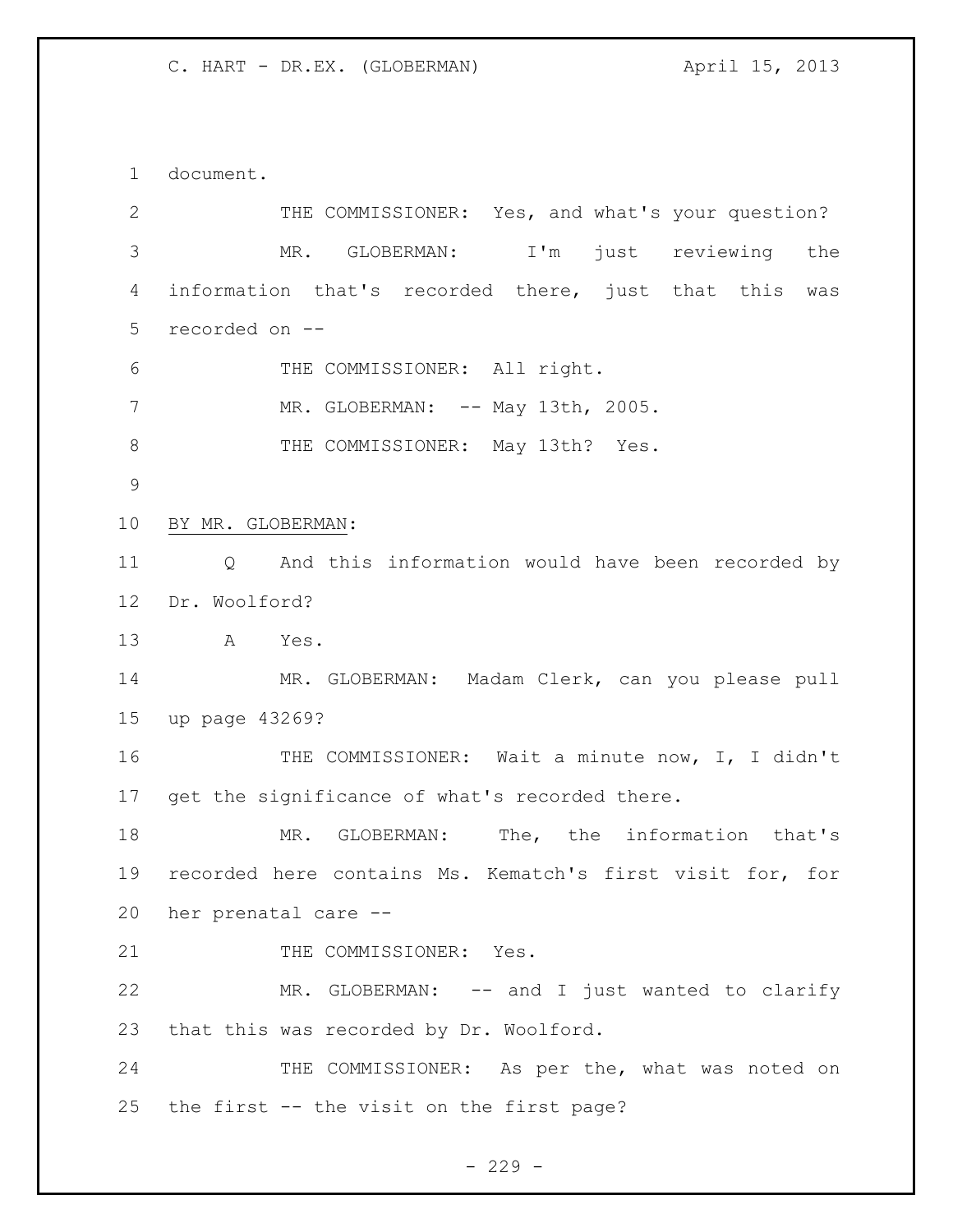document.

THE COMMISSIONER: Yes, and what's your question?

MR. GLOBERMAN: I'm just reviewing the information that's recorded there, just that this was recorded on --

THE COMMISSIONER: All right.

MR. GLOBERMAN: -- May 13th, 2005.

THE COMMISSIONER: May 13th? Yes.

BY MR. GLOBERMAN:

Q And this information would have been recorded by Dr. Woolford?

A Yes.

MR. GLOBERMAN: Madam Clerk, can you please pull up page 43269?

THE COMMISSIONER: Wait a minute now, I, I didn't get the significance of what's recorded there.

MR. GLOBERMAN: The, the information that's recorded here contains Ms. Kematch's first visit for, for her prenatal care --

THE COMMISSIONER: Yes.

MR. GLOBERMAN: -- and I just wanted to clarify that this was recorded by Dr. Woolford.

THE COMMISSIONER: As per the, what was noted on the first -- the visit on the first page?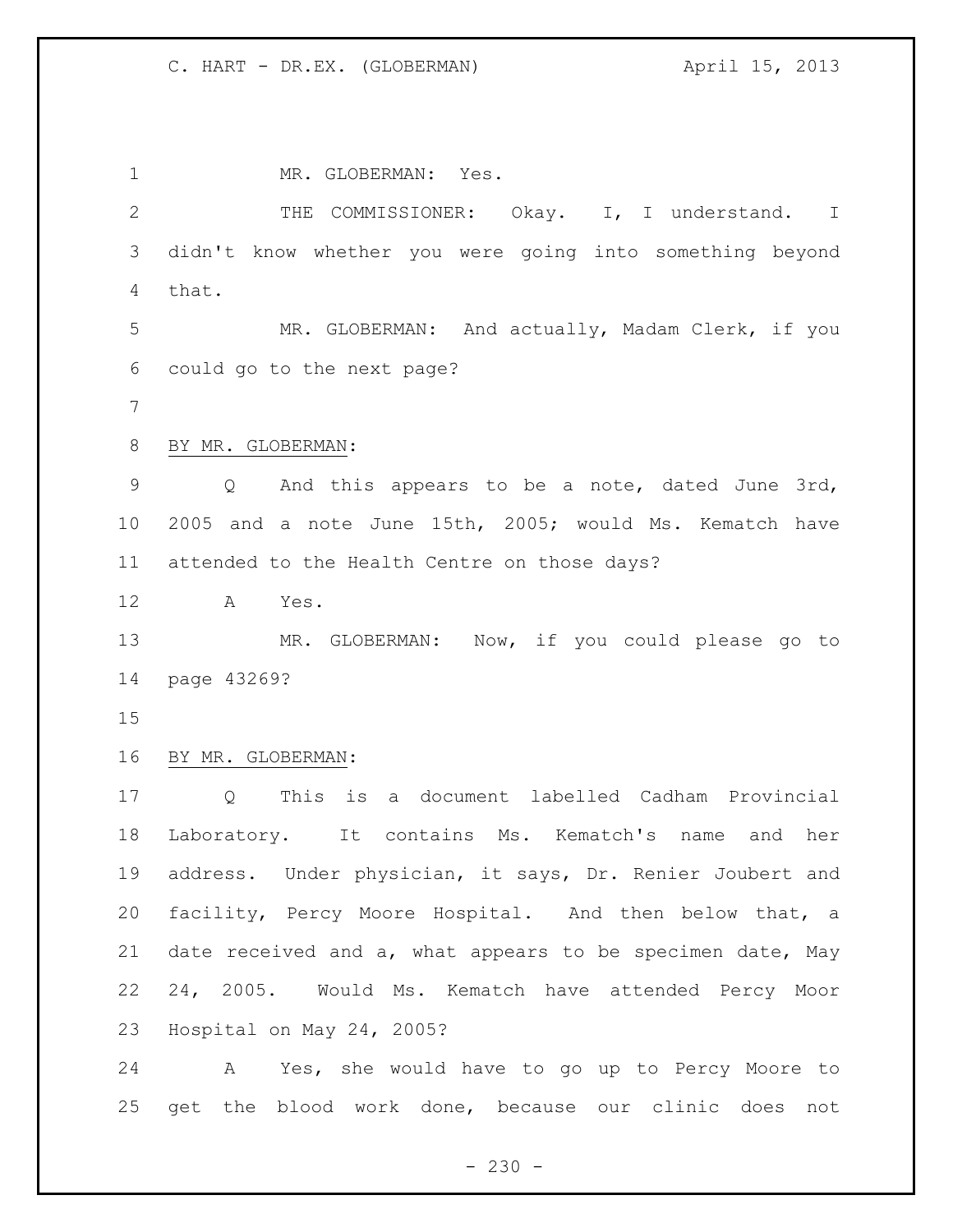MR. GLOBERMAN: Yes.

THE COMMISSIONER: Okay. I, I understand. I didn't know whether you were going into something beyond that.

MR. GLOBERMAN: And actually, Madam Clerk, if you could go to the next page?

BY MR. GLOBERMAN:

Q And this appears to be a note, dated June 3rd, 2005 and a note June 15th, 2005; would Ms. Kematch have attended to the Health Centre on those days?

A Yes.

MR. GLOBERMAN: Now, if you could please go to page 43269?

BY MR. GLOBERMAN:

Q This is a document labelled Cadham Provincial Laboratory. It contains Ms. Kematch's name and her address. Under physician, it says, Dr. Renier Joubert and facility, Percy Moore Hospital. And then below that, a date received and a, what appears to be specimen date, May 24, 2005. Would Ms. Kematch have attended Percy Moor Hospital on May 24, 2005?

A Yes, she would have to go up to Percy Moore to get the blood work done, because our clinic does not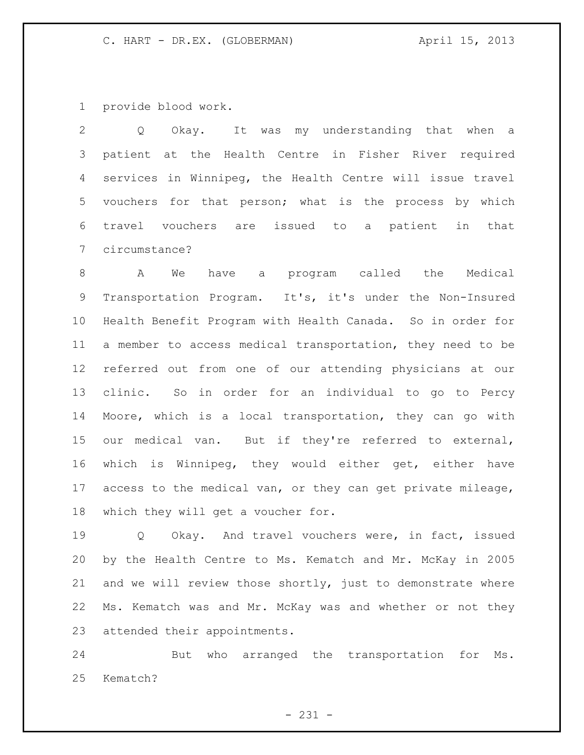provide blood work.

Q Okay. It was my understanding that when a patient at the Health Centre in Fisher River required services in Winnipeg, the Health Centre will issue travel vouchers for that person; what is the process by which travel vouchers are issued to a patient in that circumstance?

A We have a program called the Medical Transportation Program. It's, it's under the Non-Insured Health Benefit Program with Health Canada. So in order for a member to access medical transportation, they need to be referred out from one of our attending physicians at our clinic. So in order for an individual to go to Percy Moore, which is a local transportation, they can go with our medical van. But if they're referred to external, which is Winnipeg, they would either get, either have access to the medical van, or they can get private mileage, which they will get a voucher for.

Q Okay. And travel vouchers were, in fact, issued by the Health Centre to Ms. Kematch and Mr. McKay in 2005 and we will review those shortly, just to demonstrate where Ms. Kematch was and Mr. McKay was and whether or not they attended their appointments.

But who arranged the transportation for Ms. Kematch?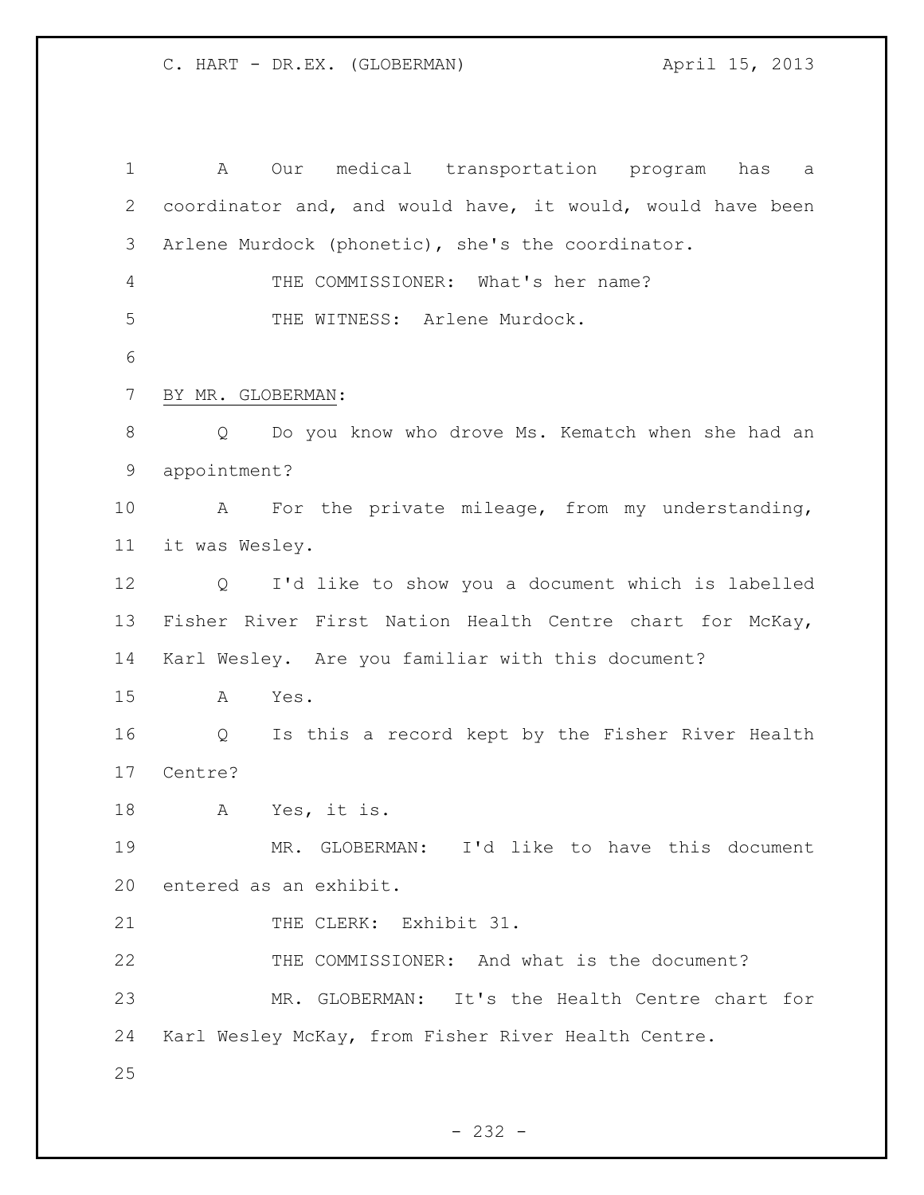A Our medical transportation program has a coordinator and, and would have, it would, would have been Arlene Murdock (phonetic), she's the coordinator.

THE COMMISSIONER: What's her name?

THE WITNESS: Arlene Murdock.

BY MR. GLOBERMAN:

Q Do you know who drove Ms. Kematch when she had an appointment?

A For the private mileage, from my understanding, it was Wesley.

Q I'd like to show you a document which is labelled Fisher River First Nation Health Centre chart for McKay, Karl Wesley. Are you familiar with this document?

A Yes.

Q Is this a record kept by the Fisher River Health Centre?

A Yes, it is.

MR. GLOBERMAN: I'd like to have this document entered as an exhibit.

THE CLERK: Exhibit 31.

THE COMMISSIONER: And what is the document?

MR. GLOBERMAN: It's the Health Centre chart for Karl Wesley McKay, from Fisher River Health Centre.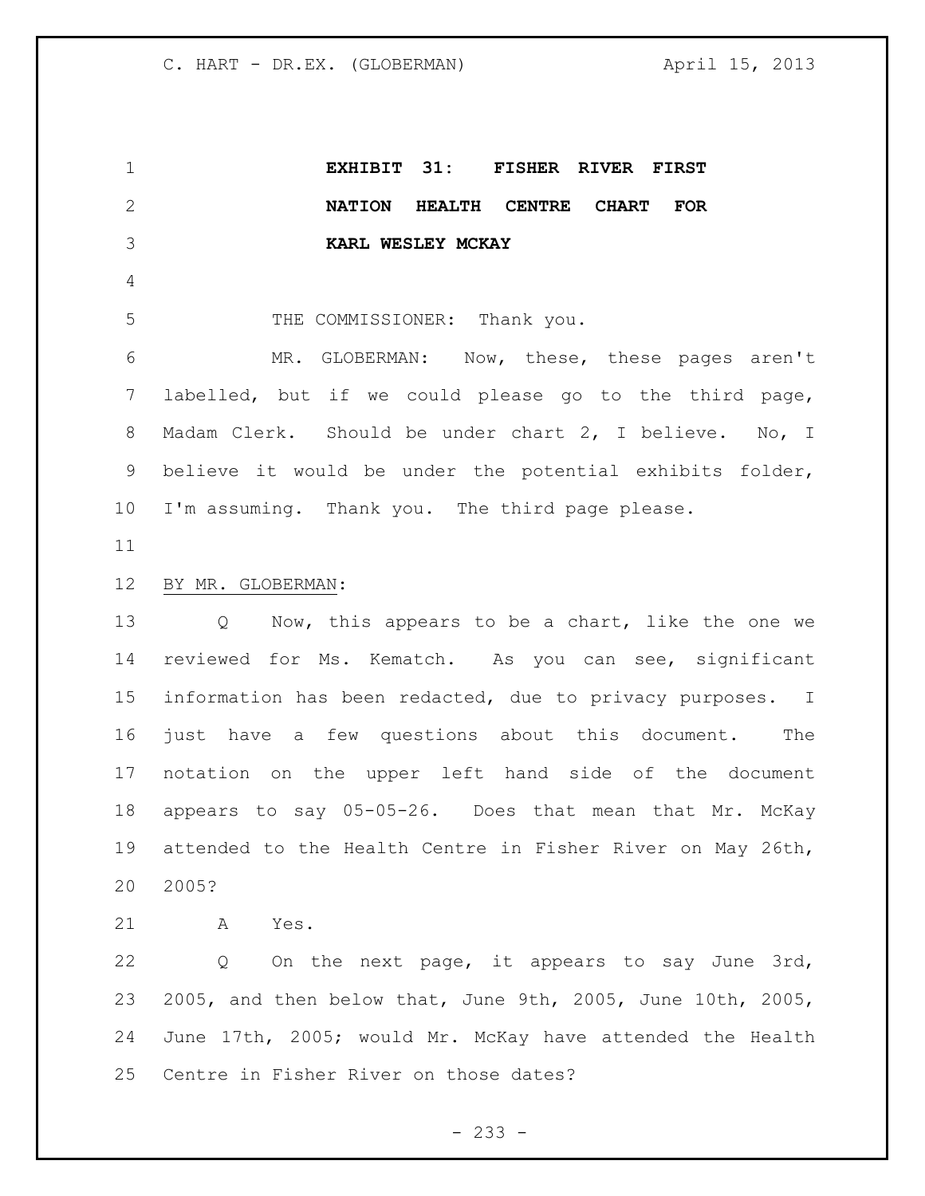**EXHIBIT 31: FISHER RIVER FIRST NATION HEALTH CENTRE CHART FOR KARL WESLEY MCKAY**

THE COMMISSIONER: Thank you.

MR. GLOBERMAN: Now, these, these pages aren't labelled, but if we could please go to the third page, Madam Clerk. Should be under chart 2, I believe. No, I believe it would be under the potential exhibits folder, I'm assuming. Thank you. The third page please.

BY MR. GLOBERMAN:

Q Now, this appears to be a chart, like the one we reviewed for Ms. Kematch. As you can see, significant information has been redacted, due to privacy purposes. I just have a few questions about this document. The notation on the upper left hand side of the document appears to say 05-05-26. Does that mean that Mr. McKay attended to the Health Centre in Fisher River on May 26th, 2005?

A Yes.

Q On the next page, it appears to say June 3rd, 2005, and then below that, June 9th, 2005, June 10th, 2005, June 17th, 2005; would Mr. McKay have attended the Health Centre in Fisher River on those dates?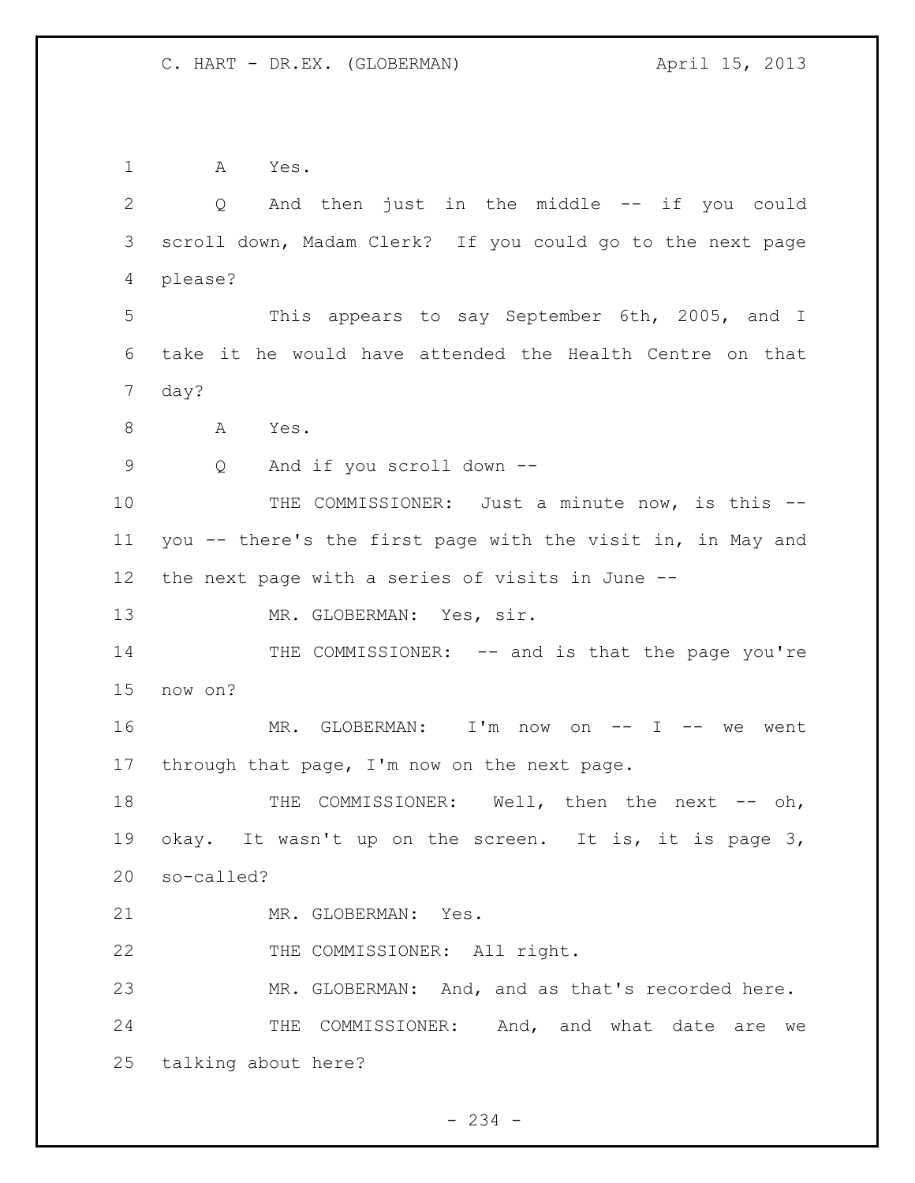A Yes.

Q And then just in the middle -- if you could scroll down, Madam Clerk? If you could go to the next page please?

This appears to say September 6th, 2005, and I take it he would have attended the Health Centre on that day?

A Yes.

Q And if you scroll down --

THE COMMISSIONER: Just a minute now, is this -- you -- there's the first page with the visit in, in May and the next page with a series of visits in June --

MR. GLOBERMAN: Yes, sir.

THE COMMISSIONER: -- and is that the page you're now on?

MR. GLOBERMAN: I'm now on -- I -- we went through that page, I'm now on the next page.

THE COMMISSIONER: Well, then the next -- oh, okay. It wasn't up on the screen. It is, it is page 3, so-called?

MR. GLOBERMAN: Yes.

THE COMMISSIONER: All right.

MR. GLOBERMAN: And, and as that's recorded here.

THE COMMISSIONER: And, and what date are we talking about here?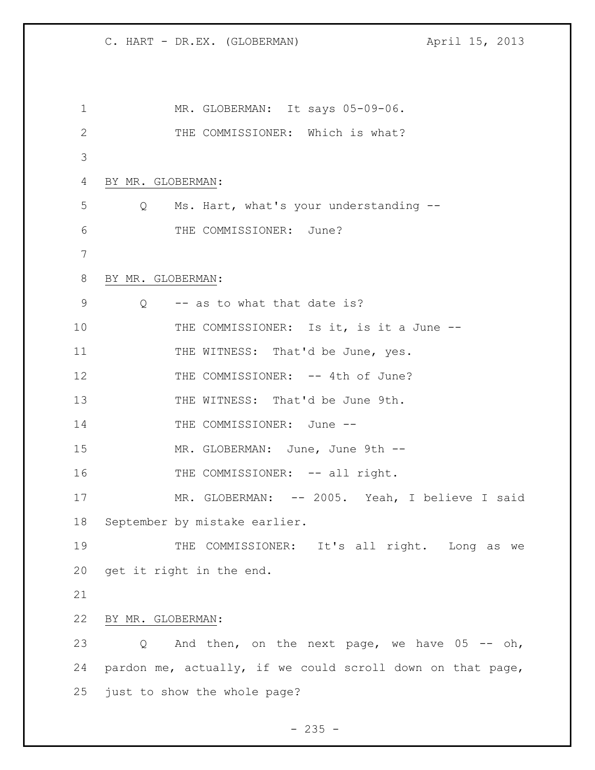MR. GLOBERMAN: It says 05-09-06.

THE COMMISSIONER: Which is what?

BY MR. GLOBERMAN:

Q Ms. Hart, what's your understanding --

THE COMMISSIONER: June?

BY MR. GLOBERMAN:

Q -- as to what that date is?

THE COMMISSIONER: Is it, is it a June --

THE WITNESS: That'd be June, yes.

THE COMMISSIONER: -- 4th of June?

THE WITNESS: That'd be June 9th.

THE COMMISSIONER: June --

MR. GLOBERMAN: June, June 9th --

THE COMMISSIONER: -- all right.

MR. GLOBERMAN: -- 2005. Yeah, I believe I said September by mistake earlier.

THE COMMISSIONER: It's all right. Long as we get it right in the end.

BY MR. GLOBERMAN:

Q And then, on the next page, we have 05 -- oh, pardon me, actually, if we could scroll down on that page, just to show the whole page?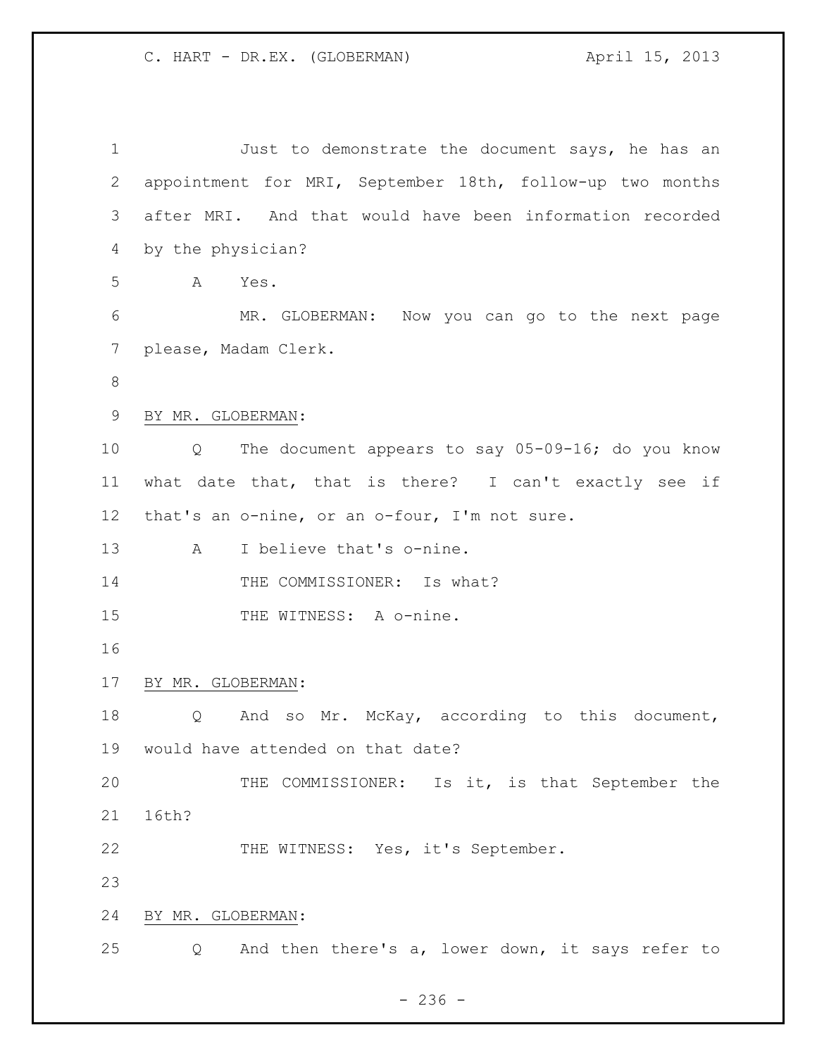Just to demonstrate the document says, he has an appointment for MRI, September 18th, follow-up two months after MRI. And that would have been information recorded by the physician?

A Yes.

MR. GLOBERMAN: Now you can go to the next page please, Madam Clerk.

BY MR. GLOBERMAN:

Q The document appears to say 05-09-16; do you know what date that, that is there? I can't exactly see if that's an o-nine, or an o-four, I'm not sure.

A I believe that's o-nine.

THE COMMISSIONER: Is what?

THE WITNESS: A o-nine.

BY MR. GLOBERMAN:

Q And so Mr. McKay, according to this document, would have attended on that date?

THE COMMISSIONER: Is it, is that September the 16th?

THE WITNESS: Yes, it's September.

BY MR. GLOBERMAN:

Q And then there's a, lower down, it says refer to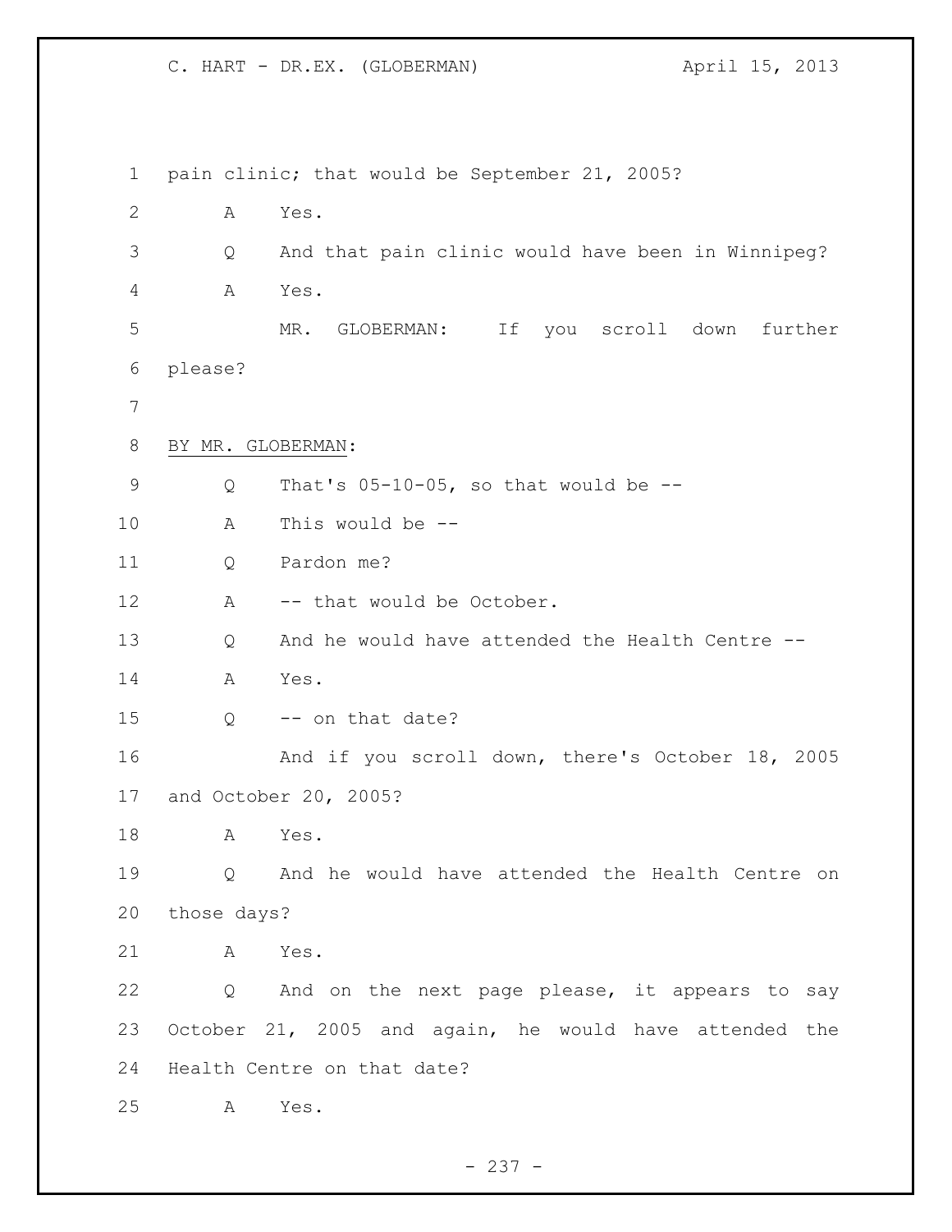pain clinic; that would be September 21, 2005?

A Yes.

Q And that pain clinic would have been in Winnipeg?

A Yes.

MR. GLOBERMAN: If you scroll down further please?

BY MR. GLOBERMAN:

Q That's 05-10-05, so that would be --

A This would be --

Q Pardon me?

A -- that would be October.

Q And he would have attended the Health Centre --

A Yes.

Q -- on that date?

And if you scroll down, there's October 18, 2005 and October 20, 2005?

A Yes.

Q And he would have attended the Health Centre on those days?

A Yes.

Q And on the next page please, it appears to say October 21, 2005 and again, he would have attended the Health Centre on that date?

A Yes.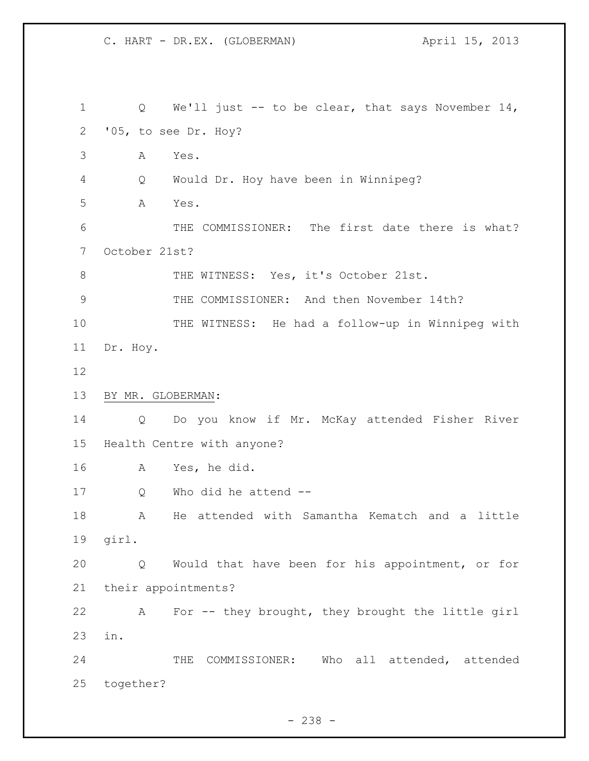Q We'll just -- to be clear, that says November 14, '05, to see Dr. Hoy?

A Yes.

Q Would Dr. Hoy have been in Winnipeg?

A Yes.

THE COMMISSIONER: The first date there is what? October 21st?

THE WITNESS: Yes, it's October 21st.

THE COMMISSIONER: And then November 14th?

THE WITNESS: He had a follow-up in Winnipeg with Dr. Hoy.

BY MR. GLOBERMAN:

Q Do you know if Mr. McKay attended Fisher River Health Centre with anyone?

A Yes, he did.

Q Who did he attend --

A He attended with Samantha Kematch and a little girl.

Q Would that have been for his appointment, or for their appointments?

A For -- they brought, they brought the little girl in.

THE COMMISSIONER: Who all attended, attended together?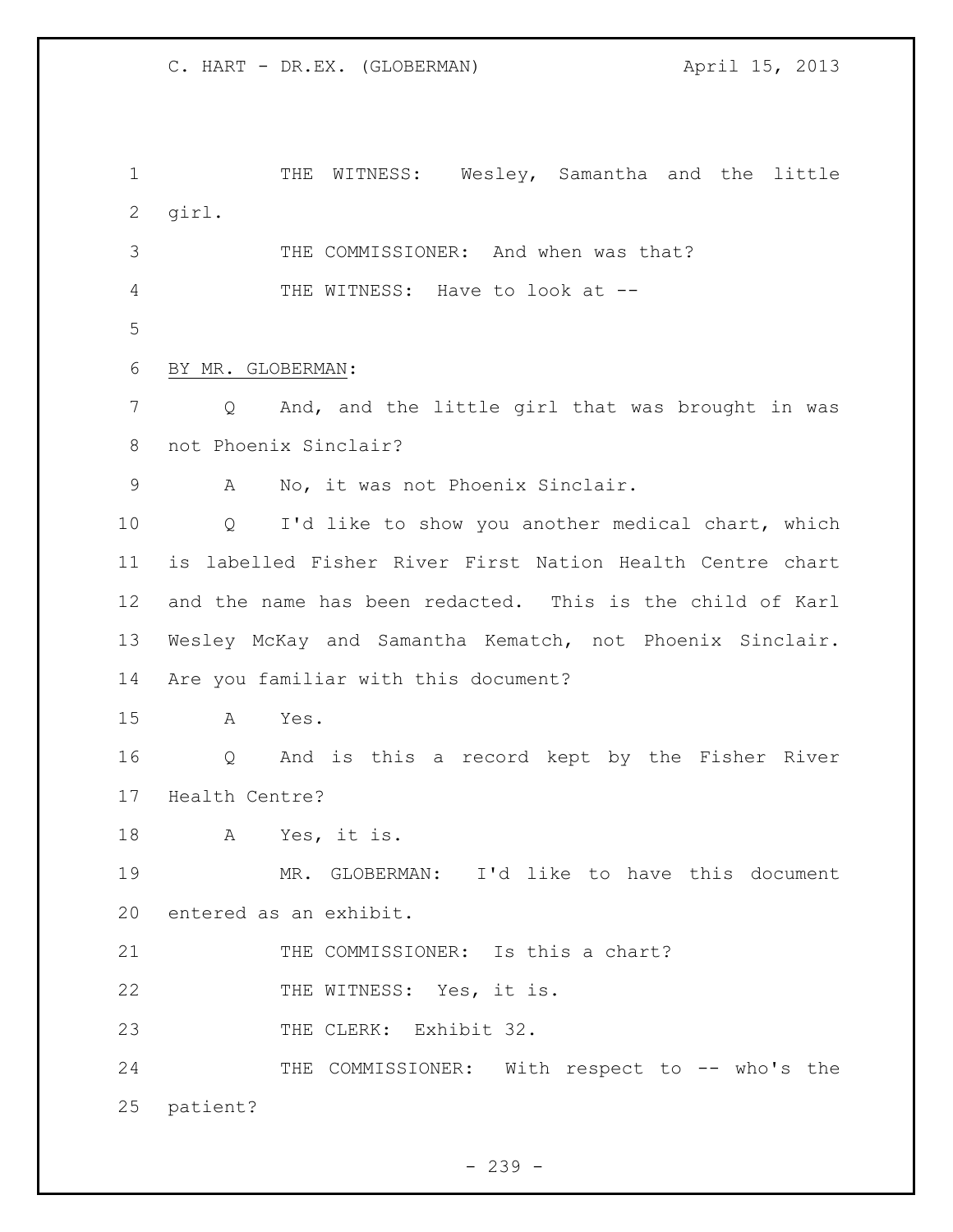THE WITNESS: Wesley, Samantha and the little girl.

THE COMMISSIONER: And when was that?

THE WITNESS: Have to look at --

BY MR. GLOBERMAN:

Q And, and the little girl that was brought in was not Phoenix Sinclair?

A No, it was not Phoenix Sinclair.

Q I'd like to show you another medical chart, which is labelled Fisher River First Nation Health Centre chart and the name has been redacted. This is the child of Karl Wesley McKay and Samantha Kematch, not Phoenix Sinclair. Are you familiar with this document?

A Yes.

Q And is this a record kept by the Fisher River Health Centre?

A Yes, it is.

MR. GLOBERMAN: I'd like to have this document entered as an exhibit.

THE COMMISSIONER: Is this a chart?

THE WITNESS: Yes, it is.

THE CLERK: Exhibit 32.

THE COMMISSIONER: With respect to -- who's the patient?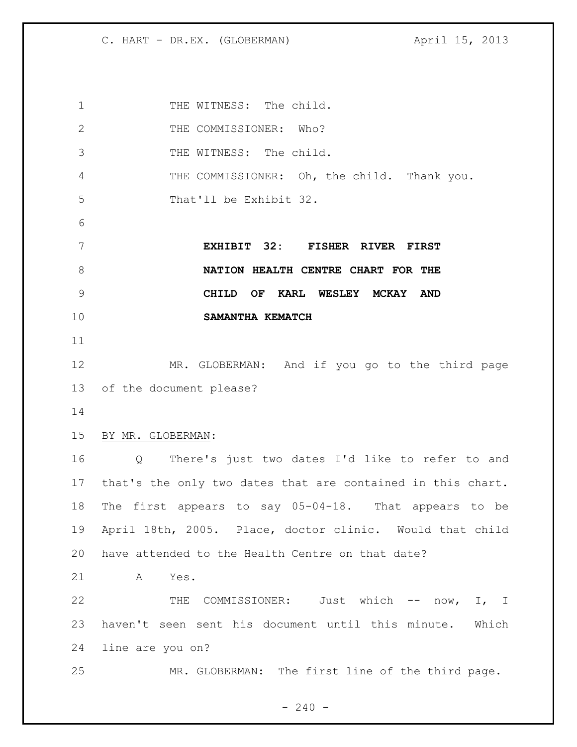THE WITNESS: The child.

THE COMMISSIONER: Who?

THE WITNESS: The child.

THE COMMISSIONER: Oh, the child. Thank you. That'll be Exhibit 32.

**EXHIBIT 32: FISHER RIVER FIRST NATION HEALTH CENTRE CHART FOR THE CHILD OF KARL WESLEY MCKAY AND SAMANTHA KEMATCH**

MR. GLOBERMAN: And if you go to the third page of the document please?

BY MR. GLOBERMAN:

Q There's just two dates I'd like to refer to and that's the only two dates that are contained in this chart. The first appears to say 05-04-18. That appears to be April 18th, 2005. Place, doctor clinic. Would that child have attended to the Health Centre on that date?

A Yes.

THE COMMISSIONER: Just which -- now, I, I haven't seen sent his document until this minute. Which line are you on?

MR. GLOBERMAN: The first line of the third page.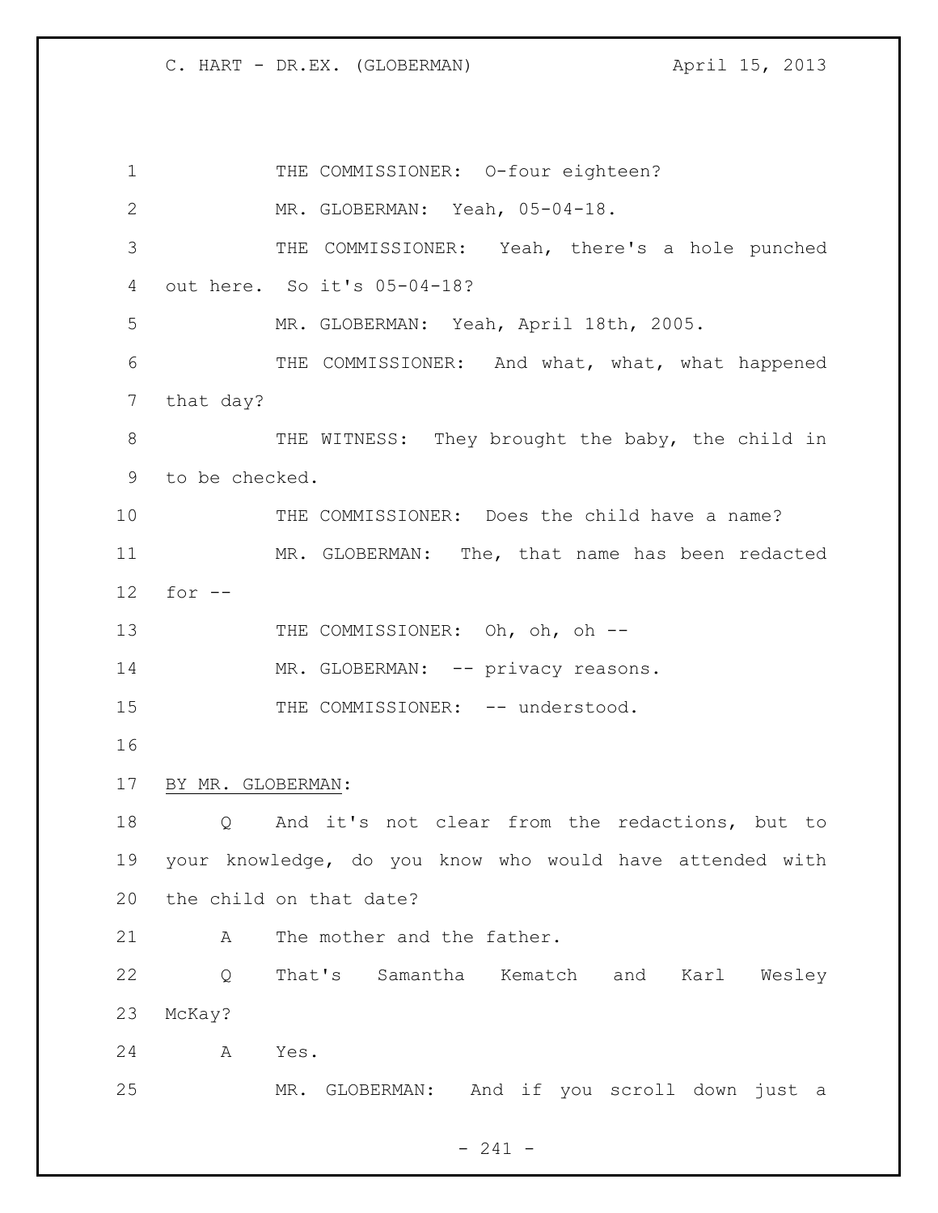THE COMMISSIONER: O-four eighteen?

MR. GLOBERMAN: Yeah, 05-04-18.

THE COMMISSIONER: Yeah, there's a hole punched out here. So it's 05-04-18?

MR. GLOBERMAN: Yeah, April 18th, 2005.

THE COMMISSIONER: And what, what, what happened that day?

THE WITNESS: They brought the baby, the child in to be checked.

THE COMMISSIONER: Does the child have a name?

MR. GLOBERMAN: The, that name has been redacted for --

THE COMMISSIONER: Oh, oh, oh --

MR. GLOBERMAN: -- privacy reasons.

THE COMMISSIONER: -- understood.

BY MR. GLOBERMAN:

Q And it's not clear from the redactions, but to your knowledge, do you know who would have attended with the child on that date?

A The mother and the father.

Q That's Samantha Kematch and Karl Wesley McKay?

A Yes.

MR. GLOBERMAN: And if you scroll down just a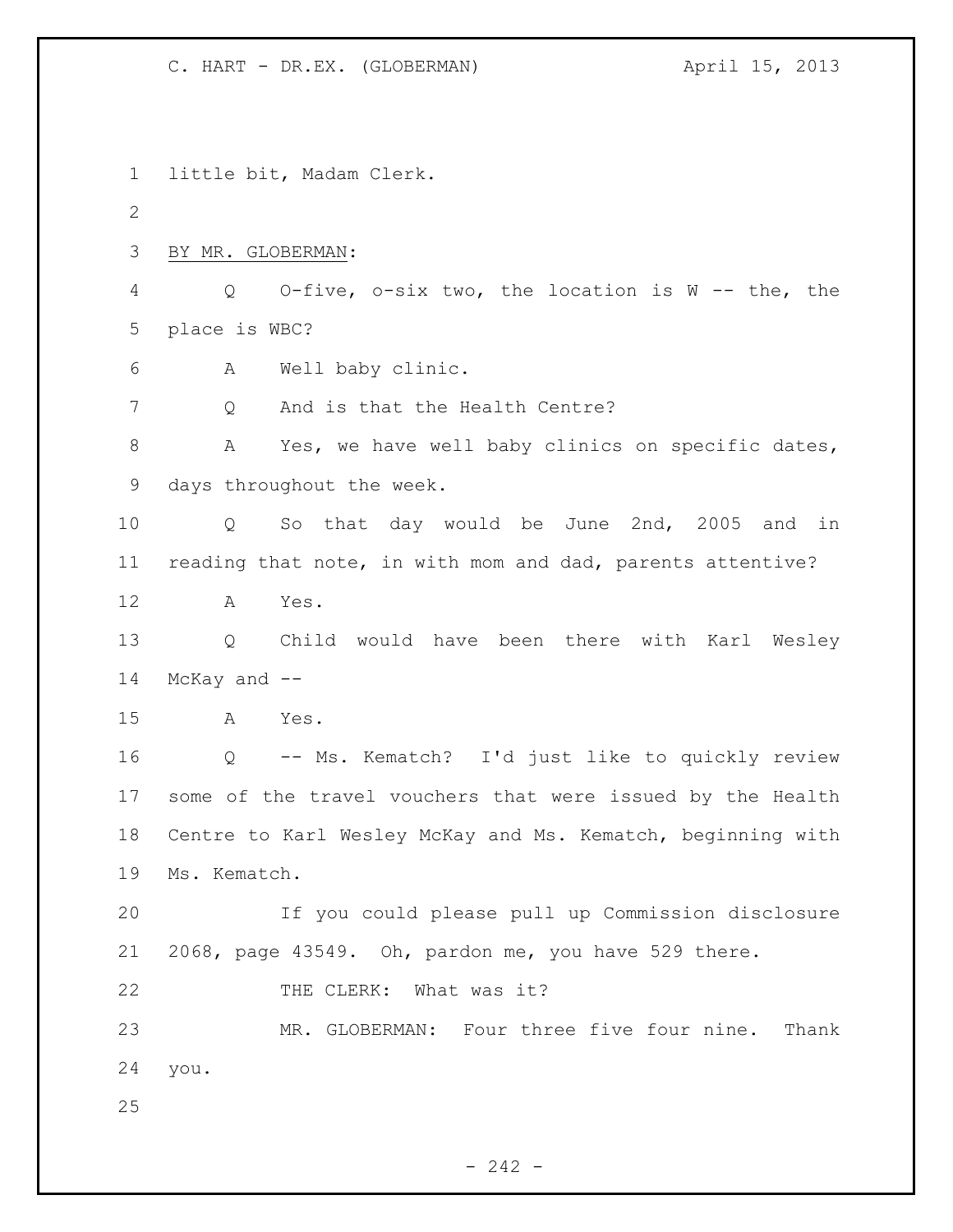little bit, Madam Clerk.

BY MR. GLOBERMAN:

Q O-five, o-six two, the location is W -- the, the place is WBC?

A Well baby clinic.

Q And is that the Health Centre?

A Yes, we have well baby clinics on specific dates, days throughout the week.

Q So that day would be June 2nd, 2005 and in reading that note, in with mom and dad, parents attentive?

A Yes.

Q Child would have been there with Karl Wesley McKay and --

A Yes.

Q -- Ms. Kematch? I'd just like to quickly review some of the travel vouchers that were issued by the Health Centre to Karl Wesley McKay and Ms. Kematch, beginning with Ms. Kematch.

If you could please pull up Commission disclosure 2068, page 43549. Oh, pardon me, you have 529 there.

THE CLERK: What was it?

MR. GLOBERMAN: Four three five four nine. Thank you.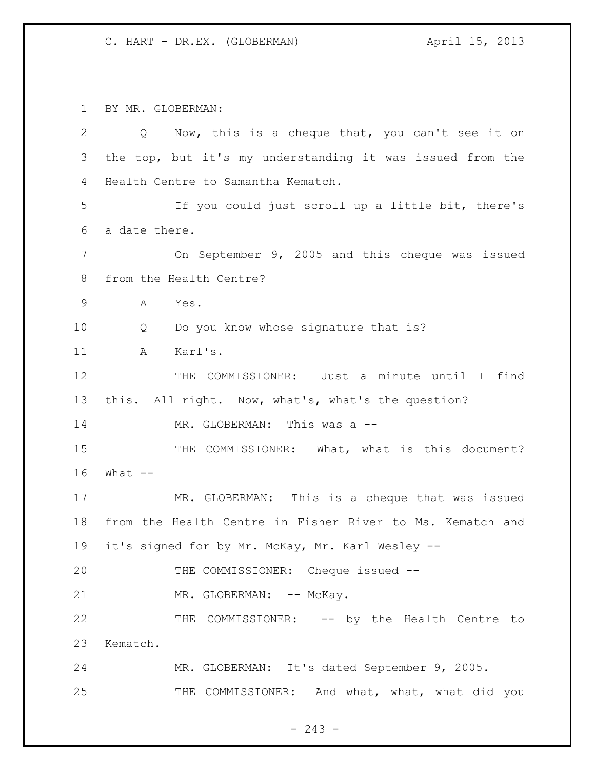BY MR. GLOBERMAN:

Q Now, this is a cheque that, you can't see it on the top, but it's my understanding it was issued from the Health Centre to Samantha Kematch.

If you could just scroll up a little bit, there's a date there.

On September 9, 2005 and this cheque was issued from the Health Centre?

A Yes.

Q Do you know whose signature that is?

A Karl's.

THE COMMISSIONER: Just a minute until I find this. All right. Now, what's, what's the question?

MR. GLOBERMAN: This was a --

THE COMMISSIONER: What, what is this document? What --

MR. GLOBERMAN: This is a cheque that was issued from the Health Centre in Fisher River to Ms. Kematch and it's signed for by Mr. McKay, Mr. Karl Wesley --

THE COMMISSIONER: Cheque issued --

MR. GLOBERMAN: -- McKay.

THE COMMISSIONER: -- by the Health Centre to Kematch.

MR. GLOBERMAN: It's dated September 9, 2005.

THE COMMISSIONER: And what, what, what did you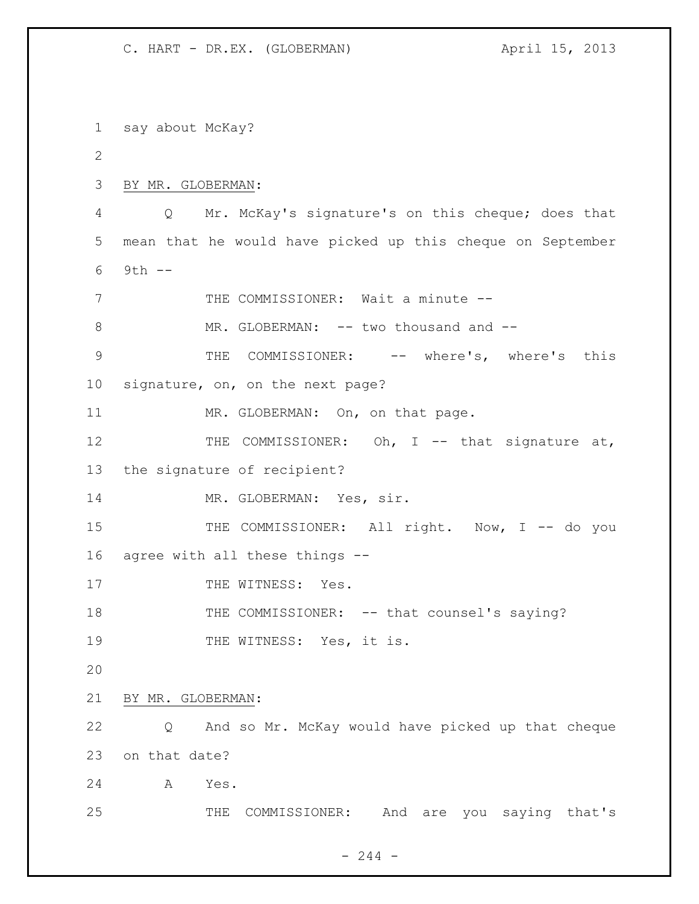say about McKay?

BY MR. GLOBERMAN:

Q Mr. McKay's signature's on this cheque; does that mean that he would have picked up this cheque on September 9th --

THE COMMISSIONER: Wait a minute --

MR. GLOBERMAN: -- two thousand and --

THE COMMISSIONER: -- where's, where's this signature, on, on the next page?

MR. GLOBERMAN: On, on that page.

THE COMMISSIONER: Oh, I -- that signature at, the signature of recipient?

MR. GLOBERMAN: Yes, sir.

THE COMMISSIONER: All right. Now, I -- do you agree with all these things --

THE WITNESS: Yes.

THE COMMISSIONER: -- that counsel's saying?

THE WITNESS: Yes, it is.

BY MR. GLOBERMAN:

Q And so Mr. McKay would have picked up that cheque on that date?

A Yes.

THE COMMISSIONER: And are you saying that's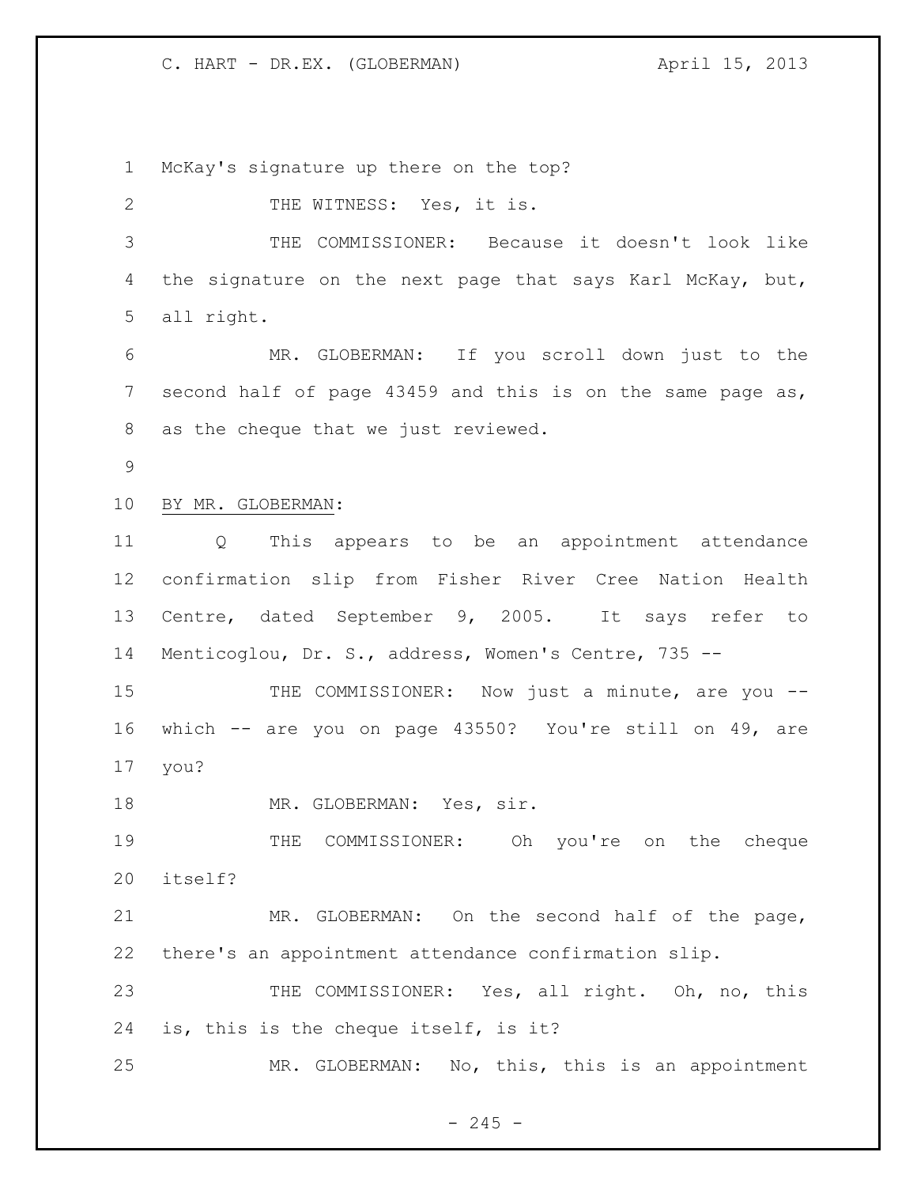McKay's signature up there on the top?

THE WITNESS: Yes, it is.

THE COMMISSIONER: Because it doesn't look like the signature on the next page that says Karl McKay, but, all right.

MR. GLOBERMAN: If you scroll down just to the second half of page 43459 and this is on the same page as, as the cheque that we just reviewed.

BY MR. GLOBERMAN:

Q This appears to be an appointment attendance confirmation slip from Fisher River Cree Nation Health Centre, dated September 9, 2005. It says refer to Menticoglou, Dr. S., address, Women's Centre, 735 --

THE COMMISSIONER: Now just a minute, are you -- which -- are you on page 43550? You're still on 49, are you?

MR. GLOBERMAN: Yes, sir.

THE COMMISSIONER: Oh you're on the cheque itself?

MR. GLOBERMAN: On the second half of the page, there's an appointment attendance confirmation slip.

THE COMMISSIONER: Yes, all right. Oh, no, this is, this is the cheque itself, is it?

MR. GLOBERMAN: No, this, this is an appointment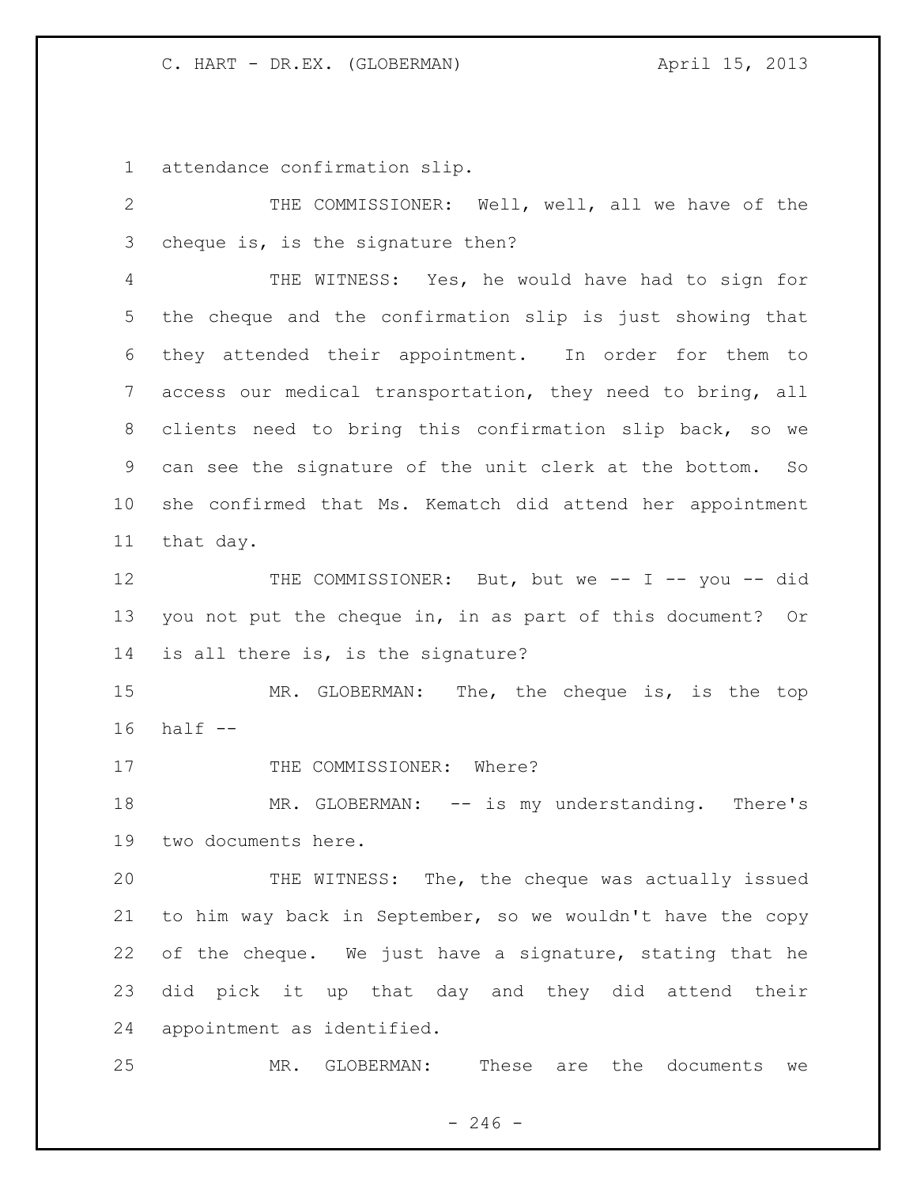attendance confirmation slip.

THE COMMISSIONER: Well, well, all we have of the cheque is, is the signature then?

THE WITNESS: Yes, he would have had to sign for the cheque and the confirmation slip is just showing that they attended their appointment. In order for them to access our medical transportation, they need to bring, all clients need to bring this confirmation slip back, so we can see the signature of the unit clerk at the bottom. So she confirmed that Ms. Kematch did attend her appointment that day.

THE COMMISSIONER: But, but we -- I -- you -- did you not put the cheque in, in as part of this document? Or is all there is, is the signature?

MR. GLOBERMAN: The, the cheque is, is the top half --

THE COMMISSIONER: Where?

MR. GLOBERMAN: -- is my understanding. There's two documents here.

THE WITNESS: The, the cheque was actually issued to him way back in September, so we wouldn't have the copy of the cheque. We just have a signature, stating that he did pick it up that day and they did attend their appointment as identified.

MR. GLOBERMAN: These are the documents we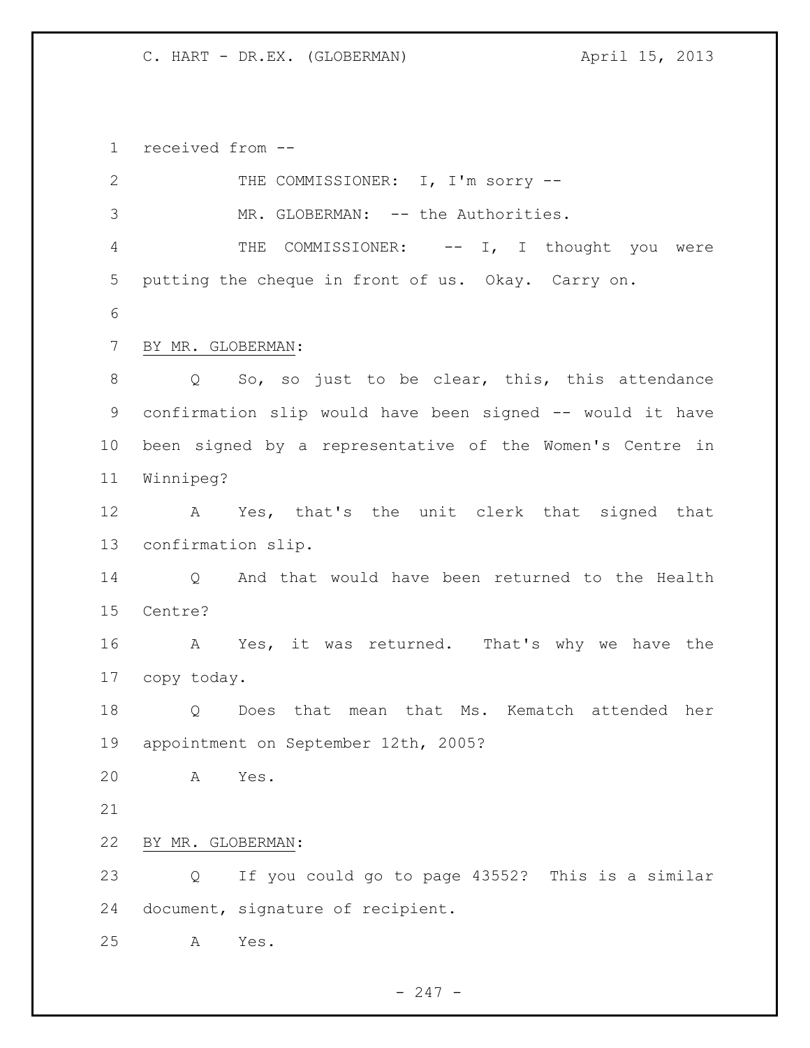received from --

THE COMMISSIONER: I, I'm sorry --

MR. GLOBERMAN: -- the Authorities.

THE COMMISSIONER: -- I, I thought you were putting the cheque in front of us. Okay. Carry on.

BY MR. GLOBERMAN:

Q So, so just to be clear, this, this attendance confirmation slip would have been signed -- would it have been signed by a representative of the Women's Centre in Winnipeg?

A Yes, that's the unit clerk that signed that confirmation slip.

Q And that would have been returned to the Health Centre?

A Yes, it was returned. That's why we have the copy today.

Q Does that mean that Ms. Kematch attended her appointment on September 12th, 2005?

A Yes.

BY MR. GLOBERMAN:

Q If you could go to page 43552? This is a similar document, signature of recipient.

A Yes.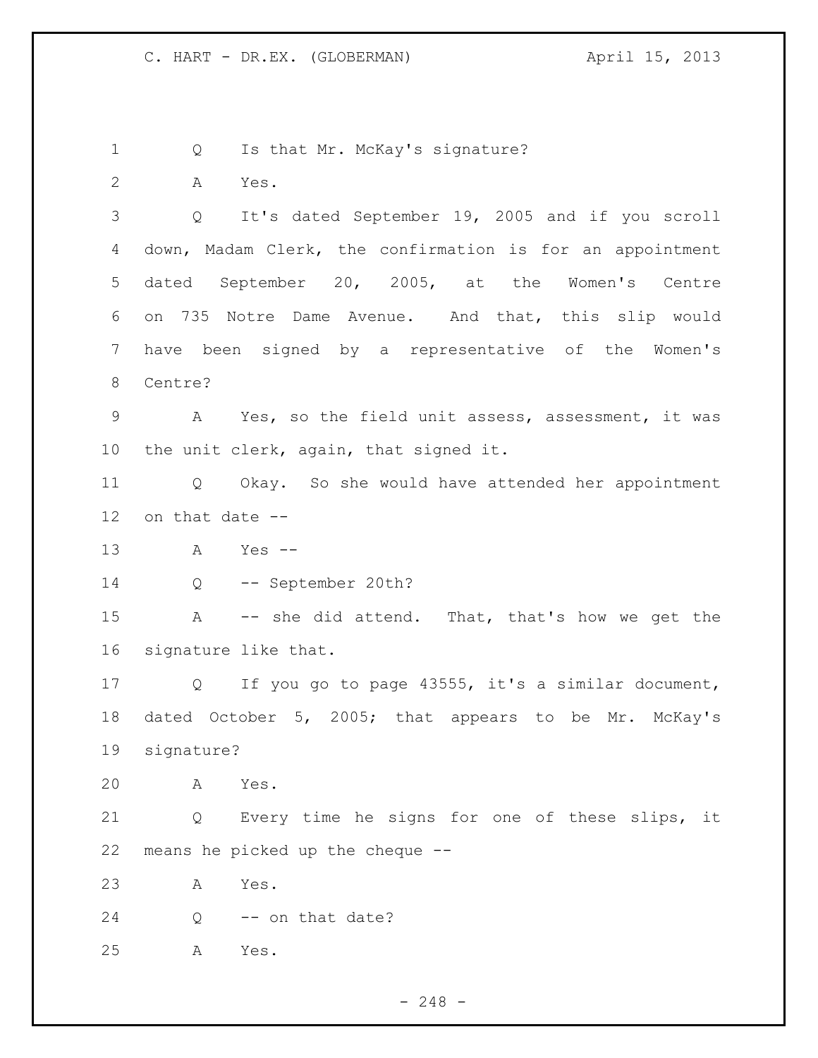Q Is that Mr. McKay's signature?

A Yes.

Q It's dated September 19, 2005 and if you scroll down, Madam Clerk, the confirmation is for an appointment dated September 20, 2005, at the Women's Centre on 735 Notre Dame Avenue. And that, this slip would have been signed by a representative of the Women's Centre?

A Yes, so the field unit assess, assessment, it was the unit clerk, again, that signed it.

Q Okay. So she would have attended her appointment on that date --

A Yes --

Q -- September 20th?

A -- she did attend. That, that's how we get the signature like that.

Q If you go to page 43555, it's a similar document, dated October 5, 2005; that appears to be Mr. McKay's signature?

A Yes.

Q Every time he signs for one of these slips, it means he picked up the cheque --

A Yes.

Q -- on that date?

A Yes.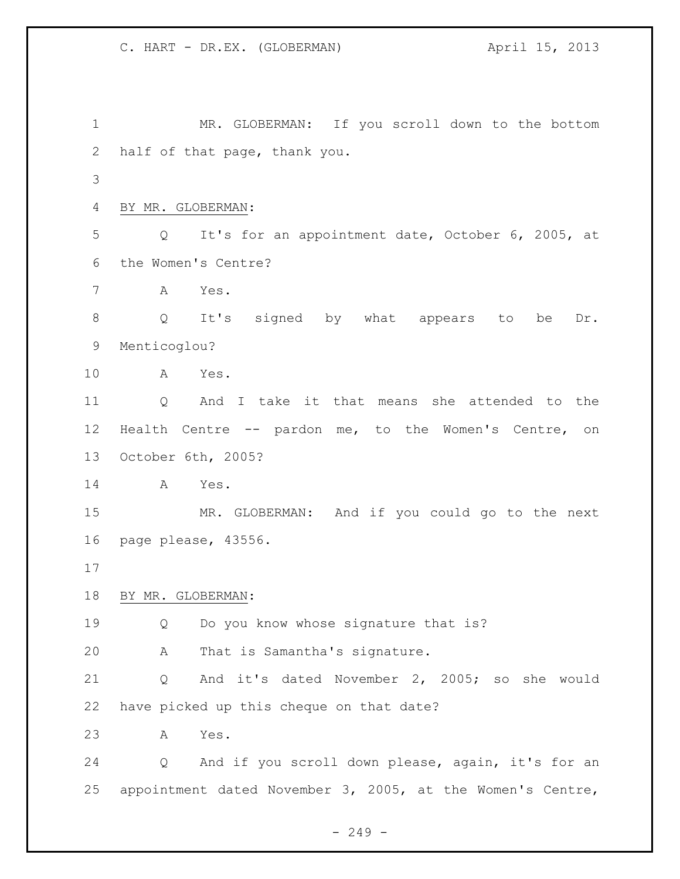MR. GLOBERMAN: If you scroll down to the bottom half of that page, thank you.

BY MR. GLOBERMAN:

Q It's for an appointment date, October 6, 2005, at the Women's Centre?

A Yes.

Q It's signed by what appears to be Dr. Menticoglou?

A Yes.

Q And I take it that means she attended to the Health Centre -- pardon me, to the Women's Centre, on October 6th, 2005?

A Yes.

MR. GLOBERMAN: And if you could go to the next page please, 43556.

BY MR. GLOBERMAN:

Q Do you know whose signature that is?

A That is Samantha's signature.

Q And it's dated November 2, 2005; so she would have picked up this cheque on that date?

A Yes.

Q And if you scroll down please, again, it's for an appointment dated November 3, 2005, at the Women's Centre,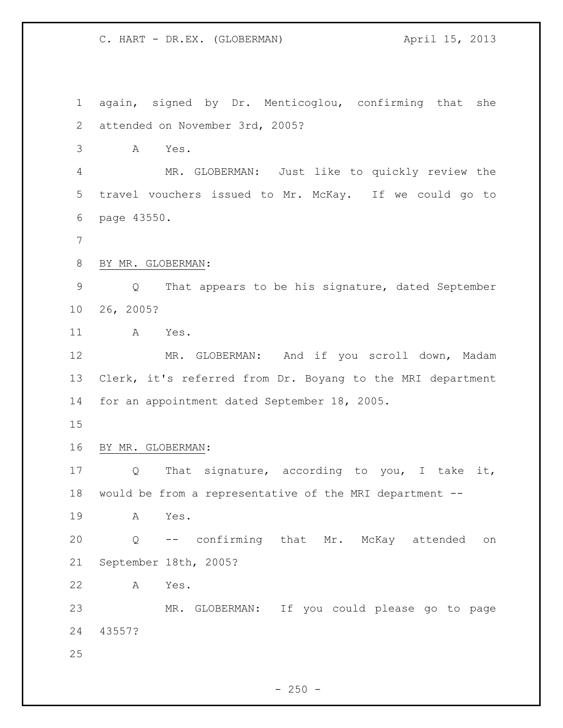again, signed by Dr. Menticoglou, confirming that she attended on November 3rd, 2005?

A Yes.

MR. GLOBERMAN: Just like to quickly review the travel vouchers issued to Mr. McKay. If we could go to page 43550.

BY MR. GLOBERMAN:

Q That appears to be his signature, dated September 26, 2005?

A Yes.

MR. GLOBERMAN: And if you scroll down, Madam Clerk, it's referred from Dr. Boyang to the MRI department for an appointment dated September 18, 2005.

BY MR. GLOBERMAN:

Q That signature, according to you, I take it, would be from a representative of the MRI department --

A Yes.

Q -- confirming that Mr. McKay attended on September 18th, 2005?

A Yes.

MR. GLOBERMAN: If you could please go to page 43557?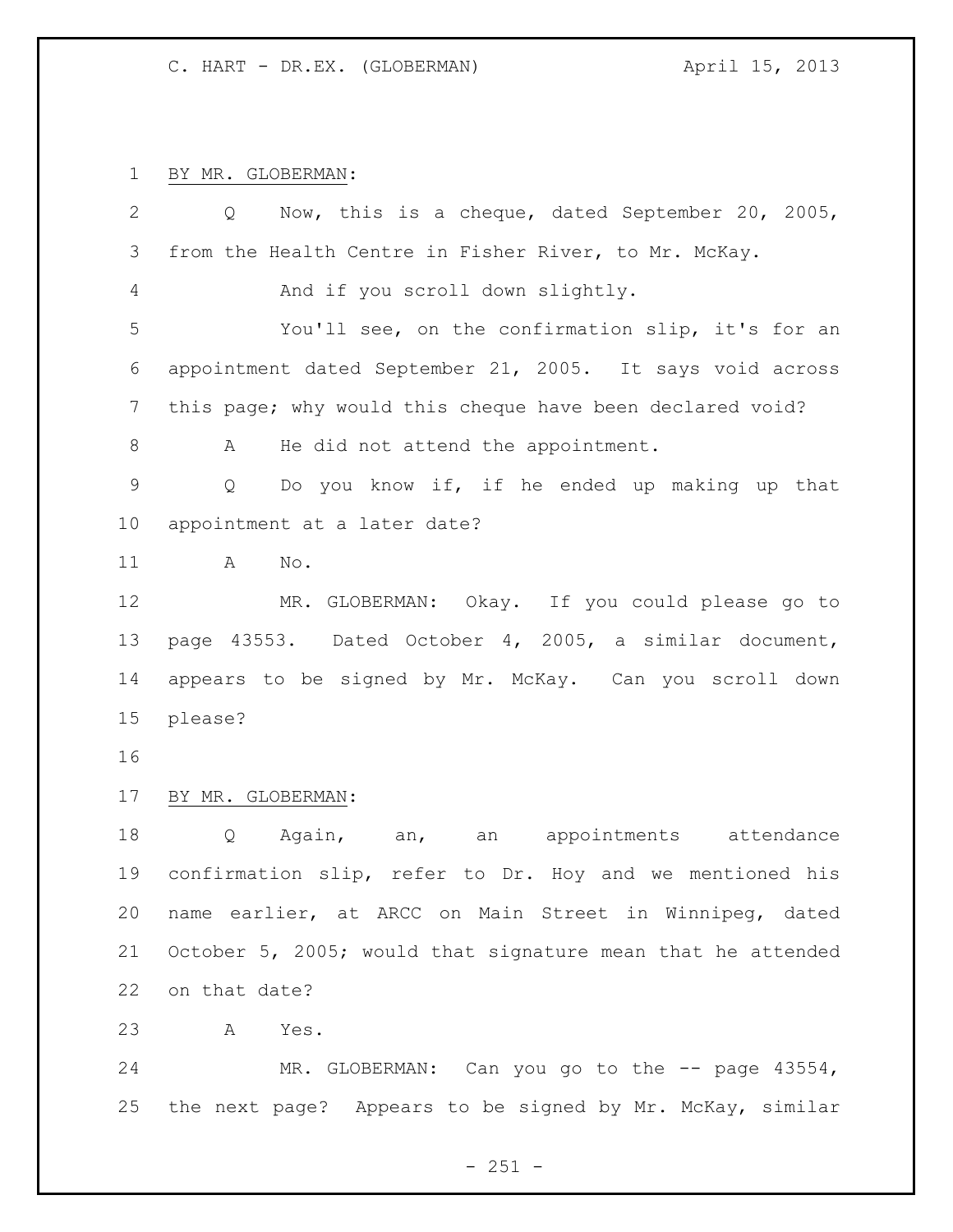BY MR. GLOBERMAN:

Q Now, this is a cheque, dated September 20, 2005, from the Health Centre in Fisher River, to Mr. McKay.

And if you scroll down slightly.

You'll see, on the confirmation slip, it's for an appointment dated September 21, 2005. It says void across this page; why would this cheque have been declared void?

A He did not attend the appointment.

Q Do you know if, if he ended up making up that appointment at a later date?

A No.

MR. GLOBERMAN: Okay. If you could please go to page 43553. Dated October 4, 2005, a similar document, appears to be signed by Mr. McKay. Can you scroll down please?

BY MR. GLOBERMAN:

Q Again, an, an appointments attendance confirmation slip, refer to Dr. Hoy and we mentioned his name earlier, at ARCC on Main Street in Winnipeg, dated October 5, 2005; would that signature mean that he attended on that date?

A Yes.

MR. GLOBERMAN: Can you go to the -- page 43554, the next page? Appears to be signed by Mr. McKay, similar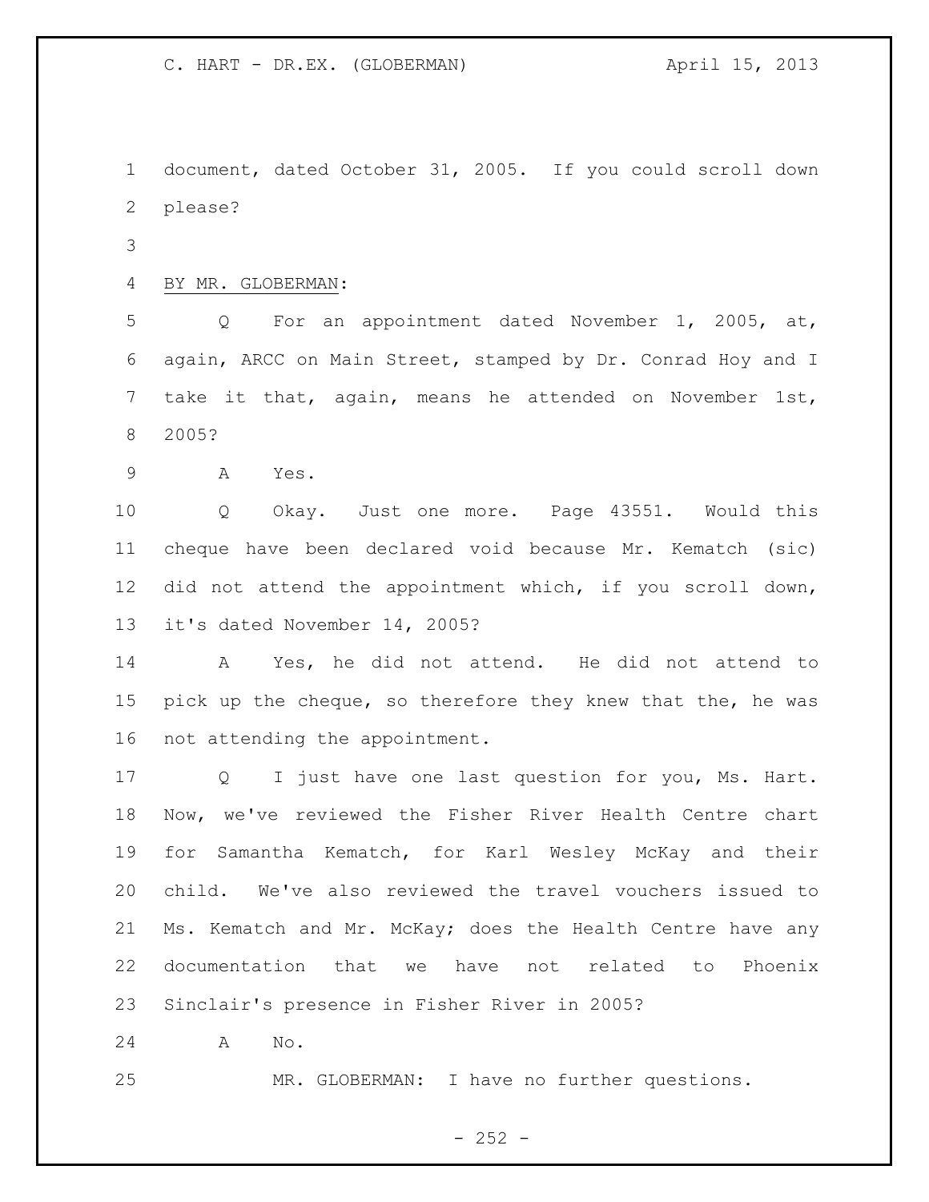document, dated October 31, 2005. If you could scroll down please?

BY MR. GLOBERMAN:

Q For an appointment dated November 1, 2005, at, again, ARCC on Main Street, stamped by Dr. Conrad Hoy and I take it that, again, means he attended on November 1st, 2005?

A Yes.

Q Okay. Just one more. Page 43551. Would this cheque have been declared void because Mr. Kematch (sic) did not attend the appointment which, if you scroll down, it's dated November 14, 2005?

A Yes, he did not attend. He did not attend to pick up the cheque, so therefore they knew that the, he was not attending the appointment.

Q I just have one last question for you, Ms. Hart. Now, we've reviewed the Fisher River Health Centre chart for Samantha Kematch, for Karl Wesley McKay and their child. We've also reviewed the travel vouchers issued to Ms. Kematch and Mr. McKay; does the Health Centre have any documentation that we have not related to Phoenix Sinclair's presence in Fisher River in 2005?

A No.

MR. GLOBERMAN: I have no further questions.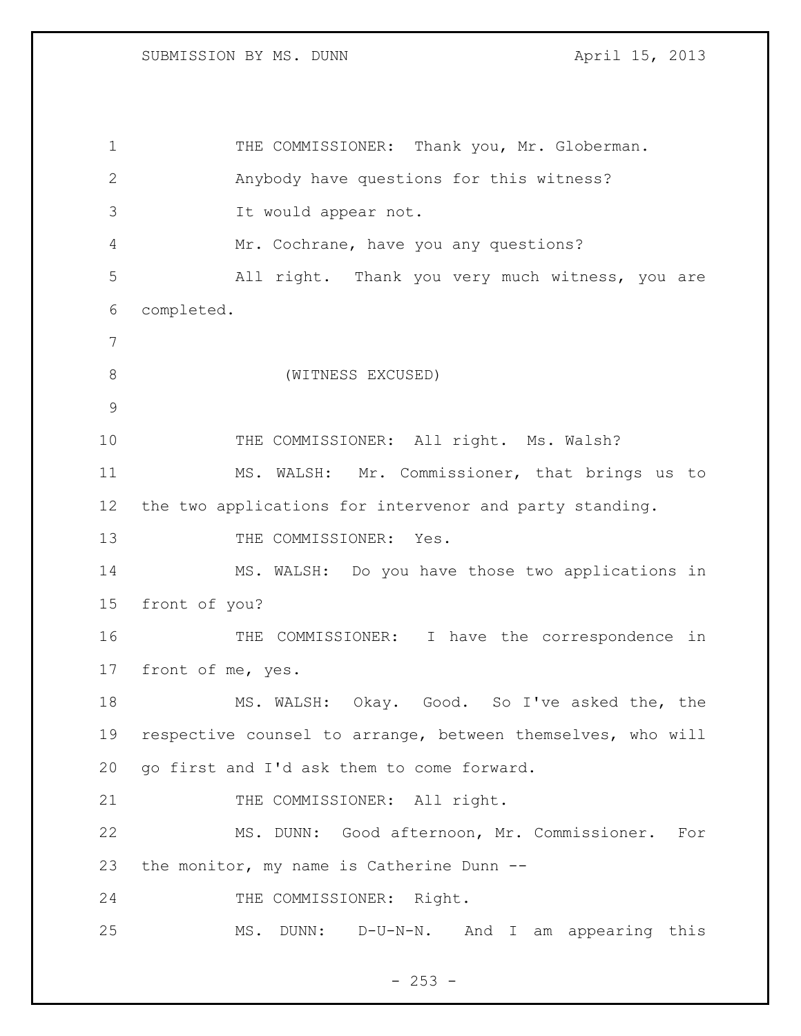THE COMMISSIONER: Thank you, Mr. Globerman.

Anybody have questions for this witness?

It would appear not.

Mr. Cochrane, have you any questions?

All right. Thank you very much witness, you are completed.

(WITNESS EXCUSED)

THE COMMISSIONER: All right. Ms. Walsh?

MS. WALSH: Mr. Commissioner, that brings us to the two applications for intervenor and party standing.

THE COMMISSIONER: Yes.

MS. WALSH: Do you have those two applications in front of you?

THE COMMISSIONER: I have the correspondence in front of me, yes.

MS. WALSH: Okay. Good. So I've asked the, the respective counsel to arrange, between themselves, who will go first and I'd ask them to come forward.

THE COMMISSIONER: All right.

MS. DUNN: Good afternoon, Mr. Commissioner. For the monitor, my name is Catherine Dunn --

THE COMMISSIONER: Right.

MS. DUNN: D-U-N-N. And I am appearing this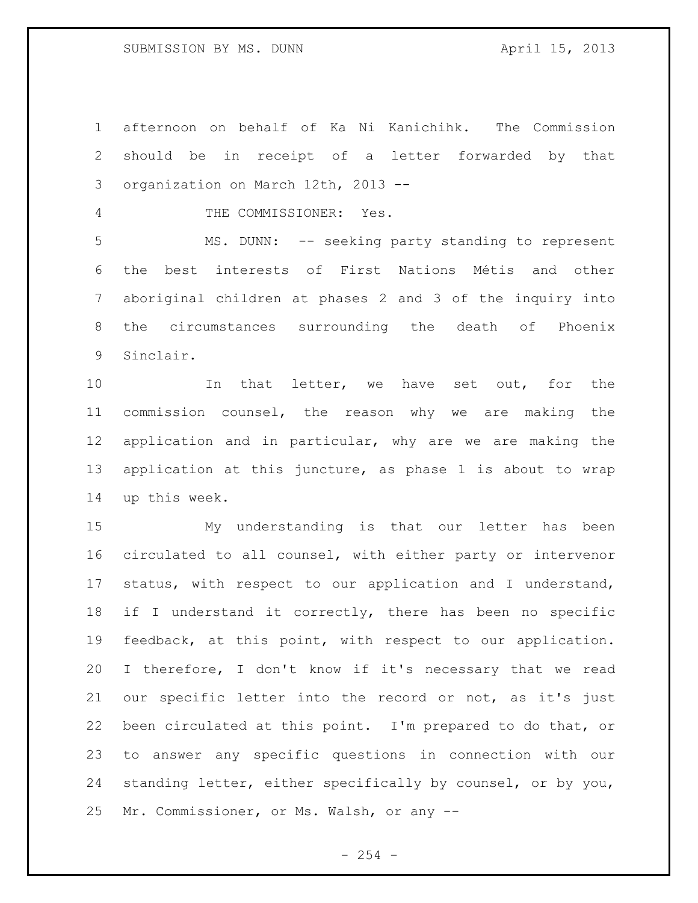afternoon on behalf of Ka Ni Kanichihk. The Commission should be in receipt of a letter forwarded by that organization on March 12th, 2013 --

THE COMMISSIONER: Yes.

MS. DUNN: -- seeking party standing to represent the best interests of First Nations Métis and other aboriginal children at phases 2 and 3 of the inquiry into the circumstances surrounding the death of Phoenix Sinclair.

In that letter, we have set out, for the commission counsel, the reason why we are making the application and in particular, why are we are making the application at this juncture, as phase 1 is about to wrap up this week.

My understanding is that our letter has been circulated to all counsel, with either party or intervenor status, with respect to our application and I understand, if I understand it correctly, there has been no specific feedback, at this point, with respect to our application. I therefore, I don't know if it's necessary that we read our specific letter into the record or not, as it's just been circulated at this point. I'm prepared to do that, or to answer any specific questions in connection with our standing letter, either specifically by counsel, or by you, Mr. Commissioner, or Ms. Walsh, or any --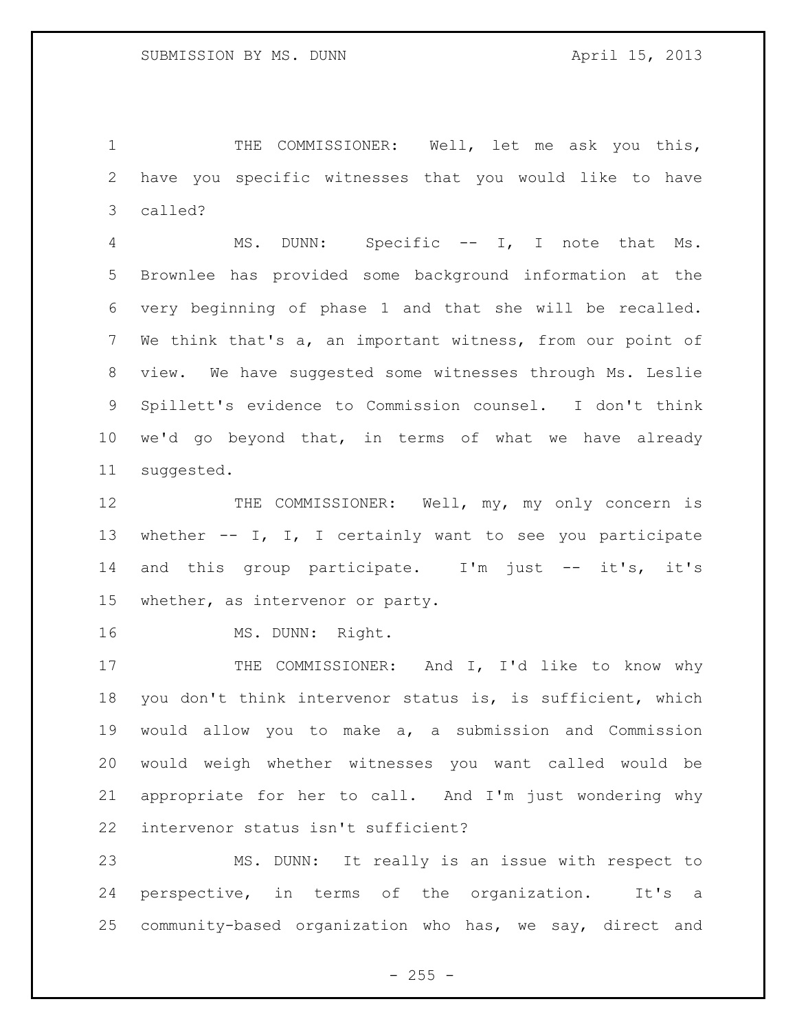THE COMMISSIONER: Well, let me ask you this, have you specific witnesses that you would like to have called?

MS. DUNN: Specific -- I, I note that Ms. Brownlee has provided some background information at the very beginning of phase 1 and that she will be recalled. We think that's a, an important witness, from our point of view. We have suggested some witnesses through Ms. Leslie Spillett's evidence to Commission counsel. I don't think we'd go beyond that, in terms of what we have already suggested.

THE COMMISSIONER: Well, my, my only concern is whether -- I, I, I certainly want to see you participate and this group participate. I'm just -- it's, it's whether, as intervenor or party.

MS. DUNN: Right.

THE COMMISSIONER: And I, I'd like to know why you don't think intervenor status is, is sufficient, which would allow you to make a, a submission and Commission would weigh whether witnesses you want called would be appropriate for her to call. And I'm just wondering why intervenor status isn't sufficient?

MS. DUNN: It really is an issue with respect to perspective, in terms of the organization. It's a community-based organization who has, we say, direct and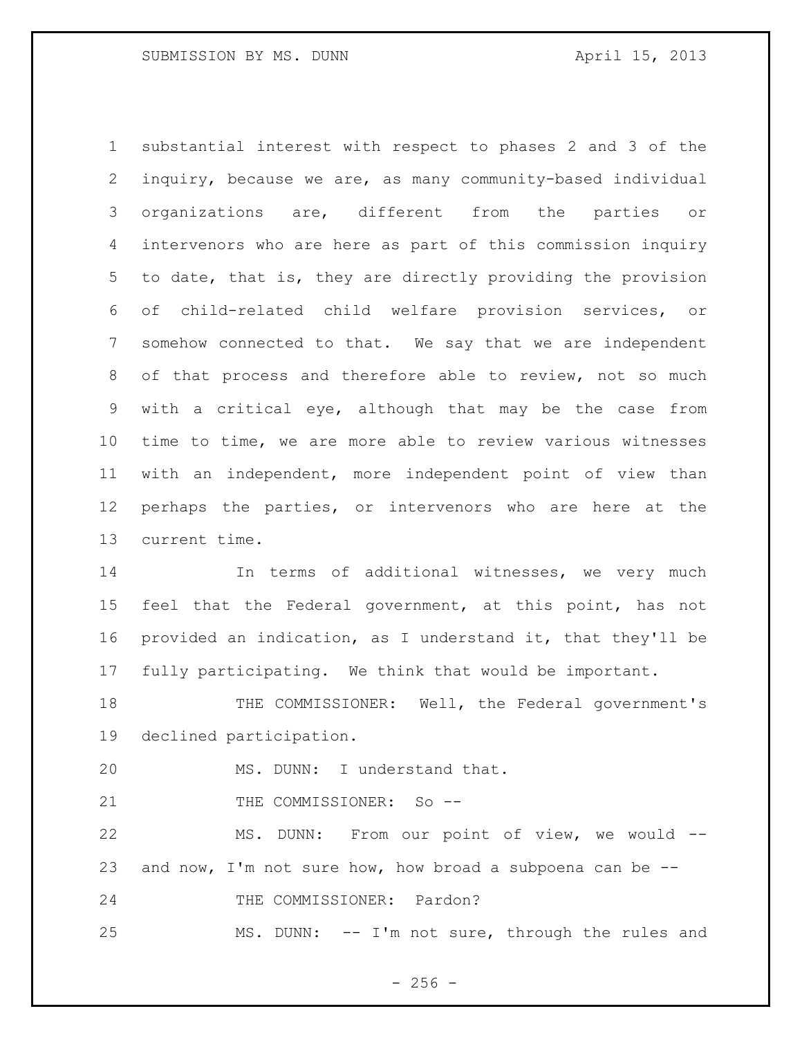substantial interest with respect to phases 2 and 3 of the inquiry, because we are, as many community-based individual organizations are, different from the parties or intervenors who are here as part of this commission inquiry to date, that is, they are directly providing the provision of child-related child welfare provision services, or somehow connected to that. We say that we are independent of that process and therefore able to review, not so much with a critical eye, although that may be the case from time to time, we are more able to review various witnesses with an independent, more independent point of view than perhaps the parties, or intervenors who are here at the current time.

In terms of additional witnesses, we very much feel that the Federal government, at this point, has not provided an indication, as I understand it, that they'll be fully participating. We think that would be important.

THE COMMISSIONER: Well, the Federal government's declined participation.

MS. DUNN: I understand that.

THE COMMISSIONER: So --

MS. DUNN: From our point of view, we would -- and now, I'm not sure how, how broad a subpoena can be --

THE COMMISSIONER: Pardon?

MS. DUNN: -- I'm not sure, through the rules and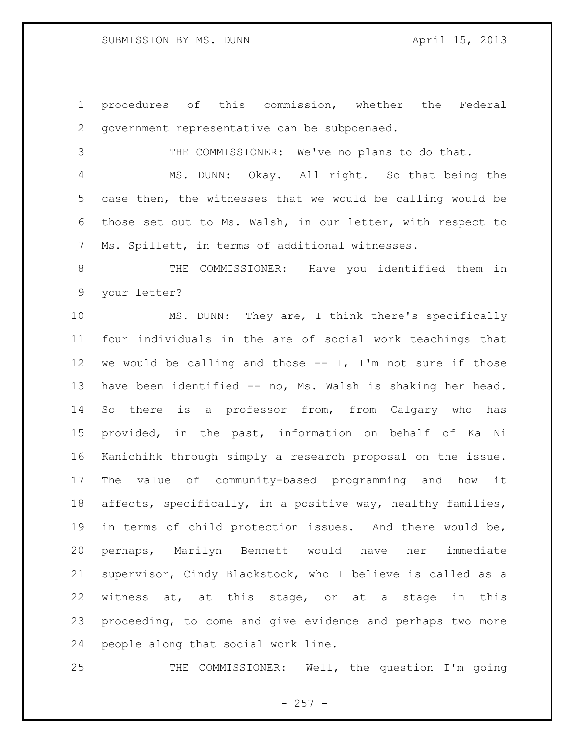procedures of this commission, whether the Federal government representative can be subpoenaed.

THE COMMISSIONER: We've no plans to do that.

MS. DUNN: Okay. All right. So that being the case then, the witnesses that we would be calling would be those set out to Ms. Walsh, in our letter, with respect to Ms. Spillett, in terms of additional witnesses.

THE COMMISSIONER: Have you identified them in your letter?

MS. DUNN: They are, I think there's specifically four individuals in the are of social work teachings that we would be calling and those -- I, I'm not sure if those have been identified -- no, Ms. Walsh is shaking her head. So there is a professor from, from Calgary who has provided, in the past, information on behalf of Ka Ni Kanichihk through simply a research proposal on the issue. The value of community-based programming and how it affects, specifically, in a positive way, healthy families, in terms of child protection issues. And there would be, perhaps, Marilyn Bennett would have her immediate supervisor, Cindy Blackstock, who I believe is called as a witness at, at this stage, or at a stage in this proceeding, to come and give evidence and perhaps two more people along that social work line.

THE COMMISSIONER: Well, the question I'm going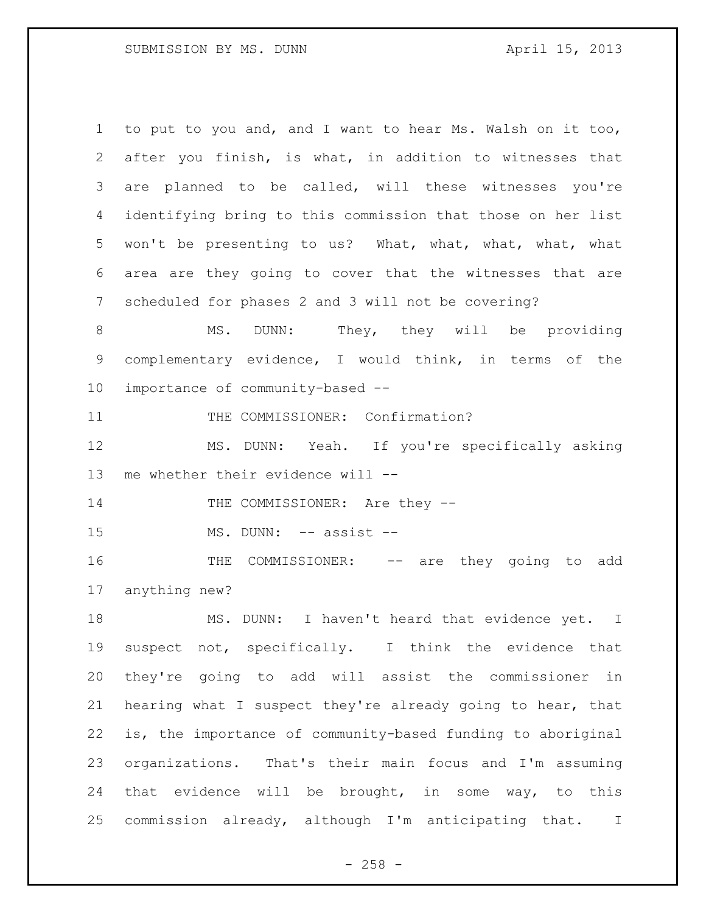to put to you and, and I want to hear Ms. Walsh on it too, after you finish, is what, in addition to witnesses that are planned to be called, will these witnesses you're identifying bring to this commission that those on her list won't be presenting to us? What, what, what, what, what area are they going to cover that the witnesses that are scheduled for phases 2 and 3 will not be covering?

MS. DUNN: They, they will be providing complementary evidence, I would think, in terms of the importance of community-based --

THE COMMISSIONER: Confirmation?

MS. DUNN: Yeah. If you're specifically asking me whether their evidence will --

THE COMMISSIONER: Are they --

MS. DUNN: -- assist --

THE COMMISSIONER: -- are they going to add anything new?

MS. DUNN: I haven't heard that evidence yet. I suspect not, specifically. I think the evidence that they're going to add will assist the commissioner in hearing what I suspect they're already going to hear, that is, the importance of community-based funding to aboriginal organizations. That's their main focus and I'm assuming that evidence will be brought, in some way, to this commission already, although I'm anticipating that. I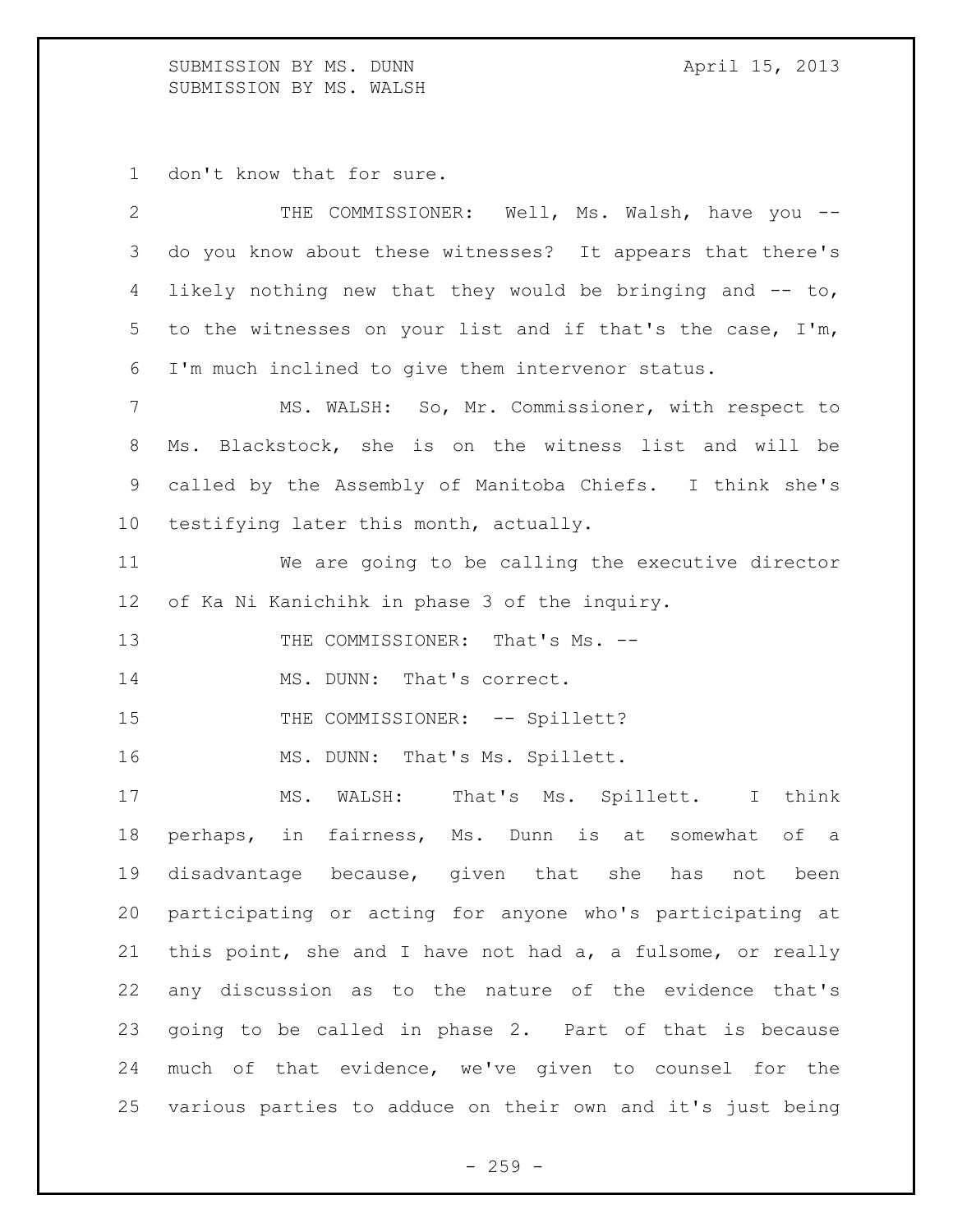don't know that for sure.

THE COMMISSIONER: Well, Ms. Walsh, have you -- do you know about these witnesses? It appears that there's likely nothing new that they would be bringing and -- to, to the witnesses on your list and if that's the case, I'm, I'm much inclined to give them intervenor status.

MS. WALSH: So, Mr. Commissioner, with respect to Ms. Blackstock, she is on the witness list and will be called by the Assembly of Manitoba Chiefs. I think she's testifying later this month, actually.

We are going to be calling the executive director of Ka Ni Kanichihk in phase 3 of the inquiry.

THE COMMISSIONER: That's Ms. --

MS. DUNN: That's correct.

THE COMMISSIONER: -- Spillett?

MS. DUNN: That's Ms. Spillett.

MS. WALSH: That's Ms. Spillett. I think perhaps, in fairness, Ms. Dunn is at somewhat of a disadvantage because, given that she has not been participating or acting for anyone who's participating at this point, she and I have not had a, a fulsome, or really any discussion as to the nature of the evidence that's going to be called in phase 2. Part of that is because much of that evidence, we've given to counsel for the various parties to adduce on their own and it's just being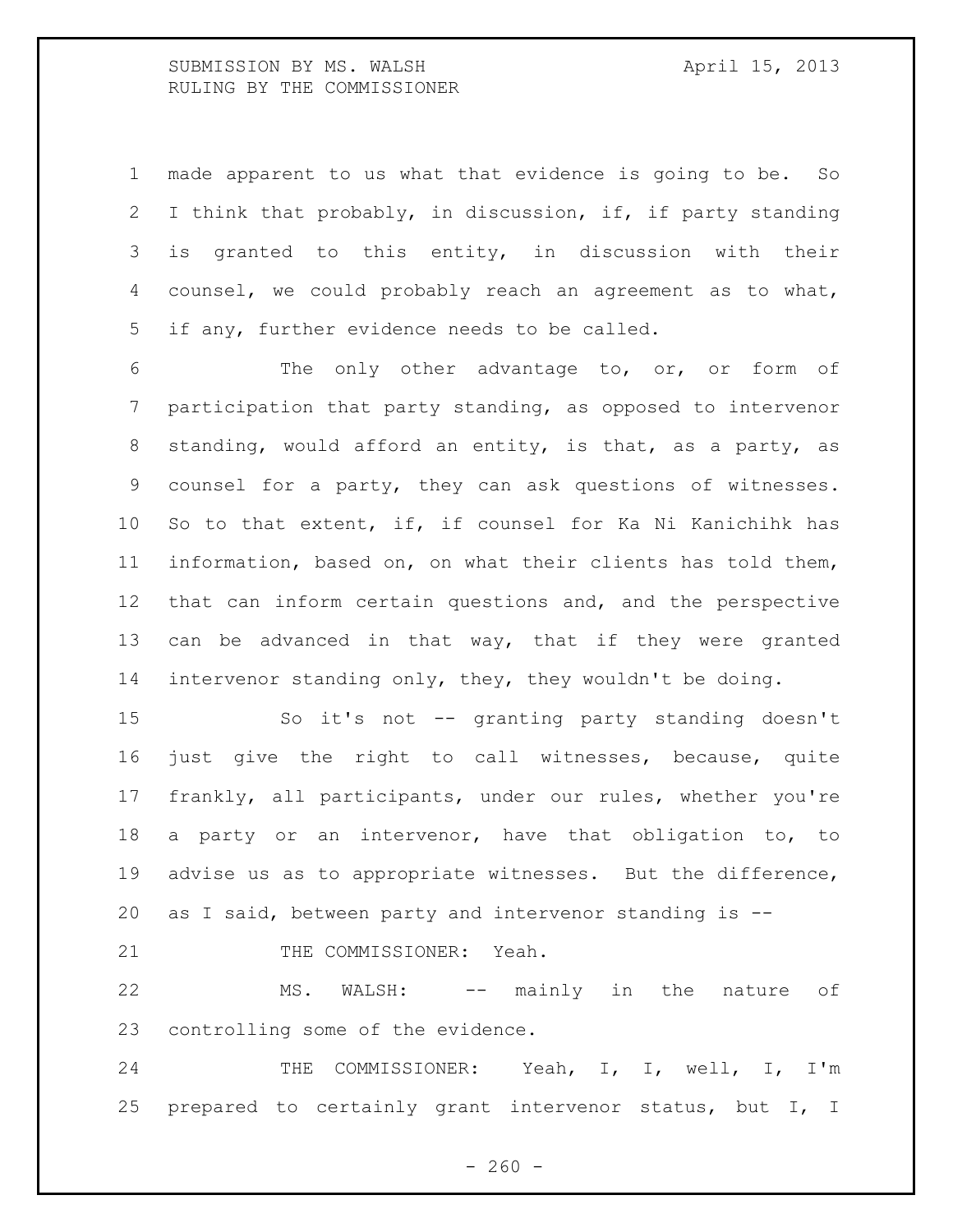made apparent to us what that evidence is going to be. So I think that probably, in discussion, if, if party standing is granted to this entity, in discussion with their counsel, we could probably reach an agreement as to what, if any, further evidence needs to be called.

The only other advantage to, or, or form of participation that party standing, as opposed to intervenor standing, would afford an entity, is that, as a party, as counsel for a party, they can ask questions of witnesses. So to that extent, if, if counsel for Ka Ni Kanichihk has information, based on, on what their clients has told them, that can inform certain questions and, and the perspective can be advanced in that way, that if they were granted intervenor standing only, they, they wouldn't be doing.

So it's not -- granting party standing doesn't just give the right to call witnesses, because, quite frankly, all participants, under our rules, whether you're a party or an intervenor, have that obligation to, to advise us as to appropriate witnesses. But the difference, as I said, between party and intervenor standing is --

THE COMMISSIONER: Yeah.

MS. WALSH: -- mainly in the nature of controlling some of the evidence.

THE COMMISSIONER: Yeah, I, I, well, I, I'm prepared to certainly grant intervenor status, but I, I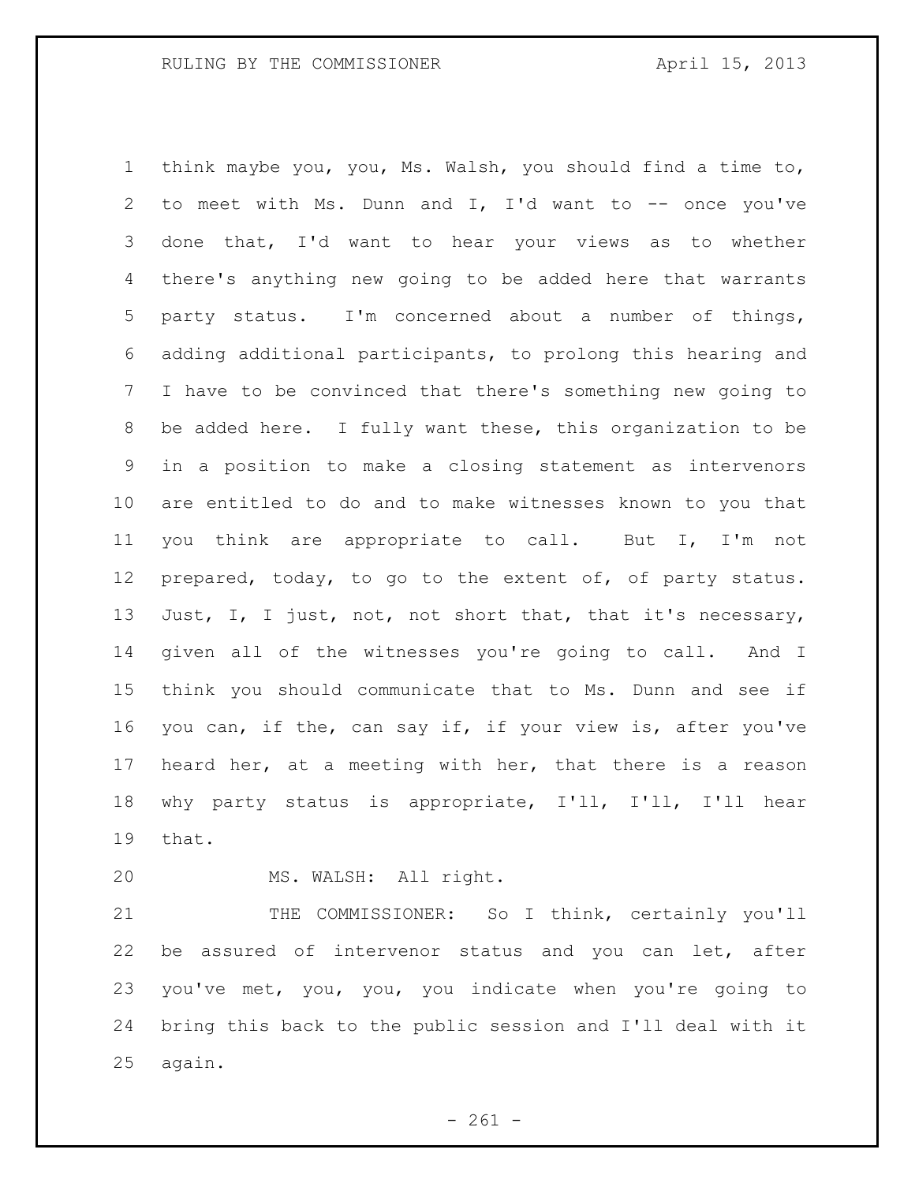think maybe you, you, Ms. Walsh, you should find a time to, to meet with Ms. Dunn and I, I'd want to -- once you've done that, I'd want to hear your views as to whether there's anything new going to be added here that warrants party status. I'm concerned about a number of things, adding additional participants, to prolong this hearing and I have to be convinced that there's something new going to be added here. I fully want these, this organization to be in a position to make a closing statement as intervenors are entitled to do and to make witnesses known to you that you think are appropriate to call. But I, I'm not prepared, today, to go to the extent of, of party status. Just, I, I just, not, not short that, that it's necessary, given all of the witnesses you're going to call. And I think you should communicate that to Ms. Dunn and see if you can, if the, can say if, if your view is, after you've heard her, at a meeting with her, that there is a reason why party status is appropriate, I'll, I'll, I'll hear that.

MS. WALSH: All right.

THE COMMISSIONER: So I think, certainly you'll be assured of intervenor status and you can let, after you've met, you, you, you indicate when you're going to bring this back to the public session and I'll deal with it again.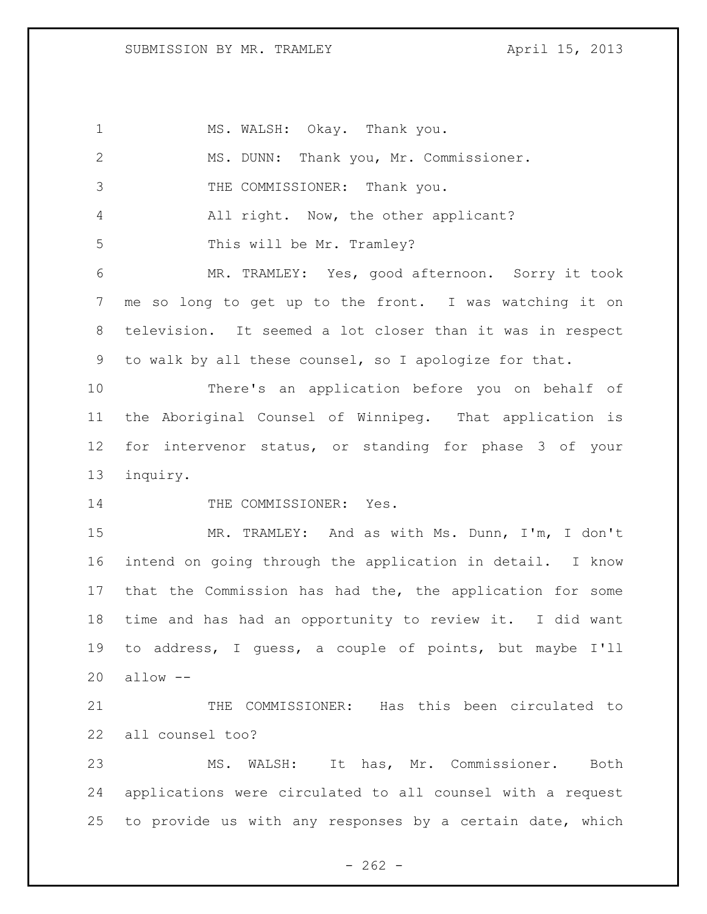MS. WALSH: Okay. Thank you.

MS. DUNN: Thank you, Mr. Commissioner.

THE COMMISSIONER: Thank you.

All right. Now, the other applicant?

This will be Mr. Tramley?

MR. TRAMLEY: Yes, good afternoon. Sorry it took me so long to get up to the front. I was watching it on television. It seemed a lot closer than it was in respect to walk by all these counsel, so I apologize for that.

There's an application before you on behalf of the Aboriginal Counsel of Winnipeg. That application is for intervenor status, or standing for phase 3 of your inquiry.

THE COMMISSIONER: Yes.

MR. TRAMLEY: And as with Ms. Dunn, I'm, I don't intend on going through the application in detail. I know that the Commission has had the, the application for some time and has had an opportunity to review it. I did want to address, I guess, a couple of points, but maybe I'll allow --

THE COMMISSIONER: Has this been circulated to all counsel too?

MS. WALSH: It has, Mr. Commissioner. Both applications were circulated to all counsel with a request to provide us with any responses by a certain date, which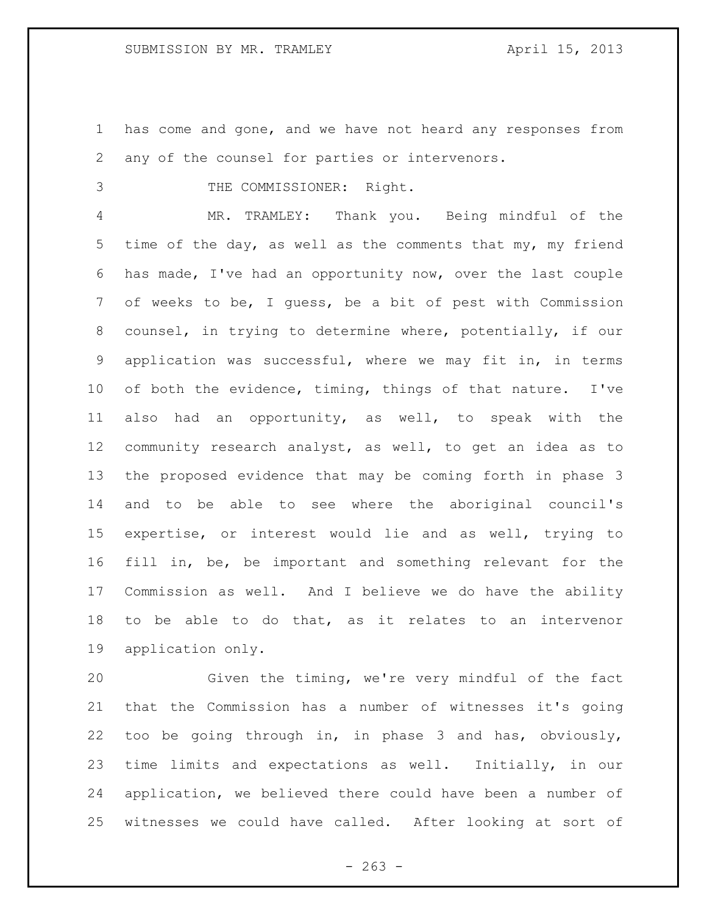has come and gone, and we have not heard any responses from any of the counsel for parties or intervenors.

THE COMMISSIONER: Right.

MR. TRAMLEY: Thank you. Being mindful of the time of the day, as well as the comments that my, my friend has made, I've had an opportunity now, over the last couple of weeks to be, I guess, be a bit of pest with Commission counsel, in trying to determine where, potentially, if our application was successful, where we may fit in, in terms of both the evidence, timing, things of that nature. I've also had an opportunity, as well, to speak with the community research analyst, as well, to get an idea as to the proposed evidence that may be coming forth in phase 3 and to be able to see where the aboriginal council's expertise, or interest would lie and as well, trying to fill in, be, be important and something relevant for the Commission as well. And I believe we do have the ability to be able to do that, as it relates to an intervenor application only.

Given the timing, we're very mindful of the fact that the Commission has a number of witnesses it's going too be going through in, in phase 3 and has, obviously, time limits and expectations as well. Initially, in our application, we believed there could have been a number of witnesses we could have called. After looking at sort of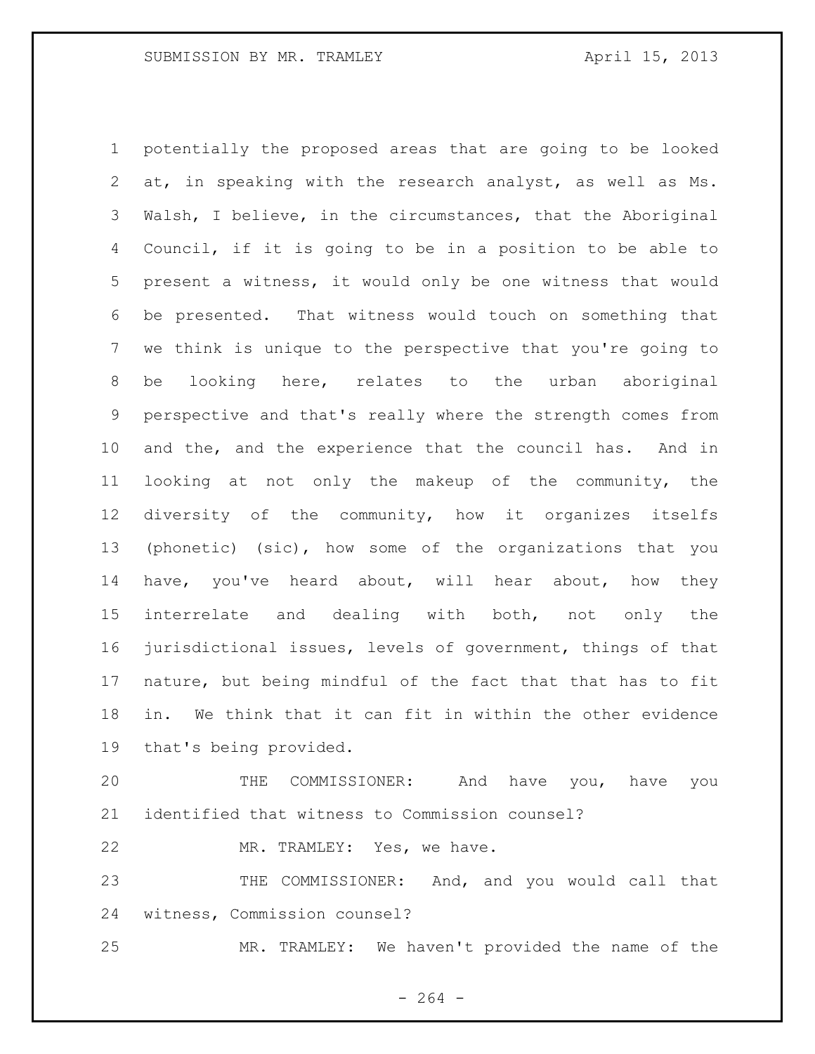potentially the proposed areas that are going to be looked at, in speaking with the research analyst, as well as Ms. Walsh, I believe, in the circumstances, that the Aboriginal Council, if it is going to be in a position to be able to present a witness, it would only be one witness that would be presented. That witness would touch on something that we think is unique to the perspective that you're going to be looking here, relates to the urban aboriginal perspective and that's really where the strength comes from and the, and the experience that the council has. And in looking at not only the makeup of the community, the diversity of the community, how it organizes itselfs (phonetic) (sic), how some of the organizations that you have, you've heard about, will hear about, how they interrelate and dealing with both, not only the jurisdictional issues, levels of government, things of that nature, but being mindful of the fact that that has to fit in. We think that it can fit in within the other evidence that's being provided.

THE COMMISSIONER: And have you, have you identified that witness to Commission counsel?

MR. TRAMLEY: Yes, we have.

THE COMMISSIONER: And, and you would call that witness, Commission counsel?

MR. TRAMLEY: We haven't provided the name of the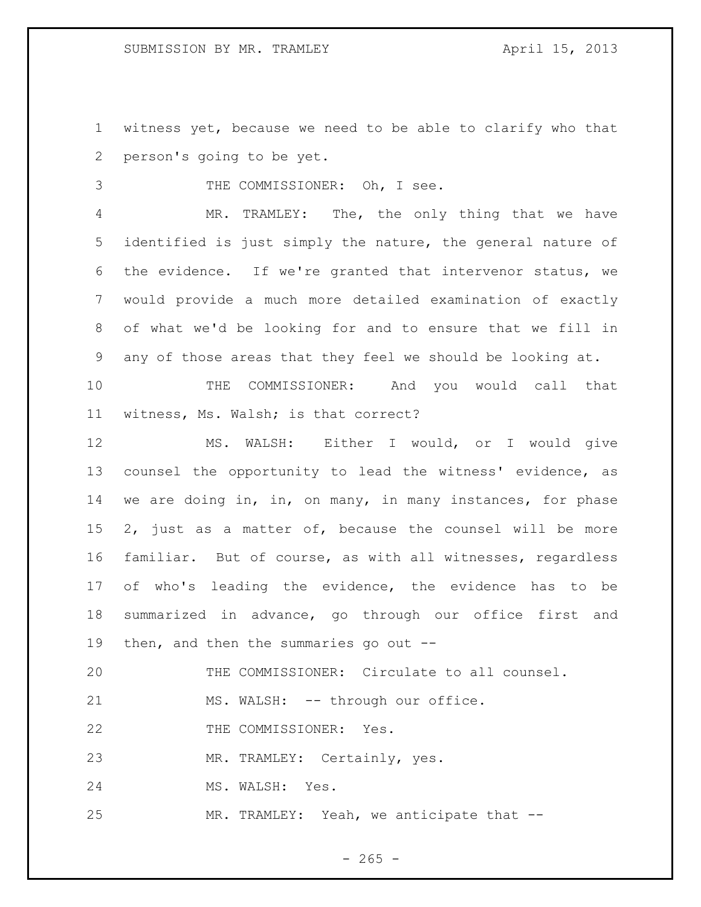witness yet, because we need to be able to clarify who that person's going to be yet.

THE COMMISSIONER: Oh, I see.

MR. TRAMLEY: The, the only thing that we have identified is just simply the nature, the general nature of the evidence. If we're granted that intervenor status, we would provide a much more detailed examination of exactly of what we'd be looking for and to ensure that we fill in any of those areas that they feel we should be looking at.

THE COMMISSIONER: And you would call that witness, Ms. Walsh; is that correct?

MS. WALSH: Either I would, or I would give counsel the opportunity to lead the witness' evidence, as we are doing in, in, on many, in many instances, for phase 2, just as a matter of, because the counsel will be more familiar. But of course, as with all witnesses, regardless of who's leading the evidence, the evidence has to be summarized in advance, go through our office first and then, and then the summaries go out --

THE COMMISSIONER: Circulate to all counsel.

MS. WALSH: -- through our office.

THE COMMISSIONER: Yes.

MR. TRAMLEY: Certainly, yes.

MS. WALSH: Yes.

MR. TRAMLEY: Yeah, we anticipate that --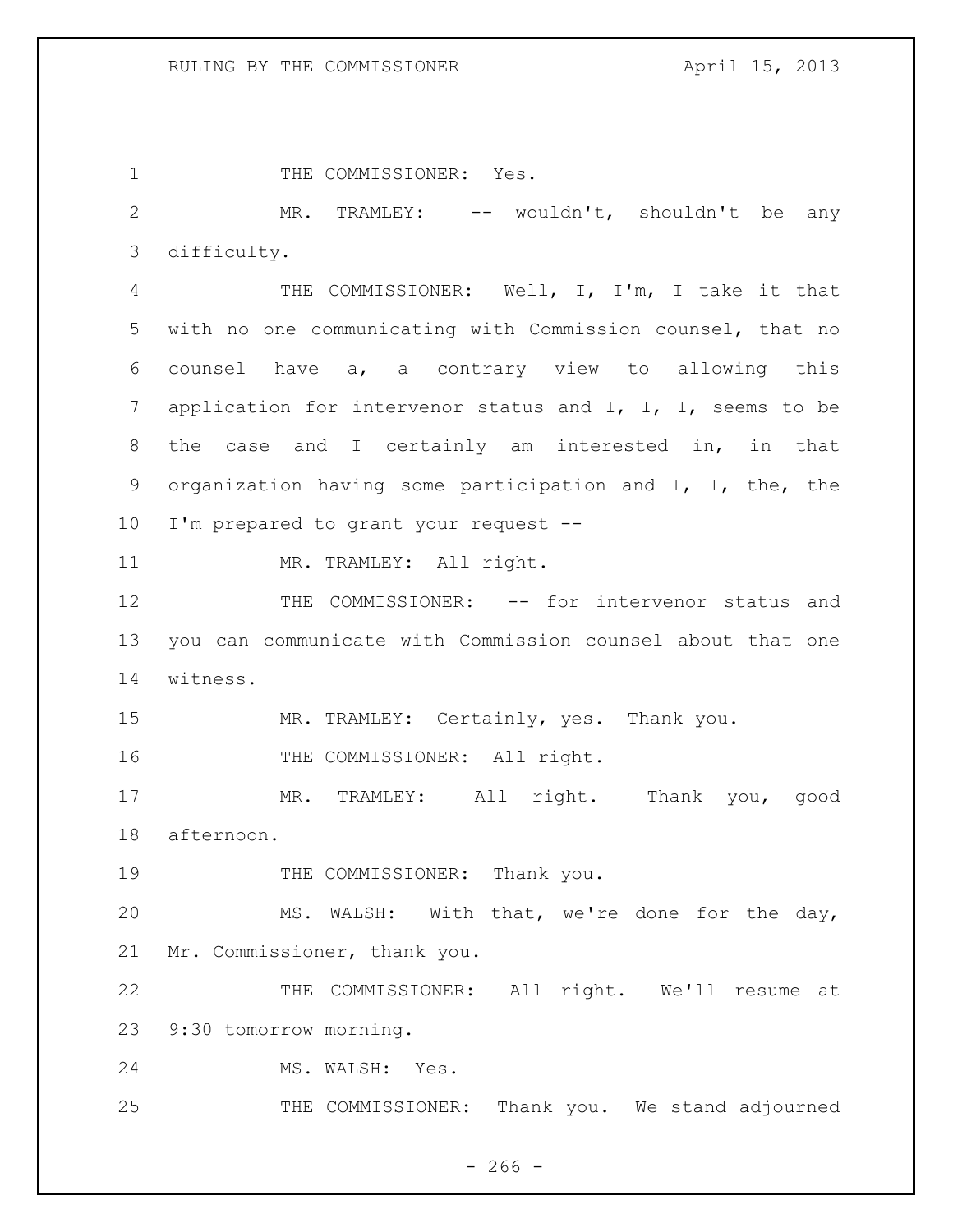THE COMMISSIONER: Yes.

MR. TRAMLEY: -- wouldn't, shouldn't be any difficulty.

THE COMMISSIONER: Well, I, I'm, I take it that with no one communicating with Commission counsel, that no counsel have a, a contrary view to allowing this application for intervenor status and I, I, I, seems to be the case and I certainly am interested in, in that organization having some participation and I, I, the, the I'm prepared to grant your request --

MR. TRAMLEY: All right.

THE COMMISSIONER: -- for intervenor status and you can communicate with Commission counsel about that one witness.

MR. TRAMLEY: Certainly, yes. Thank you.

THE COMMISSIONER: All right.

MR. TRAMLEY: All right. Thank you, good afternoon.

THE COMMISSIONER: Thank you.

MS. WALSH: With that, we're done for the day, Mr. Commissioner, thank you.

THE COMMISSIONER: All right. We'll resume at 9:30 tomorrow morning.

MS. WALSH: Yes.

THE COMMISSIONER: Thank you. We stand adjourned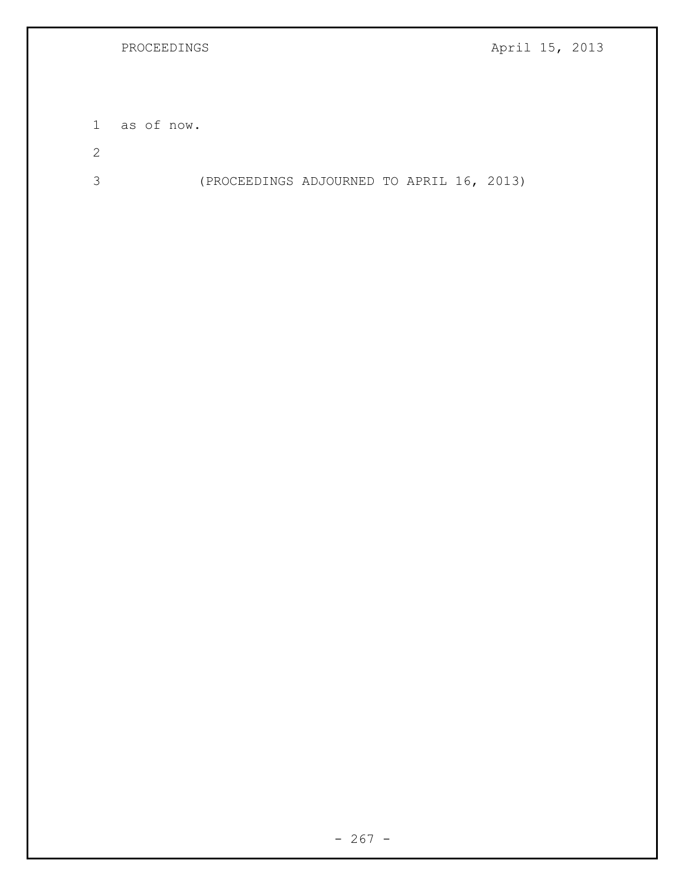as of now.

(PROCEEDINGS ADJOURNED TO APRIL 16, 2013)